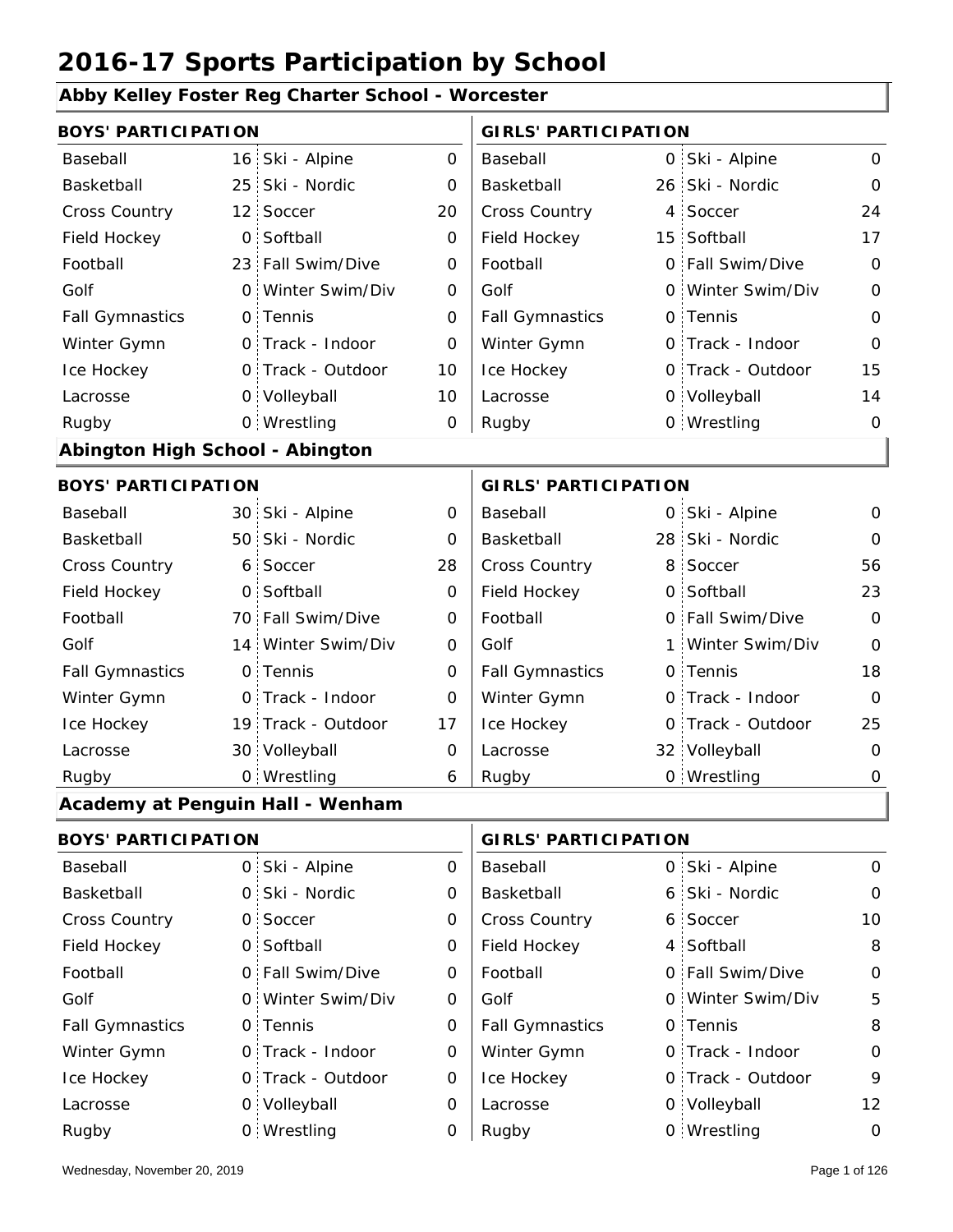# 2016-17 Sports Participation by School

## Abby Kelley Foster Reg Charter School - Worcester

| BOYS' PARTICIPATION | | | | GIRLS' PARTICIPATION | | | |
|---|---|---|---|---|---|---|---|
| Baseball | 16 | Ski - Alpine | 0 | Baseball | 0 | Ski - Alpine | 0 |
| Basketball | 25 | Ski - Nordic | 0 | Basketball | 26 | Ski - Nordic | 0 |
| Cross Country | 12 | Soccer | 20 | Cross Country | 4 | Soccer | 24 |
| Field Hockey | 0 | Softball | 0 | Field Hockey | 15 | Softball | 17 |
| Football | 23 | Fall Swim/Dive | 0 | Football | 0 | Fall Swim/Dive | 0 |
| Golf | 0 | Winter Swim/Div | 0 | Golf | 0 | Winter Swim/Div | 0 |
| Fall Gymnastics | 0 | Tennis | 0 | Fall Gymnastics | 0 | Tennis | 0 |
| Winter Gymn | 0 | Track - Indoor | 0 | Winter Gymn | 0 | Track - Indoor | 0 |
| Ice Hockey | 0 | Track - Outdoor | 10 | Ice Hockey | 0 | Track - Outdoor | 15 |
| Lacrosse | 0 | Volleyball | 10 | Lacrosse | 0 | Volleyball | 14 |
| Rugby | 0 | Wrestling | 0 | Rugby | 0 | Wrestling | 0 |

## Abington High School - Abington

| BOYS' PARTICIPATION | | | | GIRLS' PARTICIPATION | | | |
|---|---|---|---|---|---|---|---|
| Baseball | 30 | Ski - Alpine | 0 | Baseball | 0 | Ski - Alpine | 0 |
| Basketball | 50 | Ski - Nordic | 0 | Basketball | 28 | Ski - Nordic | 0 |
| Cross Country | 6 | Soccer | 28 | Cross Country | 8 | Soccer | 56 |
| Field Hockey | 0 | Softball | 0 | Field Hockey | 0 | Softball | 23 |
| Football | 70 | Fall Swim/Dive | 0 | Football | 0 | Fall Swim/Dive | 0 |
| Golf | 14 | Winter Swim/Div | 0 | Golf | 1 | Winter Swim/Div | 0 |
| Fall Gymnastics | 0 | Tennis | 0 | Fall Gymnastics | 0 | Tennis | 18 |
| Winter Gymn | 0 | Track - Indoor | 0 | Winter Gymn | 0 | Track - Indoor | 0 |
| Ice Hockey | 19 | Track - Outdoor | 17 | Ice Hockey | 0 | Track - Outdoor | 25 |
| Lacrosse | 30 | Volleyball | 0 | Lacrosse | 32 | Volleyball | 0 |
| Rugby | 0 | Wrestling | 6 | Rugby | 0 | Wrestling | 0 |

## Academy at Penguin Hall - Wenham

| BOYS' PARTICIPATION | | | | GIRLS' PARTICIPATION | | | |
|---|---|---|---|---|---|---|---|
| Baseball | 0 | Ski - Alpine | 0 | Baseball | 0 | Ski - Alpine | 0 |
| Basketball | 0 | Ski - Nordic | 0 | Basketball | 6 | Ski - Nordic | 0 |
| Cross Country | 0 | Soccer | 0 | Cross Country | 6 | Soccer | 10 |
| Field Hockey | 0 | Softball | 0 | Field Hockey | 4 | Softball | 8 |
| Football | 0 | Fall Swim/Dive | 0 | Football | 0 | Fall Swim/Dive | 0 |
| Golf | 0 | Winter Swim/Div | 0 | Golf | 0 | Winter Swim/Div | 5 |
| Fall Gymnastics | 0 | Tennis | 0 | Fall Gymnastics | 0 | Tennis | 8 |
| Winter Gymn | 0 | Track - Indoor | 0 | Winter Gymn | 0 | Track - Indoor | 0 |
| Ice Hockey | 0 | Track - Outdoor | 0 | Ice Hockey | 0 | Track - Outdoor | 9 |
| Lacrosse | 0 | Volleyball | 0 | Lacrosse | 0 | Volleyball | 12 |
| Rugby | 0 | Wrestling | 0 | Rugby | 0 | Wrestling | 0 |

Wednesday, November 20, 2019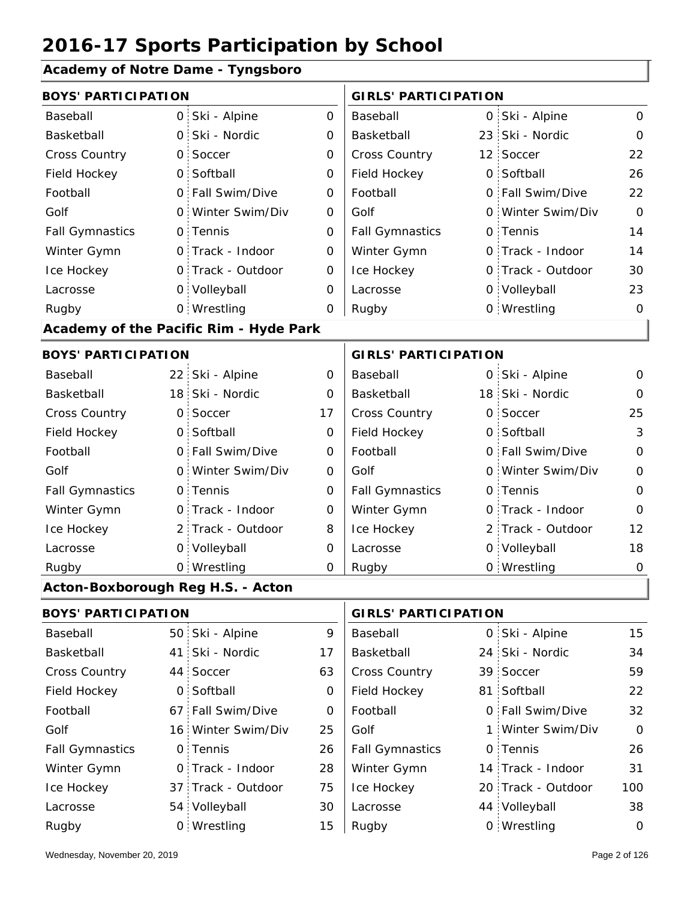# 2016-17 Sports Participation by School

## Academy of Notre Dame - Tyngsboro

| BOYS' PARTICIPATION | | | | GIRLS' PARTICIPATION | | | |
|---|---|---|---|---|---|---|---|
| Baseball | 0 | Ski - Alpine | 0 | Baseball | 0 | Ski - Alpine | 0 |
| Basketball | 0 | Ski - Nordic | 0 | Basketball | 23 | Ski - Nordic | 0 |
| Cross Country | 0 | Soccer | 0 | Cross Country | 12 | Soccer | 22 |
| Field Hockey | 0 | Softball | 0 | Field Hockey | 0 | Softball | 26 |
| Football | 0 | Fall Swim/Dive | 0 | Football | 0 | Fall Swim/Dive | 22 |
| Golf | 0 | Winter Swim/Div | 0 | Golf | 0 | Winter Swim/Div | 0 |
| Fall Gymnastics | 0 | Tennis | 0 | Fall Gymnastics | 0 | Tennis | 14 |
| Winter Gymn | 0 | Track - Indoor | 0 | Winter Gymn | 0 | Track - Indoor | 14 |
| Ice Hockey | 0 | Track - Outdoor | 0 | Ice Hockey | 0 | Track - Outdoor | 30 |
| Lacrosse | 0 | Volleyball | 0 | Lacrosse | 0 | Volleyball | 23 |
| Rugby | 0 | Wrestling | 0 | Rugby | 0 | Wrestling | 0 |

## Academy of the Pacific Rim - Hyde Park

| BOYS' PARTICIPATION | | | | GIRLS' PARTICIPATION | | | |
|---|---|---|---|---|---|---|---|
| Baseball | 22 | Ski - Alpine | 0 | Baseball | 0 | Ski - Alpine | 0 |
| Basketball | 18 | Ski - Nordic | 0 | Basketball | 18 | Ski - Nordic | 0 |
| Cross Country | 0 | Soccer | 17 | Cross Country | 0 | Soccer | 25 |
| Field Hockey | 0 | Softball | 0 | Field Hockey | 0 | Softball | 3 |
| Football | 0 | Fall Swim/Dive | 0 | Football | 0 | Fall Swim/Dive | 0 |
| Golf | 0 | Winter Swim/Div | 0 | Golf | 0 | Winter Swim/Div | 0 |
| Fall Gymnastics | 0 | Tennis | 0 | Fall Gymnastics | 0 | Tennis | 0 |
| Winter Gymn | 0 | Track - Indoor | 0 | Winter Gymn | 0 | Track - Indoor | 0 |
| Ice Hockey | 2 | Track - Outdoor | 8 | Ice Hockey | 2 | Track - Outdoor | 12 |
| Lacrosse | 0 | Volleyball | 0 | Lacrosse | 0 | Volleyball | 18 |
| Rugby | 0 | Wrestling | 0 | Rugby | 0 | Wrestling | 0 |

## Acton-Boxborough Reg H.S. - Acton

| BOYS' PARTICIPATION | | | | GIRLS' PARTICIPATION | | | |
|---|---|---|---|---|---|---|---|
| Baseball | 50 | Ski - Alpine | 9 | Baseball | 0 | Ski - Alpine | 15 |
| Basketball | 41 | Ski - Nordic | 17 | Basketball | 24 | Ski - Nordic | 34 |
| Cross Country | 44 | Soccer | 63 | Cross Country | 39 | Soccer | 59 |
| Field Hockey | 0 | Softball | 0 | Field Hockey | 81 | Softball | 22 |
| Football | 67 | Fall Swim/Dive | 0 | Football | 0 | Fall Swim/Dive | 32 |
| Golf | 16 | Winter Swim/Div | 25 | Golf | 1 | Winter Swim/Div | 0 |
| Fall Gymnastics | 0 | Tennis | 26 | Fall Gymnastics | 0 | Tennis | 26 |
| Winter Gymn | 0 | Track - Indoor | 28 | Winter Gymn | 14 | Track - Indoor | 31 |
| Ice Hockey | 37 | Track - Outdoor | 75 | Ice Hockey | 20 | Track - Outdoor | 100 |
| Lacrosse | 54 | Volleyball | 30 | Lacrosse | 44 | Volleyball | 38 |
| Rugby | 0 | Wrestling | 15 | Rugby | 0 | Wrestling | 0 |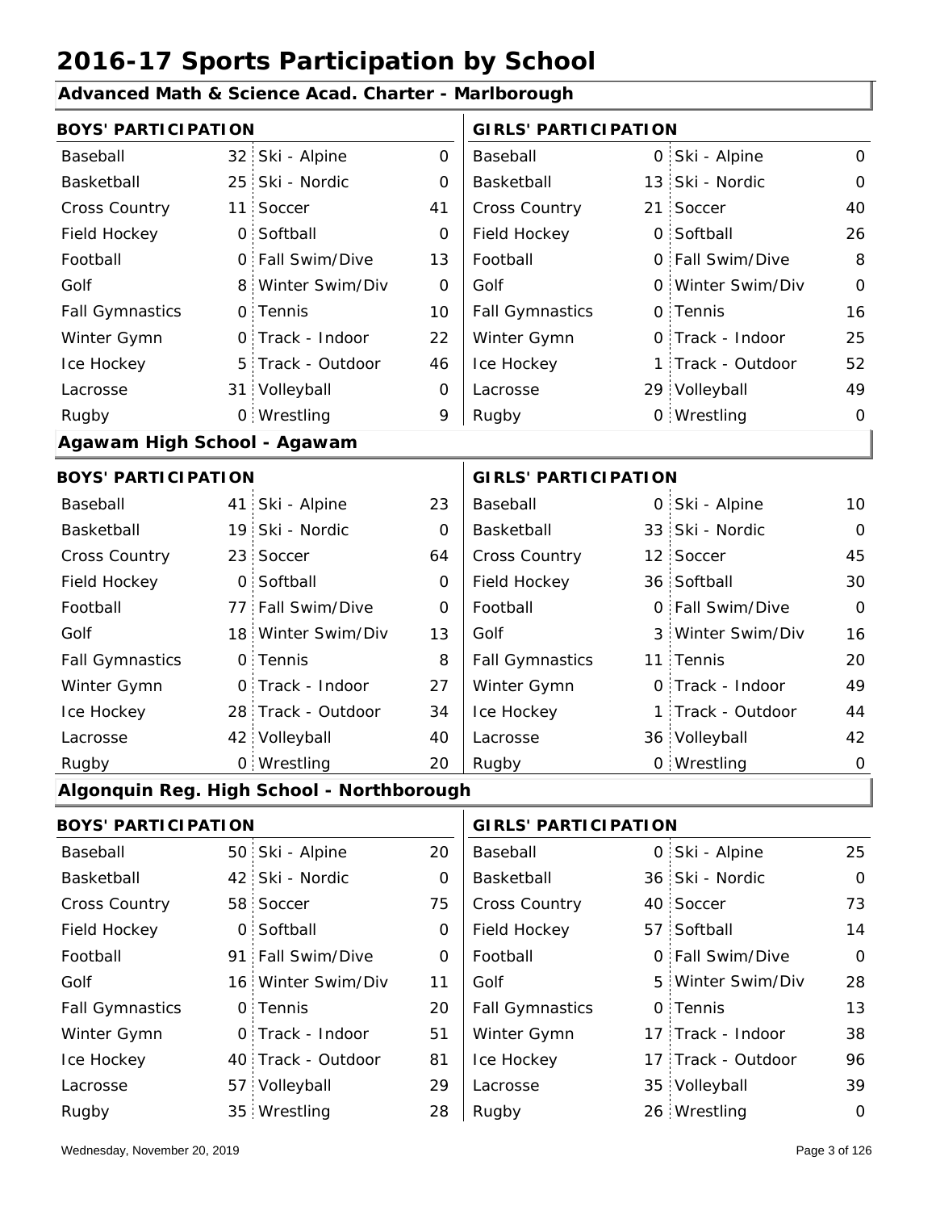# 2016-17 Sports Participation by School

## Advanced Math & Science Acad. Charter - Marlborough

| BOYS' PARTICIPATION | | | | GIRLS' PARTICIPATION | | | |
|---|---|---|---|---|---|---|---|
| Baseball | 32 | Ski - Alpine | 0 | Baseball | 0 | Ski - Alpine | 0 |
| Basketball | 25 | Ski - Nordic | 0 | Basketball | 13 | Ski - Nordic | 0 |
| Cross Country | 11 | Soccer | 41 | Cross Country | 21 | Soccer | 40 |
| Field Hockey | 0 | Softball | 0 | Field Hockey | 0 | Softball | 26 |
| Football | 0 | Fall Swim/Dive | 13 | Football | 0 | Fall Swim/Dive | 8 |
| Golf | 8 | Winter Swim/Div | 0 | Golf | 0 | Winter Swim/Div | 0 |
| Fall Gymnastics | 0 | Tennis | 10 | Fall Gymnastics | 0 | Tennis | 16 |
| Winter Gymn | 0 | Track - Indoor | 22 | Winter Gymn | 0 | Track - Indoor | 25 |
| Ice Hockey | 5 | Track - Outdoor | 46 | Ice Hockey | 1 | Track - Outdoor | 52 |
| Lacrosse | 31 | Volleyball | 0 | Lacrosse | 29 | Volleyball | 49 |
| Rugby | 0 | Wrestling | 9 | Rugby | 0 | Wrestling | 0 |

## Agawam High School - Agawam

| BOYS' PARTICIPATION | | | | GIRLS' PARTICIPATION | | | |
|---|---|---|---|---|---|---|---|
| Baseball | 41 | Ski - Alpine | 23 | Baseball | 0 | Ski - Alpine | 10 |
| Basketball | 19 | Ski - Nordic | 0 | Basketball | 33 | Ski - Nordic | 0 |
| Cross Country | 23 | Soccer | 64 | Cross Country | 12 | Soccer | 45 |
| Field Hockey | 0 | Softball | 0 | Field Hockey | 36 | Softball | 30 |
| Football | 77 | Fall Swim/Dive | 0 | Football | 0 | Fall Swim/Dive | 0 |
| Golf | 18 | Winter Swim/Div | 13 | Golf | 3 | Winter Swim/Div | 16 |
| Fall Gymnastics | 0 | Tennis | 8 | Fall Gymnastics | 11 | Tennis | 20 |
| Winter Gymn | 0 | Track - Indoor | 27 | Winter Gymn | 0 | Track - Indoor | 49 |
| Ice Hockey | 28 | Track - Outdoor | 34 | Ice Hockey | 1 | Track - Outdoor | 44 |
| Lacrosse | 42 | Volleyball | 40 | Lacrosse | 36 | Volleyball | 42 |
| Rugby | 0 | Wrestling | 20 | Rugby | 0 | Wrestling | 0 |

## Algonquin Reg. High School - Northborough

| BOYS' PARTICIPATION | | | | GIRLS' PARTICIPATION | | | |
|---|---|---|---|---|---|---|---|
| Baseball | 50 | Ski - Alpine | 20 | Baseball | 0 | Ski - Alpine | 25 |
| Basketball | 42 | Ski - Nordic | 0 | Basketball | 36 | Ski - Nordic | 0 |
| Cross Country | 58 | Soccer | 75 | Cross Country | 40 | Soccer | 73 |
| Field Hockey | 0 | Softball | 0 | Field Hockey | 57 | Softball | 14 |
| Football | 91 | Fall Swim/Dive | 0 | Football | 0 | Fall Swim/Dive | 0 |
| Golf | 16 | Winter Swim/Div | 11 | Golf | 5 | Winter Swim/Div | 28 |
| Fall Gymnastics | 0 | Tennis | 20 | Fall Gymnastics | 0 | Tennis | 13 |
| Winter Gymn | 0 | Track - Indoor | 51 | Winter Gymn | 17 | Track - Indoor | 38 |
| Ice Hockey | 40 | Track - Outdoor | 81 | Ice Hockey | 17 | Track - Outdoor | 96 |
| Lacrosse | 57 | Volleyball | 29 | Lacrosse | 35 | Volleyball | 39 |
| Rugby | 35 | Wrestling | 28 | Rugby | 26 | Wrestling | 0 |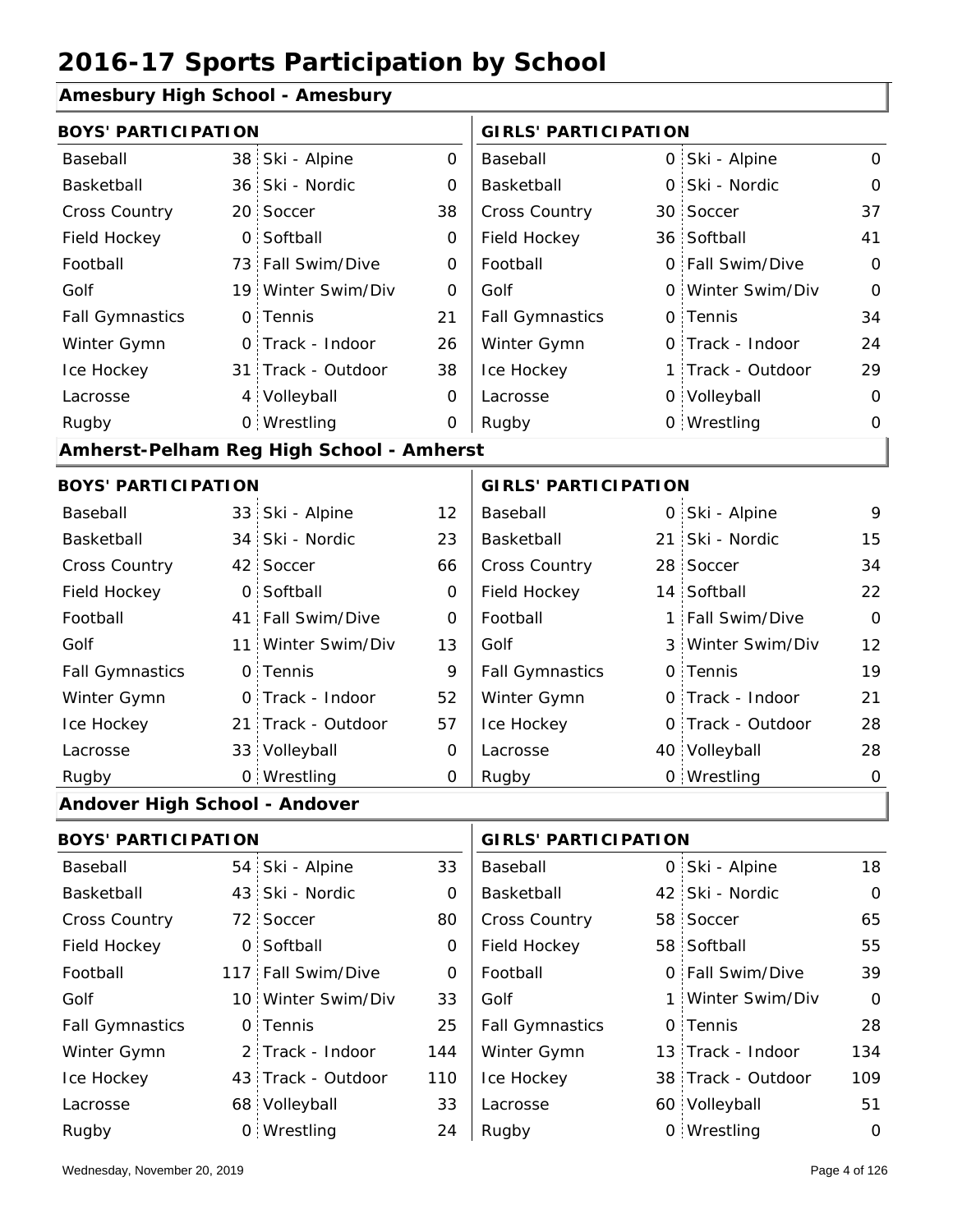# 2016-17 Sports Participation by School

## Amesbury High School - Amesbury

| BOYS' PARTICIPATION | | | | GIRLS' PARTICIPATION | | | |
|---|---|---|---|---|---|---|---|
| Baseball | 38 | Ski - Alpine | 0 | Baseball | 0 | Ski - Alpine | 0 |
| Basketball | 36 | Ski - Nordic | 0 | Basketball | 0 | Ski - Nordic | 0 |
| Cross Country | 20 | Soccer | 38 | Cross Country | 30 | Soccer | 37 |
| Field Hockey | 0 | Softball | 0 | Field Hockey | 36 | Softball | 41 |
| Football | 73 | Fall Swim/Dive | 0 | Football | 0 | Fall Swim/Dive | 0 |
| Golf | 19 | Winter Swim/Div | 0 | Golf | 0 | Winter Swim/Div | 0 |
| Fall Gymnastics | 0 | Tennis | 21 | Fall Gymnastics | 0 | Tennis | 34 |
| Winter Gymn | 0 | Track - Indoor | 26 | Winter Gymn | 0 | Track - Indoor | 24 |
| Ice Hockey | 31 | Track - Outdoor | 38 | Ice Hockey | 1 | Track - Outdoor | 29 |
| Lacrosse | 4 | Volleyball | 0 | Lacrosse | 0 | Volleyball | 0 |
| Rugby | 0 | Wrestling | 0 | Rugby | 0 | Wrestling | 0 |

## Amherst-Pelham Reg High School - Amherst

| BOYS' PARTICIPATION | | | | GIRLS' PARTICIPATION | | | |
|---|---|---|---|---|---|---|---|
| Baseball | 33 | Ski - Alpine | 12 | Baseball | 0 | Ski - Alpine | 9 |
| Basketball | 34 | Ski - Nordic | 23 | Basketball | 21 | Ski - Nordic | 15 |
| Cross Country | 42 | Soccer | 66 | Cross Country | 28 | Soccer | 34 |
| Field Hockey | 0 | Softball | 0 | Field Hockey | 14 | Softball | 22 |
| Football | 41 | Fall Swim/Dive | 0 | Football | 1 | Fall Swim/Dive | 0 |
| Golf | 11 | Winter Swim/Div | 13 | Golf | 3 | Winter Swim/Div | 12 |
| Fall Gymnastics | 0 | Tennis | 9 | Fall Gymnastics | 0 | Tennis | 19 |
| Winter Gymn | 0 | Track - Indoor | 52 | Winter Gymn | 0 | Track - Indoor | 21 |
| Ice Hockey | 21 | Track - Outdoor | 57 | Ice Hockey | 0 | Track - Outdoor | 28 |
| Lacrosse | 33 | Volleyball | 0 | Lacrosse | 40 | Volleyball | 28 |
| Rugby | 0 | Wrestling | 0 | Rugby | 0 | Wrestling | 0 |

## Andover High School - Andover

| BOYS' PARTICIPATION | | | | GIRLS' PARTICIPATION | | | |
|---|---|---|---|---|---|---|---|
| Baseball | 54 | Ski - Alpine | 33 | Baseball | 0 | Ski - Alpine | 18 |
| Basketball | 43 | Ski - Nordic | 0 | Basketball | 42 | Ski - Nordic | 0 |
| Cross Country | 72 | Soccer | 80 | Cross Country | 58 | Soccer | 65 |
| Field Hockey | 0 | Softball | 0 | Field Hockey | 58 | Softball | 55 |
| Football | 117 | Fall Swim/Dive | 0 | Football | 0 | Fall Swim/Dive | 39 |
| Golf | 10 | Winter Swim/Div | 33 | Golf | 1 | Winter Swim/Div | 0 |
| Fall Gymnastics | 0 | Tennis | 25 | Fall Gymnastics | 0 | Tennis | 28 |
| Winter Gymn | 2 | Track - Indoor | 144 | Winter Gymn | 13 | Track - Indoor | 134 |
| Ice Hockey | 43 | Track - Outdoor | 110 | Ice Hockey | 38 | Track - Outdoor | 109 |
| Lacrosse | 68 | Volleyball | 33 | Lacrosse | 60 | Volleyball | 51 |
| Rugby | 0 | Wrestling | 24 | Rugby | 0 | Wrestling | 0 |

Wednesday, November 20, 2019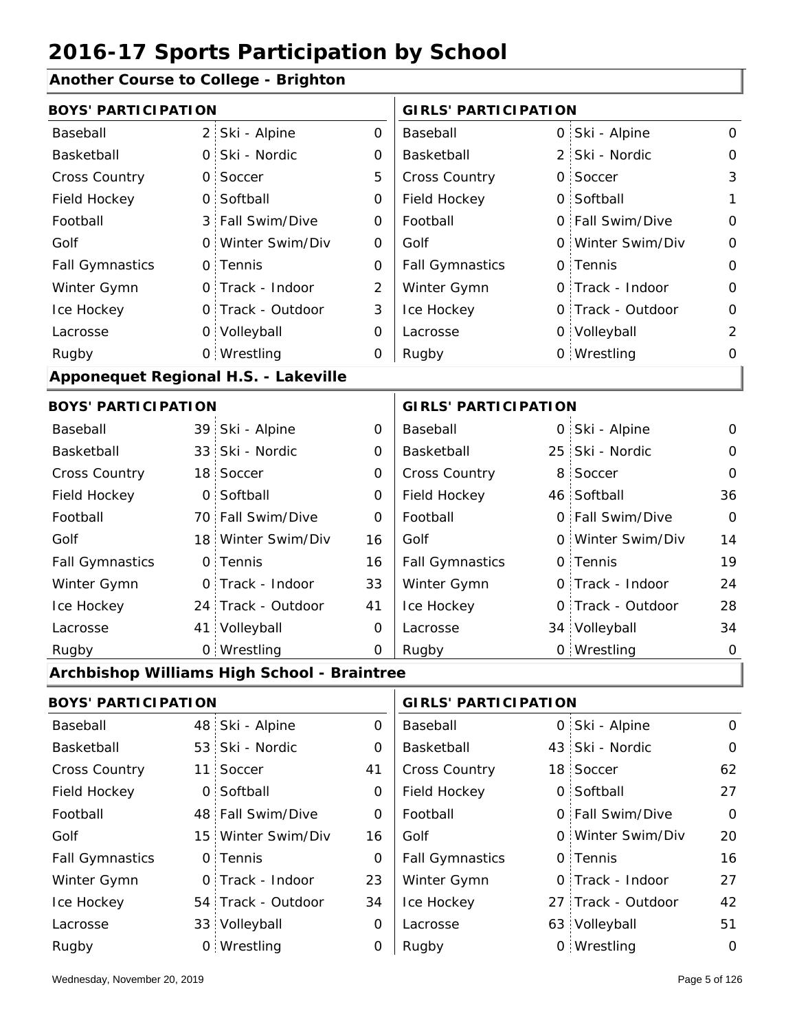# 2016-17 Sports Participation by School

## Another Course to College - Brighton

| BOYS' PARTICIPATION | | | | GIRLS' PARTICIPATION | | | |
|---|---|---|---|---|---|---|---|
| Baseball | 2 | Ski - Alpine | 0 | Baseball | 0 | Ski - Alpine | 0 |
| Basketball | 0 | Ski - Nordic | 0 | Basketball | 2 | Ski - Nordic | 0 |
| Cross Country | 0 | Soccer | 5 | Cross Country | 0 | Soccer | 3 |
| Field Hockey | 0 | Softball | 0 | Field Hockey | 0 | Softball | 1 |
| Football | 3 | Fall Swim/Dive | 0 | Football | 0 | Fall Swim/Dive | 0 |
| Golf | 0 | Winter Swim/Div | 0 | Golf | 0 | Winter Swim/Div | 0 |
| Fall Gymnastics | 0 | Tennis | 0 | Fall Gymnastics | 0 | Tennis | 0 |
| Winter Gymn | 0 | Track - Indoor | 2 | Winter Gymn | 0 | Track - Indoor | 0 |
| Ice Hockey | 0 | Track - Outdoor | 3 | Ice Hockey | 0 | Track - Outdoor | 0 |
| Lacrosse | 0 | Volleyball | 0 | Lacrosse | 0 | Volleyball | 2 |
| Rugby | 0 | Wrestling | 0 | Rugby | 0 | Wrestling | 0 |

## Apponequet Regional H.S. - Lakeville

| BOYS' PARTICIPATION | | | | GIRLS' PARTICIPATION | | | |
|---|---|---|---|---|---|---|---|
| Baseball | 39 | Ski - Alpine | 0 | Baseball | 0 | Ski - Alpine | 0 |
| Basketball | 33 | Ski - Nordic | 0 | Basketball | 25 | Ski - Nordic | 0 |
| Cross Country | 18 | Soccer | 0 | Cross Country | 8 | Soccer | 0 |
| Field Hockey | 0 | Softball | 0 | Field Hockey | 46 | Softball | 36 |
| Football | 70 | Fall Swim/Dive | 0 | Football | 0 | Fall Swim/Dive | 0 |
| Golf | 18 | Winter Swim/Div | 16 | Golf | 0 | Winter Swim/Div | 14 |
| Fall Gymnastics | 0 | Tennis | 16 | Fall Gymnastics | 0 | Tennis | 19 |
| Winter Gymn | 0 | Track - Indoor | 33 | Winter Gymn | 0 | Track - Indoor | 24 |
| Ice Hockey | 24 | Track - Outdoor | 41 | Ice Hockey | 0 | Track - Outdoor | 28 |
| Lacrosse | 41 | Volleyball | 0 | Lacrosse | 34 | Volleyball | 34 |
| Rugby | 0 | Wrestling | 0 | Rugby | 0 | Wrestling | 0 |

## Archbishop Williams High School - Braintree

| BOYS' PARTICIPATION | | | | GIRLS' PARTICIPATION | | | |
|---|---|---|---|---|---|---|---|
| Baseball | 48 | Ski - Alpine | 0 | Baseball | 0 | Ski - Alpine | 0 |
| Basketball | 53 | Ski - Nordic | 0 | Basketball | 43 | Ski - Nordic | 0 |
| Cross Country | 11 | Soccer | 41 | Cross Country | 18 | Soccer | 62 |
| Field Hockey | 0 | Softball | 0 | Field Hockey | 0 | Softball | 27 |
| Football | 48 | Fall Swim/Dive | 0 | Football | 0 | Fall Swim/Dive | 0 |
| Golf | 15 | Winter Swim/Div | 16 | Golf | 0 | Winter Swim/Div | 20 |
| Fall Gymnastics | 0 | Tennis | 0 | Fall Gymnastics | 0 | Tennis | 16 |
| Winter Gymn | 0 | Track - Indoor | 23 | Winter Gymn | 0 | Track - Indoor | 27 |
| Ice Hockey | 54 | Track - Outdoor | 34 | Ice Hockey | 27 | Track - Outdoor | 42 |
| Lacrosse | 33 | Volleyball | 0 | Lacrosse | 63 | Volleyball | 51 |
| Rugby | 0 | Wrestling | 0 | Rugby | 0 | Wrestling | 0 |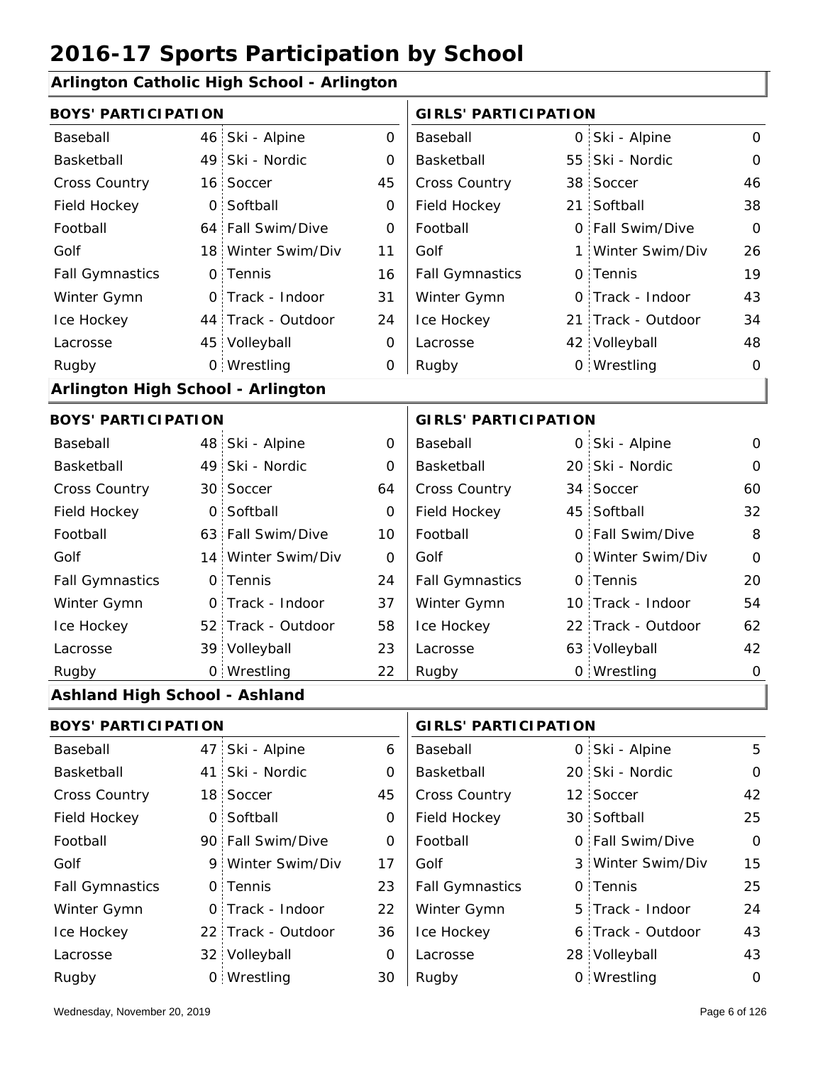# 2016-17 Sports Participation by School

## Arlington Catholic High School - Arlington

| BOYS' PARTICIPATION | | | | GIRLS' PARTICIPATION | | | |
|---|---|---|---|---|---|---|---|
| Baseball | 46 | Ski - Alpine | 0 | Baseball | 0 | Ski - Alpine | 0 |
| Basketball | 49 | Ski - Nordic | 0 | Basketball | 55 | Ski - Nordic | 0 |
| Cross Country | 16 | Soccer | 45 | Cross Country | 38 | Soccer | 46 |
| Field Hockey | 0 | Softball | 0 | Field Hockey | 21 | Softball | 38 |
| Football | 64 | Fall Swim/Dive | 0 | Football | 0 | Fall Swim/Dive | 0 |
| Golf | 18 | Winter Swim/Div | 11 | Golf | 1 | Winter Swim/Div | 26 |
| Fall Gymnastics | 0 | Tennis | 16 | Fall Gymnastics | 0 | Tennis | 19 |
| Winter Gymn | 0 | Track - Indoor | 31 | Winter Gymn | 0 | Track - Indoor | 43 |
| Ice Hockey | 44 | Track - Outdoor | 24 | Ice Hockey | 21 | Track - Outdoor | 34 |
| Lacrosse | 45 | Volleyball | 0 | Lacrosse | 42 | Volleyball | 48 |
| Rugby | 0 | Wrestling | 0 | Rugby | 0 | Wrestling | 0 |

## Arlington High School - Arlington

| BOYS' PARTICIPATION | | | | GIRLS' PARTICIPATION | | | |
|---|---|---|---|---|---|---|---|
| Baseball | 48 | Ski - Alpine | 0 | Baseball | 0 | Ski - Alpine | 0 |
| Basketball | 49 | Ski - Nordic | 0 | Basketball | 20 | Ski - Nordic | 0 |
| Cross Country | 30 | Soccer | 64 | Cross Country | 34 | Soccer | 60 |
| Field Hockey | 0 | Softball | 0 | Field Hockey | 45 | Softball | 32 |
| Football | 63 | Fall Swim/Dive | 10 | Football | 0 | Fall Swim/Dive | 8 |
| Golf | 14 | Winter Swim/Div | 0 | Golf | 0 | Winter Swim/Div | 0 |
| Fall Gymnastics | 0 | Tennis | 24 | Fall Gymnastics | 0 | Tennis | 20 |
| Winter Gymn | 0 | Track - Indoor | 37 | Winter Gymn | 10 | Track - Indoor | 54 |
| Ice Hockey | 52 | Track - Outdoor | 58 | Ice Hockey | 22 | Track - Outdoor | 62 |
| Lacrosse | 39 | Volleyball | 23 | Lacrosse | 63 | Volleyball | 42 |
| Rugby | 0 | Wrestling | 22 | Rugby | 0 | Wrestling | 0 |

## Ashland High School - Ashland

| BOYS' PARTICIPATION | | | | GIRLS' PARTICIPATION | | | |
|---|---|---|---|---|---|---|---|
| Baseball | 47 | Ski - Alpine | 6 | Baseball | 0 | Ski - Alpine | 5 |
| Basketball | 41 | Ski - Nordic | 0 | Basketball | 20 | Ski - Nordic | 0 |
| Cross Country | 18 | Soccer | 45 | Cross Country | 12 | Soccer | 42 |
| Field Hockey | 0 | Softball | 0 | Field Hockey | 30 | Softball | 25 |
| Football | 90 | Fall Swim/Dive | 0 | Football | 0 | Fall Swim/Dive | 0 |
| Golf | 9 | Winter Swim/Div | 17 | Golf | 3 | Winter Swim/Div | 15 |
| Fall Gymnastics | 0 | Tennis | 23 | Fall Gymnastics | 0 | Tennis | 25 |
| Winter Gymn | 0 | Track - Indoor | 22 | Winter Gymn | 5 | Track - Indoor | 24 |
| Ice Hockey | 22 | Track - Outdoor | 36 | Ice Hockey | 6 | Track - Outdoor | 43 |
| Lacrosse | 32 | Volleyball | 0 | Lacrosse | 28 | Volleyball | 43 |
| Rugby | 0 | Wrestling | 30 | Rugby | 0 | Wrestling | 0 |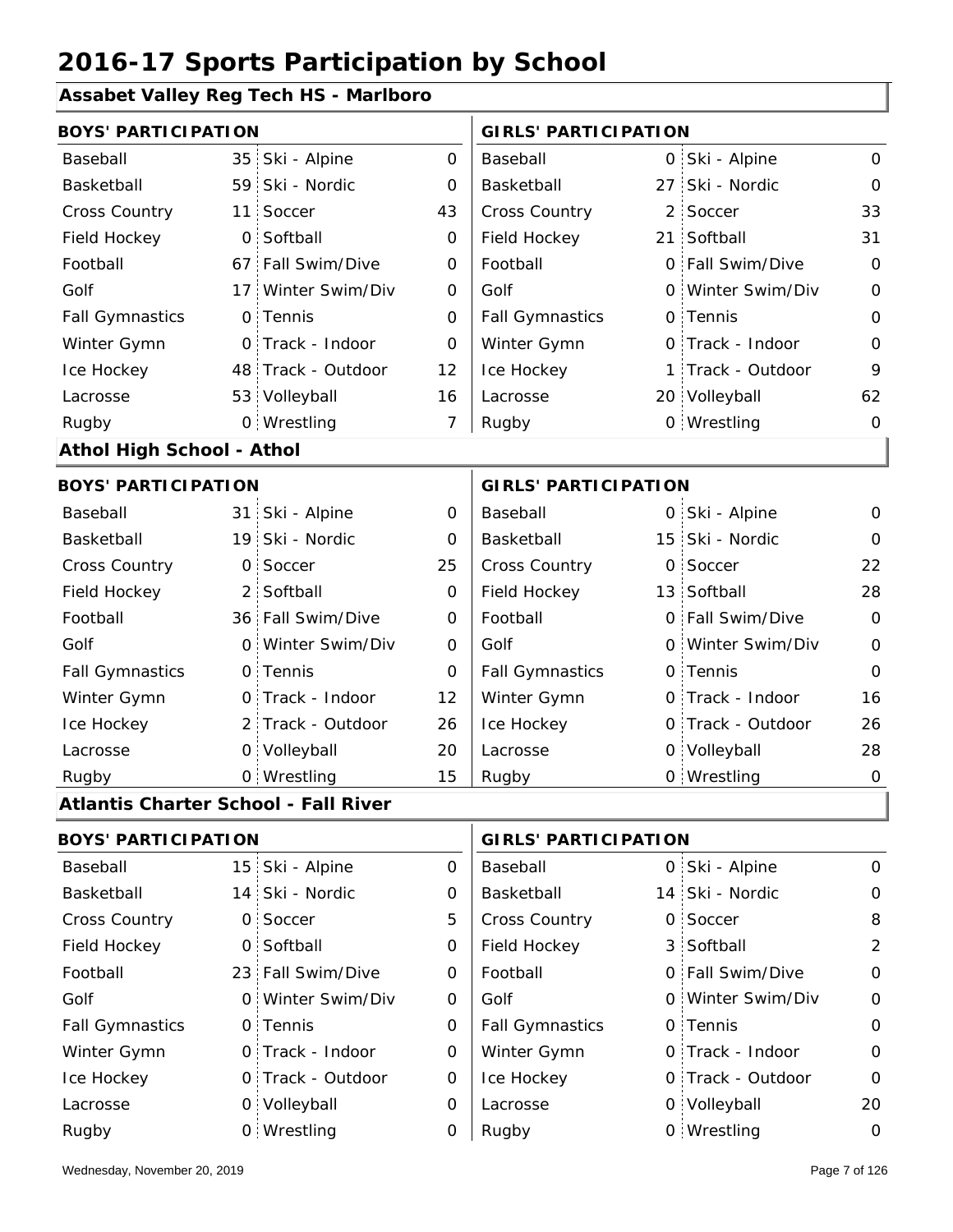# 2016-17 Sports Participation by School

## Assabet Valley Reg Tech HS - Marlboro

| BOYS' PARTICIPATION | | | | GIRLS' PARTICIPATION | | | |
|---|---|---|---|---|---|---|---|
| Baseball | 35 | Ski - Alpine | 0 | Baseball | 0 | Ski - Alpine | 0 |
| Basketball | 59 | Ski - Nordic | 0 | Basketball | 27 | Ski - Nordic | 0 |
| Cross Country | 11 | Soccer | 43 | Cross Country | 2 | Soccer | 33 |
| Field Hockey | 0 | Softball | 0 | Field Hockey | 21 | Softball | 31 |
| Football | 67 | Fall Swim/Dive | 0 | Football | 0 | Fall Swim/Dive | 0 |
| Golf | 17 | Winter Swim/Div | 0 | Golf | 0 | Winter Swim/Div | 0 |
| Fall Gymnastics | 0 | Tennis | 0 | Fall Gymnastics | 0 | Tennis | 0 |
| Winter Gymn | 0 | Track - Indoor | 0 | Winter Gymn | 0 | Track - Indoor | 0 |
| Ice Hockey | 48 | Track - Outdoor | 12 | Ice Hockey | 1 | Track - Outdoor | 9 |
| Lacrosse | 53 | Volleyball | 16 | Lacrosse | 20 | Volleyball | 62 |
| Rugby | 0 | Wrestling | 7 | Rugby | 0 | Wrestling | 0 |

## Athol High School - Athol

| BOYS' PARTICIPATION | | | | GIRLS' PARTICIPATION | | | |
|---|---|---|---|---|---|---|---|
| Baseball | 31 | Ski - Alpine | 0 | Baseball | 0 | Ski - Alpine | 0 |
| Basketball | 19 | Ski - Nordic | 0 | Basketball | 15 | Ski - Nordic | 0 |
| Cross Country | 0 | Soccer | 25 | Cross Country | 0 | Soccer | 22 |
| Field Hockey | 2 | Softball | 0 | Field Hockey | 13 | Softball | 28 |
| Football | 36 | Fall Swim/Dive | 0 | Football | 0 | Fall Swim/Dive | 0 |
| Golf | 0 | Winter Swim/Div | 0 | Golf | 0 | Winter Swim/Div | 0 |
| Fall Gymnastics | 0 | Tennis | 0 | Fall Gymnastics | 0 | Tennis | 0 |
| Winter Gymn | 0 | Track - Indoor | 12 | Winter Gymn | 0 | Track - Indoor | 16 |
| Ice Hockey | 2 | Track - Outdoor | 26 | Ice Hockey | 0 | Track - Outdoor | 26 |
| Lacrosse | 0 | Volleyball | 20 | Lacrosse | 0 | Volleyball | 28 |
| Rugby | 0 | Wrestling | 15 | Rugby | 0 | Wrestling | 0 |

## Atlantis Charter School - Fall River

| BOYS' PARTICIPATION | | | | GIRLS' PARTICIPATION | | | |
|---|---|---|---|---|---|---|---|
| Baseball | 15 | Ski - Alpine | 0 | Baseball | 0 | Ski - Alpine | 0 |
| Basketball | 14 | Ski - Nordic | 0 | Basketball | 14 | Ski - Nordic | 0 |
| Cross Country | 0 | Soccer | 5 | Cross Country | 0 | Soccer | 8 |
| Field Hockey | 0 | Softball | 0 | Field Hockey | 3 | Softball | 2 |
| Football | 23 | Fall Swim/Dive | 0 | Football | 0 | Fall Swim/Dive | 0 |
| Golf | 0 | Winter Swim/Div | 0 | Golf | 0 | Winter Swim/Div | 0 |
| Fall Gymnastics | 0 | Tennis | 0 | Fall Gymnastics | 0 | Tennis | 0 |
| Winter Gymn | 0 | Track - Indoor | 0 | Winter Gymn | 0 | Track - Indoor | 0 |
| Ice Hockey | 0 | Track - Outdoor | 0 | Ice Hockey | 0 | Track - Outdoor | 0 |
| Lacrosse | 0 | Volleyball | 0 | Lacrosse | 0 | Volleyball | 20 |
| Rugby | 0 | Wrestling | 0 | Rugby | 0 | Wrestling | 0 |

Wednesday, November 20, 2019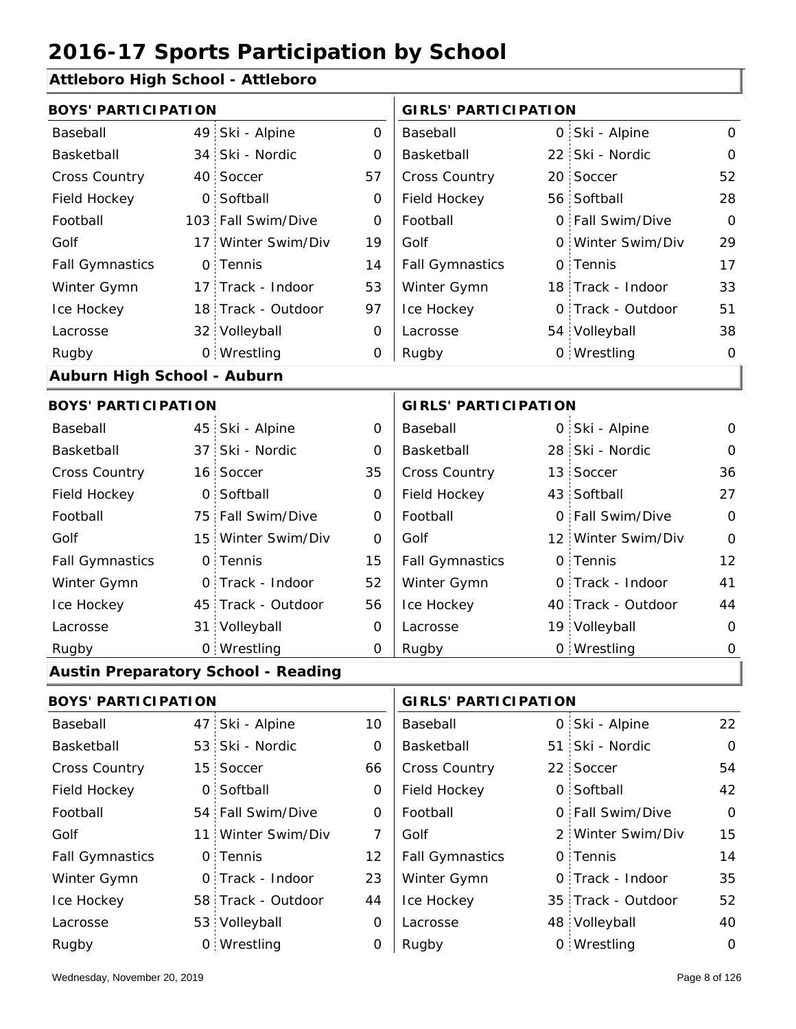# 2016-17 Sports Participation by School

## Attleboro High School - Attleboro

| BOYS' PARTICIPATION | | | | GIRLS' PARTICIPATION | | | |
|---|---|---|---|---|---|---|---|
| Baseball | 49 | Ski - Alpine | 0 | Baseball | 0 | Ski - Alpine | 0 |
| Basketball | 34 | Ski - Nordic | 0 | Basketball | 22 | Ski - Nordic | 0 |
| Cross Country | 40 | Soccer | 57 | Cross Country | 20 | Soccer | 52 |
| Field Hockey | 0 | Softball | 0 | Field Hockey | 56 | Softball | 28 |
| Football | 103 | Fall Swim/Dive | 0 | Football | 0 | Fall Swim/Dive | 0 |
| Golf | 17 | Winter Swim/Div | 19 | Golf | 0 | Winter Swim/Div | 29 |
| Fall Gymnastics | 0 | Tennis | 14 | Fall Gymnastics | 0 | Tennis | 17 |
| Winter Gymn | 17 | Track - Indoor | 53 | Winter Gymn | 18 | Track - Indoor | 33 |
| Ice Hockey | 18 | Track - Outdoor | 97 | Ice Hockey | 0 | Track - Outdoor | 51 |
| Lacrosse | 32 | Volleyball | 0 | Lacrosse | 54 | Volleyball | 38 |
| Rugby | 0 | Wrestling | 0 | Rugby | 0 | Wrestling | 0 |

## Auburn High School - Auburn

| BOYS' PARTICIPATION | | | | GIRLS' PARTICIPATION | | | |
|---|---|---|---|---|---|---|---|
| Baseball | 45 | Ski - Alpine | 0 | Baseball | 0 | Ski - Alpine | 0 |
| Basketball | 37 | Ski - Nordic | 0 | Basketball | 28 | Ski - Nordic | 0 |
| Cross Country | 16 | Soccer | 35 | Cross Country | 13 | Soccer | 36 |
| Field Hockey | 0 | Softball | 0 | Field Hockey | 43 | Softball | 27 |
| Football | 75 | Fall Swim/Dive | 0 | Football | 0 | Fall Swim/Dive | 0 |
| Golf | 15 | Winter Swim/Div | 0 | Golf | 12 | Winter Swim/Div | 0 |
| Fall Gymnastics | 0 | Tennis | 15 | Fall Gymnastics | 0 | Tennis | 12 |
| Winter Gymn | 0 | Track - Indoor | 52 | Winter Gymn | 0 | Track - Indoor | 41 |
| Ice Hockey | 45 | Track - Outdoor | 56 | Ice Hockey | 40 | Track - Outdoor | 44 |
| Lacrosse | 31 | Volleyball | 0 | Lacrosse | 19 | Volleyball | 0 |
| Rugby | 0 | Wrestling | 0 | Rugby | 0 | Wrestling | 0 |

## Austin Preparatory School - Reading

| BOYS' PARTICIPATION | | | | GIRLS' PARTICIPATION | | | |
|---|---|---|---|---|---|---|---|
| Baseball | 47 | Ski - Alpine | 10 | Baseball | 0 | Ski - Alpine | 22 |
| Basketball | 53 | Ski - Nordic | 0 | Basketball | 51 | Ski - Nordic | 0 |
| Cross Country | 15 | Soccer | 66 | Cross Country | 22 | Soccer | 54 |
| Field Hockey | 0 | Softball | 0 | Field Hockey | 0 | Softball | 42 |
| Football | 54 | Fall Swim/Dive | 0 | Football | 0 | Fall Swim/Dive | 0 |
| Golf | 11 | Winter Swim/Div | 7 | Golf | 2 | Winter Swim/Div | 15 |
| Fall Gymnastics | 0 | Tennis | 12 | Fall Gymnastics | 0 | Tennis | 14 |
| Winter Gymn | 0 | Track - Indoor | 23 | Winter Gymn | 0 | Track - Indoor | 35 |
| Ice Hockey | 58 | Track - Outdoor | 44 | Ice Hockey | 35 | Track - Outdoor | 52 |
| Lacrosse | 53 | Volleyball | 0 | Lacrosse | 48 | Volleyball | 40 |
| Rugby | 0 | Wrestling | 0 | Rugby | 0 | Wrestling | 0 |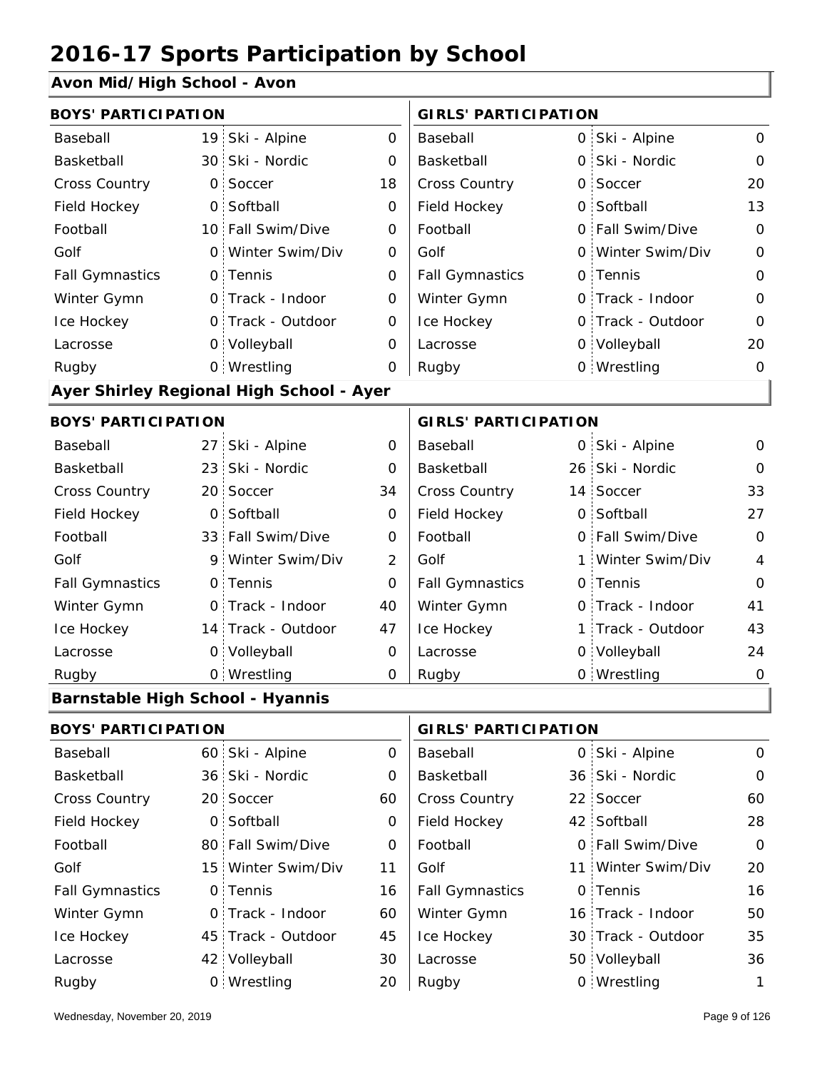# 2016-17 Sports Participation by School

## Avon Mid/High School - Avon

| BOYS' PARTICIPATION | | | | GIRLS' PARTICIPATION | | | |
|---|---|---|---|---|---|---|---|
| Baseball | 19 | Ski - Alpine | 0 | Baseball | 0 | Ski - Alpine | 0 |
| Basketball | 30 | Ski - Nordic | 0 | Basketball | 0 | Ski - Nordic | 0 |
| Cross Country | 0 | Soccer | 18 | Cross Country | 0 | Soccer | 20 |
| Field Hockey | 0 | Softball | 0 | Field Hockey | 0 | Softball | 13 |
| Football | 10 | Fall Swim/Dive | 0 | Football | 0 | Fall Swim/Dive | 0 |
| Golf | 0 | Winter Swim/Div | 0 | Golf | 0 | Winter Swim/Div | 0 |
| Fall Gymnastics | 0 | Tennis | 0 | Fall Gymnastics | 0 | Tennis | 0 |
| Winter Gymn | 0 | Track - Indoor | 0 | Winter Gymn | 0 | Track - Indoor | 0 |
| Ice Hockey | 0 | Track - Outdoor | 0 | Ice Hockey | 0 | Track - Outdoor | 0 |
| Lacrosse | 0 | Volleyball | 0 | Lacrosse | 0 | Volleyball | 20 |
| Rugby | 0 | Wrestling | 0 | Rugby | 0 | Wrestling | 0 |

## Ayer Shirley Regional High School - Ayer

| BOYS' PARTICIPATION | | | | GIRLS' PARTICIPATION | | | |
|---|---|---|---|---|---|---|---|
| Baseball | 27 | Ski - Alpine | 0 | Baseball | 0 | Ski - Alpine | 0 |
| Basketball | 23 | Ski - Nordic | 0 | Basketball | 26 | Ski - Nordic | 0 |
| Cross Country | 20 | Soccer | 34 | Cross Country | 14 | Soccer | 33 |
| Field Hockey | 0 | Softball | 0 | Field Hockey | 0 | Softball | 27 |
| Football | 33 | Fall Swim/Dive | 0 | Football | 0 | Fall Swim/Dive | 0 |
| Golf | 9 | Winter Swim/Div | 2 | Golf | 1 | Winter Swim/Div | 4 |
| Fall Gymnastics | 0 | Tennis | 0 | Fall Gymnastics | 0 | Tennis | 0 |
| Winter Gymn | 0 | Track - Indoor | 40 | Winter Gymn | 0 | Track - Indoor | 41 |
| Ice Hockey | 14 | Track - Outdoor | 47 | Ice Hockey | 1 | Track - Outdoor | 43 |
| Lacrosse | 0 | Volleyball | 0 | Lacrosse | 0 | Volleyball | 24 |
| Rugby | 0 | Wrestling | 0 | Rugby | 0 | Wrestling | 0 |

## Barnstable High School - Hyannis

| BOYS' PARTICIPATION | | | | GIRLS' PARTICIPATION | | | |
|---|---|---|---|---|---|---|---|
| Baseball | 60 | Ski - Alpine | 0 | Baseball | 0 | Ski - Alpine | 0 |
| Basketball | 36 | Ski - Nordic | 0 | Basketball | 36 | Ski - Nordic | 0 |
| Cross Country | 20 | Soccer | 60 | Cross Country | 22 | Soccer | 60 |
| Field Hockey | 0 | Softball | 0 | Field Hockey | 42 | Softball | 28 |
| Football | 80 | Fall Swim/Dive | 0 | Football | 0 | Fall Swim/Dive | 0 |
| Golf | 15 | Winter Swim/Div | 11 | Golf | 11 | Winter Swim/Div | 20 |
| Fall Gymnastics | 0 | Tennis | 16 | Fall Gymnastics | 0 | Tennis | 16 |
| Winter Gymn | 0 | Track - Indoor | 60 | Winter Gymn | 16 | Track - Indoor | 50 |
| Ice Hockey | 45 | Track - Outdoor | 45 | Ice Hockey | 30 | Track - Outdoor | 35 |
| Lacrosse | 42 | Volleyball | 30 | Lacrosse | 50 | Volleyball | 36 |
| Rugby | 0 | Wrestling | 20 | Rugby | 0 | Wrestling | 1 |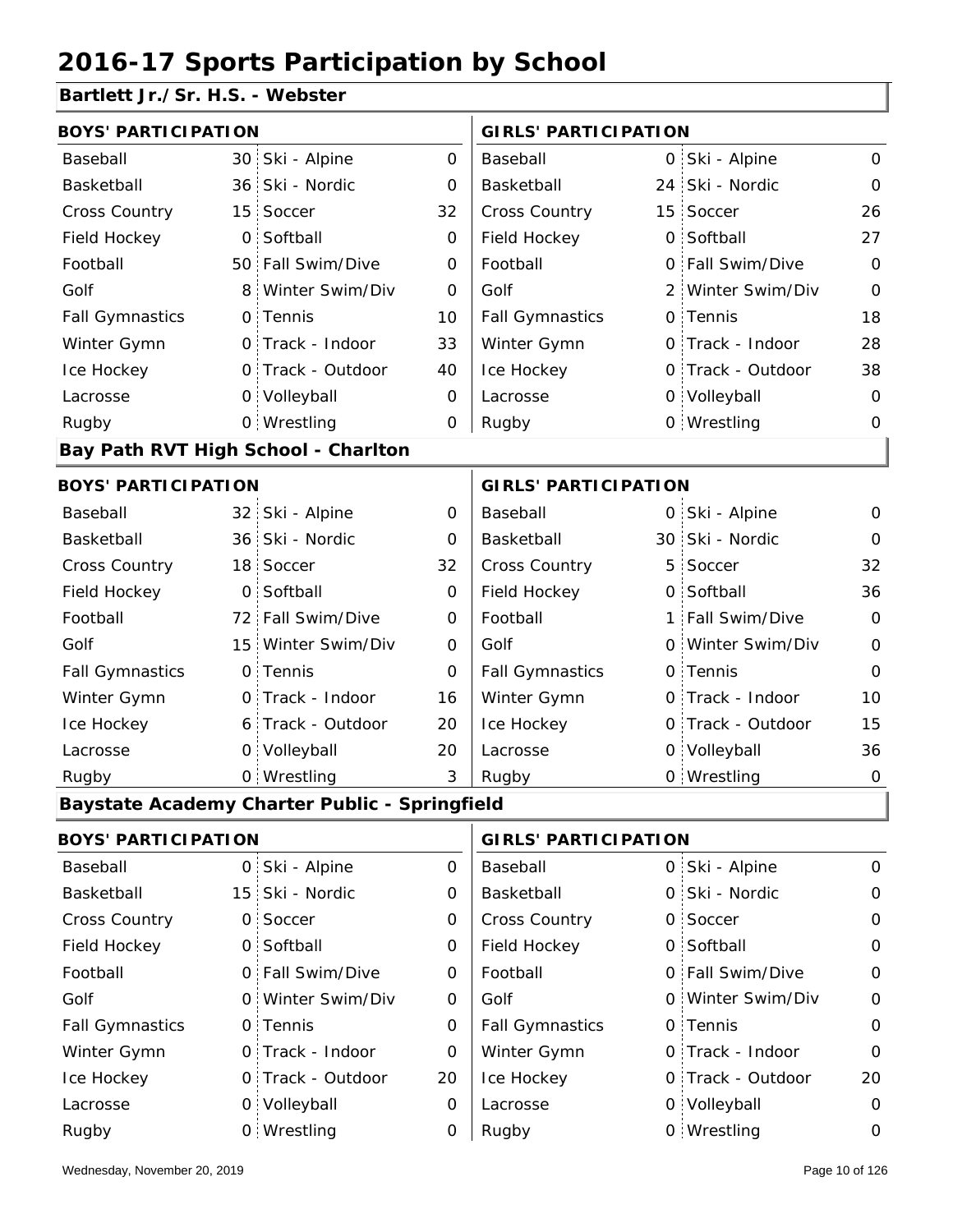# 2016-17 Sports Participation by School

## Bartlett Jr./Sr. H.S. - Webster

| BOYS' PARTICIPATION | | | | GIRLS' PARTICIPATION | | | |
|---|---|---|---|---|---|---|---|
| Baseball | 30 | Ski - Alpine | 0 | Baseball | 0 | Ski - Alpine | 0 |
| Basketball | 36 | Ski - Nordic | 0 | Basketball | 24 | Ski - Nordic | 0 |
| Cross Country | 15 | Soccer | 32 | Cross Country | 15 | Soccer | 26 |
| Field Hockey | 0 | Softball | 0 | Field Hockey | 0 | Softball | 27 |
| Football | 50 | Fall Swim/Dive | 0 | Football | 0 | Fall Swim/Dive | 0 |
| Golf | 8 | Winter Swim/Div | 0 | Golf | 2 | Winter Swim/Div | 0 |
| Fall Gymnastics | 0 | Tennis | 10 | Fall Gymnastics | 0 | Tennis | 18 |
| Winter Gymn | 0 | Track - Indoor | 33 | Winter Gymn | 0 | Track - Indoor | 28 |
| Ice Hockey | 0 | Track - Outdoor | 40 | Ice Hockey | 0 | Track - Outdoor | 38 |
| Lacrosse | 0 | Volleyball | 0 | Lacrosse | 0 | Volleyball | 0 |
| Rugby | 0 | Wrestling | 0 | Rugby | 0 | Wrestling | 0 |

## Bay Path RVT High School - Charlton

| BOYS' PARTICIPATION | | | | GIRLS' PARTICIPATION | | | |
|---|---|---|---|---|---|---|---|
| Baseball | 32 | Ski - Alpine | 0 | Baseball | 0 | Ski - Alpine | 0 |
| Basketball | 36 | Ski - Nordic | 0 | Basketball | 30 | Ski - Nordic | 0 |
| Cross Country | 18 | Soccer | 32 | Cross Country | 5 | Soccer | 32 |
| Field Hockey | 0 | Softball | 0 | Field Hockey | 0 | Softball | 36 |
| Football | 72 | Fall Swim/Dive | 0 | Football | 1 | Fall Swim/Dive | 0 |
| Golf | 15 | Winter Swim/Div | 0 | Golf | 0 | Winter Swim/Div | 0 |
| Fall Gymnastics | 0 | Tennis | 0 | Fall Gymnastics | 0 | Tennis | 0 |
| Winter Gymn | 0 | Track - Indoor | 16 | Winter Gymn | 0 | Track - Indoor | 10 |
| Ice Hockey | 6 | Track - Outdoor | 20 | Ice Hockey | 0 | Track - Outdoor | 15 |
| Lacrosse | 0 | Volleyball | 20 | Lacrosse | 0 | Volleyball | 36 |
| Rugby | 0 | Wrestling | 3 | Rugby | 0 | Wrestling | 0 |

## Baystate Academy Charter Public - Springfield

| BOYS' PARTICIPATION | | | | GIRLS' PARTICIPATION | | | |
|---|---|---|---|---|---|---|---|
| Baseball | 0 | Ski - Alpine | 0 | Baseball | 0 | Ski - Alpine | 0 |
| Basketball | 15 | Ski - Nordic | 0 | Basketball | 0 | Ski - Nordic | 0 |
| Cross Country | 0 | Soccer | 0 | Cross Country | 0 | Soccer | 0 |
| Field Hockey | 0 | Softball | 0 | Field Hockey | 0 | Softball | 0 |
| Football | 0 | Fall Swim/Dive | 0 | Football | 0 | Fall Swim/Dive | 0 |
| Golf | 0 | Winter Swim/Div | 0 | Golf | 0 | Winter Swim/Div | 0 |
| Fall Gymnastics | 0 | Tennis | 0 | Fall Gymnastics | 0 | Tennis | 0 |
| Winter Gymn | 0 | Track - Indoor | 0 | Winter Gymn | 0 | Track - Indoor | 0 |
| Ice Hockey | 0 | Track - Outdoor | 20 | Ice Hockey | 0 | Track - Outdoor | 20 |
| Lacrosse | 0 | Volleyball | 0 | Lacrosse | 0 | Volleyball | 0 |
| Rugby | 0 | Wrestling | 0 | Rugby | 0 | Wrestling | 0 |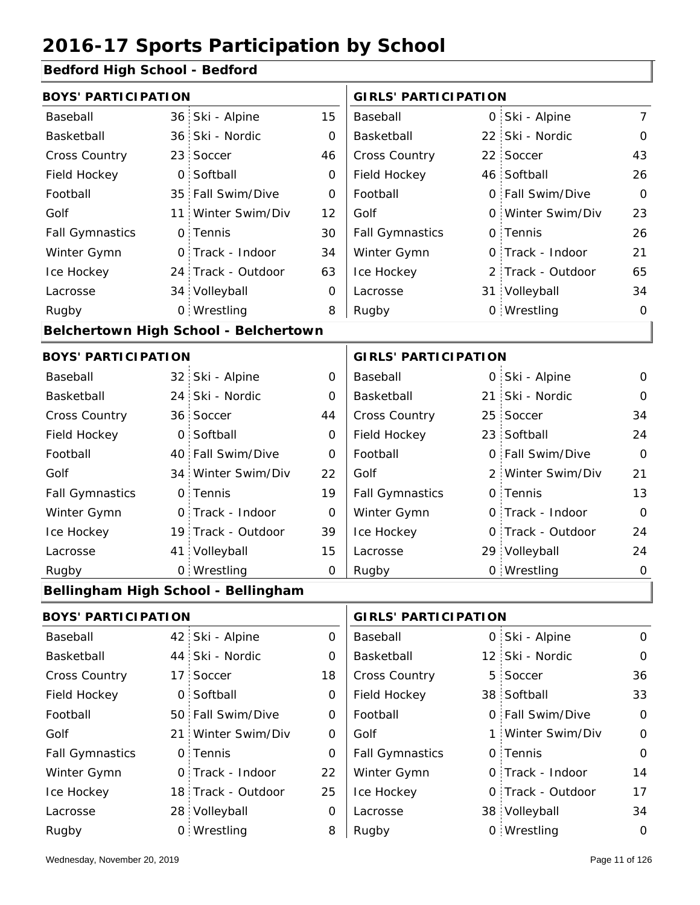# 2016-17 Sports Participation by School

## Bedford High School - Bedford

| BOYS' PARTICIPATION | | | | GIRLS' PARTICIPATION | | | |
|---|---|---|---|---|---|---|---|
| Baseball | 36 | Ski - Alpine | 15 | Baseball | 0 | Ski - Alpine | 7 |
| Basketball | 36 | Ski - Nordic | 0 | Basketball | 22 | Ski - Nordic | 0 |
| Cross Country | 23 | Soccer | 46 | Cross Country | 22 | Soccer | 43 |
| Field Hockey | 0 | Softball | 0 | Field Hockey | 46 | Softball | 26 |
| Football | 35 | Fall Swim/Dive | 0 | Football | 0 | Fall Swim/Dive | 0 |
| Golf | 11 | Winter Swim/Div | 12 | Golf | 0 | Winter Swim/Div | 23 |
| Fall Gymnastics | 0 | Tennis | 30 | Fall Gymnastics | 0 | Tennis | 26 |
| Winter Gymn | 0 | Track - Indoor | 34 | Winter Gymn | 0 | Track - Indoor | 21 |
| Ice Hockey | 24 | Track - Outdoor | 63 | Ice Hockey | 2 | Track - Outdoor | 65 |
| Lacrosse | 34 | Volleyball | 0 | Lacrosse | 31 | Volleyball | 34 |
| Rugby | 0 | Wrestling | 8 | Rugby | 0 | Wrestling | 0 |

## Belchertown High School - Belchertown

| BOYS' PARTICIPATION | | | | GIRLS' PARTICIPATION | | | |
|---|---|---|---|---|---|---|---|
| Baseball | 32 | Ski - Alpine | 0 | Baseball | 0 | Ski - Alpine | 0 |
| Basketball | 24 | Ski - Nordic | 0 | Basketball | 21 | Ski - Nordic | 0 |
| Cross Country | 36 | Soccer | 44 | Cross Country | 25 | Soccer | 34 |
| Field Hockey | 0 | Softball | 0 | Field Hockey | 23 | Softball | 24 |
| Football | 40 | Fall Swim/Dive | 0 | Football | 0 | Fall Swim/Dive | 0 |
| Golf | 34 | Winter Swim/Div | 22 | Golf | 2 | Winter Swim/Div | 21 |
| Fall Gymnastics | 0 | Tennis | 19 | Fall Gymnastics | 0 | Tennis | 13 |
| Winter Gymn | 0 | Track - Indoor | 0 | Winter Gymn | 0 | Track - Indoor | 0 |
| Ice Hockey | 19 | Track - Outdoor | 39 | Ice Hockey | 0 | Track - Outdoor | 24 |
| Lacrosse | 41 | Volleyball | 15 | Lacrosse | 29 | Volleyball | 24 |
| Rugby | 0 | Wrestling | 0 | Rugby | 0 | Wrestling | 0 |

## Bellingham High School - Bellingham

| BOYS' PARTICIPATION | | | | GIRLS' PARTICIPATION | | | |
|---|---|---|---|---|---|---|---|
| Baseball | 42 | Ski - Alpine | 0 | Baseball | 0 | Ski - Alpine | 0 |
| Basketball | 44 | Ski - Nordic | 0 | Basketball | 12 | Ski - Nordic | 0 |
| Cross Country | 17 | Soccer | 18 | Cross Country | 5 | Soccer | 36 |
| Field Hockey | 0 | Softball | 0 | Field Hockey | 38 | Softball | 33 |
| Football | 50 | Fall Swim/Dive | 0 | Football | 0 | Fall Swim/Dive | 0 |
| Golf | 21 | Winter Swim/Div | 0 | Golf | 1 | Winter Swim/Div | 0 |
| Fall Gymnastics | 0 | Tennis | 0 | Fall Gymnastics | 0 | Tennis | 0 |
| Winter Gymn | 0 | Track - Indoor | 22 | Winter Gymn | 0 | Track - Indoor | 14 |
| Ice Hockey | 18 | Track - Outdoor | 25 | Ice Hockey | 0 | Track - Outdoor | 17 |
| Lacrosse | 28 | Volleyball | 0 | Lacrosse | 38 | Volleyball | 34 |
| Rugby | 0 | Wrestling | 8 | Rugby | 0 | Wrestling | 0 |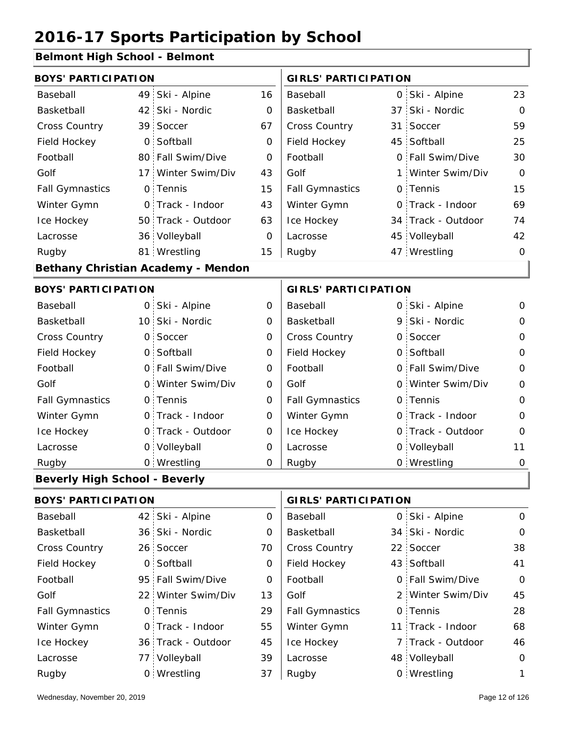# 2016-17 Sports Participation by School

## Belmont High School - Belmont

| BOYS' PARTICIPATION | | | | GIRLS' PARTICIPATION | | | |
|---|---|---|---|---|---|---|---|
| Baseball | 49 | Ski - Alpine | 16 | Baseball | 0 | Ski - Alpine | 23 |
| Basketball | 42 | Ski - Nordic | 0 | Basketball | 37 | Ski - Nordic | 0 |
| Cross Country | 39 | Soccer | 67 | Cross Country | 31 | Soccer | 59 |
| Field Hockey | 0 | Softball | 0 | Field Hockey | 45 | Softball | 25 |
| Football | 80 | Fall Swim/Dive | 0 | Football | 0 | Fall Swim/Dive | 30 |
| Golf | 17 | Winter Swim/Div | 43 | Golf | 1 | Winter Swim/Div | 0 |
| Fall Gymnastics | 0 | Tennis | 15 | Fall Gymnastics | 0 | Tennis | 15 |
| Winter Gymn | 0 | Track - Indoor | 43 | Winter Gymn | 0 | Track - Indoor | 69 |
| Ice Hockey | 50 | Track - Outdoor | 63 | Ice Hockey | 34 | Track - Outdoor | 74 |
| Lacrosse | 36 | Volleyball | 0 | Lacrosse | 45 | Volleyball | 42 |
| Rugby | 81 | Wrestling | 15 | Rugby | 47 | Wrestling | 0 |

## Bethany Christian Academy - Mendon

| BOYS' PARTICIPATION | | | | GIRLS' PARTICIPATION | | | |
|---|---|---|---|---|---|---|---|
| Baseball | 0 | Ski - Alpine | 0 | Baseball | 0 | Ski - Alpine | 0 |
| Basketball | 10 | Ski - Nordic | 0 | Basketball | 9 | Ski - Nordic | 0 |
| Cross Country | 0 | Soccer | 0 | Cross Country | 0 | Soccer | 0 |
| Field Hockey | 0 | Softball | 0 | Field Hockey | 0 | Softball | 0 |
| Football | 0 | Fall Swim/Dive | 0 | Football | 0 | Fall Swim/Dive | 0 |
| Golf | 0 | Winter Swim/Div | 0 | Golf | 0 | Winter Swim/Div | 0 |
| Fall Gymnastics | 0 | Tennis | 0 | Fall Gymnastics | 0 | Tennis | 0 |
| Winter Gymn | 0 | Track - Indoor | 0 | Winter Gymn | 0 | Track - Indoor | 0 |
| Ice Hockey | 0 | Track - Outdoor | 0 | Ice Hockey | 0 | Track - Outdoor | 0 |
| Lacrosse | 0 | Volleyball | 0 | Lacrosse | 0 | Volleyball | 11 |
| Rugby | 0 | Wrestling | 0 | Rugby | 0 | Wrestling | 0 |

## Beverly High School - Beverly

| BOYS' PARTICIPATION | | | | GIRLS' PARTICIPATION | | | |
|---|---|---|---|---|---|---|---|
| Baseball | 42 | Ski - Alpine | 0 | Baseball | 0 | Ski - Alpine | 0 |
| Basketball | 36 | Ski - Nordic | 0 | Basketball | 34 | Ski - Nordic | 0 |
| Cross Country | 26 | Soccer | 70 | Cross Country | 22 | Soccer | 38 |
| Field Hockey | 0 | Softball | 0 | Field Hockey | 43 | Softball | 41 |
| Football | 95 | Fall Swim/Dive | 0 | Football | 0 | Fall Swim/Dive | 0 |
| Golf | 22 | Winter Swim/Div | 13 | Golf | 2 | Winter Swim/Div | 45 |
| Fall Gymnastics | 0 | Tennis | 29 | Fall Gymnastics | 0 | Tennis | 28 |
| Winter Gymn | 0 | Track - Indoor | 55 | Winter Gymn | 11 | Track - Indoor | 68 |
| Ice Hockey | 36 | Track - Outdoor | 45 | Ice Hockey | 7 | Track - Outdoor | 46 |
| Lacrosse | 77 | Volleyball | 39 | Lacrosse | 48 | Volleyball | 0 |
| Rugby | 0 | Wrestling | 37 | Rugby | 0 | Wrestling | 1 |

Wednesday, November 20, 2019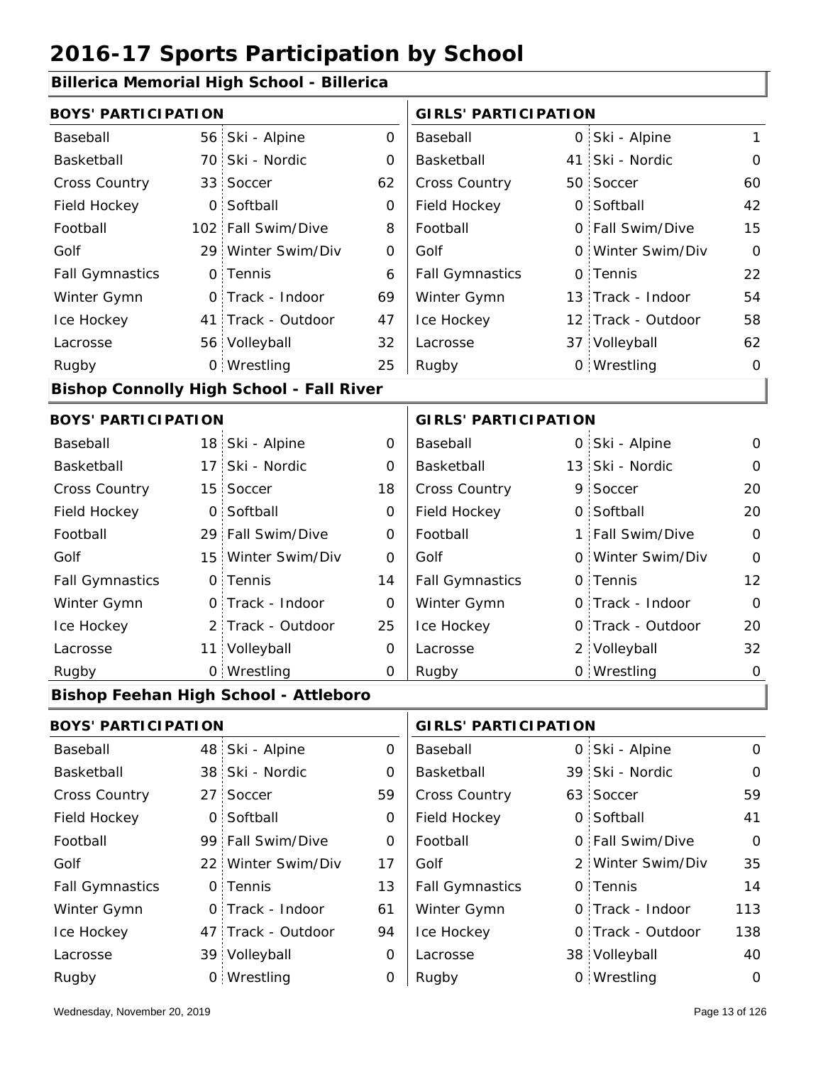# 2016-17 Sports Participation by School

## Billerica Memorial High School - Billerica

| BOYS' PARTICIPATION | | | | GIRLS' PARTICIPATION | | | |
|---|---|---|---|---|---|---|---|
| Baseball | 56 | Ski - Alpine | 0 | Baseball | 0 | Ski - Alpine | 1 |
| Basketball | 70 | Ski - Nordic | 0 | Basketball | 41 | Ski - Nordic | 0 |
| Cross Country | 33 | Soccer | 62 | Cross Country | 50 | Soccer | 60 |
| Field Hockey | 0 | Softball | 0 | Field Hockey | 0 | Softball | 42 |
| Football | 102 | Fall Swim/Dive | 8 | Football | 0 | Fall Swim/Dive | 15 |
| Golf | 29 | Winter Swim/Div | 0 | Golf | 0 | Winter Swim/Div | 0 |
| Fall Gymnastics | 0 | Tennis | 6 | Fall Gymnastics | 0 | Tennis | 22 |
| Winter Gymn | 0 | Track - Indoor | 69 | Winter Gymn | 13 | Track - Indoor | 54 |
| Ice Hockey | 41 | Track - Outdoor | 47 | Ice Hockey | 12 | Track - Outdoor | 58 |
| Lacrosse | 56 | Volleyball | 32 | Lacrosse | 37 | Volleyball | 62 |
| Rugby | 0 | Wrestling | 25 | Rugby | 0 | Wrestling | 0 |

## Bishop Connolly High School - Fall River

| BOYS' PARTICIPATION | | | | GIRLS' PARTICIPATION | | | |
|---|---|---|---|---|---|---|---|
| Baseball | 18 | Ski - Alpine | 0 | Baseball | 0 | Ski - Alpine | 0 |
| Basketball | 17 | Ski - Nordic | 0 | Basketball | 13 | Ski - Nordic | 0 |
| Cross Country | 15 | Soccer | 18 | Cross Country | 9 | Soccer | 20 |
| Field Hockey | 0 | Softball | 0 | Field Hockey | 0 | Softball | 20 |
| Football | 29 | Fall Swim/Dive | 0 | Football | 1 | Fall Swim/Dive | 0 |
| Golf | 15 | Winter Swim/Div | 0 | Golf | 0 | Winter Swim/Div | 0 |
| Fall Gymnastics | 0 | Tennis | 14 | Fall Gymnastics | 0 | Tennis | 12 |
| Winter Gymn | 0 | Track - Indoor | 0 | Winter Gymn | 0 | Track - Indoor | 0 |
| Ice Hockey | 2 | Track - Outdoor | 25 | Ice Hockey | 0 | Track - Outdoor | 20 |
| Lacrosse | 11 | Volleyball | 0 | Lacrosse | 2 | Volleyball | 32 |
| Rugby | 0 | Wrestling | 0 | Rugby | 0 | Wrestling | 0 |

## Bishop Feehan High School - Attleboro

| BOYS' PARTICIPATION | | | | GIRLS' PARTICIPATION | | | |
|---|---|---|---|---|---|---|---|
| Baseball | 48 | Ski - Alpine | 0 | Baseball | 0 | Ski - Alpine | 0 |
| Basketball | 38 | Ski - Nordic | 0 | Basketball | 39 | Ski - Nordic | 0 |
| Cross Country | 27 | Soccer | 59 | Cross Country | 63 | Soccer | 59 |
| Field Hockey | 0 | Softball | 0 | Field Hockey | 0 | Softball | 41 |
| Football | 99 | Fall Swim/Dive | 0 | Football | 0 | Fall Swim/Dive | 0 |
| Golf | 22 | Winter Swim/Div | 17 | Golf | 2 | Winter Swim/Div | 35 |
| Fall Gymnastics | 0 | Tennis | 13 | Fall Gymnastics | 0 | Tennis | 14 |
| Winter Gymn | 0 | Track - Indoor | 61 | Winter Gymn | 0 | Track - Indoor | 113 |
| Ice Hockey | 47 | Track - Outdoor | 94 | Ice Hockey | 0 | Track - Outdoor | 138 |
| Lacrosse | 39 | Volleyball | 0 | Lacrosse | 38 | Volleyball | 40 |
| Rugby | 0 | Wrestling | 0 | Rugby | 0 | Wrestling | 0 |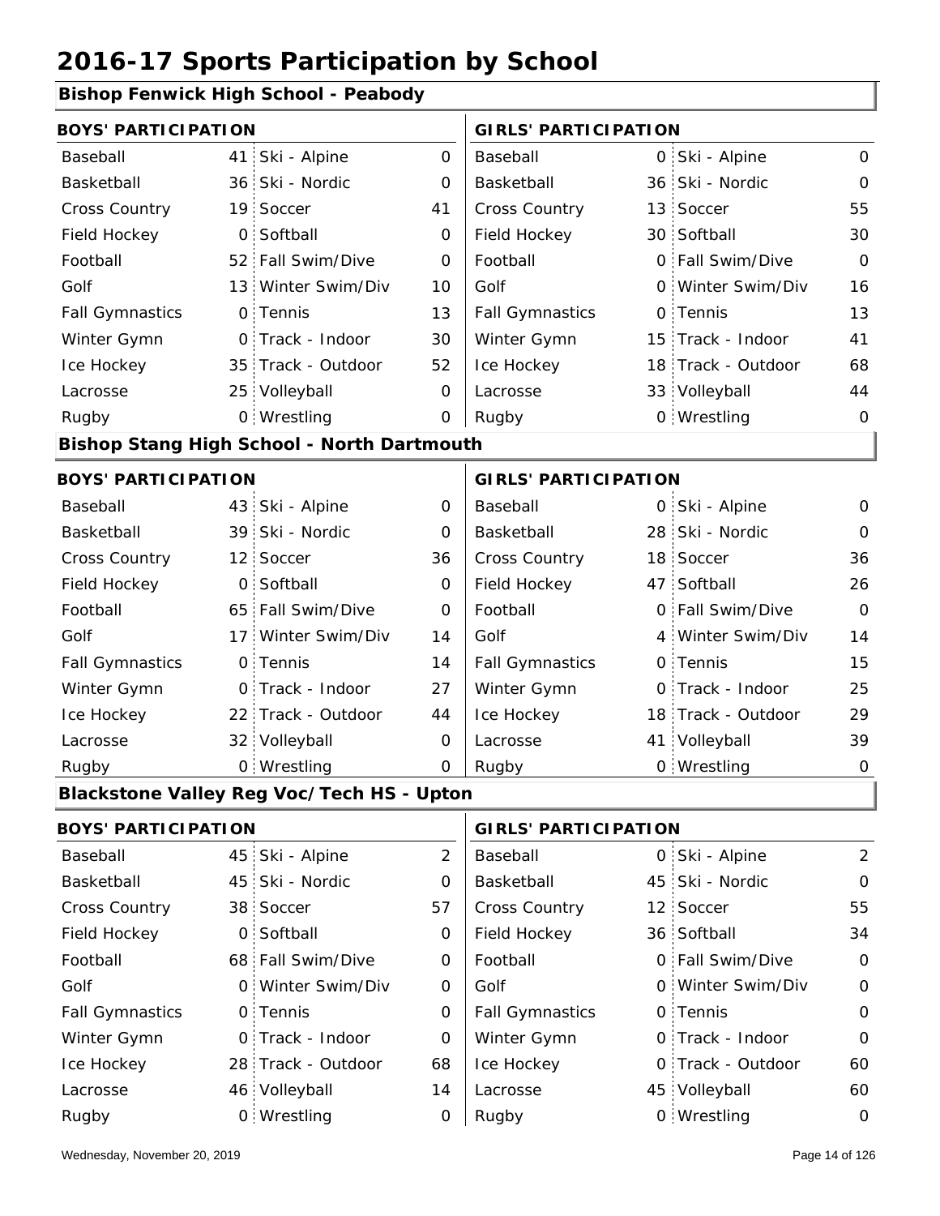# 2016-17 Sports Participation by School

## Bishop Fenwick High School - Peabody

| BOYS' PARTICIPATION | | | | GIRLS' PARTICIPATION | | | |
|---|---|---|---|---|---|---|---|
| Baseball | 41 | Ski - Alpine | 0 | Baseball | 0 | Ski - Alpine | 0 |
| Basketball | 36 | Ski - Nordic | 0 | Basketball | 36 | Ski - Nordic | 0 |
| Cross Country | 19 | Soccer | 41 | Cross Country | 13 | Soccer | 55 |
| Field Hockey | 0 | Softball | 0 | Field Hockey | 30 | Softball | 30 |
| Football | 52 | Fall Swim/Dive | 0 | Football | 0 | Fall Swim/Dive | 0 |
| Golf | 13 | Winter Swim/Div | 10 | Golf | 0 | Winter Swim/Div | 16 |
| Fall Gymnastics | 0 | Tennis | 13 | Fall Gymnastics | 0 | Tennis | 13 |
| Winter Gymn | 0 | Track - Indoor | 30 | Winter Gymn | 15 | Track - Indoor | 41 |
| Ice Hockey | 35 | Track - Outdoor | 52 | Ice Hockey | 18 | Track - Outdoor | 68 |
| Lacrosse | 25 | Volleyball | 0 | Lacrosse | 33 | Volleyball | 44 |
| Rugby | 0 | Wrestling | 0 | Rugby | 0 | Wrestling | 0 |

## Bishop Stang High School - North Dartmouth

| BOYS' PARTICIPATION | | | | GIRLS' PARTICIPATION | | | |
|---|---|---|---|---|---|---|---|
| Baseball | 43 | Ski - Alpine | 0 | Baseball | 0 | Ski - Alpine | 0 |
| Basketball | 39 | Ski - Nordic | 0 | Basketball | 28 | Ski - Nordic | 0 |
| Cross Country | 12 | Soccer | 36 | Cross Country | 18 | Soccer | 36 |
| Field Hockey | 0 | Softball | 0 | Field Hockey | 47 | Softball | 26 |
| Football | 65 | Fall Swim/Dive | 0 | Football | 0 | Fall Swim/Dive | 0 |
| Golf | 17 | Winter Swim/Div | 14 | Golf | 4 | Winter Swim/Div | 14 |
| Fall Gymnastics | 0 | Tennis | 14 | Fall Gymnastics | 0 | Tennis | 15 |
| Winter Gymn | 0 | Track - Indoor | 27 | Winter Gymn | 0 | Track - Indoor | 25 |
| Ice Hockey | 22 | Track - Outdoor | 44 | Ice Hockey | 18 | Track - Outdoor | 29 |
| Lacrosse | 32 | Volleyball | 0 | Lacrosse | 41 | Volleyball | 39 |
| Rugby | 0 | Wrestling | 0 | Rugby | 0 | Wrestling | 0 |

## Blackstone Valley Reg Voc/Tech HS - Upton

| BOYS' PARTICIPATION | | | | GIRLS' PARTICIPATION | | | |
|---|---|---|---|---|---|---|---|
| Baseball | 45 | Ski - Alpine | 2 | Baseball | 0 | Ski - Alpine | 2 |
| Basketball | 45 | Ski - Nordic | 0 | Basketball | 45 | Ski - Nordic | 0 |
| Cross Country | 38 | Soccer | 57 | Cross Country | 12 | Soccer | 55 |
| Field Hockey | 0 | Softball | 0 | Field Hockey | 36 | Softball | 34 |
| Football | 68 | Fall Swim/Dive | 0 | Football | 0 | Fall Swim/Dive | 0 |
| Golf | 0 | Winter Swim/Div | 0 | Golf | 0 | Winter Swim/Div | 0 |
| Fall Gymnastics | 0 | Tennis | 0 | Fall Gymnastics | 0 | Tennis | 0 |
| Winter Gymn | 0 | Track - Indoor | 0 | Winter Gymn | 0 | Track - Indoor | 0 |
| Ice Hockey | 28 | Track - Outdoor | 68 | Ice Hockey | 0 | Track - Outdoor | 60 |
| Lacrosse | 46 | Volleyball | 14 | Lacrosse | 45 | Volleyball | 60 |
| Rugby | 0 | Wrestling | 0 | Rugby | 0 | Wrestling | 0 |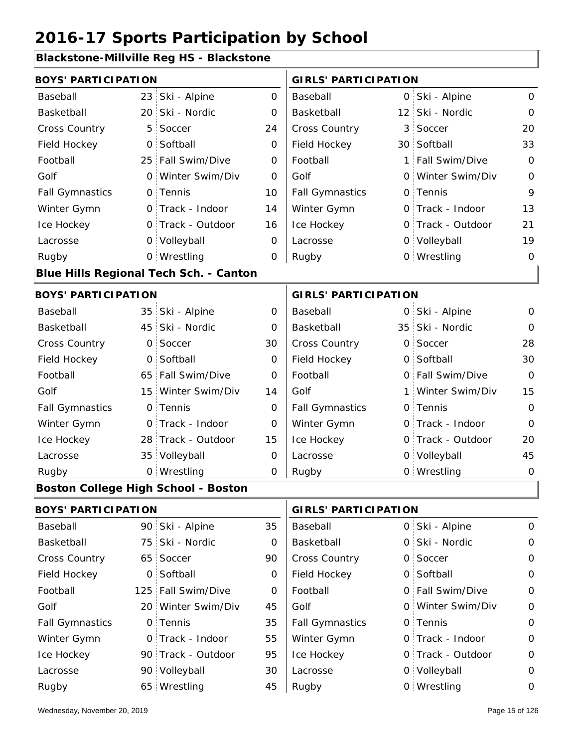# 2016-17 Sports Participation by School

## Blackstone-Millville Reg HS - Blackstone

| BOYS' PARTICIPATION | | | | GIRLS' PARTICIPATION | | | |
|---|---|---|---|---|---|---|---|
| Baseball | 23 | Ski - Alpine | 0 | Baseball | 0 | Ski - Alpine | 0 |
| Basketball | 20 | Ski - Nordic | 0 | Basketball | 12 | Ski - Nordic | 0 |
| Cross Country | 5 | Soccer | 24 | Cross Country | 3 | Soccer | 20 |
| Field Hockey | 0 | Softball | 0 | Field Hockey | 30 | Softball | 33 |
| Football | 25 | Fall Swim/Dive | 0 | Football | 1 | Fall Swim/Dive | 0 |
| Golf | 0 | Winter Swim/Div | 0 | Golf | 0 | Winter Swim/Div | 0 |
| Fall Gymnastics | 0 | Tennis | 10 | Fall Gymnastics | 0 | Tennis | 9 |
| Winter Gymn | 0 | Track - Indoor | 14 | Winter Gymn | 0 | Track - Indoor | 13 |
| Ice Hockey | 0 | Track - Outdoor | 16 | Ice Hockey | 0 | Track - Outdoor | 21 |
| Lacrosse | 0 | Volleyball | 0 | Lacrosse | 0 | Volleyball | 19 |
| Rugby | 0 | Wrestling | 0 | Rugby | 0 | Wrestling | 0 |

## Blue Hills Regional Tech Sch. - Canton

| BOYS' PARTICIPATION | | | | GIRLS' PARTICIPATION | | | |
|---|---|---|---|---|---|---|---|
| Baseball | 35 | Ski - Alpine | 0 | Baseball | 0 | Ski - Alpine | 0 |
| Basketball | 45 | Ski - Nordic | 0 | Basketball | 35 | Ski - Nordic | 0 |
| Cross Country | 0 | Soccer | 30 | Cross Country | 0 | Soccer | 28 |
| Field Hockey | 0 | Softball | 0 | Field Hockey | 0 | Softball | 30 |
| Football | 65 | Fall Swim/Dive | 0 | Football | 0 | Fall Swim/Dive | 0 |
| Golf | 15 | Winter Swim/Div | 14 | Golf | 1 | Winter Swim/Div | 15 |
| Fall Gymnastics | 0 | Tennis | 0 | Fall Gymnastics | 0 | Tennis | 0 |
| Winter Gymn | 0 | Track - Indoor | 0 | Winter Gymn | 0 | Track - Indoor | 0 |
| Ice Hockey | 28 | Track - Outdoor | 15 | Ice Hockey | 0 | Track - Outdoor | 20 |
| Lacrosse | 35 | Volleyball | 0 | Lacrosse | 0 | Volleyball | 45 |
| Rugby | 0 | Wrestling | 0 | Rugby | 0 | Wrestling | 0 |

## Boston College High School - Boston

| BOYS' PARTICIPATION | | | | GIRLS' PARTICIPATION | | | |
|---|---|---|---|---|---|---|---|
| Baseball | 90 | Ski - Alpine | 35 | Baseball | 0 | Ski - Alpine | 0 |
| Basketball | 75 | Ski - Nordic | 0 | Basketball | 0 | Ski - Nordic | 0 |
| Cross Country | 65 | Soccer | 90 | Cross Country | 0 | Soccer | 0 |
| Field Hockey | 0 | Softball | 0 | Field Hockey | 0 | Softball | 0 |
| Football | 125 | Fall Swim/Dive | 0 | Football | 0 | Fall Swim/Dive | 0 |
| Golf | 20 | Winter Swim/Div | 45 | Golf | 0 | Winter Swim/Div | 0 |
| Fall Gymnastics | 0 | Tennis | 35 | Fall Gymnastics | 0 | Tennis | 0 |
| Winter Gymn | 0 | Track - Indoor | 55 | Winter Gymn | 0 | Track - Indoor | 0 |
| Ice Hockey | 90 | Track - Outdoor | 95 | Ice Hockey | 0 | Track - Outdoor | 0 |
| Lacrosse | 90 | Volleyball | 30 | Lacrosse | 0 | Volleyball | 0 |
| Rugby | 65 | Wrestling | 45 | Rugby | 0 | Wrestling | 0 |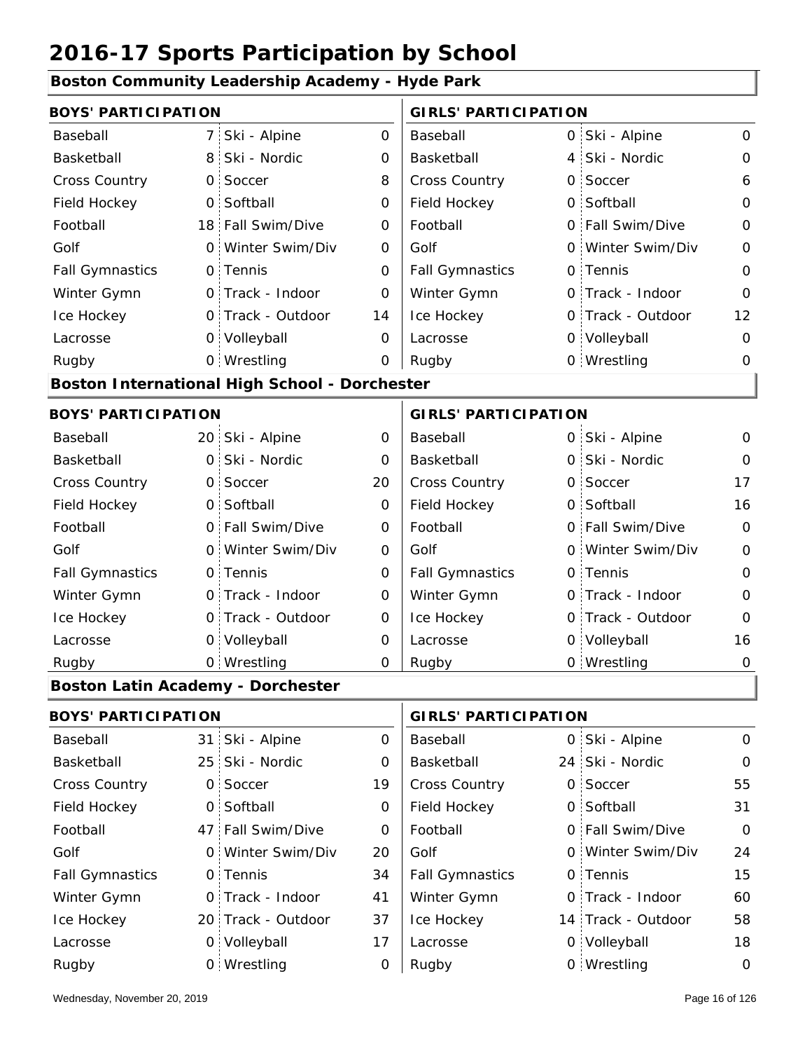# 2016-17 Sports Participation by School

## Boston Community Leadership Academy - Hyde Park

| BOYS' PARTICIPATION | | | | GIRLS' PARTICIPATION | | | |
|---|---|---|---|---|---|---|---|
| Baseball | 7 | Ski - Alpine | 0 | Baseball | 0 | Ski - Alpine | 0 |
| Basketball | 8 | Ski - Nordic | 0 | Basketball | 4 | Ski - Nordic | 0 |
| Cross Country | 0 | Soccer | 8 | Cross Country | 0 | Soccer | 6 |
| Field Hockey | 0 | Softball | 0 | Field Hockey | 0 | Softball | 0 |
| Football | 18 | Fall Swim/Dive | 0 | Football | 0 | Fall Swim/Dive | 0 |
| Golf | 0 | Winter Swim/Div | 0 | Golf | 0 | Winter Swim/Div | 0 |
| Fall Gymnastics | 0 | Tennis | 0 | Fall Gymnastics | 0 | Tennis | 0 |
| Winter Gymn | 0 | Track - Indoor | 0 | Winter Gymn | 0 | Track - Indoor | 0 |
| Ice Hockey | 0 | Track - Outdoor | 14 | Ice Hockey | 0 | Track - Outdoor | 12 |
| Lacrosse | 0 | Volleyball | 0 | Lacrosse | 0 | Volleyball | 0 |
| Rugby | 0 | Wrestling | 0 | Rugby | 0 | Wrestling | 0 |

## Boston International High School - Dorchester

| BOYS' PARTICIPATION | | | | GIRLS' PARTICIPATION | | | |
|---|---|---|---|---|---|---|---|
| Baseball | 20 | Ski - Alpine | 0 | Baseball | 0 | Ski - Alpine | 0 |
| Basketball | 0 | Ski - Nordic | 0 | Basketball | 0 | Ski - Nordic | 0 |
| Cross Country | 0 | Soccer | 20 | Cross Country | 0 | Soccer | 17 |
| Field Hockey | 0 | Softball | 0 | Field Hockey | 0 | Softball | 16 |
| Football | 0 | Fall Swim/Dive | 0 | Football | 0 | Fall Swim/Dive | 0 |
| Golf | 0 | Winter Swim/Div | 0 | Golf | 0 | Winter Swim/Div | 0 |
| Fall Gymnastics | 0 | Tennis | 0 | Fall Gymnastics | 0 | Tennis | 0 |
| Winter Gymn | 0 | Track - Indoor | 0 | Winter Gymn | 0 | Track - Indoor | 0 |
| Ice Hockey | 0 | Track - Outdoor | 0 | Ice Hockey | 0 | Track - Outdoor | 0 |
| Lacrosse | 0 | Volleyball | 0 | Lacrosse | 0 | Volleyball | 16 |
| Rugby | 0 | Wrestling | 0 | Rugby | 0 | Wrestling | 0 |

## Boston Latin Academy - Dorchester

| BOYS' PARTICIPATION | | | | GIRLS' PARTICIPATION | | | |
|---|---|---|---|---|---|---|---|
| Baseball | 31 | Ski - Alpine | 0 | Baseball | 0 | Ski - Alpine | 0 |
| Basketball | 25 | Ski - Nordic | 0 | Basketball | 24 | Ski - Nordic | 0 |
| Cross Country | 0 | Soccer | 19 | Cross Country | 0 | Soccer | 55 |
| Field Hockey | 0 | Softball | 0 | Field Hockey | 0 | Softball | 31 |
| Football | 47 | Fall Swim/Dive | 0 | Football | 0 | Fall Swim/Dive | 0 |
| Golf | 0 | Winter Swim/Div | 20 | Golf | 0 | Winter Swim/Div | 24 |
| Fall Gymnastics | 0 | Tennis | 34 | Fall Gymnastics | 0 | Tennis | 15 |
| Winter Gymn | 0 | Track - Indoor | 41 | Winter Gymn | 0 | Track - Indoor | 60 |
| Ice Hockey | 20 | Track - Outdoor | 37 | Ice Hockey | 14 | Track - Outdoor | 58 |
| Lacrosse | 0 | Volleyball | 17 | Lacrosse | 0 | Volleyball | 18 |
| Rugby | 0 | Wrestling | 0 | Rugby | 0 | Wrestling | 0 |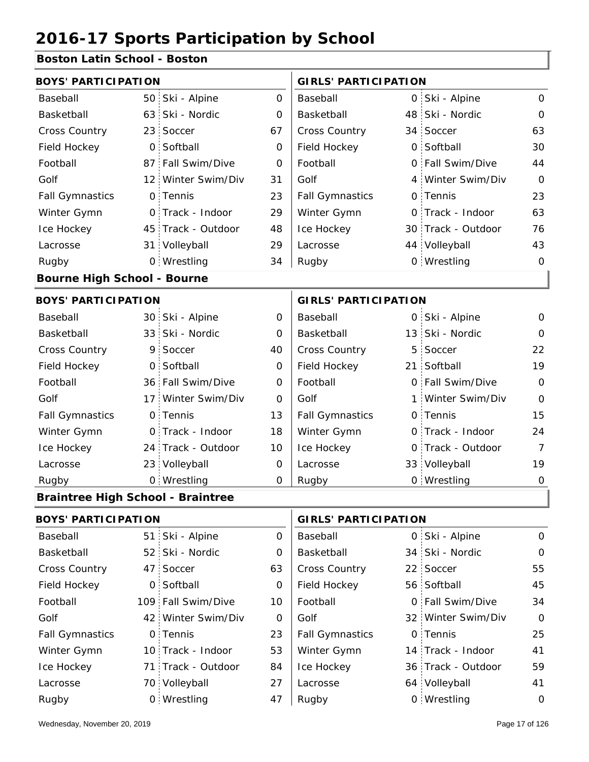# 2016-17 Sports Participation by School

## Boston Latin School - Boston

| BOYS' PARTICIPATION | | | | GIRLS' PARTICIPATION | | | |
|---|---|---|---|---|---|---|---|
| Baseball | 50 | Ski - Alpine | 0 | Baseball | 0 | Ski - Alpine | 0 |
| Basketball | 63 | Ski - Nordic | 0 | Basketball | 48 | Ski - Nordic | 0 |
| Cross Country | 23 | Soccer | 67 | Cross Country | 34 | Soccer | 63 |
| Field Hockey | 0 | Softball | 0 | Field Hockey | 0 | Softball | 30 |
| Football | 87 | Fall Swim/Dive | 0 | Football | 0 | Fall Swim/Dive | 44 |
| Golf | 12 | Winter Swim/Div | 31 | Golf | 4 | Winter Swim/Div | 0 |
| Fall Gymnastics | 0 | Tennis | 23 | Fall Gymnastics | 0 | Tennis | 23 |
| Winter Gymn | 0 | Track - Indoor | 29 | Winter Gymn | 0 | Track - Indoor | 63 |
| Ice Hockey | 45 | Track - Outdoor | 48 | Ice Hockey | 30 | Track - Outdoor | 76 |
| Lacrosse | 31 | Volleyball | 29 | Lacrosse | 44 | Volleyball | 43 |
| Rugby | 0 | Wrestling | 34 | Rugby | 0 | Wrestling | 0 |

## Bourne High School - Bourne

| BOYS' PARTICIPATION | | | | GIRLS' PARTICIPATION | | | |
|---|---|---|---|---|---|---|---|
| Baseball | 30 | Ski - Alpine | 0 | Baseball | 0 | Ski - Alpine | 0 |
| Basketball | 33 | Ski - Nordic | 0 | Basketball | 13 | Ski - Nordic | 0 |
| Cross Country | 9 | Soccer | 40 | Cross Country | 5 | Soccer | 22 |
| Field Hockey | 0 | Softball | 0 | Field Hockey | 21 | Softball | 19 |
| Football | 36 | Fall Swim/Dive | 0 | Football | 0 | Fall Swim/Dive | 0 |
| Golf | 17 | Winter Swim/Div | 0 | Golf | 1 | Winter Swim/Div | 0 |
| Fall Gymnastics | 0 | Tennis | 13 | Fall Gymnastics | 0 | Tennis | 15 |
| Winter Gymn | 0 | Track - Indoor | 18 | Winter Gymn | 0 | Track - Indoor | 24 |
| Ice Hockey | 24 | Track - Outdoor | 10 | Ice Hockey | 0 | Track - Outdoor | 7 |
| Lacrosse | 23 | Volleyball | 0 | Lacrosse | 33 | Volleyball | 19 |
| Rugby | 0 | Wrestling | 0 | Rugby | 0 | Wrestling | 0 |

## Braintree High School - Braintree

| BOYS' PARTICIPATION | | | | GIRLS' PARTICIPATION | | | |
|---|---|---|---|---|---|---|---|
| Baseball | 51 | Ski - Alpine | 0 | Baseball | 0 | Ski - Alpine | 0 |
| Basketball | 52 | Ski - Nordic | 0 | Basketball | 34 | Ski - Nordic | 0 |
| Cross Country | 47 | Soccer | 63 | Cross Country | 22 | Soccer | 55 |
| Field Hockey | 0 | Softball | 0 | Field Hockey | 56 | Softball | 45 |
| Football | 109 | Fall Swim/Dive | 10 | Football | 0 | Fall Swim/Dive | 34 |
| Golf | 42 | Winter Swim/Div | 0 | Golf | 32 | Winter Swim/Div | 0 |
| Fall Gymnastics | 0 | Tennis | 23 | Fall Gymnastics | 0 | Tennis | 25 |
| Winter Gymn | 10 | Track - Indoor | 53 | Winter Gymn | 14 | Track - Indoor | 41 |
| Ice Hockey | 71 | Track - Outdoor | 84 | Ice Hockey | 36 | Track - Outdoor | 59 |
| Lacrosse | 70 | Volleyball | 27 | Lacrosse | 64 | Volleyball | 41 |
| Rugby | 0 | Wrestling | 47 | Rugby | 0 | Wrestling | 0 |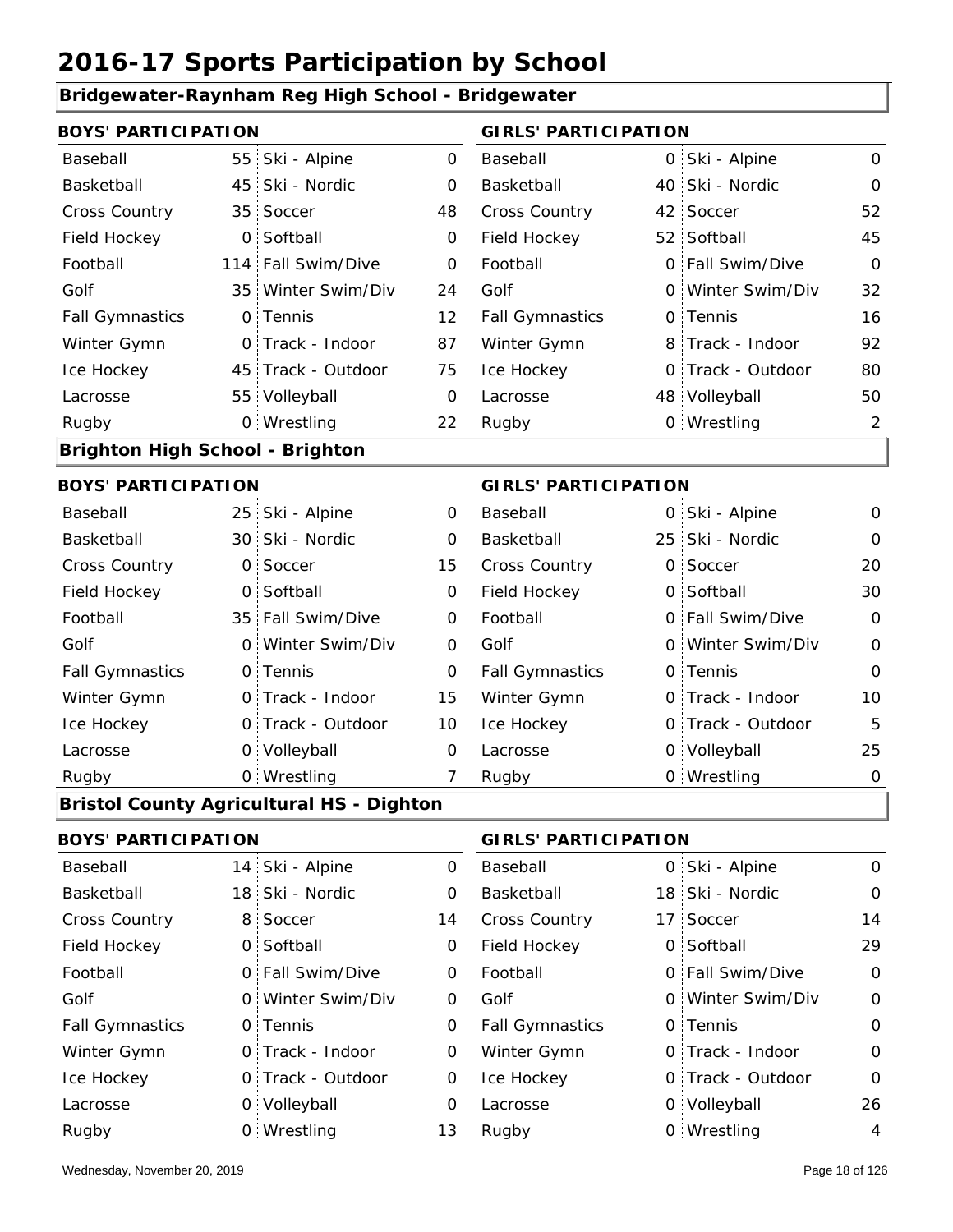# 2016-17 Sports Participation by School

## Bridgewater-Raynham Reg High School - Bridgewater

| BOYS' PARTICIPATION | | | | GIRLS' PARTICIPATION | | | |
|---|---|---|---|---|---|---|---|
| Baseball | 55 | Ski - Alpine | 0 | Baseball | 0 | Ski - Alpine | 0 |
| Basketball | 45 | Ski - Nordic | 0 | Basketball | 40 | Ski - Nordic | 0 |
| Cross Country | 35 | Soccer | 48 | Cross Country | 42 | Soccer | 52 |
| Field Hockey | 0 | Softball | 0 | Field Hockey | 52 | Softball | 45 |
| Football | 114 | Fall Swim/Dive | 0 | Football | 0 | Fall Swim/Dive | 0 |
| Golf | 35 | Winter Swim/Div | 24 | Golf | 0 | Winter Swim/Div | 32 |
| Fall Gymnastics | 0 | Tennis | 12 | Fall Gymnastics | 0 | Tennis | 16 |
| Winter Gymn | 0 | Track - Indoor | 87 | Winter Gymn | 8 | Track - Indoor | 92 |
| Ice Hockey | 45 | Track - Outdoor | 75 | Ice Hockey | 0 | Track - Outdoor | 80 |
| Lacrosse | 55 | Volleyball | 0 | Lacrosse | 48 | Volleyball | 50 |
| Rugby | 0 | Wrestling | 22 | Rugby | 0 | Wrestling | 2 |

## Brighton High School - Brighton

| BOYS' PARTICIPATION | | | | GIRLS' PARTICIPATION | | | |
|---|---|---|---|---|---|---|---|
| Baseball | 25 | Ski - Alpine | 0 | Baseball | 0 | Ski - Alpine | 0 |
| Basketball | 30 | Ski - Nordic | 0 | Basketball | 25 | Ski - Nordic | 0 |
| Cross Country | 0 | Soccer | 15 | Cross Country | 0 | Soccer | 20 |
| Field Hockey | 0 | Softball | 0 | Field Hockey | 0 | Softball | 30 |
| Football | 35 | Fall Swim/Dive | 0 | Football | 0 | Fall Swim/Dive | 0 |
| Golf | 0 | Winter Swim/Div | 0 | Golf | 0 | Winter Swim/Div | 0 |
| Fall Gymnastics | 0 | Tennis | 0 | Fall Gymnastics | 0 | Tennis | 0 |
| Winter Gymn | 0 | Track - Indoor | 15 | Winter Gymn | 0 | Track - Indoor | 10 |
| Ice Hockey | 0 | Track - Outdoor | 10 | Ice Hockey | 0 | Track - Outdoor | 5 |
| Lacrosse | 0 | Volleyball | 0 | Lacrosse | 0 | Volleyball | 25 |
| Rugby | 0 | Wrestling | 7 | Rugby | 0 | Wrestling | 0 |

## Bristol County Agricultural HS - Dighton

| BOYS' PARTICIPATION | | | | GIRLS' PARTICIPATION | | | |
|---|---|---|---|---|---|---|---|
| Baseball | 14 | Ski - Alpine | 0 | Baseball | 0 | Ski - Alpine | 0 |
| Basketball | 18 | Ski - Nordic | 0 | Basketball | 18 | Ski - Nordic | 0 |
| Cross Country | 8 | Soccer | 14 | Cross Country | 17 | Soccer | 14 |
| Field Hockey | 0 | Softball | 0 | Field Hockey | 0 | Softball | 29 |
| Football | 0 | Fall Swim/Dive | 0 | Football | 0 | Fall Swim/Dive | 0 |
| Golf | 0 | Winter Swim/Div | 0 | Golf | 0 | Winter Swim/Div | 0 |
| Fall Gymnastics | 0 | Tennis | 0 | Fall Gymnastics | 0 | Tennis | 0 |
| Winter Gymn | 0 | Track - Indoor | 0 | Winter Gymn | 0 | Track - Indoor | 0 |
| Ice Hockey | 0 | Track - Outdoor | 0 | Ice Hockey | 0 | Track - Outdoor | 0 |
| Lacrosse | 0 | Volleyball | 0 | Lacrosse | 0 | Volleyball | 26 |
| Rugby | 0 | Wrestling | 13 | Rugby | 0 | Wrestling | 4 |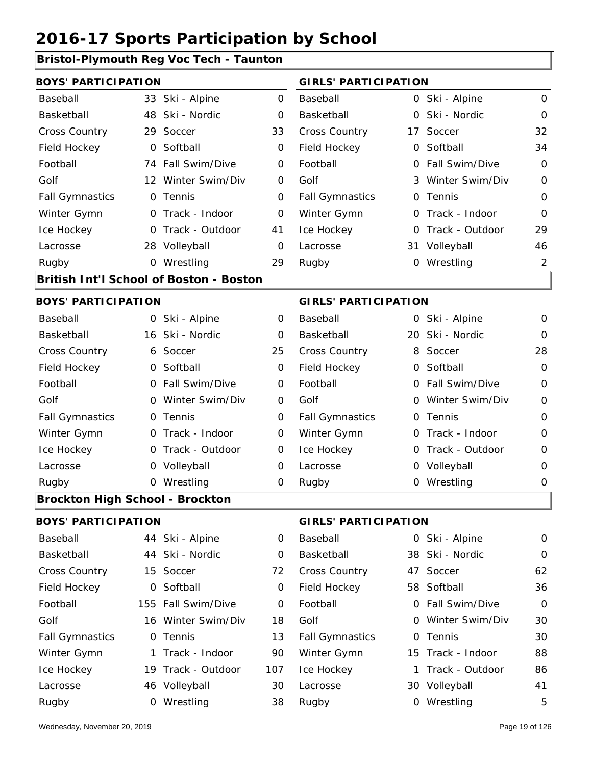# 2016-17 Sports Participation by School

## Bristol-Plymouth Reg Voc Tech - Taunton

| BOYS' PARTICIPATION | | | | GIRLS' PARTICIPATION | | | |
|---|---|---|---|---|---|---|---|
| Baseball | 33 | Ski - Alpine | 0 | Baseball | 0 | Ski - Alpine | 0 |
| Basketball | 48 | Ski - Nordic | 0 | Basketball | 0 | Ski - Nordic | 0 |
| Cross Country | 29 | Soccer | 33 | Cross Country | 17 | Soccer | 32 |
| Field Hockey | 0 | Softball | 0 | Field Hockey | 0 | Softball | 34 |
| Football | 74 | Fall Swim/Dive | 0 | Football | 0 | Fall Swim/Dive | 0 |
| Golf | 12 | Winter Swim/Div | 0 | Golf | 3 | Winter Swim/Div | 0 |
| Fall Gymnastics | 0 | Tennis | 0 | Fall Gymnastics | 0 | Tennis | 0 |
| Winter Gymn | 0 | Track - Indoor | 0 | Winter Gymn | 0 | Track - Indoor | 0 |
| Ice Hockey | 0 | Track - Outdoor | 41 | Ice Hockey | 0 | Track - Outdoor | 29 |
| Lacrosse | 28 | Volleyball | 0 | Lacrosse | 31 | Volleyball | 46 |
| Rugby | 0 | Wrestling | 29 | Rugby | 0 | Wrestling | 2 |

## British Int'l School of Boston - Boston

| BOYS' PARTICIPATION | | | | GIRLS' PARTICIPATION | | | |
|---|---|---|---|---|---|---|---|
| Baseball | 0 | Ski - Alpine | 0 | Baseball | 0 | Ski - Alpine | 0 |
| Basketball | 16 | Ski - Nordic | 0 | Basketball | 20 | Ski - Nordic | 0 |
| Cross Country | 6 | Soccer | 25 | Cross Country | 8 | Soccer | 28 |
| Field Hockey | 0 | Softball | 0 | Field Hockey | 0 | Softball | 0 |
| Football | 0 | Fall Swim/Dive | 0 | Football | 0 | Fall Swim/Dive | 0 |
| Golf | 0 | Winter Swim/Div | 0 | Golf | 0 | Winter Swim/Div | 0 |
| Fall Gymnastics | 0 | Tennis | 0 | Fall Gymnastics | 0 | Tennis | 0 |
| Winter Gymn | 0 | Track - Indoor | 0 | Winter Gymn | 0 | Track - Indoor | 0 |
| Ice Hockey | 0 | Track - Outdoor | 0 | Ice Hockey | 0 | Track - Outdoor | 0 |
| Lacrosse | 0 | Volleyball | 0 | Lacrosse | 0 | Volleyball | 0 |
| Rugby | 0 | Wrestling | 0 | Rugby | 0 | Wrestling | 0 |

## Brockton High School - Brockton

| BOYS' PARTICIPATION | | | | GIRLS' PARTICIPATION | | | |
|---|---|---|---|---|---|---|---|
| Baseball | 44 | Ski - Alpine | 0 | Baseball | 0 | Ski - Alpine | 0 |
| Basketball | 44 | Ski - Nordic | 0 | Basketball | 38 | Ski - Nordic | 0 |
| Cross Country | 15 | Soccer | 72 | Cross Country | 47 | Soccer | 62 |
| Field Hockey | 0 | Softball | 0 | Field Hockey | 58 | Softball | 36 |
| Football | 155 | Fall Swim/Dive | 0 | Football | 0 | Fall Swim/Dive | 0 |
| Golf | 16 | Winter Swim/Div | 18 | Golf | 0 | Winter Swim/Div | 30 |
| Fall Gymnastics | 0 | Tennis | 13 | Fall Gymnastics | 0 | Tennis | 30 |
| Winter Gymn | 1 | Track - Indoor | 90 | Winter Gymn | 15 | Track - Indoor | 88 |
| Ice Hockey | 19 | Track - Outdoor | 107 | Ice Hockey | 1 | Track - Outdoor | 86 |
| Lacrosse | 46 | Volleyball | 30 | Lacrosse | 30 | Volleyball | 41 |
| Rugby | 0 | Wrestling | 38 | Rugby | 0 | Wrestling | 5 |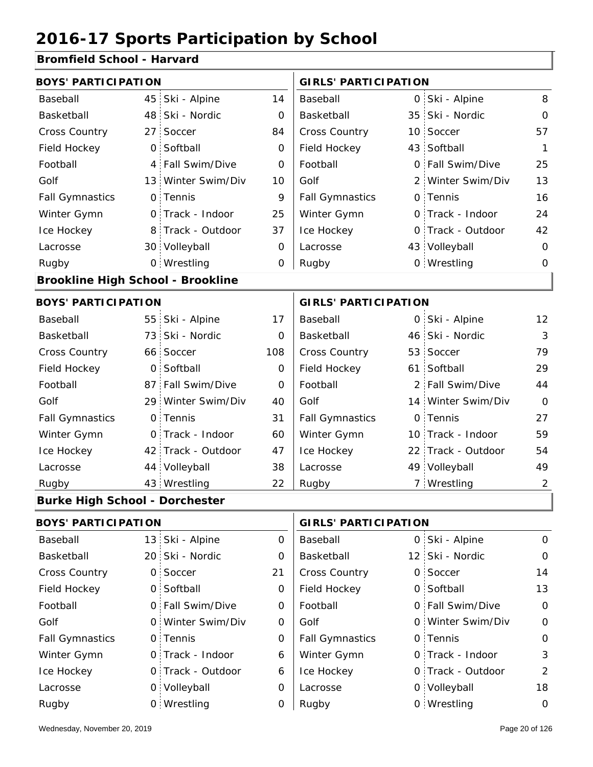# 2016-17 Sports Participation by School

## Bromfield School - Harvard

| BOYS' PARTICIPATION | | | | GIRLS' PARTICIPATION | | | |
|---|---|---|---|---|---|---|---|
| Baseball | 45 | Ski - Alpine | 14 | Baseball | 0 | Ski - Alpine | 8 |
| Basketball | 48 | Ski - Nordic | 0 | Basketball | 35 | Ski - Nordic | 0 |
| Cross Country | 27 | Soccer | 84 | Cross Country | 10 | Soccer | 57 |
| Field Hockey | 0 | Softball | 0 | Field Hockey | 43 | Softball | 1 |
| Football | 4 | Fall Swim/Dive | 0 | Football | 0 | Fall Swim/Dive | 25 |
| Golf | 13 | Winter Swim/Div | 10 | Golf | 2 | Winter Swim/Div | 13 |
| Fall Gymnastics | 0 | Tennis | 9 | Fall Gymnastics | 0 | Tennis | 16 |
| Winter Gymn | 0 | Track - Indoor | 25 | Winter Gymn | 0 | Track - Indoor | 24 |
| Ice Hockey | 8 | Track - Outdoor | 37 | Ice Hockey | 0 | Track - Outdoor | 42 |
| Lacrosse | 30 | Volleyball | 0 | Lacrosse | 43 | Volleyball | 0 |
| Rugby | 0 | Wrestling | 0 | Rugby | 0 | Wrestling | 0 |

## Brookline High School - Brookline

| BOYS' PARTICIPATION | | | | GIRLS' PARTICIPATION | | | |
|---|---|---|---|---|---|---|---|
| Baseball | 55 | Ski - Alpine | 17 | Baseball | 0 | Ski - Alpine | 12 |
| Basketball | 73 | Ski - Nordic | 0 | Basketball | 46 | Ski - Nordic | 3 |
| Cross Country | 66 | Soccer | 108 | Cross Country | 53 | Soccer | 79 |
| Field Hockey | 0 | Softball | 0 | Field Hockey | 61 | Softball | 29 |
| Football | 87 | Fall Swim/Dive | 0 | Football | 2 | Fall Swim/Dive | 44 |
| Golf | 29 | Winter Swim/Div | 40 | Golf | 14 | Winter Swim/Div | 0 |
| Fall Gymnastics | 0 | Tennis | 31 | Fall Gymnastics | 0 | Tennis | 27 |
| Winter Gymn | 0 | Track - Indoor | 60 | Winter Gymn | 10 | Track - Indoor | 59 |
| Ice Hockey | 42 | Track - Outdoor | 47 | Ice Hockey | 22 | Track - Outdoor | 54 |
| Lacrosse | 44 | Volleyball | 38 | Lacrosse | 49 | Volleyball | 49 |
| Rugby | 43 | Wrestling | 22 | Rugby | 7 | Wrestling | 2 |

## Burke High School - Dorchester

| BOYS' PARTICIPATION | | | | GIRLS' PARTICIPATION | | | |
|---|---|---|---|---|---|---|---|
| Baseball | 13 | Ski - Alpine | 0 | Baseball | 0 | Ski - Alpine | 0 |
| Basketball | 20 | Ski - Nordic | 0 | Basketball | 12 | Ski - Nordic | 0 |
| Cross Country | 0 | Soccer | 21 | Cross Country | 0 | Soccer | 14 |
| Field Hockey | 0 | Softball | 0 | Field Hockey | 0 | Softball | 13 |
| Football | 0 | Fall Swim/Dive | 0 | Football | 0 | Fall Swim/Dive | 0 |
| Golf | 0 | Winter Swim/Div | 0 | Golf | 0 | Winter Swim/Div | 0 |
| Fall Gymnastics | 0 | Tennis | 0 | Fall Gymnastics | 0 | Tennis | 0 |
| Winter Gymn | 0 | Track - Indoor | 6 | Winter Gymn | 0 | Track - Indoor | 3 |
| Ice Hockey | 0 | Track - Outdoor | 6 | Ice Hockey | 0 | Track - Outdoor | 2 |
| Lacrosse | 0 | Volleyball | 0 | Lacrosse | 0 | Volleyball | 18 |
| Rugby | 0 | Wrestling | 0 | Rugby | 0 | Wrestling | 0 |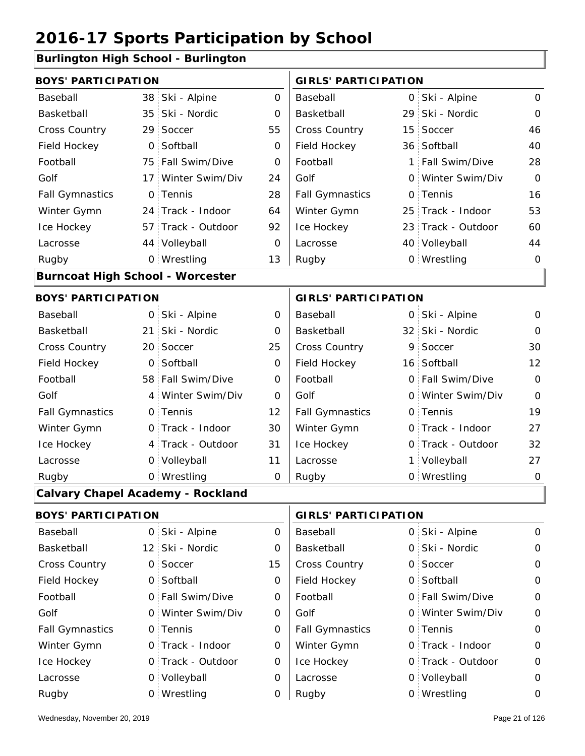# 2016-17 Sports Participation by School

## Burlington High School - Burlington

| BOYS' PARTICIPATION | | | | GIRLS' PARTICIPATION | | | |
|---|---|---|---|---|---|---|---|
| Baseball | 38 | Ski - Alpine | 0 | Baseball | 0 | Ski - Alpine | 0 |
| Basketball | 35 | Ski - Nordic | 0 | Basketball | 29 | Ski - Nordic | 0 |
| Cross Country | 29 | Soccer | 55 | Cross Country | 15 | Soccer | 46 |
| Field Hockey | 0 | Softball | 0 | Field Hockey | 36 | Softball | 40 |
| Football | 75 | Fall Swim/Dive | 0 | Football | 1 | Fall Swim/Dive | 28 |
| Golf | 17 | Winter Swim/Div | 24 | Golf | 0 | Winter Swim/Div | 0 |
| Fall Gymnastics | 0 | Tennis | 28 | Fall Gymnastics | 0 | Tennis | 16 |
| Winter Gymn | 24 | Track - Indoor | 64 | Winter Gymn | 25 | Track - Indoor | 53 |
| Ice Hockey | 57 | Track - Outdoor | 92 | Ice Hockey | 23 | Track - Outdoor | 60 |
| Lacrosse | 44 | Volleyball | 0 | Lacrosse | 40 | Volleyball | 44 |
| Rugby | 0 | Wrestling | 13 | Rugby | 0 | Wrestling | 0 |

## Burncoat High School - Worcester

| BOYS' PARTICIPATION | | | | GIRLS' PARTICIPATION | | | |
|---|---|---|---|---|---|---|---|
| Baseball | 0 | Ski - Alpine | 0 | Baseball | 0 | Ski - Alpine | 0 |
| Basketball | 21 | Ski - Nordic | 0 | Basketball | 32 | Ski - Nordic | 0 |
| Cross Country | 20 | Soccer | 25 | Cross Country | 9 | Soccer | 30 |
| Field Hockey | 0 | Softball | 0 | Field Hockey | 16 | Softball | 12 |
| Football | 58 | Fall Swim/Dive | 0 | Football | 0 | Fall Swim/Dive | 0 |
| Golf | 4 | Winter Swim/Div | 0 | Golf | 0 | Winter Swim/Div | 0 |
| Fall Gymnastics | 0 | Tennis | 12 | Fall Gymnastics | 0 | Tennis | 19 |
| Winter Gymn | 0 | Track - Indoor | 30 | Winter Gymn | 0 | Track - Indoor | 27 |
| Ice Hockey | 4 | Track - Outdoor | 31 | Ice Hockey | 0 | Track - Outdoor | 32 |
| Lacrosse | 0 | Volleyball | 11 | Lacrosse | 1 | Volleyball | 27 |
| Rugby | 0 | Wrestling | 0 | Rugby | 0 | Wrestling | 0 |

## Calvary Chapel Academy - Rockland

| BOYS' PARTICIPATION | | | | GIRLS' PARTICIPATION | | | |
|---|---|---|---|---|---|---|---|
| Baseball | 0 | Ski - Alpine | 0 | Baseball | 0 | Ski - Alpine | 0 |
| Basketball | 12 | Ski - Nordic | 0 | Basketball | 0 | Ski - Nordic | 0 |
| Cross Country | 0 | Soccer | 15 | Cross Country | 0 | Soccer | 0 |
| Field Hockey | 0 | Softball | 0 | Field Hockey | 0 | Softball | 0 |
| Football | 0 | Fall Swim/Dive | 0 | Football | 0 | Fall Swim/Dive | 0 |
| Golf | 0 | Winter Swim/Div | 0 | Golf | 0 | Winter Swim/Div | 0 |
| Fall Gymnastics | 0 | Tennis | 0 | Fall Gymnastics | 0 | Tennis | 0 |
| Winter Gymn | 0 | Track - Indoor | 0 | Winter Gymn | 0 | Track - Indoor | 0 |
| Ice Hockey | 0 | Track - Outdoor | 0 | Ice Hockey | 0 | Track - Outdoor | 0 |
| Lacrosse | 0 | Volleyball | 0 | Lacrosse | 0 | Volleyball | 0 |
| Rugby | 0 | Wrestling | 0 | Rugby | 0 | Wrestling | 0 |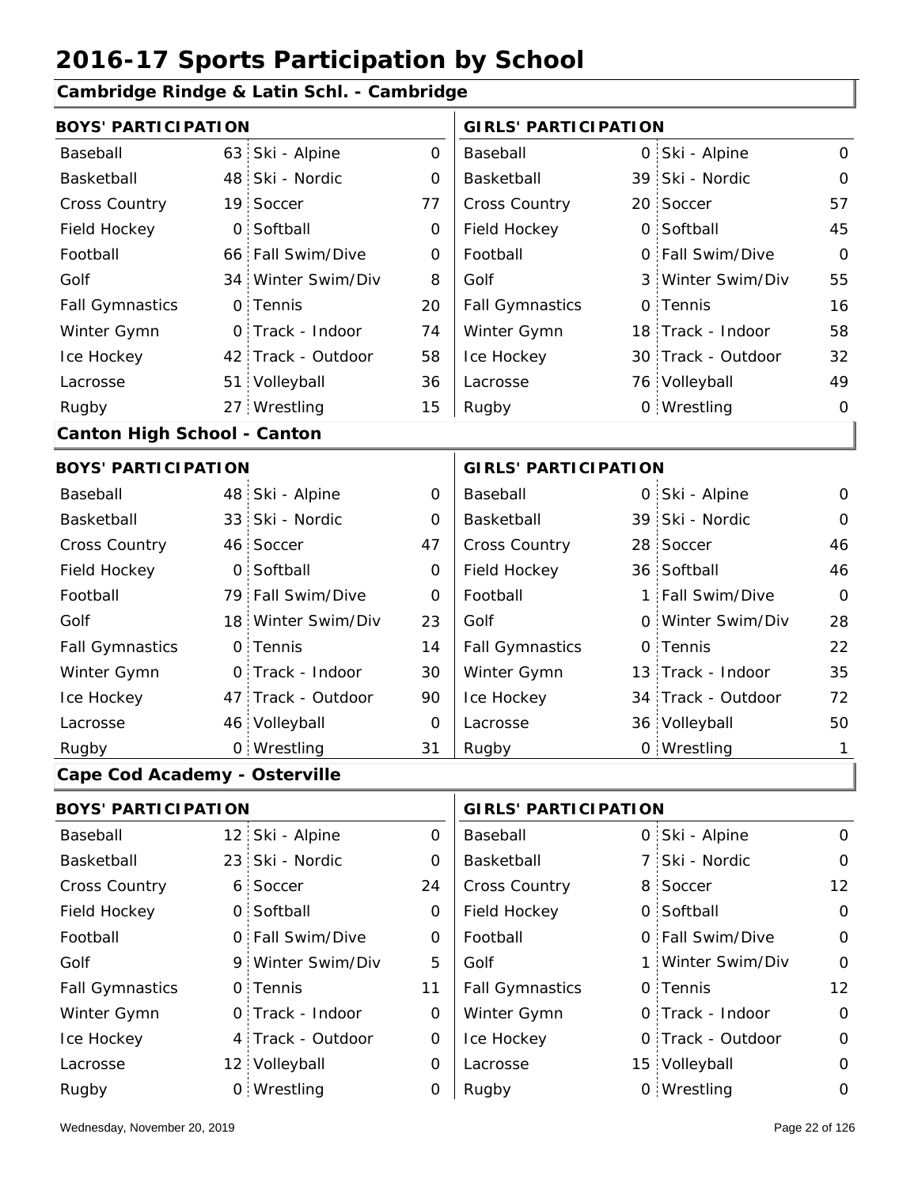# 2016-17 Sports Participation by School

## Cambridge Rindge & Latin Schl. - Cambridge

| BOYS' PARTICIPATION | | | | GIRLS' PARTICIPATION | | | |
|---|---|---|---|---|---|---|---|
| Baseball | 63 | Ski - Alpine | 0 | Baseball | 0 | Ski - Alpine | 0 |
| Basketball | 48 | Ski - Nordic | 0 | Basketball | 39 | Ski - Nordic | 0 |
| Cross Country | 19 | Soccer | 77 | Cross Country | 20 | Soccer | 57 |
| Field Hockey | 0 | Softball | 0 | Field Hockey | 0 | Softball | 45 |
| Football | 66 | Fall Swim/Dive | 0 | Football | 0 | Fall Swim/Dive | 0 |
| Golf | 34 | Winter Swim/Div | 8 | Golf | 3 | Winter Swim/Div | 55 |
| Fall Gymnastics | 0 | Tennis | 20 | Fall Gymnastics | 0 | Tennis | 16 |
| Winter Gymn | 0 | Track - Indoor | 74 | Winter Gymn | 18 | Track - Indoor | 58 |
| Ice Hockey | 42 | Track - Outdoor | 58 | Ice Hockey | 30 | Track - Outdoor | 32 |
| Lacrosse | 51 | Volleyball | 36 | Lacrosse | 76 | Volleyball | 49 |
| Rugby | 27 | Wrestling | 15 | Rugby | 0 | Wrestling | 0 |

## Canton High School - Canton

| BOYS' PARTICIPATION | | | | GIRLS' PARTICIPATION | | | |
|---|---|---|---|---|---|---|---|
| Baseball | 48 | Ski - Alpine | 0 | Baseball | 0 | Ski - Alpine | 0 |
| Basketball | 33 | Ski - Nordic | 0 | Basketball | 39 | Ski - Nordic | 0 |
| Cross Country | 46 | Soccer | 47 | Cross Country | 28 | Soccer | 46 |
| Field Hockey | 0 | Softball | 0 | Field Hockey | 36 | Softball | 46 |
| Football | 79 | Fall Swim/Dive | 0 | Football | 1 | Fall Swim/Dive | 0 |
| Golf | 18 | Winter Swim/Div | 23 | Golf | 0 | Winter Swim/Div | 28 |
| Fall Gymnastics | 0 | Tennis | 14 | Fall Gymnastics | 0 | Tennis | 22 |
| Winter Gymn | 0 | Track - Indoor | 30 | Winter Gymn | 13 | Track - Indoor | 35 |
| Ice Hockey | 47 | Track - Outdoor | 90 | Ice Hockey | 34 | Track - Outdoor | 72 |
| Lacrosse | 46 | Volleyball | 0 | Lacrosse | 36 | Volleyball | 50 |
| Rugby | 0 | Wrestling | 31 | Rugby | 0 | Wrestling | 1 |

## Cape Cod Academy - Osterville

| BOYS' PARTICIPATION | | | | GIRLS' PARTICIPATION | | | |
|---|---|---|---|---|---|---|---|
| Baseball | 12 | Ski - Alpine | 0 | Baseball | 0 | Ski - Alpine | 0 |
| Basketball | 23 | Ski - Nordic | 0 | Basketball | 7 | Ski - Nordic | 0 |
| Cross Country | 6 | Soccer | 24 | Cross Country | 8 | Soccer | 12 |
| Field Hockey | 0 | Softball | 0 | Field Hockey | 0 | Softball | 0 |
| Football | 0 | Fall Swim/Dive | 0 | Football | 0 | Fall Swim/Dive | 0 |
| Golf | 9 | Winter Swim/Div | 5 | Golf | 1 | Winter Swim/Div | 0 |
| Fall Gymnastics | 0 | Tennis | 11 | Fall Gymnastics | 0 | Tennis | 12 |
| Winter Gymn | 0 | Track - Indoor | 0 | Winter Gymn | 0 | Track - Indoor | 0 |
| Ice Hockey | 4 | Track - Outdoor | 0 | Ice Hockey | 0 | Track - Outdoor | 0 |
| Lacrosse | 12 | Volleyball | 0 | Lacrosse | 15 | Volleyball | 0 |
| Rugby | 0 | Wrestling | 0 | Rugby | 0 | Wrestling | 0 |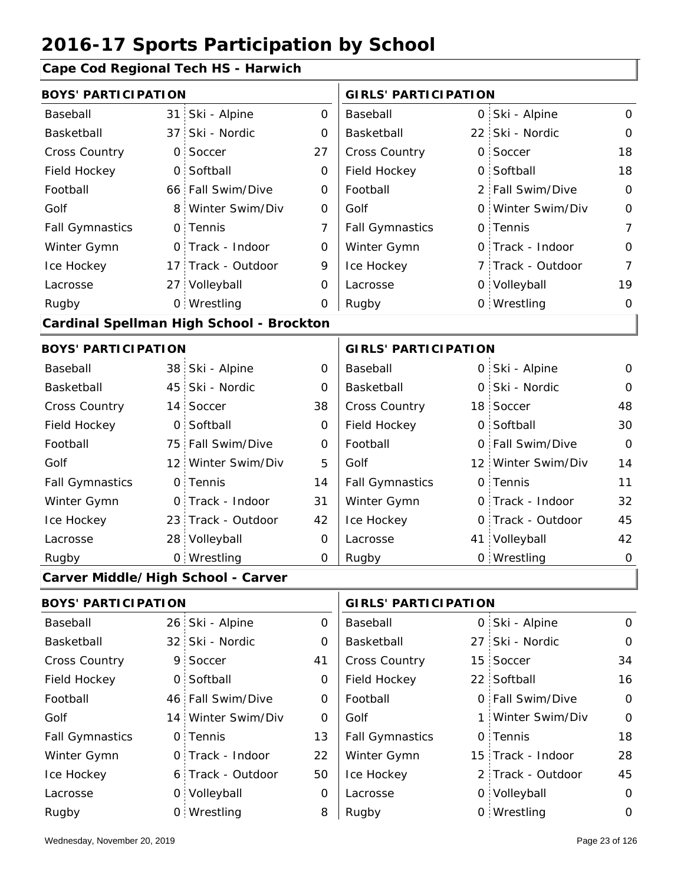# 2016-17 Sports Participation by School

## Cape Cod Regional Tech HS - Harwich

| BOYS' PARTICIPATION | | | | GIRLS' PARTICIPATION | | | |
|---|---|---|---|---|---|---|---|
| Baseball | 31 | Ski - Alpine | 0 | Baseball | 0 | Ski - Alpine | 0 |
| Basketball | 37 | Ski - Nordic | 0 | Basketball | 22 | Ski - Nordic | 0 |
| Cross Country | 0 | Soccer | 27 | Cross Country | 0 | Soccer | 18 |
| Field Hockey | 0 | Softball | 0 | Field Hockey | 0 | Softball | 18 |
| Football | 66 | Fall Swim/Dive | 0 | Football | 2 | Fall Swim/Dive | 0 |
| Golf | 8 | Winter Swim/Div | 0 | Golf | 0 | Winter Swim/Div | 0 |
| Fall Gymnastics | 0 | Tennis | 7 | Fall Gymnastics | 0 | Tennis | 7 |
| Winter Gymn | 0 | Track - Indoor | 0 | Winter Gymn | 0 | Track - Indoor | 0 |
| Ice Hockey | 17 | Track - Outdoor | 9 | Ice Hockey | 7 | Track - Outdoor | 7 |
| Lacrosse | 27 | Volleyball | 0 | Lacrosse | 0 | Volleyball | 19 |
| Rugby | 0 | Wrestling | 0 | Rugby | 0 | Wrestling | 0 |

## Cardinal Spellman High School - Brockton

| BOYS' PARTICIPATION | | | | GIRLS' PARTICIPATION | | | |
|---|---|---|---|---|---|---|---|
| Baseball | 38 | Ski - Alpine | 0 | Baseball | 0 | Ski - Alpine | 0 |
| Basketball | 45 | Ski - Nordic | 0 | Basketball | 0 | Ski - Nordic | 0 |
| Cross Country | 14 | Soccer | 38 | Cross Country | 18 | Soccer | 48 |
| Field Hockey | 0 | Softball | 0 | Field Hockey | 0 | Softball | 30 |
| Football | 75 | Fall Swim/Dive | 0 | Football | 0 | Fall Swim/Dive | 0 |
| Golf | 12 | Winter Swim/Div | 5 | Golf | 12 | Winter Swim/Div | 14 |
| Fall Gymnastics | 0 | Tennis | 14 | Fall Gymnastics | 0 | Tennis | 11 |
| Winter Gymn | 0 | Track - Indoor | 31 | Winter Gymn | 0 | Track - Indoor | 32 |
| Ice Hockey | 23 | Track - Outdoor | 42 | Ice Hockey | 0 | Track - Outdoor | 45 |
| Lacrosse | 28 | Volleyball | 0 | Lacrosse | 41 | Volleyball | 42 |
| Rugby | 0 | Wrestling | 0 | Rugby | 0 | Wrestling | 0 |

## Carver Middle/High School - Carver

| BOYS' PARTICIPATION | | | | GIRLS' PARTICIPATION | | | |
|---|---|---|---|---|---|---|---|
| Baseball | 26 | Ski - Alpine | 0 | Baseball | 0 | Ski - Alpine | 0 |
| Basketball | 32 | Ski - Nordic | 0 | Basketball | 27 | Ski - Nordic | 0 |
| Cross Country | 9 | Soccer | 41 | Cross Country | 15 | Soccer | 34 |
| Field Hockey | 0 | Softball | 0 | Field Hockey | 22 | Softball | 16 |
| Football | 46 | Fall Swim/Dive | 0 | Football | 0 | Fall Swim/Dive | 0 |
| Golf | 14 | Winter Swim/Div | 0 | Golf | 1 | Winter Swim/Div | 0 |
| Fall Gymnastics | 0 | Tennis | 13 | Fall Gymnastics | 0 | Tennis | 18 |
| Winter Gymn | 0 | Track - Indoor | 22 | Winter Gymn | 15 | Track - Indoor | 28 |
| Ice Hockey | 6 | Track - Outdoor | 50 | Ice Hockey | 2 | Track - Outdoor | 45 |
| Lacrosse | 0 | Volleyball | 0 | Lacrosse | 0 | Volleyball | 0 |
| Rugby | 0 | Wrestling | 8 | Rugby | 0 | Wrestling | 0 |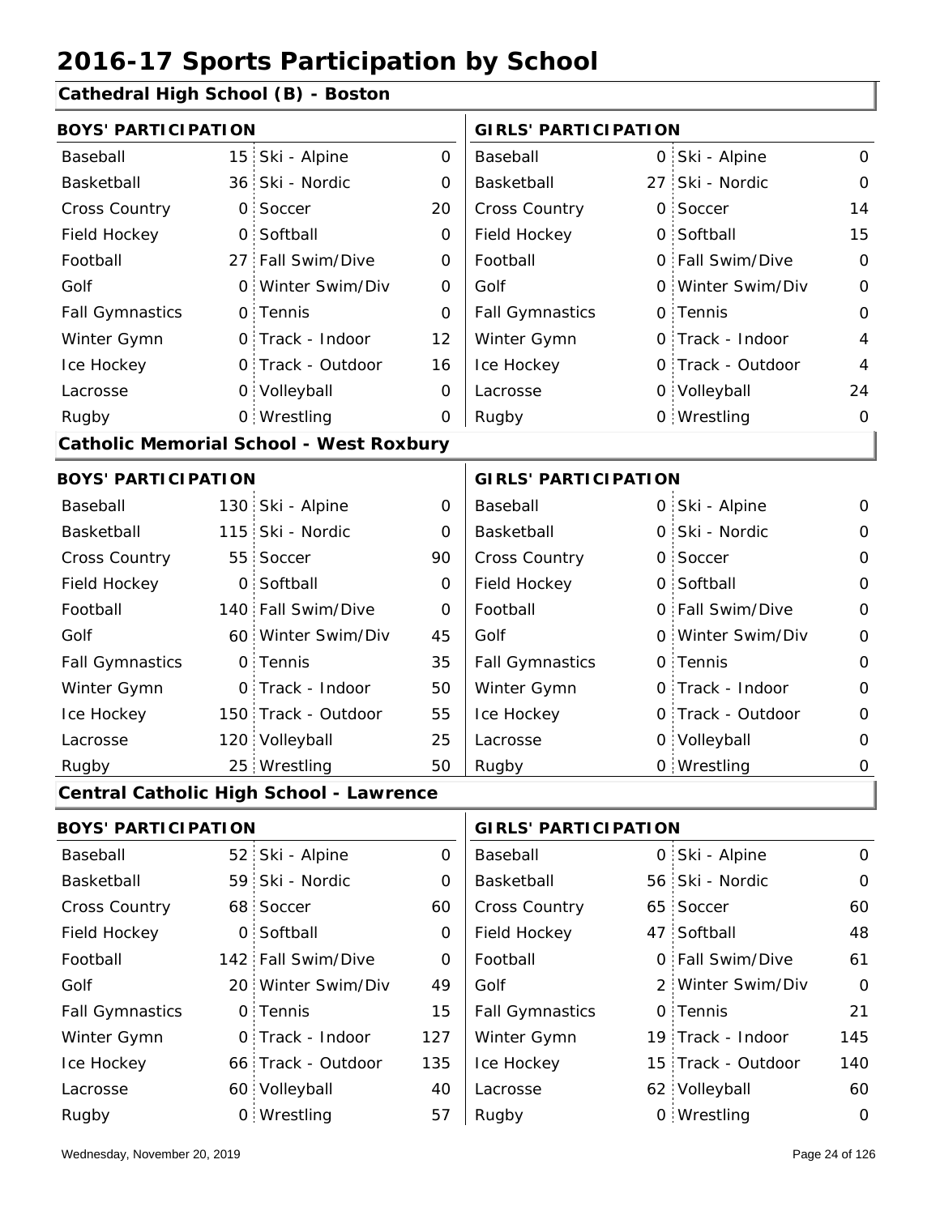# 2016-17 Sports Participation by School

## Cathedral High School (B) - Boston

| BOYS' PARTICIPATION | | | | GIRLS' PARTICIPATION | | | |
|---|---|---|---|---|---|---|---|
| Baseball | 15 | Ski - Alpine | 0 | Baseball | 0 | Ski - Alpine | 0 |
| Basketball | 36 | Ski - Nordic | 0 | Basketball | 27 | Ski - Nordic | 0 |
| Cross Country | 0 | Soccer | 20 | Cross Country | 0 | Soccer | 14 |
| Field Hockey | 0 | Softball | 0 | Field Hockey | 0 | Softball | 15 |
| Football | 27 | Fall Swim/Dive | 0 | Football | 0 | Fall Swim/Dive | 0 |
| Golf | 0 | Winter Swim/Div | 0 | Golf | 0 | Winter Swim/Div | 0 |
| Fall Gymnastics | 0 | Tennis | 0 | Fall Gymnastics | 0 | Tennis | 0 |
| Winter Gymn | 0 | Track - Indoor | 12 | Winter Gymn | 0 | Track - Indoor | 4 |
| Ice Hockey | 0 | Track - Outdoor | 16 | Ice Hockey | 0 | Track - Outdoor | 4 |
| Lacrosse | 0 | Volleyball | 0 | Lacrosse | 0 | Volleyball | 24 |
| Rugby | 0 | Wrestling | 0 | Rugby | 0 | Wrestling | 0 |

## Catholic Memorial School - West Roxbury

| BOYS' PARTICIPATION | | | | GIRLS' PARTICIPATION | | | |
|---|---|---|---|---|---|---|---|
| Baseball | 130 | Ski - Alpine | 0 | Baseball | 0 | Ski - Alpine | 0 |
| Basketball | 115 | Ski - Nordic | 0 | Basketball | 0 | Ski - Nordic | 0 |
| Cross Country | 55 | Soccer | 90 | Cross Country | 0 | Soccer | 0 |
| Field Hockey | 0 | Softball | 0 | Field Hockey | 0 | Softball | 0 |
| Football | 140 | Fall Swim/Dive | 0 | Football | 0 | Fall Swim/Dive | 0 |
| Golf | 60 | Winter Swim/Div | 45 | Golf | 0 | Winter Swim/Div | 0 |
| Fall Gymnastics | 0 | Tennis | 35 | Fall Gymnastics | 0 | Tennis | 0 |
| Winter Gymn | 0 | Track - Indoor | 50 | Winter Gymn | 0 | Track - Indoor | 0 |
| Ice Hockey | 150 | Track - Outdoor | 55 | Ice Hockey | 0 | Track - Outdoor | 0 |
| Lacrosse | 120 | Volleyball | 25 | Lacrosse | 0 | Volleyball | 0 |
| Rugby | 25 | Wrestling | 50 | Rugby | 0 | Wrestling | 0 |

## Central Catholic High School - Lawrence

| BOYS' PARTICIPATION | | | | GIRLS' PARTICIPATION | | | |
|---|---|---|---|---|---|---|---|
| Baseball | 52 | Ski - Alpine | 0 | Baseball | 0 | Ski - Alpine | 0 |
| Basketball | 59 | Ski - Nordic | 0 | Basketball | 56 | Ski - Nordic | 0 |
| Cross Country | 68 | Soccer | 60 | Cross Country | 65 | Soccer | 60 |
| Field Hockey | 0 | Softball | 0 | Field Hockey | 47 | Softball | 48 |
| Football | 142 | Fall Swim/Dive | 0 | Football | 0 | Fall Swim/Dive | 61 |
| Golf | 20 | Winter Swim/Div | 49 | Golf | 2 | Winter Swim/Div | 0 |
| Fall Gymnastics | 0 | Tennis | 15 | Fall Gymnastics | 0 | Tennis | 21 |
| Winter Gymn | 0 | Track - Indoor | 127 | Winter Gymn | 19 | Track - Indoor | 145 |
| Ice Hockey | 66 | Track - Outdoor | 135 | Ice Hockey | 15 | Track - Outdoor | 140 |
| Lacrosse | 60 | Volleyball | 40 | Lacrosse | 62 | Volleyball | 60 |
| Rugby | 0 | Wrestling | 57 | Rugby | 0 | Wrestling | 0 |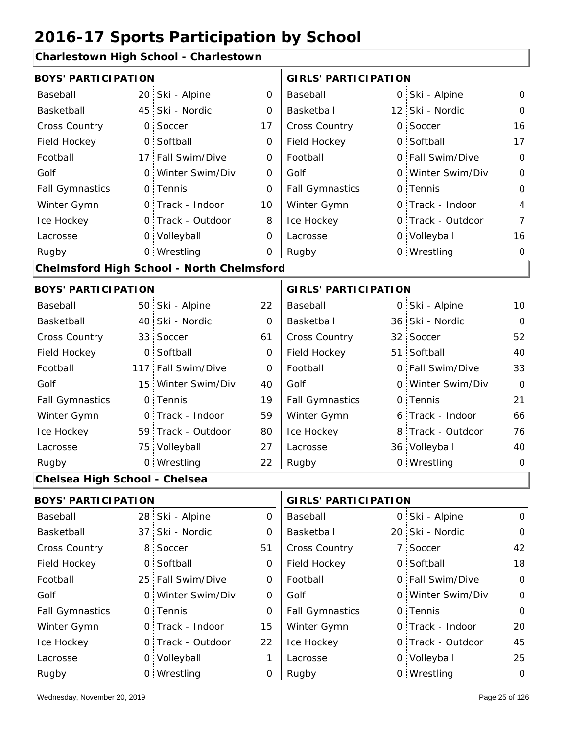# 2016-17 Sports Participation by School

## Charlestown High School - Charlestown

| BOYS' PARTICIPATION | | | | GIRLS' PARTICIPATION | | | |
|---|---|---|---|---|---|---|---|
| Baseball | 20 | Ski - Alpine | 0 | Baseball | 0 | Ski - Alpine | 0 |
| Basketball | 45 | Ski - Nordic | 0 | Basketball | 12 | Ski - Nordic | 0 |
| Cross Country | 0 | Soccer | 17 | Cross Country | 0 | Soccer | 16 |
| Field Hockey | 0 | Softball | 0 | Field Hockey | 0 | Softball | 17 |
| Football | 17 | Fall Swim/Dive | 0 | Football | 0 | Fall Swim/Dive | 0 |
| Golf | 0 | Winter Swim/Div | 0 | Golf | 0 | Winter Swim/Div | 0 |
| Fall Gymnastics | 0 | Tennis | 0 | Fall Gymnastics | 0 | Tennis | 0 |
| Winter Gymn | 0 | Track - Indoor | 10 | Winter Gymn | 0 | Track - Indoor | 4 |
| Ice Hockey | 0 | Track - Outdoor | 8 | Ice Hockey | 0 | Track - Outdoor | 7 |
| Lacrosse | 0 | Volleyball | 0 | Lacrosse | 0 | Volleyball | 16 |
| Rugby | 0 | Wrestling | 0 | Rugby | 0 | Wrestling | 0 |

## Chelmsford High School - North Chelmsford

| BOYS' PARTICIPATION | | | | GIRLS' PARTICIPATION | | | |
|---|---|---|---|---|---|---|---|
| Baseball | 50 | Ski - Alpine | 22 | Baseball | 0 | Ski - Alpine | 10 |
| Basketball | 40 | Ski - Nordic | 0 | Basketball | 36 | Ski - Nordic | 0 |
| Cross Country | 33 | Soccer | 61 | Cross Country | 32 | Soccer | 52 |
| Field Hockey | 0 | Softball | 0 | Field Hockey | 51 | Softball | 40 |
| Football | 117 | Fall Swim/Dive | 0 | Football | 0 | Fall Swim/Dive | 33 |
| Golf | 15 | Winter Swim/Div | 40 | Golf | 0 | Winter Swim/Div | 0 |
| Fall Gymnastics | 0 | Tennis | 19 | Fall Gymnastics | 0 | Tennis | 21 |
| Winter Gymn | 0 | Track - Indoor | 59 | Winter Gymn | 6 | Track - Indoor | 66 |
| Ice Hockey | 59 | Track - Outdoor | 80 | Ice Hockey | 8 | Track - Outdoor | 76 |
| Lacrosse | 75 | Volleyball | 27 | Lacrosse | 36 | Volleyball | 40 |
| Rugby | 0 | Wrestling | 22 | Rugby | 0 | Wrestling | 0 |

## Chelsea High School - Chelsea

| BOYS' PARTICIPATION | | | | GIRLS' PARTICIPATION | | | |
|---|---|---|---|---|---|---|---|
| Baseball | 28 | Ski - Alpine | 0 | Baseball | 0 | Ski - Alpine | 0 |
| Basketball | 37 | Ski - Nordic | 0 | Basketball | 20 | Ski - Nordic | 0 |
| Cross Country | 8 | Soccer | 51 | Cross Country | 7 | Soccer | 42 |
| Field Hockey | 0 | Softball | 0 | Field Hockey | 0 | Softball | 18 |
| Football | 25 | Fall Swim/Dive | 0 | Football | 0 | Fall Swim/Dive | 0 |
| Golf | 0 | Winter Swim/Div | 0 | Golf | 0 | Winter Swim/Div | 0 |
| Fall Gymnastics | 0 | Tennis | 0 | Fall Gymnastics | 0 | Tennis | 0 |
| Winter Gymn | 0 | Track - Indoor | 15 | Winter Gymn | 0 | Track - Indoor | 20 |
| Ice Hockey | 0 | Track - Outdoor | 22 | Ice Hockey | 0 | Track - Outdoor | 45 |
| Lacrosse | 0 | Volleyball | 1 | Lacrosse | 0 | Volleyball | 25 |
| Rugby | 0 | Wrestling | 0 | Rugby | 0 | Wrestling | 0 |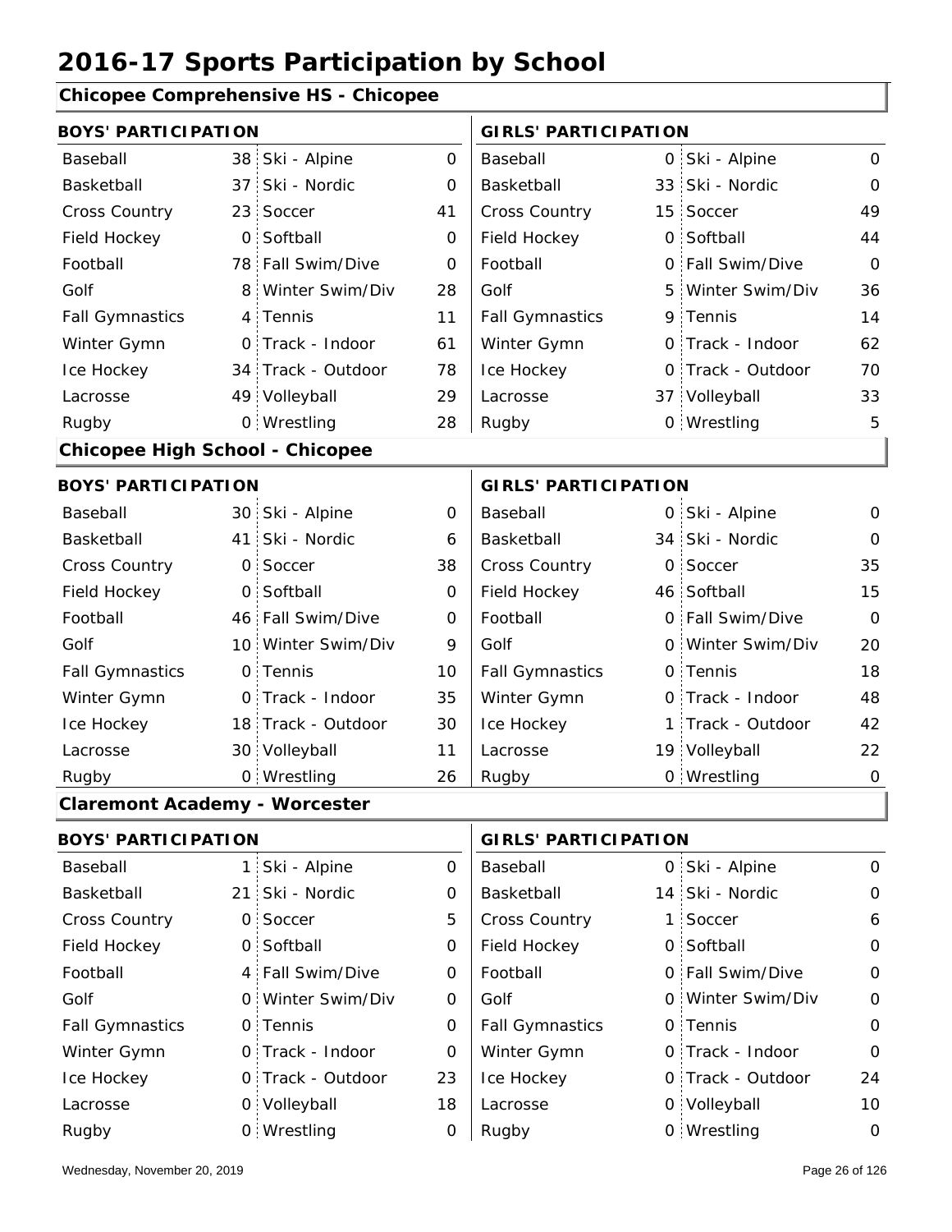# 2016-17 Sports Participation by School

## Chicopee Comprehensive HS - Chicopee

| BOYS' PARTICIPATION | | | | GIRLS' PARTICIPATION | | | |
|---|---|---|---|---|---|---|---|
| Baseball | 38 | Ski - Alpine | 0 | Baseball | 0 | Ski - Alpine | 0 |
| Basketball | 37 | Ski - Nordic | 0 | Basketball | 33 | Ski - Nordic | 0 |
| Cross Country | 23 | Soccer | 41 | Cross Country | 15 | Soccer | 49 |
| Field Hockey | 0 | Softball | 0 | Field Hockey | 0 | Softball | 44 |
| Football | 78 | Fall Swim/Dive | 0 | Football | 0 | Fall Swim/Dive | 0 |
| Golf | 8 | Winter Swim/Div | 28 | Golf | 5 | Winter Swim/Div | 36 |
| Fall Gymnastics | 4 | Tennis | 11 | Fall Gymnastics | 9 | Tennis | 14 |
| Winter Gymn | 0 | Track - Indoor | 61 | Winter Gymn | 0 | Track - Indoor | 62 |
| Ice Hockey | 34 | Track - Outdoor | 78 | Ice Hockey | 0 | Track - Outdoor | 70 |
| Lacrosse | 49 | Volleyball | 29 | Lacrosse | 37 | Volleyball | 33 |
| Rugby | 0 | Wrestling | 28 | Rugby | 0 | Wrestling | 5 |

## Chicopee High School - Chicopee

| BOYS' PARTICIPATION | | | | GIRLS' PARTICIPATION | | | |
|---|---|---|---|---|---|---|---|
| Baseball | 30 | Ski - Alpine | 0 | Baseball | 0 | Ski - Alpine | 0 |
| Basketball | 41 | Ski - Nordic | 6 | Basketball | 34 | Ski - Nordic | 0 |
| Cross Country | 0 | Soccer | 38 | Cross Country | 0 | Soccer | 35 |
| Field Hockey | 0 | Softball | 0 | Field Hockey | 46 | Softball | 15 |
| Football | 46 | Fall Swim/Dive | 0 | Football | 0 | Fall Swim/Dive | 0 |
| Golf | 10 | Winter Swim/Div | 9 | Golf | 0 | Winter Swim/Div | 20 |
| Fall Gymnastics | 0 | Tennis | 10 | Fall Gymnastics | 0 | Tennis | 18 |
| Winter Gymn | 0 | Track - Indoor | 35 | Winter Gymn | 0 | Track - Indoor | 48 |
| Ice Hockey | 18 | Track - Outdoor | 30 | Ice Hockey | 1 | Track - Outdoor | 42 |
| Lacrosse | 30 | Volleyball | 11 | Lacrosse | 19 | Volleyball | 22 |
| Rugby | 0 | Wrestling | 26 | Rugby | 0 | Wrestling | 0 |

## Claremont Academy - Worcester

| BOYS' PARTICIPATION | | | | GIRLS' PARTICIPATION | | | |
|---|---|---|---|---|---|---|---|
| Baseball | 1 | Ski - Alpine | 0 | Baseball | 0 | Ski - Alpine | 0 |
| Basketball | 21 | Ski - Nordic | 0 | Basketball | 14 | Ski - Nordic | 0 |
| Cross Country | 0 | Soccer | 5 | Cross Country | 1 | Soccer | 6 |
| Field Hockey | 0 | Softball | 0 | Field Hockey | 0 | Softball | 0 |
| Football | 4 | Fall Swim/Dive | 0 | Football | 0 | Fall Swim/Dive | 0 |
| Golf | 0 | Winter Swim/Div | 0 | Golf | 0 | Winter Swim/Div | 0 |
| Fall Gymnastics | 0 | Tennis | 0 | Fall Gymnastics | 0 | Tennis | 0 |
| Winter Gymn | 0 | Track - Indoor | 0 | Winter Gymn | 0 | Track - Indoor | 0 |
| Ice Hockey | 0 | Track - Outdoor | 23 | Ice Hockey | 0 | Track - Outdoor | 24 |
| Lacrosse | 0 | Volleyball | 18 | Lacrosse | 0 | Volleyball | 10 |
| Rugby | 0 | Wrestling | 0 | Rugby | 0 | Wrestling | 0 |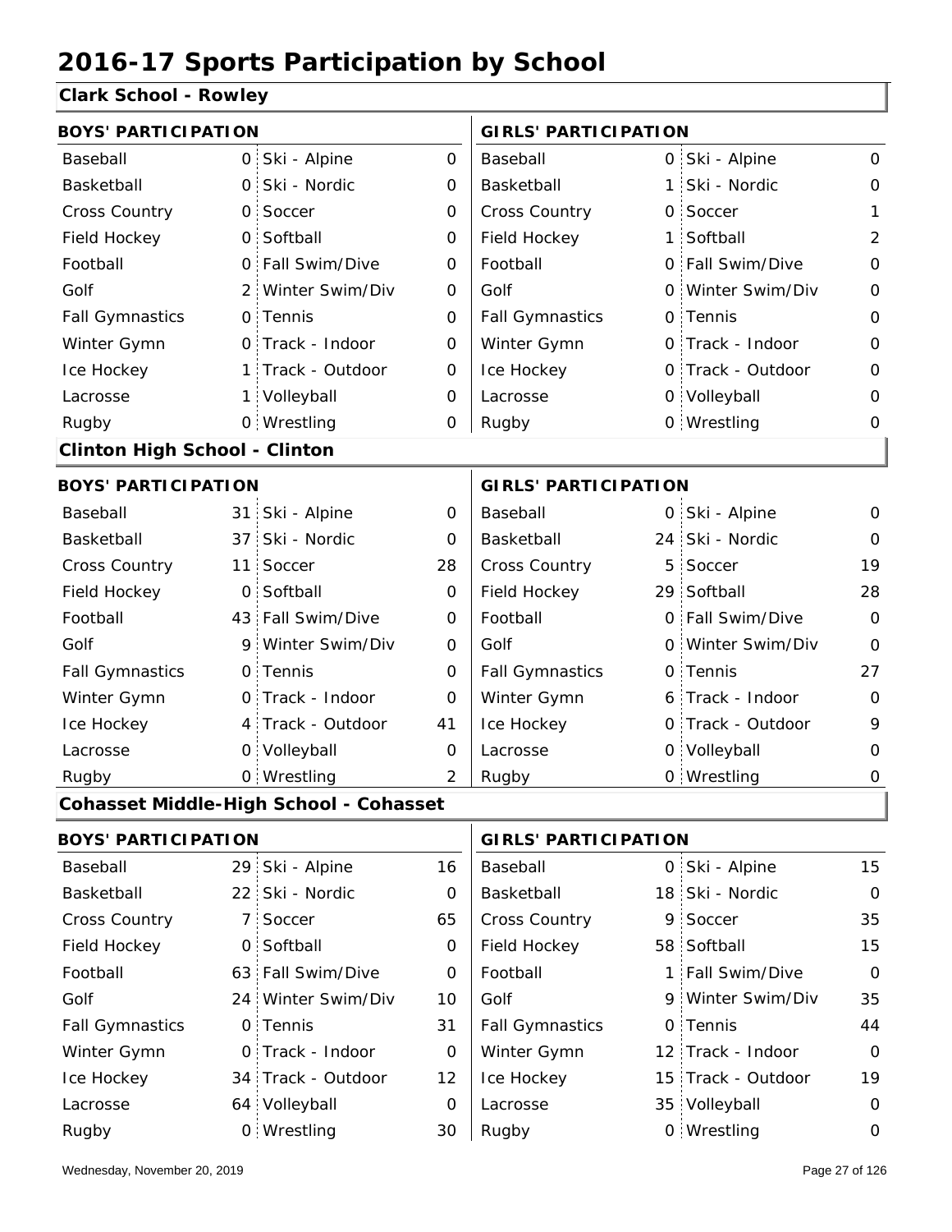# 2016-17 Sports Participation by School

## Clark School - Rowley

| BOYS' PARTICIPATION | | | | GIRLS' PARTICIPATION | | | |
|---|---|---|---|---|---|---|---|
| Baseball | 0 | Ski - Alpine | 0 | Baseball | 0 | Ski - Alpine | 0 |
| Basketball | 0 | Ski - Nordic | 0 | Basketball | 1 | Ski - Nordic | 0 |
| Cross Country | 0 | Soccer | 0 | Cross Country | 0 | Soccer | 1 |
| Field Hockey | 0 | Softball | 0 | Field Hockey | 1 | Softball | 2 |
| Football | 0 | Fall Swim/Dive | 0 | Football | 0 | Fall Swim/Dive | 0 |
| Golf | 2 | Winter Swim/Div | 0 | Golf | 0 | Winter Swim/Div | 0 |
| Fall Gymnastics | 0 | Tennis | 0 | Fall Gymnastics | 0 | Tennis | 0 |
| Winter Gymn | 0 | Track - Indoor | 0 | Winter Gymn | 0 | Track - Indoor | 0 |
| Ice Hockey | 1 | Track - Outdoor | 0 | Ice Hockey | 0 | Track - Outdoor | 0 |
| Lacrosse | 1 | Volleyball | 0 | Lacrosse | 0 | Volleyball | 0 |
| Rugby | 0 | Wrestling | 0 | Rugby | 0 | Wrestling | 0 |

## Clinton High School - Clinton

| BOYS' PARTICIPATION | | | | GIRLS' PARTICIPATION | | | |
|---|---|---|---|---|---|---|---|
| Baseball | 31 | Ski - Alpine | 0 | Baseball | 0 | Ski - Alpine | 0 |
| Basketball | 37 | Ski - Nordic | 0 | Basketball | 24 | Ski - Nordic | 0 |
| Cross Country | 11 | Soccer | 28 | Cross Country | 5 | Soccer | 19 |
| Field Hockey | 0 | Softball | 0 | Field Hockey | 29 | Softball | 28 |
| Football | 43 | Fall Swim/Dive | 0 | Football | 0 | Fall Swim/Dive | 0 |
| Golf | 9 | Winter Swim/Div | 0 | Golf | 0 | Winter Swim/Div | 0 |
| Fall Gymnastics | 0 | Tennis | 0 | Fall Gymnastics | 0 | Tennis | 27 |
| Winter Gymn | 0 | Track - Indoor | 0 | Winter Gymn | 6 | Track - Indoor | 0 |
| Ice Hockey | 4 | Track - Outdoor | 41 | Ice Hockey | 0 | Track - Outdoor | 9 |
| Lacrosse | 0 | Volleyball | 0 | Lacrosse | 0 | Volleyball | 0 |
| Rugby | 0 | Wrestling | 2 | Rugby | 0 | Wrestling | 0 |

## Cohasset Middle-High School - Cohasset

| BOYS' PARTICIPATION | | | | GIRLS' PARTICIPATION | | | |
|---|---|---|---|---|---|---|---|
| Baseball | 29 | Ski - Alpine | 16 | Baseball | 0 | Ski - Alpine | 15 |
| Basketball | 22 | Ski - Nordic | 0 | Basketball | 18 | Ski - Nordic | 0 |
| Cross Country | 7 | Soccer | 65 | Cross Country | 9 | Soccer | 35 |
| Field Hockey | 0 | Softball | 0 | Field Hockey | 58 | Softball | 15 |
| Football | 63 | Fall Swim/Dive | 0 | Football | 1 | Fall Swim/Dive | 0 |
| Golf | 24 | Winter Swim/Div | 10 | Golf | 9 | Winter Swim/Div | 35 |
| Fall Gymnastics | 0 | Tennis | 31 | Fall Gymnastics | 0 | Tennis | 44 |
| Winter Gymn | 0 | Track - Indoor | 0 | Winter Gymn | 12 | Track - Indoor | 0 |
| Ice Hockey | 34 | Track - Outdoor | 12 | Ice Hockey | 15 | Track - Outdoor | 19 |
| Lacrosse | 64 | Volleyball | 0 | Lacrosse | 35 | Volleyball | 0 |
| Rugby | 0 | Wrestling | 30 | Rugby | 0 | Wrestling | 0 |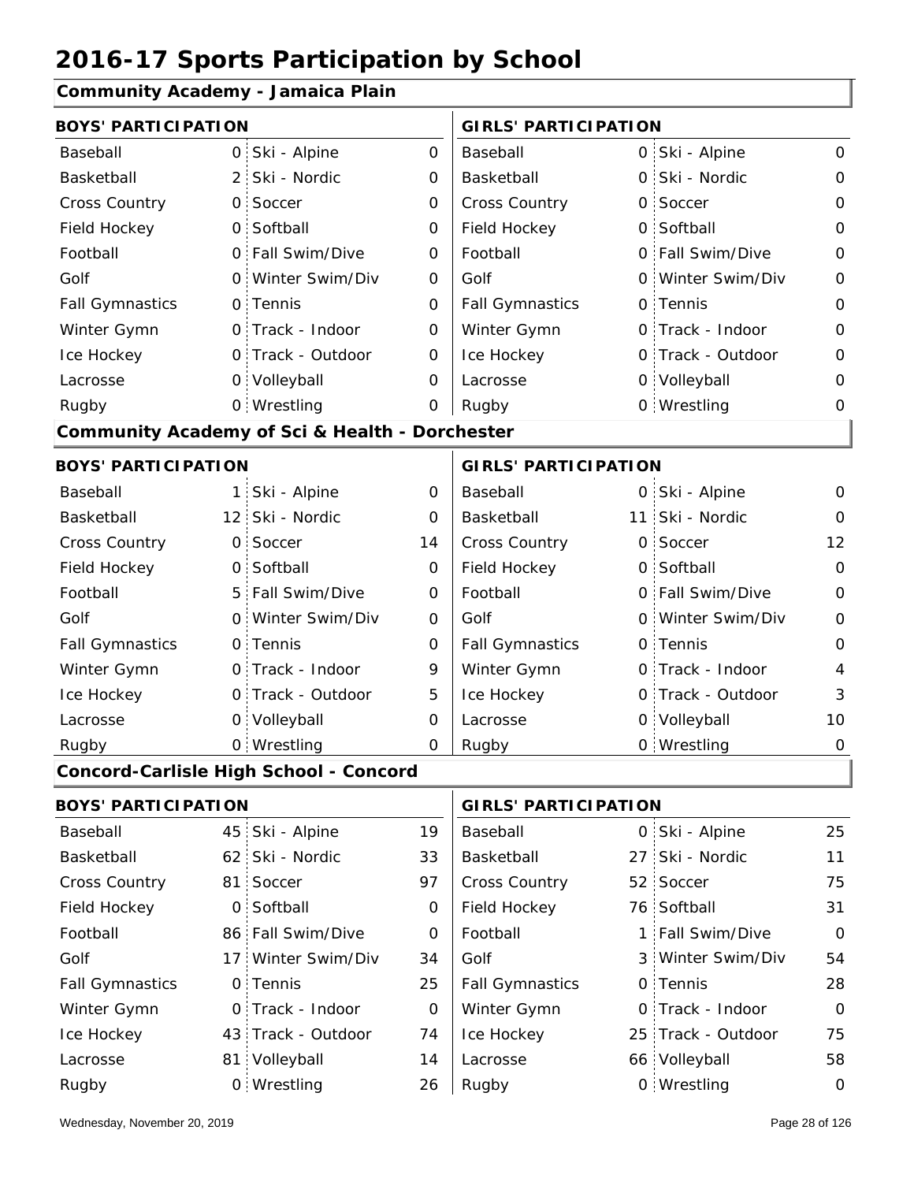# 2016-17 Sports Participation by School

## Community Academy - Jamaica Plain

| BOYS' PARTICIPATION | | | | GIRLS' PARTICIPATION | | | |
|---|---|---|---|---|---|---|---|
| Baseball | 0 | Ski - Alpine | 0 | Baseball | 0 | Ski - Alpine | 0 |
| Basketball | 2 | Ski - Nordic | 0 | Basketball | 0 | Ski - Nordic | 0 |
| Cross Country | 0 | Soccer | 0 | Cross Country | 0 | Soccer | 0 |
| Field Hockey | 0 | Softball | 0 | Field Hockey | 0 | Softball | 0 |
| Football | 0 | Fall Swim/Dive | 0 | Football | 0 | Fall Swim/Dive | 0 |
| Golf | 0 | Winter Swim/Div | 0 | Golf | 0 | Winter Swim/Div | 0 |
| Fall Gymnastics | 0 | Tennis | 0 | Fall Gymnastics | 0 | Tennis | 0 |
| Winter Gymn | 0 | Track - Indoor | 0 | Winter Gymn | 0 | Track - Indoor | 0 |
| Ice Hockey | 0 | Track - Outdoor | 0 | Ice Hockey | 0 | Track - Outdoor | 0 |
| Lacrosse | 0 | Volleyball | 0 | Lacrosse | 0 | Volleyball | 0 |
| Rugby | 0 | Wrestling | 0 | Rugby | 0 | Wrestling | 0 |

## Community Academy of Sci & Health - Dorchester

| BOYS' PARTICIPATION | | | | GIRLS' PARTICIPATION | | | |
|---|---|---|---|---|---|---|---|
| Baseball | 1 | Ski - Alpine | 0 | Baseball | 0 | Ski - Alpine | 0 |
| Basketball | 12 | Ski - Nordic | 0 | Basketball | 11 | Ski - Nordic | 0 |
| Cross Country | 0 | Soccer | 14 | Cross Country | 0 | Soccer | 12 |
| Field Hockey | 0 | Softball | 0 | Field Hockey | 0 | Softball | 0 |
| Football | 5 | Fall Swim/Dive | 0 | Football | 0 | Fall Swim/Dive | 0 |
| Golf | 0 | Winter Swim/Div | 0 | Golf | 0 | Winter Swim/Div | 0 |
| Fall Gymnastics | 0 | Tennis | 0 | Fall Gymnastics | 0 | Tennis | 0 |
| Winter Gymn | 0 | Track - Indoor | 9 | Winter Gymn | 0 | Track - Indoor | 4 |
| Ice Hockey | 0 | Track - Outdoor | 5 | Ice Hockey | 0 | Track - Outdoor | 3 |
| Lacrosse | 0 | Volleyball | 0 | Lacrosse | 0 | Volleyball | 10 |
| Rugby | 0 | Wrestling | 0 | Rugby | 0 | Wrestling | 0 |

## Concord-Carlisle High School - Concord

| BOYS' PARTICIPATION | | | | GIRLS' PARTICIPATION | | | |
|---|---|---|---|---|---|---|---|
| Baseball | 45 | Ski - Alpine | 19 | Baseball | 0 | Ski - Alpine | 25 |
| Basketball | 62 | Ski - Nordic | 33 | Basketball | 27 | Ski - Nordic | 11 |
| Cross Country | 81 | Soccer | 97 | Cross Country | 52 | Soccer | 75 |
| Field Hockey | 0 | Softball | 0 | Field Hockey | 76 | Softball | 31 |
| Football | 86 | Fall Swim/Dive | 0 | Football | 1 | Fall Swim/Dive | 0 |
| Golf | 17 | Winter Swim/Div | 34 | Golf | 3 | Winter Swim/Div | 54 |
| Fall Gymnastics | 0 | Tennis | 25 | Fall Gymnastics | 0 | Tennis | 28 |
| Winter Gymn | 0 | Track - Indoor | 0 | Winter Gymn | 0 | Track - Indoor | 0 |
| Ice Hockey | 43 | Track - Outdoor | 74 | Ice Hockey | 25 | Track - Outdoor | 75 |
| Lacrosse | 81 | Volleyball | 14 | Lacrosse | 66 | Volleyball | 58 |
| Rugby | 0 | Wrestling | 26 | Rugby | 0 | Wrestling | 0 |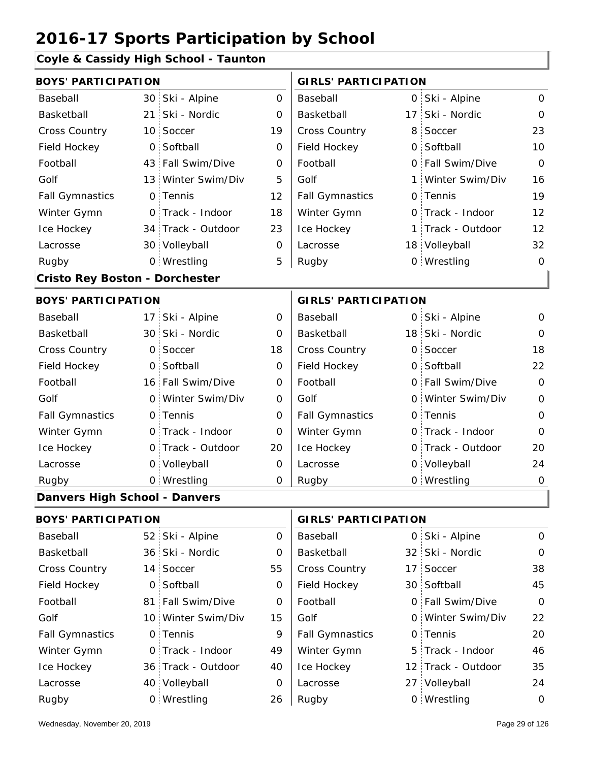# 2016-17 Sports Participation by School

## Coyle & Cassidy High School - Taunton

| BOYS' PARTICIPATION | | | | GIRLS' PARTICIPATION | | | |
|---|---|---|---|---|---|---|---|
| Baseball | 30 | Ski - Alpine | 0 | Baseball | 0 | Ski - Alpine | 0 |
| Basketball | 21 | Ski - Nordic | 0 | Basketball | 17 | Ski - Nordic | 0 |
| Cross Country | 10 | Soccer | 19 | Cross Country | 8 | Soccer | 23 |
| Field Hockey | 0 | Softball | 0 | Field Hockey | 0 | Softball | 10 |
| Football | 43 | Fall Swim/Dive | 0 | Football | 0 | Fall Swim/Dive | 0 |
| Golf | 13 | Winter Swim/Div | 5 | Golf | 1 | Winter Swim/Div | 16 |
| Fall Gymnastics | 0 | Tennis | 12 | Fall Gymnastics | 0 | Tennis | 19 |
| Winter Gymn | 0 | Track - Indoor | 18 | Winter Gymn | 0 | Track - Indoor | 12 |
| Ice Hockey | 34 | Track - Outdoor | 23 | Ice Hockey | 1 | Track - Outdoor | 12 |
| Lacrosse | 30 | Volleyball | 0 | Lacrosse | 18 | Volleyball | 32 |
| Rugby | 0 | Wrestling | 5 | Rugby | 0 | Wrestling | 0 |

## Cristo Rey Boston - Dorchester

| BOYS' PARTICIPATION | | | | GIRLS' PARTICIPATION | | | |
|---|---|---|---|---|---|---|---|
| Baseball | 17 | Ski - Alpine | 0 | Baseball | 0 | Ski - Alpine | 0 |
| Basketball | 30 | Ski - Nordic | 0 | Basketball | 18 | Ski - Nordic | 0 |
| Cross Country | 0 | Soccer | 18 | Cross Country | 0 | Soccer | 18 |
| Field Hockey | 0 | Softball | 0 | Field Hockey | 0 | Softball | 22 |
| Football | 16 | Fall Swim/Dive | 0 | Football | 0 | Fall Swim/Dive | 0 |
| Golf | 0 | Winter Swim/Div | 0 | Golf | 0 | Winter Swim/Div | 0 |
| Fall Gymnastics | 0 | Tennis | 0 | Fall Gymnastics | 0 | Tennis | 0 |
| Winter Gymn | 0 | Track - Indoor | 0 | Winter Gymn | 0 | Track - Indoor | 0 |
| Ice Hockey | 0 | Track - Outdoor | 20 | Ice Hockey | 0 | Track - Outdoor | 20 |
| Lacrosse | 0 | Volleyball | 0 | Lacrosse | 0 | Volleyball | 24 |
| Rugby | 0 | Wrestling | 0 | Rugby | 0 | Wrestling | 0 |

## Danvers High School - Danvers

| BOYS' PARTICIPATION | | | | GIRLS' PARTICIPATION | | | |
|---|---|---|---|---|---|---|---|
| Baseball | 52 | Ski - Alpine | 0 | Baseball | 0 | Ski - Alpine | 0 |
| Basketball | 36 | Ski - Nordic | 0 | Basketball | 32 | Ski - Nordic | 0 |
| Cross Country | 14 | Soccer | 55 | Cross Country | 17 | Soccer | 38 |
| Field Hockey | 0 | Softball | 0 | Field Hockey | 30 | Softball | 45 |
| Football | 81 | Fall Swim/Dive | 0 | Football | 0 | Fall Swim/Dive | 0 |
| Golf | 10 | Winter Swim/Div | 15 | Golf | 0 | Winter Swim/Div | 22 |
| Fall Gymnastics | 0 | Tennis | 9 | Fall Gymnastics | 0 | Tennis | 20 |
| Winter Gymn | 0 | Track - Indoor | 49 | Winter Gymn | 5 | Track - Indoor | 46 |
| Ice Hockey | 36 | Track - Outdoor | 40 | Ice Hockey | 12 | Track - Outdoor | 35 |
| Lacrosse | 40 | Volleyball | 0 | Lacrosse | 27 | Volleyball | 24 |
| Rugby | 0 | Wrestling | 26 | Rugby | 0 | Wrestling | 0 |

Wednesday, November 20, 2019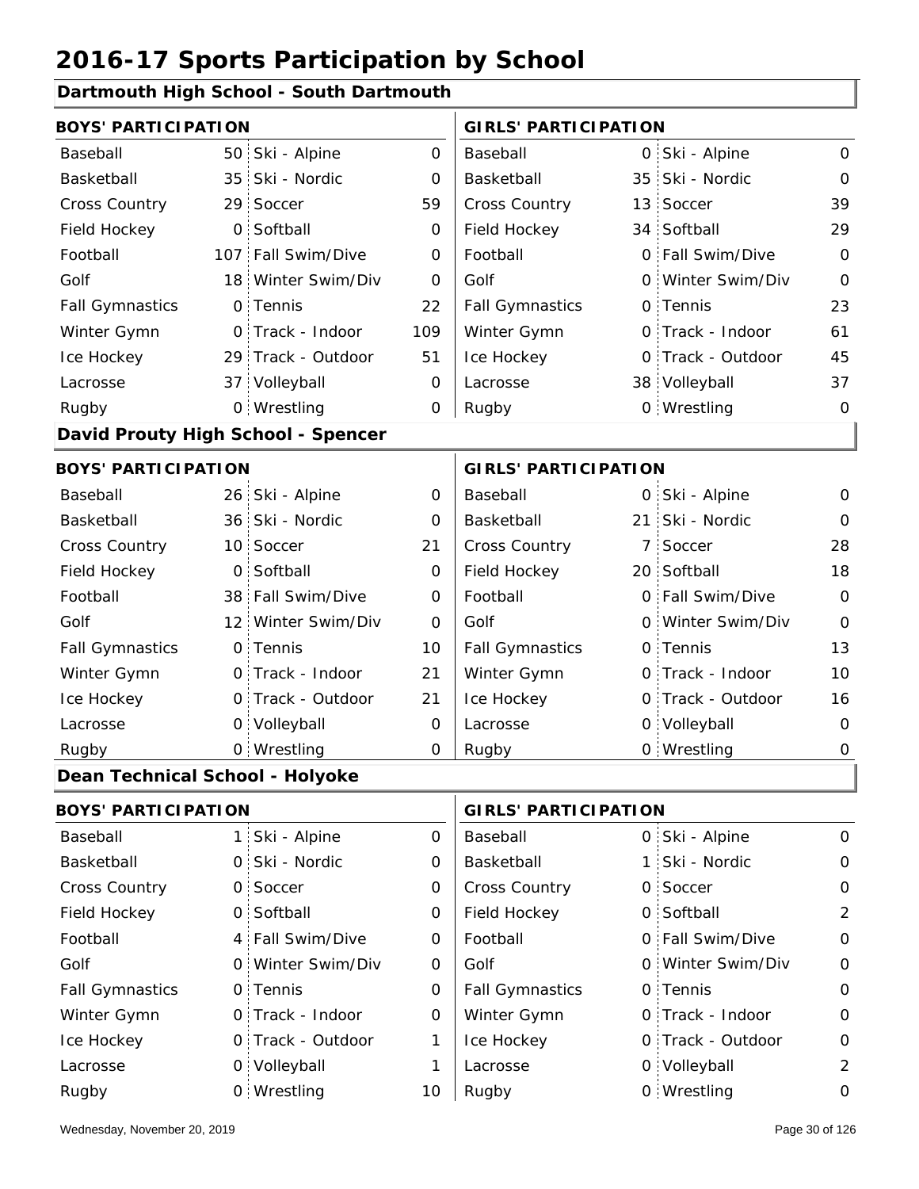# 2016-17 Sports Participation by School

## Dartmouth High School - South Dartmouth

| BOYS' PARTICIPATION | | | | GIRLS' PARTICIPATION | | | |
|---|---|---|---|---|---|---|---|
| Baseball | 50 | Ski - Alpine | 0 | Baseball | 0 | Ski - Alpine | 0 |
| Basketball | 35 | Ski - Nordic | 0 | Basketball | 35 | Ski - Nordic | 0 |
| Cross Country | 29 | Soccer | 59 | Cross Country | 13 | Soccer | 39 |
| Field Hockey | 0 | Softball | 0 | Field Hockey | 34 | Softball | 29 |
| Football | 107 | Fall Swim/Dive | 0 | Football | 0 | Fall Swim/Dive | 0 |
| Golf | 18 | Winter Swim/Div | 0 | Golf | 0 | Winter Swim/Div | 0 |
| Fall Gymnastics | 0 | Tennis | 22 | Fall Gymnastics | 0 | Tennis | 23 |
| Winter Gymn | 0 | Track - Indoor | 109 | Winter Gymn | 0 | Track - Indoor | 61 |
| Ice Hockey | 29 | Track - Outdoor | 51 | Ice Hockey | 0 | Track - Outdoor | 45 |
| Lacrosse | 37 | Volleyball | 0 | Lacrosse | 38 | Volleyball | 37 |
| Rugby | 0 | Wrestling | 0 | Rugby | 0 | Wrestling | 0 |

## David Prouty High School - Spencer

| BOYS' PARTICIPATION | | | | GIRLS' PARTICIPATION | | | |
|---|---|---|---|---|---|---|---|
| Baseball | 26 | Ski - Alpine | 0 | Baseball | 0 | Ski - Alpine | 0 |
| Basketball | 36 | Ski - Nordic | 0 | Basketball | 21 | Ski - Nordic | 0 |
| Cross Country | 10 | Soccer | 21 | Cross Country | 7 | Soccer | 28 |
| Field Hockey | 0 | Softball | 0 | Field Hockey | 20 | Softball | 18 |
| Football | 38 | Fall Swim/Dive | 0 | Football | 0 | Fall Swim/Dive | 0 |
| Golf | 12 | Winter Swim/Div | 0 | Golf | 0 | Winter Swim/Div | 0 |
| Fall Gymnastics | 0 | Tennis | 10 | Fall Gymnastics | 0 | Tennis | 13 |
| Winter Gymn | 0 | Track - Indoor | 21 | Winter Gymn | 0 | Track - Indoor | 10 |
| Ice Hockey | 0 | Track - Outdoor | 21 | Ice Hockey | 0 | Track - Outdoor | 16 |
| Lacrosse | 0 | Volleyball | 0 | Lacrosse | 0 | Volleyball | 0 |
| Rugby | 0 | Wrestling | 0 | Rugby | 0 | Wrestling | 0 |

## Dean Technical School - Holyoke

| BOYS' PARTICIPATION | | | | GIRLS' PARTICIPATION | | | |
|---|---|---|---|---|---|---|---|
| Baseball | 1 | Ski - Alpine | 0 | Baseball | 0 | Ski - Alpine | 0 |
| Basketball | 0 | Ski - Nordic | 0 | Basketball | 1 | Ski - Nordic | 0 |
| Cross Country | 0 | Soccer | 0 | Cross Country | 0 | Soccer | 0 |
| Field Hockey | 0 | Softball | 0 | Field Hockey | 0 | Softball | 2 |
| Football | 4 | Fall Swim/Dive | 0 | Football | 0 | Fall Swim/Dive | 0 |
| Golf | 0 | Winter Swim/Div | 0 | Golf | 0 | Winter Swim/Div | 0 |
| Fall Gymnastics | 0 | Tennis | 0 | Fall Gymnastics | 0 | Tennis | 0 |
| Winter Gymn | 0 | Track - Indoor | 0 | Winter Gymn | 0 | Track - Indoor | 0 |
| Ice Hockey | 0 | Track - Outdoor | 1 | Ice Hockey | 0 | Track - Outdoor | 0 |
| Lacrosse | 0 | Volleyball | 1 | Lacrosse | 0 | Volleyball | 2 |
| Rugby | 0 | Wrestling | 10 | Rugby | 0 | Wrestling | 0 |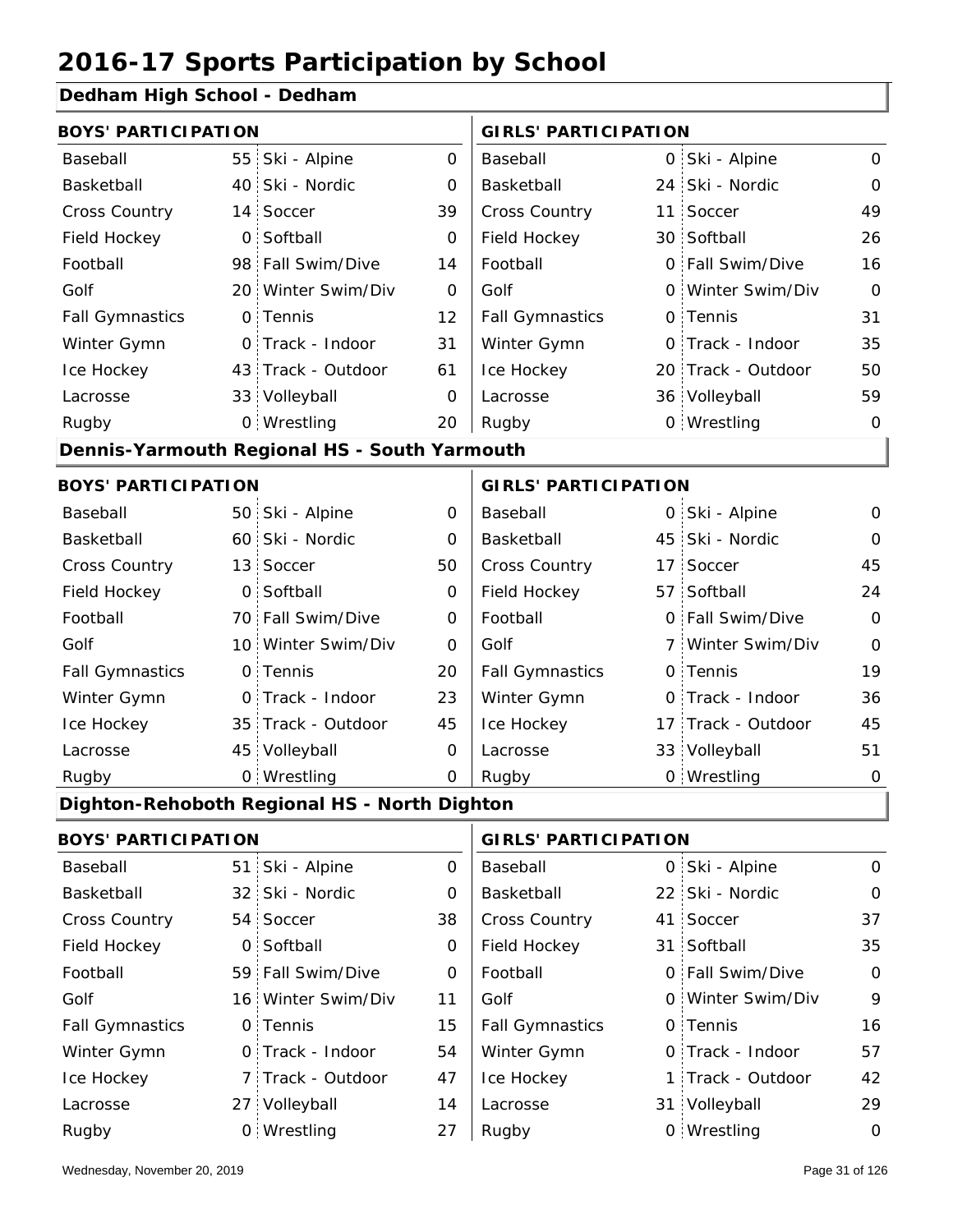# 2016-17 Sports Participation by School

## Dedham High School - Dedham

| BOYS' PARTICIPATION | | | | GIRLS' PARTICIPATION | | | |
|---|---|---|---|---|---|---|---|
| Baseball | 55 | Ski - Alpine | 0 | Baseball | 0 | Ski - Alpine | 0 |
| Basketball | 40 | Ski - Nordic | 0 | Basketball | 24 | Ski - Nordic | 0 |
| Cross Country | 14 | Soccer | 39 | Cross Country | 11 | Soccer | 49 |
| Field Hockey | 0 | Softball | 0 | Field Hockey | 30 | Softball | 26 |
| Football | 98 | Fall Swim/Dive | 14 | Football | 0 | Fall Swim/Dive | 16 |
| Golf | 20 | Winter Swim/Div | 0 | Golf | 0 | Winter Swim/Div | 0 |
| Fall Gymnastics | 0 | Tennis | 12 | Fall Gymnastics | 0 | Tennis | 31 |
| Winter Gymn | 0 | Track - Indoor | 31 | Winter Gymn | 0 | Track - Indoor | 35 |
| Ice Hockey | 43 | Track - Outdoor | 61 | Ice Hockey | 20 | Track - Outdoor | 50 |
| Lacrosse | 33 | Volleyball | 0 | Lacrosse | 36 | Volleyball | 59 |
| Rugby | 0 | Wrestling | 20 | Rugby | 0 | Wrestling | 0 |

## Dennis-Yarmouth Regional HS - South Yarmouth

| BOYS' PARTICIPATION | | | | GIRLS' PARTICIPATION | | | |
|---|---|---|---|---|---|---|---|
| Baseball | 50 | Ski - Alpine | 0 | Baseball | 0 | Ski - Alpine | 0 |
| Basketball | 60 | Ski - Nordic | 0 | Basketball | 45 | Ski - Nordic | 0 |
| Cross Country | 13 | Soccer | 50 | Cross Country | 17 | Soccer | 45 |
| Field Hockey | 0 | Softball | 0 | Field Hockey | 57 | Softball | 24 |
| Football | 70 | Fall Swim/Dive | 0 | Football | 0 | Fall Swim/Dive | 0 |
| Golf | 10 | Winter Swim/Div | 0 | Golf | 7 | Winter Swim/Div | 0 |
| Fall Gymnastics | 0 | Tennis | 20 | Fall Gymnastics | 0 | Tennis | 19 |
| Winter Gymn | 0 | Track - Indoor | 23 | Winter Gymn | 0 | Track - Indoor | 36 |
| Ice Hockey | 35 | Track - Outdoor | 45 | Ice Hockey | 17 | Track - Outdoor | 45 |
| Lacrosse | 45 | Volleyball | 0 | Lacrosse | 33 | Volleyball | 51 |
| Rugby | 0 | Wrestling | 0 | Rugby | 0 | Wrestling | 0 |

## Dighton-Rehoboth Regional HS - North Dighton

| BOYS' PARTICIPATION | | | | GIRLS' PARTICIPATION | | | |
|---|---|---|---|---|---|---|---|
| Baseball | 51 | Ski - Alpine | 0 | Baseball | 0 | Ski - Alpine | 0 |
| Basketball | 32 | Ski - Nordic | 0 | Basketball | 22 | Ski - Nordic | 0 |
| Cross Country | 54 | Soccer | 38 | Cross Country | 41 | Soccer | 37 |
| Field Hockey | 0 | Softball | 0 | Field Hockey | 31 | Softball | 35 |
| Football | 59 | Fall Swim/Dive | 0 | Football | 0 | Fall Swim/Dive | 0 |
| Golf | 16 | Winter Swim/Div | 11 | Golf | 0 | Winter Swim/Div | 9 |
| Fall Gymnastics | 0 | Tennis | 15 | Fall Gymnastics | 0 | Tennis | 16 |
| Winter Gymn | 0 | Track - Indoor | 54 | Winter Gymn | 0 | Track - Indoor | 57 |
| Ice Hockey | 7 | Track - Outdoor | 47 | Ice Hockey | 1 | Track - Outdoor | 42 |
| Lacrosse | 27 | Volleyball | 14 | Lacrosse | 31 | Volleyball | 29 |
| Rugby | 0 | Wrestling | 27 | Rugby | 0 | Wrestling | 0 |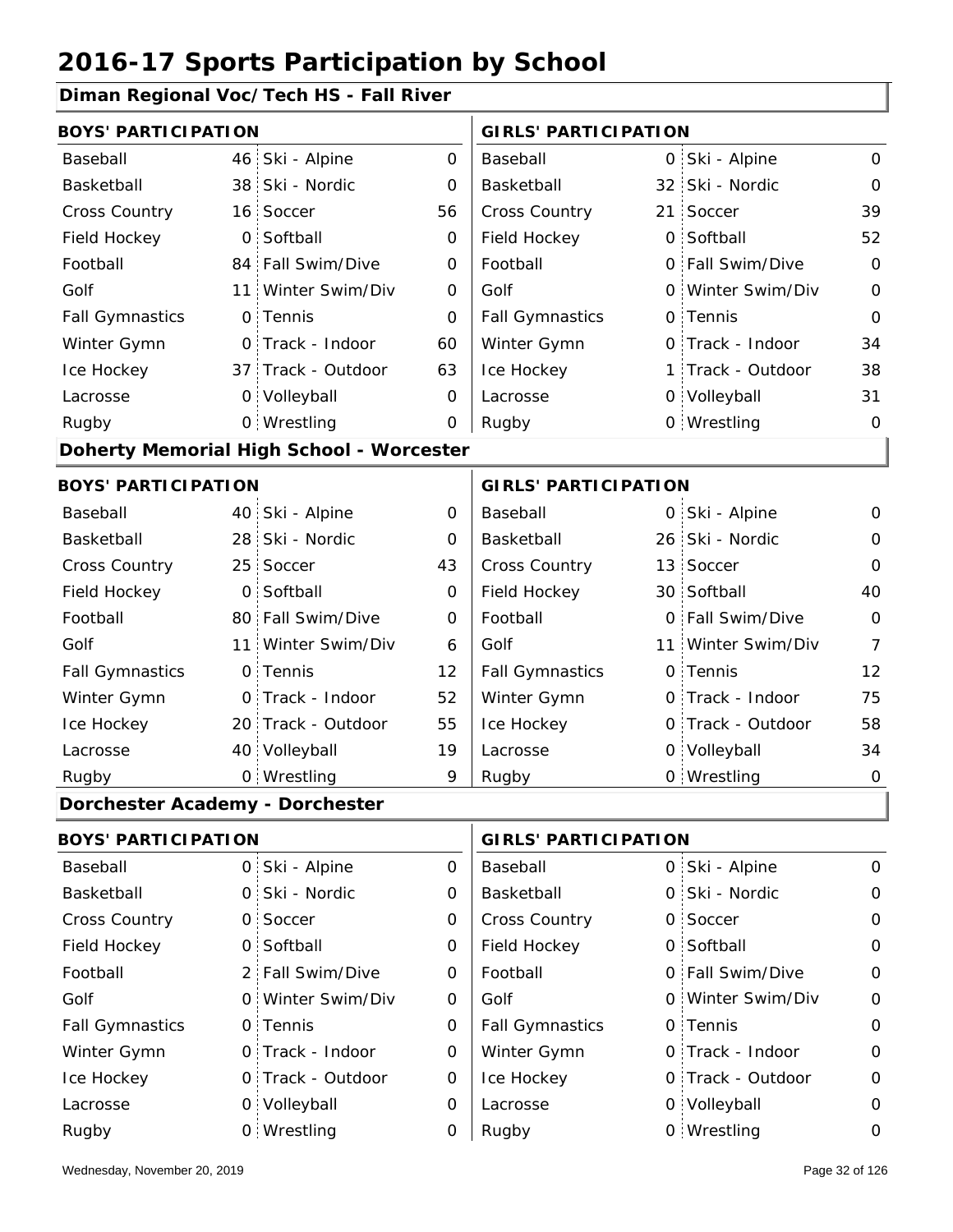# 2016-17 Sports Participation by School

## Diman Regional Voc/Tech HS - Fall River

| BOYS' PARTICIPATION | | | | GIRLS' PARTICIPATION | | | |
|---|---|---|---|---|---|---|---|
| Baseball | 46 | Ski - Alpine | 0 | Baseball | 0 | Ski - Alpine | 0 |
| Basketball | 38 | Ski - Nordic | 0 | Basketball | 32 | Ski - Nordic | 0 |
| Cross Country | 16 | Soccer | 56 | Cross Country | 21 | Soccer | 39 |
| Field Hockey | 0 | Softball | 0 | Field Hockey | 0 | Softball | 52 |
| Football | 84 | Fall Swim/Dive | 0 | Football | 0 | Fall Swim/Dive | 0 |
| Golf | 11 | Winter Swim/Div | 0 | Golf | 0 | Winter Swim/Div | 0 |
| Fall Gymnastics | 0 | Tennis | 0 | Fall Gymnastics | 0 | Tennis | 0 |
| Winter Gymn | 0 | Track - Indoor | 60 | Winter Gymn | 0 | Track - Indoor | 34 |
| Ice Hockey | 37 | Track - Outdoor | 63 | Ice Hockey | 1 | Track - Outdoor | 38 |
| Lacrosse | 0 | Volleyball | 0 | Lacrosse | 0 | Volleyball | 31 |
| Rugby | 0 | Wrestling | 0 | Rugby | 0 | Wrestling | 0 |

## Doherty Memorial High School - Worcester

| BOYS' PARTICIPATION | | | | GIRLS' PARTICIPATION | | | |
|---|---|---|---|---|---|---|---|
| Baseball | 40 | Ski - Alpine | 0 | Baseball | 0 | Ski - Alpine | 0 |
| Basketball | 28 | Ski - Nordic | 0 | Basketball | 26 | Ski - Nordic | 0 |
| Cross Country | 25 | Soccer | 43 | Cross Country | 13 | Soccer | 0 |
| Field Hockey | 0 | Softball | 0 | Field Hockey | 30 | Softball | 40 |
| Football | 80 | Fall Swim/Dive | 0 | Football | 0 | Fall Swim/Dive | 0 |
| Golf | 11 | Winter Swim/Div | 6 | Golf | 11 | Winter Swim/Div | 7 |
| Fall Gymnastics | 0 | Tennis | 12 | Fall Gymnastics | 0 | Tennis | 12 |
| Winter Gymn | 0 | Track - Indoor | 52 | Winter Gymn | 0 | Track - Indoor | 75 |
| Ice Hockey | 20 | Track - Outdoor | 55 | Ice Hockey | 0 | Track - Outdoor | 58 |
| Lacrosse | 40 | Volleyball | 19 | Lacrosse | 0 | Volleyball | 34 |
| Rugby | 0 | Wrestling | 9 | Rugby | 0 | Wrestling | 0 |

## Dorchester Academy - Dorchester

| BOYS' PARTICIPATION | | | | GIRLS' PARTICIPATION | | | |
|---|---|---|---|---|---|---|---|
| Baseball | 0 | Ski - Alpine | 0 | Baseball | 0 | Ski - Alpine | 0 |
| Basketball | 0 | Ski - Nordic | 0 | Basketball | 0 | Ski - Nordic | 0 |
| Cross Country | 0 | Soccer | 0 | Cross Country | 0 | Soccer | 0 |
| Field Hockey | 0 | Softball | 0 | Field Hockey | 0 | Softball | 0 |
| Football | 2 | Fall Swim/Dive | 0 | Football | 0 | Fall Swim/Dive | 0 |
| Golf | 0 | Winter Swim/Div | 0 | Golf | 0 | Winter Swim/Div | 0 |
| Fall Gymnastics | 0 | Tennis | 0 | Fall Gymnastics | 0 | Tennis | 0 |
| Winter Gymn | 0 | Track - Indoor | 0 | Winter Gymn | 0 | Track - Indoor | 0 |
| Ice Hockey | 0 | Track - Outdoor | 0 | Ice Hockey | 0 | Track - Outdoor | 0 |
| Lacrosse | 0 | Volleyball | 0 | Lacrosse | 0 | Volleyball | 0 |
| Rugby | 0 | Wrestling | 0 | Rugby | 0 | Wrestling | 0 |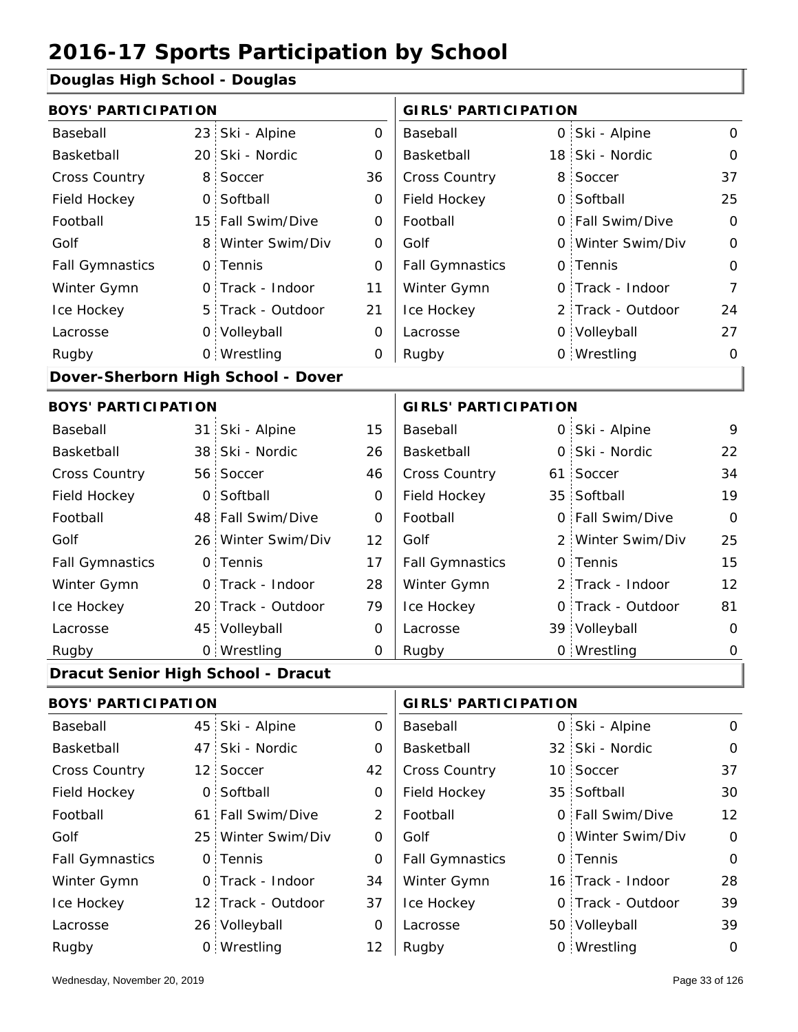# 2016-17 Sports Participation by School

## Douglas High School - Douglas

**BOYS' PARTICIPATION**

| Sport | Count | Sport | Count |
|---|---|---|---|
| Baseball | 23 | Ski - Alpine | 0 |
| Basketball | 20 | Ski - Nordic | 0 |
| Cross Country | 8 | Soccer | 36 |
| Field Hockey | 0 | Softball | 0 |
| Football | 15 | Fall Swim/Dive | 0 |
| Golf | 8 | Winter Swim/Div | 0 |
| Fall Gymnastics | 0 | Tennis | 0 |
| Winter Gymn | 0 | Track - Indoor | 11 |
| Ice Hockey | 5 | Track - Outdoor | 21 |
| Lacrosse | 0 | Volleyball | 0 |
| Rugby | 0 | Wrestling | 0 |

**GIRLS' PARTICIPATION**

| Sport | Count | Sport | Count |
|---|---|---|---|
| Baseball | 0 | Ski - Alpine | 0 |
| Basketball | 18 | Ski - Nordic | 0 |
| Cross Country | 8 | Soccer | 37 |
| Field Hockey | 0 | Softball | 25 |
| Football | 0 | Fall Swim/Dive | 0 |
| Golf | 0 | Winter Swim/Div | 0 |
| Fall Gymnastics | 0 | Tennis | 0 |
| Winter Gymn | 0 | Track - Indoor | 7 |
| Ice Hockey | 2 | Track - Outdoor | 24 |
| Lacrosse | 0 | Volleyball | 27 |
| Rugby | 0 | Wrestling | 0 |

## Dover-Sherborn High School - Dover

**BOYS' PARTICIPATION**

| Sport | Count | Sport | Count |
|---|---|---|---|
| Baseball | 31 | Ski - Alpine | 15 |
| Basketball | 38 | Ski - Nordic | 26 |
| Cross Country | 56 | Soccer | 46 |
| Field Hockey | 0 | Softball | 0 |
| Football | 48 | Fall Swim/Dive | 0 |
| Golf | 26 | Winter Swim/Div | 12 |
| Fall Gymnastics | 0 | Tennis | 17 |
| Winter Gymn | 0 | Track - Indoor | 28 |
| Ice Hockey | 20 | Track - Outdoor | 79 |
| Lacrosse | 45 | Volleyball | 0 |
| Rugby | 0 | Wrestling | 0 |

**GIRLS' PARTICIPATION**

| Sport | Count | Sport | Count |
|---|---|---|---|
| Baseball | 0 | Ski - Alpine | 9 |
| Basketball | 0 | Ski - Nordic | 22 |
| Cross Country | 61 | Soccer | 34 |
| Field Hockey | 35 | Softball | 19 |
| Football | 0 | Fall Swim/Dive | 0 |
| Golf | 2 | Winter Swim/Div | 25 |
| Fall Gymnastics | 0 | Tennis | 15 |
| Winter Gymn | 2 | Track - Indoor | 12 |
| Ice Hockey | 0 | Track - Outdoor | 81 |
| Lacrosse | 39 | Volleyball | 0 |
| Rugby | 0 | Wrestling | 0 |

## Dracut Senior High School - Dracut

**BOYS' PARTICIPATION**

| Sport | Count | Sport | Count |
|---|---|---|---|
| Baseball | 45 | Ski - Alpine | 0 |
| Basketball | 47 | Ski - Nordic | 0 |
| Cross Country | 12 | Soccer | 42 |
| Field Hockey | 0 | Softball | 0 |
| Football | 61 | Fall Swim/Dive | 2 |
| Golf | 25 | Winter Swim/Div | 0 |
| Fall Gymnastics | 0 | Tennis | 0 |
| Winter Gymn | 0 | Track - Indoor | 34 |
| Ice Hockey | 12 | Track - Outdoor | 37 |
| Lacrosse | 26 | Volleyball | 0 |
| Rugby | 0 | Wrestling | 12 |

**GIRLS' PARTICIPATION**

| Sport | Count | Sport | Count |
|---|---|---|---|
| Baseball | 0 | Ski - Alpine | 0 |
| Basketball | 32 | Ski - Nordic | 0 |
| Cross Country | 10 | Soccer | 37 |
| Field Hockey | 35 | Softball | 30 |
| Football | 0 | Fall Swim/Dive | 12 |
| Golf | 0 | Winter Swim/Div | 0 |
| Fall Gymnastics | 0 | Tennis | 0 |
| Winter Gymn | 16 | Track - Indoor | 28 |
| Ice Hockey | 0 | Track - Outdoor | 39 |
| Lacrosse | 50 | Volleyball | 39 |
| Rugby | 0 | Wrestling | 0 |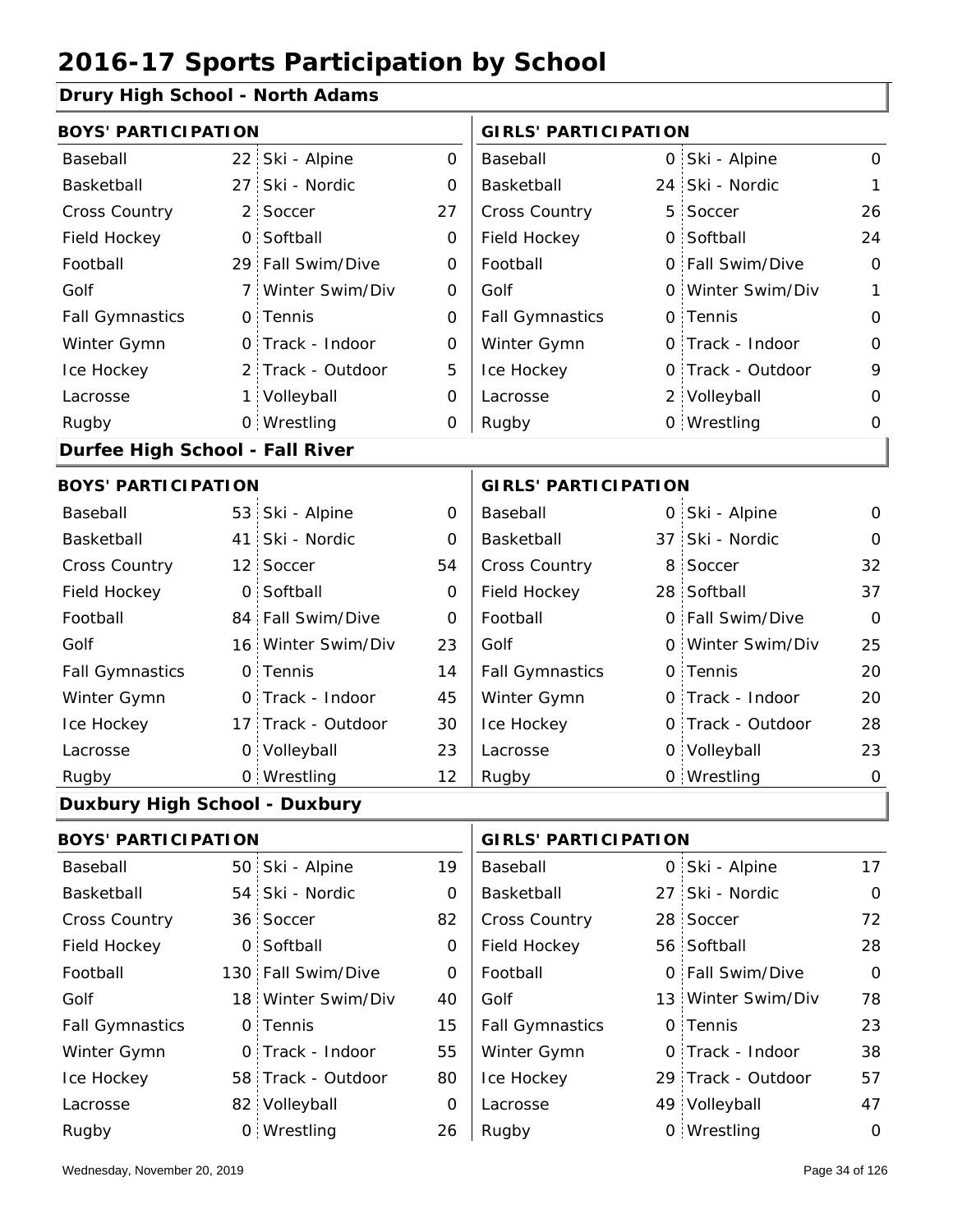# 2016-17 Sports Participation by School

## Drury High School - North Adams

| BOYS' PARTICIPATION | | | | GIRLS' PARTICIPATION | | | |
|---|---|---|---|---|---|---|---|
| Baseball | 22 | Ski - Alpine | 0 | Baseball | 0 | Ski - Alpine | 0 |
| Basketball | 27 | Ski - Nordic | 0 | Basketball | 24 | Ski - Nordic | 1 |
| Cross Country | 2 | Soccer | 27 | Cross Country | 5 | Soccer | 26 |
| Field Hockey | 0 | Softball | 0 | Field Hockey | 0 | Softball | 24 |
| Football | 29 | Fall Swim/Dive | 0 | Football | 0 | Fall Swim/Dive | 0 |
| Golf | 7 | Winter Swim/Div | 0 | Golf | 0 | Winter Swim/Div | 1 |
| Fall Gymnastics | 0 | Tennis | 0 | Fall Gymnastics | 0 | Tennis | 0 |
| Winter Gymn | 0 | Track - Indoor | 0 | Winter Gymn | 0 | Track - Indoor | 0 |
| Ice Hockey | 2 | Track - Outdoor | 5 | Ice Hockey | 0 | Track - Outdoor | 9 |
| Lacrosse | 1 | Volleyball | 0 | Lacrosse | 2 | Volleyball | 0 |
| Rugby | 0 | Wrestling | 0 | Rugby | 0 | Wrestling | 0 |

## Durfee High School - Fall River

| BOYS' PARTICIPATION | | | | GIRLS' PARTICIPATION | | | |
|---|---|---|---|---|---|---|---|
| Baseball | 53 | Ski - Alpine | 0 | Baseball | 0 | Ski - Alpine | 0 |
| Basketball | 41 | Ski - Nordic | 0 | Basketball | 37 | Ski - Nordic | 0 |
| Cross Country | 12 | Soccer | 54 | Cross Country | 8 | Soccer | 32 |
| Field Hockey | 0 | Softball | 0 | Field Hockey | 28 | Softball | 37 |
| Football | 84 | Fall Swim/Dive | 0 | Football | 0 | Fall Swim/Dive | 0 |
| Golf | 16 | Winter Swim/Div | 23 | Golf | 0 | Winter Swim/Div | 25 |
| Fall Gymnastics | 0 | Tennis | 14 | Fall Gymnastics | 0 | Tennis | 20 |
| Winter Gymn | 0 | Track - Indoor | 45 | Winter Gymn | 0 | Track - Indoor | 20 |
| Ice Hockey | 17 | Track - Outdoor | 30 | Ice Hockey | 0 | Track - Outdoor | 28 |
| Lacrosse | 0 | Volleyball | 23 | Lacrosse | 0 | Volleyball | 23 |
| Rugby | 0 | Wrestling | 12 | Rugby | 0 | Wrestling | 0 |

## Duxbury High School - Duxbury

| BOYS' PARTICIPATION | | | | GIRLS' PARTICIPATION | | | |
|---|---|---|---|---|---|---|---|
| Baseball | 50 | Ski - Alpine | 19 | Baseball | 0 | Ski - Alpine | 17 |
| Basketball | 54 | Ski - Nordic | 0 | Basketball | 27 | Ski - Nordic | 0 |
| Cross Country | 36 | Soccer | 82 | Cross Country | 28 | Soccer | 72 |
| Field Hockey | 0 | Softball | 0 | Field Hockey | 56 | Softball | 28 |
| Football | 130 | Fall Swim/Dive | 0 | Football | 0 | Fall Swim/Dive | 0 |
| Golf | 18 | Winter Swim/Div | 40 | Golf | 13 | Winter Swim/Div | 78 |
| Fall Gymnastics | 0 | Tennis | 15 | Fall Gymnastics | 0 | Tennis | 23 |
| Winter Gymn | 0 | Track - Indoor | 55 | Winter Gymn | 0 | Track - Indoor | 38 |
| Ice Hockey | 58 | Track - Outdoor | 80 | Ice Hockey | 29 | Track - Outdoor | 57 |
| Lacrosse | 82 | Volleyball | 0 | Lacrosse | 49 | Volleyball | 47 |
| Rugby | 0 | Wrestling | 26 | Rugby | 0 | Wrestling | 0 |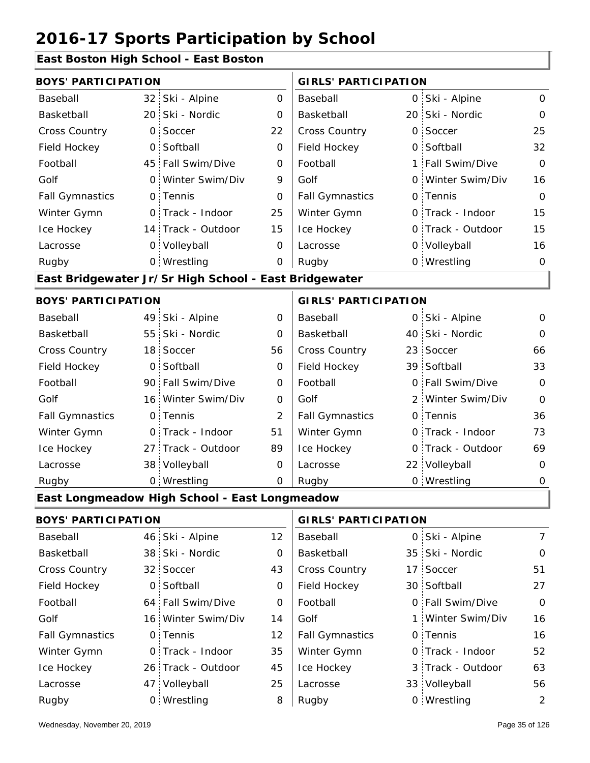# 2016-17 Sports Participation by School

## East Boston High School - East Boston

| BOYS' PARTICIPATION | | | | GIRLS' PARTICIPATION | | | |
|---|---|---|---|---|---|---|---|
| Baseball | 32 | Ski - Alpine | 0 | Baseball | 0 | Ski - Alpine | 0 |
| Basketball | 20 | Ski - Nordic | 0 | Basketball | 20 | Ski - Nordic | 0 |
| Cross Country | 0 | Soccer | 22 | Cross Country | 0 | Soccer | 25 |
| Field Hockey | 0 | Softball | 0 | Field Hockey | 0 | Softball | 32 |
| Football | 45 | Fall Swim/Dive | 0 | Football | 1 | Fall Swim/Dive | 0 |
| Golf | 0 | Winter Swim/Div | 9 | Golf | 0 | Winter Swim/Div | 16 |
| Fall Gymnastics | 0 | Tennis | 0 | Fall Gymnastics | 0 | Tennis | 0 |
| Winter Gymn | 0 | Track - Indoor | 25 | Winter Gymn | 0 | Track - Indoor | 15 |
| Ice Hockey | 14 | Track - Outdoor | 15 | Ice Hockey | 0 | Track - Outdoor | 15 |
| Lacrosse | 0 | Volleyball | 0 | Lacrosse | 0 | Volleyball | 16 |
| Rugby | 0 | Wrestling | 0 | Rugby | 0 | Wrestling | 0 |

## East Bridgewater Jr/Sr High School - East Bridgewater

| BOYS' PARTICIPATION | | | | GIRLS' PARTICIPATION | | | |
|---|---|---|---|---|---|---|---|
| Baseball | 49 | Ski - Alpine | 0 | Baseball | 0 | Ski - Alpine | 0 |
| Basketball | 55 | Ski - Nordic | 0 | Basketball | 40 | Ski - Nordic | 0 |
| Cross Country | 18 | Soccer | 56 | Cross Country | 23 | Soccer | 66 |
| Field Hockey | 0 | Softball | 0 | Field Hockey | 39 | Softball | 33 |
| Football | 90 | Fall Swim/Dive | 0 | Football | 0 | Fall Swim/Dive | 0 |
| Golf | 16 | Winter Swim/Div | 0 | Golf | 2 | Winter Swim/Div | 0 |
| Fall Gymnastics | 0 | Tennis | 2 | Fall Gymnastics | 0 | Tennis | 36 |
| Winter Gymn | 0 | Track - Indoor | 51 | Winter Gymn | 0 | Track - Indoor | 73 |
| Ice Hockey | 27 | Track - Outdoor | 89 | Ice Hockey | 0 | Track - Outdoor | 69 |
| Lacrosse | 38 | Volleyball | 0 | Lacrosse | 22 | Volleyball | 0 |
| Rugby | 0 | Wrestling | 0 | Rugby | 0 | Wrestling | 0 |

## East Longmeadow High School - East Longmeadow

| BOYS' PARTICIPATION | | | | GIRLS' PARTICIPATION | | | |
|---|---|---|---|---|---|---|---|
| Baseball | 46 | Ski - Alpine | 12 | Baseball | 0 | Ski - Alpine | 7 |
| Basketball | 38 | Ski - Nordic | 0 | Basketball | 35 | Ski - Nordic | 0 |
| Cross Country | 32 | Soccer | 43 | Cross Country | 17 | Soccer | 51 |
| Field Hockey | 0 | Softball | 0 | Field Hockey | 30 | Softball | 27 |
| Football | 64 | Fall Swim/Dive | 0 | Football | 0 | Fall Swim/Dive | 0 |
| Golf | 16 | Winter Swim/Div | 14 | Golf | 1 | Winter Swim/Div | 16 |
| Fall Gymnastics | 0 | Tennis | 12 | Fall Gymnastics | 0 | Tennis | 16 |
| Winter Gymn | 0 | Track - Indoor | 35 | Winter Gymn | 0 | Track - Indoor | 52 |
| Ice Hockey | 26 | Track - Outdoor | 45 | Ice Hockey | 3 | Track - Outdoor | 63 |
| Lacrosse | 47 | Volleyball | 25 | Lacrosse | 33 | Volleyball | 56 |
| Rugby | 0 | Wrestling | 8 | Rugby | 0 | Wrestling | 2 |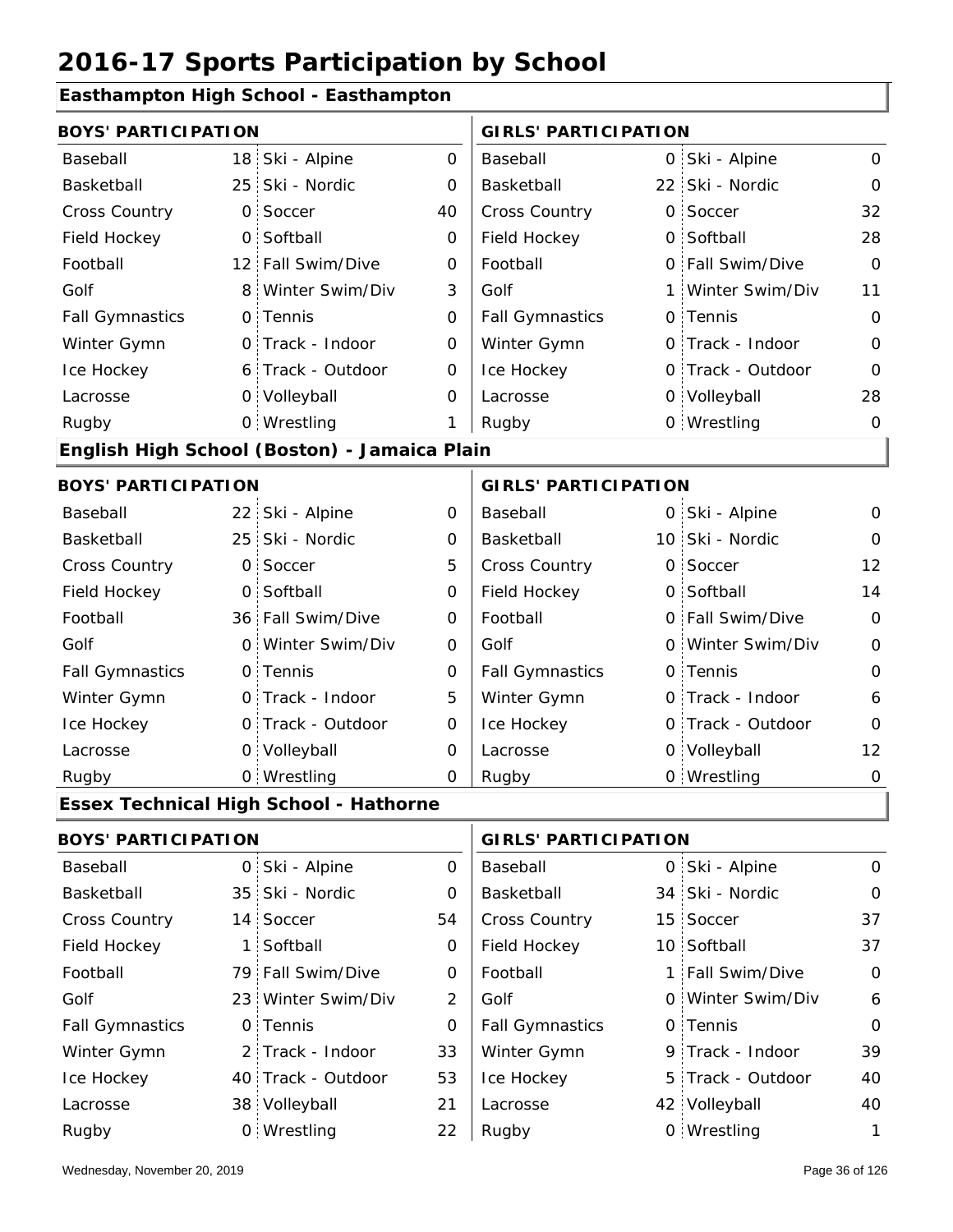# 2016-17 Sports Participation by School

## Easthampton High School - Easthampton

| BOYS' PARTICIPATION | | | | GIRLS' PARTICIPATION | | | |
|---|---|---|---|---|---|---|---|
| Baseball | 18 | Ski - Alpine | 0 | Baseball | 0 | Ski - Alpine | 0 |
| Basketball | 25 | Ski - Nordic | 0 | Basketball | 22 | Ski - Nordic | 0 |
| Cross Country | 0 | Soccer | 40 | Cross Country | 0 | Soccer | 32 |
| Field Hockey | 0 | Softball | 0 | Field Hockey | 0 | Softball | 28 |
| Football | 12 | Fall Swim/Dive | 0 | Football | 0 | Fall Swim/Dive | 0 |
| Golf | 8 | Winter Swim/Div | 3 | Golf | 1 | Winter Swim/Div | 11 |
| Fall Gymnastics | 0 | Tennis | 0 | Fall Gymnastics | 0 | Tennis | 0 |
| Winter Gymn | 0 | Track - Indoor | 0 | Winter Gymn | 0 | Track - Indoor | 0 |
| Ice Hockey | 6 | Track - Outdoor | 0 | Ice Hockey | 0 | Track - Outdoor | 0 |
| Lacrosse | 0 | Volleyball | 0 | Lacrosse | 0 | Volleyball | 28 |
| Rugby | 0 | Wrestling | 1 | Rugby | 0 | Wrestling | 0 |

## English High School (Boston) - Jamaica Plain

| BOYS' PARTICIPATION | | | | GIRLS' PARTICIPATION | | | |
|---|---|---|---|---|---|---|---|
| Baseball | 22 | Ski - Alpine | 0 | Baseball | 0 | Ski - Alpine | 0 |
| Basketball | 25 | Ski - Nordic | 0 | Basketball | 10 | Ski - Nordic | 0 |
| Cross Country | 0 | Soccer | 5 | Cross Country | 0 | Soccer | 12 |
| Field Hockey | 0 | Softball | 0 | Field Hockey | 0 | Softball | 14 |
| Football | 36 | Fall Swim/Dive | 0 | Football | 0 | Fall Swim/Dive | 0 |
| Golf | 0 | Winter Swim/Div | 0 | Golf | 0 | Winter Swim/Div | 0 |
| Fall Gymnastics | 0 | Tennis | 0 | Fall Gymnastics | 0 | Tennis | 0 |
| Winter Gymn | 0 | Track - Indoor | 5 | Winter Gymn | 0 | Track - Indoor | 6 |
| Ice Hockey | 0 | Track - Outdoor | 0 | Ice Hockey | 0 | Track - Outdoor | 0 |
| Lacrosse | 0 | Volleyball | 0 | Lacrosse | 0 | Volleyball | 12 |
| Rugby | 0 | Wrestling | 0 | Rugby | 0 | Wrestling | 0 |

## Essex Technical High School - Hathorne

| BOYS' PARTICIPATION | | | | GIRLS' PARTICIPATION | | | |
|---|---|---|---|---|---|---|---|
| Baseball | 0 | Ski - Alpine | 0 | Baseball | 0 | Ski - Alpine | 0 |
| Basketball | 35 | Ski - Nordic | 0 | Basketball | 34 | Ski - Nordic | 0 |
| Cross Country | 14 | Soccer | 54 | Cross Country | 15 | Soccer | 37 |
| Field Hockey | 1 | Softball | 0 | Field Hockey | 10 | Softball | 37 |
| Football | 79 | Fall Swim/Dive | 0 | Football | 1 | Fall Swim/Dive | 0 |
| Golf | 23 | Winter Swim/Div | 2 | Golf | 0 | Winter Swim/Div | 6 |
| Fall Gymnastics | 0 | Tennis | 0 | Fall Gymnastics | 0 | Tennis | 0 |
| Winter Gymn | 2 | Track - Indoor | 33 | Winter Gymn | 9 | Track - Indoor | 39 |
| Ice Hockey | 40 | Track - Outdoor | 53 | Ice Hockey | 5 | Track - Outdoor | 40 |
| Lacrosse | 38 | Volleyball | 21 | Lacrosse | 42 | Volleyball | 40 |
| Rugby | 0 | Wrestling | 22 | Rugby | 0 | Wrestling | 1 |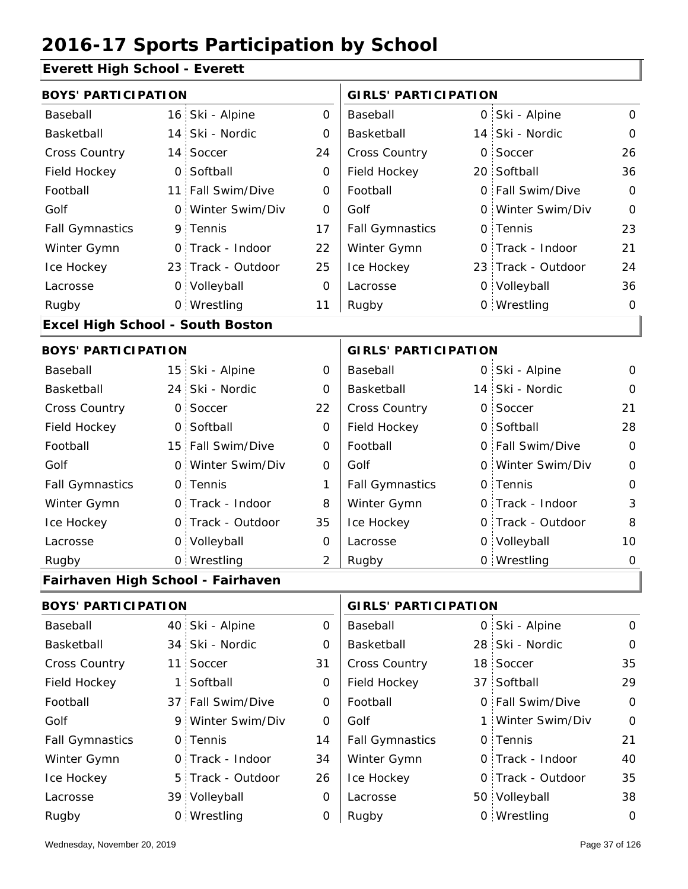# 2016-17 Sports Participation by School

## Everett High School - Everett

| BOYS' PARTICIPATION | | | | GIRLS' PARTICIPATION | | | |
|---|---|---|---|---|---|---|---|
| Baseball | 16 | Ski - Alpine | 0 | Baseball | 0 | Ski - Alpine | 0 |
| Basketball | 14 | Ski - Nordic | 0 | Basketball | 14 | Ski - Nordic | 0 |
| Cross Country | 14 | Soccer | 24 | Cross Country | 0 | Soccer | 26 |
| Field Hockey | 0 | Softball | 0 | Field Hockey | 20 | Softball | 36 |
| Football | 11 | Fall Swim/Dive | 0 | Football | 0 | Fall Swim/Dive | 0 |
| Golf | 0 | Winter Swim/Div | 0 | Golf | 0 | Winter Swim/Div | 0 |
| Fall Gymnastics | 9 | Tennis | 17 | Fall Gymnastics | 0 | Tennis | 23 |
| Winter Gymn | 0 | Track - Indoor | 22 | Winter Gymn | 0 | Track - Indoor | 21 |
| Ice Hockey | 23 | Track - Outdoor | 25 | Ice Hockey | 23 | Track - Outdoor | 24 |
| Lacrosse | 0 | Volleyball | 0 | Lacrosse | 0 | Volleyball | 36 |
| Rugby | 0 | Wrestling | 11 | Rugby | 0 | Wrestling | 0 |

## Excel High School - South Boston

| BOYS' PARTICIPATION | | | | GIRLS' PARTICIPATION | | | |
|---|---|---|---|---|---|---|---|
| Baseball | 15 | Ski - Alpine | 0 | Baseball | 0 | Ski - Alpine | 0 |
| Basketball | 24 | Ski - Nordic | 0 | Basketball | 14 | Ski - Nordic | 0 |
| Cross Country | 0 | Soccer | 22 | Cross Country | 0 | Soccer | 21 |
| Field Hockey | 0 | Softball | 0 | Field Hockey | 0 | Softball | 28 |
| Football | 15 | Fall Swim/Dive | 0 | Football | 0 | Fall Swim/Dive | 0 |
| Golf | 0 | Winter Swim/Div | 0 | Golf | 0 | Winter Swim/Div | 0 |
| Fall Gymnastics | 0 | Tennis | 1 | Fall Gymnastics | 0 | Tennis | 0 |
| Winter Gymn | 0 | Track - Indoor | 8 | Winter Gymn | 0 | Track - Indoor | 3 |
| Ice Hockey | 0 | Track - Outdoor | 35 | Ice Hockey | 0 | Track - Outdoor | 8 |
| Lacrosse | 0 | Volleyball | 0 | Lacrosse | 0 | Volleyball | 10 |
| Rugby | 0 | Wrestling | 2 | Rugby | 0 | Wrestling | 0 |

## Fairhaven High School - Fairhaven

| BOYS' PARTICIPATION | | | | GIRLS' PARTICIPATION | | | |
|---|---|---|---|---|---|---|---|
| Baseball | 40 | Ski - Alpine | 0 | Baseball | 0 | Ski - Alpine | 0 |
| Basketball | 34 | Ski - Nordic | 0 | Basketball | 28 | Ski - Nordic | 0 |
| Cross Country | 11 | Soccer | 31 | Cross Country | 18 | Soccer | 35 |
| Field Hockey | 1 | Softball | 0 | Field Hockey | 37 | Softball | 29 |
| Football | 37 | Fall Swim/Dive | 0 | Football | 0 | Fall Swim/Dive | 0 |
| Golf | 9 | Winter Swim/Div | 0 | Golf | 1 | Winter Swim/Div | 0 |
| Fall Gymnastics | 0 | Tennis | 14 | Fall Gymnastics | 0 | Tennis | 21 |
| Winter Gymn | 0 | Track - Indoor | 34 | Winter Gymn | 0 | Track - Indoor | 40 |
| Ice Hockey | 5 | Track - Outdoor | 26 | Ice Hockey | 0 | Track - Outdoor | 35 |
| Lacrosse | 39 | Volleyball | 0 | Lacrosse | 50 | Volleyball | 38 |
| Rugby | 0 | Wrestling | 0 | Rugby | 0 | Wrestling | 0 |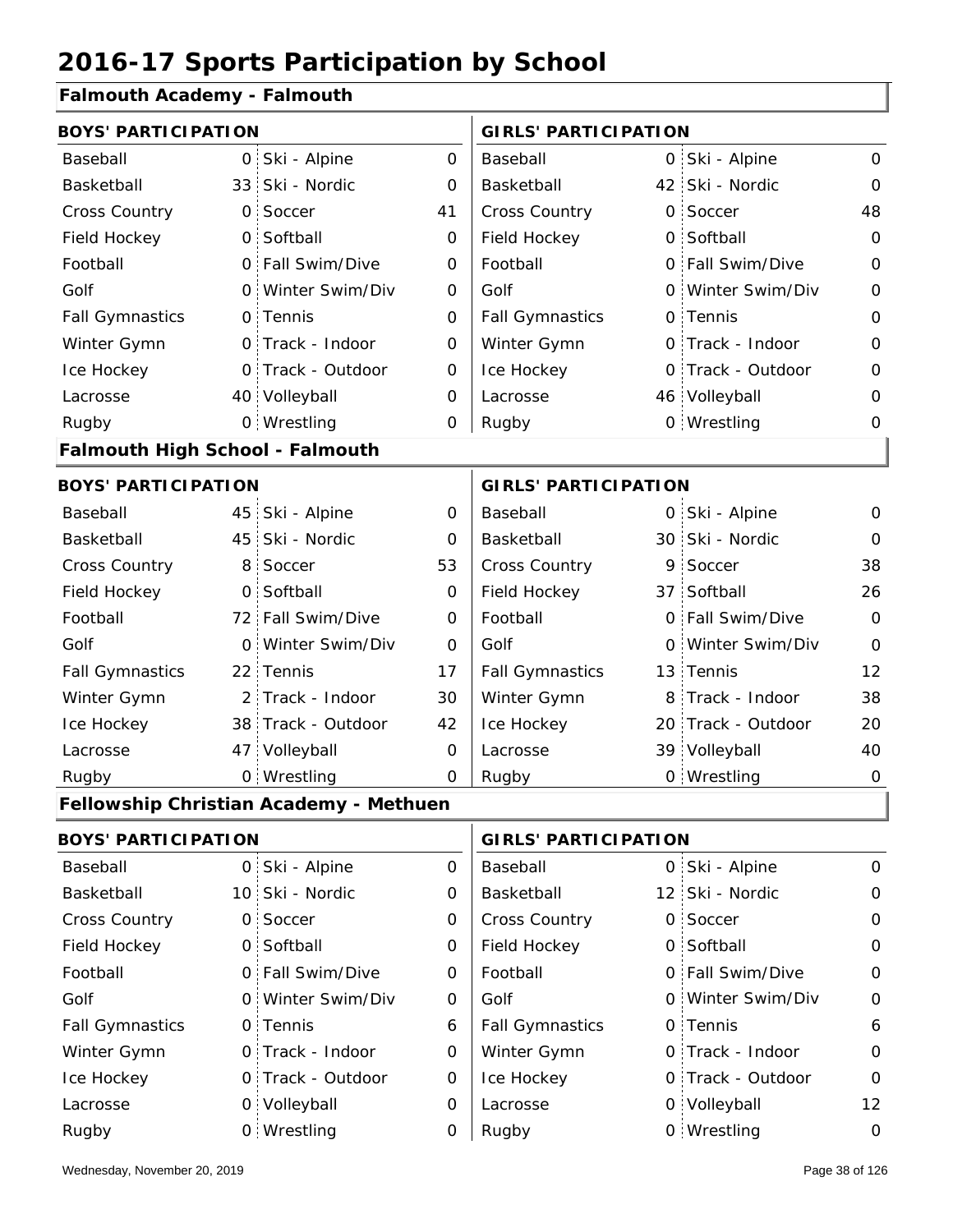# 2016-17 Sports Participation by School

## Falmouth Academy - Falmouth

| BOYS' PARTICIPATION | | | | GIRLS' PARTICIPATION | | | |
|---|---|---|---|---|---|---|---|
| Baseball | 0 | Ski - Alpine | 0 | Baseball | 0 | Ski - Alpine | 0 |
| Basketball | 33 | Ski - Nordic | 0 | Basketball | 42 | Ski - Nordic | 0 |
| Cross Country | 0 | Soccer | 41 | Cross Country | 0 | Soccer | 48 |
| Field Hockey | 0 | Softball | 0 | Field Hockey | 0 | Softball | 0 |
| Football | 0 | Fall Swim/Dive | 0 | Football | 0 | Fall Swim/Dive | 0 |
| Golf | 0 | Winter Swim/Div | 0 | Golf | 0 | Winter Swim/Div | 0 |
| Fall Gymnastics | 0 | Tennis | 0 | Fall Gymnastics | 0 | Tennis | 0 |
| Winter Gymn | 0 | Track - Indoor | 0 | Winter Gymn | 0 | Track - Indoor | 0 |
| Ice Hockey | 0 | Track - Outdoor | 0 | Ice Hockey | 0 | Track - Outdoor | 0 |
| Lacrosse | 40 | Volleyball | 0 | Lacrosse | 46 | Volleyball | 0 |
| Rugby | 0 | Wrestling | 0 | Rugby | 0 | Wrestling | 0 |

## Falmouth High School - Falmouth

| BOYS' PARTICIPATION | | | | GIRLS' PARTICIPATION | | | |
|---|---|---|---|---|---|---|---|
| Baseball | 45 | Ski - Alpine | 0 | Baseball | 0 | Ski - Alpine | 0 |
| Basketball | 45 | Ski - Nordic | 0 | Basketball | 30 | Ski - Nordic | 0 |
| Cross Country | 8 | Soccer | 53 | Cross Country | 9 | Soccer | 38 |
| Field Hockey | 0 | Softball | 0 | Field Hockey | 37 | Softball | 26 |
| Football | 72 | Fall Swim/Dive | 0 | Football | 0 | Fall Swim/Dive | 0 |
| Golf | 0 | Winter Swim/Div | 0 | Golf | 0 | Winter Swim/Div | 0 |
| Fall Gymnastics | 22 | Tennis | 17 | Fall Gymnastics | 13 | Tennis | 12 |
| Winter Gymn | 2 | Track - Indoor | 30 | Winter Gymn | 8 | Track - Indoor | 38 |
| Ice Hockey | 38 | Track - Outdoor | 42 | Ice Hockey | 20 | Track - Outdoor | 20 |
| Lacrosse | 47 | Volleyball | 0 | Lacrosse | 39 | Volleyball | 40 |
| Rugby | 0 | Wrestling | 0 | Rugby | 0 | Wrestling | 0 |

## Fellowship Christian Academy - Methuen

| BOYS' PARTICIPATION | | | | GIRLS' PARTICIPATION | | | |
|---|---|---|---|---|---|---|---|
| Baseball | 0 | Ski - Alpine | 0 | Baseball | 0 | Ski - Alpine | 0 |
| Basketball | 10 | Ski - Nordic | 0 | Basketball | 12 | Ski - Nordic | 0 |
| Cross Country | 0 | Soccer | 0 | Cross Country | 0 | Soccer | 0 |
| Field Hockey | 0 | Softball | 0 | Field Hockey | 0 | Softball | 0 |
| Football | 0 | Fall Swim/Dive | 0 | Football | 0 | Fall Swim/Dive | 0 |
| Golf | 0 | Winter Swim/Div | 0 | Golf | 0 | Winter Swim/Div | 0 |
| Fall Gymnastics | 0 | Tennis | 6 | Fall Gymnastics | 0 | Tennis | 6 |
| Winter Gymn | 0 | Track - Indoor | 0 | Winter Gymn | 0 | Track - Indoor | 0 |
| Ice Hockey | 0 | Track - Outdoor | 0 | Ice Hockey | 0 | Track - Outdoor | 0 |
| Lacrosse | 0 | Volleyball | 0 | Lacrosse | 0 | Volleyball | 12 |
| Rugby | 0 | Wrestling | 0 | Rugby | 0 | Wrestling | 0 |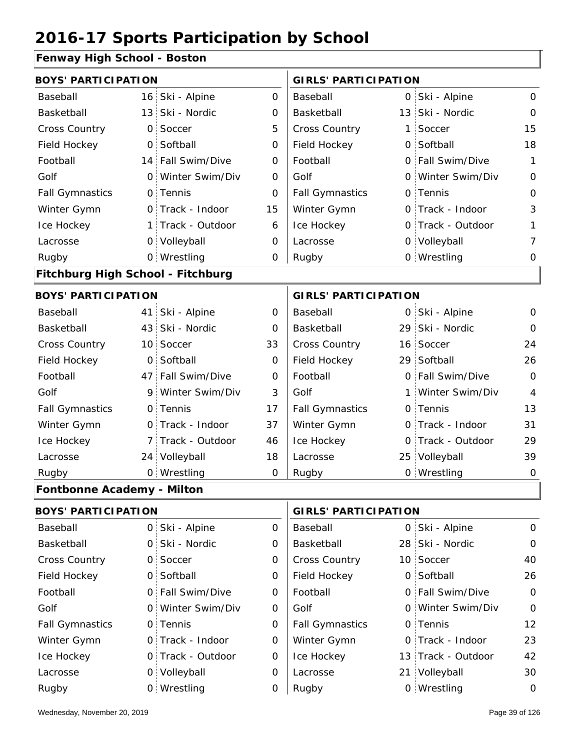# 2016-17 Sports Participation by School

## Fenway High School - Boston

| BOYS' PARTICIPATION | | | | GIRLS' PARTICIPATION | | | |
|---|---|---|---|---|---|---|---|
| Baseball | 16 | Ski - Alpine | 0 | Baseball | 0 | Ski - Alpine | 0 |
| Basketball | 13 | Ski - Nordic | 0 | Basketball | 13 | Ski - Nordic | 0 |
| Cross Country | 0 | Soccer | 5 | Cross Country | 1 | Soccer | 15 |
| Field Hockey | 0 | Softball | 0 | Field Hockey | 0 | Softball | 18 |
| Football | 14 | Fall Swim/Dive | 0 | Football | 0 | Fall Swim/Dive | 1 |
| Golf | 0 | Winter Swim/Div | 0 | Golf | 0 | Winter Swim/Div | 0 |
| Fall Gymnastics | 0 | Tennis | 0 | Fall Gymnastics | 0 | Tennis | 0 |
| Winter Gymn | 0 | Track - Indoor | 15 | Winter Gymn | 0 | Track - Indoor | 3 |
| Ice Hockey | 1 | Track - Outdoor | 6 | Ice Hockey | 0 | Track - Outdoor | 1 |
| Lacrosse | 0 | Volleyball | 0 | Lacrosse | 0 | Volleyball | 7 |
| Rugby | 0 | Wrestling | 0 | Rugby | 0 | Wrestling | 0 |

## Fitchburg High School - Fitchburg

| BOYS' PARTICIPATION | | | | GIRLS' PARTICIPATION | | | |
|---|---|---|---|---|---|---|---|
| Baseball | 41 | Ski - Alpine | 0 | Baseball | 0 | Ski - Alpine | 0 |
| Basketball | 43 | Ski - Nordic | 0 | Basketball | 29 | Ski - Nordic | 0 |
| Cross Country | 10 | Soccer | 33 | Cross Country | 16 | Soccer | 24 |
| Field Hockey | 0 | Softball | 0 | Field Hockey | 29 | Softball | 26 |
| Football | 47 | Fall Swim/Dive | 0 | Football | 0 | Fall Swim/Dive | 0 |
| Golf | 9 | Winter Swim/Div | 3 | Golf | 1 | Winter Swim/Div | 4 |
| Fall Gymnastics | 0 | Tennis | 17 | Fall Gymnastics | 0 | Tennis | 13 |
| Winter Gymn | 0 | Track - Indoor | 37 | Winter Gymn | 0 | Track - Indoor | 31 |
| Ice Hockey | 7 | Track - Outdoor | 46 | Ice Hockey | 0 | Track - Outdoor | 29 |
| Lacrosse | 24 | Volleyball | 18 | Lacrosse | 25 | Volleyball | 39 |
| Rugby | 0 | Wrestling | 0 | Rugby | 0 | Wrestling | 0 |

## Fontbonne Academy - Milton

| BOYS' PARTICIPATION | | | | GIRLS' PARTICIPATION | | | |
|---|---|---|---|---|---|---|---|
| Baseball | 0 | Ski - Alpine | 0 | Baseball | 0 | Ski - Alpine | 0 |
| Basketball | 0 | Ski - Nordic | 0 | Basketball | 28 | Ski - Nordic | 0 |
| Cross Country | 0 | Soccer | 0 | Cross Country | 10 | Soccer | 40 |
| Field Hockey | 0 | Softball | 0 | Field Hockey | 0 | Softball | 26 |
| Football | 0 | Fall Swim/Dive | 0 | Football | 0 | Fall Swim/Dive | 0 |
| Golf | 0 | Winter Swim/Div | 0 | Golf | 0 | Winter Swim/Div | 0 |
| Fall Gymnastics | 0 | Tennis | 0 | Fall Gymnastics | 0 | Tennis | 12 |
| Winter Gymn | 0 | Track - Indoor | 0 | Winter Gymn | 0 | Track - Indoor | 23 |
| Ice Hockey | 0 | Track - Outdoor | 0 | Ice Hockey | 13 | Track - Outdoor | 42 |
| Lacrosse | 0 | Volleyball | 0 | Lacrosse | 21 | Volleyball | 30 |
| Rugby | 0 | Wrestling | 0 | Rugby | 0 | Wrestling | 0 |

Wednesday, November 20, 2019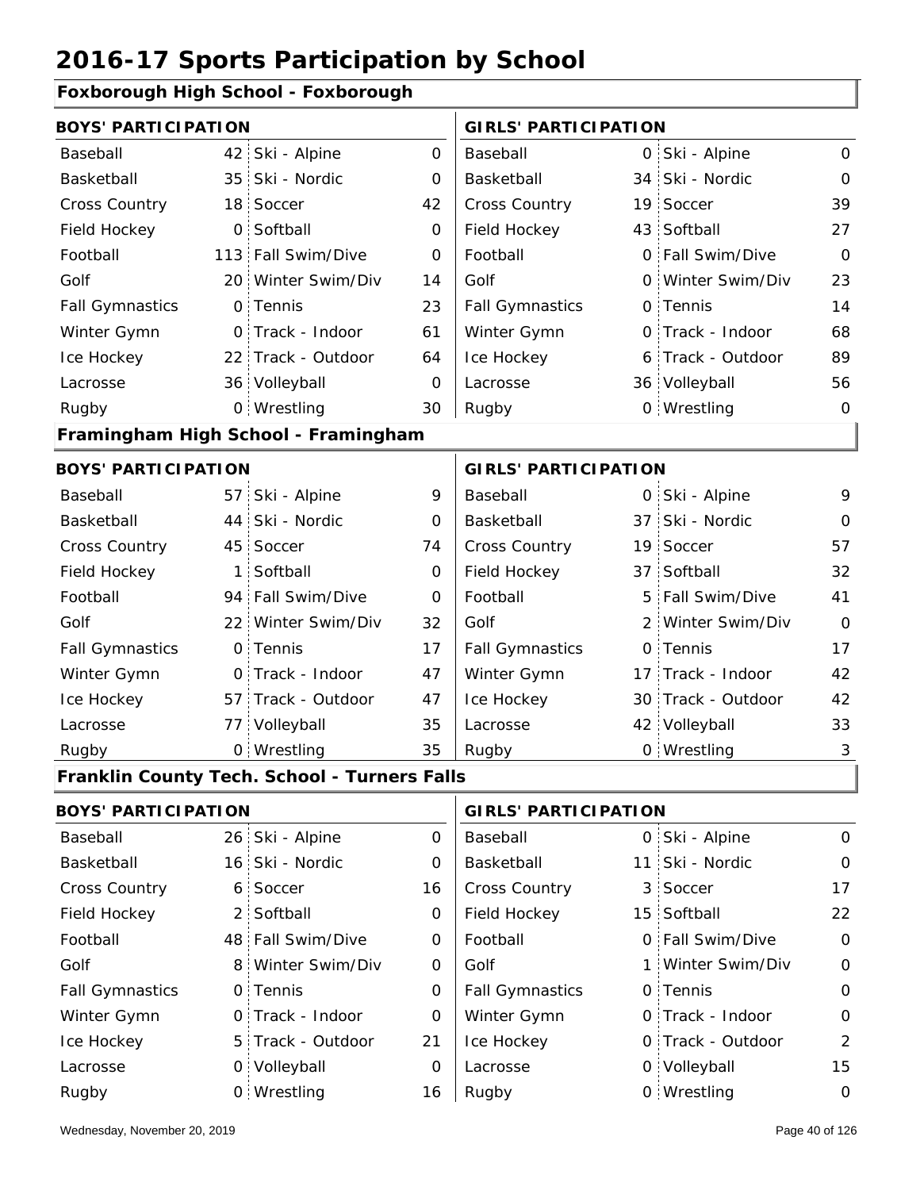# 2016-17 Sports Participation by School

## Foxborough High School - Foxborough

| BOYS' PARTICIPATION | | | | GIRLS' PARTICIPATION | | | |
|---|---|---|---|---|---|---|---|
| Baseball | 42 | Ski - Alpine | 0 | Baseball | 0 | Ski - Alpine | 0 |
| Basketball | 35 | Ski - Nordic | 0 | Basketball | 34 | Ski - Nordic | 0 |
| Cross Country | 18 | Soccer | 42 | Cross Country | 19 | Soccer | 39 |
| Field Hockey | 0 | Softball | 0 | Field Hockey | 43 | Softball | 27 |
| Football | 113 | Fall Swim/Dive | 0 | Football | 0 | Fall Swim/Dive | 0 |
| Golf | 20 | Winter Swim/Div | 14 | Golf | 0 | Winter Swim/Div | 23 |
| Fall Gymnastics | 0 | Tennis | 23 | Fall Gymnastics | 0 | Tennis | 14 |
| Winter Gymn | 0 | Track - Indoor | 61 | Winter Gymn | 0 | Track - Indoor | 68 |
| Ice Hockey | 22 | Track - Outdoor | 64 | Ice Hockey | 6 | Track - Outdoor | 89 |
| Lacrosse | 36 | Volleyball | 0 | Lacrosse | 36 | Volleyball | 56 |
| Rugby | 0 | Wrestling | 30 | Rugby | 0 | Wrestling | 0 |

## Framingham High School - Framingham

| BOYS' PARTICIPATION | | | | GIRLS' PARTICIPATION | | | |
|---|---|---|---|---|---|---|---|
| Baseball | 57 | Ski - Alpine | 9 | Baseball | 0 | Ski - Alpine | 9 |
| Basketball | 44 | Ski - Nordic | 0 | Basketball | 37 | Ski - Nordic | 0 |
| Cross Country | 45 | Soccer | 74 | Cross Country | 19 | Soccer | 57 |
| Field Hockey | 1 | Softball | 0 | Field Hockey | 37 | Softball | 32 |
| Football | 94 | Fall Swim/Dive | 0 | Football | 5 | Fall Swim/Dive | 41 |
| Golf | 22 | Winter Swim/Div | 32 | Golf | 2 | Winter Swim/Div | 0 |
| Fall Gymnastics | 0 | Tennis | 17 | Fall Gymnastics | 0 | Tennis | 17 |
| Winter Gymn | 0 | Track - Indoor | 47 | Winter Gymn | 17 | Track - Indoor | 42 |
| Ice Hockey | 57 | Track - Outdoor | 47 | Ice Hockey | 30 | Track - Outdoor | 42 |
| Lacrosse | 77 | Volleyball | 35 | Lacrosse | 42 | Volleyball | 33 |
| Rugby | 0 | Wrestling | 35 | Rugby | 0 | Wrestling | 3 |

## Franklin County Tech. School - Turners Falls

| BOYS' PARTICIPATION | | | | GIRLS' PARTICIPATION | | | |
|---|---|---|---|---|---|---|---|
| Baseball | 26 | Ski - Alpine | 0 | Baseball | 0 | Ski - Alpine | 0 |
| Basketball | 16 | Ski - Nordic | 0 | Basketball | 11 | Ski - Nordic | 0 |
| Cross Country | 6 | Soccer | 16 | Cross Country | 3 | Soccer | 17 |
| Field Hockey | 2 | Softball | 0 | Field Hockey | 15 | Softball | 22 |
| Football | 48 | Fall Swim/Dive | 0 | Football | 0 | Fall Swim/Dive | 0 |
| Golf | 8 | Winter Swim/Div | 0 | Golf | 1 | Winter Swim/Div | 0 |
| Fall Gymnastics | 0 | Tennis | 0 | Fall Gymnastics | 0 | Tennis | 0 |
| Winter Gymn | 0 | Track - Indoor | 0 | Winter Gymn | 0 | Track - Indoor | 0 |
| Ice Hockey | 5 | Track - Outdoor | 21 | Ice Hockey | 0 | Track - Outdoor | 2 |
| Lacrosse | 0 | Volleyball | 0 | Lacrosse | 0 | Volleyball | 15 |
| Rugby | 0 | Wrestling | 16 | Rugby | 0 | Wrestling | 0 |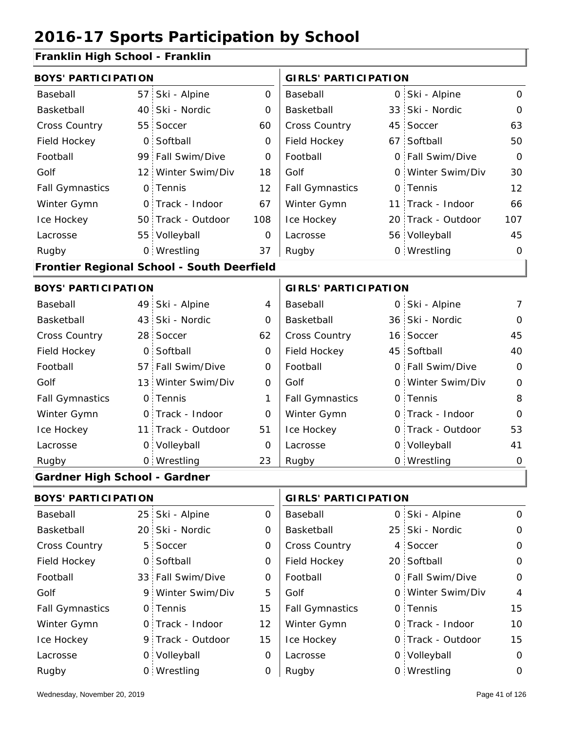# 2016-17 Sports Participation by School

## Franklin High School - Franklin

| BOYS' PARTICIPATION | | | | GIRLS' PARTICIPATION | | | |
|---|---|---|---|---|---|---|---|
| Baseball | 57 | Ski - Alpine | 0 | Baseball | 0 | Ski - Alpine | 0 |
| Basketball | 40 | Ski - Nordic | 0 | Basketball | 33 | Ski - Nordic | 0 |
| Cross Country | 55 | Soccer | 60 | Cross Country | 45 | Soccer | 63 |
| Field Hockey | 0 | Softball | 0 | Field Hockey | 67 | Softball | 50 |
| Football | 99 | Fall Swim/Dive | 0 | Football | 0 | Fall Swim/Dive | 0 |
| Golf | 12 | Winter Swim/Div | 18 | Golf | 0 | Winter Swim/Div | 30 |
| Fall Gymnastics | 0 | Tennis | 12 | Fall Gymnastics | 0 | Tennis | 12 |
| Winter Gymn | 0 | Track - Indoor | 67 | Winter Gymn | 11 | Track - Indoor | 66 |
| Ice Hockey | 50 | Track - Outdoor | 108 | Ice Hockey | 20 | Track - Outdoor | 107 |
| Lacrosse | 55 | Volleyball | 0 | Lacrosse | 56 | Volleyball | 45 |
| Rugby | 0 | Wrestling | 37 | Rugby | 0 | Wrestling | 0 |

## Frontier Regional School - South Deerfield

| BOYS' PARTICIPATION | | | | GIRLS' PARTICIPATION | | | |
|---|---|---|---|---|---|---|---|
| Baseball | 49 | Ski - Alpine | 4 | Baseball | 0 | Ski - Alpine | 7 |
| Basketball | 43 | Ski - Nordic | 0 | Basketball | 36 | Ski - Nordic | 0 |
| Cross Country | 28 | Soccer | 62 | Cross Country | 16 | Soccer | 45 |
| Field Hockey | 0 | Softball | 0 | Field Hockey | 45 | Softball | 40 |
| Football | 57 | Fall Swim/Dive | 0 | Football | 0 | Fall Swim/Dive | 0 |
| Golf | 13 | Winter Swim/Div | 0 | Golf | 0 | Winter Swim/Div | 0 |
| Fall Gymnastics | 0 | Tennis | 1 | Fall Gymnastics | 0 | Tennis | 8 |
| Winter Gymn | 0 | Track - Indoor | 0 | Winter Gymn | 0 | Track - Indoor | 0 |
| Ice Hockey | 11 | Track - Outdoor | 51 | Ice Hockey | 0 | Track - Outdoor | 53 |
| Lacrosse | 0 | Volleyball | 0 | Lacrosse | 0 | Volleyball | 41 |
| Rugby | 0 | Wrestling | 23 | Rugby | 0 | Wrestling | 0 |

## Gardner High School - Gardner

| BOYS' PARTICIPATION | | | | GIRLS' PARTICIPATION | | | |
|---|---|---|---|---|---|---|---|
| Baseball | 25 | Ski - Alpine | 0 | Baseball | 0 | Ski - Alpine | 0 |
| Basketball | 20 | Ski - Nordic | 0 | Basketball | 25 | Ski - Nordic | 0 |
| Cross Country | 5 | Soccer | 0 | Cross Country | 4 | Soccer | 0 |
| Field Hockey | 0 | Softball | 0 | Field Hockey | 20 | Softball | 0 |
| Football | 33 | Fall Swim/Dive | 0 | Football | 0 | Fall Swim/Dive | 0 |
| Golf | 9 | Winter Swim/Div | 5 | Golf | 0 | Winter Swim/Div | 4 |
| Fall Gymnastics | 0 | Tennis | 15 | Fall Gymnastics | 0 | Tennis | 15 |
| Winter Gymn | 0 | Track - Indoor | 12 | Winter Gymn | 0 | Track - Indoor | 10 |
| Ice Hockey | 9 | Track - Outdoor | 15 | Ice Hockey | 0 | Track - Outdoor | 15 |
| Lacrosse | 0 | Volleyball | 0 | Lacrosse | 0 | Volleyball | 0 |
| Rugby | 0 | Wrestling | 0 | Rugby | 0 | Wrestling | 0 |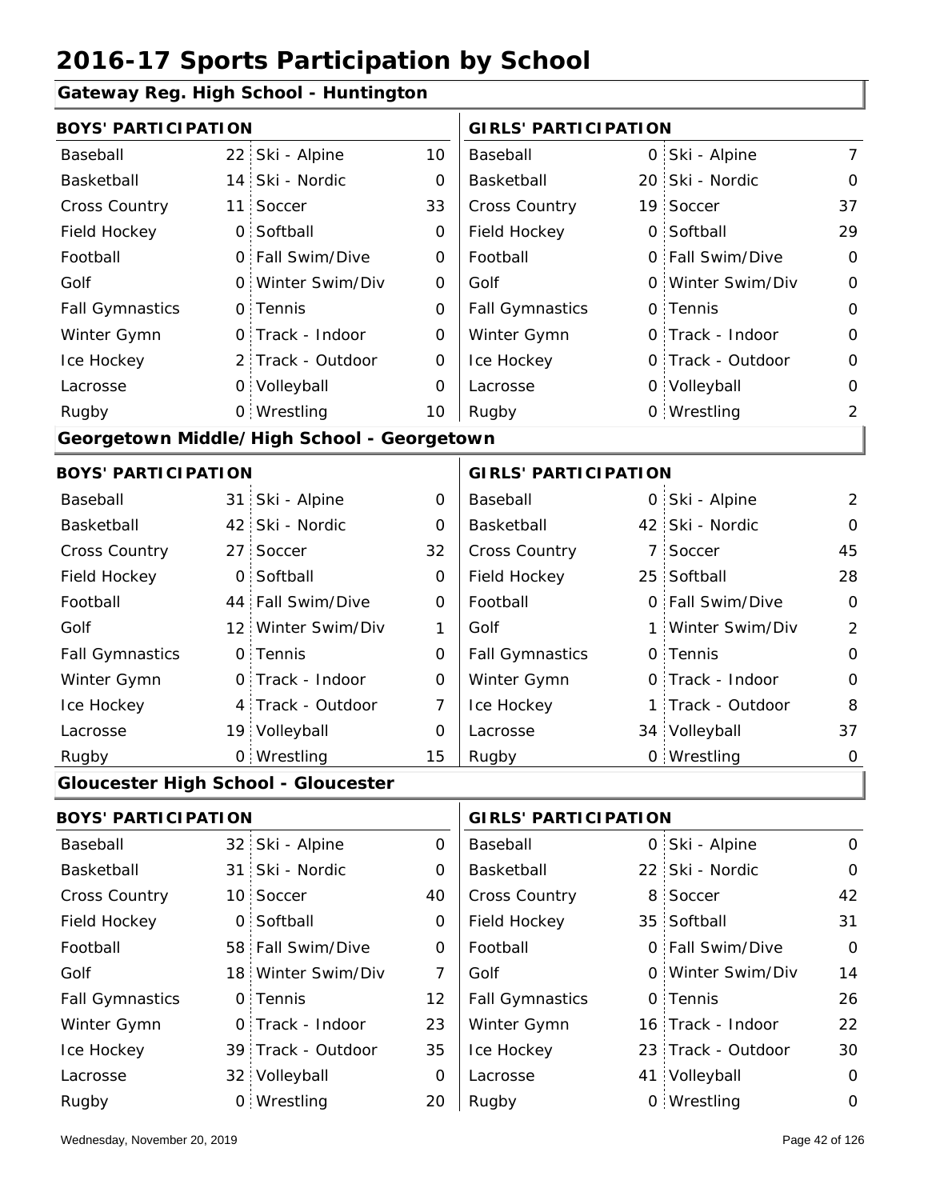# 2016-17 Sports Participation by School

## Gateway Reg. High School - Huntington

| BOYS' PARTICIPATION | | | | GIRLS' PARTICIPATION | | | |
|---|---|---|---|---|---|---|---|
| Baseball | 22 | Ski - Alpine | 10 | Baseball | 0 | Ski - Alpine | 7 |
| Basketball | 14 | Ski - Nordic | 0 | Basketball | 20 | Ski - Nordic | 0 |
| Cross Country | 11 | Soccer | 33 | Cross Country | 19 | Soccer | 37 |
| Field Hockey | 0 | Softball | 0 | Field Hockey | 0 | Softball | 29 |
| Football | 0 | Fall Swim/Dive | 0 | Football | 0 | Fall Swim/Dive | 0 |
| Golf | 0 | Winter Swim/Div | 0 | Golf | 0 | Winter Swim/Div | 0 |
| Fall Gymnastics | 0 | Tennis | 0 | Fall Gymnastics | 0 | Tennis | 0 |
| Winter Gymn | 0 | Track - Indoor | 0 | Winter Gymn | 0 | Track - Indoor | 0 |
| Ice Hockey | 2 | Track - Outdoor | 0 | Ice Hockey | 0 | Track - Outdoor | 0 |
| Lacrosse | 0 | Volleyball | 0 | Lacrosse | 0 | Volleyball | 0 |
| Rugby | 0 | Wrestling | 10 | Rugby | 0 | Wrestling | 2 |

## Georgetown Middle/High School - Georgetown

| BOYS' PARTICIPATION | | | | GIRLS' PARTICIPATION | | | |
|---|---|---|---|---|---|---|---|
| Baseball | 31 | Ski - Alpine | 0 | Baseball | 0 | Ski - Alpine | 2 |
| Basketball | 42 | Ski - Nordic | 0 | Basketball | 42 | Ski - Nordic | 0 |
| Cross Country | 27 | Soccer | 32 | Cross Country | 7 | Soccer | 45 |
| Field Hockey | 0 | Softball | 0 | Field Hockey | 25 | Softball | 28 |
| Football | 44 | Fall Swim/Dive | 0 | Football | 0 | Fall Swim/Dive | 0 |
| Golf | 12 | Winter Swim/Div | 1 | Golf | 1 | Winter Swim/Div | 2 |
| Fall Gymnastics | 0 | Tennis | 0 | Fall Gymnastics | 0 | Tennis | 0 |
| Winter Gymn | 0 | Track - Indoor | 0 | Winter Gymn | 0 | Track - Indoor | 0 |
| Ice Hockey | 4 | Track - Outdoor | 7 | Ice Hockey | 1 | Track - Outdoor | 8 |
| Lacrosse | 19 | Volleyball | 0 | Lacrosse | 34 | Volleyball | 37 |
| Rugby | 0 | Wrestling | 15 | Rugby | 0 | Wrestling | 0 |

## Gloucester High School - Gloucester

| BOYS' PARTICIPATION | | | | GIRLS' PARTICIPATION | | | |
|---|---|---|---|---|---|---|---|
| Baseball | 32 | Ski - Alpine | 0 | Baseball | 0 | Ski - Alpine | 0 |
| Basketball | 31 | Ski - Nordic | 0 | Basketball | 22 | Ski - Nordic | 0 |
| Cross Country | 10 | Soccer | 40 | Cross Country | 8 | Soccer | 42 |
| Field Hockey | 0 | Softball | 0 | Field Hockey | 35 | Softball | 31 |
| Football | 58 | Fall Swim/Dive | 0 | Football | 0 | Fall Swim/Dive | 0 |
| Golf | 18 | Winter Swim/Div | 7 | Golf | 0 | Winter Swim/Div | 14 |
| Fall Gymnastics | 0 | Tennis | 12 | Fall Gymnastics | 0 | Tennis | 26 |
| Winter Gymn | 0 | Track - Indoor | 23 | Winter Gymn | 16 | Track - Indoor | 22 |
| Ice Hockey | 39 | Track - Outdoor | 35 | Ice Hockey | 23 | Track - Outdoor | 30 |
| Lacrosse | 32 | Volleyball | 0 | Lacrosse | 41 | Volleyball | 0 |
| Rugby | 0 | Wrestling | 20 | Rugby | 0 | Wrestling | 0 |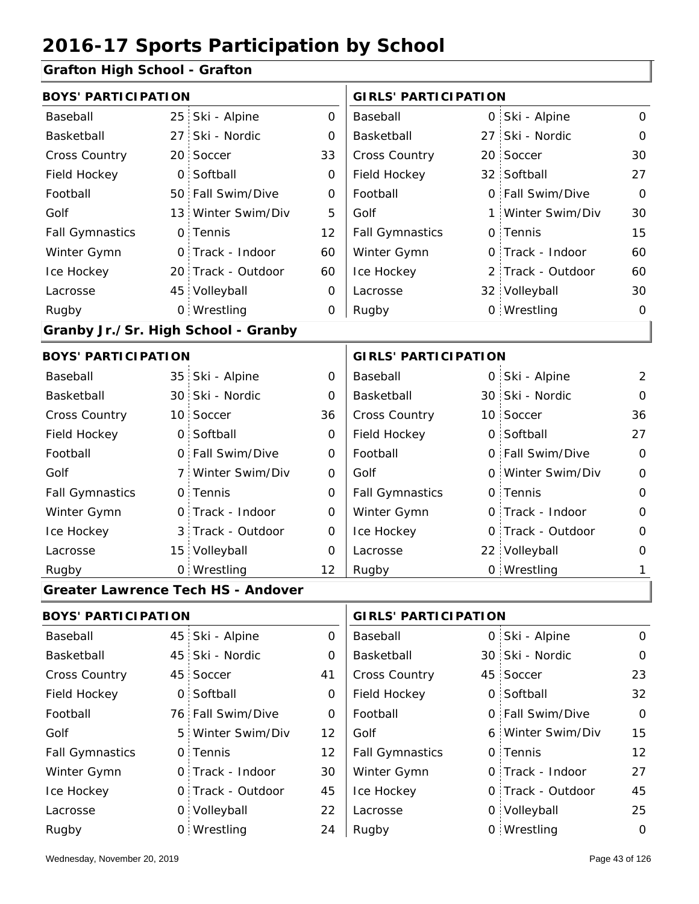# 2016-17 Sports Participation by School

## Grafton High School - Grafton

| BOYS' PARTICIPATION | | | | GIRLS' PARTICIPATION | | | |
|---|---|---|---|---|---|---|---|
| Baseball | 25 | Ski - Alpine | 0 | Baseball | 0 | Ski - Alpine | 0 |
| Basketball | 27 | Ski - Nordic | 0 | Basketball | 27 | Ski - Nordic | 0 |
| Cross Country | 20 | Soccer | 33 | Cross Country | 20 | Soccer | 30 |
| Field Hockey | 0 | Softball | 0 | Field Hockey | 32 | Softball | 27 |
| Football | 50 | Fall Swim/Dive | 0 | Football | 0 | Fall Swim/Dive | 0 |
| Golf | 13 | Winter Swim/Div | 5 | Golf | 1 | Winter Swim/Div | 30 |
| Fall Gymnastics | 0 | Tennis | 12 | Fall Gymnastics | 0 | Tennis | 15 |
| Winter Gymn | 0 | Track - Indoor | 60 | Winter Gymn | 0 | Track - Indoor | 60 |
| Ice Hockey | 20 | Track - Outdoor | 60 | Ice Hockey | 2 | Track - Outdoor | 60 |
| Lacrosse | 45 | Volleyball | 0 | Lacrosse | 32 | Volleyball | 30 |
| Rugby | 0 | Wrestling | 0 | Rugby | 0 | Wrestling | 0 |

## Granby Jr./Sr. High School - Granby

| BOYS' PARTICIPATION | | | | GIRLS' PARTICIPATION | | | |
|---|---|---|---|---|---|---|---|
| Baseball | 35 | Ski - Alpine | 0 | Baseball | 0 | Ski - Alpine | 2 |
| Basketball | 30 | Ski - Nordic | 0 | Basketball | 30 | Ski - Nordic | 0 |
| Cross Country | 10 | Soccer | 36 | Cross Country | 10 | Soccer | 36 |
| Field Hockey | 0 | Softball | 0 | Field Hockey | 0 | Softball | 27 |
| Football | 0 | Fall Swim/Dive | 0 | Football | 0 | Fall Swim/Dive | 0 |
| Golf | 7 | Winter Swim/Div | 0 | Golf | 0 | Winter Swim/Div | 0 |
| Fall Gymnastics | 0 | Tennis | 0 | Fall Gymnastics | 0 | Tennis | 0 |
| Winter Gymn | 0 | Track - Indoor | 0 | Winter Gymn | 0 | Track - Indoor | 0 |
| Ice Hockey | 3 | Track - Outdoor | 0 | Ice Hockey | 0 | Track - Outdoor | 0 |
| Lacrosse | 15 | Volleyball | 0 | Lacrosse | 22 | Volleyball | 0 |
| Rugby | 0 | Wrestling | 12 | Rugby | 0 | Wrestling | 1 |

## Greater Lawrence Tech HS - Andover

| BOYS' PARTICIPATION | | | | GIRLS' PARTICIPATION | | | |
|---|---|---|---|---|---|---|---|
| Baseball | 45 | Ski - Alpine | 0 | Baseball | 0 | Ski - Alpine | 0 |
| Basketball | 45 | Ski - Nordic | 0 | Basketball | 30 | Ski - Nordic | 0 |
| Cross Country | 45 | Soccer | 41 | Cross Country | 45 | Soccer | 23 |
| Field Hockey | 0 | Softball | 0 | Field Hockey | 0 | Softball | 32 |
| Football | 76 | Fall Swim/Dive | 0 | Football | 0 | Fall Swim/Dive | 0 |
| Golf | 5 | Winter Swim/Div | 12 | Golf | 6 | Winter Swim/Div | 15 |
| Fall Gymnastics | 0 | Tennis | 12 | Fall Gymnastics | 0 | Tennis | 12 |
| Winter Gymn | 0 | Track - Indoor | 30 | Winter Gymn | 0 | Track - Indoor | 27 |
| Ice Hockey | 0 | Track - Outdoor | 45 | Ice Hockey | 0 | Track - Outdoor | 45 |
| Lacrosse | 0 | Volleyball | 22 | Lacrosse | 0 | Volleyball | 25 |
| Rugby | 0 | Wrestling | 24 | Rugby | 0 | Wrestling | 0 |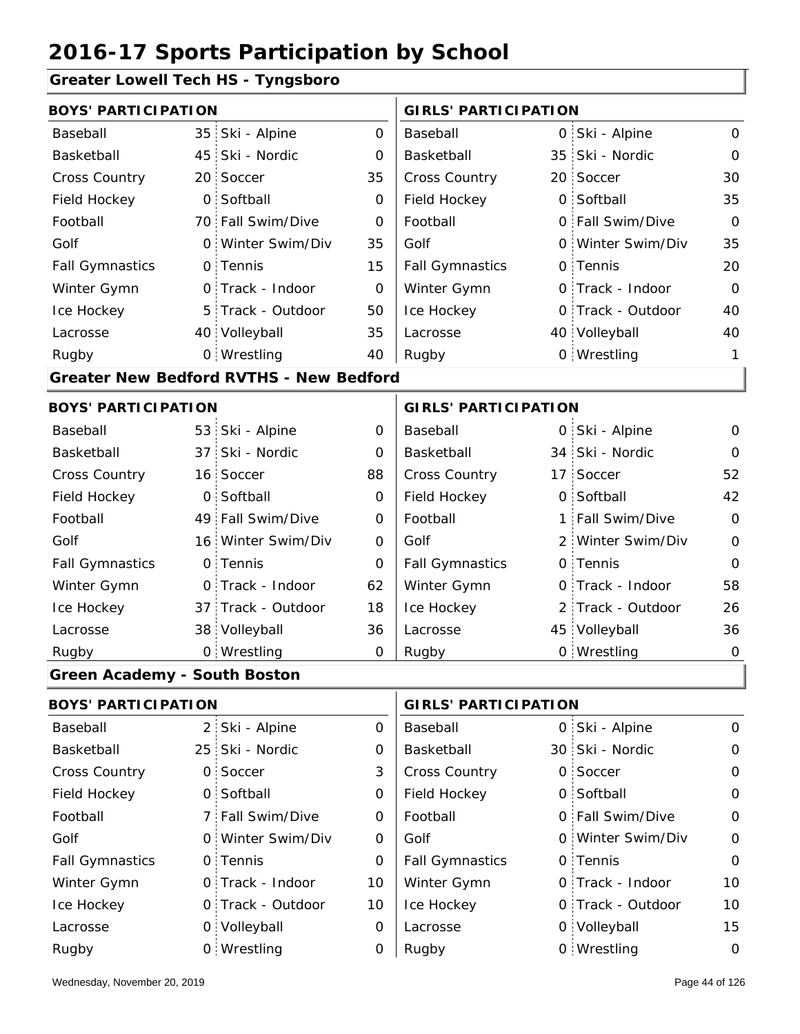# 2016-17 Sports Participation by School

## Greater Lowell Tech HS - Tyngsboro

| BOYS' PARTICIPATION | | | | GIRLS' PARTICIPATION | | | |
|---|---|---|---|---|---|---|---|
| Baseball | 35 | Ski - Alpine | 0 | Baseball | 0 | Ski - Alpine | 0 |
| Basketball | 45 | Ski - Nordic | 0 | Basketball | 35 | Ski - Nordic | 0 |
| Cross Country | 20 | Soccer | 35 | Cross Country | 20 | Soccer | 30 |
| Field Hockey | 0 | Softball | 0 | Field Hockey | 0 | Softball | 35 |
| Football | 70 | Fall Swim/Dive | 0 | Football | 0 | Fall Swim/Dive | 0 |
| Golf | 0 | Winter Swim/Div | 35 | Golf | 0 | Winter Swim/Div | 35 |
| Fall Gymnastics | 0 | Tennis | 15 | Fall Gymnastics | 0 | Tennis | 20 |
| Winter Gymn | 0 | Track - Indoor | 0 | Winter Gymn | 0 | Track - Indoor | 0 |
| Ice Hockey | 5 | Track - Outdoor | 50 | Ice Hockey | 0 | Track - Outdoor | 40 |
| Lacrosse | 40 | Volleyball | 35 | Lacrosse | 40 | Volleyball | 40 |
| Rugby | 0 | Wrestling | 40 | Rugby | 0 | Wrestling | 1 |

## Greater New Bedford RVTHS - New Bedford

| BOYS' PARTICIPATION | | | | GIRLS' PARTICIPATION | | | |
|---|---|---|---|---|---|---|---|
| Baseball | 53 | Ski - Alpine | 0 | Baseball | 0 | Ski - Alpine | 0 |
| Basketball | 37 | Ski - Nordic | 0 | Basketball | 34 | Ski - Nordic | 0 |
| Cross Country | 16 | Soccer | 88 | Cross Country | 17 | Soccer | 52 |
| Field Hockey | 0 | Softball | 0 | Field Hockey | 0 | Softball | 42 |
| Football | 49 | Fall Swim/Dive | 0 | Football | 1 | Fall Swim/Dive | 0 |
| Golf | 16 | Winter Swim/Div | 0 | Golf | 2 | Winter Swim/Div | 0 |
| Fall Gymnastics | 0 | Tennis | 0 | Fall Gymnastics | 0 | Tennis | 0 |
| Winter Gymn | 0 | Track - Indoor | 62 | Winter Gymn | 0 | Track - Indoor | 58 |
| Ice Hockey | 37 | Track - Outdoor | 18 | Ice Hockey | 2 | Track - Outdoor | 26 |
| Lacrosse | 38 | Volleyball | 36 | Lacrosse | 45 | Volleyball | 36 |
| Rugby | 0 | Wrestling | 0 | Rugby | 0 | Wrestling | 0 |

## Green Academy - South Boston

| BOYS' PARTICIPATION | | | | GIRLS' PARTICIPATION | | | |
|---|---|---|---|---|---|---|---|
| Baseball | 2 | Ski - Alpine | 0 | Baseball | 0 | Ski - Alpine | 0 |
| Basketball | 25 | Ski - Nordic | 0 | Basketball | 30 | Ski - Nordic | 0 |
| Cross Country | 0 | Soccer | 3 | Cross Country | 0 | Soccer | 0 |
| Field Hockey | 0 | Softball | 0 | Field Hockey | 0 | Softball | 0 |
| Football | 7 | Fall Swim/Dive | 0 | Football | 0 | Fall Swim/Dive | 0 |
| Golf | 0 | Winter Swim/Div | 0 | Golf | 0 | Winter Swim/Div | 0 |
| Fall Gymnastics | 0 | Tennis | 0 | Fall Gymnastics | 0 | Tennis | 0 |
| Winter Gymn | 0 | Track - Indoor | 10 | Winter Gymn | 0 | Track - Indoor | 10 |
| Ice Hockey | 0 | Track - Outdoor | 10 | Ice Hockey | 0 | Track - Outdoor | 10 |
| Lacrosse | 0 | Volleyball | 0 | Lacrosse | 0 | Volleyball | 15 |
| Rugby | 0 | Wrestling | 0 | Rugby | 0 | Wrestling | 0 |

Wednesday, November 20, 2019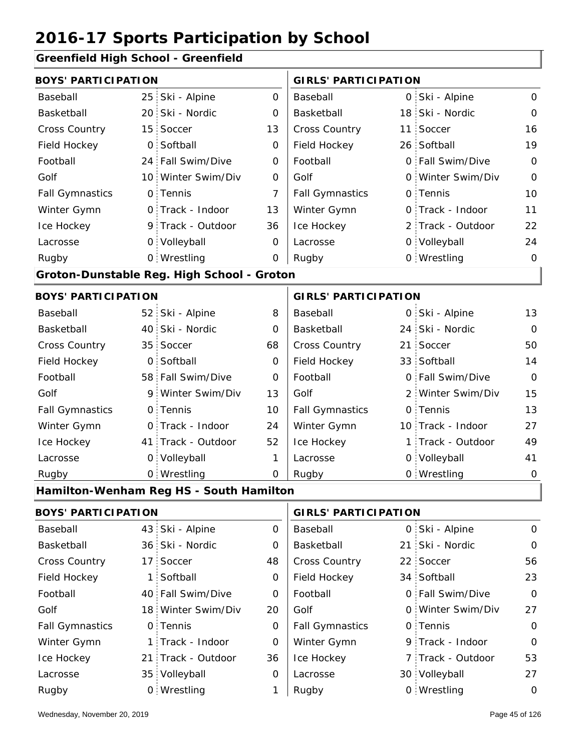# 2016-17 Sports Participation by School

## Greenfield High School - Greenfield

| BOYS' PARTICIPATION | | | | GIRLS' PARTICIPATION | | | |
|---|---|---|---|---|---|---|---|
| Baseball | 25 | Ski - Alpine | 0 | Baseball | 0 | Ski - Alpine | 0 |
| Basketball | 20 | Ski - Nordic | 0 | Basketball | 18 | Ski - Nordic | 0 |
| Cross Country | 15 | Soccer | 13 | Cross Country | 11 | Soccer | 16 |
| Field Hockey | 0 | Softball | 0 | Field Hockey | 26 | Softball | 19 |
| Football | 24 | Fall Swim/Dive | 0 | Football | 0 | Fall Swim/Dive | 0 |
| Golf | 10 | Winter Swim/Div | 0 | Golf | 0 | Winter Swim/Div | 0 |
| Fall Gymnastics | 0 | Tennis | 7 | Fall Gymnastics | 0 | Tennis | 10 |
| Winter Gymn | 0 | Track - Indoor | 13 | Winter Gymn | 0 | Track - Indoor | 11 |
| Ice Hockey | 9 | Track - Outdoor | 36 | Ice Hockey | 2 | Track - Outdoor | 22 |
| Lacrosse | 0 | Volleyball | 0 | Lacrosse | 0 | Volleyball | 24 |
| Rugby | 0 | Wrestling | 0 | Rugby | 0 | Wrestling | 0 |

## Groton-Dunstable Reg. High School - Groton

| BOYS' PARTICIPATION | | | | GIRLS' PARTICIPATION | | | |
|---|---|---|---|---|---|---|---|
| Baseball | 52 | Ski - Alpine | 8 | Baseball | 0 | Ski - Alpine | 13 |
| Basketball | 40 | Ski - Nordic | 0 | Basketball | 24 | Ski - Nordic | 0 |
| Cross Country | 35 | Soccer | 68 | Cross Country | 21 | Soccer | 50 |
| Field Hockey | 0 | Softball | 0 | Field Hockey | 33 | Softball | 14 |
| Football | 58 | Fall Swim/Dive | 0 | Football | 0 | Fall Swim/Dive | 0 |
| Golf | 9 | Winter Swim/Div | 13 | Golf | 2 | Winter Swim/Div | 15 |
| Fall Gymnastics | 0 | Tennis | 10 | Fall Gymnastics | 0 | Tennis | 13 |
| Winter Gymn | 0 | Track - Indoor | 24 | Winter Gymn | 10 | Track - Indoor | 27 |
| Ice Hockey | 41 | Track - Outdoor | 52 | Ice Hockey | 1 | Track - Outdoor | 49 |
| Lacrosse | 0 | Volleyball | 1 | Lacrosse | 0 | Volleyball | 41 |
| Rugby | 0 | Wrestling | 0 | Rugby | 0 | Wrestling | 0 |

## Hamilton-Wenham Reg HS - South Hamilton

| BOYS' PARTICIPATION | | | | GIRLS' PARTICIPATION | | | |
|---|---|---|---|---|---|---|---|
| Baseball | 43 | Ski - Alpine | 0 | Baseball | 0 | Ski - Alpine | 0 |
| Basketball | 36 | Ski - Nordic | 0 | Basketball | 21 | Ski - Nordic | 0 |
| Cross Country | 17 | Soccer | 48 | Cross Country | 22 | Soccer | 56 |
| Field Hockey | 1 | Softball | 0 | Field Hockey | 34 | Softball | 23 |
| Football | 40 | Fall Swim/Dive | 0 | Football | 0 | Fall Swim/Dive | 0 |
| Golf | 18 | Winter Swim/Div | 20 | Golf | 0 | Winter Swim/Div | 27 |
| Fall Gymnastics | 0 | Tennis | 0 | Fall Gymnastics | 0 | Tennis | 0 |
| Winter Gymn | 1 | Track - Indoor | 0 | Winter Gymn | 9 | Track - Indoor | 0 |
| Ice Hockey | 21 | Track - Outdoor | 36 | Ice Hockey | 7 | Track - Outdoor | 53 |
| Lacrosse | 35 | Volleyball | 0 | Lacrosse | 30 | Volleyball | 27 |
| Rugby | 0 | Wrestling | 1 | Rugby | 0 | Wrestling | 0 |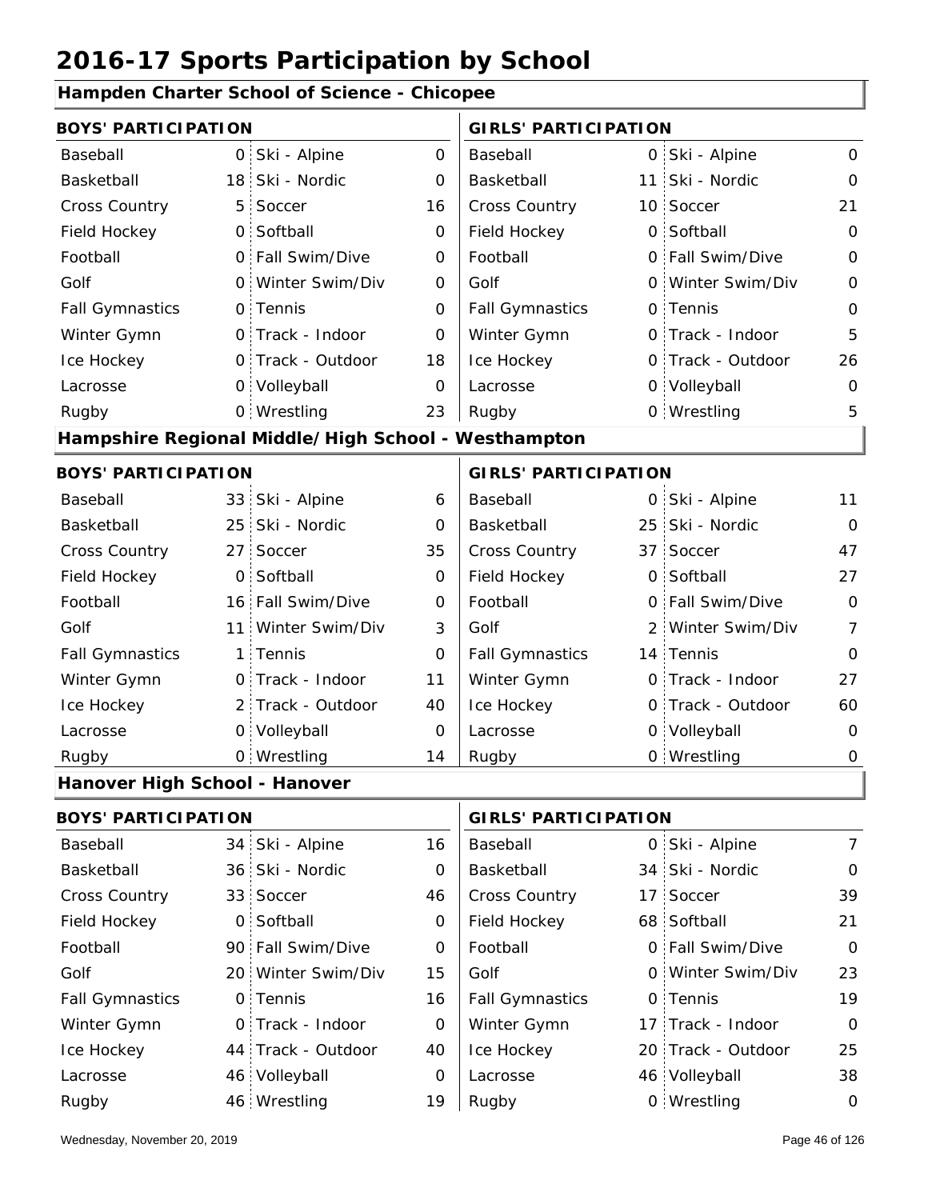# 2016-17 Sports Participation by School

## Hampden Charter School of Science - Chicopee

| BOYS' PARTICIPATION | | | | GIRLS' PARTICIPATION | | | |
|---|---|---|---|---|---|---|---|
| Baseball | 0 | Ski - Alpine | 0 | Baseball | 0 | Ski - Alpine | 0 |
| Basketball | 18 | Ski - Nordic | 0 | Basketball | 11 | Ski - Nordic | 0 |
| Cross Country | 5 | Soccer | 16 | Cross Country | 10 | Soccer | 21 |
| Field Hockey | 0 | Softball | 0 | Field Hockey | 0 | Softball | 0 |
| Football | 0 | Fall Swim/Dive | 0 | Football | 0 | Fall Swim/Dive | 0 |
| Golf | 0 | Winter Swim/Div | 0 | Golf | 0 | Winter Swim/Div | 0 |
| Fall Gymnastics | 0 | Tennis | 0 | Fall Gymnastics | 0 | Tennis | 0 |
| Winter Gymn | 0 | Track - Indoor | 0 | Winter Gymn | 0 | Track - Indoor | 5 |
| Ice Hockey | 0 | Track - Outdoor | 18 | Ice Hockey | 0 | Track - Outdoor | 26 |
| Lacrosse | 0 | Volleyball | 0 | Lacrosse | 0 | Volleyball | 0 |
| Rugby | 0 | Wrestling | 23 | Rugby | 0 | Wrestling | 5 |

## Hampshire Regional Middle/High School - Westhampton

| BOYS' PARTICIPATION | | | | GIRLS' PARTICIPATION | | | |
|---|---|---|---|---|---|---|---|
| Baseball | 33 | Ski - Alpine | 6 | Baseball | 0 | Ski - Alpine | 11 |
| Basketball | 25 | Ski - Nordic | 0 | Basketball | 25 | Ski - Nordic | 0 |
| Cross Country | 27 | Soccer | 35 | Cross Country | 37 | Soccer | 47 |
| Field Hockey | 0 | Softball | 0 | Field Hockey | 0 | Softball | 27 |
| Football | 16 | Fall Swim/Dive | 0 | Football | 0 | Fall Swim/Dive | 0 |
| Golf | 11 | Winter Swim/Div | 3 | Golf | 2 | Winter Swim/Div | 7 |
| Fall Gymnastics | 1 | Tennis | 0 | Fall Gymnastics | 14 | Tennis | 0 |
| Winter Gymn | 0 | Track - Indoor | 11 | Winter Gymn | 0 | Track - Indoor | 27 |
| Ice Hockey | 2 | Track - Outdoor | 40 | Ice Hockey | 0 | Track - Outdoor | 60 |
| Lacrosse | 0 | Volleyball | 0 | Lacrosse | 0 | Volleyball | 0 |
| Rugby | 0 | Wrestling | 14 | Rugby | 0 | Wrestling | 0 |

## Hanover High School - Hanover

| BOYS' PARTICIPATION | | | | GIRLS' PARTICIPATION | | | |
|---|---|---|---|---|---|---|---|
| Baseball | 34 | Ski - Alpine | 16 | Baseball | 0 | Ski - Alpine | 7 |
| Basketball | 36 | Ski - Nordic | 0 | Basketball | 34 | Ski - Nordic | 0 |
| Cross Country | 33 | Soccer | 46 | Cross Country | 17 | Soccer | 39 |
| Field Hockey | 0 | Softball | 0 | Field Hockey | 68 | Softball | 21 |
| Football | 90 | Fall Swim/Dive | 0 | Football | 0 | Fall Swim/Dive | 0 |
| Golf | 20 | Winter Swim/Div | 15 | Golf | 0 | Winter Swim/Div | 23 |
| Fall Gymnastics | 0 | Tennis | 16 | Fall Gymnastics | 0 | Tennis | 19 |
| Winter Gymn | 0 | Track - Indoor | 0 | Winter Gymn | 17 | Track - Indoor | 0 |
| Ice Hockey | 44 | Track - Outdoor | 40 | Ice Hockey | 20 | Track - Outdoor | 25 |
| Lacrosse | 46 | Volleyball | 0 | Lacrosse | 46 | Volleyball | 38 |
| Rugby | 46 | Wrestling | 19 | Rugby | 0 | Wrestling | 0 |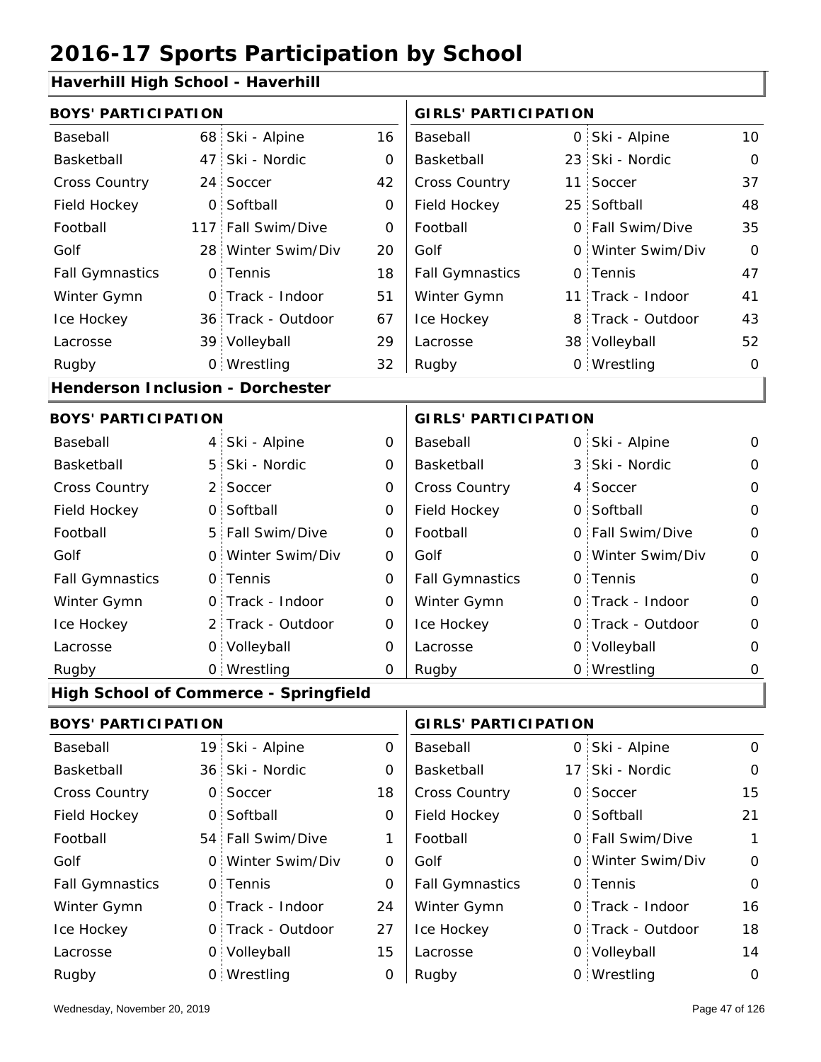# 2016-17 Sports Participation by School

## Haverhill High School - Haverhill

| BOYS' PARTICIPATION | | | | GIRLS' PARTICIPATION | | | |
|---|---|---|---|---|---|---|---|
| Baseball | 68 | Ski - Alpine | 16 | Baseball | 0 | Ski - Alpine | 10 |
| Basketball | 47 | Ski - Nordic | 0 | Basketball | 23 | Ski - Nordic | 0 |
| Cross Country | 24 | Soccer | 42 | Cross Country | 11 | Soccer | 37 |
| Field Hockey | 0 | Softball | 0 | Field Hockey | 25 | Softball | 48 |
| Football | 117 | Fall Swim/Dive | 0 | Football | 0 | Fall Swim/Dive | 35 |
| Golf | 28 | Winter Swim/Div | 20 | Golf | 0 | Winter Swim/Div | 0 |
| Fall Gymnastics | 0 | Tennis | 18 | Fall Gymnastics | 0 | Tennis | 47 |
| Winter Gymn | 0 | Track - Indoor | 51 | Winter Gymn | 11 | Track - Indoor | 41 |
| Ice Hockey | 36 | Track - Outdoor | 67 | Ice Hockey | 8 | Track - Outdoor | 43 |
| Lacrosse | 39 | Volleyball | 29 | Lacrosse | 38 | Volleyball | 52 |
| Rugby | 0 | Wrestling | 32 | Rugby | 0 | Wrestling | 0 |

## Henderson Inclusion - Dorchester

| BOYS' PARTICIPATION | | | | GIRLS' PARTICIPATION | | | |
|---|---|---|---|---|---|---|---|
| Baseball | 4 | Ski - Alpine | 0 | Baseball | 0 | Ski - Alpine | 0 |
| Basketball | 5 | Ski - Nordic | 0 | Basketball | 3 | Ski - Nordic | 0 |
| Cross Country | 2 | Soccer | 0 | Cross Country | 4 | Soccer | 0 |
| Field Hockey | 0 | Softball | 0 | Field Hockey | 0 | Softball | 0 |
| Football | 5 | Fall Swim/Dive | 0 | Football | 0 | Fall Swim/Dive | 0 |
| Golf | 0 | Winter Swim/Div | 0 | Golf | 0 | Winter Swim/Div | 0 |
| Fall Gymnastics | 0 | Tennis | 0 | Fall Gymnastics | 0 | Tennis | 0 |
| Winter Gymn | 0 | Track - Indoor | 0 | Winter Gymn | 0 | Track - Indoor | 0 |
| Ice Hockey | 2 | Track - Outdoor | 0 | Ice Hockey | 0 | Track - Outdoor | 0 |
| Lacrosse | 0 | Volleyball | 0 | Lacrosse | 0 | Volleyball | 0 |
| Rugby | 0 | Wrestling | 0 | Rugby | 0 | Wrestling | 0 |

## High School of Commerce - Springfield

| BOYS' PARTICIPATION | | | | GIRLS' PARTICIPATION | | | |
|---|---|---|---|---|---|---|---|
| Baseball | 19 | Ski - Alpine | 0 | Baseball | 0 | Ski - Alpine | 0 |
| Basketball | 36 | Ski - Nordic | 0 | Basketball | 17 | Ski - Nordic | 0 |
| Cross Country | 0 | Soccer | 18 | Cross Country | 0 | Soccer | 15 |
| Field Hockey | 0 | Softball | 0 | Field Hockey | 0 | Softball | 21 |
| Football | 54 | Fall Swim/Dive | 1 | Football | 0 | Fall Swim/Dive | 1 |
| Golf | 0 | Winter Swim/Div | 0 | Golf | 0 | Winter Swim/Div | 0 |
| Fall Gymnastics | 0 | Tennis | 0 | Fall Gymnastics | 0 | Tennis | 0 |
| Winter Gymn | 0 | Track - Indoor | 24 | Winter Gymn | 0 | Track - Indoor | 16 |
| Ice Hockey | 0 | Track - Outdoor | 27 | Ice Hockey | 0 | Track - Outdoor | 18 |
| Lacrosse | 0 | Volleyball | 15 | Lacrosse | 0 | Volleyball | 14 |
| Rugby | 0 | Wrestling | 0 | Rugby | 0 | Wrestling | 0 |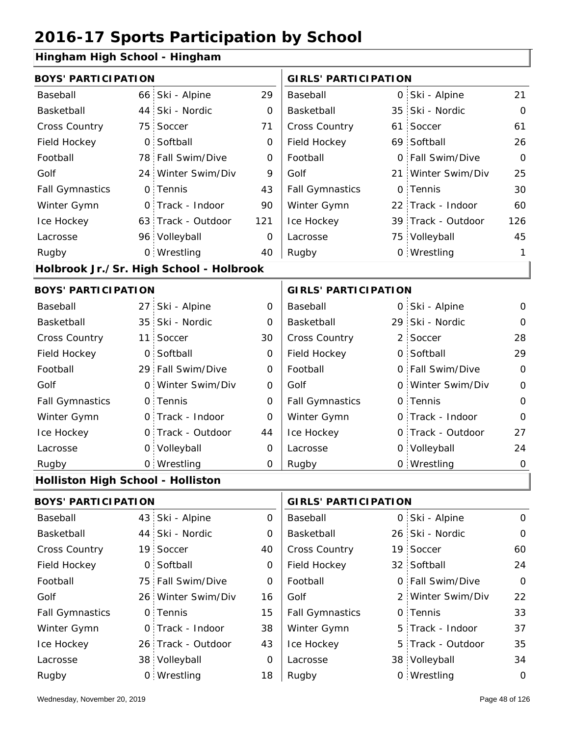# 2016-17 Sports Participation by School

## Hingham High School - Hingham

| BOYS' PARTICIPATION | | | | GIRLS' PARTICIPATION | | | |
|---|---|---|---|---|---|---|---|
| Baseball | 66 | Ski - Alpine | 29 | Baseball | 0 | Ski - Alpine | 21 |
| Basketball | 44 | Ski - Nordic | 0 | Basketball | 35 | Ski - Nordic | 0 |
| Cross Country | 75 | Soccer | 71 | Cross Country | 61 | Soccer | 61 |
| Field Hockey | 0 | Softball | 0 | Field Hockey | 69 | Softball | 26 |
| Football | 78 | Fall Swim/Dive | 0 | Football | 0 | Fall Swim/Dive | 0 |
| Golf | 24 | Winter Swim/Div | 9 | Golf | 21 | Winter Swim/Div | 25 |
| Fall Gymnastics | 0 | Tennis | 43 | Fall Gymnastics | 0 | Tennis | 30 |
| Winter Gymn | 0 | Track - Indoor | 90 | Winter Gymn | 22 | Track - Indoor | 60 |
| Ice Hockey | 63 | Track - Outdoor | 121 | Ice Hockey | 39 | Track - Outdoor | 126 |
| Lacrosse | 96 | Volleyball | 0 | Lacrosse | 75 | Volleyball | 45 |
| Rugby | 0 | Wrestling | 40 | Rugby | 0 | Wrestling | 1 |

## Holbrook Jr./Sr. High School - Holbrook

| BOYS' PARTICIPATION | | | | GIRLS' PARTICIPATION | | | |
|---|---|---|---|---|---|---|---|
| Baseball | 27 | Ski - Alpine | 0 | Baseball | 0 | Ski - Alpine | 0 |
| Basketball | 35 | Ski - Nordic | 0 | Basketball | 29 | Ski - Nordic | 0 |
| Cross Country | 11 | Soccer | 30 | Cross Country | 2 | Soccer | 28 |
| Field Hockey | 0 | Softball | 0 | Field Hockey | 0 | Softball | 29 |
| Football | 29 | Fall Swim/Dive | 0 | Football | 0 | Fall Swim/Dive | 0 |
| Golf | 0 | Winter Swim/Div | 0 | Golf | 0 | Winter Swim/Div | 0 |
| Fall Gymnastics | 0 | Tennis | 0 | Fall Gymnastics | 0 | Tennis | 0 |
| Winter Gymn | 0 | Track - Indoor | 0 | Winter Gymn | 0 | Track - Indoor | 0 |
| Ice Hockey | 0 | Track - Outdoor | 44 | Ice Hockey | 0 | Track - Outdoor | 27 |
| Lacrosse | 0 | Volleyball | 0 | Lacrosse | 0 | Volleyball | 24 |
| Rugby | 0 | Wrestling | 0 | Rugby | 0 | Wrestling | 0 |

## Holliston High School - Holliston

| BOYS' PARTICIPATION | | | | GIRLS' PARTICIPATION | | | |
|---|---|---|---|---|---|---|---|
| Baseball | 43 | Ski - Alpine | 0 | Baseball | 0 | Ski - Alpine | 0 |
| Basketball | 44 | Ski - Nordic | 0 | Basketball | 26 | Ski - Nordic | 0 |
| Cross Country | 19 | Soccer | 40 | Cross Country | 19 | Soccer | 60 |
| Field Hockey | 0 | Softball | 0 | Field Hockey | 32 | Softball | 24 |
| Football | 75 | Fall Swim/Dive | 0 | Football | 0 | Fall Swim/Dive | 0 |
| Golf | 26 | Winter Swim/Div | 16 | Golf | 2 | Winter Swim/Div | 22 |
| Fall Gymnastics | 0 | Tennis | 15 | Fall Gymnastics | 0 | Tennis | 33 |
| Winter Gymn | 0 | Track - Indoor | 38 | Winter Gymn | 5 | Track - Indoor | 37 |
| Ice Hockey | 26 | Track - Outdoor | 43 | Ice Hockey | 5 | Track - Outdoor | 35 |
| Lacrosse | 38 | Volleyball | 0 | Lacrosse | 38 | Volleyball | 34 |
| Rugby | 0 | Wrestling | 18 | Rugby | 0 | Wrestling | 0 |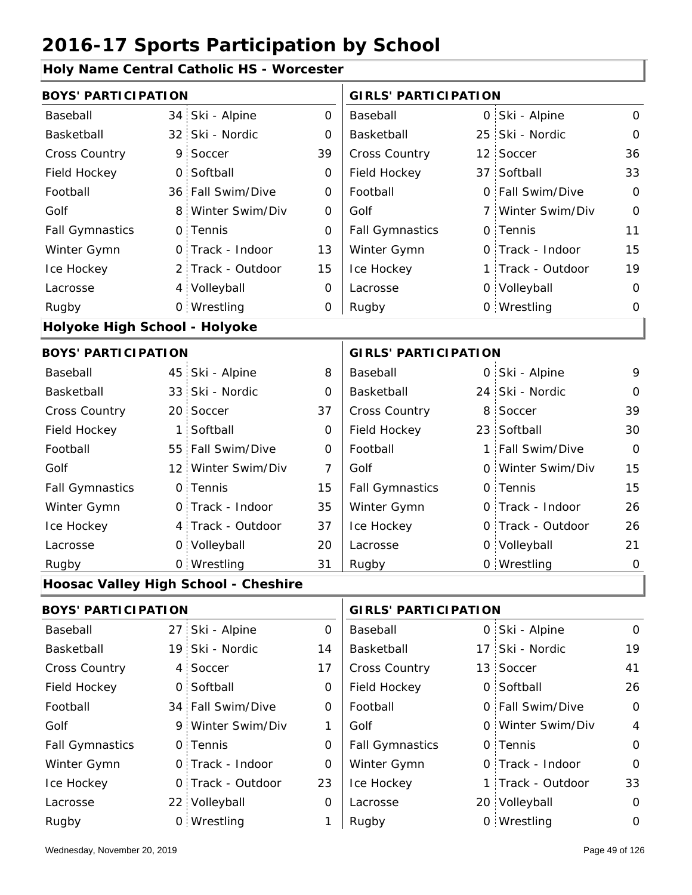# 2016-17 Sports Participation by School

## Holy Name Central Catholic HS - Worcester

| BOYS' PARTICIPATION | | | | GIRLS' PARTICIPATION | | | |
|---|---|---|---|---|---|---|---|
| Baseball | 34 | Ski - Alpine | 0 | Baseball | 0 | Ski - Alpine | 0 |
| Basketball | 32 | Ski - Nordic | 0 | Basketball | 25 | Ski - Nordic | 0 |
| Cross Country | 9 | Soccer | 39 | Cross Country | 12 | Soccer | 36 |
| Field Hockey | 0 | Softball | 0 | Field Hockey | 37 | Softball | 33 |
| Football | 36 | Fall Swim/Dive | 0 | Football | 0 | Fall Swim/Dive | 0 |
| Golf | 8 | Winter Swim/Div | 0 | Golf | 7 | Winter Swim/Div | 0 |
| Fall Gymnastics | 0 | Tennis | 0 | Fall Gymnastics | 0 | Tennis | 11 |
| Winter Gymn | 0 | Track - Indoor | 13 | Winter Gymn | 0 | Track - Indoor | 15 |
| Ice Hockey | 2 | Track - Outdoor | 15 | Ice Hockey | 1 | Track - Outdoor | 19 |
| Lacrosse | 4 | Volleyball | 0 | Lacrosse | 0 | Volleyball | 0 |
| Rugby | 0 | Wrestling | 0 | Rugby | 0 | Wrestling | 0 |

## Holyoke High School - Holyoke

| BOYS' PARTICIPATION | | | | GIRLS' PARTICIPATION | | | |
|---|---|---|---|---|---|---|---|
| Baseball | 45 | Ski - Alpine | 8 | Baseball | 0 | Ski - Alpine | 9 |
| Basketball | 33 | Ski - Nordic | 0 | Basketball | 24 | Ski - Nordic | 0 |
| Cross Country | 20 | Soccer | 37 | Cross Country | 8 | Soccer | 39 |
| Field Hockey | 1 | Softball | 0 | Field Hockey | 23 | Softball | 30 |
| Football | 55 | Fall Swim/Dive | 0 | Football | 1 | Fall Swim/Dive | 0 |
| Golf | 12 | Winter Swim/Div | 7 | Golf | 0 | Winter Swim/Div | 15 |
| Fall Gymnastics | 0 | Tennis | 15 | Fall Gymnastics | 0 | Tennis | 15 |
| Winter Gymn | 0 | Track - Indoor | 35 | Winter Gymn | 0 | Track - Indoor | 26 |
| Ice Hockey | 4 | Track - Outdoor | 37 | Ice Hockey | 0 | Track - Outdoor | 26 |
| Lacrosse | 0 | Volleyball | 20 | Lacrosse | 0 | Volleyball | 21 |
| Rugby | 0 | Wrestling | 31 | Rugby | 0 | Wrestling | 0 |

## Hoosac Valley High School - Cheshire

| BOYS' PARTICIPATION | | | | GIRLS' PARTICIPATION | | | |
|---|---|---|---|---|---|---|---|
| Baseball | 27 | Ski - Alpine | 0 | Baseball | 0 | Ski - Alpine | 0 |
| Basketball | 19 | Ski - Nordic | 14 | Basketball | 17 | Ski - Nordic | 19 |
| Cross Country | 4 | Soccer | 17 | Cross Country | 13 | Soccer | 41 |
| Field Hockey | 0 | Softball | 0 | Field Hockey | 0 | Softball | 26 |
| Football | 34 | Fall Swim/Dive | 0 | Football | 0 | Fall Swim/Dive | 0 |
| Golf | 9 | Winter Swim/Div | 1 | Golf | 0 | Winter Swim/Div | 4 |
| Fall Gymnastics | 0 | Tennis | 0 | Fall Gymnastics | 0 | Tennis | 0 |
| Winter Gymn | 0 | Track - Indoor | 0 | Winter Gymn | 0 | Track - Indoor | 0 |
| Ice Hockey | 0 | Track - Outdoor | 23 | Ice Hockey | 1 | Track - Outdoor | 33 |
| Lacrosse | 22 | Volleyball | 0 | Lacrosse | 20 | Volleyball | 0 |
| Rugby | 0 | Wrestling | 1 | Rugby | 0 | Wrestling | 0 |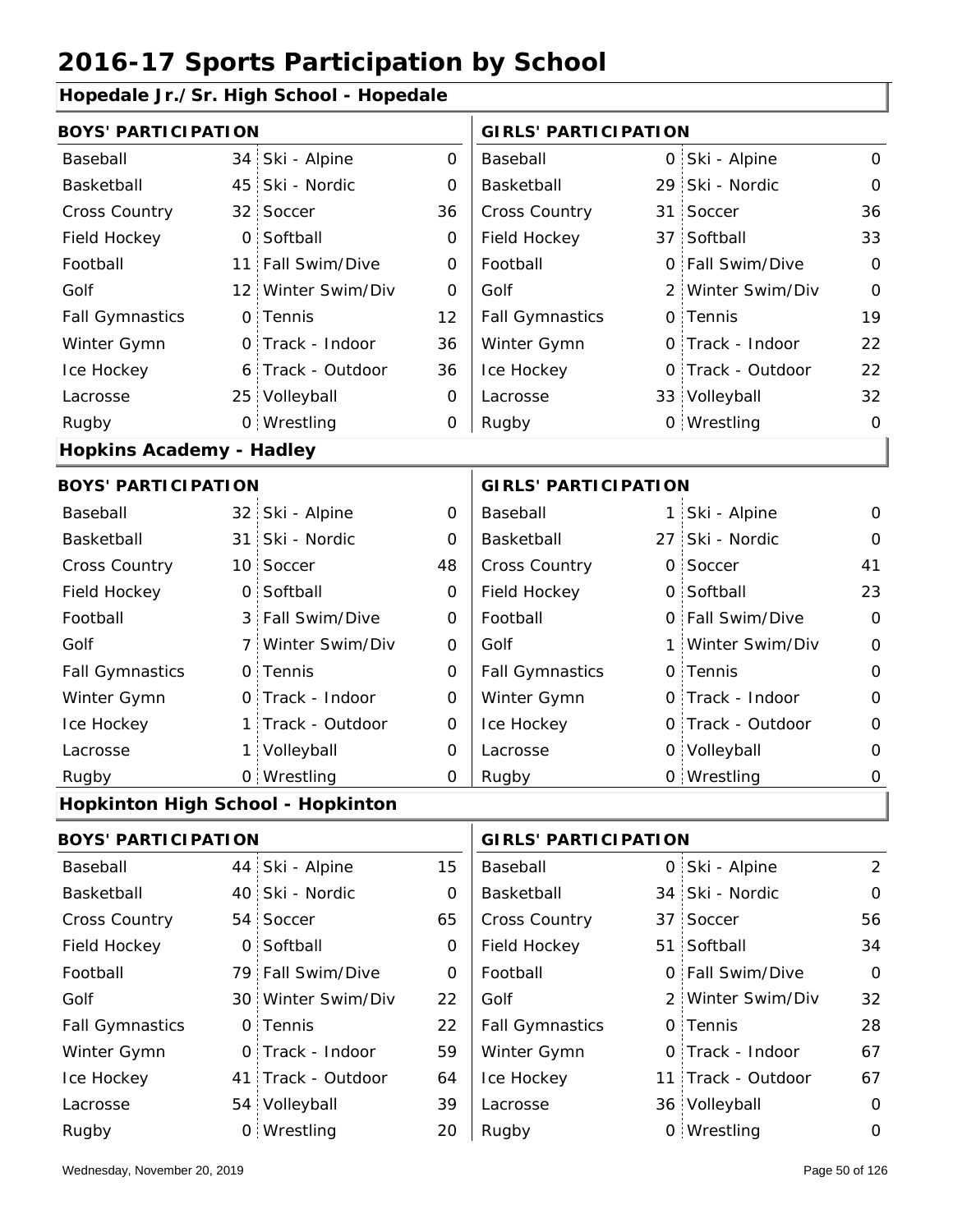# 2016-17 Sports Participation by School

## Hopedale Jr./Sr. High School - Hopedale

| BOYS' PARTICIPATION | | | | GIRLS' PARTICIPATION | | | |
|---|---|---|---|---|---|---|---|
| Baseball | 34 | Ski - Alpine | 0 | Baseball | 0 | Ski - Alpine | 0 |
| Basketball | 45 | Ski - Nordic | 0 | Basketball | 29 | Ski - Nordic | 0 |
| Cross Country | 32 | Soccer | 36 | Cross Country | 31 | Soccer | 36 |
| Field Hockey | 0 | Softball | 0 | Field Hockey | 37 | Softball | 33 |
| Football | 11 | Fall Swim/Dive | 0 | Football | 0 | Fall Swim/Dive | 0 |
| Golf | 12 | Winter Swim/Div | 0 | Golf | 2 | Winter Swim/Div | 0 |
| Fall Gymnastics | 0 | Tennis | 12 | Fall Gymnastics | 0 | Tennis | 19 |
| Winter Gymn | 0 | Track - Indoor | 36 | Winter Gymn | 0 | Track - Indoor | 22 |
| Ice Hockey | 6 | Track - Outdoor | 36 | Ice Hockey | 0 | Track - Outdoor | 22 |
| Lacrosse | 25 | Volleyball | 0 | Lacrosse | 33 | Volleyball | 32 |
| Rugby | 0 | Wrestling | 0 | Rugby | 0 | Wrestling | 0 |

## Hopkins Academy - Hadley

| BOYS' PARTICIPATION | | | | GIRLS' PARTICIPATION | | | |
|---|---|---|---|---|---|---|---|
| Baseball | 32 | Ski - Alpine | 0 | Baseball | 1 | Ski - Alpine | 0 |
| Basketball | 31 | Ski - Nordic | 0 | Basketball | 27 | Ski - Nordic | 0 |
| Cross Country | 10 | Soccer | 48 | Cross Country | 0 | Soccer | 41 |
| Field Hockey | 0 | Softball | 0 | Field Hockey | 0 | Softball | 23 |
| Football | 3 | Fall Swim/Dive | 0 | Football | 0 | Fall Swim/Dive | 0 |
| Golf | 7 | Winter Swim/Div | 0 | Golf | 1 | Winter Swim/Div | 0 |
| Fall Gymnastics | 0 | Tennis | 0 | Fall Gymnastics | 0 | Tennis | 0 |
| Winter Gymn | 0 | Track - Indoor | 0 | Winter Gymn | 0 | Track - Indoor | 0 |
| Ice Hockey | 1 | Track - Outdoor | 0 | Ice Hockey | 0 | Track - Outdoor | 0 |
| Lacrosse | 1 | Volleyball | 0 | Lacrosse | 0 | Volleyball | 0 |
| Rugby | 0 | Wrestling | 0 | Rugby | 0 | Wrestling | 0 |

## Hopkinton High School - Hopkinton

| BOYS' PARTICIPATION | | | | GIRLS' PARTICIPATION | | | |
|---|---|---|---|---|---|---|---|
| Baseball | 44 | Ski - Alpine | 15 | Baseball | 0 | Ski - Alpine | 2 |
| Basketball | 40 | Ski - Nordic | 0 | Basketball | 34 | Ski - Nordic | 0 |
| Cross Country | 54 | Soccer | 65 | Cross Country | 37 | Soccer | 56 |
| Field Hockey | 0 | Softball | 0 | Field Hockey | 51 | Softball | 34 |
| Football | 79 | Fall Swim/Dive | 0 | Football | 0 | Fall Swim/Dive | 0 |
| Golf | 30 | Winter Swim/Div | 22 | Golf | 2 | Winter Swim/Div | 32 |
| Fall Gymnastics | 0 | Tennis | 22 | Fall Gymnastics | 0 | Tennis | 28 |
| Winter Gymn | 0 | Track - Indoor | 59 | Winter Gymn | 0 | Track - Indoor | 67 |
| Ice Hockey | 41 | Track - Outdoor | 64 | Ice Hockey | 11 | Track - Outdoor | 67 |
| Lacrosse | 54 | Volleyball | 39 | Lacrosse | 36 | Volleyball | 0 |
| Rugby | 0 | Wrestling | 20 | Rugby | 0 | Wrestling | 0 |

Wednesday, November 20, 2019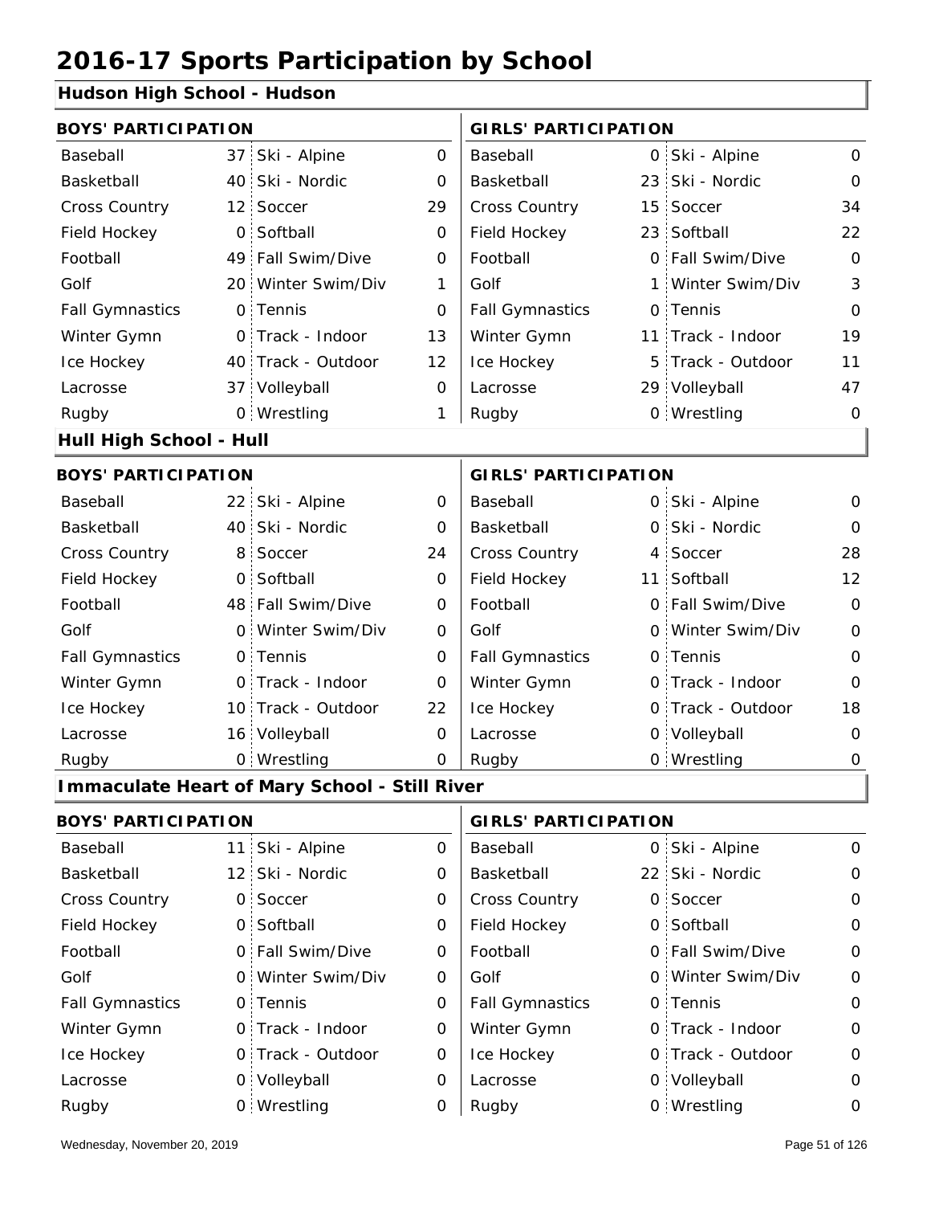# 2016-17 Sports Participation by School

## Hudson High School - Hudson

| BOYS' PARTICIPATION | | | | GIRLS' PARTICIPATION | | | |
|---|---|---|---|---|---|---|---|
| Baseball | 37 | Ski - Alpine | 0 | Baseball | 0 | Ski - Alpine | 0 |
| Basketball | 40 | Ski - Nordic | 0 | Basketball | 23 | Ski - Nordic | 0 |
| Cross Country | 12 | Soccer | 29 | Cross Country | 15 | Soccer | 34 |
| Field Hockey | 0 | Softball | 0 | Field Hockey | 23 | Softball | 22 |
| Football | 49 | Fall Swim/Dive | 0 | Football | 0 | Fall Swim/Dive | 0 |
| Golf | 20 | Winter Swim/Div | 1 | Golf | 1 | Winter Swim/Div | 3 |
| Fall Gymnastics | 0 | Tennis | 0 | Fall Gymnastics | 0 | Tennis | 0 |
| Winter Gymn | 0 | Track - Indoor | 13 | Winter Gymn | 11 | Track - Indoor | 19 |
| Ice Hockey | 40 | Track - Outdoor | 12 | Ice Hockey | 5 | Track - Outdoor | 11 |
| Lacrosse | 37 | Volleyball | 0 | Lacrosse | 29 | Volleyball | 47 |
| Rugby | 0 | Wrestling | 1 | Rugby | 0 | Wrestling | 0 |

## Hull High School - Hull

| BOYS' PARTICIPATION | | | | GIRLS' PARTICIPATION | | | |
|---|---|---|---|---|---|---|---|
| Baseball | 22 | Ski - Alpine | 0 | Baseball | 0 | Ski - Alpine | 0 |
| Basketball | 40 | Ski - Nordic | 0 | Basketball | 0 | Ski - Nordic | 0 |
| Cross Country | 8 | Soccer | 24 | Cross Country | 4 | Soccer | 28 |
| Field Hockey | 0 | Softball | 0 | Field Hockey | 11 | Softball | 12 |
| Football | 48 | Fall Swim/Dive | 0 | Football | 0 | Fall Swim/Dive | 0 |
| Golf | 0 | Winter Swim/Div | 0 | Golf | 0 | Winter Swim/Div | 0 |
| Fall Gymnastics | 0 | Tennis | 0 | Fall Gymnastics | 0 | Tennis | 0 |
| Winter Gymn | 0 | Track - Indoor | 0 | Winter Gymn | 0 | Track - Indoor | 0 |
| Ice Hockey | 10 | Track - Outdoor | 22 | Ice Hockey | 0 | Track - Outdoor | 18 |
| Lacrosse | 16 | Volleyball | 0 | Lacrosse | 0 | Volleyball | 0 |
| Rugby | 0 | Wrestling | 0 | Rugby | 0 | Wrestling | 0 |

## Immaculate Heart of Mary School - Still River

| BOYS' PARTICIPATION | | | | GIRLS' PARTICIPATION | | | |
|---|---|---|---|---|---|---|---|
| Baseball | 11 | Ski - Alpine | 0 | Baseball | 0 | Ski - Alpine | 0 |
| Basketball | 12 | Ski - Nordic | 0 | Basketball | 22 | Ski - Nordic | 0 |
| Cross Country | 0 | Soccer | 0 | Cross Country | 0 | Soccer | 0 |
| Field Hockey | 0 | Softball | 0 | Field Hockey | 0 | Softball | 0 |
| Football | 0 | Fall Swim/Dive | 0 | Football | 0 | Fall Swim/Dive | 0 |
| Golf | 0 | Winter Swim/Div | 0 | Golf | 0 | Winter Swim/Div | 0 |
| Fall Gymnastics | 0 | Tennis | 0 | Fall Gymnastics | 0 | Tennis | 0 |
| Winter Gymn | 0 | Track - Indoor | 0 | Winter Gymn | 0 | Track - Indoor | 0 |
| Ice Hockey | 0 | Track - Outdoor | 0 | Ice Hockey | 0 | Track - Outdoor | 0 |
| Lacrosse | 0 | Volleyball | 0 | Lacrosse | 0 | Volleyball | 0 |
| Rugby | 0 | Wrestling | 0 | Rugby | 0 | Wrestling | 0 |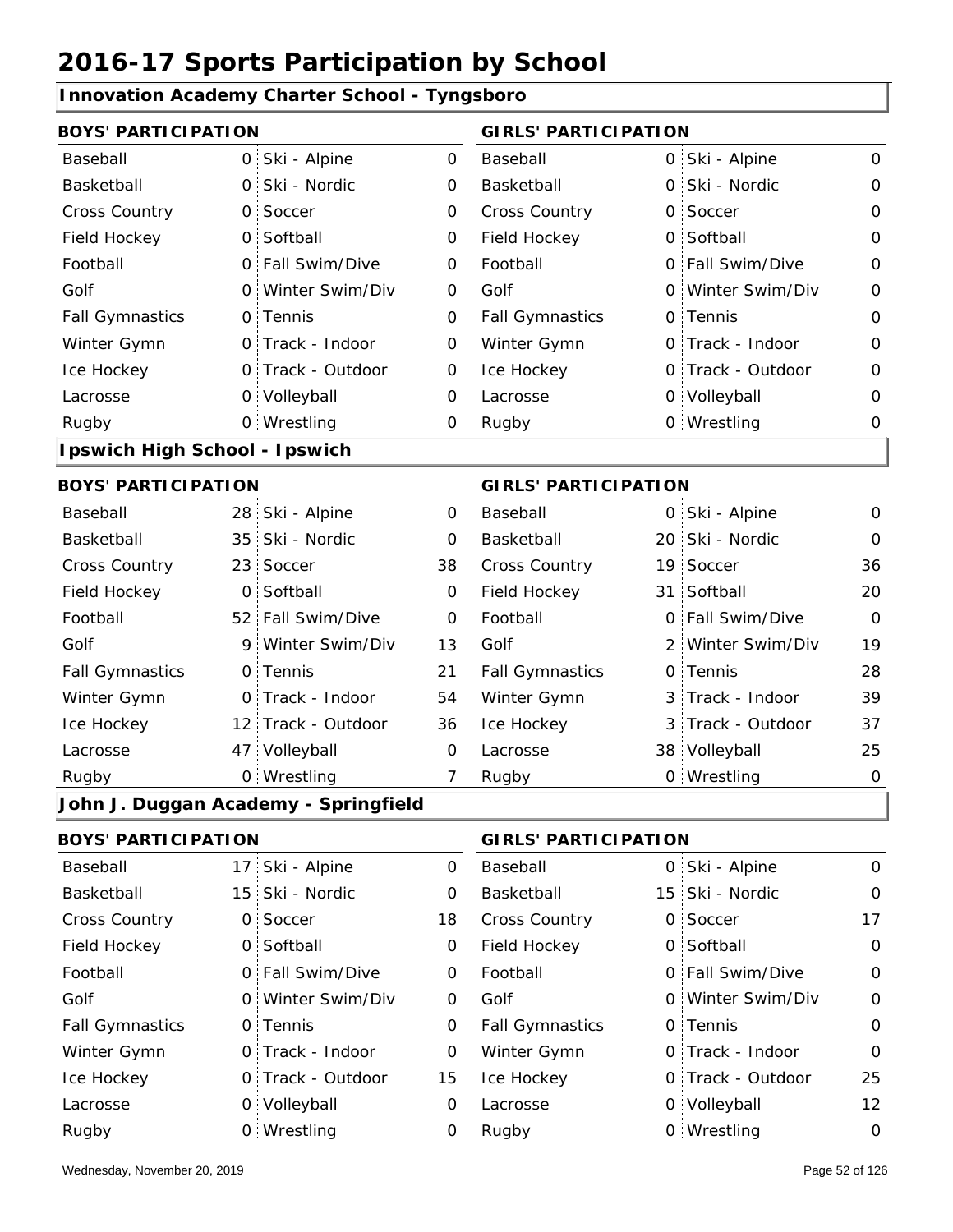# 2016-17 Sports Participation by School

## Innovation Academy Charter School - Tyngsboro

| BOYS' PARTICIPATION | | | | GIRLS' PARTICIPATION | | | |
|---|---|---|---|---|---|---|---|
| Baseball | 0 | Ski - Alpine | 0 | Baseball | 0 | Ski - Alpine | 0 |
| Basketball | 0 | Ski - Nordic | 0 | Basketball | 0 | Ski - Nordic | 0 |
| Cross Country | 0 | Soccer | 0 | Cross Country | 0 | Soccer | 0 |
| Field Hockey | 0 | Softball | 0 | Field Hockey | 0 | Softball | 0 |
| Football | 0 | Fall Swim/Dive | 0 | Football | 0 | Fall Swim/Dive | 0 |
| Golf | 0 | Winter Swim/Div | 0 | Golf | 0 | Winter Swim/Div | 0 |
| Fall Gymnastics | 0 | Tennis | 0 | Fall Gymnastics | 0 | Tennis | 0 |
| Winter Gymn | 0 | Track - Indoor | 0 | Winter Gymn | 0 | Track - Indoor | 0 |
| Ice Hockey | 0 | Track - Outdoor | 0 | Ice Hockey | 0 | Track - Outdoor | 0 |
| Lacrosse | 0 | Volleyball | 0 | Lacrosse | 0 | Volleyball | 0 |
| Rugby | 0 | Wrestling | 0 | Rugby | 0 | Wrestling | 0 |

## Ipswich High School - Ipswich

| BOYS' PARTICIPATION | | | | GIRLS' PARTICIPATION | | | |
|---|---|---|---|---|---|---|---|
| Baseball | 28 | Ski - Alpine | 0 | Baseball | 0 | Ski - Alpine | 0 |
| Basketball | 35 | Ski - Nordic | 0 | Basketball | 20 | Ski - Nordic | 0 |
| Cross Country | 23 | Soccer | 38 | Cross Country | 19 | Soccer | 36 |
| Field Hockey | 0 | Softball | 0 | Field Hockey | 31 | Softball | 20 |
| Football | 52 | Fall Swim/Dive | 0 | Football | 0 | Fall Swim/Dive | 0 |
| Golf | 9 | Winter Swim/Div | 13 | Golf | 2 | Winter Swim/Div | 19 |
| Fall Gymnastics | 0 | Tennis | 21 | Fall Gymnastics | 0 | Tennis | 28 |
| Winter Gymn | 0 | Track - Indoor | 54 | Winter Gymn | 3 | Track - Indoor | 39 |
| Ice Hockey | 12 | Track - Outdoor | 36 | Ice Hockey | 3 | Track - Outdoor | 37 |
| Lacrosse | 47 | Volleyball | 0 | Lacrosse | 38 | Volleyball | 25 |
| Rugby | 0 | Wrestling | 7 | Rugby | 0 | Wrestling | 0 |

## John J. Duggan Academy - Springfield

| BOYS' PARTICIPATION | | | | GIRLS' PARTICIPATION | | | |
|---|---|---|---|---|---|---|---|
| Baseball | 17 | Ski - Alpine | 0 | Baseball | 0 | Ski - Alpine | 0 |
| Basketball | 15 | Ski - Nordic | 0 | Basketball | 15 | Ski - Nordic | 0 |
| Cross Country | 0 | Soccer | 18 | Cross Country | 0 | Soccer | 17 |
| Field Hockey | 0 | Softball | 0 | Field Hockey | 0 | Softball | 0 |
| Football | 0 | Fall Swim/Dive | 0 | Football | 0 | Fall Swim/Dive | 0 |
| Golf | 0 | Winter Swim/Div | 0 | Golf | 0 | Winter Swim/Div | 0 |
| Fall Gymnastics | 0 | Tennis | 0 | Fall Gymnastics | 0 | Tennis | 0 |
| Winter Gymn | 0 | Track - Indoor | 0 | Winter Gymn | 0 | Track - Indoor | 0 |
| Ice Hockey | 0 | Track - Outdoor | 15 | Ice Hockey | 0 | Track - Outdoor | 25 |
| Lacrosse | 0 | Volleyball | 0 | Lacrosse | 0 | Volleyball | 12 |
| Rugby | 0 | Wrestling | 0 | Rugby | 0 | Wrestling | 0 |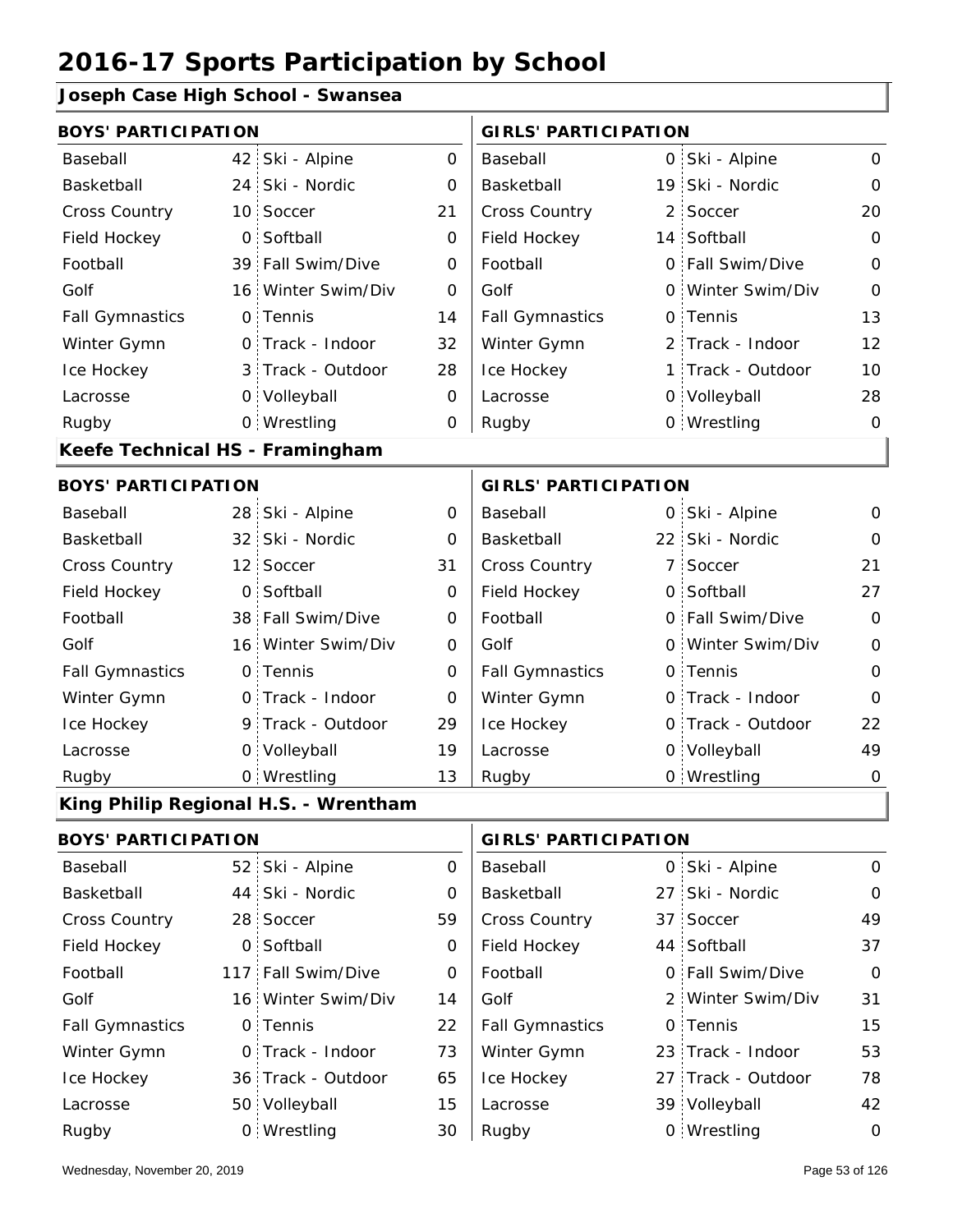# 2016-17 Sports Participation by School

## Joseph Case High School - Swansea

| BOYS' PARTICIPATION | | | | GIRLS' PARTICIPATION | | | |
|---|---|---|---|---|---|---|---|
| Baseball | 42 | Ski - Alpine | 0 | Baseball | 0 | Ski - Alpine | 0 |
| Basketball | 24 | Ski - Nordic | 0 | Basketball | 19 | Ski - Nordic | 0 |
| Cross Country | 10 | Soccer | 21 | Cross Country | 2 | Soccer | 20 |
| Field Hockey | 0 | Softball | 0 | Field Hockey | 14 | Softball | 0 |
| Football | 39 | Fall Swim/Dive | 0 | Football | 0 | Fall Swim/Dive | 0 |
| Golf | 16 | Winter Swim/Div | 0 | Golf | 0 | Winter Swim/Div | 0 |
| Fall Gymnastics | 0 | Tennis | 14 | Fall Gymnastics | 0 | Tennis | 13 |
| Winter Gymn | 0 | Track - Indoor | 32 | Winter Gymn | 2 | Track - Indoor | 12 |
| Ice Hockey | 3 | Track - Outdoor | 28 | Ice Hockey | 1 | Track - Outdoor | 10 |
| Lacrosse | 0 | Volleyball | 0 | Lacrosse | 0 | Volleyball | 28 |
| Rugby | 0 | Wrestling | 0 | Rugby | 0 | Wrestling | 0 |

## Keefe Technical HS - Framingham

| BOYS' PARTICIPATION | | | | GIRLS' PARTICIPATION | | | |
|---|---|---|---|---|---|---|---|
| Baseball | 28 | Ski - Alpine | 0 | Baseball | 0 | Ski - Alpine | 0 |
| Basketball | 32 | Ski - Nordic | 0 | Basketball | 22 | Ski - Nordic | 0 |
| Cross Country | 12 | Soccer | 31 | Cross Country | 7 | Soccer | 21 |
| Field Hockey | 0 | Softball | 0 | Field Hockey | 0 | Softball | 27 |
| Football | 38 | Fall Swim/Dive | 0 | Football | 0 | Fall Swim/Dive | 0 |
| Golf | 16 | Winter Swim/Div | 0 | Golf | 0 | Winter Swim/Div | 0 |
| Fall Gymnastics | 0 | Tennis | 0 | Fall Gymnastics | 0 | Tennis | 0 |
| Winter Gymn | 0 | Track - Indoor | 0 | Winter Gymn | 0 | Track - Indoor | 0 |
| Ice Hockey | 9 | Track - Outdoor | 29 | Ice Hockey | 0 | Track - Outdoor | 22 |
| Lacrosse | 0 | Volleyball | 19 | Lacrosse | 0 | Volleyball | 49 |
| Rugby | 0 | Wrestling | 13 | Rugby | 0 | Wrestling | 0 |

## King Philip Regional H.S. - Wrentham

| BOYS' PARTICIPATION | | | | GIRLS' PARTICIPATION | | | |
|---|---|---|---|---|---|---|---|
| Baseball | 52 | Ski - Alpine | 0 | Baseball | 0 | Ski - Alpine | 0 |
| Basketball | 44 | Ski - Nordic | 0 | Basketball | 27 | Ski - Nordic | 0 |
| Cross Country | 28 | Soccer | 59 | Cross Country | 37 | Soccer | 49 |
| Field Hockey | 0 | Softball | 0 | Field Hockey | 44 | Softball | 37 |
| Football | 117 | Fall Swim/Dive | 0 | Football | 0 | Fall Swim/Dive | 0 |
| Golf | 16 | Winter Swim/Div | 14 | Golf | 2 | Winter Swim/Div | 31 |
| Fall Gymnastics | 0 | Tennis | 22 | Fall Gymnastics | 0 | Tennis | 15 |
| Winter Gymn | 0 | Track - Indoor | 73 | Winter Gymn | 23 | Track - Indoor | 53 |
| Ice Hockey | 36 | Track - Outdoor | 65 | Ice Hockey | 27 | Track - Outdoor | 78 |
| Lacrosse | 50 | Volleyball | 15 | Lacrosse | 39 | Volleyball | 42 |
| Rugby | 0 | Wrestling | 30 | Rugby | 0 | Wrestling | 0 |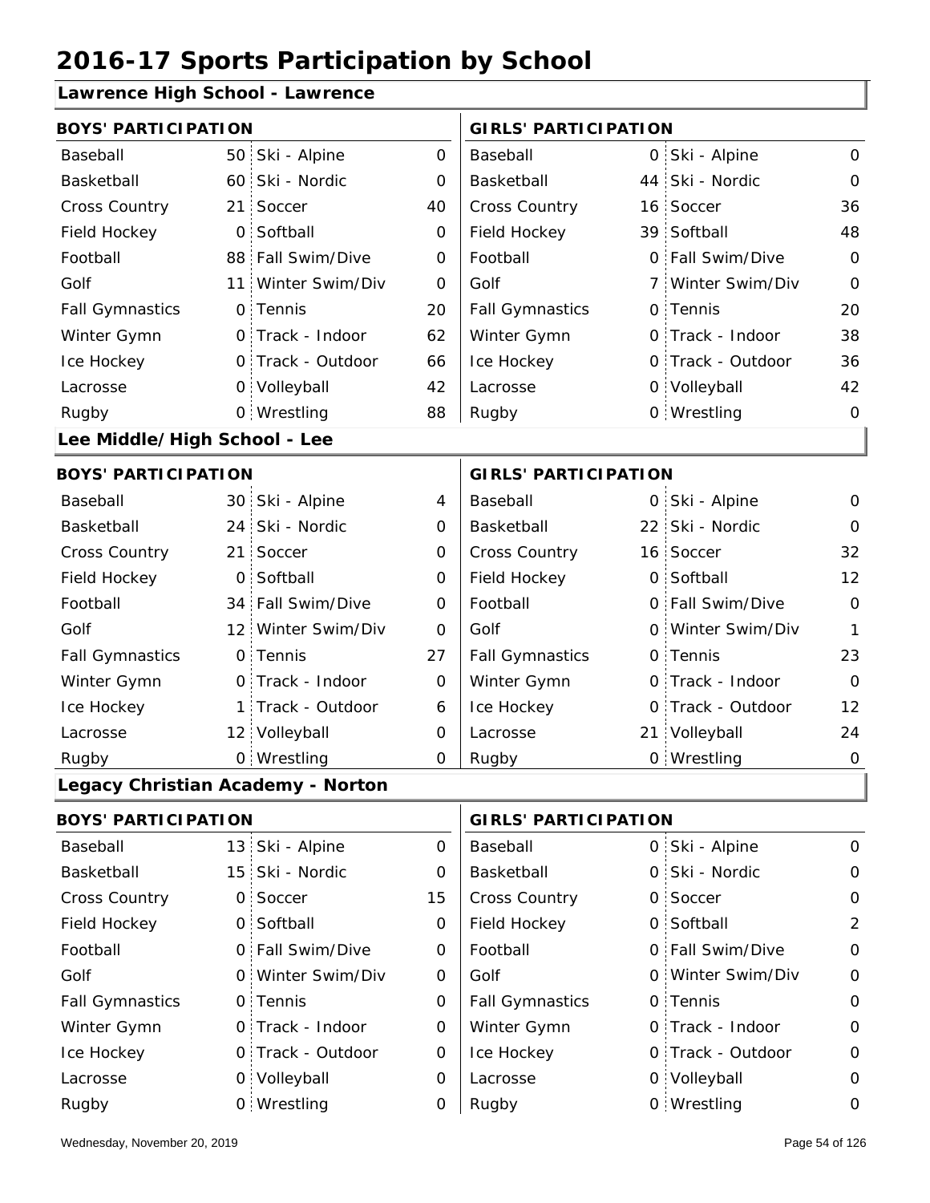# 2016-17 Sports Participation by School

## Lawrence High School - Lawrence

| BOYS' PARTICIPATION | | | | GIRLS' PARTICIPATION | | | |
|---|---|---|---|---|---|---|---|
| Baseball | 50 | Ski - Alpine | 0 | Baseball | 0 | Ski - Alpine | 0 |
| Basketball | 60 | Ski - Nordic | 0 | Basketball | 44 | Ski - Nordic | 0 |
| Cross Country | 21 | Soccer | 40 | Cross Country | 16 | Soccer | 36 |
| Field Hockey | 0 | Softball | 0 | Field Hockey | 39 | Softball | 48 |
| Football | 88 | Fall Swim/Dive | 0 | Football | 0 | Fall Swim/Dive | 0 |
| Golf | 11 | Winter Swim/Div | 0 | Golf | 7 | Winter Swim/Div | 0 |
| Fall Gymnastics | 0 | Tennis | 20 | Fall Gymnastics | 0 | Tennis | 20 |
| Winter Gymn | 0 | Track - Indoor | 62 | Winter Gymn | 0 | Track - Indoor | 38 |
| Ice Hockey | 0 | Track - Outdoor | 66 | Ice Hockey | 0 | Track - Outdoor | 36 |
| Lacrosse | 0 | Volleyball | 42 | Lacrosse | 0 | Volleyball | 42 |
| Rugby | 0 | Wrestling | 88 | Rugby | 0 | Wrestling | 0 |

## Lee Middle/High School - Lee

| BOYS' PARTICIPATION | | | | GIRLS' PARTICIPATION | | | |
|---|---|---|---|---|---|---|---|
| Baseball | 30 | Ski - Alpine | 4 | Baseball | 0 | Ski - Alpine | 0 |
| Basketball | 24 | Ski - Nordic | 0 | Basketball | 22 | Ski - Nordic | 0 |
| Cross Country | 21 | Soccer | 0 | Cross Country | 16 | Soccer | 32 |
| Field Hockey | 0 | Softball | 0 | Field Hockey | 0 | Softball | 12 |
| Football | 34 | Fall Swim/Dive | 0 | Football | 0 | Fall Swim/Dive | 0 |
| Golf | 12 | Winter Swim/Div | 0 | Golf | 0 | Winter Swim/Div | 1 |
| Fall Gymnastics | 0 | Tennis | 27 | Fall Gymnastics | 0 | Tennis | 23 |
| Winter Gymn | 0 | Track - Indoor | 0 | Winter Gymn | 0 | Track - Indoor | 0 |
| Ice Hockey | 1 | Track - Outdoor | 6 | Ice Hockey | 0 | Track - Outdoor | 12 |
| Lacrosse | 12 | Volleyball | 0 | Lacrosse | 21 | Volleyball | 24 |
| Rugby | 0 | Wrestling | 0 | Rugby | 0 | Wrestling | 0 |

## Legacy Christian Academy - Norton

| BOYS' PARTICIPATION | | | | GIRLS' PARTICIPATION | | | |
|---|---|---|---|---|---|---|---|
| Baseball | 13 | Ski - Alpine | 0 | Baseball | 0 | Ski - Alpine | 0 |
| Basketball | 15 | Ski - Nordic | 0 | Basketball | 0 | Ski - Nordic | 0 |
| Cross Country | 0 | Soccer | 15 | Cross Country | 0 | Soccer | 0 |
| Field Hockey | 0 | Softball | 0 | Field Hockey | 0 | Softball | 2 |
| Football | 0 | Fall Swim/Dive | 0 | Football | 0 | Fall Swim/Dive | 0 |
| Golf | 0 | Winter Swim/Div | 0 | Golf | 0 | Winter Swim/Div | 0 |
| Fall Gymnastics | 0 | Tennis | 0 | Fall Gymnastics | 0 | Tennis | 0 |
| Winter Gymn | 0 | Track - Indoor | 0 | Winter Gymn | 0 | Track - Indoor | 0 |
| Ice Hockey | 0 | Track - Outdoor | 0 | Ice Hockey | 0 | Track - Outdoor | 0 |
| Lacrosse | 0 | Volleyball | 0 | Lacrosse | 0 | Volleyball | 0 |
| Rugby | 0 | Wrestling | 0 | Rugby | 0 | Wrestling | 0 |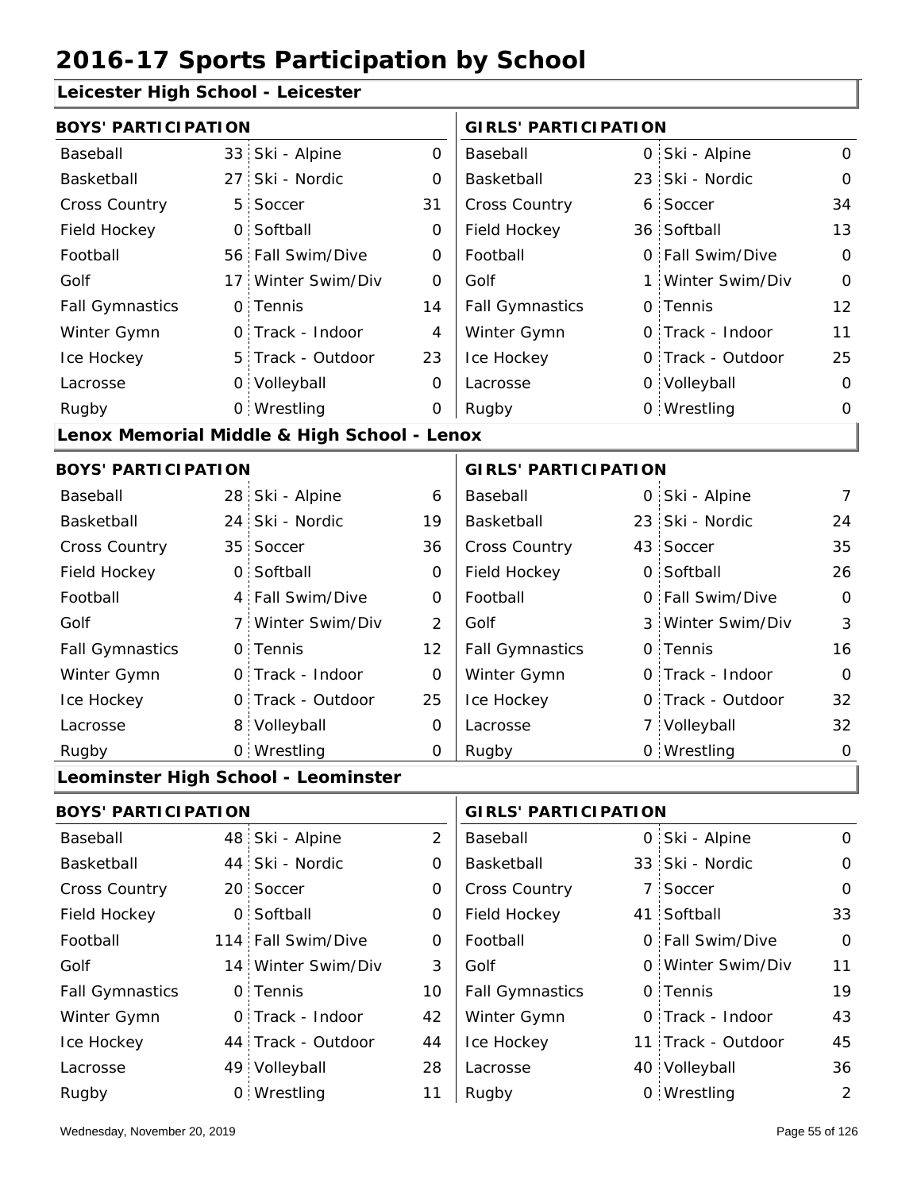# 2016-17 Sports Participation by School

## Leicester High School - Leicester

| BOYS' PARTICIPATION | | | | GIRLS' PARTICIPATION | | | |
|---|---|---|---|---|---|---|---|
| Baseball | 33 | Ski - Alpine | 0 | Baseball | 0 | Ski - Alpine | 0 |
| Basketball | 27 | Ski - Nordic | 0 | Basketball | 23 | Ski - Nordic | 0 |
| Cross Country | 5 | Soccer | 31 | Cross Country | 6 | Soccer | 34 |
| Field Hockey | 0 | Softball | 0 | Field Hockey | 36 | Softball | 13 |
| Football | 56 | Fall Swim/Dive | 0 | Football | 0 | Fall Swim/Dive | 0 |
| Golf | 17 | Winter Swim/Div | 0 | Golf | 1 | Winter Swim/Div | 0 |
| Fall Gymnastics | 0 | Tennis | 14 | Fall Gymnastics | 0 | Tennis | 12 |
| Winter Gymn | 0 | Track - Indoor | 4 | Winter Gymn | 0 | Track - Indoor | 11 |
| Ice Hockey | 5 | Track - Outdoor | 23 | Ice Hockey | 0 | Track - Outdoor | 25 |
| Lacrosse | 0 | Volleyball | 0 | Lacrosse | 0 | Volleyball | 0 |
| Rugby | 0 | Wrestling | 0 | Rugby | 0 | Wrestling | 0 |

## Lenox Memorial Middle & High School - Lenox

| BOYS' PARTICIPATION | | | | GIRLS' PARTICIPATION | | | |
|---|---|---|---|---|---|---|---|
| Baseball | 28 | Ski - Alpine | 6 | Baseball | 0 | Ski - Alpine | 7 |
| Basketball | 24 | Ski - Nordic | 19 | Basketball | 23 | Ski - Nordic | 24 |
| Cross Country | 35 | Soccer | 36 | Cross Country | 43 | Soccer | 35 |
| Field Hockey | 0 | Softball | 0 | Field Hockey | 0 | Softball | 26 |
| Football | 4 | Fall Swim/Dive | 0 | Football | 0 | Fall Swim/Dive | 0 |
| Golf | 7 | Winter Swim/Div | 2 | Golf | 3 | Winter Swim/Div | 3 |
| Fall Gymnastics | 0 | Tennis | 12 | Fall Gymnastics | 0 | Tennis | 16 |
| Winter Gymn | 0 | Track - Indoor | 0 | Winter Gymn | 0 | Track - Indoor | 0 |
| Ice Hockey | 0 | Track - Outdoor | 25 | Ice Hockey | 0 | Track - Outdoor | 32 |
| Lacrosse | 8 | Volleyball | 0 | Lacrosse | 7 | Volleyball | 32 |
| Rugby | 0 | Wrestling | 0 | Rugby | 0 | Wrestling | 0 |

## Leominster High School - Leominster

| BOYS' PARTICIPATION | | | | GIRLS' PARTICIPATION | | | |
|---|---|---|---|---|---|---|---|
| Baseball | 48 | Ski - Alpine | 2 | Baseball | 0 | Ski - Alpine | 0 |
| Basketball | 44 | Ski - Nordic | 0 | Basketball | 33 | Ski - Nordic | 0 |
| Cross Country | 20 | Soccer | 0 | Cross Country | 7 | Soccer | 0 |
| Field Hockey | 0 | Softball | 0 | Field Hockey | 41 | Softball | 33 |
| Football | 114 | Fall Swim/Dive | 0 | Football | 0 | Fall Swim/Dive | 0 |
| Golf | 14 | Winter Swim/Div | 3 | Golf | 0 | Winter Swim/Div | 11 |
| Fall Gymnastics | 0 | Tennis | 10 | Fall Gymnastics | 0 | Tennis | 19 |
| Winter Gymn | 0 | Track - Indoor | 42 | Winter Gymn | 0 | Track - Indoor | 43 |
| Ice Hockey | 44 | Track - Outdoor | 44 | Ice Hockey | 11 | Track - Outdoor | 45 |
| Lacrosse | 49 | Volleyball | 28 | Lacrosse | 40 | Volleyball | 36 |
| Rugby | 0 | Wrestling | 11 | Rugby | 0 | Wrestling | 2 |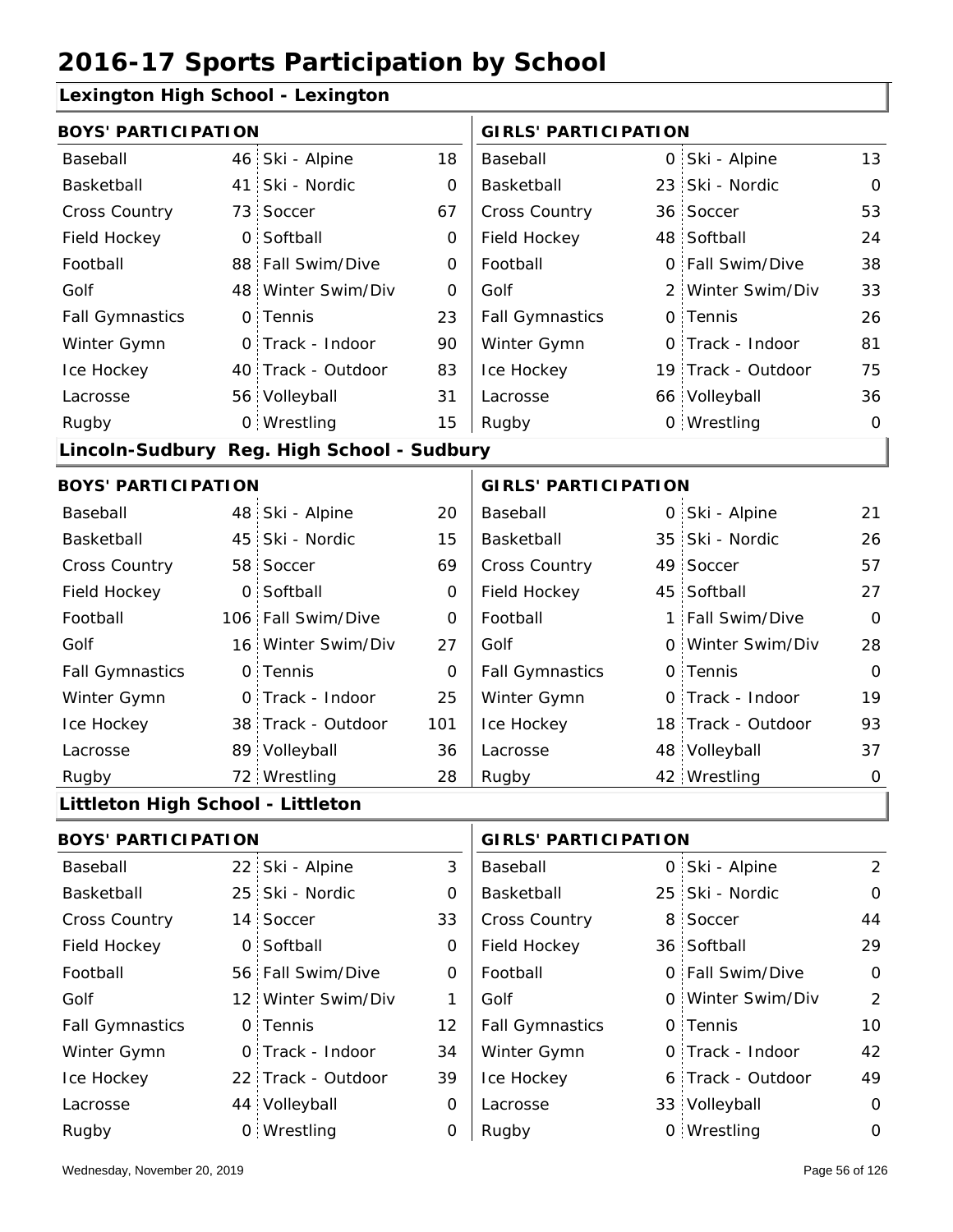# 2016-17 Sports Participation by School

## Lexington High School - Lexington

| BOYS' PARTICIPATION | | | | GIRLS' PARTICIPATION | | | |
|---|---|---|---|---|---|---|---|
| Baseball | 46 | Ski - Alpine | 18 | Baseball | 0 | Ski - Alpine | 13 |
| Basketball | 41 | Ski - Nordic | 0 | Basketball | 23 | Ski - Nordic | 0 |
| Cross Country | 73 | Soccer | 67 | Cross Country | 36 | Soccer | 53 |
| Field Hockey | 0 | Softball | 0 | Field Hockey | 48 | Softball | 24 |
| Football | 88 | Fall Swim/Dive | 0 | Football | 0 | Fall Swim/Dive | 38 |
| Golf | 48 | Winter Swim/Div | 0 | Golf | 2 | Winter Swim/Div | 33 |
| Fall Gymnastics | 0 | Tennis | 23 | Fall Gymnastics | 0 | Tennis | 26 |
| Winter Gymn | 0 | Track - Indoor | 90 | Winter Gymn | 0 | Track - Indoor | 81 |
| Ice Hockey | 40 | Track - Outdoor | 83 | Ice Hockey | 19 | Track - Outdoor | 75 |
| Lacrosse | 56 | Volleyball | 31 | Lacrosse | 66 | Volleyball | 36 |
| Rugby | 0 | Wrestling | 15 | Rugby | 0 | Wrestling | 0 |

## Lincoln-Sudbury Reg. High School - Sudbury

| BOYS' PARTICIPATION | | | | GIRLS' PARTICIPATION | | | |
|---|---|---|---|---|---|---|---|
| Baseball | 48 | Ski - Alpine | 20 | Baseball | 0 | Ski - Alpine | 21 |
| Basketball | 45 | Ski - Nordic | 15 | Basketball | 35 | Ski - Nordic | 26 |
| Cross Country | 58 | Soccer | 69 | Cross Country | 49 | Soccer | 57 |
| Field Hockey | 0 | Softball | 0 | Field Hockey | 45 | Softball | 27 |
| Football | 106 | Fall Swim/Dive | 0 | Football | 1 | Fall Swim/Dive | 0 |
| Golf | 16 | Winter Swim/Div | 27 | Golf | 0 | Winter Swim/Div | 28 |
| Fall Gymnastics | 0 | Tennis | 0 | Fall Gymnastics | 0 | Tennis | 0 |
| Winter Gymn | 0 | Track - Indoor | 25 | Winter Gymn | 0 | Track - Indoor | 19 |
| Ice Hockey | 38 | Track - Outdoor | 101 | Ice Hockey | 18 | Track - Outdoor | 93 |
| Lacrosse | 89 | Volleyball | 36 | Lacrosse | 48 | Volleyball | 37 |
| Rugby | 72 | Wrestling | 28 | Rugby | 42 | Wrestling | 0 |

## Littleton High School - Littleton

| BOYS' PARTICIPATION | | | | GIRLS' PARTICIPATION | | | |
|---|---|---|---|---|---|---|---|
| Baseball | 22 | Ski - Alpine | 3 | Baseball | 0 | Ski - Alpine | 2 |
| Basketball | 25 | Ski - Nordic | 0 | Basketball | 25 | Ski - Nordic | 0 |
| Cross Country | 14 | Soccer | 33 | Cross Country | 8 | Soccer | 44 |
| Field Hockey | 0 | Softball | 0 | Field Hockey | 36 | Softball | 29 |
| Football | 56 | Fall Swim/Dive | 0 | Football | 0 | Fall Swim/Dive | 0 |
| Golf | 12 | Winter Swim/Div | 1 | Golf | 0 | Winter Swim/Div | 2 |
| Fall Gymnastics | 0 | Tennis | 12 | Fall Gymnastics | 0 | Tennis | 10 |
| Winter Gymn | 0 | Track - Indoor | 34 | Winter Gymn | 0 | Track - Indoor | 42 |
| Ice Hockey | 22 | Track - Outdoor | 39 | Ice Hockey | 6 | Track - Outdoor | 49 |
| Lacrosse | 44 | Volleyball | 0 | Lacrosse | 33 | Volleyball | 0 |
| Rugby | 0 | Wrestling | 0 | Rugby | 0 | Wrestling | 0 |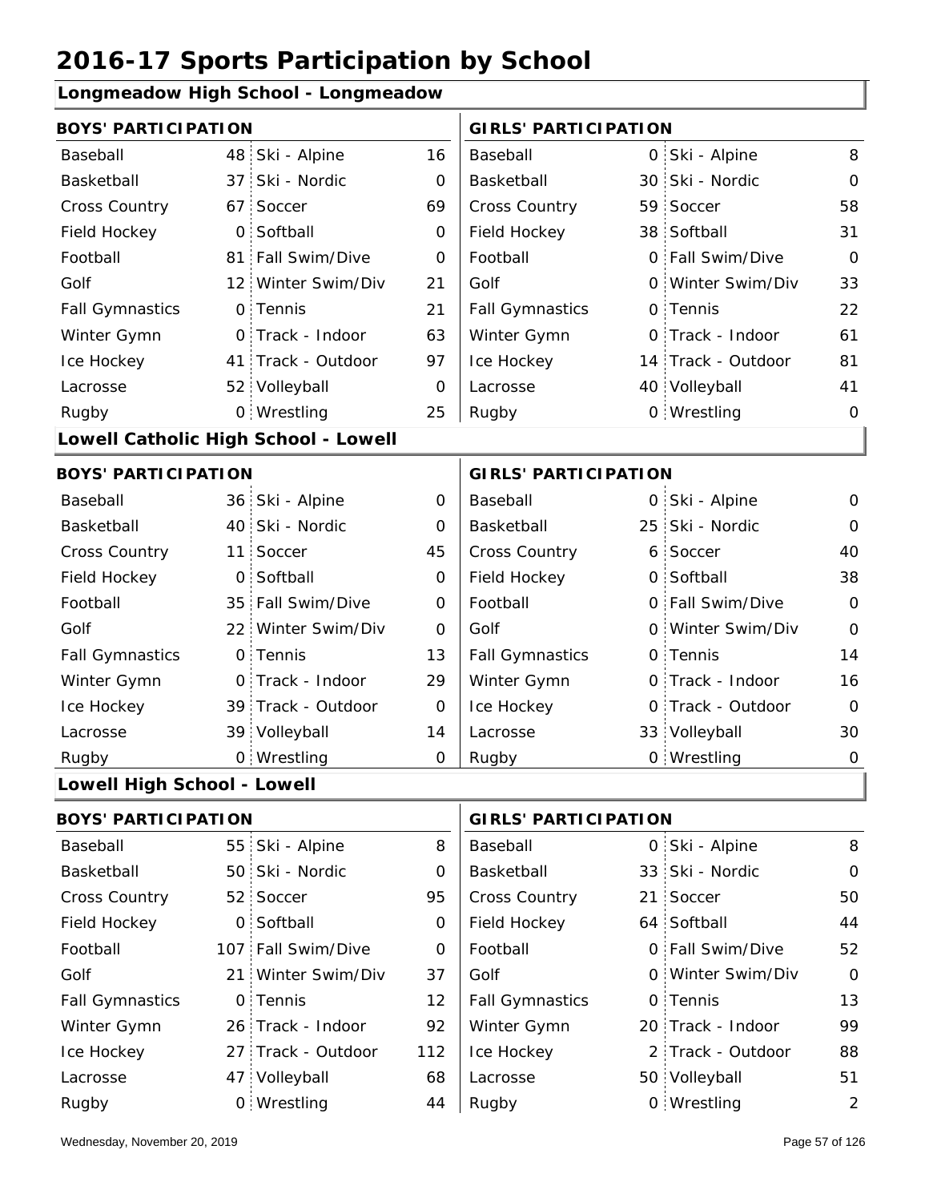# 2016-17 Sports Participation by School

## Longmeadow High School - Longmeadow

| BOYS' PARTICIPATION | | | | GIRLS' PARTICIPATION | | | |
|---|---|---|---|---|---|---|---|
| Baseball | 48 | Ski - Alpine | 16 | Baseball | 0 | Ski - Alpine | 8 |
| Basketball | 37 | Ski - Nordic | 0 | Basketball | 30 | Ski - Nordic | 0 |
| Cross Country | 67 | Soccer | 69 | Cross Country | 59 | Soccer | 58 |
| Field Hockey | 0 | Softball | 0 | Field Hockey | 38 | Softball | 31 |
| Football | 81 | Fall Swim/Dive | 0 | Football | 0 | Fall Swim/Dive | 0 |
| Golf | 12 | Winter Swim/Div | 21 | Golf | 0 | Winter Swim/Div | 33 |
| Fall Gymnastics | 0 | Tennis | 21 | Fall Gymnastics | 0 | Tennis | 22 |
| Winter Gymn | 0 | Track - Indoor | 63 | Winter Gymn | 0 | Track - Indoor | 61 |
| Ice Hockey | 41 | Track - Outdoor | 97 | Ice Hockey | 14 | Track - Outdoor | 81 |
| Lacrosse | 52 | Volleyball | 0 | Lacrosse | 40 | Volleyball | 41 |
| Rugby | 0 | Wrestling | 25 | Rugby | 0 | Wrestling | 0 |

## Lowell Catholic High School - Lowell

| BOYS' PARTICIPATION | | | | GIRLS' PARTICIPATION | | | |
|---|---|---|---|---|---|---|---|
| Baseball | 36 | Ski - Alpine | 0 | Baseball | 0 | Ski - Alpine | 0 |
| Basketball | 40 | Ski - Nordic | 0 | Basketball | 25 | Ski - Nordic | 0 |
| Cross Country | 11 | Soccer | 45 | Cross Country | 6 | Soccer | 40 |
| Field Hockey | 0 | Softball | 0 | Field Hockey | 0 | Softball | 38 |
| Football | 35 | Fall Swim/Dive | 0 | Football | 0 | Fall Swim/Dive | 0 |
| Golf | 22 | Winter Swim/Div | 0 | Golf | 0 | Winter Swim/Div | 0 |
| Fall Gymnastics | 0 | Tennis | 13 | Fall Gymnastics | 0 | Tennis | 14 |
| Winter Gymn | 0 | Track - Indoor | 29 | Winter Gymn | 0 | Track - Indoor | 16 |
| Ice Hockey | 39 | Track - Outdoor | 0 | Ice Hockey | 0 | Track - Outdoor | 0 |
| Lacrosse | 39 | Volleyball | 14 | Lacrosse | 33 | Volleyball | 30 |
| Rugby | 0 | Wrestling | 0 | Rugby | 0 | Wrestling | 0 |

## Lowell High School - Lowell

| BOYS' PARTICIPATION | | | | GIRLS' PARTICIPATION | | | |
|---|---|---|---|---|---|---|---|
| Baseball | 55 | Ski - Alpine | 8 | Baseball | 0 | Ski - Alpine | 8 |
| Basketball | 50 | Ski - Nordic | 0 | Basketball | 33 | Ski - Nordic | 0 |
| Cross Country | 52 | Soccer | 95 | Cross Country | 21 | Soccer | 50 |
| Field Hockey | 0 | Softball | 0 | Field Hockey | 64 | Softball | 44 |
| Football | 107 | Fall Swim/Dive | 0 | Football | 0 | Fall Swim/Dive | 52 |
| Golf | 21 | Winter Swim/Div | 37 | Golf | 0 | Winter Swim/Div | 0 |
| Fall Gymnastics | 0 | Tennis | 12 | Fall Gymnastics | 0 | Tennis | 13 |
| Winter Gymn | 26 | Track - Indoor | 92 | Winter Gymn | 20 | Track - Indoor | 99 |
| Ice Hockey | 27 | Track - Outdoor | 112 | Ice Hockey | 2 | Track - Outdoor | 88 |
| Lacrosse | 47 | Volleyball | 68 | Lacrosse | 50 | Volleyball | 51 |
| Rugby | 0 | Wrestling | 44 | Rugby | 0 | Wrestling | 2 |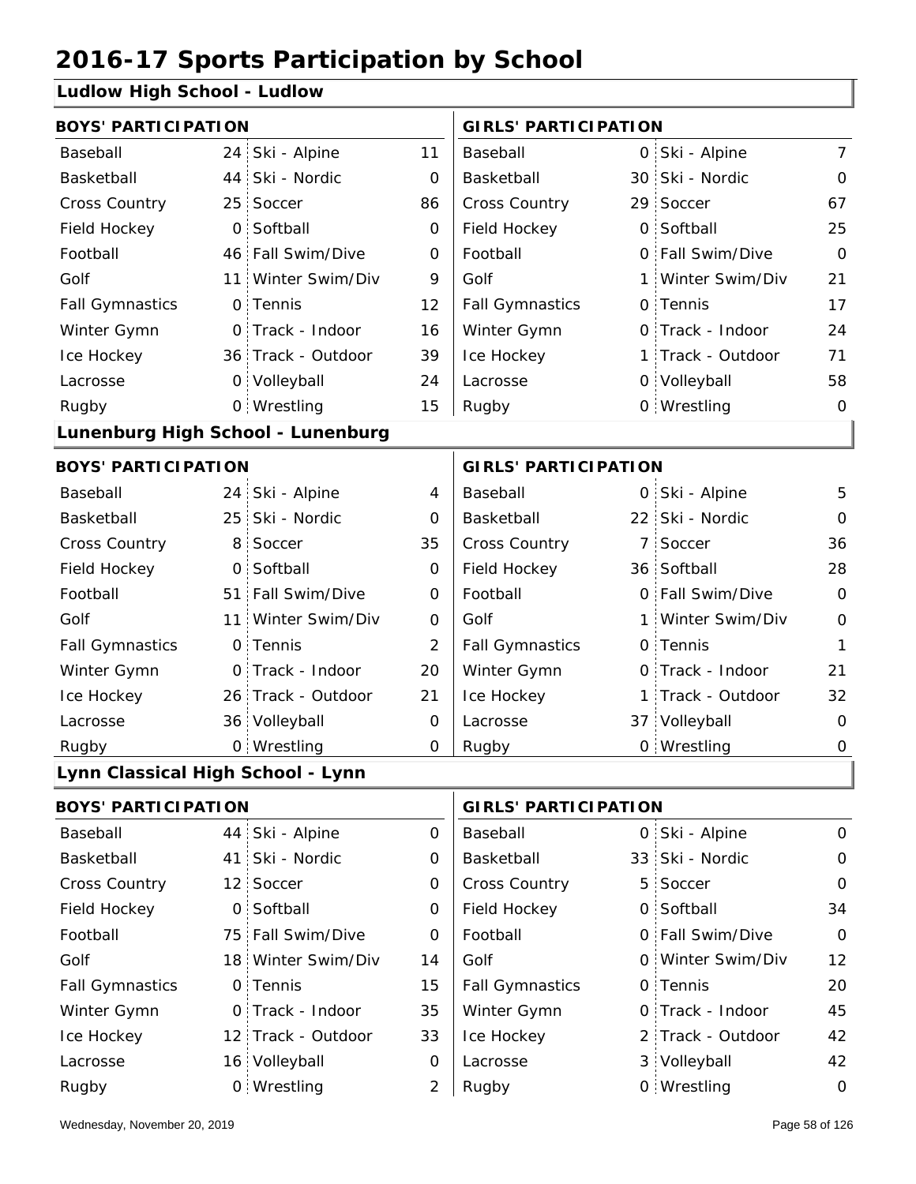# 2016-17 Sports Participation by School

## Ludlow High School - Ludlow

| BOYS' PARTICIPATION | | | | GIRLS' PARTICIPATION | | | |
|---|---|---|---|---|---|---|---|
| Baseball | 24 | Ski - Alpine | 11 | Baseball | 0 | Ski - Alpine | 7 |
| Basketball | 44 | Ski - Nordic | 0 | Basketball | 30 | Ski - Nordic | 0 |
| Cross Country | 25 | Soccer | 86 | Cross Country | 29 | Soccer | 67 |
| Field Hockey | 0 | Softball | 0 | Field Hockey | 0 | Softball | 25 |
| Football | 46 | Fall Swim/Dive | 0 | Football | 0 | Fall Swim/Dive | 0 |
| Golf | 11 | Winter Swim/Div | 9 | Golf | 1 | Winter Swim/Div | 21 |
| Fall Gymnastics | 0 | Tennis | 12 | Fall Gymnastics | 0 | Tennis | 17 |
| Winter Gymn | 0 | Track - Indoor | 16 | Winter Gymn | 0 | Track - Indoor | 24 |
| Ice Hockey | 36 | Track - Outdoor | 39 | Ice Hockey | 1 | Track - Outdoor | 71 |
| Lacrosse | 0 | Volleyball | 24 | Lacrosse | 0 | Volleyball | 58 |
| Rugby | 0 | Wrestling | 15 | Rugby | 0 | Wrestling | 0 |

## Lunenburg High School - Lunenburg

| BOYS' PARTICIPATION | | | | GIRLS' PARTICIPATION | | | |
|---|---|---|---|---|---|---|---|
| Baseball | 24 | Ski - Alpine | 4 | Baseball | 0 | Ski - Alpine | 5 |
| Basketball | 25 | Ski - Nordic | 0 | Basketball | 22 | Ski - Nordic | 0 |
| Cross Country | 8 | Soccer | 35 | Cross Country | 7 | Soccer | 36 |
| Field Hockey | 0 | Softball | 0 | Field Hockey | 36 | Softball | 28 |
| Football | 51 | Fall Swim/Dive | 0 | Football | 0 | Fall Swim/Dive | 0 |
| Golf | 11 | Winter Swim/Div | 0 | Golf | 1 | Winter Swim/Div | 0 |
| Fall Gymnastics | 0 | Tennis | 2 | Fall Gymnastics | 0 | Tennis | 1 |
| Winter Gymn | 0 | Track - Indoor | 20 | Winter Gymn | 0 | Track - Indoor | 21 |
| Ice Hockey | 26 | Track - Outdoor | 21 | Ice Hockey | 1 | Track - Outdoor | 32 |
| Lacrosse | 36 | Volleyball | 0 | Lacrosse | 37 | Volleyball | 0 |
| Rugby | 0 | Wrestling | 0 | Rugby | 0 | Wrestling | 0 |

## Lynn Classical High School - Lynn

| BOYS' PARTICIPATION | | | | GIRLS' PARTICIPATION | | | |
|---|---|---|---|---|---|---|---|
| Baseball | 44 | Ski - Alpine | 0 | Baseball | 0 | Ski - Alpine | 0 |
| Basketball | 41 | Ski - Nordic | 0 | Basketball | 33 | Ski - Nordic | 0 |
| Cross Country | 12 | Soccer | 0 | Cross Country | 5 | Soccer | 0 |
| Field Hockey | 0 | Softball | 0 | Field Hockey | 0 | Softball | 34 |
| Football | 75 | Fall Swim/Dive | 0 | Football | 0 | Fall Swim/Dive | 0 |
| Golf | 18 | Winter Swim/Div | 14 | Golf | 0 | Winter Swim/Div | 12 |
| Fall Gymnastics | 0 | Tennis | 15 | Fall Gymnastics | 0 | Tennis | 20 |
| Winter Gymn | 0 | Track - Indoor | 35 | Winter Gymn | 0 | Track - Indoor | 45 |
| Ice Hockey | 12 | Track - Outdoor | 33 | Ice Hockey | 2 | Track - Outdoor | 42 |
| Lacrosse | 16 | Volleyball | 0 | Lacrosse | 3 | Volleyball | 42 |
| Rugby | 0 | Wrestling | 2 | Rugby | 0 | Wrestling | 0 |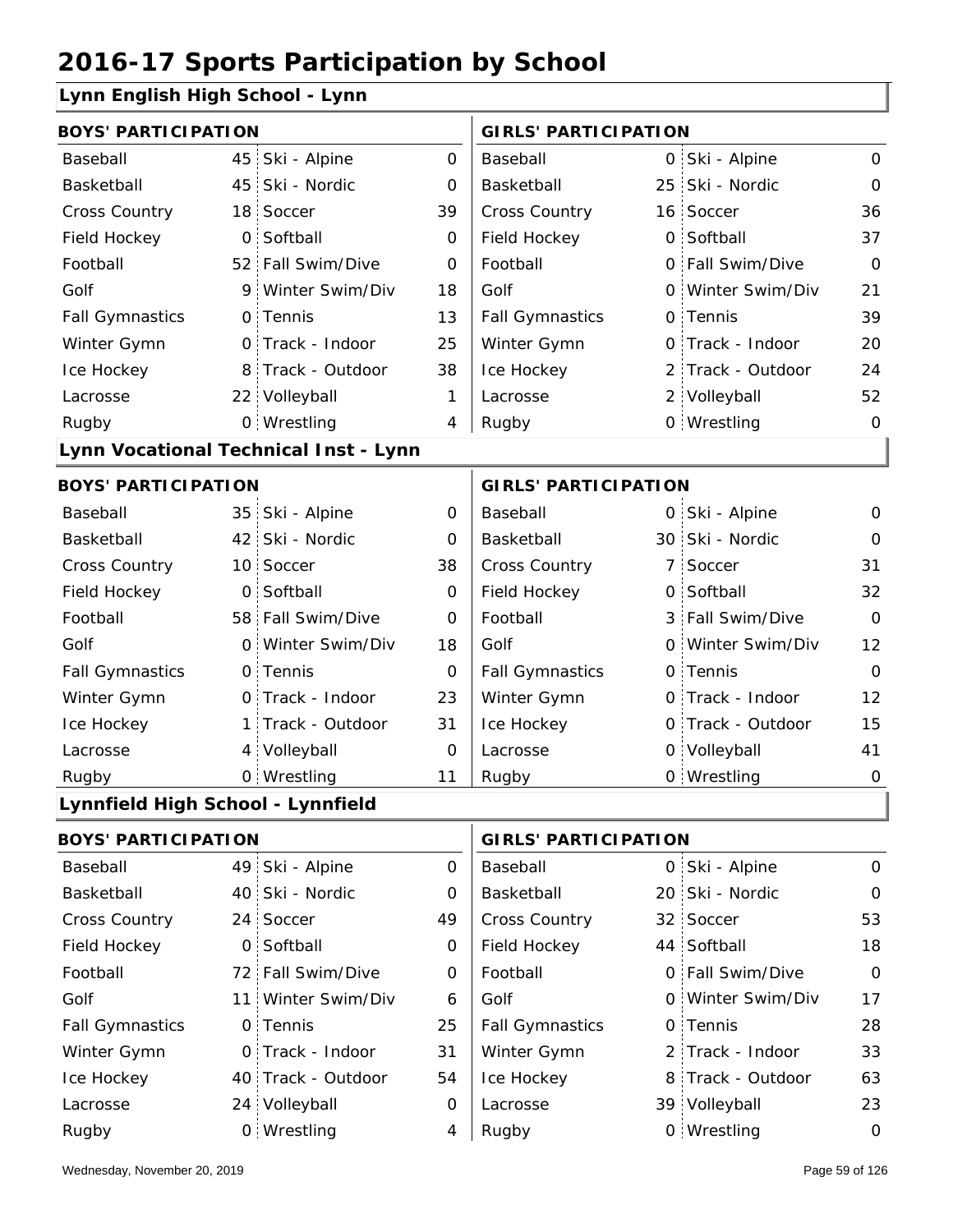# 2016-17 Sports Participation by School

## Lynn English High School - Lynn

| BOYS' PARTICIPATION | | | | GIRLS' PARTICIPATION | | | |
|---|---|---|---|---|---|---|---|
| Baseball | 45 | Ski - Alpine | 0 | Baseball | 0 | Ski - Alpine | 0 |
| Basketball | 45 | Ski - Nordic | 0 | Basketball | 25 | Ski - Nordic | 0 |
| Cross Country | 18 | Soccer | 39 | Cross Country | 16 | Soccer | 36 |
| Field Hockey | 0 | Softball | 0 | Field Hockey | 0 | Softball | 37 |
| Football | 52 | Fall Swim/Dive | 0 | Football | 0 | Fall Swim/Dive | 0 |
| Golf | 9 | Winter Swim/Div | 18 | Golf | 0 | Winter Swim/Div | 21 |
| Fall Gymnastics | 0 | Tennis | 13 | Fall Gymnastics | 0 | Tennis | 39 |
| Winter Gymn | 0 | Track - Indoor | 25 | Winter Gymn | 0 | Track - Indoor | 20 |
| Ice Hockey | 8 | Track - Outdoor | 38 | Ice Hockey | 2 | Track - Outdoor | 24 |
| Lacrosse | 22 | Volleyball | 1 | Lacrosse | 2 | Volleyball | 52 |
| Rugby | 0 | Wrestling | 4 | Rugby | 0 | Wrestling | 0 |

## Lynn Vocational Technical Inst - Lynn

| BOYS' PARTICIPATION | | | | GIRLS' PARTICIPATION | | | |
|---|---|---|---|---|---|---|---|
| Baseball | 35 | Ski - Alpine | 0 | Baseball | 0 | Ski - Alpine | 0 |
| Basketball | 42 | Ski - Nordic | 0 | Basketball | 30 | Ski - Nordic | 0 |
| Cross Country | 10 | Soccer | 38 | Cross Country | 7 | Soccer | 31 |
| Field Hockey | 0 | Softball | 0 | Field Hockey | 0 | Softball | 32 |
| Football | 58 | Fall Swim/Dive | 0 | Football | 3 | Fall Swim/Dive | 0 |
| Golf | 0 | Winter Swim/Div | 18 | Golf | 0 | Winter Swim/Div | 12 |
| Fall Gymnastics | 0 | Tennis | 0 | Fall Gymnastics | 0 | Tennis | 0 |
| Winter Gymn | 0 | Track - Indoor | 23 | Winter Gymn | 0 | Track - Indoor | 12 |
| Ice Hockey | 1 | Track - Outdoor | 31 | Ice Hockey | 0 | Track - Outdoor | 15 |
| Lacrosse | 4 | Volleyball | 0 | Lacrosse | 0 | Volleyball | 41 |
| Rugby | 0 | Wrestling | 11 | Rugby | 0 | Wrestling | 0 |

## Lynnfield High School - Lynnfield

| BOYS' PARTICIPATION | | | | GIRLS' PARTICIPATION | | | |
|---|---|---|---|---|---|---|---|
| Baseball | 49 | Ski - Alpine | 0 | Baseball | 0 | Ski - Alpine | 0 |
| Basketball | 40 | Ski - Nordic | 0 | Basketball | 20 | Ski - Nordic | 0 |
| Cross Country | 24 | Soccer | 49 | Cross Country | 32 | Soccer | 53 |
| Field Hockey | 0 | Softball | 0 | Field Hockey | 44 | Softball | 18 |
| Football | 72 | Fall Swim/Dive | 0 | Football | 0 | Fall Swim/Dive | 0 |
| Golf | 11 | Winter Swim/Div | 6 | Golf | 0 | Winter Swim/Div | 17 |
| Fall Gymnastics | 0 | Tennis | 25 | Fall Gymnastics | 0 | Tennis | 28 |
| Winter Gymn | 0 | Track - Indoor | 31 | Winter Gymn | 2 | Track - Indoor | 33 |
| Ice Hockey | 40 | Track - Outdoor | 54 | Ice Hockey | 8 | Track - Outdoor | 63 |
| Lacrosse | 24 | Volleyball | 0 | Lacrosse | 39 | Volleyball | 23 |
| Rugby | 0 | Wrestling | 4 | Rugby | 0 | Wrestling | 0 |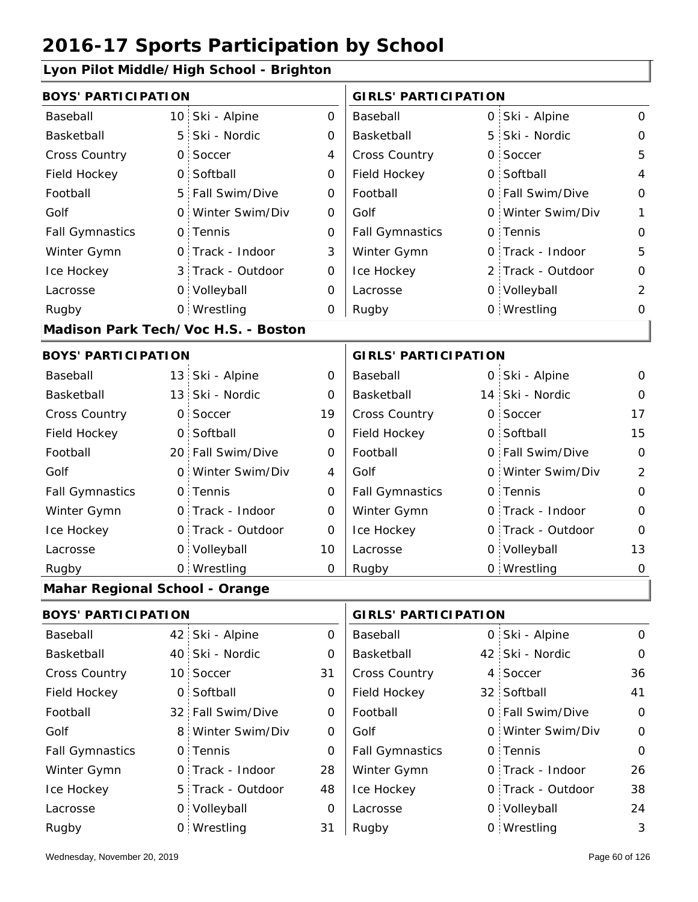# 2016-17 Sports Participation by School

## Lyon Pilot Middle/High School - Brighton

| BOYS' PARTICIPATION | | | | GIRLS' PARTICIPATION | | | |
|---|---|---|---|---|---|---|---|
| Baseball | 10 | Ski - Alpine | 0 | Baseball | 0 | Ski - Alpine | 0 |
| Basketball | 5 | Ski - Nordic | 0 | Basketball | 5 | Ski - Nordic | 0 |
| Cross Country | 0 | Soccer | 4 | Cross Country | 0 | Soccer | 5 |
| Field Hockey | 0 | Softball | 0 | Field Hockey | 0 | Softball | 4 |
| Football | 5 | Fall Swim/Dive | 0 | Football | 0 | Fall Swim/Dive | 0 |
| Golf | 0 | Winter Swim/Div | 0 | Golf | 0 | Winter Swim/Div | 1 |
| Fall Gymnastics | 0 | Tennis | 0 | Fall Gymnastics | 0 | Tennis | 0 |
| Winter Gymn | 0 | Track - Indoor | 3 | Winter Gymn | 0 | Track - Indoor | 5 |
| Ice Hockey | 3 | Track - Outdoor | 0 | Ice Hockey | 2 | Track - Outdoor | 0 |
| Lacrosse | 0 | Volleyball | 0 | Lacrosse | 0 | Volleyball | 2 |
| Rugby | 0 | Wrestling | 0 | Rugby | 0 | Wrestling | 0 |

## Madison Park Tech/Voc H.S. - Boston

| BOYS' PARTICIPATION | | | | GIRLS' PARTICIPATION | | | |
|---|---|---|---|---|---|---|---|
| Baseball | 13 | Ski - Alpine | 0 | Baseball | 0 | Ski - Alpine | 0 |
| Basketball | 13 | Ski - Nordic | 0 | Basketball | 14 | Ski - Nordic | 0 |
| Cross Country | 0 | Soccer | 19 | Cross Country | 0 | Soccer | 17 |
| Field Hockey | 0 | Softball | 0 | Field Hockey | 0 | Softball | 15 |
| Football | 20 | Fall Swim/Dive | 0 | Football | 0 | Fall Swim/Dive | 0 |
| Golf | 0 | Winter Swim/Div | 4 | Golf | 0 | Winter Swim/Div | 2 |
| Fall Gymnastics | 0 | Tennis | 0 | Fall Gymnastics | 0 | Tennis | 0 |
| Winter Gymn | 0 | Track - Indoor | 0 | Winter Gymn | 0 | Track - Indoor | 0 |
| Ice Hockey | 0 | Track - Outdoor | 0 | Ice Hockey | 0 | Track - Outdoor | 0 |
| Lacrosse | 0 | Volleyball | 10 | Lacrosse | 0 | Volleyball | 13 |
| Rugby | 0 | Wrestling | 0 | Rugby | 0 | Wrestling | 0 |

## Mahar Regional School - Orange

| BOYS' PARTICIPATION | | | | GIRLS' PARTICIPATION | | | |
|---|---|---|---|---|---|---|---|
| Baseball | 42 | Ski - Alpine | 0 | Baseball | 0 | Ski - Alpine | 0 |
| Basketball | 40 | Ski - Nordic | 0 | Basketball | 42 | Ski - Nordic | 0 |
| Cross Country | 10 | Soccer | 31 | Cross Country | 4 | Soccer | 36 |
| Field Hockey | 0 | Softball | 0 | Field Hockey | 32 | Softball | 41 |
| Football | 32 | Fall Swim/Dive | 0 | Football | 0 | Fall Swim/Dive | 0 |
| Golf | 8 | Winter Swim/Div | 0 | Golf | 0 | Winter Swim/Div | 0 |
| Fall Gymnastics | 0 | Tennis | 0 | Fall Gymnastics | 0 | Tennis | 0 |
| Winter Gymn | 0 | Track - Indoor | 28 | Winter Gymn | 0 | Track - Indoor | 26 |
| Ice Hockey | 5 | Track - Outdoor | 48 | Ice Hockey | 0 | Track - Outdoor | 38 |
| Lacrosse | 0 | Volleyball | 0 | Lacrosse | 0 | Volleyball | 24 |
| Rugby | 0 | Wrestling | 31 | Rugby | 0 | Wrestling | 3 |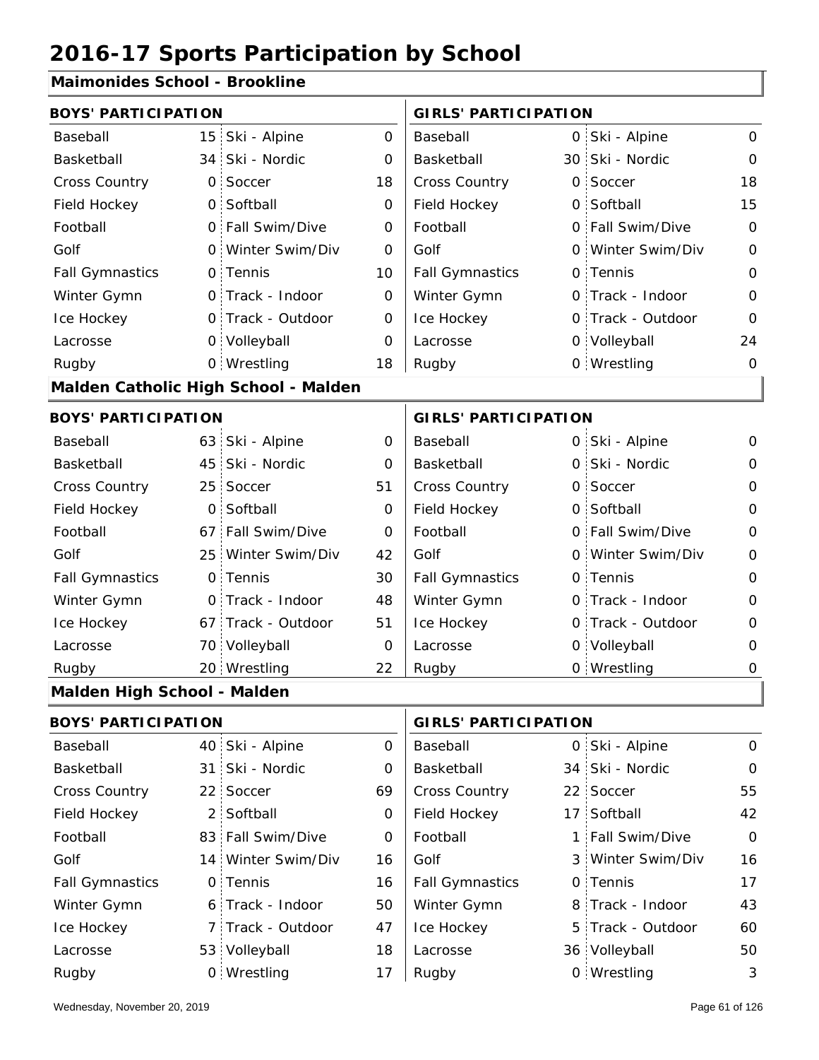# 2016-17 Sports Participation by School

## Maimonides School - Brookline

| BOYS' PARTICIPATION | | | | GIRLS' PARTICIPATION | | | |
|---|---|---|---|---|---|---|---|
| Baseball | 15 | Ski - Alpine | 0 | Baseball | 0 | Ski - Alpine | 0 |
| Basketball | 34 | Ski - Nordic | 0 | Basketball | 30 | Ski - Nordic | 0 |
| Cross Country | 0 | Soccer | 18 | Cross Country | 0 | Soccer | 18 |
| Field Hockey | 0 | Softball | 0 | Field Hockey | 0 | Softball | 15 |
| Football | 0 | Fall Swim/Dive | 0 | Football | 0 | Fall Swim/Dive | 0 |
| Golf | 0 | Winter Swim/Div | 0 | Golf | 0 | Winter Swim/Div | 0 |
| Fall Gymnastics | 0 | Tennis | 10 | Fall Gymnastics | 0 | Tennis | 0 |
| Winter Gymn | 0 | Track - Indoor | 0 | Winter Gymn | 0 | Track - Indoor | 0 |
| Ice Hockey | 0 | Track - Outdoor | 0 | Ice Hockey | 0 | Track - Outdoor | 0 |
| Lacrosse | 0 | Volleyball | 0 | Lacrosse | 0 | Volleyball | 24 |
| Rugby | 0 | Wrestling | 18 | Rugby | 0 | Wrestling | 0 |

## Malden Catholic High School - Malden

| BOYS' PARTICIPATION | | | | GIRLS' PARTICIPATION | | | |
|---|---|---|---|---|---|---|---|
| Baseball | 63 | Ski - Alpine | 0 | Baseball | 0 | Ski - Alpine | 0 |
| Basketball | 45 | Ski - Nordic | 0 | Basketball | 0 | Ski - Nordic | 0 |
| Cross Country | 25 | Soccer | 51 | Cross Country | 0 | Soccer | 0 |
| Field Hockey | 0 | Softball | 0 | Field Hockey | 0 | Softball | 0 |
| Football | 67 | Fall Swim/Dive | 0 | Football | 0 | Fall Swim/Dive | 0 |
| Golf | 25 | Winter Swim/Div | 42 | Golf | 0 | Winter Swim/Div | 0 |
| Fall Gymnastics | 0 | Tennis | 30 | Fall Gymnastics | 0 | Tennis | 0 |
| Winter Gymn | 0 | Track - Indoor | 48 | Winter Gymn | 0 | Track - Indoor | 0 |
| Ice Hockey | 67 | Track - Outdoor | 51 | Ice Hockey | 0 | Track - Outdoor | 0 |
| Lacrosse | 70 | Volleyball | 0 | Lacrosse | 0 | Volleyball | 0 |
| Rugby | 20 | Wrestling | 22 | Rugby | 0 | Wrestling | 0 |

## Malden High School - Malden

| BOYS' PARTICIPATION | | | | GIRLS' PARTICIPATION | | | |
|---|---|---|---|---|---|---|---|
| Baseball | 40 | Ski - Alpine | 0 | Baseball | 0 | Ski - Alpine | 0 |
| Basketball | 31 | Ski - Nordic | 0 | Basketball | 34 | Ski - Nordic | 0 |
| Cross Country | 22 | Soccer | 69 | Cross Country | 22 | Soccer | 55 |
| Field Hockey | 2 | Softball | 0 | Field Hockey | 17 | Softball | 42 |
| Football | 83 | Fall Swim/Dive | 0 | Football | 1 | Fall Swim/Dive | 0 |
| Golf | 14 | Winter Swim/Div | 16 | Golf | 3 | Winter Swim/Div | 16 |
| Fall Gymnastics | 0 | Tennis | 16 | Fall Gymnastics | 0 | Tennis | 17 |
| Winter Gymn | 6 | Track - Indoor | 50 | Winter Gymn | 8 | Track - Indoor | 43 |
| Ice Hockey | 7 | Track - Outdoor | 47 | Ice Hockey | 5 | Track - Outdoor | 60 |
| Lacrosse | 53 | Volleyball | 18 | Lacrosse | 36 | Volleyball | 50 |
| Rugby | 0 | Wrestling | 17 | Rugby | 0 | Wrestling | 3 |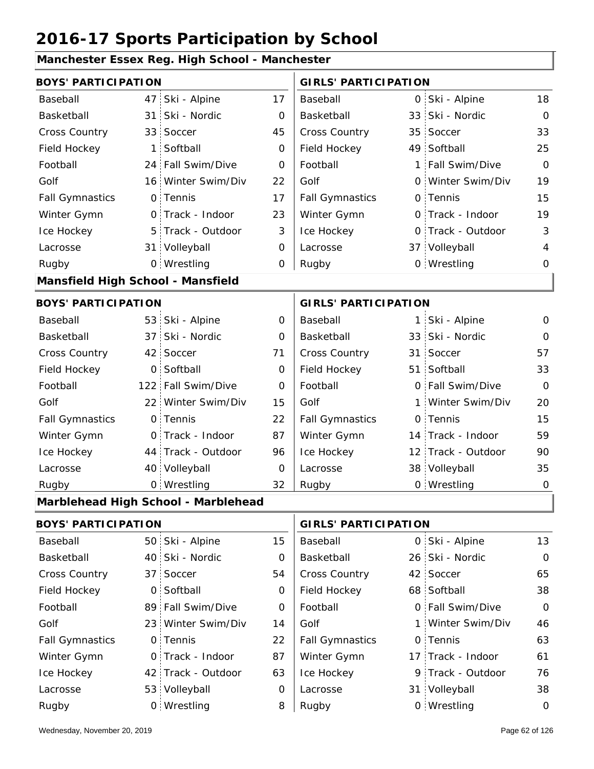# 2016-17 Sports Participation by School

## Manchester Essex Reg. High School - Manchester

| BOYS' PARTICIPATION | | | | GIRLS' PARTICIPATION | | | |
|---|---|---|---|---|---|---|---|
| Baseball | 47 | Ski - Alpine | 17 | Baseball | 0 | Ski - Alpine | 18 |
| Basketball | 31 | Ski - Nordic | 0 | Basketball | 33 | Ski - Nordic | 0 |
| Cross Country | 33 | Soccer | 45 | Cross Country | 35 | Soccer | 33 |
| Field Hockey | 1 | Softball | 0 | Field Hockey | 49 | Softball | 25 |
| Football | 24 | Fall Swim/Dive | 0 | Football | 1 | Fall Swim/Dive | 0 |
| Golf | 16 | Winter Swim/Div | 22 | Golf | 0 | Winter Swim/Div | 19 |
| Fall Gymnastics | 0 | Tennis | 17 | Fall Gymnastics | 0 | Tennis | 15 |
| Winter Gymn | 0 | Track - Indoor | 23 | Winter Gymn | 0 | Track - Indoor | 19 |
| Ice Hockey | 5 | Track - Outdoor | 3 | Ice Hockey | 0 | Track - Outdoor | 3 |
| Lacrosse | 31 | Volleyball | 0 | Lacrosse | 37 | Volleyball | 4 |
| Rugby | 0 | Wrestling | 0 | Rugby | 0 | Wrestling | 0 |

## Mansfield High School - Mansfield

| BOYS' PARTICIPATION | | | | GIRLS' PARTICIPATION | | | |
|---|---|---|---|---|---|---|---|
| Baseball | 53 | Ski - Alpine | 0 | Baseball | 1 | Ski - Alpine | 0 |
| Basketball | 37 | Ski - Nordic | 0 | Basketball | 33 | Ski - Nordic | 0 |
| Cross Country | 42 | Soccer | 71 | Cross Country | 31 | Soccer | 57 |
| Field Hockey | 0 | Softball | 0 | Field Hockey | 51 | Softball | 33 |
| Football | 122 | Fall Swim/Dive | 0 | Football | 0 | Fall Swim/Dive | 0 |
| Golf | 22 | Winter Swim/Div | 15 | Golf | 1 | Winter Swim/Div | 20 |
| Fall Gymnastics | 0 | Tennis | 22 | Fall Gymnastics | 0 | Tennis | 15 |
| Winter Gymn | 0 | Track - Indoor | 87 | Winter Gymn | 14 | Track - Indoor | 59 |
| Ice Hockey | 44 | Track - Outdoor | 96 | Ice Hockey | 12 | Track - Outdoor | 90 |
| Lacrosse | 40 | Volleyball | 0 | Lacrosse | 38 | Volleyball | 35 |
| Rugby | 0 | Wrestling | 32 | Rugby | 0 | Wrestling | 0 |

## Marblehead High School - Marblehead

| BOYS' PARTICIPATION | | | | GIRLS' PARTICIPATION | | | |
|---|---|---|---|---|---|---|---|
| Baseball | 50 | Ski - Alpine | 15 | Baseball | 0 | Ski - Alpine | 13 |
| Basketball | 40 | Ski - Nordic | 0 | Basketball | 26 | Ski - Nordic | 0 |
| Cross Country | 37 | Soccer | 54 | Cross Country | 42 | Soccer | 65 |
| Field Hockey | 0 | Softball | 0 | Field Hockey | 68 | Softball | 38 |
| Football | 89 | Fall Swim/Dive | 0 | Football | 0 | Fall Swim/Dive | 0 |
| Golf | 23 | Winter Swim/Div | 14 | Golf | 1 | Winter Swim/Div | 46 |
| Fall Gymnastics | 0 | Tennis | 22 | Fall Gymnastics | 0 | Tennis | 63 |
| Winter Gymn | 0 | Track - Indoor | 87 | Winter Gymn | 17 | Track - Indoor | 61 |
| Ice Hockey | 42 | Track - Outdoor | 63 | Ice Hockey | 9 | Track - Outdoor | 76 |
| Lacrosse | 53 | Volleyball | 0 | Lacrosse | 31 | Volleyball | 38 |
| Rugby | 0 | Wrestling | 8 | Rugby | 0 | Wrestling | 0 |

Wednesday, November 20, 2019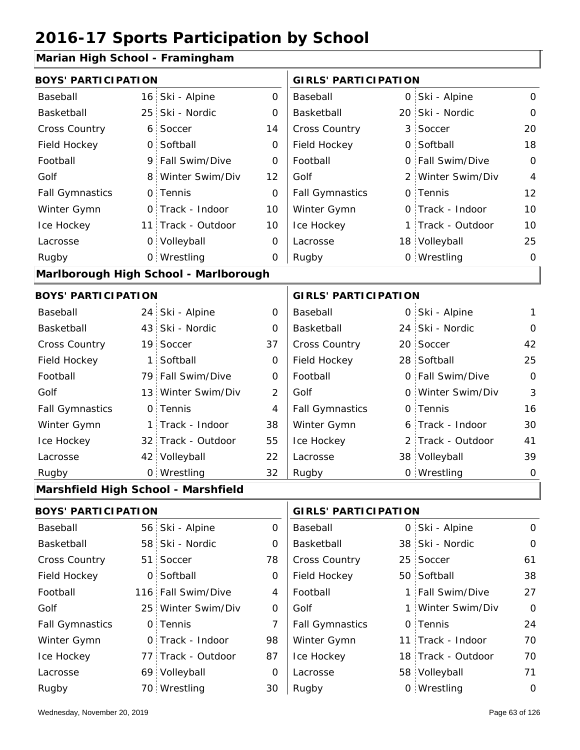# 2016-17 Sports Participation by School

## Marian High School - Framingham

| BOYS' PARTICIPATION | | | | GIRLS' PARTICIPATION | | | |
|---|---|---|---|---|---|---|---|
| Baseball | 16 | Ski - Alpine | 0 | Baseball | 0 | Ski - Alpine | 0 |
| Basketball | 25 | Ski - Nordic | 0 | Basketball | 20 | Ski - Nordic | 0 |
| Cross Country | 6 | Soccer | 14 | Cross Country | 3 | Soccer | 20 |
| Field Hockey | 0 | Softball | 0 | Field Hockey | 0 | Softball | 18 |
| Football | 9 | Fall Swim/Dive | 0 | Football | 0 | Fall Swim/Dive | 0 |
| Golf | 8 | Winter Swim/Div | 12 | Golf | 2 | Winter Swim/Div | 4 |
| Fall Gymnastics | 0 | Tennis | 0 | Fall Gymnastics | 0 | Tennis | 12 |
| Winter Gymn | 0 | Track - Indoor | 10 | Winter Gymn | 0 | Track - Indoor | 10 |
| Ice Hockey | 11 | Track - Outdoor | 10 | Ice Hockey | 1 | Track - Outdoor | 10 |
| Lacrosse | 0 | Volleyball | 0 | Lacrosse | 18 | Volleyball | 25 |
| Rugby | 0 | Wrestling | 0 | Rugby | 0 | Wrestling | 0 |

## Marlborough High School - Marlborough

| BOYS' PARTICIPATION | | | | GIRLS' PARTICIPATION | | | |
|---|---|---|---|---|---|---|---|
| Baseball | 24 | Ski - Alpine | 0 | Baseball | 0 | Ski - Alpine | 1 |
| Basketball | 43 | Ski - Nordic | 0 | Basketball | 24 | Ski - Nordic | 0 |
| Cross Country | 19 | Soccer | 37 | Cross Country | 20 | Soccer | 42 |
| Field Hockey | 1 | Softball | 0 | Field Hockey | 28 | Softball | 25 |
| Football | 79 | Fall Swim/Dive | 0 | Football | 0 | Fall Swim/Dive | 0 |
| Golf | 13 | Winter Swim/Div | 2 | Golf | 0 | Winter Swim/Div | 3 |
| Fall Gymnastics | 0 | Tennis | 4 | Fall Gymnastics | 0 | Tennis | 16 |
| Winter Gymn | 1 | Track - Indoor | 38 | Winter Gymn | 6 | Track - Indoor | 30 |
| Ice Hockey | 32 | Track - Outdoor | 55 | Ice Hockey | 2 | Track - Outdoor | 41 |
| Lacrosse | 42 | Volleyball | 22 | Lacrosse | 38 | Volleyball | 39 |
| Rugby | 0 | Wrestling | 32 | Rugby | 0 | Wrestling | 0 |

## Marshfield High School - Marshfield

| BOYS' PARTICIPATION | | | | GIRLS' PARTICIPATION | | | |
|---|---|---|---|---|---|---|---|
| Baseball | 56 | Ski - Alpine | 0 | Baseball | 0 | Ski - Alpine | 0 |
| Basketball | 58 | Ski - Nordic | 0 | Basketball | 38 | Ski - Nordic | 0 |
| Cross Country | 51 | Soccer | 78 | Cross Country | 25 | Soccer | 61 |
| Field Hockey | 0 | Softball | 0 | Field Hockey | 50 | Softball | 38 |
| Football | 116 | Fall Swim/Dive | 4 | Football | 1 | Fall Swim/Dive | 27 |
| Golf | 25 | Winter Swim/Div | 0 | Golf | 1 | Winter Swim/Div | 0 |
| Fall Gymnastics | 0 | Tennis | 7 | Fall Gymnastics | 0 | Tennis | 24 |
| Winter Gymn | 0 | Track - Indoor | 98 | Winter Gymn | 11 | Track - Indoor | 70 |
| Ice Hockey | 77 | Track - Outdoor | 87 | Ice Hockey | 18 | Track - Outdoor | 70 |
| Lacrosse | 69 | Volleyball | 0 | Lacrosse | 58 | Volleyball | 71 |
| Rugby | 70 | Wrestling | 30 | Rugby | 0 | Wrestling | 0 |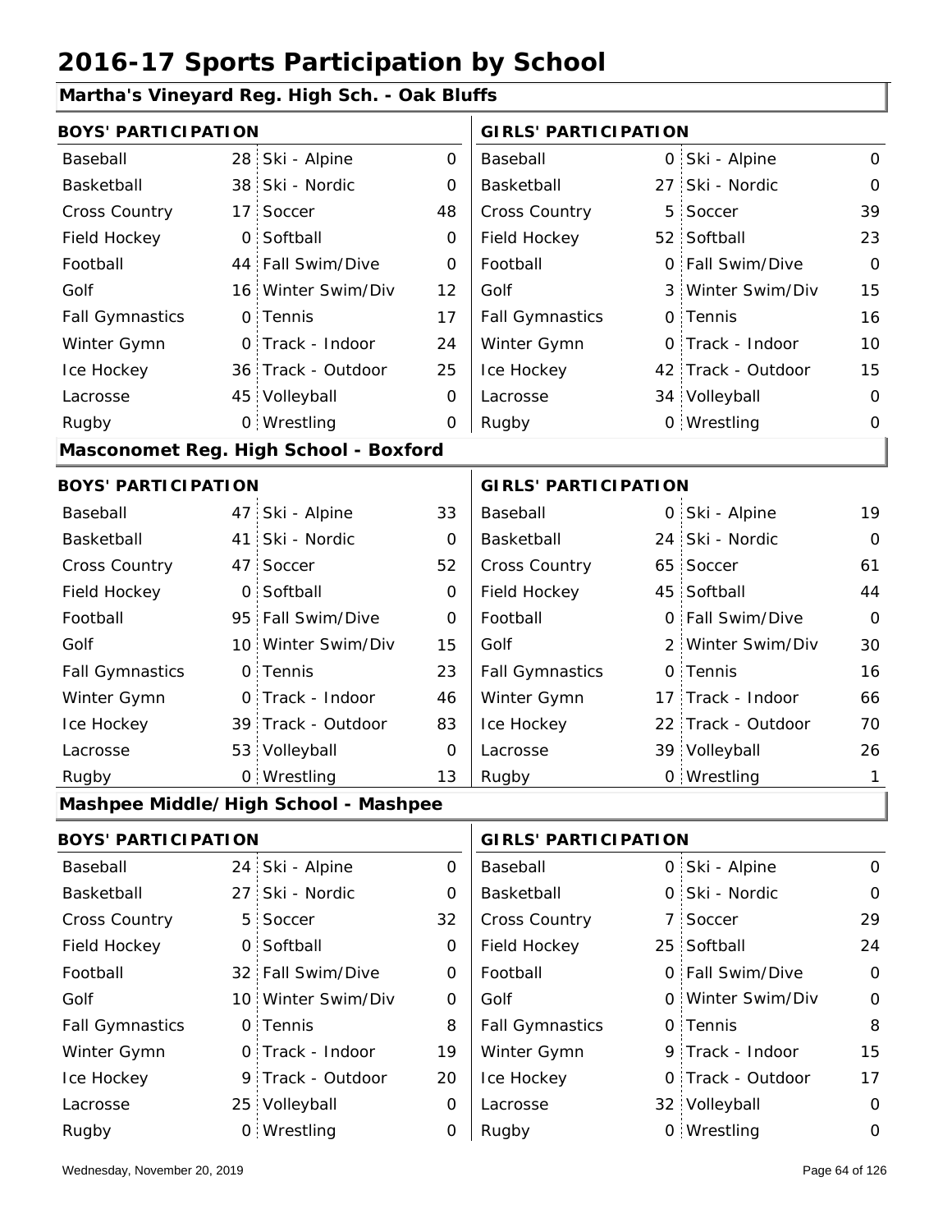# 2016-17 Sports Participation by School

## Martha's Vineyard Reg. High Sch. - Oak Bluffs

| BOYS' PARTICIPATION | | | | GIRLS' PARTICIPATION | | | |
|---|---|---|---|---|---|---|---|
| Baseball | 28 | Ski - Alpine | 0 | Baseball | 0 | Ski - Alpine | 0 |
| Basketball | 38 | Ski - Nordic | 0 | Basketball | 27 | Ski - Nordic | 0 |
| Cross Country | 17 | Soccer | 48 | Cross Country | 5 | Soccer | 39 |
| Field Hockey | 0 | Softball | 0 | Field Hockey | 52 | Softball | 23 |
| Football | 44 | Fall Swim/Dive | 0 | Football | 0 | Fall Swim/Dive | 0 |
| Golf | 16 | Winter Swim/Div | 12 | Golf | 3 | Winter Swim/Div | 15 |
| Fall Gymnastics | 0 | Tennis | 17 | Fall Gymnastics | 0 | Tennis | 16 |
| Winter Gymn | 0 | Track - Indoor | 24 | Winter Gymn | 0 | Track - Indoor | 10 |
| Ice Hockey | 36 | Track - Outdoor | 25 | Ice Hockey | 42 | Track - Outdoor | 15 |
| Lacrosse | 45 | Volleyball | 0 | Lacrosse | 34 | Volleyball | 0 |
| Rugby | 0 | Wrestling | 0 | Rugby | 0 | Wrestling | 0 |

## Masconomet Reg. High School - Boxford

| BOYS' PARTICIPATION | | | | GIRLS' PARTICIPATION | | | |
|---|---|---|---|---|---|---|---|
| Baseball | 47 | Ski - Alpine | 33 | Baseball | 0 | Ski - Alpine | 19 |
| Basketball | 41 | Ski - Nordic | 0 | Basketball | 24 | Ski - Nordic | 0 |
| Cross Country | 47 | Soccer | 52 | Cross Country | 65 | Soccer | 61 |
| Field Hockey | 0 | Softball | 0 | Field Hockey | 45 | Softball | 44 |
| Football | 95 | Fall Swim/Dive | 0 | Football | 0 | Fall Swim/Dive | 0 |
| Golf | 10 | Winter Swim/Div | 15 | Golf | 2 | Winter Swim/Div | 30 |
| Fall Gymnastics | 0 | Tennis | 23 | Fall Gymnastics | 0 | Tennis | 16 |
| Winter Gymn | 0 | Track - Indoor | 46 | Winter Gymn | 17 | Track - Indoor | 66 |
| Ice Hockey | 39 | Track - Outdoor | 83 | Ice Hockey | 22 | Track - Outdoor | 70 |
| Lacrosse | 53 | Volleyball | 0 | Lacrosse | 39 | Volleyball | 26 |
| Rugby | 0 | Wrestling | 13 | Rugby | 0 | Wrestling | 1 |

## Mashpee Middle/High School - Mashpee

| BOYS' PARTICIPATION | | | | GIRLS' PARTICIPATION | | | |
|---|---|---|---|---|---|---|---|
| Baseball | 24 | Ski - Alpine | 0 | Baseball | 0 | Ski - Alpine | 0 |
| Basketball | 27 | Ski - Nordic | 0 | Basketball | 0 | Ski - Nordic | 0 |
| Cross Country | 5 | Soccer | 32 | Cross Country | 7 | Soccer | 29 |
| Field Hockey | 0 | Softball | 0 | Field Hockey | 25 | Softball | 24 |
| Football | 32 | Fall Swim/Dive | 0 | Football | 0 | Fall Swim/Dive | 0 |
| Golf | 10 | Winter Swim/Div | 0 | Golf | 0 | Winter Swim/Div | 0 |
| Fall Gymnastics | 0 | Tennis | 8 | Fall Gymnastics | 0 | Tennis | 8 |
| Winter Gymn | 0 | Track - Indoor | 19 | Winter Gymn | 9 | Track - Indoor | 15 |
| Ice Hockey | 9 | Track - Outdoor | 20 | Ice Hockey | 0 | Track - Outdoor | 17 |
| Lacrosse | 25 | Volleyball | 0 | Lacrosse | 32 | Volleyball | 0 |
| Rugby | 0 | Wrestling | 0 | Rugby | 0 | Wrestling | 0 |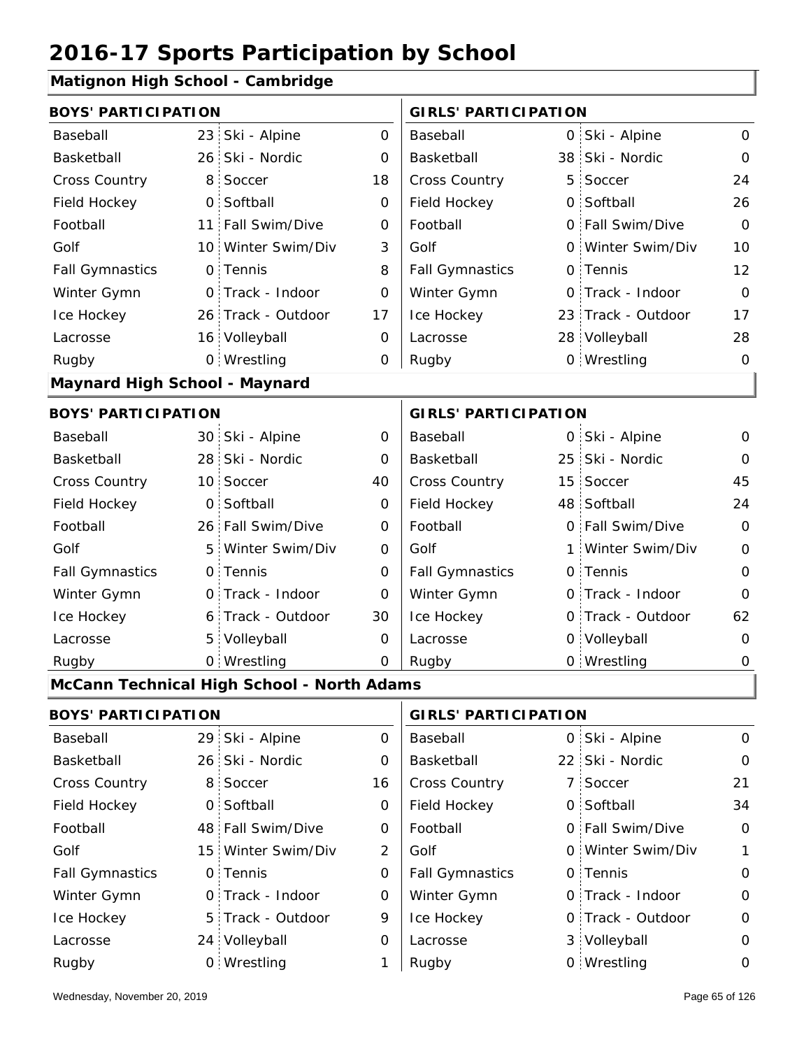# 2016-17 Sports Participation by School

## Matignon High School - Cambridge

| BOYS' PARTICIPATION | | | | GIRLS' PARTICIPATION | | | |
|---|---|---|---|---|---|---|---|
| Baseball | 23 | Ski - Alpine | 0 | Baseball | 0 | Ski - Alpine | 0 |
| Basketball | 26 | Ski - Nordic | 0 | Basketball | 38 | Ski - Nordic | 0 |
| Cross Country | 8 | Soccer | 18 | Cross Country | 5 | Soccer | 24 |
| Field Hockey | 0 | Softball | 0 | Field Hockey | 0 | Softball | 26 |
| Football | 11 | Fall Swim/Dive | 0 | Football | 0 | Fall Swim/Dive | 0 |
| Golf | 10 | Winter Swim/Div | 3 | Golf | 0 | Winter Swim/Div | 10 |
| Fall Gymnastics | 0 | Tennis | 8 | Fall Gymnastics | 0 | Tennis | 12 |
| Winter Gymn | 0 | Track - Indoor | 0 | Winter Gymn | 0 | Track - Indoor | 0 |
| Ice Hockey | 26 | Track - Outdoor | 17 | Ice Hockey | 23 | Track - Outdoor | 17 |
| Lacrosse | 16 | Volleyball | 0 | Lacrosse | 28 | Volleyball | 28 |
| Rugby | 0 | Wrestling | 0 | Rugby | 0 | Wrestling | 0 |

## Maynard High School - Maynard

| BOYS' PARTICIPATION | | | | GIRLS' PARTICIPATION | | | |
|---|---|---|---|---|---|---|---|
| Baseball | 30 | Ski - Alpine | 0 | Baseball | 0 | Ski - Alpine | 0 |
| Basketball | 28 | Ski - Nordic | 0 | Basketball | 25 | Ski - Nordic | 0 |
| Cross Country | 10 | Soccer | 40 | Cross Country | 15 | Soccer | 45 |
| Field Hockey | 0 | Softball | 0 | Field Hockey | 48 | Softball | 24 |
| Football | 26 | Fall Swim/Dive | 0 | Football | 0 | Fall Swim/Dive | 0 |
| Golf | 5 | Winter Swim/Div | 0 | Golf | 1 | Winter Swim/Div | 0 |
| Fall Gymnastics | 0 | Tennis | 0 | Fall Gymnastics | 0 | Tennis | 0 |
| Winter Gymn | 0 | Track - Indoor | 0 | Winter Gymn | 0 | Track - Indoor | 0 |
| Ice Hockey | 6 | Track - Outdoor | 30 | Ice Hockey | 0 | Track - Outdoor | 62 |
| Lacrosse | 5 | Volleyball | 0 | Lacrosse | 0 | Volleyball | 0 |
| Rugby | 0 | Wrestling | 0 | Rugby | 0 | Wrestling | 0 |

## McCann Technical High School - North Adams

| BOYS' PARTICIPATION | | | | GIRLS' PARTICIPATION | | | |
|---|---|---|---|---|---|---|---|
| Baseball | 29 | Ski - Alpine | 0 | Baseball | 0 | Ski - Alpine | 0 |
| Basketball | 26 | Ski - Nordic | 0 | Basketball | 22 | Ski - Nordic | 0 |
| Cross Country | 8 | Soccer | 16 | Cross Country | 7 | Soccer | 21 |
| Field Hockey | 0 | Softball | 0 | Field Hockey | 0 | Softball | 34 |
| Football | 48 | Fall Swim/Dive | 0 | Football | 0 | Fall Swim/Dive | 0 |
| Golf | 15 | Winter Swim/Div | 2 | Golf | 0 | Winter Swim/Div | 1 |
| Fall Gymnastics | 0 | Tennis | 0 | Fall Gymnastics | 0 | Tennis | 0 |
| Winter Gymn | 0 | Track - Indoor | 0 | Winter Gymn | 0 | Track - Indoor | 0 |
| Ice Hockey | 5 | Track - Outdoor | 9 | Ice Hockey | 0 | Track - Outdoor | 0 |
| Lacrosse | 24 | Volleyball | 0 | Lacrosse | 3 | Volleyball | 0 |
| Rugby | 0 | Wrestling | 1 | Rugby | 0 | Wrestling | 0 |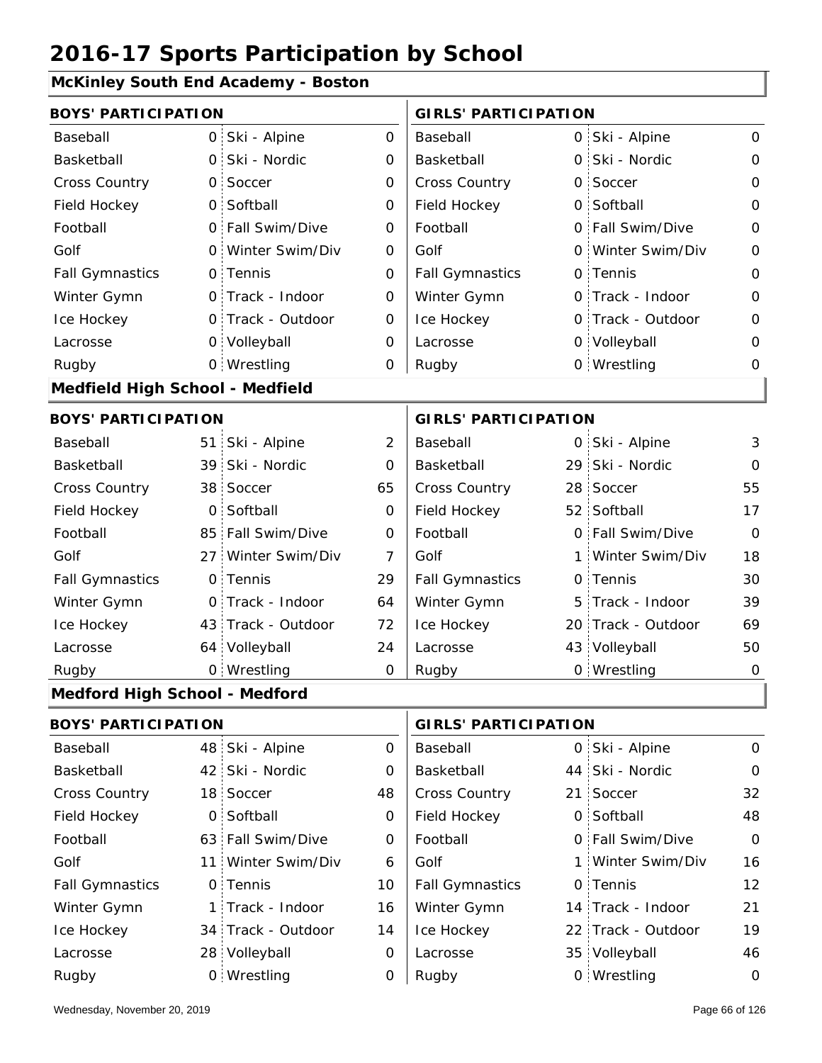# 2016-17 Sports Participation by School

## McKinley South End Academy - Boston

**BOYS' PARTICIPATION**

| Sport | Count | Sport | Count |
|---|---|---|---|
| Baseball | 0 | Ski - Alpine | 0 |
| Basketball | 0 | Ski - Nordic | 0 |
| Cross Country | 0 | Soccer | 0 |
| Field Hockey | 0 | Softball | 0 |
| Football | 0 | Fall Swim/Dive | 0 |
| Golf | 0 | Winter Swim/Div | 0 |
| Fall Gymnastics | 0 | Tennis | 0 |
| Winter Gymn | 0 | Track - Indoor | 0 |
| Ice Hockey | 0 | Track - Outdoor | 0 |
| Lacrosse | 0 | Volleyball | 0 |
| Rugby | 0 | Wrestling | 0 |

**GIRLS' PARTICIPATION**

| Sport | Count | Sport | Count |
|---|---|---|---|
| Baseball | 0 | Ski - Alpine | 0 |
| Basketball | 0 | Ski - Nordic | 0 |
| Cross Country | 0 | Soccer | 0 |
| Field Hockey | 0 | Softball | 0 |
| Football | 0 | Fall Swim/Dive | 0 |
| Golf | 0 | Winter Swim/Div | 0 |
| Fall Gymnastics | 0 | Tennis | 0 |
| Winter Gymn | 0 | Track - Indoor | 0 |
| Ice Hockey | 0 | Track - Outdoor | 0 |
| Lacrosse | 0 | Volleyball | 0 |
| Rugby | 0 | Wrestling | 0 |

## Medfield High School - Medfield

**BOYS' PARTICIPATION**

| Sport | Count | Sport | Count |
|---|---|---|---|
| Baseball | 51 | Ski - Alpine | 2 |
| Basketball | 39 | Ski - Nordic | 0 |
| Cross Country | 38 | Soccer | 65 |
| Field Hockey | 0 | Softball | 0 |
| Football | 85 | Fall Swim/Dive | 0 |
| Golf | 27 | Winter Swim/Div | 7 |
| Fall Gymnastics | 0 | Tennis | 29 |
| Winter Gymn | 0 | Track - Indoor | 64 |
| Ice Hockey | 43 | Track - Outdoor | 72 |
| Lacrosse | 64 | Volleyball | 24 |
| Rugby | 0 | Wrestling | 0 |

**GIRLS' PARTICIPATION**

| Sport | Count | Sport | Count |
|---|---|---|---|
| Baseball | 0 | Ski - Alpine | 3 |
| Basketball | 29 | Ski - Nordic | 0 |
| Cross Country | 28 | Soccer | 55 |
| Field Hockey | 52 | Softball | 17 |
| Football | 0 | Fall Swim/Dive | 0 |
| Golf | 1 | Winter Swim/Div | 18 |
| Fall Gymnastics | 0 | Tennis | 30 |
| Winter Gymn | 5 | Track - Indoor | 39 |
| Ice Hockey | 20 | Track - Outdoor | 69 |
| Lacrosse | 43 | Volleyball | 50 |
| Rugby | 0 | Wrestling | 0 |

## Medford High School - Medford

**BOYS' PARTICIPATION**

| Sport | Count | Sport | Count |
|---|---|---|---|
| Baseball | 48 | Ski - Alpine | 0 |
| Basketball | 42 | Ski - Nordic | 0 |
| Cross Country | 18 | Soccer | 48 |
| Field Hockey | 0 | Softball | 0 |
| Football | 63 | Fall Swim/Dive | 0 |
| Golf | 11 | Winter Swim/Div | 6 |
| Fall Gymnastics | 0 | Tennis | 10 |
| Winter Gymn | 1 | Track - Indoor | 16 |
| Ice Hockey | 34 | Track - Outdoor | 14 |
| Lacrosse | 28 | Volleyball | 0 |
| Rugby | 0 | Wrestling | 0 |

**GIRLS' PARTICIPATION**

| Sport | Count | Sport | Count |
|---|---|---|---|
| Baseball | 0 | Ski - Alpine | 0 |
| Basketball | 44 | Ski - Nordic | 0 |
| Cross Country | 21 | Soccer | 32 |
| Field Hockey | 0 | Softball | 48 |
| Football | 0 | Fall Swim/Dive | 0 |
| Golf | 1 | Winter Swim/Div | 16 |
| Fall Gymnastics | 0 | Tennis | 12 |
| Winter Gymn | 14 | Track - Indoor | 21 |
| Ice Hockey | 22 | Track - Outdoor | 19 |
| Lacrosse | 35 | Volleyball | 46 |
| Rugby | 0 | Wrestling | 0 |

Wednesday, November 20, 2019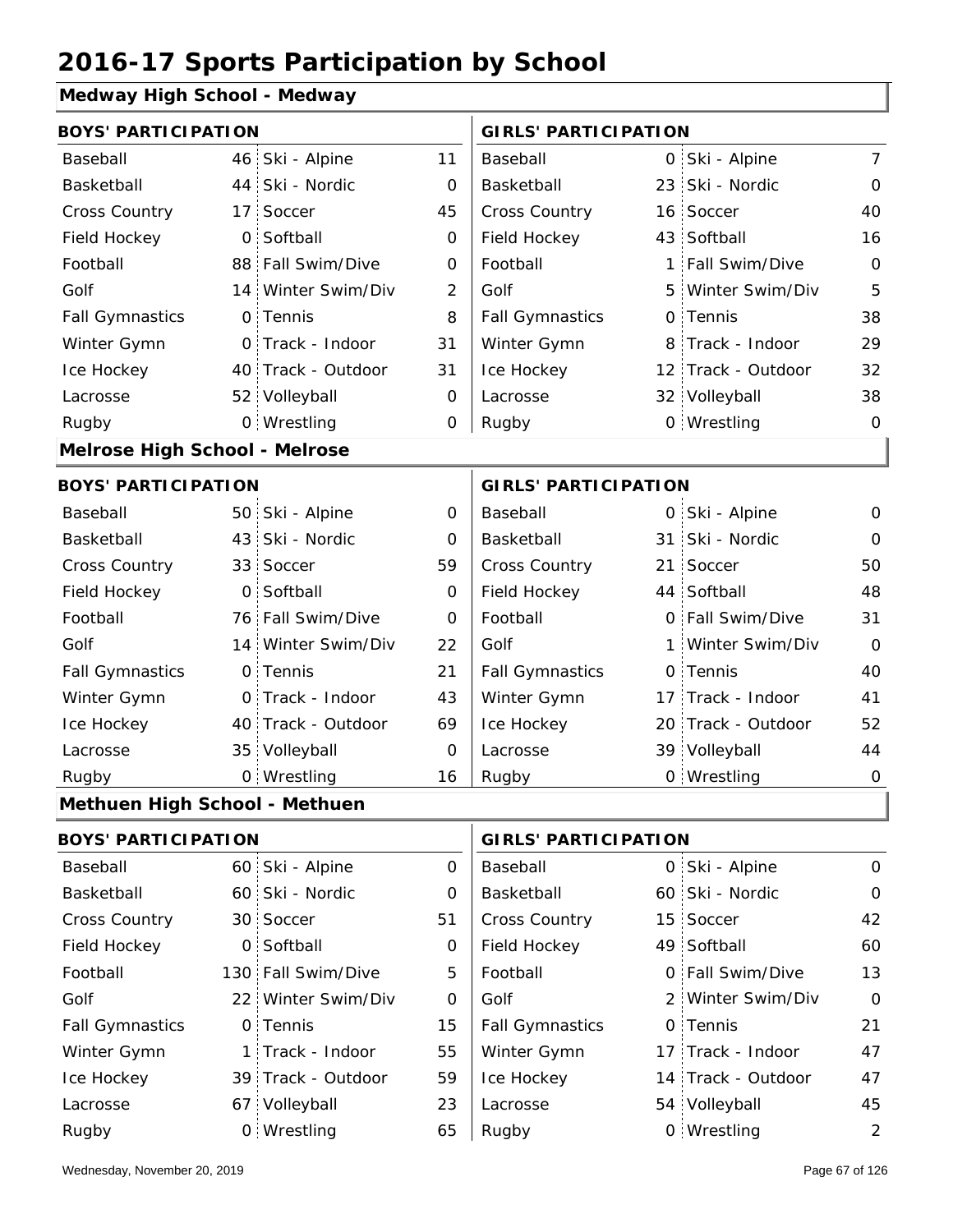# 2016-17 Sports Participation by School

## Medway High School - Medway

| BOYS' PARTICIPATION | | | | GIRLS' PARTICIPATION | | | |
|---|---|---|---|---|---|---|---|
| Baseball | 46 | Ski - Alpine | 11 | Baseball | 0 | Ski - Alpine | 7 |
| Basketball | 44 | Ski - Nordic | 0 | Basketball | 23 | Ski - Nordic | 0 |
| Cross Country | 17 | Soccer | 45 | Cross Country | 16 | Soccer | 40 |
| Field Hockey | 0 | Softball | 0 | Field Hockey | 43 | Softball | 16 |
| Football | 88 | Fall Swim/Dive | 0 | Football | 1 | Fall Swim/Dive | 0 |
| Golf | 14 | Winter Swim/Div | 2 | Golf | 5 | Winter Swim/Div | 5 |
| Fall Gymnastics | 0 | Tennis | 8 | Fall Gymnastics | 0 | Tennis | 38 |
| Winter Gymn | 0 | Track - Indoor | 31 | Winter Gymn | 8 | Track - Indoor | 29 |
| Ice Hockey | 40 | Track - Outdoor | 31 | Ice Hockey | 12 | Track - Outdoor | 32 |
| Lacrosse | 52 | Volleyball | 0 | Lacrosse | 32 | Volleyball | 38 |
| Rugby | 0 | Wrestling | 0 | Rugby | 0 | Wrestling | 0 |

## Melrose High School - Melrose

| BOYS' PARTICIPATION | | | | GIRLS' PARTICIPATION | | | |
|---|---|---|---|---|---|---|---|
| Baseball | 50 | Ski - Alpine | 0 | Baseball | 0 | Ski - Alpine | 0 |
| Basketball | 43 | Ski - Nordic | 0 | Basketball | 31 | Ski - Nordic | 0 |
| Cross Country | 33 | Soccer | 59 | Cross Country | 21 | Soccer | 50 |
| Field Hockey | 0 | Softball | 0 | Field Hockey | 44 | Softball | 48 |
| Football | 76 | Fall Swim/Dive | 0 | Football | 0 | Fall Swim/Dive | 31 |
| Golf | 14 | Winter Swim/Div | 22 | Golf | 1 | Winter Swim/Div | 0 |
| Fall Gymnastics | 0 | Tennis | 21 | Fall Gymnastics | 0 | Tennis | 40 |
| Winter Gymn | 0 | Track - Indoor | 43 | Winter Gymn | 17 | Track - Indoor | 41 |
| Ice Hockey | 40 | Track - Outdoor | 69 | Ice Hockey | 20 | Track - Outdoor | 52 |
| Lacrosse | 35 | Volleyball | 0 | Lacrosse | 39 | Volleyball | 44 |
| Rugby | 0 | Wrestling | 16 | Rugby | 0 | Wrestling | 0 |

## Methuen High School - Methuen

| BOYS' PARTICIPATION | | | | GIRLS' PARTICIPATION | | | |
|---|---|---|---|---|---|---|---|
| Baseball | 60 | Ski - Alpine | 0 | Baseball | 0 | Ski - Alpine | 0 |
| Basketball | 60 | Ski - Nordic | 0 | Basketball | 60 | Ski - Nordic | 0 |
| Cross Country | 30 | Soccer | 51 | Cross Country | 15 | Soccer | 42 |
| Field Hockey | 0 | Softball | 0 | Field Hockey | 49 | Softball | 60 |
| Football | 130 | Fall Swim/Dive | 5 | Football | 0 | Fall Swim/Dive | 13 |
| Golf | 22 | Winter Swim/Div | 0 | Golf | 2 | Winter Swim/Div | 0 |
| Fall Gymnastics | 0 | Tennis | 15 | Fall Gymnastics | 0 | Tennis | 21 |
| Winter Gymn | 1 | Track - Indoor | 55 | Winter Gymn | 17 | Track - Indoor | 47 |
| Ice Hockey | 39 | Track - Outdoor | 59 | Ice Hockey | 14 | Track - Outdoor | 47 |
| Lacrosse | 67 | Volleyball | 23 | Lacrosse | 54 | Volleyball | 45 |
| Rugby | 0 | Wrestling | 65 | Rugby | 0 | Wrestling | 2 |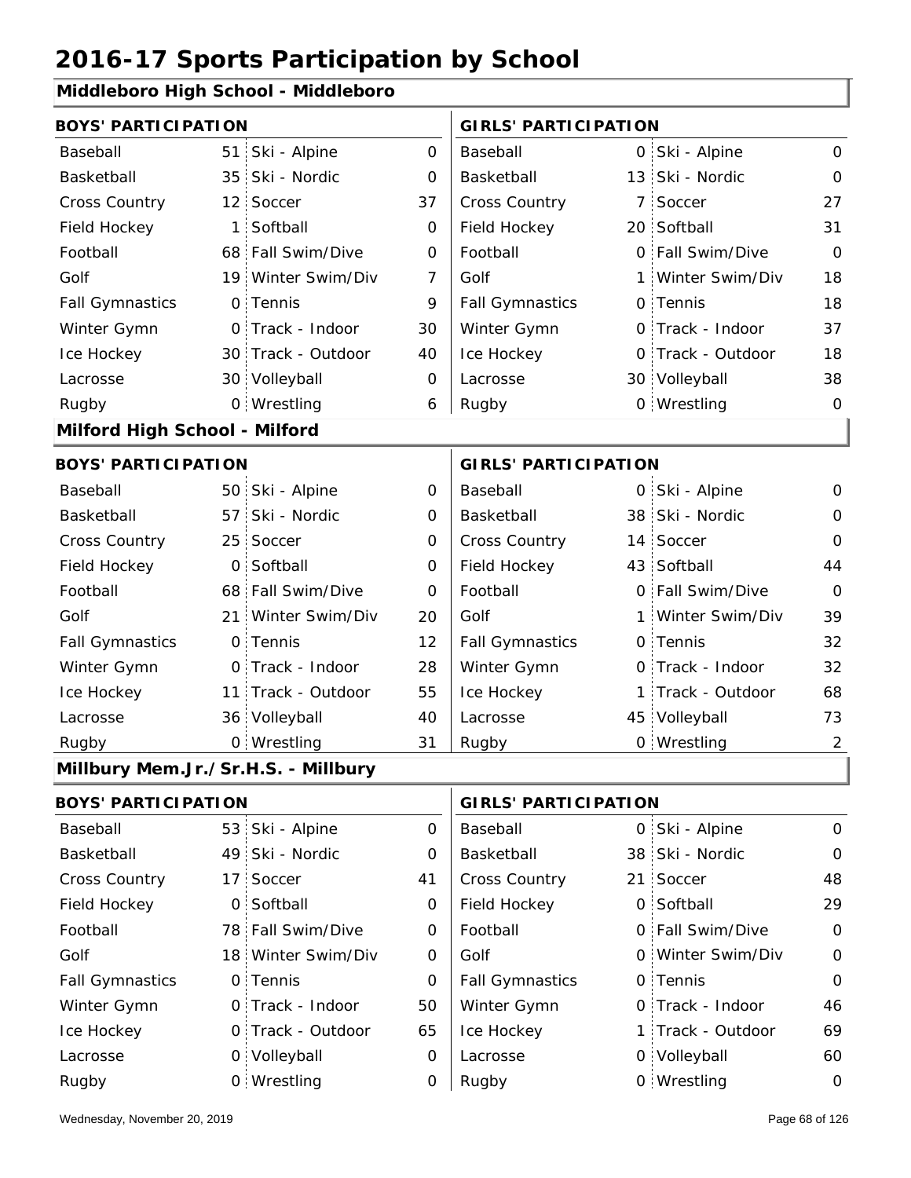# 2016-17 Sports Participation by School

## Middleboro High School - Middleboro

| BOYS' PARTICIPATION | | | | GIRLS' PARTICIPATION | | | |
|---|---|---|---|---|---|---|---|
| Baseball | 51 | Ski - Alpine | 0 | Baseball | 0 | Ski - Alpine | 0 |
| Basketball | 35 | Ski - Nordic | 0 | Basketball | 13 | Ski - Nordic | 0 |
| Cross Country | 12 | Soccer | 37 | Cross Country | 7 | Soccer | 27 |
| Field Hockey | 1 | Softball | 0 | Field Hockey | 20 | Softball | 31 |
| Football | 68 | Fall Swim/Dive | 0 | Football | 0 | Fall Swim/Dive | 0 |
| Golf | 19 | Winter Swim/Div | 7 | Golf | 1 | Winter Swim/Div | 18 |
| Fall Gymnastics | 0 | Tennis | 9 | Fall Gymnastics | 0 | Tennis | 18 |
| Winter Gymn | 0 | Track - Indoor | 30 | Winter Gymn | 0 | Track - Indoor | 37 |
| Ice Hockey | 30 | Track - Outdoor | 40 | Ice Hockey | 0 | Track - Outdoor | 18 |
| Lacrosse | 30 | Volleyball | 0 | Lacrosse | 30 | Volleyball | 38 |
| Rugby | 0 | Wrestling | 6 | Rugby | 0 | Wrestling | 0 |

## Milford High School - Milford

| BOYS' PARTICIPATION | | | | GIRLS' PARTICIPATION | | | |
|---|---|---|---|---|---|---|---|
| Baseball | 50 | Ski - Alpine | 0 | Baseball | 0 | Ski - Alpine | 0 |
| Basketball | 57 | Ski - Nordic | 0 | Basketball | 38 | Ski - Nordic | 0 |
| Cross Country | 25 | Soccer | 0 | Cross Country | 14 | Soccer | 0 |
| Field Hockey | 0 | Softball | 0 | Field Hockey | 43 | Softball | 44 |
| Football | 68 | Fall Swim/Dive | 0 | Football | 0 | Fall Swim/Dive | 0 |
| Golf | 21 | Winter Swim/Div | 20 | Golf | 1 | Winter Swim/Div | 39 |
| Fall Gymnastics | 0 | Tennis | 12 | Fall Gymnastics | 0 | Tennis | 32 |
| Winter Gymn | 0 | Track - Indoor | 28 | Winter Gymn | 0 | Track - Indoor | 32 |
| Ice Hockey | 11 | Track - Outdoor | 55 | Ice Hockey | 1 | Track - Outdoor | 68 |
| Lacrosse | 36 | Volleyball | 40 | Lacrosse | 45 | Volleyball | 73 |
| Rugby | 0 | Wrestling | 31 | Rugby | 0 | Wrestling | 2 |

## Millbury Mem.Jr./Sr.H.S. - Millbury

| BOYS' PARTICIPATION | | | | GIRLS' PARTICIPATION | | | |
|---|---|---|---|---|---|---|---|
| Baseball | 53 | Ski - Alpine | 0 | Baseball | 0 | Ski - Alpine | 0 |
| Basketball | 49 | Ski - Nordic | 0 | Basketball | 38 | Ski - Nordic | 0 |
| Cross Country | 17 | Soccer | 41 | Cross Country | 21 | Soccer | 48 |
| Field Hockey | 0 | Softball | 0 | Field Hockey | 0 | Softball | 29 |
| Football | 78 | Fall Swim/Dive | 0 | Football | 0 | Fall Swim/Dive | 0 |
| Golf | 18 | Winter Swim/Div | 0 | Golf | 0 | Winter Swim/Div | 0 |
| Fall Gymnastics | 0 | Tennis | 0 | Fall Gymnastics | 0 | Tennis | 0 |
| Winter Gymn | 0 | Track - Indoor | 50 | Winter Gymn | 0 | Track - Indoor | 46 |
| Ice Hockey | 0 | Track - Outdoor | 65 | Ice Hockey | 1 | Track - Outdoor | 69 |
| Lacrosse | 0 | Volleyball | 0 | Lacrosse | 0 | Volleyball | 60 |
| Rugby | 0 | Wrestling | 0 | Rugby | 0 | Wrestling | 0 |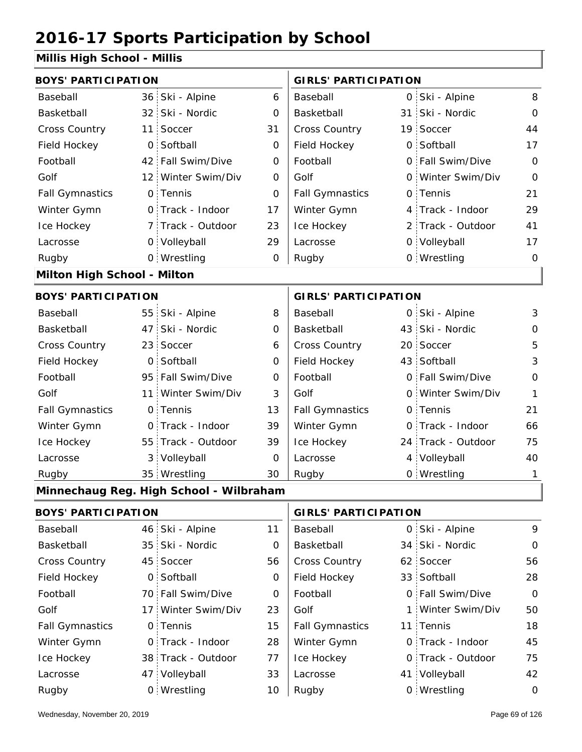# 2016-17 Sports Participation by School

## Millis High School - Millis

| BOYS' PARTICIPATION | | | | GIRLS' PARTICIPATION | | | |
|---|---|---|---|---|---|---|---|
| Baseball | 36 | Ski - Alpine | 6 | Baseball | 0 | Ski - Alpine | 8 |
| Basketball | 32 | Ski - Nordic | 0 | Basketball | 31 | Ski - Nordic | 0 |
| Cross Country | 11 | Soccer | 31 | Cross Country | 19 | Soccer | 44 |
| Field Hockey | 0 | Softball | 0 | Field Hockey | 0 | Softball | 17 |
| Football | 42 | Fall Swim/Dive | 0 | Football | 0 | Fall Swim/Dive | 0 |
| Golf | 12 | Winter Swim/Div | 0 | Golf | 0 | Winter Swim/Div | 0 |
| Fall Gymnastics | 0 | Tennis | 0 | Fall Gymnastics | 0 | Tennis | 21 |
| Winter Gymn | 0 | Track - Indoor | 17 | Winter Gymn | 4 | Track - Indoor | 29 |
| Ice Hockey | 7 | Track - Outdoor | 23 | Ice Hockey | 2 | Track - Outdoor | 41 |
| Lacrosse | 0 | Volleyball | 29 | Lacrosse | 0 | Volleyball | 17 |
| Rugby | 0 | Wrestling | 0 | Rugby | 0 | Wrestling | 0 |

## Milton High School - Milton

| BOYS' PARTICIPATION | | | | GIRLS' PARTICIPATION | | | |
|---|---|---|---|---|---|---|---|
| Baseball | 55 | Ski - Alpine | 8 | Baseball | 0 | Ski - Alpine | 3 |
| Basketball | 47 | Ski - Nordic | 0 | Basketball | 43 | Ski - Nordic | 0 |
| Cross Country | 23 | Soccer | 6 | Cross Country | 20 | Soccer | 5 |
| Field Hockey | 0 | Softball | 0 | Field Hockey | 43 | Softball | 3 |
| Football | 95 | Fall Swim/Dive | 0 | Football | 0 | Fall Swim/Dive | 0 |
| Golf | 11 | Winter Swim/Div | 3 | Golf | 0 | Winter Swim/Div | 1 |
| Fall Gymnastics | 0 | Tennis | 13 | Fall Gymnastics | 0 | Tennis | 21 |
| Winter Gymn | 0 | Track - Indoor | 39 | Winter Gymn | 0 | Track - Indoor | 66 |
| Ice Hockey | 55 | Track - Outdoor | 39 | Ice Hockey | 24 | Track - Outdoor | 75 |
| Lacrosse | 3 | Volleyball | 0 | Lacrosse | 4 | Volleyball | 40 |
| Rugby | 35 | Wrestling | 30 | Rugby | 0 | Wrestling | 1 |

## Minnechaug Reg. High School - Wilbraham

| BOYS' PARTICIPATION | | | | GIRLS' PARTICIPATION | | | |
|---|---|---|---|---|---|---|---|
| Baseball | 46 | Ski - Alpine | 11 | Baseball | 0 | Ski - Alpine | 9 |
| Basketball | 35 | Ski - Nordic | 0 | Basketball | 34 | Ski - Nordic | 0 |
| Cross Country | 45 | Soccer | 56 | Cross Country | 62 | Soccer | 56 |
| Field Hockey | 0 | Softball | 0 | Field Hockey | 33 | Softball | 28 |
| Football | 70 | Fall Swim/Dive | 0 | Football | 0 | Fall Swim/Dive | 0 |
| Golf | 17 | Winter Swim/Div | 23 | Golf | 1 | Winter Swim/Div | 50 |
| Fall Gymnastics | 0 | Tennis | 15 | Fall Gymnastics | 11 | Tennis | 18 |
| Winter Gymn | 0 | Track - Indoor | 28 | Winter Gymn | 0 | Track - Indoor | 45 |
| Ice Hockey | 38 | Track - Outdoor | 77 | Ice Hockey | 0 | Track - Outdoor | 75 |
| Lacrosse | 47 | Volleyball | 33 | Lacrosse | 41 | Volleyball | 42 |
| Rugby | 0 | Wrestling | 10 | Rugby | 0 | Wrestling | 0 |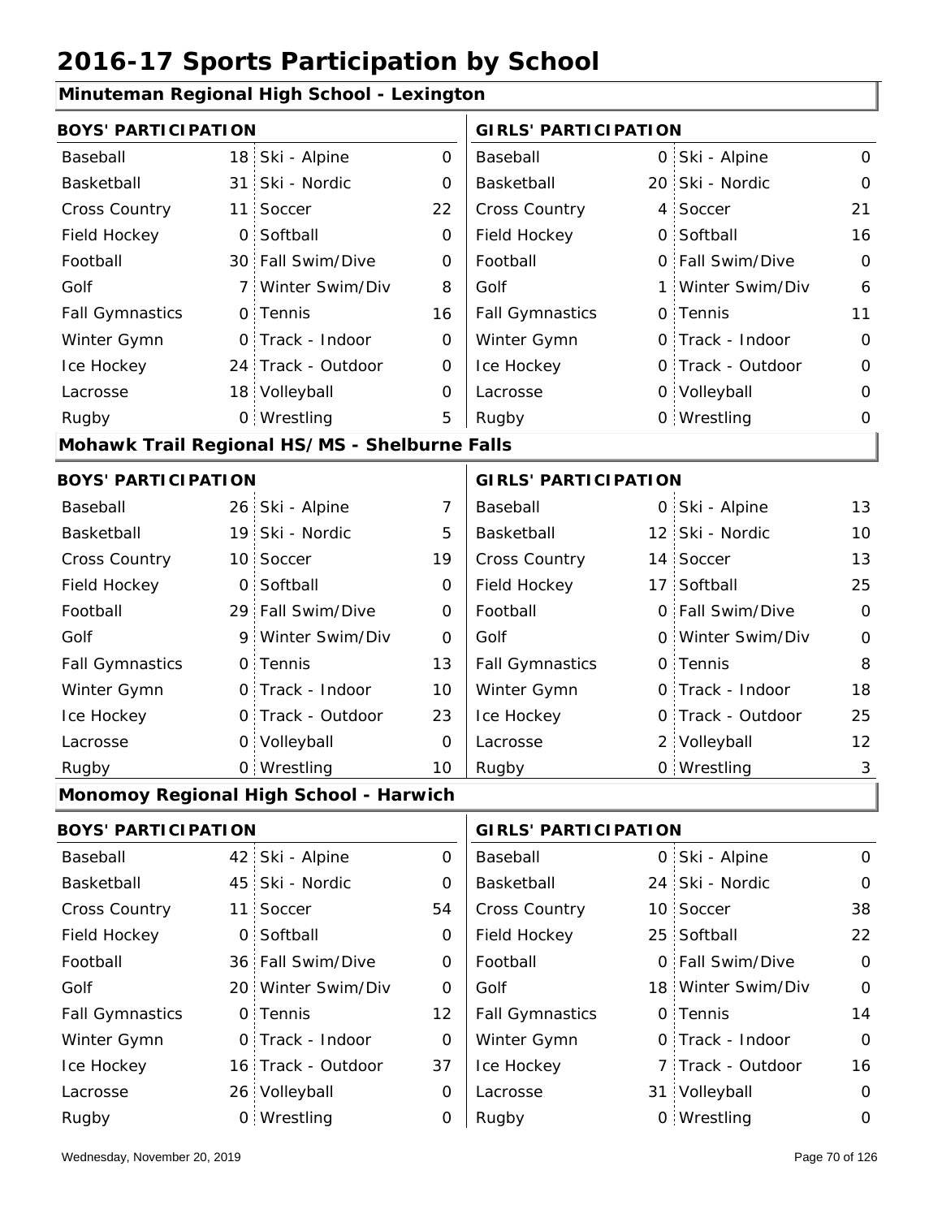# 2016-17 Sports Participation by School

## Minuteman Regional High School - Lexington

| BOYS' PARTICIPATION | | | | GIRLS' PARTICIPATION | | | |
|---|---|---|---|---|---|---|---|
| Baseball | 18 | Ski - Alpine | 0 | Baseball | 0 | Ski - Alpine | 0 |
| Basketball | 31 | Ski - Nordic | 0 | Basketball | 20 | Ski - Nordic | 0 |
| Cross Country | 11 | Soccer | 22 | Cross Country | 4 | Soccer | 21 |
| Field Hockey | 0 | Softball | 0 | Field Hockey | 0 | Softball | 16 |
| Football | 30 | Fall Swim/Dive | 0 | Football | 0 | Fall Swim/Dive | 0 |
| Golf | 7 | Winter Swim/Div | 8 | Golf | 1 | Winter Swim/Div | 6 |
| Fall Gymnastics | 0 | Tennis | 16 | Fall Gymnastics | 0 | Tennis | 11 |
| Winter Gymn | 0 | Track - Indoor | 0 | Winter Gymn | 0 | Track - Indoor | 0 |
| Ice Hockey | 24 | Track - Outdoor | 0 | Ice Hockey | 0 | Track - Outdoor | 0 |
| Lacrosse | 18 | Volleyball | 0 | Lacrosse | 0 | Volleyball | 0 |
| Rugby | 0 | Wrestling | 5 | Rugby | 0 | Wrestling | 0 |

## Mohawk Trail Regional HS/MS - Shelburne Falls

| BOYS' PARTICIPATION | | | | GIRLS' PARTICIPATION | | | |
|---|---|---|---|---|---|---|---|
| Baseball | 26 | Ski - Alpine | 7 | Baseball | 0 | Ski - Alpine | 13 |
| Basketball | 19 | Ski - Nordic | 5 | Basketball | 12 | Ski - Nordic | 10 |
| Cross Country | 10 | Soccer | 19 | Cross Country | 14 | Soccer | 13 |
| Field Hockey | 0 | Softball | 0 | Field Hockey | 17 | Softball | 25 |
| Football | 29 | Fall Swim/Dive | 0 | Football | 0 | Fall Swim/Dive | 0 |
| Golf | 9 | Winter Swim/Div | 0 | Golf | 0 | Winter Swim/Div | 0 |
| Fall Gymnastics | 0 | Tennis | 13 | Fall Gymnastics | 0 | Tennis | 8 |
| Winter Gymn | 0 | Track - Indoor | 10 | Winter Gymn | 0 | Track - Indoor | 18 |
| Ice Hockey | 0 | Track - Outdoor | 23 | Ice Hockey | 0 | Track - Outdoor | 25 |
| Lacrosse | 0 | Volleyball | 0 | Lacrosse | 2 | Volleyball | 12 |
| Rugby | 0 | Wrestling | 10 | Rugby | 0 | Wrestling | 3 |

## Monomoy Regional High School - Harwich

| BOYS' PARTICIPATION | | | | GIRLS' PARTICIPATION | | | |
|---|---|---|---|---|---|---|---|
| Baseball | 42 | Ski - Alpine | 0 | Baseball | 0 | Ski - Alpine | 0 |
| Basketball | 45 | Ski - Nordic | 0 | Basketball | 24 | Ski - Nordic | 0 |
| Cross Country | 11 | Soccer | 54 | Cross Country | 10 | Soccer | 38 |
| Field Hockey | 0 | Softball | 0 | Field Hockey | 25 | Softball | 22 |
| Football | 36 | Fall Swim/Dive | 0 | Football | 0 | Fall Swim/Dive | 0 |
| Golf | 20 | Winter Swim/Div | 0 | Golf | 18 | Winter Swim/Div | 0 |
| Fall Gymnastics | 0 | Tennis | 12 | Fall Gymnastics | 0 | Tennis | 14 |
| Winter Gymn | 0 | Track - Indoor | 0 | Winter Gymn | 0 | Track - Indoor | 0 |
| Ice Hockey | 16 | Track - Outdoor | 37 | Ice Hockey | 7 | Track - Outdoor | 16 |
| Lacrosse | 26 | Volleyball | 0 | Lacrosse | 31 | Volleyball | 0 |
| Rugby | 0 | Wrestling | 0 | Rugby | 0 | Wrestling | 0 |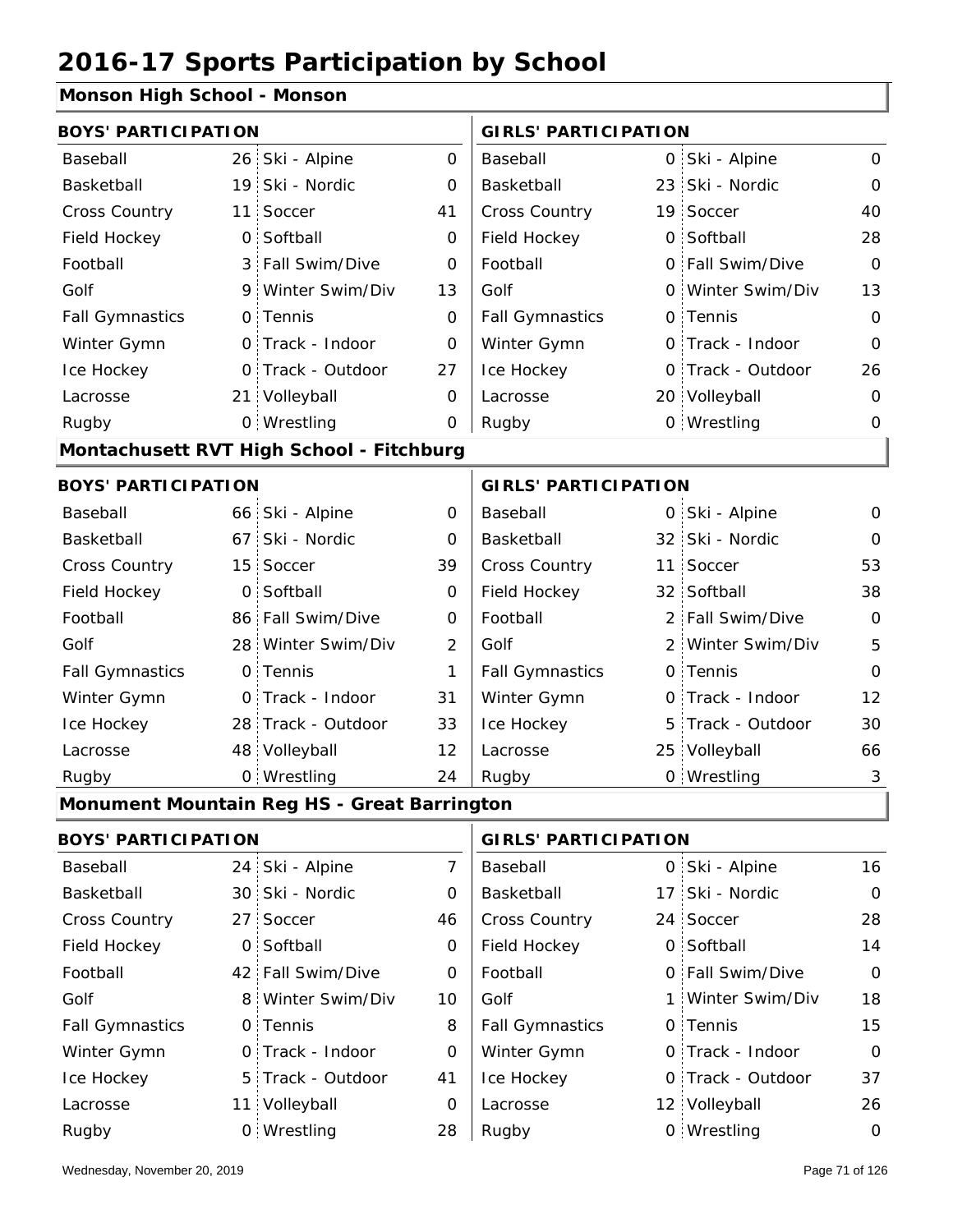# 2016-17 Sports Participation by School

## Monson High School - Monson

| BOYS' PARTICIPATION | | | | GIRLS' PARTICIPATION | | | |
|---|---|---|---|---|---|---|---|
| Baseball | 26 | Ski - Alpine | 0 | Baseball | 0 | Ski - Alpine | 0 |
| Basketball | 19 | Ski - Nordic | 0 | Basketball | 23 | Ski - Nordic | 0 |
| Cross Country | 11 | Soccer | 41 | Cross Country | 19 | Soccer | 40 |
| Field Hockey | 0 | Softball | 0 | Field Hockey | 0 | Softball | 28 |
| Football | 3 | Fall Swim/Dive | 0 | Football | 0 | Fall Swim/Dive | 0 |
| Golf | 9 | Winter Swim/Div | 13 | Golf | 0 | Winter Swim/Div | 13 |
| Fall Gymnastics | 0 | Tennis | 0 | Fall Gymnastics | 0 | Tennis | 0 |
| Winter Gymn | 0 | Track - Indoor | 0 | Winter Gymn | 0 | Track - Indoor | 0 |
| Ice Hockey | 0 | Track - Outdoor | 27 | Ice Hockey | 0 | Track - Outdoor | 26 |
| Lacrosse | 21 | Volleyball | 0 | Lacrosse | 20 | Volleyball | 0 |
| Rugby | 0 | Wrestling | 0 | Rugby | 0 | Wrestling | 0 |

## Montachusett RVT High School - Fitchburg

| BOYS' PARTICIPATION | | | | GIRLS' PARTICIPATION | | | |
|---|---|---|---|---|---|---|---|
| Baseball | 66 | Ski - Alpine | 0 | Baseball | 0 | Ski - Alpine | 0 |
| Basketball | 67 | Ski - Nordic | 0 | Basketball | 32 | Ski - Nordic | 0 |
| Cross Country | 15 | Soccer | 39 | Cross Country | 11 | Soccer | 53 |
| Field Hockey | 0 | Softball | 0 | Field Hockey | 32 | Softball | 38 |
| Football | 86 | Fall Swim/Dive | 0 | Football | 2 | Fall Swim/Dive | 0 |
| Golf | 28 | Winter Swim/Div | 2 | Golf | 2 | Winter Swim/Div | 5 |
| Fall Gymnastics | 0 | Tennis | 1 | Fall Gymnastics | 0 | Tennis | 0 |
| Winter Gymn | 0 | Track - Indoor | 31 | Winter Gymn | 0 | Track - Indoor | 12 |
| Ice Hockey | 28 | Track - Outdoor | 33 | Ice Hockey | 5 | Track - Outdoor | 30 |
| Lacrosse | 48 | Volleyball | 12 | Lacrosse | 25 | Volleyball | 66 |
| Rugby | 0 | Wrestling | 24 | Rugby | 0 | Wrestling | 3 |

## Monument Mountain Reg HS - Great Barrington

| BOYS' PARTICIPATION | | | | GIRLS' PARTICIPATION | | | |
|---|---|---|---|---|---|---|---|
| Baseball | 24 | Ski - Alpine | 7 | Baseball | 0 | Ski - Alpine | 16 |
| Basketball | 30 | Ski - Nordic | 0 | Basketball | 17 | Ski - Nordic | 0 |
| Cross Country | 27 | Soccer | 46 | Cross Country | 24 | Soccer | 28 |
| Field Hockey | 0 | Softball | 0 | Field Hockey | 0 | Softball | 14 |
| Football | 42 | Fall Swim/Dive | 0 | Football | 0 | Fall Swim/Dive | 0 |
| Golf | 8 | Winter Swim/Div | 10 | Golf | 1 | Winter Swim/Div | 18 |
| Fall Gymnastics | 0 | Tennis | 8 | Fall Gymnastics | 0 | Tennis | 15 |
| Winter Gymn | 0 | Track - Indoor | 0 | Winter Gymn | 0 | Track - Indoor | 0 |
| Ice Hockey | 5 | Track - Outdoor | 41 | Ice Hockey | 0 | Track - Outdoor | 37 |
| Lacrosse | 11 | Volleyball | 0 | Lacrosse | 12 | Volleyball | 26 |
| Rugby | 0 | Wrestling | 28 | Rugby | 0 | Wrestling | 0 |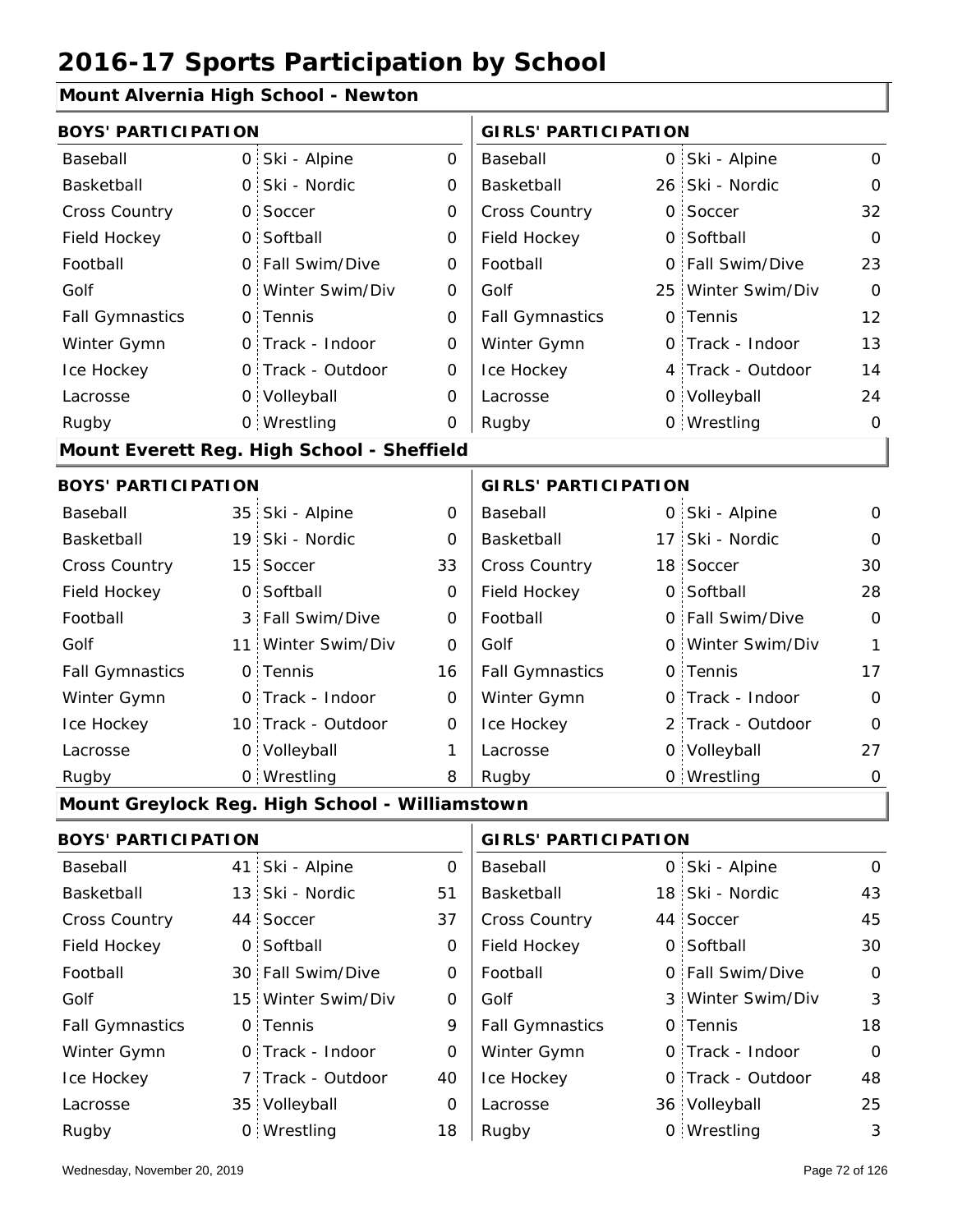# 2016-17 Sports Participation by School

## Mount Alvernia High School - Newton

| BOYS' PARTICIPATION | | | | GIRLS' PARTICIPATION | | | |
|---|---|---|---|---|---|---|---|
| Baseball | 0 | Ski - Alpine | 0 | Baseball | 0 | Ski - Alpine | 0 |
| Basketball | 0 | Ski - Nordic | 0 | Basketball | 26 | Ski - Nordic | 0 |
| Cross Country | 0 | Soccer | 0 | Cross Country | 0 | Soccer | 32 |
| Field Hockey | 0 | Softball | 0 | Field Hockey | 0 | Softball | 0 |
| Football | 0 | Fall Swim/Dive | 0 | Football | 0 | Fall Swim/Dive | 23 |
| Golf | 0 | Winter Swim/Div | 0 | Golf | 25 | Winter Swim/Div | 0 |
| Fall Gymnastics | 0 | Tennis | 0 | Fall Gymnastics | 0 | Tennis | 12 |
| Winter Gymn | 0 | Track - Indoor | 0 | Winter Gymn | 0 | Track - Indoor | 13 |
| Ice Hockey | 0 | Track - Outdoor | 0 | Ice Hockey | 4 | Track - Outdoor | 14 |
| Lacrosse | 0 | Volleyball | 0 | Lacrosse | 0 | Volleyball | 24 |
| Rugby | 0 | Wrestling | 0 | Rugby | 0 | Wrestling | 0 |

## Mount Everett Reg. High School - Sheffield

| BOYS' PARTICIPATION | | | | GIRLS' PARTICIPATION | | | |
|---|---|---|---|---|---|---|---|
| Baseball | 35 | Ski - Alpine | 0 | Baseball | 0 | Ski - Alpine | 0 |
| Basketball | 19 | Ski - Nordic | 0 | Basketball | 17 | Ski - Nordic | 0 |
| Cross Country | 15 | Soccer | 33 | Cross Country | 18 | Soccer | 30 |
| Field Hockey | 0 | Softball | 0 | Field Hockey | 0 | Softball | 28 |
| Football | 3 | Fall Swim/Dive | 0 | Football | 0 | Fall Swim/Dive | 0 |
| Golf | 11 | Winter Swim/Div | 0 | Golf | 0 | Winter Swim/Div | 1 |
| Fall Gymnastics | 0 | Tennis | 16 | Fall Gymnastics | 0 | Tennis | 17 |
| Winter Gymn | 0 | Track - Indoor | 0 | Winter Gymn | 0 | Track - Indoor | 0 |
| Ice Hockey | 10 | Track - Outdoor | 0 | Ice Hockey | 2 | Track - Outdoor | 0 |
| Lacrosse | 0 | Volleyball | 1 | Lacrosse | 0 | Volleyball | 27 |
| Rugby | 0 | Wrestling | 8 | Rugby | 0 | Wrestling | 0 |

## Mount Greylock Reg. High School - Williamstown

| BOYS' PARTICIPATION | | | | GIRLS' PARTICIPATION | | | |
|---|---|---|---|---|---|---|---|
| Baseball | 41 | Ski - Alpine | 0 | Baseball | 0 | Ski - Alpine | 0 |
| Basketball | 13 | Ski - Nordic | 51 | Basketball | 18 | Ski - Nordic | 43 |
| Cross Country | 44 | Soccer | 37 | Cross Country | 44 | Soccer | 45 |
| Field Hockey | 0 | Softball | 0 | Field Hockey | 0 | Softball | 30 |
| Football | 30 | Fall Swim/Dive | 0 | Football | 0 | Fall Swim/Dive | 0 |
| Golf | 15 | Winter Swim/Div | 0 | Golf | 3 | Winter Swim/Div | 3 |
| Fall Gymnastics | 0 | Tennis | 9 | Fall Gymnastics | 0 | Tennis | 18 |
| Winter Gymn | 0 | Track - Indoor | 0 | Winter Gymn | 0 | Track - Indoor | 0 |
| Ice Hockey | 7 | Track - Outdoor | 40 | Ice Hockey | 0 | Track - Outdoor | 48 |
| Lacrosse | 35 | Volleyball | 0 | Lacrosse | 36 | Volleyball | 25 |
| Rugby | 0 | Wrestling | 18 | Rugby | 0 | Wrestling | 3 |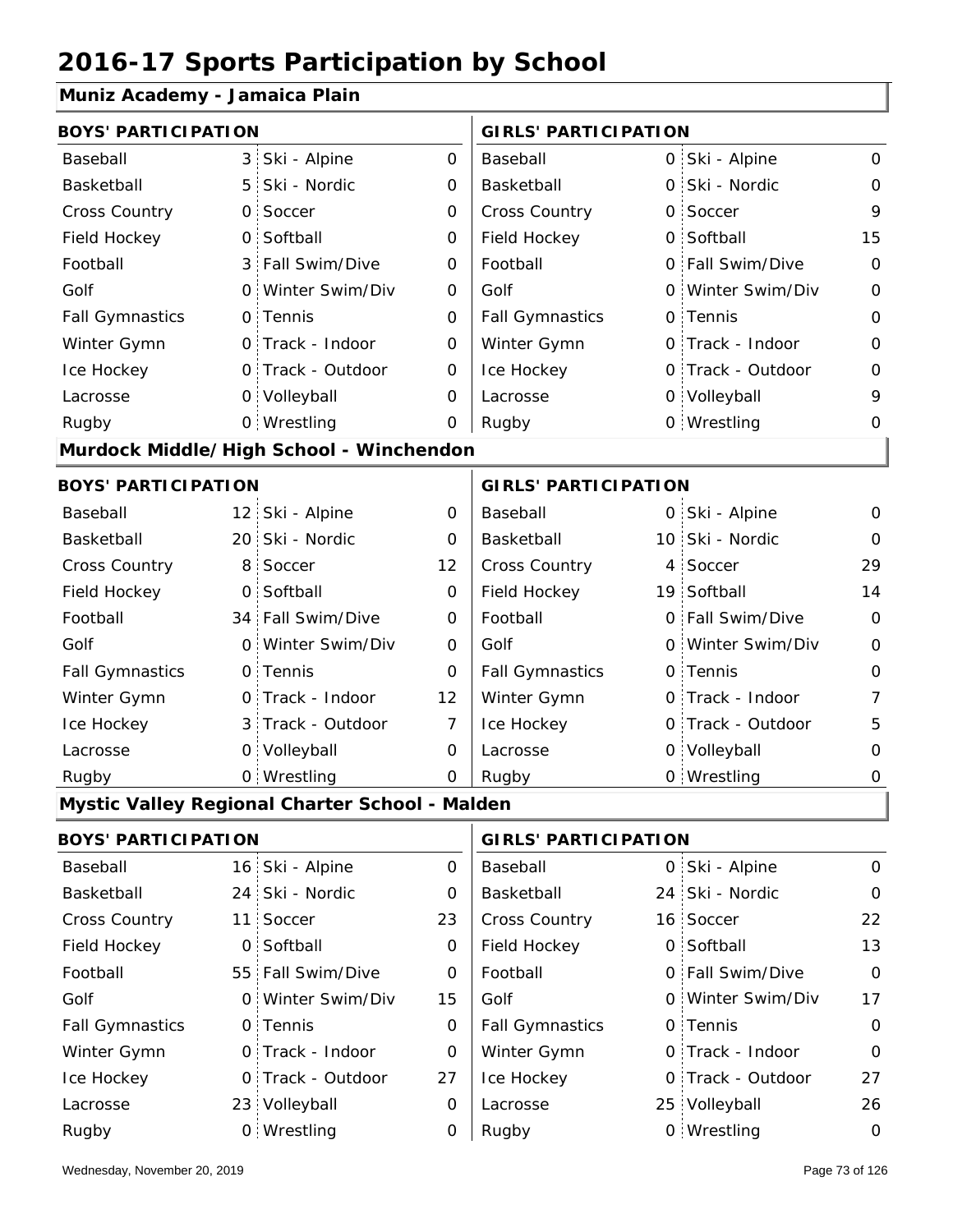# 2016-17 Sports Participation by School

## Muniz Academy - Jamaica Plain

| BOYS' PARTICIPATION | | | | GIRLS' PARTICIPATION | | | |
|---|---|---|---|---|---|---|---|
| Baseball | 3 | Ski - Alpine | 0 | Baseball | 0 | Ski - Alpine | 0 |
| Basketball | 5 | Ski - Nordic | 0 | Basketball | 0 | Ski - Nordic | 0 |
| Cross Country | 0 | Soccer | 0 | Cross Country | 0 | Soccer | 9 |
| Field Hockey | 0 | Softball | 0 | Field Hockey | 0 | Softball | 15 |
| Football | 3 | Fall Swim/Dive | 0 | Football | 0 | Fall Swim/Dive | 0 |
| Golf | 0 | Winter Swim/Div | 0 | Golf | 0 | Winter Swim/Div | 0 |
| Fall Gymnastics | 0 | Tennis | 0 | Fall Gymnastics | 0 | Tennis | 0 |
| Winter Gymn | 0 | Track - Indoor | 0 | Winter Gymn | 0 | Track - Indoor | 0 |
| Ice Hockey | 0 | Track - Outdoor | 0 | Ice Hockey | 0 | Track - Outdoor | 0 |
| Lacrosse | 0 | Volleyball | 0 | Lacrosse | 0 | Volleyball | 9 |
| Rugby | 0 | Wrestling | 0 | Rugby | 0 | Wrestling | 0 |

## Murdock Middle/High School - Winchendon

| BOYS' PARTICIPATION | | | | GIRLS' PARTICIPATION | | | |
|---|---|---|---|---|---|---|---|
| Baseball | 12 | Ski - Alpine | 0 | Baseball | 0 | Ski - Alpine | 0 |
| Basketball | 20 | Ski - Nordic | 0 | Basketball | 10 | Ski - Nordic | 0 |
| Cross Country | 8 | Soccer | 12 | Cross Country | 4 | Soccer | 29 |
| Field Hockey | 0 | Softball | 0 | Field Hockey | 19 | Softball | 14 |
| Football | 34 | Fall Swim/Dive | 0 | Football | 0 | Fall Swim/Dive | 0 |
| Golf | 0 | Winter Swim/Div | 0 | Golf | 0 | Winter Swim/Div | 0 |
| Fall Gymnastics | 0 | Tennis | 0 | Fall Gymnastics | 0 | Tennis | 0 |
| Winter Gymn | 0 | Track - Indoor | 12 | Winter Gymn | 0 | Track - Indoor | 7 |
| Ice Hockey | 3 | Track - Outdoor | 7 | Ice Hockey | 0 | Track - Outdoor | 5 |
| Lacrosse | 0 | Volleyball | 0 | Lacrosse | 0 | Volleyball | 0 |
| Rugby | 0 | Wrestling | 0 | Rugby | 0 | Wrestling | 0 |

## Mystic Valley Regional Charter School - Malden

| BOYS' PARTICIPATION | | | | GIRLS' PARTICIPATION | | | |
|---|---|---|---|---|---|---|---|
| Baseball | 16 | Ski - Alpine | 0 | Baseball | 0 | Ski - Alpine | 0 |
| Basketball | 24 | Ski - Nordic | 0 | Basketball | 24 | Ski - Nordic | 0 |
| Cross Country | 11 | Soccer | 23 | Cross Country | 16 | Soccer | 22 |
| Field Hockey | 0 | Softball | 0 | Field Hockey | 0 | Softball | 13 |
| Football | 55 | Fall Swim/Dive | 0 | Football | 0 | Fall Swim/Dive | 0 |
| Golf | 0 | Winter Swim/Div | 15 | Golf | 0 | Winter Swim/Div | 17 |
| Fall Gymnastics | 0 | Tennis | 0 | Fall Gymnastics | 0 | Tennis | 0 |
| Winter Gymn | 0 | Track - Indoor | 0 | Winter Gymn | 0 | Track - Indoor | 0 |
| Ice Hockey | 0 | Track - Outdoor | 27 | Ice Hockey | 0 | Track - Outdoor | 27 |
| Lacrosse | 23 | Volleyball | 0 | Lacrosse | 25 | Volleyball | 26 |
| Rugby | 0 | Wrestling | 0 | Rugby | 0 | Wrestling | 0 |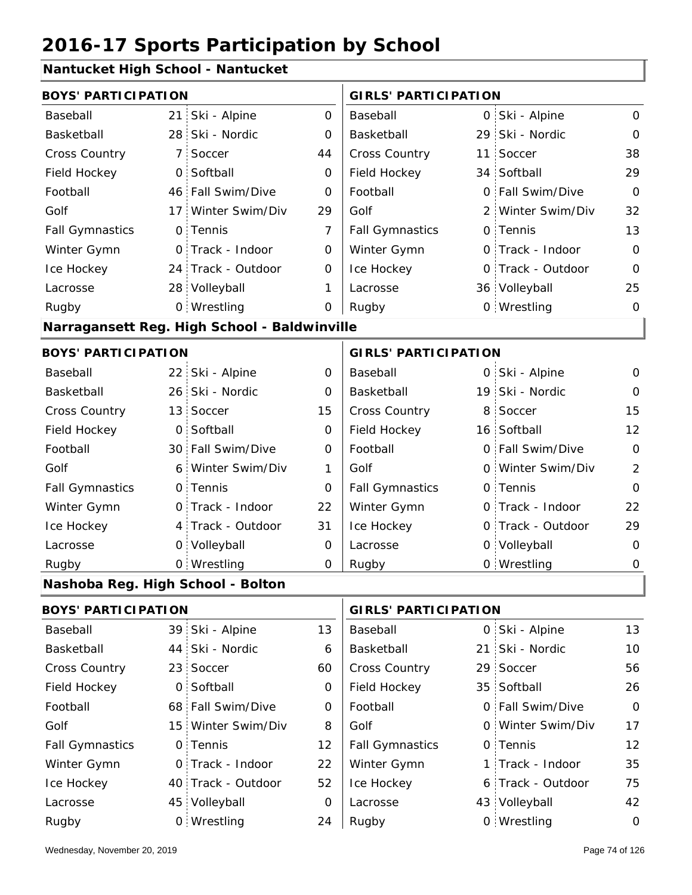# 2016-17 Sports Participation by School

## Nantucket High School - Nantucket

| BOYS' PARTICIPATION | | | | GIRLS' PARTICIPATION | | | |
|---|---|---|---|---|---|---|---|
| Baseball | 21 | Ski - Alpine | 0 | Baseball | 0 | Ski - Alpine | 0 |
| Basketball | 28 | Ski - Nordic | 0 | Basketball | 29 | Ski - Nordic | 0 |
| Cross Country | 7 | Soccer | 44 | Cross Country | 11 | Soccer | 38 |
| Field Hockey | 0 | Softball | 0 | Field Hockey | 34 | Softball | 29 |
| Football | 46 | Fall Swim/Dive | 0 | Football | 0 | Fall Swim/Dive | 0 |
| Golf | 17 | Winter Swim/Div | 29 | Golf | 2 | Winter Swim/Div | 32 |
| Fall Gymnastics | 0 | Tennis | 7 | Fall Gymnastics | 0 | Tennis | 13 |
| Winter Gymn | 0 | Track - Indoor | 0 | Winter Gymn | 0 | Track - Indoor | 0 |
| Ice Hockey | 24 | Track - Outdoor | 0 | Ice Hockey | 0 | Track - Outdoor | 0 |
| Lacrosse | 28 | Volleyball | 1 | Lacrosse | 36 | Volleyball | 25 |
| Rugby | 0 | Wrestling | 0 | Rugby | 0 | Wrestling | 0 |

## Narragansett Reg. High School - Baldwinville

| BOYS' PARTICIPATION | | | | GIRLS' PARTICIPATION | | | |
|---|---|---|---|---|---|---|---|
| Baseball | 22 | Ski - Alpine | 0 | Baseball | 0 | Ski - Alpine | 0 |
| Basketball | 26 | Ski - Nordic | 0 | Basketball | 19 | Ski - Nordic | 0 |
| Cross Country | 13 | Soccer | 15 | Cross Country | 8 | Soccer | 15 |
| Field Hockey | 0 | Softball | 0 | Field Hockey | 16 | Softball | 12 |
| Football | 30 | Fall Swim/Dive | 0 | Football | 0 | Fall Swim/Dive | 0 |
| Golf | 6 | Winter Swim/Div | 1 | Golf | 0 | Winter Swim/Div | 2 |
| Fall Gymnastics | 0 | Tennis | 0 | Fall Gymnastics | 0 | Tennis | 0 |
| Winter Gymn | 0 | Track - Indoor | 22 | Winter Gymn | 0 | Track - Indoor | 22 |
| Ice Hockey | 4 | Track - Outdoor | 31 | Ice Hockey | 0 | Track - Outdoor | 29 |
| Lacrosse | 0 | Volleyball | 0 | Lacrosse | 0 | Volleyball | 0 |
| Rugby | 0 | Wrestling | 0 | Rugby | 0 | Wrestling | 0 |

## Nashoba Reg. High School - Bolton

| BOYS' PARTICIPATION | | | | GIRLS' PARTICIPATION | | | |
|---|---|---|---|---|---|---|---|
| Baseball | 39 | Ski - Alpine | 13 | Baseball | 0 | Ski - Alpine | 13 |
| Basketball | 44 | Ski - Nordic | 6 | Basketball | 21 | Ski - Nordic | 10 |
| Cross Country | 23 | Soccer | 60 | Cross Country | 29 | Soccer | 56 |
| Field Hockey | 0 | Softball | 0 | Field Hockey | 35 | Softball | 26 |
| Football | 68 | Fall Swim/Dive | 0 | Football | 0 | Fall Swim/Dive | 0 |
| Golf | 15 | Winter Swim/Div | 8 | Golf | 0 | Winter Swim/Div | 17 |
| Fall Gymnastics | 0 | Tennis | 12 | Fall Gymnastics | 0 | Tennis | 12 |
| Winter Gymn | 0 | Track - Indoor | 22 | Winter Gymn | 1 | Track - Indoor | 35 |
| Ice Hockey | 40 | Track - Outdoor | 52 | Ice Hockey | 6 | Track - Outdoor | 75 |
| Lacrosse | 45 | Volleyball | 0 | Lacrosse | 43 | Volleyball | 42 |
| Rugby | 0 | Wrestling | 24 | Rugby | 0 | Wrestling | 0 |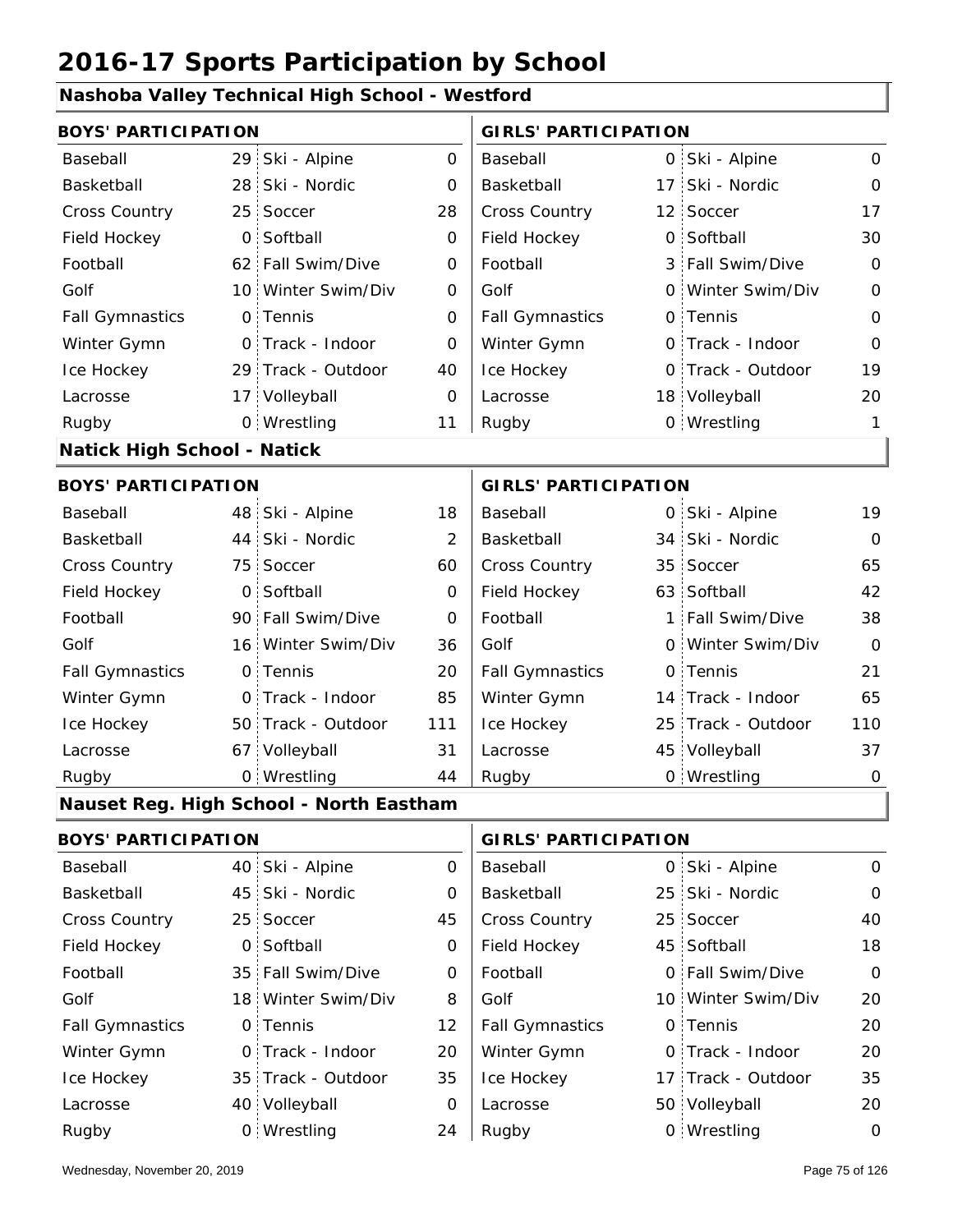# 2016-17 Sports Participation by School

## Nashoba Valley Technical High School - Westford

| BOYS' PARTICIPATION | | | | GIRLS' PARTICIPATION | | | |
|---|---|---|---|---|---|---|---|
| Baseball | 29 | Ski - Alpine | 0 | Baseball | 0 | Ski - Alpine | 0 |
| Basketball | 28 | Ski - Nordic | 0 | Basketball | 17 | Ski - Nordic | 0 |
| Cross Country | 25 | Soccer | 28 | Cross Country | 12 | Soccer | 17 |
| Field Hockey | 0 | Softball | 0 | Field Hockey | 0 | Softball | 30 |
| Football | 62 | Fall Swim/Dive | 0 | Football | 3 | Fall Swim/Dive | 0 |
| Golf | 10 | Winter Swim/Div | 0 | Golf | 0 | Winter Swim/Div | 0 |
| Fall Gymnastics | 0 | Tennis | 0 | Fall Gymnastics | 0 | Tennis | 0 |
| Winter Gymn | 0 | Track - Indoor | 0 | Winter Gymn | 0 | Track - Indoor | 0 |
| Ice Hockey | 29 | Track - Outdoor | 40 | Ice Hockey | 0 | Track - Outdoor | 19 |
| Lacrosse | 17 | Volleyball | 0 | Lacrosse | 18 | Volleyball | 20 |
| Rugby | 0 | Wrestling | 11 | Rugby | 0 | Wrestling | 1 |

## Natick High School - Natick

| BOYS' PARTICIPATION | | | | GIRLS' PARTICIPATION | | | |
|---|---|---|---|---|---|---|---|
| Baseball | 48 | Ski - Alpine | 18 | Baseball | 0 | Ski - Alpine | 19 |
| Basketball | 44 | Ski - Nordic | 2 | Basketball | 34 | Ski - Nordic | 0 |
| Cross Country | 75 | Soccer | 60 | Cross Country | 35 | Soccer | 65 |
| Field Hockey | 0 | Softball | 0 | Field Hockey | 63 | Softball | 42 |
| Football | 90 | Fall Swim/Dive | 0 | Football | 1 | Fall Swim/Dive | 38 |
| Golf | 16 | Winter Swim/Div | 36 | Golf | 0 | Winter Swim/Div | 0 |
| Fall Gymnastics | 0 | Tennis | 20 | Fall Gymnastics | 0 | Tennis | 21 |
| Winter Gymn | 0 | Track - Indoor | 85 | Winter Gymn | 14 | Track - Indoor | 65 |
| Ice Hockey | 50 | Track - Outdoor | 111 | Ice Hockey | 25 | Track - Outdoor | 110 |
| Lacrosse | 67 | Volleyball | 31 | Lacrosse | 45 | Volleyball | 37 |
| Rugby | 0 | Wrestling | 44 | Rugby | 0 | Wrestling | 0 |

## Nauset Reg. High School - North Eastham

| BOYS' PARTICIPATION | | | | GIRLS' PARTICIPATION | | | |
|---|---|---|---|---|---|---|---|
| Baseball | 40 | Ski - Alpine | 0 | Baseball | 0 | Ski - Alpine | 0 |
| Basketball | 45 | Ski - Nordic | 0 | Basketball | 25 | Ski - Nordic | 0 |
| Cross Country | 25 | Soccer | 45 | Cross Country | 25 | Soccer | 40 |
| Field Hockey | 0 | Softball | 0 | Field Hockey | 45 | Softball | 18 |
| Football | 35 | Fall Swim/Dive | 0 | Football | 0 | Fall Swim/Dive | 0 |
| Golf | 18 | Winter Swim/Div | 8 | Golf | 10 | Winter Swim/Div | 20 |
| Fall Gymnastics | 0 | Tennis | 12 | Fall Gymnastics | 0 | Tennis | 20 |
| Winter Gymn | 0 | Track - Indoor | 20 | Winter Gymn | 0 | Track - Indoor | 20 |
| Ice Hockey | 35 | Track - Outdoor | 35 | Ice Hockey | 17 | Track - Outdoor | 35 |
| Lacrosse | 40 | Volleyball | 0 | Lacrosse | 50 | Volleyball | 20 |
| Rugby | 0 | Wrestling | 24 | Rugby | 0 | Wrestling | 0 |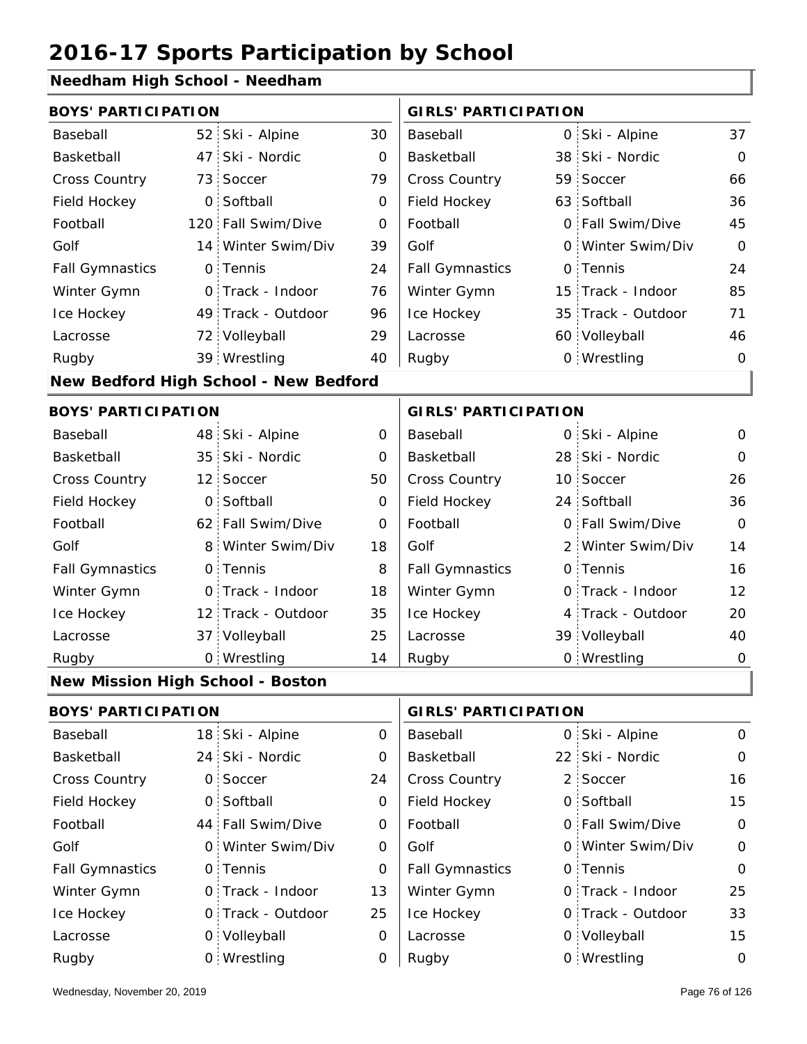# 2016-17 Sports Participation by School

## Needham High School - Needham

| BOYS' PARTICIPATION | | | | GIRLS' PARTICIPATION | | | |
|---|---|---|---|---|---|---|---|
| Baseball | 52 | Ski - Alpine | 30 | Baseball | 0 | Ski - Alpine | 37 |
| Basketball | 47 | Ski - Nordic | 0 | Basketball | 38 | Ski - Nordic | 0 |
| Cross Country | 73 | Soccer | 79 | Cross Country | 59 | Soccer | 66 |
| Field Hockey | 0 | Softball | 0 | Field Hockey | 63 | Softball | 36 |
| Football | 120 | Fall Swim/Dive | 0 | Football | 0 | Fall Swim/Dive | 45 |
| Golf | 14 | Winter Swim/Div | 39 | Golf | 0 | Winter Swim/Div | 0 |
| Fall Gymnastics | 0 | Tennis | 24 | Fall Gymnastics | 0 | Tennis | 24 |
| Winter Gymn | 0 | Track - Indoor | 76 | Winter Gymn | 15 | Track - Indoor | 85 |
| Ice Hockey | 49 | Track - Outdoor | 96 | Ice Hockey | 35 | Track - Outdoor | 71 |
| Lacrosse | 72 | Volleyball | 29 | Lacrosse | 60 | Volleyball | 46 |
| Rugby | 39 | Wrestling | 40 | Rugby | 0 | Wrestling | 0 |

## New Bedford High School - New Bedford

| BOYS' PARTICIPATION | | | | GIRLS' PARTICIPATION | | | |
|---|---|---|---|---|---|---|---|
| Baseball | 48 | Ski - Alpine | 0 | Baseball | 0 | Ski - Alpine | 0 |
| Basketball | 35 | Ski - Nordic | 0 | Basketball | 28 | Ski - Nordic | 0 |
| Cross Country | 12 | Soccer | 50 | Cross Country | 10 | Soccer | 26 |
| Field Hockey | 0 | Softball | 0 | Field Hockey | 24 | Softball | 36 |
| Football | 62 | Fall Swim/Dive | 0 | Football | 0 | Fall Swim/Dive | 0 |
| Golf | 8 | Winter Swim/Div | 18 | Golf | 2 | Winter Swim/Div | 14 |
| Fall Gymnastics | 0 | Tennis | 8 | Fall Gymnastics | 0 | Tennis | 16 |
| Winter Gymn | 0 | Track - Indoor | 18 | Winter Gymn | 0 | Track - Indoor | 12 |
| Ice Hockey | 12 | Track - Outdoor | 35 | Ice Hockey | 4 | Track - Outdoor | 20 |
| Lacrosse | 37 | Volleyball | 25 | Lacrosse | 39 | Volleyball | 40 |
| Rugby | 0 | Wrestling | 14 | Rugby | 0 | Wrestling | 0 |

## New Mission High School - Boston

| BOYS' PARTICIPATION | | | | GIRLS' PARTICIPATION | | | |
|---|---|---|---|---|---|---|---|
| Baseball | 18 | Ski - Alpine | 0 | Baseball | 0 | Ski - Alpine | 0 |
| Basketball | 24 | Ski - Nordic | 0 | Basketball | 22 | Ski - Nordic | 0 |
| Cross Country | 0 | Soccer | 24 | Cross Country | 2 | Soccer | 16 |
| Field Hockey | 0 | Softball | 0 | Field Hockey | 0 | Softball | 15 |
| Football | 44 | Fall Swim/Dive | 0 | Football | 0 | Fall Swim/Dive | 0 |
| Golf | 0 | Winter Swim/Div | 0 | Golf | 0 | Winter Swim/Div | 0 |
| Fall Gymnastics | 0 | Tennis | 0 | Fall Gymnastics | 0 | Tennis | 0 |
| Winter Gymn | 0 | Track - Indoor | 13 | Winter Gymn | 0 | Track - Indoor | 25 |
| Ice Hockey | 0 | Track - Outdoor | 25 | Ice Hockey | 0 | Track - Outdoor | 33 |
| Lacrosse | 0 | Volleyball | 0 | Lacrosse | 0 | Volleyball | 15 |
| Rugby | 0 | Wrestling | 0 | Rugby | 0 | Wrestling | 0 |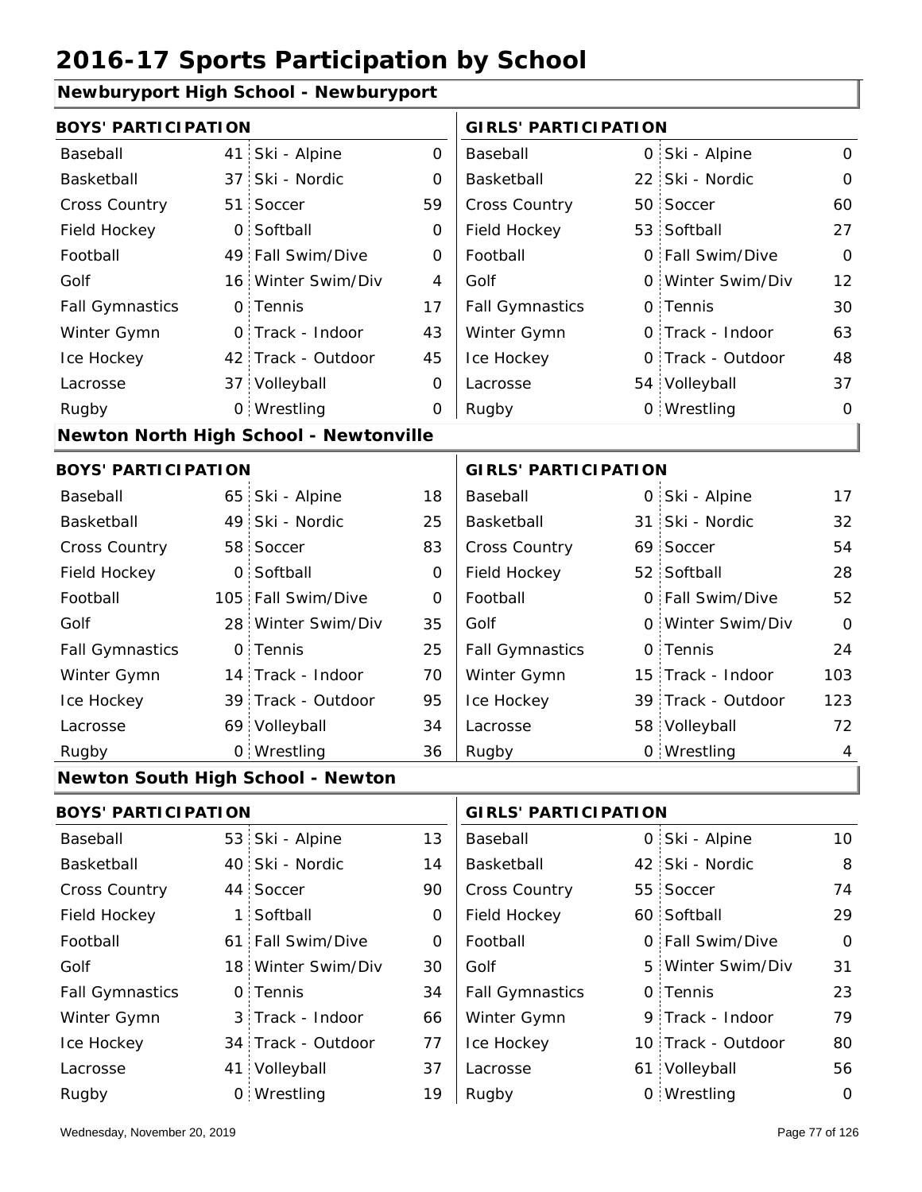# 2016-17 Sports Participation by School

## Newburyport High School - Newburyport

| BOYS' PARTICIPATION | | | | GIRLS' PARTICIPATION | | | |
|---|---|---|---|---|---|---|---|
| Baseball | 41 | Ski - Alpine | 0 | Baseball | 0 | Ski - Alpine | 0 |
| Basketball | 37 | Ski - Nordic | 0 | Basketball | 22 | Ski - Nordic | 0 |
| Cross Country | 51 | Soccer | 59 | Cross Country | 50 | Soccer | 60 |
| Field Hockey | 0 | Softball | 0 | Field Hockey | 53 | Softball | 27 |
| Football | 49 | Fall Swim/Dive | 0 | Football | 0 | Fall Swim/Dive | 0 |
| Golf | 16 | Winter Swim/Div | 4 | Golf | 0 | Winter Swim/Div | 12 |
| Fall Gymnastics | 0 | Tennis | 17 | Fall Gymnastics | 0 | Tennis | 30 |
| Winter Gymn | 0 | Track - Indoor | 43 | Winter Gymn | 0 | Track - Indoor | 63 |
| Ice Hockey | 42 | Track - Outdoor | 45 | Ice Hockey | 0 | Track - Outdoor | 48 |
| Lacrosse | 37 | Volleyball | 0 | Lacrosse | 54 | Volleyball | 37 |
| Rugby | 0 | Wrestling | 0 | Rugby | 0 | Wrestling | 0 |

## Newton North High School - Newtonville

| BOYS' PARTICIPATION | | | | GIRLS' PARTICIPATION | | | |
|---|---|---|---|---|---|---|---|
| Baseball | 65 | Ski - Alpine | 18 | Baseball | 0 | Ski - Alpine | 17 |
| Basketball | 49 | Ski - Nordic | 25 | Basketball | 31 | Ski - Nordic | 32 |
| Cross Country | 58 | Soccer | 83 | Cross Country | 69 | Soccer | 54 |
| Field Hockey | 0 | Softball | 0 | Field Hockey | 52 | Softball | 28 |
| Football | 105 | Fall Swim/Dive | 0 | Football | 0 | Fall Swim/Dive | 52 |
| Golf | 28 | Winter Swim/Div | 35 | Golf | 0 | Winter Swim/Div | 0 |
| Fall Gymnastics | 0 | Tennis | 25 | Fall Gymnastics | 0 | Tennis | 24 |
| Winter Gymn | 14 | Track - Indoor | 70 | Winter Gymn | 15 | Track - Indoor | 103 |
| Ice Hockey | 39 | Track - Outdoor | 95 | Ice Hockey | 39 | Track - Outdoor | 123 |
| Lacrosse | 69 | Volleyball | 34 | Lacrosse | 58 | Volleyball | 72 |
| Rugby | 0 | Wrestling | 36 | Rugby | 0 | Wrestling | 4 |

## Newton South High School - Newton

| BOYS' PARTICIPATION | | | | GIRLS' PARTICIPATION | | | |
|---|---|---|---|---|---|---|---|
| Baseball | 53 | Ski - Alpine | 13 | Baseball | 0 | Ski - Alpine | 10 |
| Basketball | 40 | Ski - Nordic | 14 | Basketball | 42 | Ski - Nordic | 8 |
| Cross Country | 44 | Soccer | 90 | Cross Country | 55 | Soccer | 74 |
| Field Hockey | 1 | Softball | 0 | Field Hockey | 60 | Softball | 29 |
| Football | 61 | Fall Swim/Dive | 0 | Football | 0 | Fall Swim/Dive | 0 |
| Golf | 18 | Winter Swim/Div | 30 | Golf | 5 | Winter Swim/Div | 31 |
| Fall Gymnastics | 0 | Tennis | 34 | Fall Gymnastics | 0 | Tennis | 23 |
| Winter Gymn | 3 | Track - Indoor | 66 | Winter Gymn | 9 | Track - Indoor | 79 |
| Ice Hockey | 34 | Track - Outdoor | 77 | Ice Hockey | 10 | Track - Outdoor | 80 |
| Lacrosse | 41 | Volleyball | 37 | Lacrosse | 61 | Volleyball | 56 |
| Rugby | 0 | Wrestling | 19 | Rugby | 0 | Wrestling | 0 |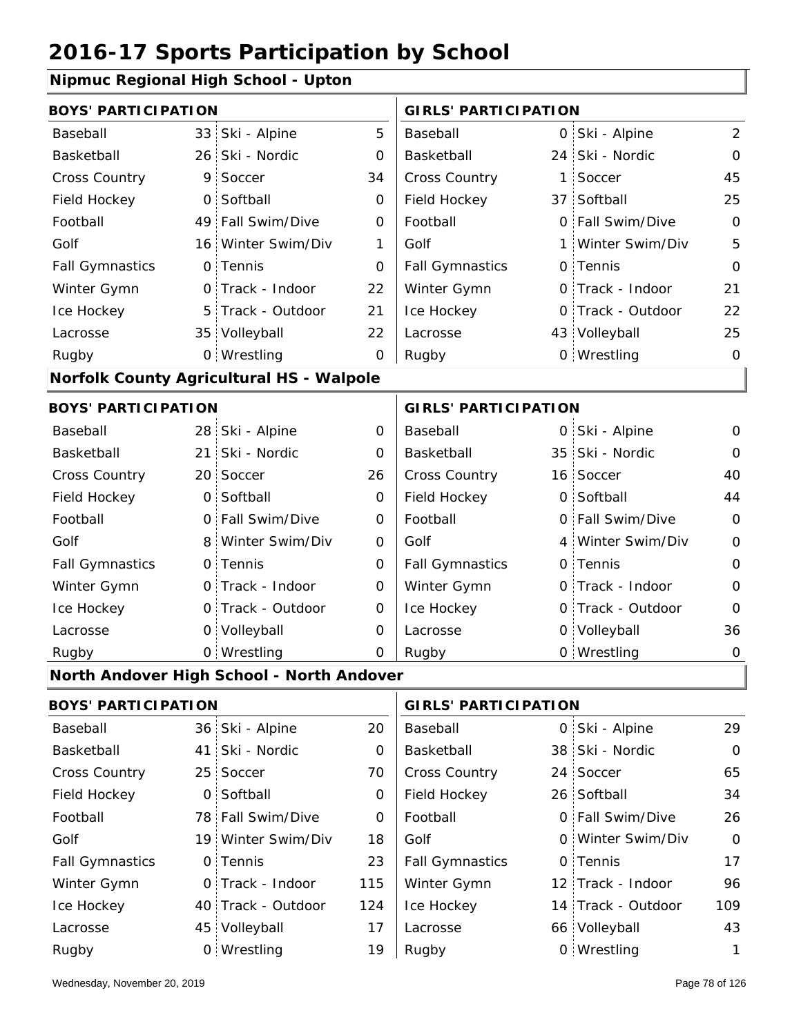# 2016-17 Sports Participation by School

## Nipmuc Regional High School - Upton

| BOYS' PARTICIPATION | | | | GIRLS' PARTICIPATION | | | |
|---|---|---|---|---|---|---|---|
| Baseball | 33 | Ski - Alpine | 5 | Baseball | 0 | Ski - Alpine | 2 |
| Basketball | 26 | Ski - Nordic | 0 | Basketball | 24 | Ski - Nordic | 0 |
| Cross Country | 9 | Soccer | 34 | Cross Country | 1 | Soccer | 45 |
| Field Hockey | 0 | Softball | 0 | Field Hockey | 37 | Softball | 25 |
| Football | 49 | Fall Swim/Dive | 0 | Football | 0 | Fall Swim/Dive | 0 |
| Golf | 16 | Winter Swim/Div | 1 | Golf | 1 | Winter Swim/Div | 5 |
| Fall Gymnastics | 0 | Tennis | 0 | Fall Gymnastics | 0 | Tennis | 0 |
| Winter Gymn | 0 | Track - Indoor | 22 | Winter Gymn | 0 | Track - Indoor | 21 |
| Ice Hockey | 5 | Track - Outdoor | 21 | Ice Hockey | 0 | Track - Outdoor | 22 |
| Lacrosse | 35 | Volleyball | 22 | Lacrosse | 43 | Volleyball | 25 |
| Rugby | 0 | Wrestling | 0 | Rugby | 0 | Wrestling | 0 |

## Norfolk County Agricultural HS - Walpole

| BOYS' PARTICIPATION | | | | GIRLS' PARTICIPATION | | | |
|---|---|---|---|---|---|---|---|
| Baseball | 28 | Ski - Alpine | 0 | Baseball | 0 | Ski - Alpine | 0 |
| Basketball | 21 | Ski - Nordic | 0 | Basketball | 35 | Ski - Nordic | 0 |
| Cross Country | 20 | Soccer | 26 | Cross Country | 16 | Soccer | 40 |
| Field Hockey | 0 | Softball | 0 | Field Hockey | 0 | Softball | 44 |
| Football | 0 | Fall Swim/Dive | 0 | Football | 0 | Fall Swim/Dive | 0 |
| Golf | 8 | Winter Swim/Div | 0 | Golf | 4 | Winter Swim/Div | 0 |
| Fall Gymnastics | 0 | Tennis | 0 | Fall Gymnastics | 0 | Tennis | 0 |
| Winter Gymn | 0 | Track - Indoor | 0 | Winter Gymn | 0 | Track - Indoor | 0 |
| Ice Hockey | 0 | Track - Outdoor | 0 | Ice Hockey | 0 | Track - Outdoor | 0 |
| Lacrosse | 0 | Volleyball | 0 | Lacrosse | 0 | Volleyball | 36 |
| Rugby | 0 | Wrestling | 0 | Rugby | 0 | Wrestling | 0 |

## North Andover High School - North Andover

| BOYS' PARTICIPATION | | | | GIRLS' PARTICIPATION | | | |
|---|---|---|---|---|---|---|---|
| Baseball | 36 | Ski - Alpine | 20 | Baseball | 0 | Ski - Alpine | 29 |
| Basketball | 41 | Ski - Nordic | 0 | Basketball | 38 | Ski - Nordic | 0 |
| Cross Country | 25 | Soccer | 70 | Cross Country | 24 | Soccer | 65 |
| Field Hockey | 0 | Softball | 0 | Field Hockey | 26 | Softball | 34 |
| Football | 78 | Fall Swim/Dive | 0 | Football | 0 | Fall Swim/Dive | 26 |
| Golf | 19 | Winter Swim/Div | 18 | Golf | 0 | Winter Swim/Div | 0 |
| Fall Gymnastics | 0 | Tennis | 23 | Fall Gymnastics | 0 | Tennis | 17 |
| Winter Gymn | 0 | Track - Indoor | 115 | Winter Gymn | 12 | Track - Indoor | 96 |
| Ice Hockey | 40 | Track - Outdoor | 124 | Ice Hockey | 14 | Track - Outdoor | 109 |
| Lacrosse | 45 | Volleyball | 17 | Lacrosse | 66 | Volleyball | 43 |
| Rugby | 0 | Wrestling | 19 | Rugby | 0 | Wrestling | 1 |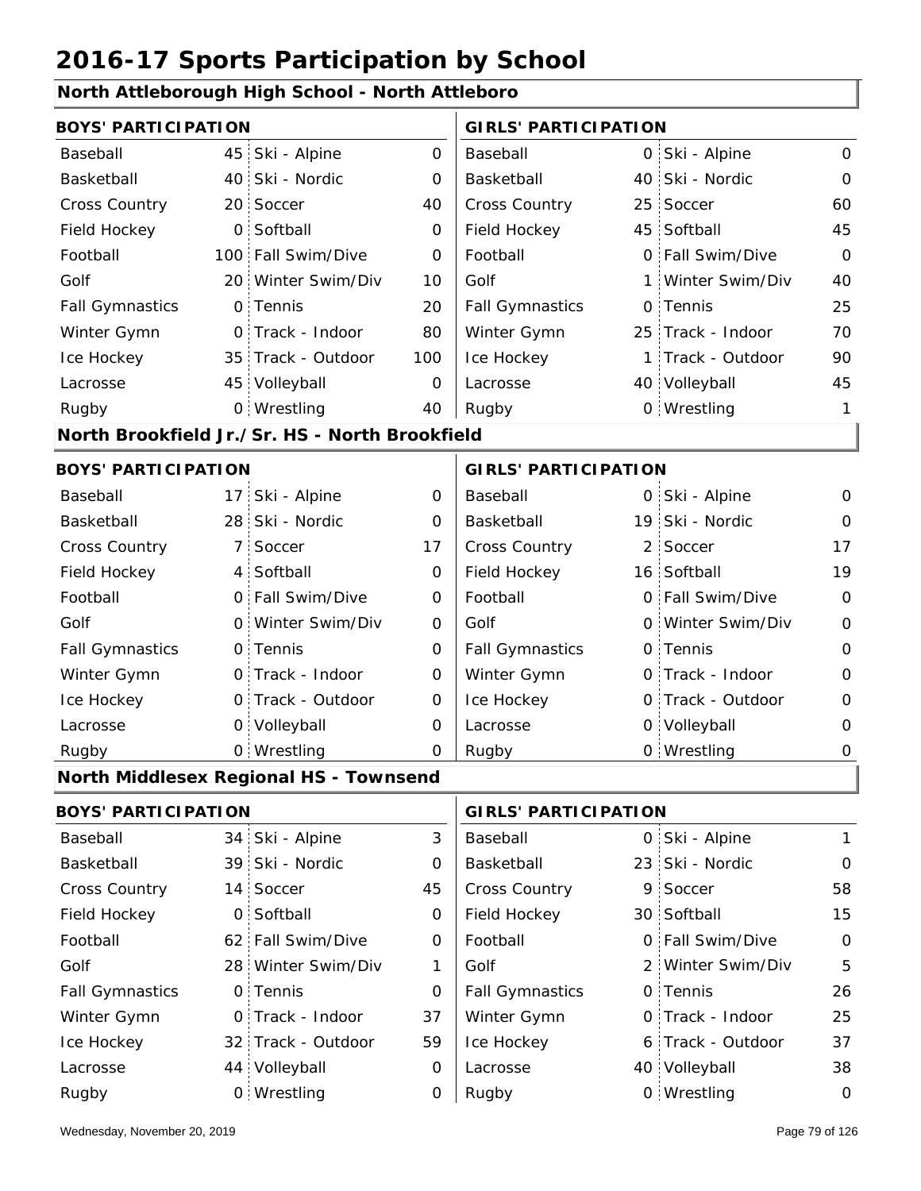# 2016-17 Sports Participation by School

## North Attleborough High School - North Attleboro

| BOYS' PARTICIPATION | | | | GIRLS' PARTICIPATION | | | |
|---|---|---|---|---|---|---|---|
| Baseball | 45 | Ski - Alpine | 0 | Baseball | 0 | Ski - Alpine | 0 |
| Basketball | 40 | Ski - Nordic | 0 | Basketball | 40 | Ski - Nordic | 0 |
| Cross Country | 20 | Soccer | 40 | Cross Country | 25 | Soccer | 60 |
| Field Hockey | 0 | Softball | 0 | Field Hockey | 45 | Softball | 45 |
| Football | 100 | Fall Swim/Dive | 0 | Football | 0 | Fall Swim/Dive | 0 |
| Golf | 20 | Winter Swim/Div | 10 | Golf | 1 | Winter Swim/Div | 40 |
| Fall Gymnastics | 0 | Tennis | 20 | Fall Gymnastics | 0 | Tennis | 25 |
| Winter Gymn | 0 | Track - Indoor | 80 | Winter Gymn | 25 | Track - Indoor | 70 |
| Ice Hockey | 35 | Track - Outdoor | 100 | Ice Hockey | 1 | Track - Outdoor | 90 |
| Lacrosse | 45 | Volleyball | 0 | Lacrosse | 40 | Volleyball | 45 |
| Rugby | 0 | Wrestling | 40 | Rugby | 0 | Wrestling | 1 |

## North Brookfield Jr./Sr. HS - North Brookfield

| BOYS' PARTICIPATION | | | | GIRLS' PARTICIPATION | | | |
|---|---|---|---|---|---|---|---|
| Baseball | 17 | Ski - Alpine | 0 | Baseball | 0 | Ski - Alpine | 0 |
| Basketball | 28 | Ski - Nordic | 0 | Basketball | 19 | Ski - Nordic | 0 |
| Cross Country | 7 | Soccer | 17 | Cross Country | 2 | Soccer | 17 |
| Field Hockey | 4 | Softball | 0 | Field Hockey | 16 | Softball | 19 |
| Football | 0 | Fall Swim/Dive | 0 | Football | 0 | Fall Swim/Dive | 0 |
| Golf | 0 | Winter Swim/Div | 0 | Golf | 0 | Winter Swim/Div | 0 |
| Fall Gymnastics | 0 | Tennis | 0 | Fall Gymnastics | 0 | Tennis | 0 |
| Winter Gymn | 0 | Track - Indoor | 0 | Winter Gymn | 0 | Track - Indoor | 0 |
| Ice Hockey | 0 | Track - Outdoor | 0 | Ice Hockey | 0 | Track - Outdoor | 0 |
| Lacrosse | 0 | Volleyball | 0 | Lacrosse | 0 | Volleyball | 0 |
| Rugby | 0 | Wrestling | 0 | Rugby | 0 | Wrestling | 0 |

## North Middlesex Regional HS - Townsend

| BOYS' PARTICIPATION | | | | GIRLS' PARTICIPATION | | | |
|---|---|---|---|---|---|---|---|
| Baseball | 34 | Ski - Alpine | 3 | Baseball | 0 | Ski - Alpine | 1 |
| Basketball | 39 | Ski - Nordic | 0 | Basketball | 23 | Ski - Nordic | 0 |
| Cross Country | 14 | Soccer | 45 | Cross Country | 9 | Soccer | 58 |
| Field Hockey | 0 | Softball | 0 | Field Hockey | 30 | Softball | 15 |
| Football | 62 | Fall Swim/Dive | 0 | Football | 0 | Fall Swim/Dive | 0 |
| Golf | 28 | Winter Swim/Div | 1 | Golf | 2 | Winter Swim/Div | 5 |
| Fall Gymnastics | 0 | Tennis | 0 | Fall Gymnastics | 0 | Tennis | 26 |
| Winter Gymn | 0 | Track - Indoor | 37 | Winter Gymn | 0 | Track - Indoor | 25 |
| Ice Hockey | 32 | Track - Outdoor | 59 | Ice Hockey | 6 | Track - Outdoor | 37 |
| Lacrosse | 44 | Volleyball | 0 | Lacrosse | 40 | Volleyball | 38 |
| Rugby | 0 | Wrestling | 0 | Rugby | 0 | Wrestling | 0 |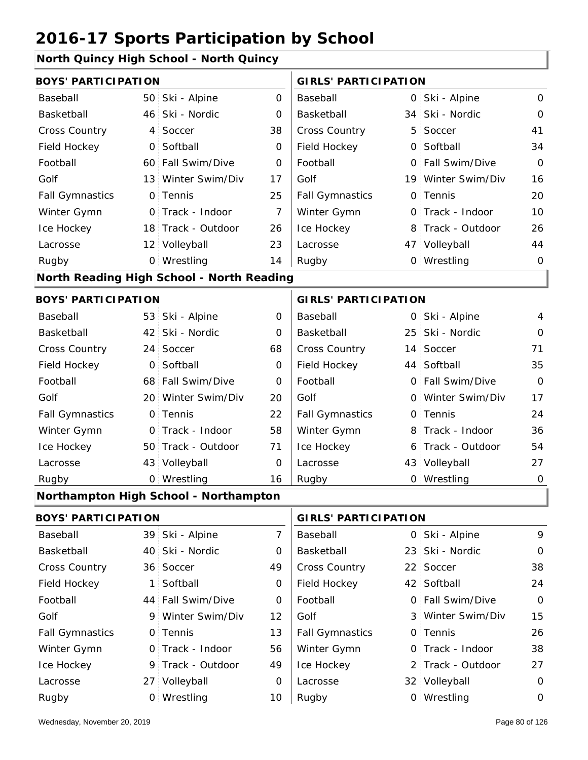# 2016-17 Sports Participation by School

## North Quincy High School - North Quincy

| BOYS' PARTICIPATION | | | | GIRLS' PARTICIPATION | | | |
|---|---|---|---|---|---|---|---|
| Baseball | 50 | Ski - Alpine | 0 | Baseball | 0 | Ski - Alpine | 0 |
| Basketball | 46 | Ski - Nordic | 0 | Basketball | 34 | Ski - Nordic | 0 |
| Cross Country | 4 | Soccer | 38 | Cross Country | 5 | Soccer | 41 |
| Field Hockey | 0 | Softball | 0 | Field Hockey | 0 | Softball | 34 |
| Football | 60 | Fall Swim/Dive | 0 | Football | 0 | Fall Swim/Dive | 0 |
| Golf | 13 | Winter Swim/Div | 17 | Golf | 19 | Winter Swim/Div | 16 |
| Fall Gymnastics | 0 | Tennis | 25 | Fall Gymnastics | 0 | Tennis | 20 |
| Winter Gymn | 0 | Track - Indoor | 7 | Winter Gymn | 0 | Track - Indoor | 10 |
| Ice Hockey | 18 | Track - Outdoor | 26 | Ice Hockey | 8 | Track - Outdoor | 26 |
| Lacrosse | 12 | Volleyball | 23 | Lacrosse | 47 | Volleyball | 44 |
| Rugby | 0 | Wrestling | 14 | Rugby | 0 | Wrestling | 0 |

## North Reading High School - North Reading

| BOYS' PARTICIPATION | | | | GIRLS' PARTICIPATION | | | |
|---|---|---|---|---|---|---|---|
| Baseball | 53 | Ski - Alpine | 0 | Baseball | 0 | Ski - Alpine | 4 |
| Basketball | 42 | Ski - Nordic | 0 | Basketball | 25 | Ski - Nordic | 0 |
| Cross Country | 24 | Soccer | 68 | Cross Country | 14 | Soccer | 71 |
| Field Hockey | 0 | Softball | 0 | Field Hockey | 44 | Softball | 35 |
| Football | 68 | Fall Swim/Dive | 0 | Football | 0 | Fall Swim/Dive | 0 |
| Golf | 20 | Winter Swim/Div | 20 | Golf | 0 | Winter Swim/Div | 17 |
| Fall Gymnastics | 0 | Tennis | 22 | Fall Gymnastics | 0 | Tennis | 24 |
| Winter Gymn | 0 | Track - Indoor | 58 | Winter Gymn | 8 | Track - Indoor | 36 |
| Ice Hockey | 50 | Track - Outdoor | 71 | Ice Hockey | 6 | Track - Outdoor | 54 |
| Lacrosse | 43 | Volleyball | 0 | Lacrosse | 43 | Volleyball | 27 |
| Rugby | 0 | Wrestling | 16 | Rugby | 0 | Wrestling | 0 |

## Northampton High School - Northampton

| BOYS' PARTICIPATION | | | | GIRLS' PARTICIPATION | | | |
|---|---|---|---|---|---|---|---|
| Baseball | 39 | Ski - Alpine | 7 | Baseball | 0 | Ski - Alpine | 9 |
| Basketball | 40 | Ski - Nordic | 0 | Basketball | 23 | Ski - Nordic | 0 |
| Cross Country | 36 | Soccer | 49 | Cross Country | 22 | Soccer | 38 |
| Field Hockey | 1 | Softball | 0 | Field Hockey | 42 | Softball | 24 |
| Football | 44 | Fall Swim/Dive | 0 | Football | 0 | Fall Swim/Dive | 0 |
| Golf | 9 | Winter Swim/Div | 12 | Golf | 3 | Winter Swim/Div | 15 |
| Fall Gymnastics | 0 | Tennis | 13 | Fall Gymnastics | 0 | Tennis | 26 |
| Winter Gymn | 0 | Track - Indoor | 56 | Winter Gymn | 0 | Track - Indoor | 38 |
| Ice Hockey | 9 | Track - Outdoor | 49 | Ice Hockey | 2 | Track - Outdoor | 27 |
| Lacrosse | 27 | Volleyball | 0 | Lacrosse | 32 | Volleyball | 0 |
| Rugby | 0 | Wrestling | 10 | Rugby | 0 | Wrestling | 0 |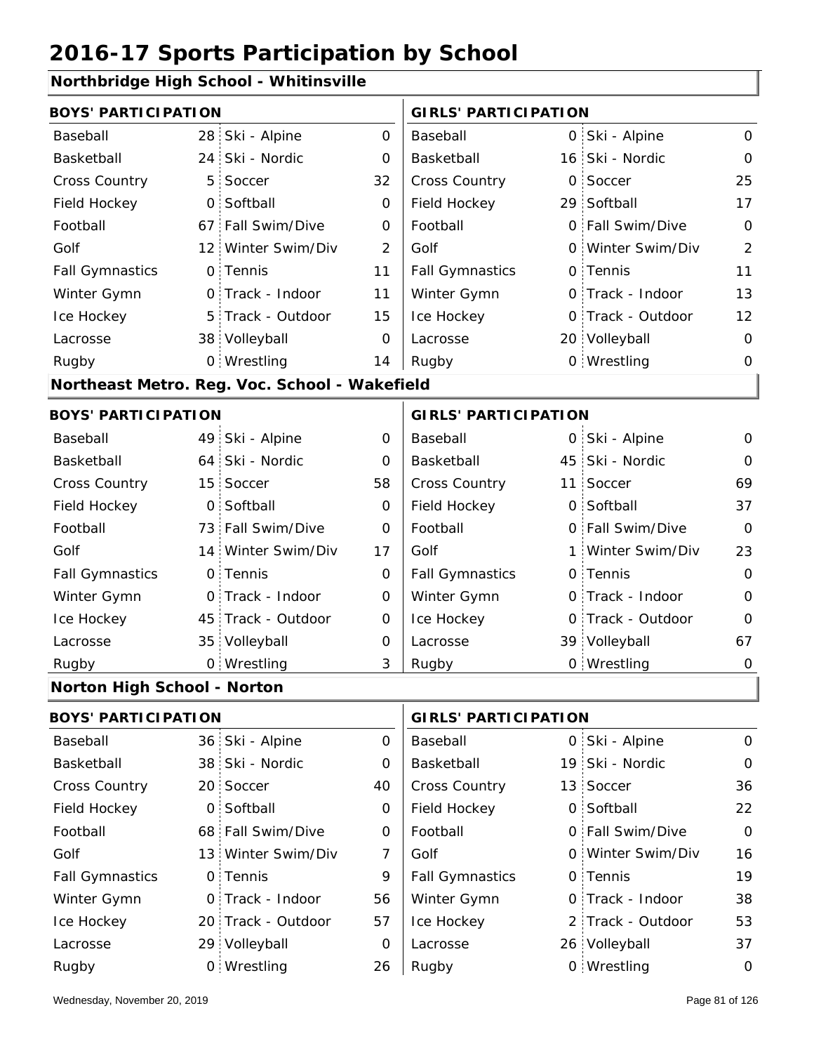# 2016-17 Sports Participation by School

## Northbridge High School - Whitinsville

| BOYS' PARTICIPATION | | | | GIRLS' PARTICIPATION | | | |
|---|---|---|---|---|---|---|---|
| Baseball | 28 | Ski - Alpine | 0 | Baseball | 0 | Ski - Alpine | 0 |
| Basketball | 24 | Ski - Nordic | 0 | Basketball | 16 | Ski - Nordic | 0 |
| Cross Country | 5 | Soccer | 32 | Cross Country | 0 | Soccer | 25 |
| Field Hockey | 0 | Softball | 0 | Field Hockey | 29 | Softball | 17 |
| Football | 67 | Fall Swim/Dive | 0 | Football | 0 | Fall Swim/Dive | 0 |
| Golf | 12 | Winter Swim/Div | 2 | Golf | 0 | Winter Swim/Div | 2 |
| Fall Gymnastics | 0 | Tennis | 11 | Fall Gymnastics | 0 | Tennis | 11 |
| Winter Gymn | 0 | Track - Indoor | 11 | Winter Gymn | 0 | Track - Indoor | 13 |
| Ice Hockey | 5 | Track - Outdoor | 15 | Ice Hockey | 0 | Track - Outdoor | 12 |
| Lacrosse | 38 | Volleyball | 0 | Lacrosse | 20 | Volleyball | 0 |
| Rugby | 0 | Wrestling | 14 | Rugby | 0 | Wrestling | 0 |

## Northeast Metro. Reg. Voc. School - Wakefield

| BOYS' PARTICIPATION | | | | GIRLS' PARTICIPATION | | | |
|---|---|---|---|---|---|---|---|
| Baseball | 49 | Ski - Alpine | 0 | Baseball | 0 | Ski - Alpine | 0 |
| Basketball | 64 | Ski - Nordic | 0 | Basketball | 45 | Ski - Nordic | 0 |
| Cross Country | 15 | Soccer | 58 | Cross Country | 11 | Soccer | 69 |
| Field Hockey | 0 | Softball | 0 | Field Hockey | 0 | Softball | 37 |
| Football | 73 | Fall Swim/Dive | 0 | Football | 0 | Fall Swim/Dive | 0 |
| Golf | 14 | Winter Swim/Div | 17 | Golf | 1 | Winter Swim/Div | 23 |
| Fall Gymnastics | 0 | Tennis | 0 | Fall Gymnastics | 0 | Tennis | 0 |
| Winter Gymn | 0 | Track - Indoor | 0 | Winter Gymn | 0 | Track - Indoor | 0 |
| Ice Hockey | 45 | Track - Outdoor | 0 | Ice Hockey | 0 | Track - Outdoor | 0 |
| Lacrosse | 35 | Volleyball | 0 | Lacrosse | 39 | Volleyball | 67 |
| Rugby | 0 | Wrestling | 3 | Rugby | 0 | Wrestling | 0 |

## Norton High School - Norton

| BOYS' PARTICIPATION | | | | GIRLS' PARTICIPATION | | | |
|---|---|---|---|---|---|---|---|
| Baseball | 36 | Ski - Alpine | 0 | Baseball | 0 | Ski - Alpine | 0 |
| Basketball | 38 | Ski - Nordic | 0 | Basketball | 19 | Ski - Nordic | 0 |
| Cross Country | 20 | Soccer | 40 | Cross Country | 13 | Soccer | 36 |
| Field Hockey | 0 | Softball | 0 | Field Hockey | 0 | Softball | 22 |
| Football | 68 | Fall Swim/Dive | 0 | Football | 0 | Fall Swim/Dive | 0 |
| Golf | 13 | Winter Swim/Div | 7 | Golf | 0 | Winter Swim/Div | 16 |
| Fall Gymnastics | 0 | Tennis | 9 | Fall Gymnastics | 0 | Tennis | 19 |
| Winter Gymn | 0 | Track - Indoor | 56 | Winter Gymn | 0 | Track - Indoor | 38 |
| Ice Hockey | 20 | Track - Outdoor | 57 | Ice Hockey | 2 | Track - Outdoor | 53 |
| Lacrosse | 29 | Volleyball | 0 | Lacrosse | 26 | Volleyball | 37 |
| Rugby | 0 | Wrestling | 26 | Rugby | 0 | Wrestling | 0 |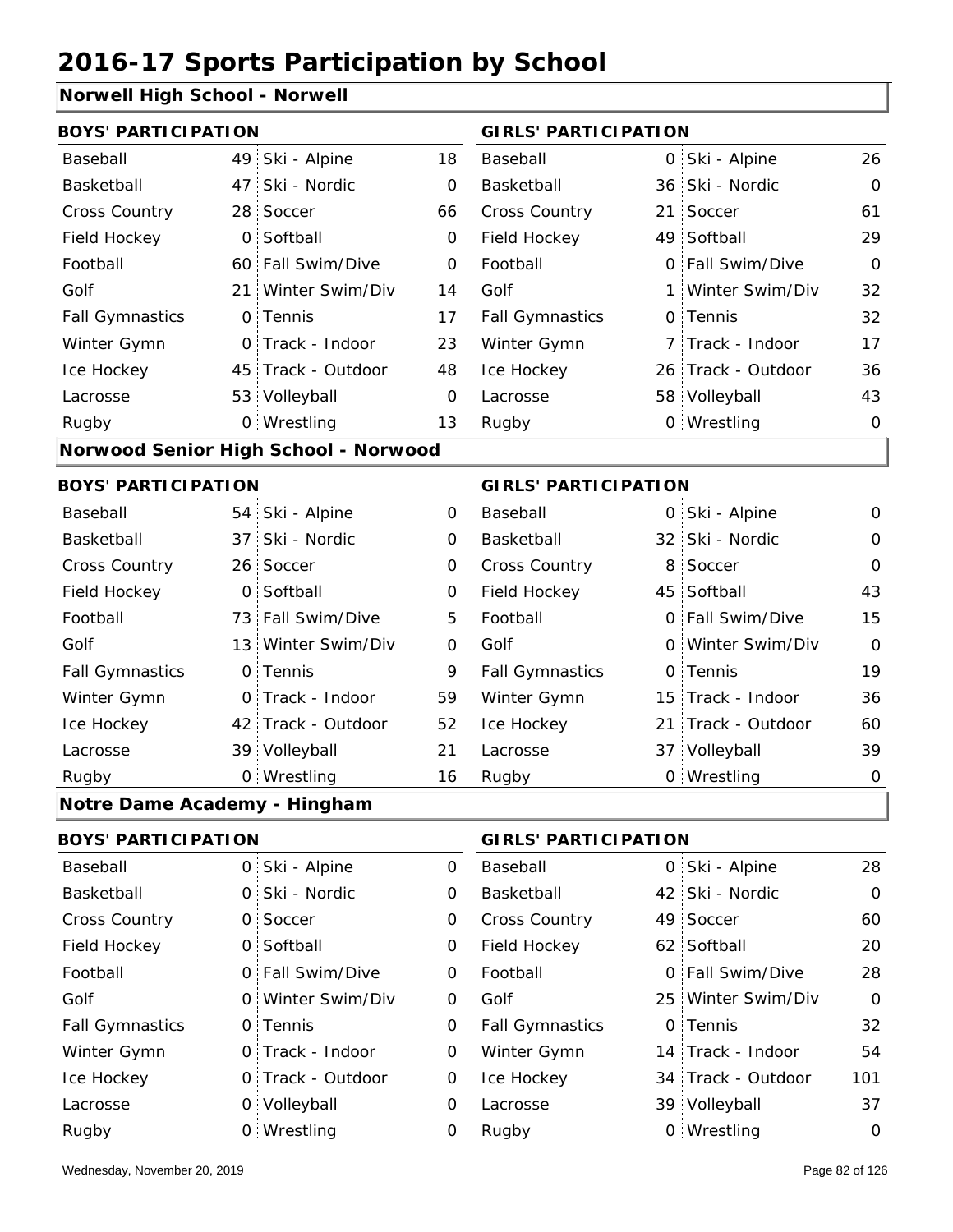# 2016-17 Sports Participation by School

## Norwell High School - Norwell

| BOYS' PARTICIPATION | | | | GIRLS' PARTICIPATION | | | |
|---|---|---|---|---|---|---|---|
| Baseball | 49 | Ski - Alpine | 18 | Baseball | 0 | Ski - Alpine | 26 |
| Basketball | 47 | Ski - Nordic | 0 | Basketball | 36 | Ski - Nordic | 0 |
| Cross Country | 28 | Soccer | 66 | Cross Country | 21 | Soccer | 61 |
| Field Hockey | 0 | Softball | 0 | Field Hockey | 49 | Softball | 29 |
| Football | 60 | Fall Swim/Dive | 0 | Football | 0 | Fall Swim/Dive | 0 |
| Golf | 21 | Winter Swim/Div | 14 | Golf | 1 | Winter Swim/Div | 32 |
| Fall Gymnastics | 0 | Tennis | 17 | Fall Gymnastics | 0 | Tennis | 32 |
| Winter Gymn | 0 | Track - Indoor | 23 | Winter Gymn | 7 | Track - Indoor | 17 |
| Ice Hockey | 45 | Track - Outdoor | 48 | Ice Hockey | 26 | Track - Outdoor | 36 |
| Lacrosse | 53 | Volleyball | 0 | Lacrosse | 58 | Volleyball | 43 |
| Rugby | 0 | Wrestling | 13 | Rugby | 0 | Wrestling | 0 |

## Norwood Senior High School - Norwood

| BOYS' PARTICIPATION | | | | GIRLS' PARTICIPATION | | | |
|---|---|---|---|---|---|---|---|
| Baseball | 54 | Ski - Alpine | 0 | Baseball | 0 | Ski - Alpine | 0 |
| Basketball | 37 | Ski - Nordic | 0 | Basketball | 32 | Ski - Nordic | 0 |
| Cross Country | 26 | Soccer | 0 | Cross Country | 8 | Soccer | 0 |
| Field Hockey | 0 | Softball | 0 | Field Hockey | 45 | Softball | 43 |
| Football | 73 | Fall Swim/Dive | 5 | Football | 0 | Fall Swim/Dive | 15 |
| Golf | 13 | Winter Swim/Div | 0 | Golf | 0 | Winter Swim/Div | 0 |
| Fall Gymnastics | 0 | Tennis | 9 | Fall Gymnastics | 0 | Tennis | 19 |
| Winter Gymn | 0 | Track - Indoor | 59 | Winter Gymn | 15 | Track - Indoor | 36 |
| Ice Hockey | 42 | Track - Outdoor | 52 | Ice Hockey | 21 | Track - Outdoor | 60 |
| Lacrosse | 39 | Volleyball | 21 | Lacrosse | 37 | Volleyball | 39 |
| Rugby | 0 | Wrestling | 16 | Rugby | 0 | Wrestling | 0 |

## Notre Dame Academy - Hingham

| BOYS' PARTICIPATION | | | | GIRLS' PARTICIPATION | | | |
|---|---|---|---|---|---|---|---|
| Baseball | 0 | Ski - Alpine | 0 | Baseball | 0 | Ski - Alpine | 28 |
| Basketball | 0 | Ski - Nordic | 0 | Basketball | 42 | Ski - Nordic | 0 |
| Cross Country | 0 | Soccer | 0 | Cross Country | 49 | Soccer | 60 |
| Field Hockey | 0 | Softball | 0 | Field Hockey | 62 | Softball | 20 |
| Football | 0 | Fall Swim/Dive | 0 | Football | 0 | Fall Swim/Dive | 28 |
| Golf | 0 | Winter Swim/Div | 0 | Golf | 25 | Winter Swim/Div | 0 |
| Fall Gymnastics | 0 | Tennis | 0 | Fall Gymnastics | 0 | Tennis | 32 |
| Winter Gymn | 0 | Track - Indoor | 0 | Winter Gymn | 14 | Track - Indoor | 54 |
| Ice Hockey | 0 | Track - Outdoor | 0 | Ice Hockey | 34 | Track - Outdoor | 101 |
| Lacrosse | 0 | Volleyball | 0 | Lacrosse | 39 | Volleyball | 37 |
| Rugby | 0 | Wrestling | 0 | Rugby | 0 | Wrestling | 0 |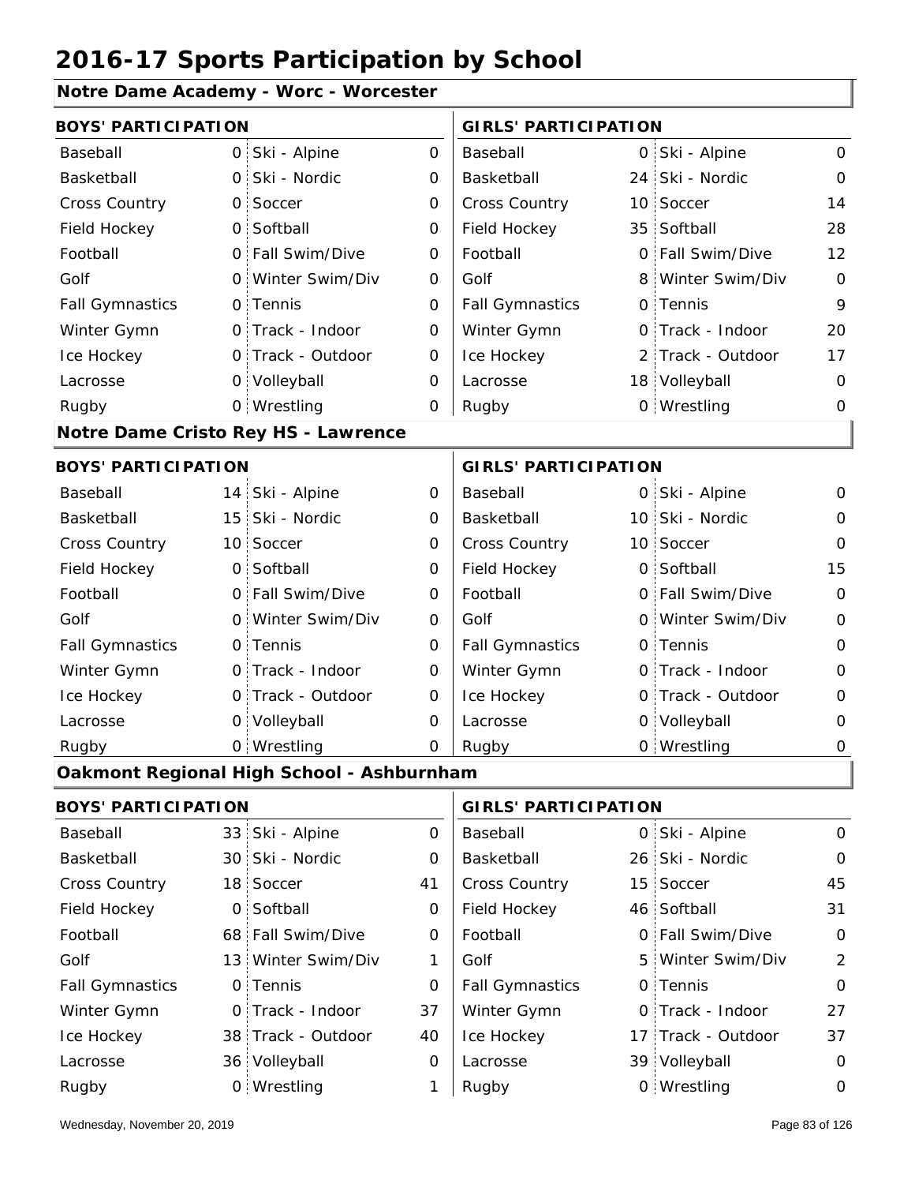# 2016-17 Sports Participation by School

## Notre Dame Academy - Worc - Worcester

| BOYS' PARTICIPATION | | | | GIRLS' PARTICIPATION | | | |
|---|---|---|---|---|---|---|---|
| Baseball | 0 | Ski - Alpine | 0 | Baseball | 0 | Ski - Alpine | 0 |
| Basketball | 0 | Ski - Nordic | 0 | Basketball | 24 | Ski - Nordic | 0 |
| Cross Country | 0 | Soccer | 0 | Cross Country | 10 | Soccer | 14 |
| Field Hockey | 0 | Softball | 0 | Field Hockey | 35 | Softball | 28 |
| Football | 0 | Fall Swim/Dive | 0 | Football | 0 | Fall Swim/Dive | 12 |
| Golf | 0 | Winter Swim/Div | 0 | Golf | 8 | Winter Swim/Div | 0 |
| Fall Gymnastics | 0 | Tennis | 0 | Fall Gymnastics | 0 | Tennis | 9 |
| Winter Gymn | 0 | Track - Indoor | 0 | Winter Gymn | 0 | Track - Indoor | 20 |
| Ice Hockey | 0 | Track - Outdoor | 0 | Ice Hockey | 2 | Track - Outdoor | 17 |
| Lacrosse | 0 | Volleyball | 0 | Lacrosse | 18 | Volleyball | 0 |
| Rugby | 0 | Wrestling | 0 | Rugby | 0 | Wrestling | 0 |

## Notre Dame Cristo Rey HS - Lawrence

| BOYS' PARTICIPATION | | | | GIRLS' PARTICIPATION | | | |
|---|---|---|---|---|---|---|---|
| Baseball | 14 | Ski - Alpine | 0 | Baseball | 0 | Ski - Alpine | 0 |
| Basketball | 15 | Ski - Nordic | 0 | Basketball | 10 | Ski - Nordic | 0 |
| Cross Country | 10 | Soccer | 0 | Cross Country | 10 | Soccer | 0 |
| Field Hockey | 0 | Softball | 0 | Field Hockey | 0 | Softball | 15 |
| Football | 0 | Fall Swim/Dive | 0 | Football | 0 | Fall Swim/Dive | 0 |
| Golf | 0 | Winter Swim/Div | 0 | Golf | 0 | Winter Swim/Div | 0 |
| Fall Gymnastics | 0 | Tennis | 0 | Fall Gymnastics | 0 | Tennis | 0 |
| Winter Gymn | 0 | Track - Indoor | 0 | Winter Gymn | 0 | Track - Indoor | 0 |
| Ice Hockey | 0 | Track - Outdoor | 0 | Ice Hockey | 0 | Track - Outdoor | 0 |
| Lacrosse | 0 | Volleyball | 0 | Lacrosse | 0 | Volleyball | 0 |
| Rugby | 0 | Wrestling | 0 | Rugby | 0 | Wrestling | 0 |

## Oakmont Regional High School - Ashburnham

| BOYS' PARTICIPATION | | | | GIRLS' PARTICIPATION | | | |
|---|---|---|---|---|---|---|---|
| Baseball | 33 | Ski - Alpine | 0 | Baseball | 0 | Ski - Alpine | 0 |
| Basketball | 30 | Ski - Nordic | 0 | Basketball | 26 | Ski - Nordic | 0 |
| Cross Country | 18 | Soccer | 41 | Cross Country | 15 | Soccer | 45 |
| Field Hockey | 0 | Softball | 0 | Field Hockey | 46 | Softball | 31 |
| Football | 68 | Fall Swim/Dive | 0 | Football | 0 | Fall Swim/Dive | 0 |
| Golf | 13 | Winter Swim/Div | 1 | Golf | 5 | Winter Swim/Div | 2 |
| Fall Gymnastics | 0 | Tennis | 0 | Fall Gymnastics | 0 | Tennis | 0 |
| Winter Gymn | 0 | Track - Indoor | 37 | Winter Gymn | 0 | Track - Indoor | 27 |
| Ice Hockey | 38 | Track - Outdoor | 40 | Ice Hockey | 17 | Track - Outdoor | 37 |
| Lacrosse | 36 | Volleyball | 0 | Lacrosse | 39 | Volleyball | 0 |
| Rugby | 0 | Wrestling | 1 | Rugby | 0 | Wrestling | 0 |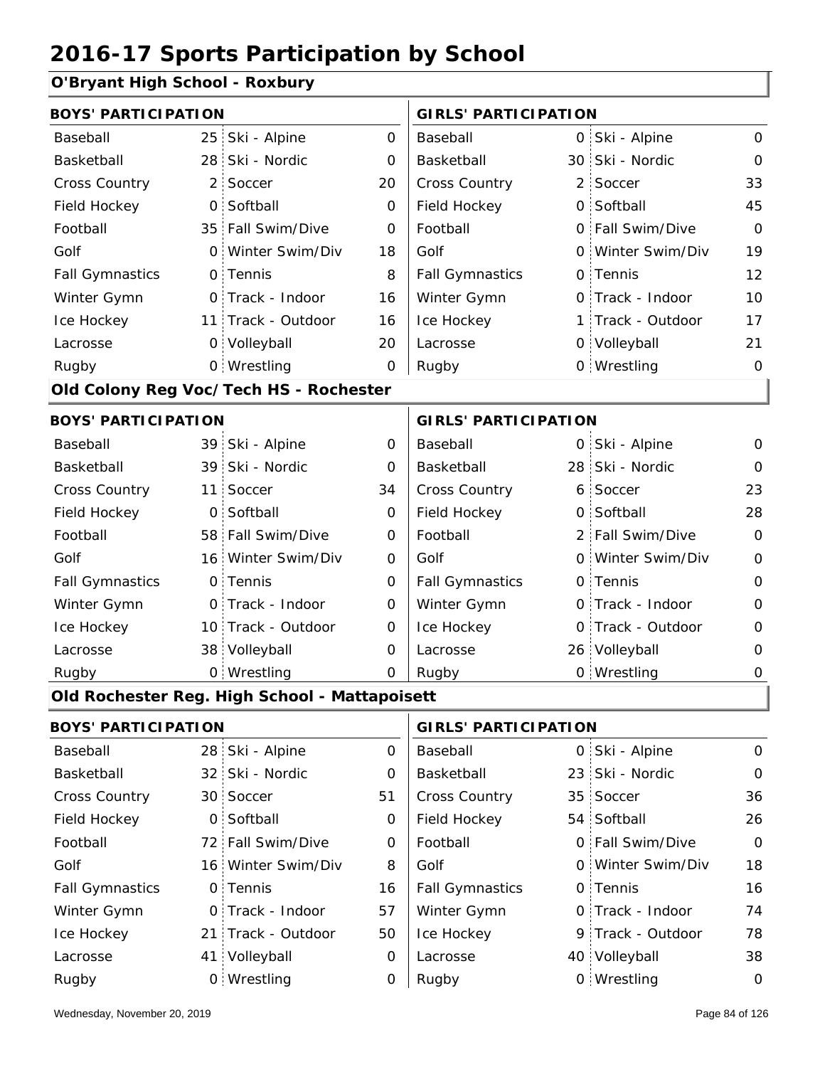# 2016-17 Sports Participation by School

## O'Bryant High School - Roxbury

| BOYS' PARTICIPATION | | | | GIRLS' PARTICIPATION | | | |
|---|---|---|---|---|---|---|---|
| Baseball | 25 | Ski - Alpine | 0 | Baseball | 0 | Ski - Alpine | 0 |
| Basketball | 28 | Ski - Nordic | 0 | Basketball | 30 | Ski - Nordic | 0 |
| Cross Country | 2 | Soccer | 20 | Cross Country | 2 | Soccer | 33 |
| Field Hockey | 0 | Softball | 0 | Field Hockey | 0 | Softball | 45 |
| Football | 35 | Fall Swim/Dive | 0 | Football | 0 | Fall Swim/Dive | 0 |
| Golf | 0 | Winter Swim/Div | 18 | Golf | 0 | Winter Swim/Div | 19 |
| Fall Gymnastics | 0 | Tennis | 8 | Fall Gymnastics | 0 | Tennis | 12 |
| Winter Gymn | 0 | Track - Indoor | 16 | Winter Gymn | 0 | Track - Indoor | 10 |
| Ice Hockey | 11 | Track - Outdoor | 16 | Ice Hockey | 1 | Track - Outdoor | 17 |
| Lacrosse | 0 | Volleyball | 20 | Lacrosse | 0 | Volleyball | 21 |
| Rugby | 0 | Wrestling | 0 | Rugby | 0 | Wrestling | 0 |

## Old Colony Reg Voc/Tech HS - Rochester

| BOYS' PARTICIPATION | | | | GIRLS' PARTICIPATION | | | |
|---|---|---|---|---|---|---|---|
| Baseball | 39 | Ski - Alpine | 0 | Baseball | 0 | Ski - Alpine | 0 |
| Basketball | 39 | Ski - Nordic | 0 | Basketball | 28 | Ski - Nordic | 0 |
| Cross Country | 11 | Soccer | 34 | Cross Country | 6 | Soccer | 23 |
| Field Hockey | 0 | Softball | 0 | Field Hockey | 0 | Softball | 28 |
| Football | 58 | Fall Swim/Dive | 0 | Football | 2 | Fall Swim/Dive | 0 |
| Golf | 16 | Winter Swim/Div | 0 | Golf | 0 | Winter Swim/Div | 0 |
| Fall Gymnastics | 0 | Tennis | 0 | Fall Gymnastics | 0 | Tennis | 0 |
| Winter Gymn | 0 | Track - Indoor | 0 | Winter Gymn | 0 | Track - Indoor | 0 |
| Ice Hockey | 10 | Track - Outdoor | 0 | Ice Hockey | 0 | Track - Outdoor | 0 |
| Lacrosse | 38 | Volleyball | 0 | Lacrosse | 26 | Volleyball | 0 |
| Rugby | 0 | Wrestling | 0 | Rugby | 0 | Wrestling | 0 |

## Old Rochester Reg. High School - Mattapoisett

| BOYS' PARTICIPATION | | | | GIRLS' PARTICIPATION | | | |
|---|---|---|---|---|---|---|---|
| Baseball | 28 | Ski - Alpine | 0 | Baseball | 0 | Ski - Alpine | 0 |
| Basketball | 32 | Ski - Nordic | 0 | Basketball | 23 | Ski - Nordic | 0 |
| Cross Country | 30 | Soccer | 51 | Cross Country | 35 | Soccer | 36 |
| Field Hockey | 0 | Softball | 0 | Field Hockey | 54 | Softball | 26 |
| Football | 72 | Fall Swim/Dive | 0 | Football | 0 | Fall Swim/Dive | 0 |
| Golf | 16 | Winter Swim/Div | 8 | Golf | 0 | Winter Swim/Div | 18 |
| Fall Gymnastics | 0 | Tennis | 16 | Fall Gymnastics | 0 | Tennis | 16 |
| Winter Gymn | 0 | Track - Indoor | 57 | Winter Gymn | 0 | Track - Indoor | 74 |
| Ice Hockey | 21 | Track - Outdoor | 50 | Ice Hockey | 9 | Track - Outdoor | 78 |
| Lacrosse | 41 | Volleyball | 0 | Lacrosse | 40 | Volleyball | 38 |
| Rugby | 0 | Wrestling | 0 | Rugby | 0 | Wrestling | 0 |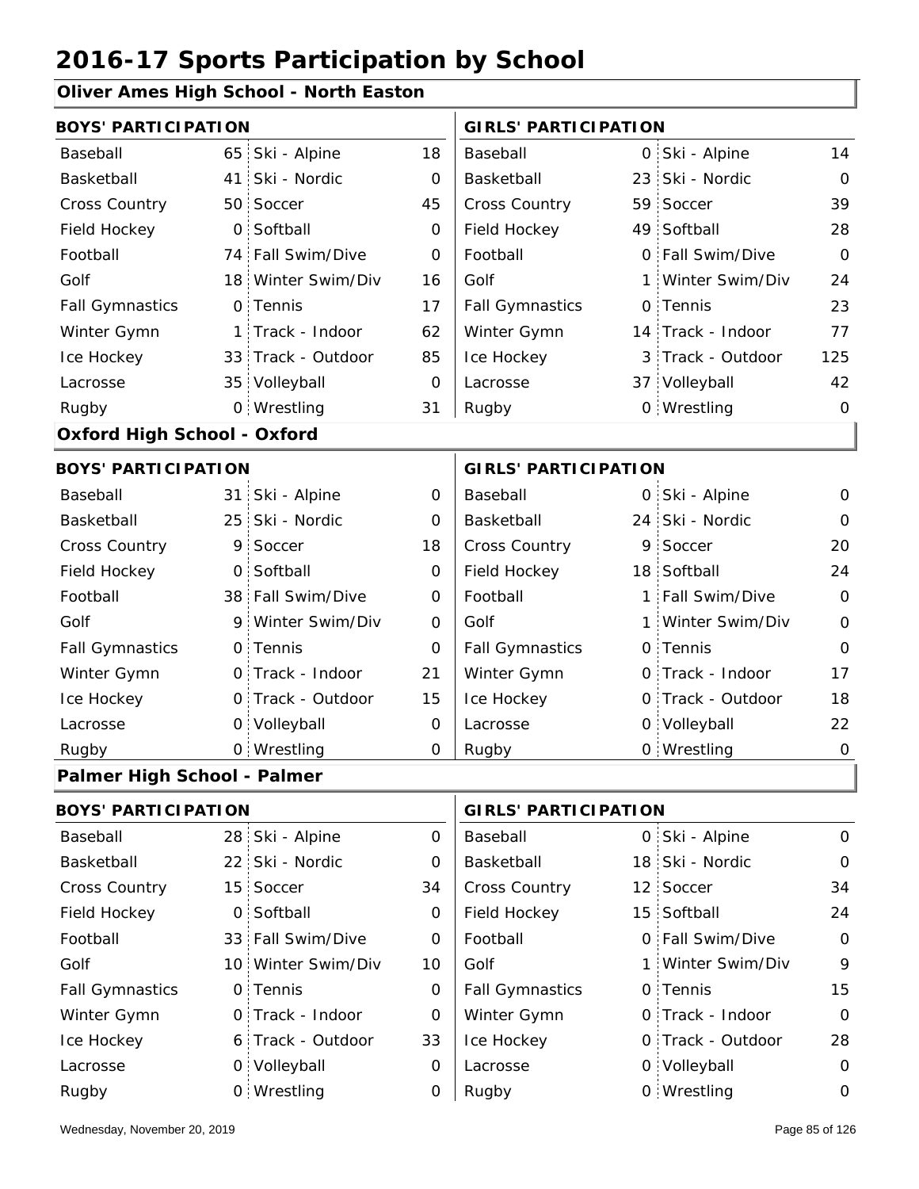# 2016-17 Sports Participation by School

## Oliver Ames High School - North Easton

| BOYS' PARTICIPATION | | | | GIRLS' PARTICIPATION | | | |
|---|---|---|---|---|---|---|---|
| Baseball | 65 | Ski - Alpine | 18 | Baseball | 0 | Ski - Alpine | 14 |
| Basketball | 41 | Ski - Nordic | 0 | Basketball | 23 | Ski - Nordic | 0 |
| Cross Country | 50 | Soccer | 45 | Cross Country | 59 | Soccer | 39 |
| Field Hockey | 0 | Softball | 0 | Field Hockey | 49 | Softball | 28 |
| Football | 74 | Fall Swim/Dive | 0 | Football | 0 | Fall Swim/Dive | 0 |
| Golf | 18 | Winter Swim/Div | 16 | Golf | 1 | Winter Swim/Div | 24 |
| Fall Gymnastics | 0 | Tennis | 17 | Fall Gymnastics | 0 | Tennis | 23 |
| Winter Gymn | 1 | Track - Indoor | 62 | Winter Gymn | 14 | Track - Indoor | 77 |
| Ice Hockey | 33 | Track - Outdoor | 85 | Ice Hockey | 3 | Track - Outdoor | 125 |
| Lacrosse | 35 | Volleyball | 0 | Lacrosse | 37 | Volleyball | 42 |
| Rugby | 0 | Wrestling | 31 | Rugby | 0 | Wrestling | 0 |

## Oxford High School - Oxford

| BOYS' PARTICIPATION | | | | GIRLS' PARTICIPATION | | | |
|---|---|---|---|---|---|---|---|
| Baseball | 31 | Ski - Alpine | 0 | Baseball | 0 | Ski - Alpine | 0 |
| Basketball | 25 | Ski - Nordic | 0 | Basketball | 24 | Ski - Nordic | 0 |
| Cross Country | 9 | Soccer | 18 | Cross Country | 9 | Soccer | 20 |
| Field Hockey | 0 | Softball | 0 | Field Hockey | 18 | Softball | 24 |
| Football | 38 | Fall Swim/Dive | 0 | Football | 1 | Fall Swim/Dive | 0 |
| Golf | 9 | Winter Swim/Div | 0 | Golf | 1 | Winter Swim/Div | 0 |
| Fall Gymnastics | 0 | Tennis | 0 | Fall Gymnastics | 0 | Tennis | 0 |
| Winter Gymn | 0 | Track - Indoor | 21 | Winter Gymn | 0 | Track - Indoor | 17 |
| Ice Hockey | 0 | Track - Outdoor | 15 | Ice Hockey | 0 | Track - Outdoor | 18 |
| Lacrosse | 0 | Volleyball | 0 | Lacrosse | 0 | Volleyball | 22 |
| Rugby | 0 | Wrestling | 0 | Rugby | 0 | Wrestling | 0 |

## Palmer High School - Palmer

| BOYS' PARTICIPATION | | | | GIRLS' PARTICIPATION | | | |
|---|---|---|---|---|---|---|---|
| Baseball | 28 | Ski - Alpine | 0 | Baseball | 0 | Ski - Alpine | 0 |
| Basketball | 22 | Ski - Nordic | 0 | Basketball | 18 | Ski - Nordic | 0 |
| Cross Country | 15 | Soccer | 34 | Cross Country | 12 | Soccer | 34 |
| Field Hockey | 0 | Softball | 0 | Field Hockey | 15 | Softball | 24 |
| Football | 33 | Fall Swim/Dive | 0 | Football | 0 | Fall Swim/Dive | 0 |
| Golf | 10 | Winter Swim/Div | 10 | Golf | 1 | Winter Swim/Div | 9 |
| Fall Gymnastics | 0 | Tennis | 0 | Fall Gymnastics | 0 | Tennis | 15 |
| Winter Gymn | 0 | Track - Indoor | 0 | Winter Gymn | 0 | Track - Indoor | 0 |
| Ice Hockey | 6 | Track - Outdoor | 33 | Ice Hockey | 0 | Track - Outdoor | 28 |
| Lacrosse | 0 | Volleyball | 0 | Lacrosse | 0 | Volleyball | 0 |
| Rugby | 0 | Wrestling | 0 | Rugby | 0 | Wrestling | 0 |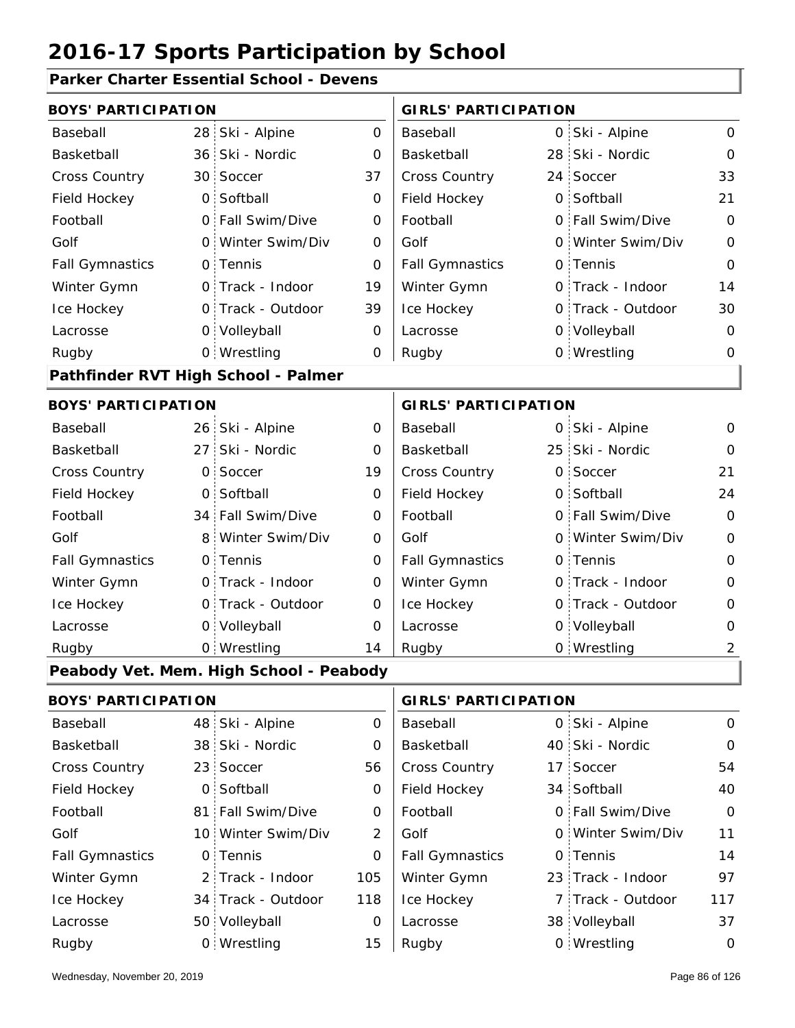# 2016-17 Sports Participation by School

## Parker Charter Essential School - Devens

| BOYS' PARTICIPATION | | | | GIRLS' PARTICIPATION | | | |
|---|---|---|---|---|---|---|---|
| Baseball | 28 | Ski - Alpine | 0 | Baseball | 0 | Ski - Alpine | 0 |
| Basketball | 36 | Ski - Nordic | 0 | Basketball | 28 | Ski - Nordic | 0 |
| Cross Country | 30 | Soccer | 37 | Cross Country | 24 | Soccer | 33 |
| Field Hockey | 0 | Softball | 0 | Field Hockey | 0 | Softball | 21 |
| Football | 0 | Fall Swim/Dive | 0 | Football | 0 | Fall Swim/Dive | 0 |
| Golf | 0 | Winter Swim/Div | 0 | Golf | 0 | Winter Swim/Div | 0 |
| Fall Gymnastics | 0 | Tennis | 0 | Fall Gymnastics | 0 | Tennis | 0 |
| Winter Gymn | 0 | Track - Indoor | 19 | Winter Gymn | 0 | Track - Indoor | 14 |
| Ice Hockey | 0 | Track - Outdoor | 39 | Ice Hockey | 0 | Track - Outdoor | 30 |
| Lacrosse | 0 | Volleyball | 0 | Lacrosse | 0 | Volleyball | 0 |
| Rugby | 0 | Wrestling | 0 | Rugby | 0 | Wrestling | 0 |

## Pathfinder RVT High School - Palmer

| BOYS' PARTICIPATION | | | | GIRLS' PARTICIPATION | | | |
|---|---|---|---|---|---|---|---|
| Baseball | 26 | Ski - Alpine | 0 | Baseball | 0 | Ski - Alpine | 0 |
| Basketball | 27 | Ski - Nordic | 0 | Basketball | 25 | Ski - Nordic | 0 |
| Cross Country | 0 | Soccer | 19 | Cross Country | 0 | Soccer | 21 |
| Field Hockey | 0 | Softball | 0 | Field Hockey | 0 | Softball | 24 |
| Football | 34 | Fall Swim/Dive | 0 | Football | 0 | Fall Swim/Dive | 0 |
| Golf | 8 | Winter Swim/Div | 0 | Golf | 0 | Winter Swim/Div | 0 |
| Fall Gymnastics | 0 | Tennis | 0 | Fall Gymnastics | 0 | Tennis | 0 |
| Winter Gymn | 0 | Track - Indoor | 0 | Winter Gymn | 0 | Track - Indoor | 0 |
| Ice Hockey | 0 | Track - Outdoor | 0 | Ice Hockey | 0 | Track - Outdoor | 0 |
| Lacrosse | 0 | Volleyball | 0 | Lacrosse | 0 | Volleyball | 0 |
| Rugby | 0 | Wrestling | 14 | Rugby | 0 | Wrestling | 2 |

## Peabody Vet. Mem. High School - Peabody

| BOYS' PARTICIPATION | | | | GIRLS' PARTICIPATION | | | |
|---|---|---|---|---|---|---|---|
| Baseball | 48 | Ski - Alpine | 0 | Baseball | 0 | Ski - Alpine | 0 |
| Basketball | 38 | Ski - Nordic | 0 | Basketball | 40 | Ski - Nordic | 0 |
| Cross Country | 23 | Soccer | 56 | Cross Country | 17 | Soccer | 54 |
| Field Hockey | 0 | Softball | 0 | Field Hockey | 34 | Softball | 40 |
| Football | 81 | Fall Swim/Dive | 0 | Football | 0 | Fall Swim/Dive | 0 |
| Golf | 10 | Winter Swim/Div | 2 | Golf | 0 | Winter Swim/Div | 11 |
| Fall Gymnastics | 0 | Tennis | 0 | Fall Gymnastics | 0 | Tennis | 14 |
| Winter Gymn | 2 | Track - Indoor | 105 | Winter Gymn | 23 | Track - Indoor | 97 |
| Ice Hockey | 34 | Track - Outdoor | 118 | Ice Hockey | 7 | Track - Outdoor | 117 |
| Lacrosse | 50 | Volleyball | 0 | Lacrosse | 38 | Volleyball | 37 |
| Rugby | 0 | Wrestling | 15 | Rugby | 0 | Wrestling | 0 |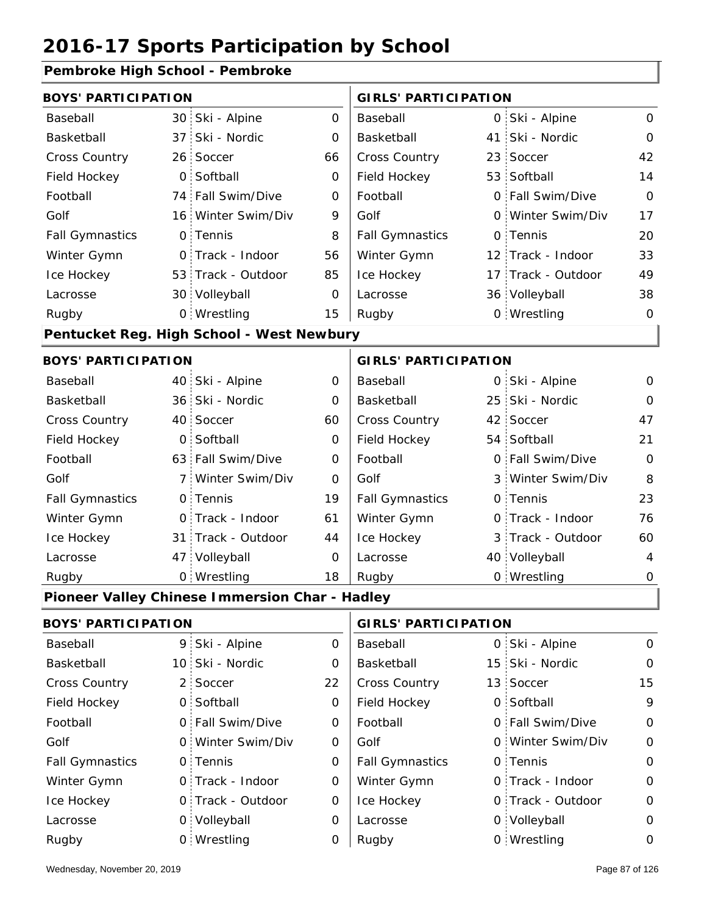# 2016-17 Sports Participation by School

## Pembroke High School - Pembroke

| BOYS' PARTICIPATION | | | | GIRLS' PARTICIPATION | | | |
|---|---|---|---|---|---|---|---|
| Baseball | 30 | Ski - Alpine | 0 | Baseball | 0 | Ski - Alpine | 0 |
| Basketball | 37 | Ski - Nordic | 0 | Basketball | 41 | Ski - Nordic | 0 |
| Cross Country | 26 | Soccer | 66 | Cross Country | 23 | Soccer | 42 |
| Field Hockey | 0 | Softball | 0 | Field Hockey | 53 | Softball | 14 |
| Football | 74 | Fall Swim/Dive | 0 | Football | 0 | Fall Swim/Dive | 0 |
| Golf | 16 | Winter Swim/Div | 9 | Golf | 0 | Winter Swim/Div | 17 |
| Fall Gymnastics | 0 | Tennis | 8 | Fall Gymnastics | 0 | Tennis | 20 |
| Winter Gymn | 0 | Track - Indoor | 56 | Winter Gymn | 12 | Track - Indoor | 33 |
| Ice Hockey | 53 | Track - Outdoor | 85 | Ice Hockey | 17 | Track - Outdoor | 49 |
| Lacrosse | 30 | Volleyball | 0 | Lacrosse | 36 | Volleyball | 38 |
| Rugby | 0 | Wrestling | 15 | Rugby | 0 | Wrestling | 0 |

## Pentucket Reg. High School - West Newbury

| BOYS' PARTICIPATION | | | | GIRLS' PARTICIPATION | | | |
|---|---|---|---|---|---|---|---|
| Baseball | 40 | Ski - Alpine | 0 | Baseball | 0 | Ski - Alpine | 0 |
| Basketball | 36 | Ski - Nordic | 0 | Basketball | 25 | Ski - Nordic | 0 |
| Cross Country | 40 | Soccer | 60 | Cross Country | 42 | Soccer | 47 |
| Field Hockey | 0 | Softball | 0 | Field Hockey | 54 | Softball | 21 |
| Football | 63 | Fall Swim/Dive | 0 | Football | 0 | Fall Swim/Dive | 0 |
| Golf | 7 | Winter Swim/Div | 0 | Golf | 3 | Winter Swim/Div | 8 |
| Fall Gymnastics | 0 | Tennis | 19 | Fall Gymnastics | 0 | Tennis | 23 |
| Winter Gymn | 0 | Track - Indoor | 61 | Winter Gymn | 0 | Track - Indoor | 76 |
| Ice Hockey | 31 | Track - Outdoor | 44 | Ice Hockey | 3 | Track - Outdoor | 60 |
| Lacrosse | 47 | Volleyball | 0 | Lacrosse | 40 | Volleyball | 4 |
| Rugby | 0 | Wrestling | 18 | Rugby | 0 | Wrestling | 0 |

## Pioneer Valley Chinese Immersion Char - Hadley

| BOYS' PARTICIPATION | | | | GIRLS' PARTICIPATION | | | |
|---|---|---|---|---|---|---|---|
| Baseball | 9 | Ski - Alpine | 0 | Baseball | 0 | Ski - Alpine | 0 |
| Basketball | 10 | Ski - Nordic | 0 | Basketball | 15 | Ski - Nordic | 0 |
| Cross Country | 2 | Soccer | 22 | Cross Country | 13 | Soccer | 15 |
| Field Hockey | 0 | Softball | 0 | Field Hockey | 0 | Softball | 9 |
| Football | 0 | Fall Swim/Dive | 0 | Football | 0 | Fall Swim/Dive | 0 |
| Golf | 0 | Winter Swim/Div | 0 | Golf | 0 | Winter Swim/Div | 0 |
| Fall Gymnastics | 0 | Tennis | 0 | Fall Gymnastics | 0 | Tennis | 0 |
| Winter Gymn | 0 | Track - Indoor | 0 | Winter Gymn | 0 | Track - Indoor | 0 |
| Ice Hockey | 0 | Track - Outdoor | 0 | Ice Hockey | 0 | Track - Outdoor | 0 |
| Lacrosse | 0 | Volleyball | 0 | Lacrosse | 0 | Volleyball | 0 |
| Rugby | 0 | Wrestling | 0 | Rugby | 0 | Wrestling | 0 |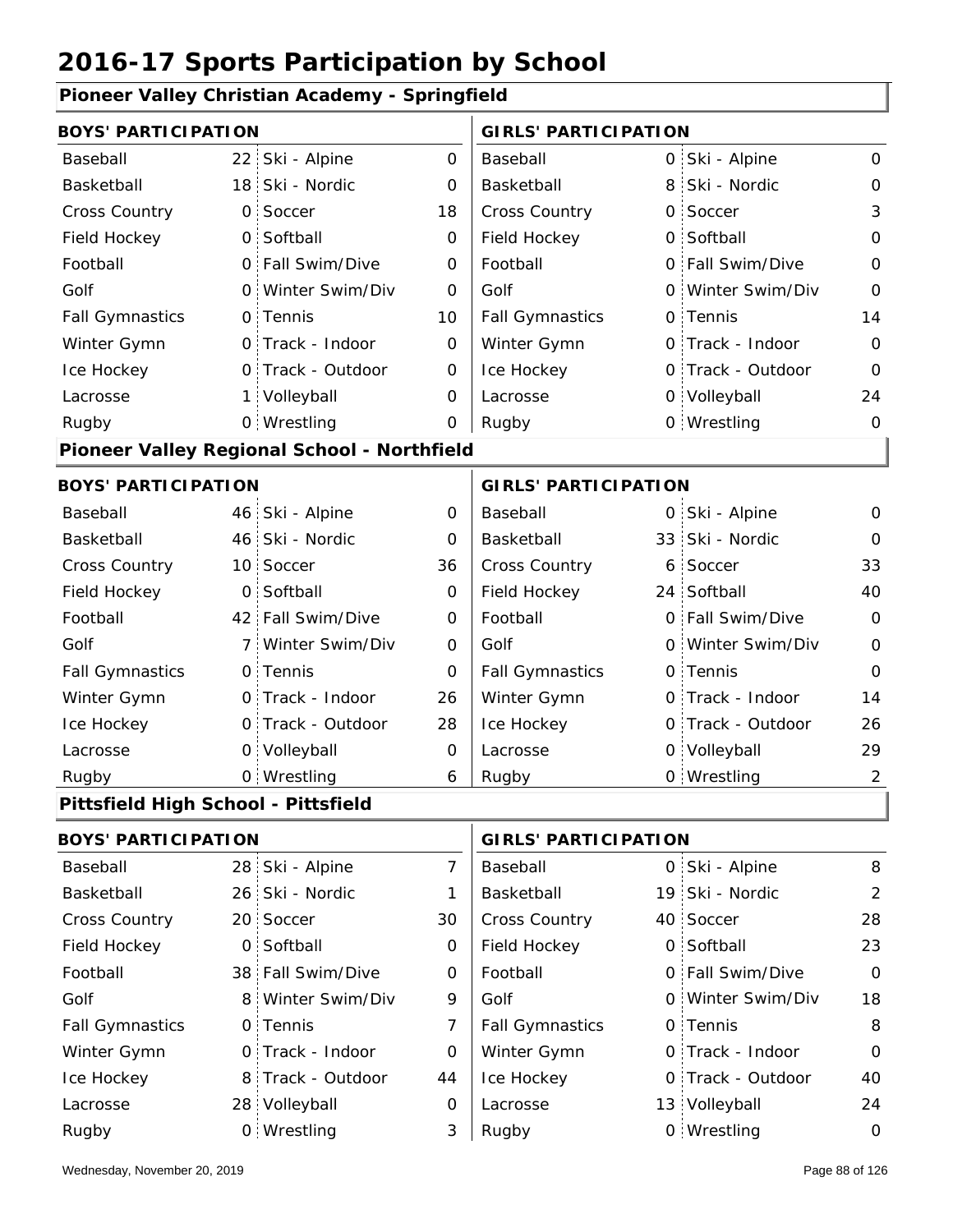# 2016-17 Sports Participation by School

## Pioneer Valley Christian Academy - Springfield

| BOYS' PARTICIPATION | | | | GIRLS' PARTICIPATION | | | |
|---|---|---|---|---|---|---|---|
| Baseball | 22 | Ski - Alpine | 0 | Baseball | 0 | Ski - Alpine | 0 |
| Basketball | 18 | Ski - Nordic | 0 | Basketball | 8 | Ski - Nordic | 0 |
| Cross Country | 0 | Soccer | 18 | Cross Country | 0 | Soccer | 3 |
| Field Hockey | 0 | Softball | 0 | Field Hockey | 0 | Softball | 0 |
| Football | 0 | Fall Swim/Dive | 0 | Football | 0 | Fall Swim/Dive | 0 |
| Golf | 0 | Winter Swim/Div | 0 | Golf | 0 | Winter Swim/Div | 0 |
| Fall Gymnastics | 0 | Tennis | 10 | Fall Gymnastics | 0 | Tennis | 14 |
| Winter Gymn | 0 | Track - Indoor | 0 | Winter Gymn | 0 | Track - Indoor | 0 |
| Ice Hockey | 0 | Track - Outdoor | 0 | Ice Hockey | 0 | Track - Outdoor | 0 |
| Lacrosse | 1 | Volleyball | 0 | Lacrosse | 0 | Volleyball | 24 |
| Rugby | 0 | Wrestling | 0 | Rugby | 0 | Wrestling | 0 |

## Pioneer Valley Regional School - Northfield

| BOYS' PARTICIPATION | | | | GIRLS' PARTICIPATION | | | |
|---|---|---|---|---|---|---|---|
| Baseball | 46 | Ski - Alpine | 0 | Baseball | 0 | Ski - Alpine | 0 |
| Basketball | 46 | Ski - Nordic | 0 | Basketball | 33 | Ski - Nordic | 0 |
| Cross Country | 10 | Soccer | 36 | Cross Country | 6 | Soccer | 33 |
| Field Hockey | 0 | Softball | 0 | Field Hockey | 24 | Softball | 40 |
| Football | 42 | Fall Swim/Dive | 0 | Football | 0 | Fall Swim/Dive | 0 |
| Golf | 7 | Winter Swim/Div | 0 | Golf | 0 | Winter Swim/Div | 0 |
| Fall Gymnastics | 0 | Tennis | 0 | Fall Gymnastics | 0 | Tennis | 0 |
| Winter Gymn | 0 | Track - Indoor | 26 | Winter Gymn | 0 | Track - Indoor | 14 |
| Ice Hockey | 0 | Track - Outdoor | 28 | Ice Hockey | 0 | Track - Outdoor | 26 |
| Lacrosse | 0 | Volleyball | 0 | Lacrosse | 0 | Volleyball | 29 |
| Rugby | 0 | Wrestling | 6 | Rugby | 0 | Wrestling | 2 |

## Pittsfield High School - Pittsfield

| BOYS' PARTICIPATION | | | | GIRLS' PARTICIPATION | | | |
|---|---|---|---|---|---|---|---|
| Baseball | 28 | Ski - Alpine | 7 | Baseball | 0 | Ski - Alpine | 8 |
| Basketball | 26 | Ski - Nordic | 1 | Basketball | 19 | Ski - Nordic | 2 |
| Cross Country | 20 | Soccer | 30 | Cross Country | 40 | Soccer | 28 |
| Field Hockey | 0 | Softball | 0 | Field Hockey | 0 | Softball | 23 |
| Football | 38 | Fall Swim/Dive | 0 | Football | 0 | Fall Swim/Dive | 0 |
| Golf | 8 | Winter Swim/Div | 9 | Golf | 0 | Winter Swim/Div | 18 |
| Fall Gymnastics | 0 | Tennis | 7 | Fall Gymnastics | 0 | Tennis | 8 |
| Winter Gymn | 0 | Track - Indoor | 0 | Winter Gymn | 0 | Track - Indoor | 0 |
| Ice Hockey | 8 | Track - Outdoor | 44 | Ice Hockey | 0 | Track - Outdoor | 40 |
| Lacrosse | 28 | Volleyball | 0 | Lacrosse | 13 | Volleyball | 24 |
| Rugby | 0 | Wrestling | 3 | Rugby | 0 | Wrestling | 0 |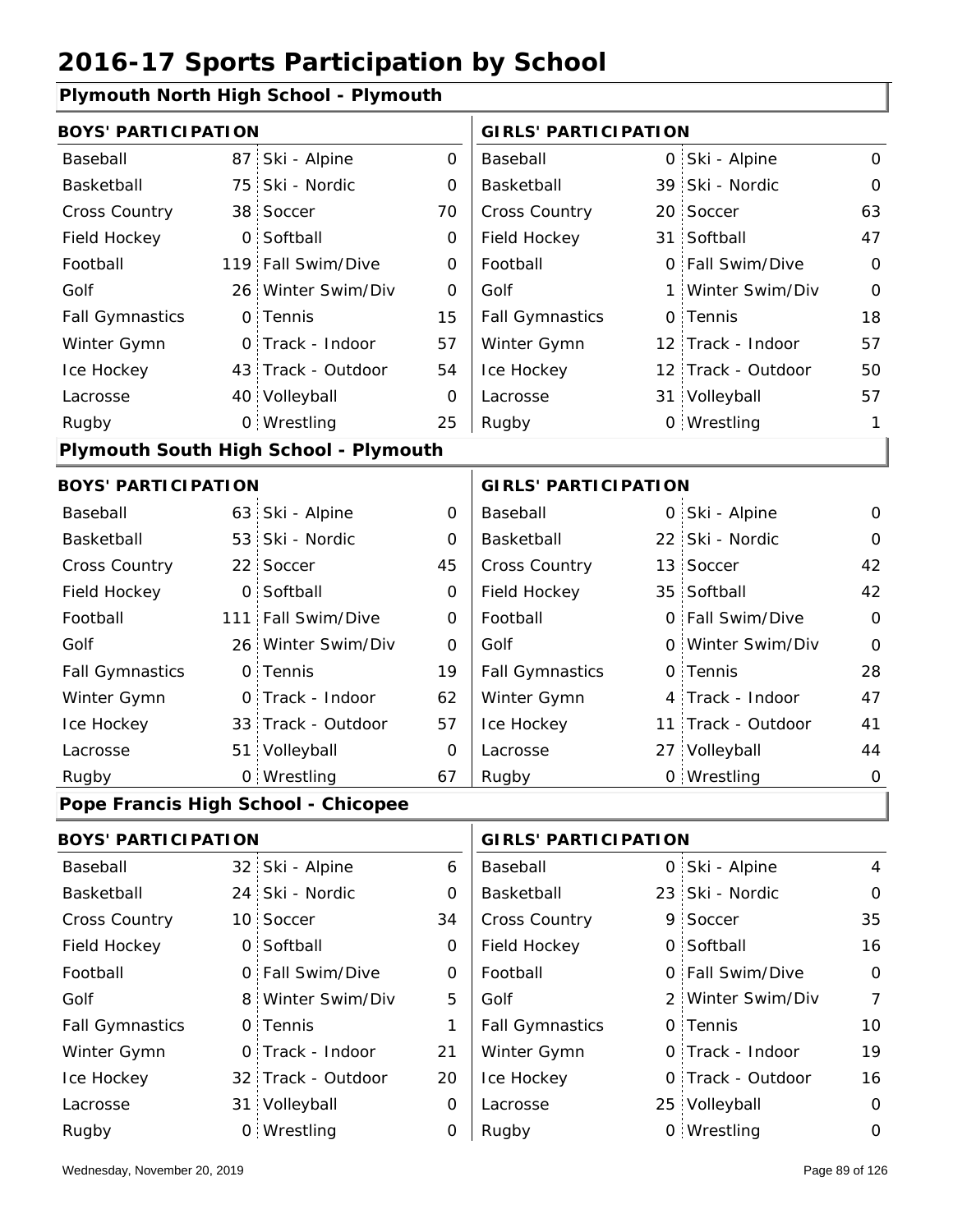# 2016-17 Sports Participation by School

## Plymouth North High School - Plymouth

| BOYS' PARTICIPATION | | | | GIRLS' PARTICIPATION | | | |
|---|---|---|---|---|---|---|---|
| Baseball | 87 | Ski - Alpine | 0 | Baseball | 0 | Ski - Alpine | 0 |
| Basketball | 75 | Ski - Nordic | 0 | Basketball | 39 | Ski - Nordic | 0 |
| Cross Country | 38 | Soccer | 70 | Cross Country | 20 | Soccer | 63 |
| Field Hockey | 0 | Softball | 0 | Field Hockey | 31 | Softball | 47 |
| Football | 119 | Fall Swim/Dive | 0 | Football | 0 | Fall Swim/Dive | 0 |
| Golf | 26 | Winter Swim/Div | 0 | Golf | 1 | Winter Swim/Div | 0 |
| Fall Gymnastics | 0 | Tennis | 15 | Fall Gymnastics | 0 | Tennis | 18 |
| Winter Gymn | 0 | Track - Indoor | 57 | Winter Gymn | 12 | Track - Indoor | 57 |
| Ice Hockey | 43 | Track - Outdoor | 54 | Ice Hockey | 12 | Track - Outdoor | 50 |
| Lacrosse | 40 | Volleyball | 0 | Lacrosse | 31 | Volleyball | 57 |
| Rugby | 0 | Wrestling | 25 | Rugby | 0 | Wrestling | 1 |

## Plymouth South High School - Plymouth

| BOYS' PARTICIPATION | | | | GIRLS' PARTICIPATION | | | |
|---|---|---|---|---|---|---|---|
| Baseball | 63 | Ski - Alpine | 0 | Baseball | 0 | Ski - Alpine | 0 |
| Basketball | 53 | Ski - Nordic | 0 | Basketball | 22 | Ski - Nordic | 0 |
| Cross Country | 22 | Soccer | 45 | Cross Country | 13 | Soccer | 42 |
| Field Hockey | 0 | Softball | 0 | Field Hockey | 35 | Softball | 42 |
| Football | 111 | Fall Swim/Dive | 0 | Football | 0 | Fall Swim/Dive | 0 |
| Golf | 26 | Winter Swim/Div | 0 | Golf | 0 | Winter Swim/Div | 0 |
| Fall Gymnastics | 0 | Tennis | 19 | Fall Gymnastics | 0 | Tennis | 28 |
| Winter Gymn | 0 | Track - Indoor | 62 | Winter Gymn | 4 | Track - Indoor | 47 |
| Ice Hockey | 33 | Track - Outdoor | 57 | Ice Hockey | 11 | Track - Outdoor | 41 |
| Lacrosse | 51 | Volleyball | 0 | Lacrosse | 27 | Volleyball | 44 |
| Rugby | 0 | Wrestling | 67 | Rugby | 0 | Wrestling | 0 |

## Pope Francis High School - Chicopee

| BOYS' PARTICIPATION | | | | GIRLS' PARTICIPATION | | | |
|---|---|---|---|---|---|---|---|
| Baseball | 32 | Ski - Alpine | 6 | Baseball | 0 | Ski - Alpine | 4 |
| Basketball | 24 | Ski - Nordic | 0 | Basketball | 23 | Ski - Nordic | 0 |
| Cross Country | 10 | Soccer | 34 | Cross Country | 9 | Soccer | 35 |
| Field Hockey | 0 | Softball | 0 | Field Hockey | 0 | Softball | 16 |
| Football | 0 | Fall Swim/Dive | 0 | Football | 0 | Fall Swim/Dive | 0 |
| Golf | 8 | Winter Swim/Div | 5 | Golf | 2 | Winter Swim/Div | 7 |
| Fall Gymnastics | 0 | Tennis | 1 | Fall Gymnastics | 0 | Tennis | 10 |
| Winter Gymn | 0 | Track - Indoor | 21 | Winter Gymn | 0 | Track - Indoor | 19 |
| Ice Hockey | 32 | Track - Outdoor | 20 | Ice Hockey | 0 | Track - Outdoor | 16 |
| Lacrosse | 31 | Volleyball | 0 | Lacrosse | 25 | Volleyball | 0 |
| Rugby | 0 | Wrestling | 0 | Rugby | 0 | Wrestling | 0 |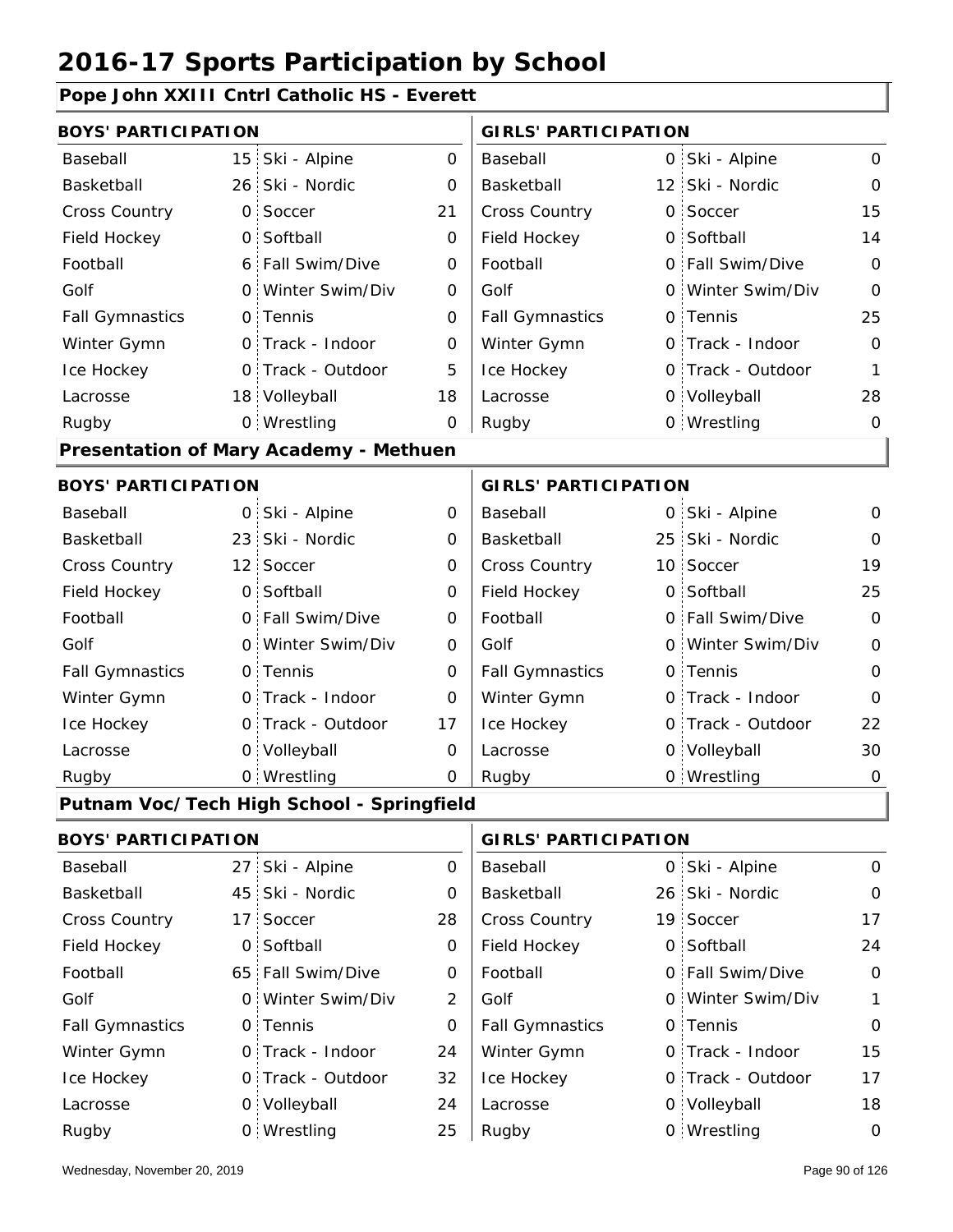# 2016-17 Sports Participation by School

## Pope John XXIII Cntrl Catholic HS - Everett

| BOYS' PARTICIPATION | | | | GIRLS' PARTICIPATION | | | |
|---|---|---|---|---|---|---|---|
| Baseball | 15 | Ski - Alpine | 0 | Baseball | 0 | Ski - Alpine | 0 |
| Basketball | 26 | Ski - Nordic | 0 | Basketball | 12 | Ski - Nordic | 0 |
| Cross Country | 0 | Soccer | 21 | Cross Country | 0 | Soccer | 15 |
| Field Hockey | 0 | Softball | 0 | Field Hockey | 0 | Softball | 14 |
| Football | 6 | Fall Swim/Dive | 0 | Football | 0 | Fall Swim/Dive | 0 |
| Golf | 0 | Winter Swim/Div | 0 | Golf | 0 | Winter Swim/Div | 0 |
| Fall Gymnastics | 0 | Tennis | 0 | Fall Gymnastics | 0 | Tennis | 25 |
| Winter Gymn | 0 | Track - Indoor | 0 | Winter Gymn | 0 | Track - Indoor | 0 |
| Ice Hockey | 0 | Track - Outdoor | 5 | Ice Hockey | 0 | Track - Outdoor | 1 |
| Lacrosse | 18 | Volleyball | 18 | Lacrosse | 0 | Volleyball | 28 |
| Rugby | 0 | Wrestling | 0 | Rugby | 0 | Wrestling | 0 |

## Presentation of Mary Academy - Methuen

| BOYS' PARTICIPATION | | | | GIRLS' PARTICIPATION | | | |
|---|---|---|---|---|---|---|---|
| Baseball | 0 | Ski - Alpine | 0 | Baseball | 0 | Ski - Alpine | 0 |
| Basketball | 23 | Ski - Nordic | 0 | Basketball | 25 | Ski - Nordic | 0 |
| Cross Country | 12 | Soccer | 0 | Cross Country | 10 | Soccer | 19 |
| Field Hockey | 0 | Softball | 0 | Field Hockey | 0 | Softball | 25 |
| Football | 0 | Fall Swim/Dive | 0 | Football | 0 | Fall Swim/Dive | 0 |
| Golf | 0 | Winter Swim/Div | 0 | Golf | 0 | Winter Swim/Div | 0 |
| Fall Gymnastics | 0 | Tennis | 0 | Fall Gymnastics | 0 | Tennis | 0 |
| Winter Gymn | 0 | Track - Indoor | 0 | Winter Gymn | 0 | Track - Indoor | 0 |
| Ice Hockey | 0 | Track - Outdoor | 17 | Ice Hockey | 0 | Track - Outdoor | 22 |
| Lacrosse | 0 | Volleyball | 0 | Lacrosse | 0 | Volleyball | 30 |
| Rugby | 0 | Wrestling | 0 | Rugby | 0 | Wrestling | 0 |

## Putnam Voc/Tech High School - Springfield

| BOYS' PARTICIPATION | | | | GIRLS' PARTICIPATION | | | |
|---|---|---|---|---|---|---|---|
| Baseball | 27 | Ski - Alpine | 0 | Baseball | 0 | Ski - Alpine | 0 |
| Basketball | 45 | Ski - Nordic | 0 | Basketball | 26 | Ski - Nordic | 0 |
| Cross Country | 17 | Soccer | 28 | Cross Country | 19 | Soccer | 17 |
| Field Hockey | 0 | Softball | 0 | Field Hockey | 0 | Softball | 24 |
| Football | 65 | Fall Swim/Dive | 0 | Football | 0 | Fall Swim/Dive | 0 |
| Golf | 0 | Winter Swim/Div | 2 | Golf | 0 | Winter Swim/Div | 1 |
| Fall Gymnastics | 0 | Tennis | 0 | Fall Gymnastics | 0 | Tennis | 0 |
| Winter Gymn | 0 | Track - Indoor | 24 | Winter Gymn | 0 | Track - Indoor | 15 |
| Ice Hockey | 0 | Track - Outdoor | 32 | Ice Hockey | 0 | Track - Outdoor | 17 |
| Lacrosse | 0 | Volleyball | 24 | Lacrosse | 0 | Volleyball | 18 |
| Rugby | 0 | Wrestling | 25 | Rugby | 0 | Wrestling | 0 |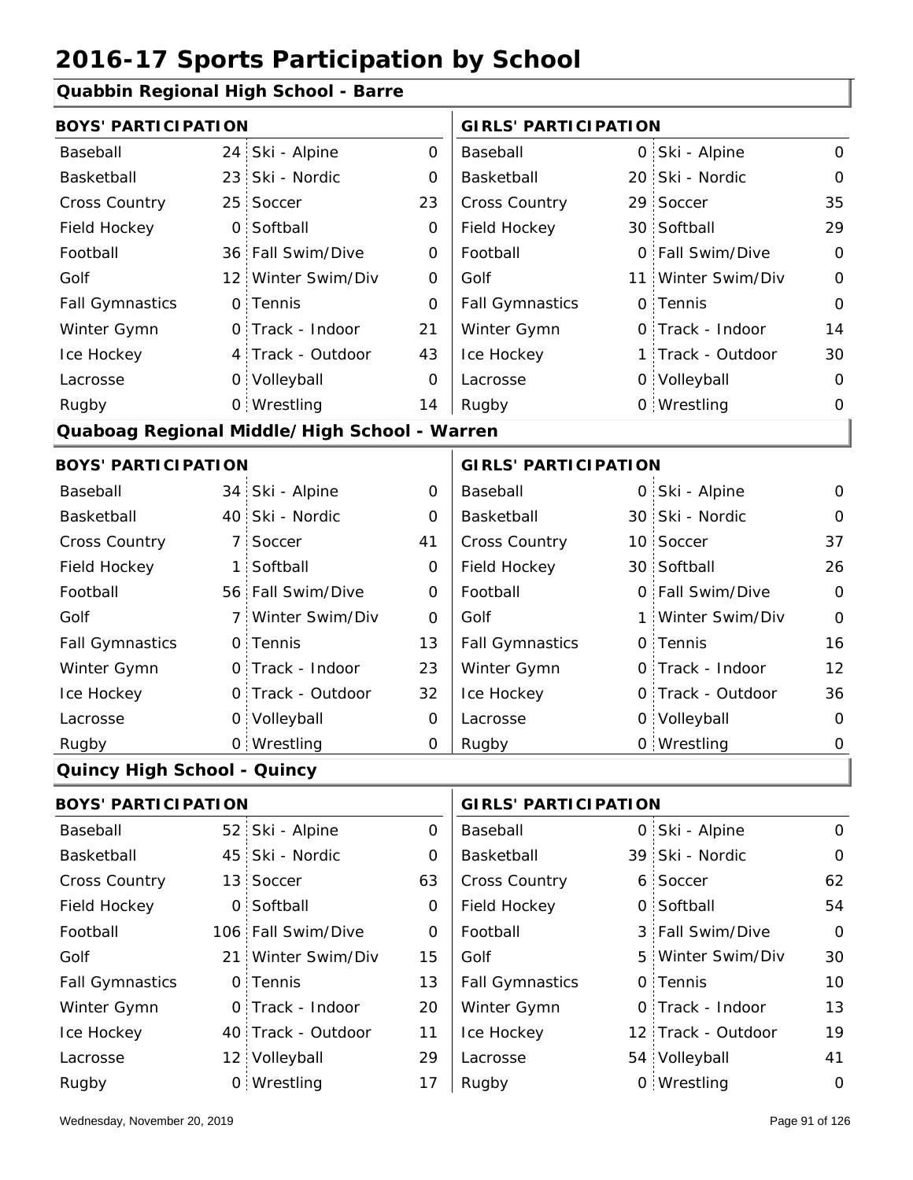# 2016-17 Sports Participation by School

## Quabbin Regional High School - Barre

| BOYS' PARTICIPATION | | | | GIRLS' PARTICIPATION | | | |
|---|---|---|---|---|---|---|---|
| Baseball | 24 | Ski - Alpine | 0 | Baseball | 0 | Ski - Alpine | 0 |
| Basketball | 23 | Ski - Nordic | 0 | Basketball | 20 | Ski - Nordic | 0 |
| Cross Country | 25 | Soccer | 23 | Cross Country | 29 | Soccer | 35 |
| Field Hockey | 0 | Softball | 0 | Field Hockey | 30 | Softball | 29 |
| Football | 36 | Fall Swim/Dive | 0 | Football | 0 | Fall Swim/Dive | 0 |
| Golf | 12 | Winter Swim/Div | 0 | Golf | 11 | Winter Swim/Div | 0 |
| Fall Gymnastics | 0 | Tennis | 0 | Fall Gymnastics | 0 | Tennis | 0 |
| Winter Gymn | 0 | Track - Indoor | 21 | Winter Gymn | 0 | Track - Indoor | 14 |
| Ice Hockey | 4 | Track - Outdoor | 43 | Ice Hockey | 1 | Track - Outdoor | 30 |
| Lacrosse | 0 | Volleyball | 0 | Lacrosse | 0 | Volleyball | 0 |
| Rugby | 0 | Wrestling | 14 | Rugby | 0 | Wrestling | 0 |

## Quaboag Regional Middle/High School - Warren

| BOYS' PARTICIPATION | | | | GIRLS' PARTICIPATION | | | |
|---|---|---|---|---|---|---|---|
| Baseball | 34 | Ski - Alpine | 0 | Baseball | 0 | Ski - Alpine | 0 |
| Basketball | 40 | Ski - Nordic | 0 | Basketball | 30 | Ski - Nordic | 0 |
| Cross Country | 7 | Soccer | 41 | Cross Country | 10 | Soccer | 37 |
| Field Hockey | 1 | Softball | 0 | Field Hockey | 30 | Softball | 26 |
| Football | 56 | Fall Swim/Dive | 0 | Football | 0 | Fall Swim/Dive | 0 |
| Golf | 7 | Winter Swim/Div | 0 | Golf | 1 | Winter Swim/Div | 0 |
| Fall Gymnastics | 0 | Tennis | 13 | Fall Gymnastics | 0 | Tennis | 16 |
| Winter Gymn | 0 | Track - Indoor | 23 | Winter Gymn | 0 | Track - Indoor | 12 |
| Ice Hockey | 0 | Track - Outdoor | 32 | Ice Hockey | 0 | Track - Outdoor | 36 |
| Lacrosse | 0 | Volleyball | 0 | Lacrosse | 0 | Volleyball | 0 |
| Rugby | 0 | Wrestling | 0 | Rugby | 0 | Wrestling | 0 |

## Quincy High School - Quincy

| BOYS' PARTICIPATION | | | | GIRLS' PARTICIPATION | | | |
|---|---|---|---|---|---|---|---|
| Baseball | 52 | Ski - Alpine | 0 | Baseball | 0 | Ski - Alpine | 0 |
| Basketball | 45 | Ski - Nordic | 0 | Basketball | 39 | Ski - Nordic | 0 |
| Cross Country | 13 | Soccer | 63 | Cross Country | 6 | Soccer | 62 |
| Field Hockey | 0 | Softball | 0 | Field Hockey | 0 | Softball | 54 |
| Football | 106 | Fall Swim/Dive | 0 | Football | 3 | Fall Swim/Dive | 0 |
| Golf | 21 | Winter Swim/Div | 15 | Golf | 5 | Winter Swim/Div | 30 |
| Fall Gymnastics | 0 | Tennis | 13 | Fall Gymnastics | 0 | Tennis | 10 |
| Winter Gymn | 0 | Track - Indoor | 20 | Winter Gymn | 0 | Track - Indoor | 13 |
| Ice Hockey | 40 | Track - Outdoor | 11 | Ice Hockey | 12 | Track - Outdoor | 19 |
| Lacrosse | 12 | Volleyball | 29 | Lacrosse | 54 | Volleyball | 41 |
| Rugby | 0 | Wrestling | 17 | Rugby | 0 | Wrestling | 0 |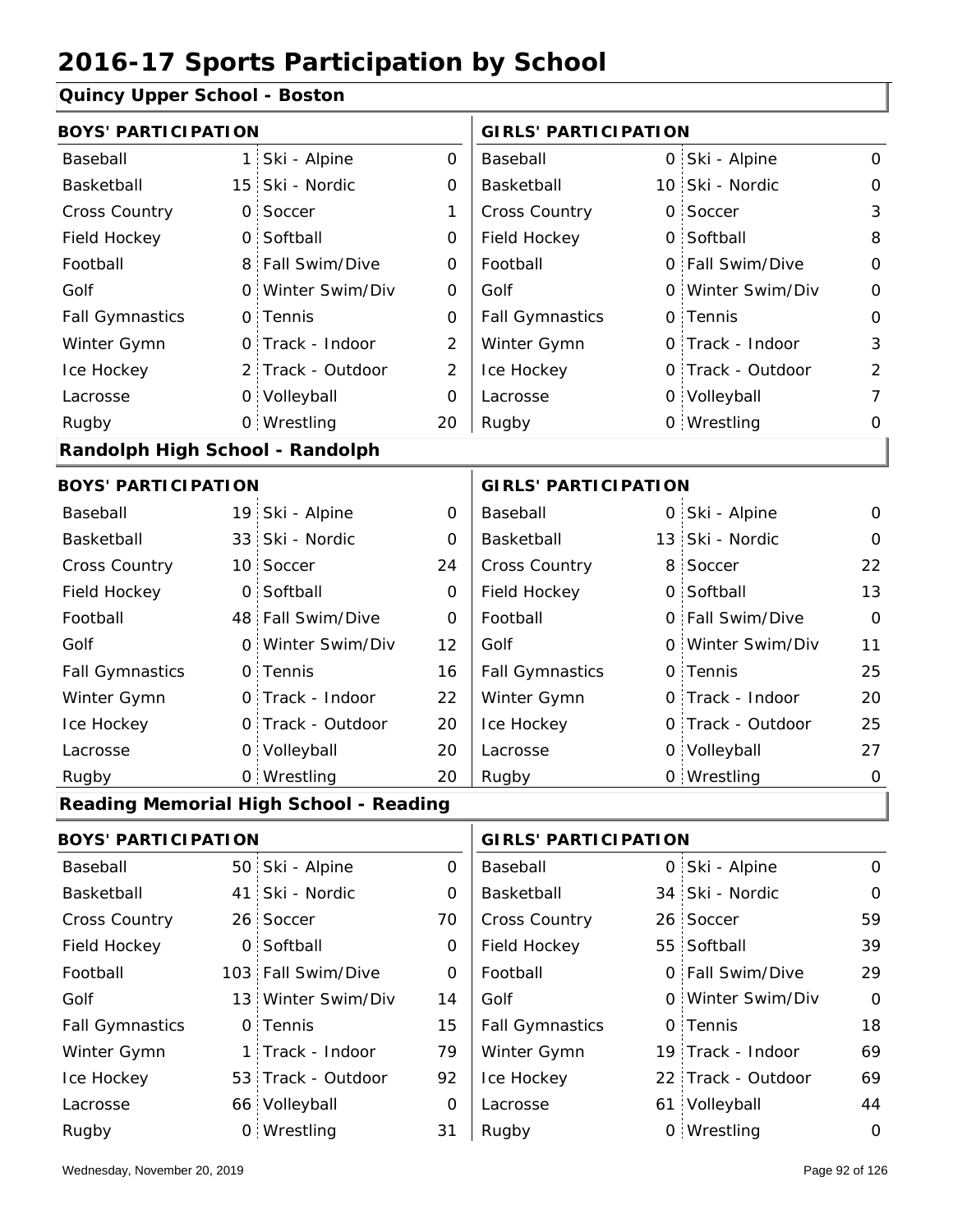# 2016-17 Sports Participation by School

## Quincy Upper School - Boston

| BOYS' PARTICIPATION | | | | GIRLS' PARTICIPATION | | | |
|---|---|---|---|---|---|---|---|
| Baseball | 1 | Ski - Alpine | 0 | Baseball | 0 | Ski - Alpine | 0 |
| Basketball | 15 | Ski - Nordic | 0 | Basketball | 10 | Ski - Nordic | 0 |
| Cross Country | 0 | Soccer | 1 | Cross Country | 0 | Soccer | 3 |
| Field Hockey | 0 | Softball | 0 | Field Hockey | 0 | Softball | 8 |
| Football | 8 | Fall Swim/Dive | 0 | Football | 0 | Fall Swim/Dive | 0 |
| Golf | 0 | Winter Swim/Div | 0 | Golf | 0 | Winter Swim/Div | 0 |
| Fall Gymnastics | 0 | Tennis | 0 | Fall Gymnastics | 0 | Tennis | 0 |
| Winter Gymn | 0 | Track - Indoor | 2 | Winter Gymn | 0 | Track - Indoor | 3 |
| Ice Hockey | 2 | Track - Outdoor | 2 | Ice Hockey | 0 | Track - Outdoor | 2 |
| Lacrosse | 0 | Volleyball | 0 | Lacrosse | 0 | Volleyball | 7 |
| Rugby | 0 | Wrestling | 20 | Rugby | 0 | Wrestling | 0 |

## Randolph High School - Randolph

| BOYS' PARTICIPATION | | | | GIRLS' PARTICIPATION | | | |
|---|---|---|---|---|---|---|---|
| Baseball | 19 | Ski - Alpine | 0 | Baseball | 0 | Ski - Alpine | 0 |
| Basketball | 33 | Ski - Nordic | 0 | Basketball | 13 | Ski - Nordic | 0 |
| Cross Country | 10 | Soccer | 24 | Cross Country | 8 | Soccer | 22 |
| Field Hockey | 0 | Softball | 0 | Field Hockey | 0 | Softball | 13 |
| Football | 48 | Fall Swim/Dive | 0 | Football | 0 | Fall Swim/Dive | 0 |
| Golf | 0 | Winter Swim/Div | 12 | Golf | 0 | Winter Swim/Div | 11 |
| Fall Gymnastics | 0 | Tennis | 16 | Fall Gymnastics | 0 | Tennis | 25 |
| Winter Gymn | 0 | Track - Indoor | 22 | Winter Gymn | 0 | Track - Indoor | 20 |
| Ice Hockey | 0 | Track - Outdoor | 20 | Ice Hockey | 0 | Track - Outdoor | 25 |
| Lacrosse | 0 | Volleyball | 20 | Lacrosse | 0 | Volleyball | 27 |
| Rugby | 0 | Wrestling | 20 | Rugby | 0 | Wrestling | 0 |

## Reading Memorial High School - Reading

| BOYS' PARTICIPATION | | | | GIRLS' PARTICIPATION | | | |
|---|---|---|---|---|---|---|---|
| Baseball | 50 | Ski - Alpine | 0 | Baseball | 0 | Ski - Alpine | 0 |
| Basketball | 41 | Ski - Nordic | 0 | Basketball | 34 | Ski - Nordic | 0 |
| Cross Country | 26 | Soccer | 70 | Cross Country | 26 | Soccer | 59 |
| Field Hockey | 0 | Softball | 0 | Field Hockey | 55 | Softball | 39 |
| Football | 103 | Fall Swim/Dive | 0 | Football | 0 | Fall Swim/Dive | 29 |
| Golf | 13 | Winter Swim/Div | 14 | Golf | 0 | Winter Swim/Div | 0 |
| Fall Gymnastics | 0 | Tennis | 15 | Fall Gymnastics | 0 | Tennis | 18 |
| Winter Gymn | 1 | Track - Indoor | 79 | Winter Gymn | 19 | Track - Indoor | 69 |
| Ice Hockey | 53 | Track - Outdoor | 92 | Ice Hockey | 22 | Track - Outdoor | 69 |
| Lacrosse | 66 | Volleyball | 0 | Lacrosse | 61 | Volleyball | 44 |
| Rugby | 0 | Wrestling | 31 | Rugby | 0 | Wrestling | 0 |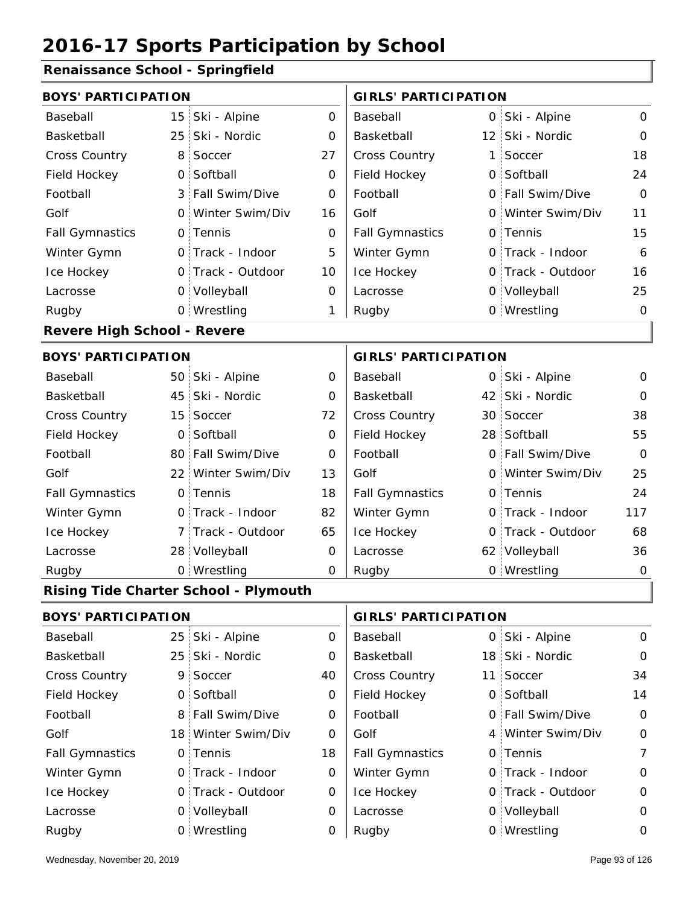# 2016-17 Sports Participation by School

## Renaissance School - Springfield

| BOYS' PARTICIPATION | | | | GIRLS' PARTICIPATION | | | |
|---|---|---|---|---|---|---|---|
| Baseball | 15 | Ski - Alpine | 0 | Baseball | 0 | Ski - Alpine | 0 |
| Basketball | 25 | Ski - Nordic | 0 | Basketball | 12 | Ski - Nordic | 0 |
| Cross Country | 8 | Soccer | 27 | Cross Country | 1 | Soccer | 18 |
| Field Hockey | 0 | Softball | 0 | Field Hockey | 0 | Softball | 24 |
| Football | 3 | Fall Swim/Dive | 0 | Football | 0 | Fall Swim/Dive | 0 |
| Golf | 0 | Winter Swim/Div | 16 | Golf | 0 | Winter Swim/Div | 11 |
| Fall Gymnastics | 0 | Tennis | 0 | Fall Gymnastics | 0 | Tennis | 15 |
| Winter Gymn | 0 | Track - Indoor | 5 | Winter Gymn | 0 | Track - Indoor | 6 |
| Ice Hockey | 0 | Track - Outdoor | 10 | Ice Hockey | 0 | Track - Outdoor | 16 |
| Lacrosse | 0 | Volleyball | 0 | Lacrosse | 0 | Volleyball | 25 |
| Rugby | 0 | Wrestling | 1 | Rugby | 0 | Wrestling | 0 |

## Revere High School - Revere

| BOYS' PARTICIPATION | | | | GIRLS' PARTICIPATION | | | |
|---|---|---|---|---|---|---|---|
| Baseball | 50 | Ski - Alpine | 0 | Baseball | 0 | Ski - Alpine | 0 |
| Basketball | 45 | Ski - Nordic | 0 | Basketball | 42 | Ski - Nordic | 0 |
| Cross Country | 15 | Soccer | 72 | Cross Country | 30 | Soccer | 38 |
| Field Hockey | 0 | Softball | 0 | Field Hockey | 28 | Softball | 55 |
| Football | 80 | Fall Swim/Dive | 0 | Football | 0 | Fall Swim/Dive | 0 |
| Golf | 22 | Winter Swim/Div | 13 | Golf | 0 | Winter Swim/Div | 25 |
| Fall Gymnastics | 0 | Tennis | 18 | Fall Gymnastics | 0 | Tennis | 24 |
| Winter Gymn | 0 | Track - Indoor | 82 | Winter Gymn | 0 | Track - Indoor | 117 |
| Ice Hockey | 7 | Track - Outdoor | 65 | Ice Hockey | 0 | Track - Outdoor | 68 |
| Lacrosse | 28 | Volleyball | 0 | Lacrosse | 62 | Volleyball | 36 |
| Rugby | 0 | Wrestling | 0 | Rugby | 0 | Wrestling | 0 |

## Rising Tide Charter School - Plymouth

| BOYS' PARTICIPATION | | | | GIRLS' PARTICIPATION | | | |
|---|---|---|---|---|---|---|---|
| Baseball | 25 | Ski - Alpine | 0 | Baseball | 0 | Ski - Alpine | 0 |
| Basketball | 25 | Ski - Nordic | 0 | Basketball | 18 | Ski - Nordic | 0 |
| Cross Country | 9 | Soccer | 40 | Cross Country | 11 | Soccer | 34 |
| Field Hockey | 0 | Softball | 0 | Field Hockey | 0 | Softball | 14 |
| Football | 8 | Fall Swim/Dive | 0 | Football | 0 | Fall Swim/Dive | 0 |
| Golf | 18 | Winter Swim/Div | 0 | Golf | 4 | Winter Swim/Div | 0 |
| Fall Gymnastics | 0 | Tennis | 18 | Fall Gymnastics | 0 | Tennis | 7 |
| Winter Gymn | 0 | Track - Indoor | 0 | Winter Gymn | 0 | Track - Indoor | 0 |
| Ice Hockey | 0 | Track - Outdoor | 0 | Ice Hockey | 0 | Track - Outdoor | 0 |
| Lacrosse | 0 | Volleyball | 0 | Lacrosse | 0 | Volleyball | 0 |
| Rugby | 0 | Wrestling | 0 | Rugby | 0 | Wrestling | 0 |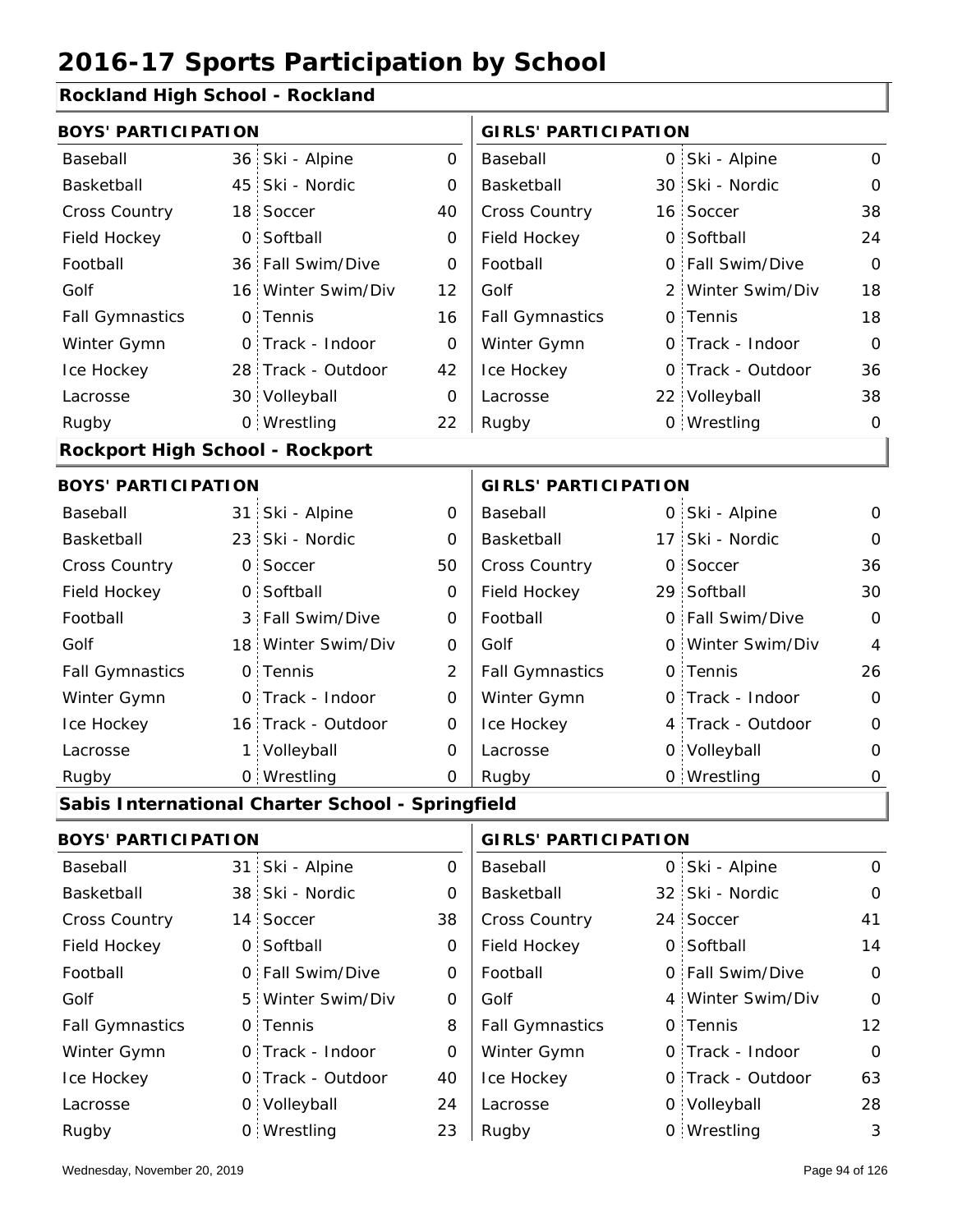# 2016-17 Sports Participation by School

## Rockland High School - Rockland

| BOYS' PARTICIPATION | | | | GIRLS' PARTICIPATION | | | |
|---|---|---|---|---|---|---|---|
| Baseball | 36 | Ski - Alpine | 0 | Baseball | 0 | Ski - Alpine | 0 |
| Basketball | 45 | Ski - Nordic | 0 | Basketball | 30 | Ski - Nordic | 0 |
| Cross Country | 18 | Soccer | 40 | Cross Country | 16 | Soccer | 38 |
| Field Hockey | 0 | Softball | 0 | Field Hockey | 0 | Softball | 24 |
| Football | 36 | Fall Swim/Dive | 0 | Football | 0 | Fall Swim/Dive | 0 |
| Golf | 16 | Winter Swim/Div | 12 | Golf | 2 | Winter Swim/Div | 18 |
| Fall Gymnastics | 0 | Tennis | 16 | Fall Gymnastics | 0 | Tennis | 18 |
| Winter Gymn | 0 | Track - Indoor | 0 | Winter Gymn | 0 | Track - Indoor | 0 |
| Ice Hockey | 28 | Track - Outdoor | 42 | Ice Hockey | 0 | Track - Outdoor | 36 |
| Lacrosse | 30 | Volleyball | 0 | Lacrosse | 22 | Volleyball | 38 |
| Rugby | 0 | Wrestling | 22 | Rugby | 0 | Wrestling | 0 |

## Rockport High School - Rockport

| BOYS' PARTICIPATION | | | | GIRLS' PARTICIPATION | | | |
|---|---|---|---|---|---|---|---|
| Baseball | 31 | Ski - Alpine | 0 | Baseball | 0 | Ski - Alpine | 0 |
| Basketball | 23 | Ski - Nordic | 0 | Basketball | 17 | Ski - Nordic | 0 |
| Cross Country | 0 | Soccer | 50 | Cross Country | 0 | Soccer | 36 |
| Field Hockey | 0 | Softball | 0 | Field Hockey | 29 | Softball | 30 |
| Football | 3 | Fall Swim/Dive | 0 | Football | 0 | Fall Swim/Dive | 0 |
| Golf | 18 | Winter Swim/Div | 0 | Golf | 0 | Winter Swim/Div | 4 |
| Fall Gymnastics | 0 | Tennis | 2 | Fall Gymnastics | 0 | Tennis | 26 |
| Winter Gymn | 0 | Track - Indoor | 0 | Winter Gymn | 0 | Track - Indoor | 0 |
| Ice Hockey | 16 | Track - Outdoor | 0 | Ice Hockey | 4 | Track - Outdoor | 0 |
| Lacrosse | 1 | Volleyball | 0 | Lacrosse | 0 | Volleyball | 0 |
| Rugby | 0 | Wrestling | 0 | Rugby | 0 | Wrestling | 0 |

## Sabis International Charter School - Springfield

| BOYS' PARTICIPATION | | | | GIRLS' PARTICIPATION | | | |
|---|---|---|---|---|---|---|---|
| Baseball | 31 | Ski - Alpine | 0 | Baseball | 0 | Ski - Alpine | 0 |
| Basketball | 38 | Ski - Nordic | 0 | Basketball | 32 | Ski - Nordic | 0 |
| Cross Country | 14 | Soccer | 38 | Cross Country | 24 | Soccer | 41 |
| Field Hockey | 0 | Softball | 0 | Field Hockey | 0 | Softball | 14 |
| Football | 0 | Fall Swim/Dive | 0 | Football | 0 | Fall Swim/Dive | 0 |
| Golf | 5 | Winter Swim/Div | 0 | Golf | 4 | Winter Swim/Div | 0 |
| Fall Gymnastics | 0 | Tennis | 8 | Fall Gymnastics | 0 | Tennis | 12 |
| Winter Gymn | 0 | Track - Indoor | 0 | Winter Gymn | 0 | Track - Indoor | 0 |
| Ice Hockey | 0 | Track - Outdoor | 40 | Ice Hockey | 0 | Track - Outdoor | 63 |
| Lacrosse | 0 | Volleyball | 24 | Lacrosse | 0 | Volleyball | 28 |
| Rugby | 0 | Wrestling | 23 | Rugby | 0 | Wrestling | 3 |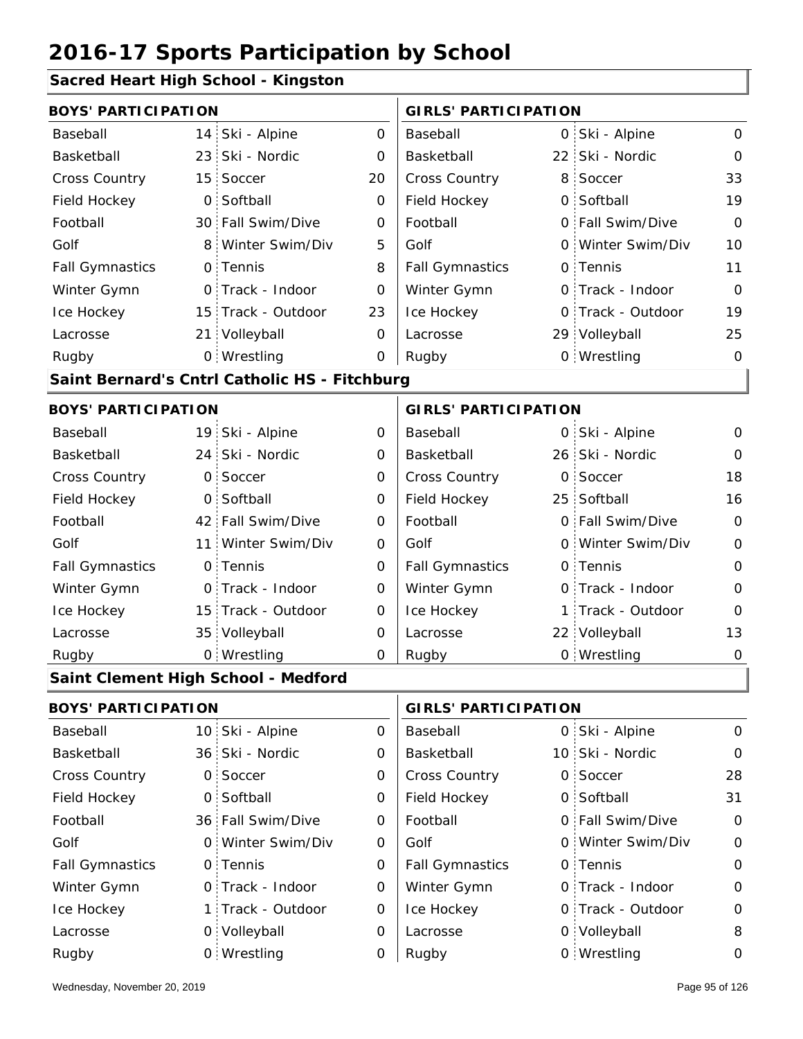# 2016-17 Sports Participation by School

## Sacred Heart High School - Kingston

| BOYS' PARTICIPATION | | | | GIRLS' PARTICIPATION | | | |
|---|---|---|---|---|---|---|---|
| Baseball | 14 | Ski - Alpine | 0 | Baseball | 0 | Ski - Alpine | 0 |
| Basketball | 23 | Ski - Nordic | 0 | Basketball | 22 | Ski - Nordic | 0 |
| Cross Country | 15 | Soccer | 20 | Cross Country | 8 | Soccer | 33 |
| Field Hockey | 0 | Softball | 0 | Field Hockey | 0 | Softball | 19 |
| Football | 30 | Fall Swim/Dive | 0 | Football | 0 | Fall Swim/Dive | 0 |
| Golf | 8 | Winter Swim/Div | 5 | Golf | 0 | Winter Swim/Div | 10 |
| Fall Gymnastics | 0 | Tennis | 8 | Fall Gymnastics | 0 | Tennis | 11 |
| Winter Gymn | 0 | Track - Indoor | 0 | Winter Gymn | 0 | Track - Indoor | 0 |
| Ice Hockey | 15 | Track - Outdoor | 23 | Ice Hockey | 0 | Track - Outdoor | 19 |
| Lacrosse | 21 | Volleyball | 0 | Lacrosse | 29 | Volleyball | 25 |
| Rugby | 0 | Wrestling | 0 | Rugby | 0 | Wrestling | 0 |

## Saint Bernard's Cntrl Catholic HS - Fitchburg

| BOYS' PARTICIPATION | | | | GIRLS' PARTICIPATION | | | |
|---|---|---|---|---|---|---|---|
| Baseball | 19 | Ski - Alpine | 0 | Baseball | 0 | Ski - Alpine | 0 |
| Basketball | 24 | Ski - Nordic | 0 | Basketball | 26 | Ski - Nordic | 0 |
| Cross Country | 0 | Soccer | 0 | Cross Country | 0 | Soccer | 18 |
| Field Hockey | 0 | Softball | 0 | Field Hockey | 25 | Softball | 16 |
| Football | 42 | Fall Swim/Dive | 0 | Football | 0 | Fall Swim/Dive | 0 |
| Golf | 11 | Winter Swim/Div | 0 | Golf | 0 | Winter Swim/Div | 0 |
| Fall Gymnastics | 0 | Tennis | 0 | Fall Gymnastics | 0 | Tennis | 0 |
| Winter Gymn | 0 | Track - Indoor | 0 | Winter Gymn | 0 | Track - Indoor | 0 |
| Ice Hockey | 15 | Track - Outdoor | 0 | Ice Hockey | 1 | Track - Outdoor | 0 |
| Lacrosse | 35 | Volleyball | 0 | Lacrosse | 22 | Volleyball | 13 |
| Rugby | 0 | Wrestling | 0 | Rugby | 0 | Wrestling | 0 |

## Saint Clement High School - Medford

| BOYS' PARTICIPATION | | | | GIRLS' PARTICIPATION | | | |
|---|---|---|---|---|---|---|---|
| Baseball | 10 | Ski - Alpine | 0 | Baseball | 0 | Ski - Alpine | 0 |
| Basketball | 36 | Ski - Nordic | 0 | Basketball | 10 | Ski - Nordic | 0 |
| Cross Country | 0 | Soccer | 0 | Cross Country | 0 | Soccer | 28 |
| Field Hockey | 0 | Softball | 0 | Field Hockey | 0 | Softball | 31 |
| Football | 36 | Fall Swim/Dive | 0 | Football | 0 | Fall Swim/Dive | 0 |
| Golf | 0 | Winter Swim/Div | 0 | Golf | 0 | Winter Swim/Div | 0 |
| Fall Gymnastics | 0 | Tennis | 0 | Fall Gymnastics | 0 | Tennis | 0 |
| Winter Gymn | 0 | Track - Indoor | 0 | Winter Gymn | 0 | Track - Indoor | 0 |
| Ice Hockey | 1 | Track - Outdoor | 0 | Ice Hockey | 0 | Track - Outdoor | 0 |
| Lacrosse | 0 | Volleyball | 0 | Lacrosse | 0 | Volleyball | 8 |
| Rugby | 0 | Wrestling | 0 | Rugby | 0 | Wrestling | 0 |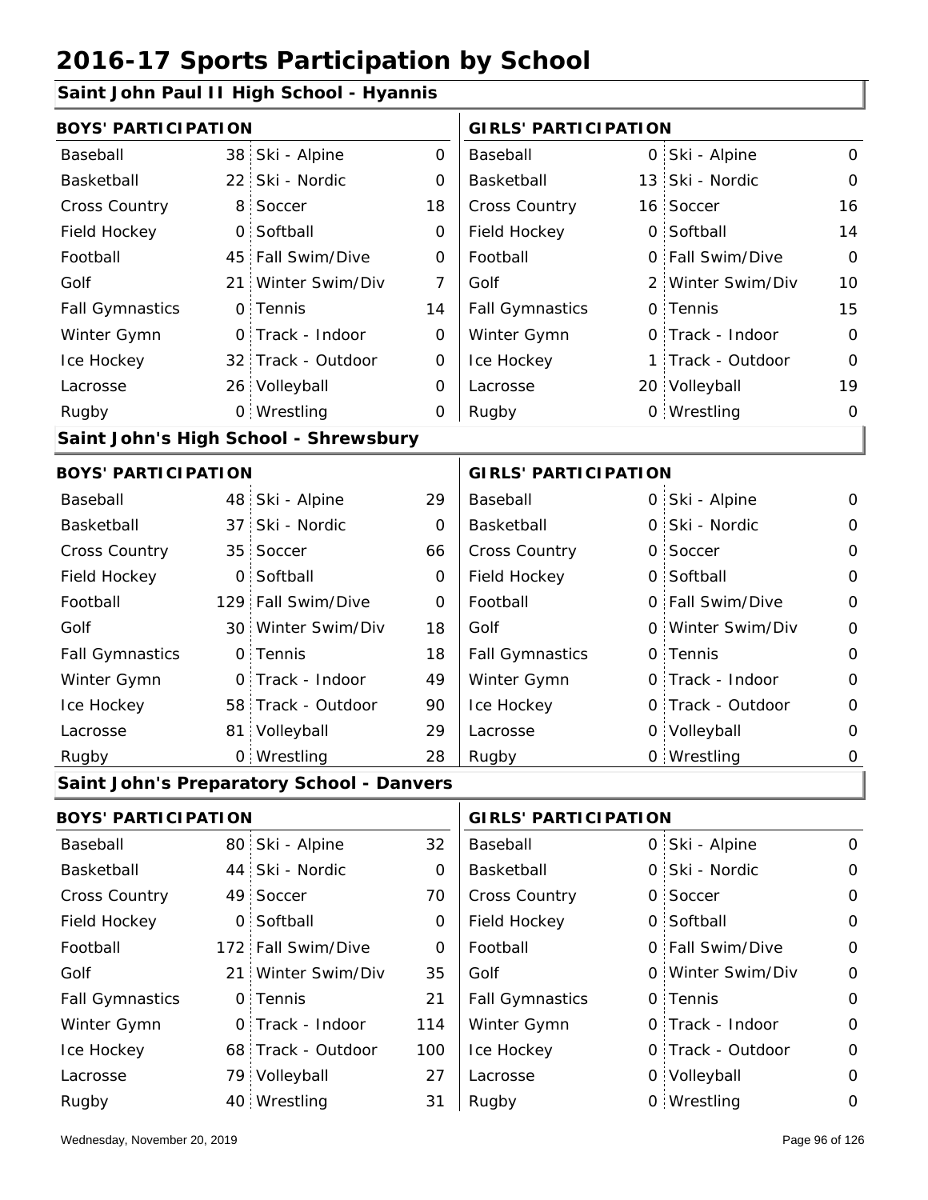# 2016-17 Sports Participation by School

## Saint John Paul II High School - Hyannis

| BOYS' PARTICIPATION | | | | GIRLS' PARTICIPATION | | | |
|---|---|---|---|---|---|---|---|
| Baseball | 38 | Ski - Alpine | 0 | Baseball | 0 | Ski - Alpine | 0 |
| Basketball | 22 | Ski - Nordic | 0 | Basketball | 13 | Ski - Nordic | 0 |
| Cross Country | 8 | Soccer | 18 | Cross Country | 16 | Soccer | 16 |
| Field Hockey | 0 | Softball | 0 | Field Hockey | 0 | Softball | 14 |
| Football | 45 | Fall Swim/Dive | 0 | Football | 0 | Fall Swim/Dive | 0 |
| Golf | 21 | Winter Swim/Div | 7 | Golf | 2 | Winter Swim/Div | 10 |
| Fall Gymnastics | 0 | Tennis | 14 | Fall Gymnastics | 0 | Tennis | 15 |
| Winter Gymn | 0 | Track - Indoor | 0 | Winter Gymn | 0 | Track - Indoor | 0 |
| Ice Hockey | 32 | Track - Outdoor | 0 | Ice Hockey | 1 | Track - Outdoor | 0 |
| Lacrosse | 26 | Volleyball | 0 | Lacrosse | 20 | Volleyball | 19 |
| Rugby | 0 | Wrestling | 0 | Rugby | 0 | Wrestling | 0 |

## Saint John's High School - Shrewsbury

| BOYS' PARTICIPATION | | | | GIRLS' PARTICIPATION | | | |
|---|---|---|---|---|---|---|---|
| Baseball | 48 | Ski - Alpine | 29 | Baseball | 0 | Ski - Alpine | 0 |
| Basketball | 37 | Ski - Nordic | 0 | Basketball | 0 | Ski - Nordic | 0 |
| Cross Country | 35 | Soccer | 66 | Cross Country | 0 | Soccer | 0 |
| Field Hockey | 0 | Softball | 0 | Field Hockey | 0 | Softball | 0 |
| Football | 129 | Fall Swim/Dive | 0 | Football | 0 | Fall Swim/Dive | 0 |
| Golf | 30 | Winter Swim/Div | 18 | Golf | 0 | Winter Swim/Div | 0 |
| Fall Gymnastics | 0 | Tennis | 18 | Fall Gymnastics | 0 | Tennis | 0 |
| Winter Gymn | 0 | Track - Indoor | 49 | Winter Gymn | 0 | Track - Indoor | 0 |
| Ice Hockey | 58 | Track - Outdoor | 90 | Ice Hockey | 0 | Track - Outdoor | 0 |
| Lacrosse | 81 | Volleyball | 29 | Lacrosse | 0 | Volleyball | 0 |
| Rugby | 0 | Wrestling | 28 | Rugby | 0 | Wrestling | 0 |

## Saint John's Preparatory School - Danvers

| BOYS' PARTICIPATION | | | | GIRLS' PARTICIPATION | | | |
|---|---|---|---|---|---|---|---|
| Baseball | 80 | Ski - Alpine | 32 | Baseball | 0 | Ski - Alpine | 0 |
| Basketball | 44 | Ski - Nordic | 0 | Basketball | 0 | Ski - Nordic | 0 |
| Cross Country | 49 | Soccer | 70 | Cross Country | 0 | Soccer | 0 |
| Field Hockey | 0 | Softball | 0 | Field Hockey | 0 | Softball | 0 |
| Football | 172 | Fall Swim/Dive | 0 | Football | 0 | Fall Swim/Dive | 0 |
| Golf | 21 | Winter Swim/Div | 35 | Golf | 0 | Winter Swim/Div | 0 |
| Fall Gymnastics | 0 | Tennis | 21 | Fall Gymnastics | 0 | Tennis | 0 |
| Winter Gymn | 0 | Track - Indoor | 114 | Winter Gymn | 0 | Track - Indoor | 0 |
| Ice Hockey | 68 | Track - Outdoor | 100 | Ice Hockey | 0 | Track - Outdoor | 0 |
| Lacrosse | 79 | Volleyball | 27 | Lacrosse | 0 | Volleyball | 0 |
| Rugby | 40 | Wrestling | 31 | Rugby | 0 | Wrestling | 0 |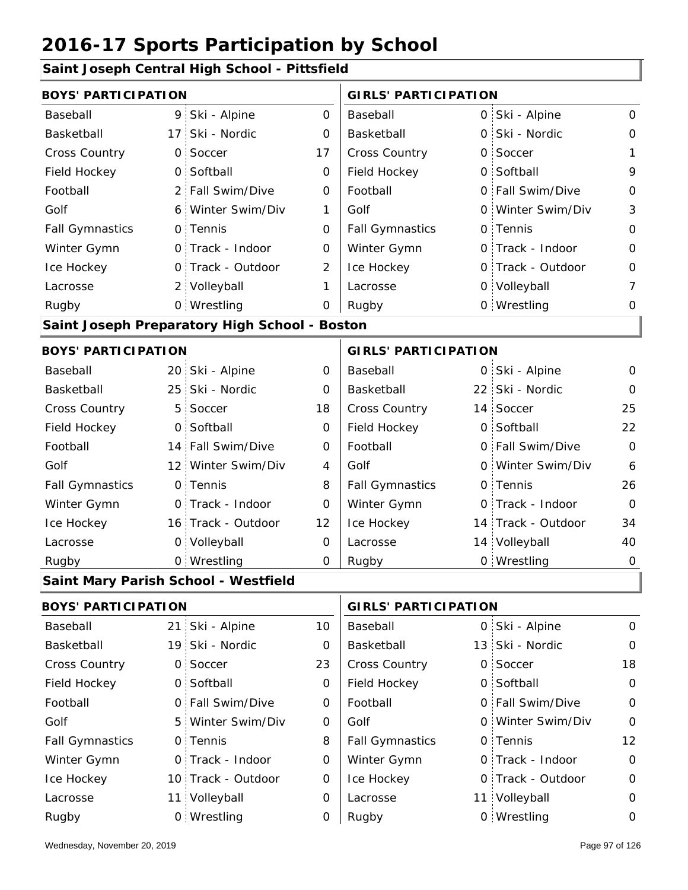# 2016-17 Sports Participation by School

## Saint Joseph Central High School - Pittsfield

| BOYS' PARTICIPATION | | | | GIRLS' PARTICIPATION | | | |
|---|---|---|---|---|---|---|---|
| Baseball | 9 | Ski - Alpine | 0 | Baseball | 0 | Ski - Alpine | 0 |
| Basketball | 17 | Ski - Nordic | 0 | Basketball | 0 | Ski - Nordic | 0 |
| Cross Country | 0 | Soccer | 17 | Cross Country | 0 | Soccer | 1 |
| Field Hockey | 0 | Softball | 0 | Field Hockey | 0 | Softball | 9 |
| Football | 2 | Fall Swim/Dive | 0 | Football | 0 | Fall Swim/Dive | 0 |
| Golf | 6 | Winter Swim/Div | 1 | Golf | 0 | Winter Swim/Div | 3 |
| Fall Gymnastics | 0 | Tennis | 0 | Fall Gymnastics | 0 | Tennis | 0 |
| Winter Gymn | 0 | Track - Indoor | 0 | Winter Gymn | 0 | Track - Indoor | 0 |
| Ice Hockey | 0 | Track - Outdoor | 2 | Ice Hockey | 0 | Track - Outdoor | 0 |
| Lacrosse | 2 | Volleyball | 1 | Lacrosse | 0 | Volleyball | 7 |
| Rugby | 0 | Wrestling | 0 | Rugby | 0 | Wrestling | 0 |

## Saint Joseph Preparatory High School - Boston

| BOYS' PARTICIPATION | | | | GIRLS' PARTICIPATION | | | |
|---|---|---|---|---|---|---|---|
| Baseball | 20 | Ski - Alpine | 0 | Baseball | 0 | Ski - Alpine | 0 |
| Basketball | 25 | Ski - Nordic | 0 | Basketball | 22 | Ski - Nordic | 0 |
| Cross Country | 5 | Soccer | 18 | Cross Country | 14 | Soccer | 25 |
| Field Hockey | 0 | Softball | 0 | Field Hockey | 0 | Softball | 22 |
| Football | 14 | Fall Swim/Dive | 0 | Football | 0 | Fall Swim/Dive | 0 |
| Golf | 12 | Winter Swim/Div | 4 | Golf | 0 | Winter Swim/Div | 6 |
| Fall Gymnastics | 0 | Tennis | 8 | Fall Gymnastics | 0 | Tennis | 26 |
| Winter Gymn | 0 | Track - Indoor | 0 | Winter Gymn | 0 | Track - Indoor | 0 |
| Ice Hockey | 16 | Track - Outdoor | 12 | Ice Hockey | 14 | Track - Outdoor | 34 |
| Lacrosse | 0 | Volleyball | 0 | Lacrosse | 14 | Volleyball | 40 |
| Rugby | 0 | Wrestling | 0 | Rugby | 0 | Wrestling | 0 |

## Saint Mary Parish School - Westfield

| BOYS' PARTICIPATION | | | | GIRLS' PARTICIPATION | | | |
|---|---|---|---|---|---|---|---|
| Baseball | 21 | Ski - Alpine | 10 | Baseball | 0 | Ski - Alpine | 0 |
| Basketball | 19 | Ski - Nordic | 0 | Basketball | 13 | Ski - Nordic | 0 |
| Cross Country | 0 | Soccer | 23 | Cross Country | 0 | Soccer | 18 |
| Field Hockey | 0 | Softball | 0 | Field Hockey | 0 | Softball | 0 |
| Football | 0 | Fall Swim/Dive | 0 | Football | 0 | Fall Swim/Dive | 0 |
| Golf | 5 | Winter Swim/Div | 0 | Golf | 0 | Winter Swim/Div | 0 |
| Fall Gymnastics | 0 | Tennis | 8 | Fall Gymnastics | 0 | Tennis | 12 |
| Winter Gymn | 0 | Track - Indoor | 0 | Winter Gymn | 0 | Track - Indoor | 0 |
| Ice Hockey | 10 | Track - Outdoor | 0 | Ice Hockey | 0 | Track - Outdoor | 0 |
| Lacrosse | 11 | Volleyball | 0 | Lacrosse | 11 | Volleyball | 0 |
| Rugby | 0 | Wrestling | 0 | Rugby | 0 | Wrestling | 0 |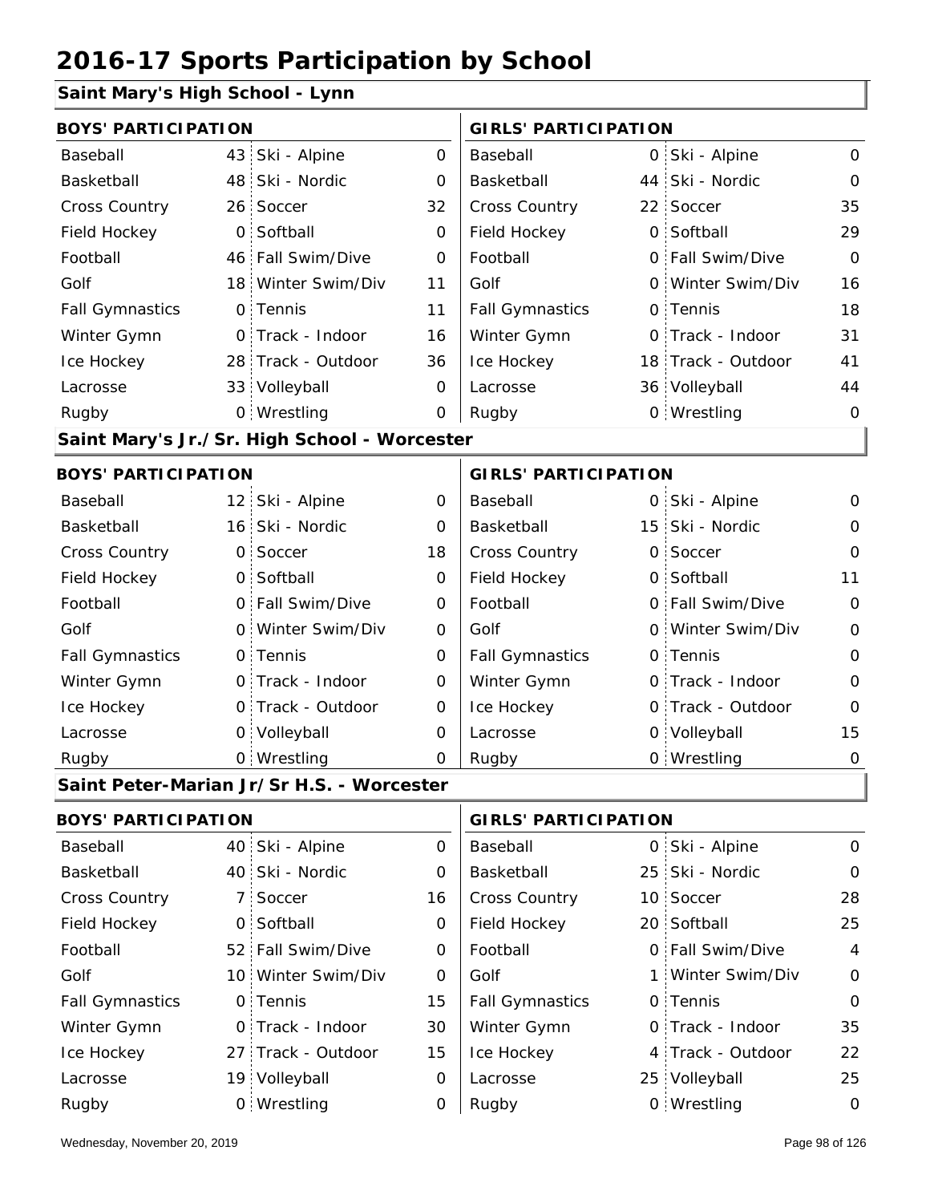# 2016-17 Sports Participation by School

## Saint Mary's High School - Lynn

| BOYS' PARTICIPATION | | | | GIRLS' PARTICIPATION | | | |
|---|---|---|---|---|---|---|---|
| Baseball | 43 | Ski - Alpine | 0 | Baseball | 0 | Ski - Alpine | 0 |
| Basketball | 48 | Ski - Nordic | 0 | Basketball | 44 | Ski - Nordic | 0 |
| Cross Country | 26 | Soccer | 32 | Cross Country | 22 | Soccer | 35 |
| Field Hockey | 0 | Softball | 0 | Field Hockey | 0 | Softball | 29 |
| Football | 46 | Fall Swim/Dive | 0 | Football | 0 | Fall Swim/Dive | 0 |
| Golf | 18 | Winter Swim/Div | 11 | Golf | 0 | Winter Swim/Div | 16 |
| Fall Gymnastics | 0 | Tennis | 11 | Fall Gymnastics | 0 | Tennis | 18 |
| Winter Gymn | 0 | Track - Indoor | 16 | Winter Gymn | 0 | Track - Indoor | 31 |
| Ice Hockey | 28 | Track - Outdoor | 36 | Ice Hockey | 18 | Track - Outdoor | 41 |
| Lacrosse | 33 | Volleyball | 0 | Lacrosse | 36 | Volleyball | 44 |
| Rugby | 0 | Wrestling | 0 | Rugby | 0 | Wrestling | 0 |

## Saint Mary's Jr./Sr. High School - Worcester

| BOYS' PARTICIPATION | | | | GIRLS' PARTICIPATION | | | |
|---|---|---|---|---|---|---|---|
| Baseball | 12 | Ski - Alpine | 0 | Baseball | 0 | Ski - Alpine | 0 |
| Basketball | 16 | Ski - Nordic | 0 | Basketball | 15 | Ski - Nordic | 0 |
| Cross Country | 0 | Soccer | 18 | Cross Country | 0 | Soccer | 0 |
| Field Hockey | 0 | Softball | 0 | Field Hockey | 0 | Softball | 11 |
| Football | 0 | Fall Swim/Dive | 0 | Football | 0 | Fall Swim/Dive | 0 |
| Golf | 0 | Winter Swim/Div | 0 | Golf | 0 | Winter Swim/Div | 0 |
| Fall Gymnastics | 0 | Tennis | 0 | Fall Gymnastics | 0 | Tennis | 0 |
| Winter Gymn | 0 | Track - Indoor | 0 | Winter Gymn | 0 | Track - Indoor | 0 |
| Ice Hockey | 0 | Track - Outdoor | 0 | Ice Hockey | 0 | Track - Outdoor | 0 |
| Lacrosse | 0 | Volleyball | 0 | Lacrosse | 0 | Volleyball | 15 |
| Rugby | 0 | Wrestling | 0 | Rugby | 0 | Wrestling | 0 |

## Saint Peter-Marian Jr/Sr H.S. - Worcester

| BOYS' PARTICIPATION | | | | GIRLS' PARTICIPATION | | | |
|---|---|---|---|---|---|---|---|
| Baseball | 40 | Ski - Alpine | 0 | Baseball | 0 | Ski - Alpine | 0 |
| Basketball | 40 | Ski - Nordic | 0 | Basketball | 25 | Ski - Nordic | 0 |
| Cross Country | 7 | Soccer | 16 | Cross Country | 10 | Soccer | 28 |
| Field Hockey | 0 | Softball | 0 | Field Hockey | 20 | Softball | 25 |
| Football | 52 | Fall Swim/Dive | 0 | Football | 0 | Fall Swim/Dive | 4 |
| Golf | 10 | Winter Swim/Div | 0 | Golf | 1 | Winter Swim/Div | 0 |
| Fall Gymnastics | 0 | Tennis | 15 | Fall Gymnastics | 0 | Tennis | 0 |
| Winter Gymn | 0 | Track - Indoor | 30 | Winter Gymn | 0 | Track - Indoor | 35 |
| Ice Hockey | 27 | Track - Outdoor | 15 | Ice Hockey | 4 | Track - Outdoor | 22 |
| Lacrosse | 19 | Volleyball | 0 | Lacrosse | 25 | Volleyball | 25 |
| Rugby | 0 | Wrestling | 0 | Rugby | 0 | Wrestling | 0 |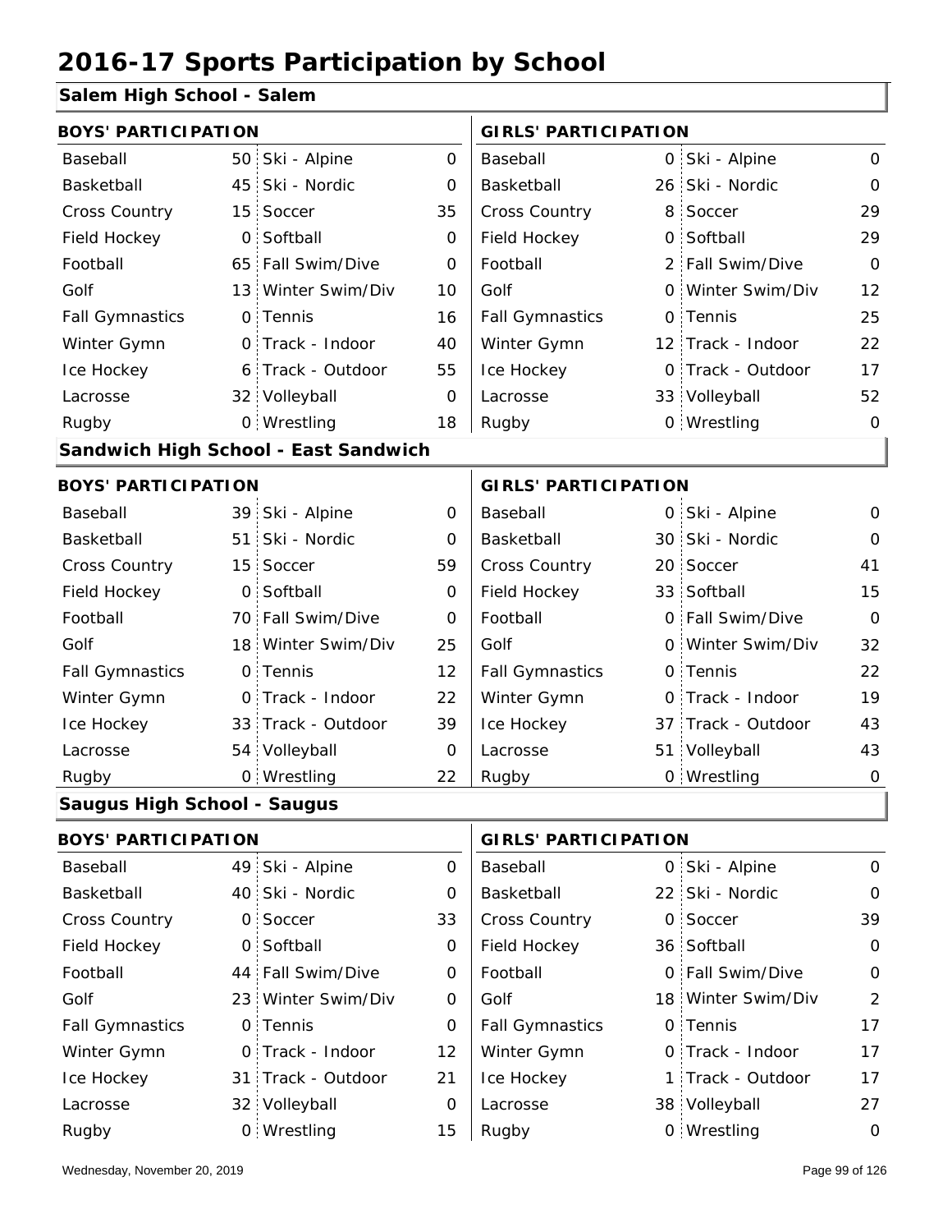# 2016-17 Sports Participation by School

## Salem High School - Salem

| BOYS' PARTICIPATION | | | | GIRLS' PARTICIPATION | | | |
|---|---|---|---|---|---|---|---|
| Baseball | 50 | Ski - Alpine | 0 | Baseball | 0 | Ski - Alpine | 0 |
| Basketball | 45 | Ski - Nordic | 0 | Basketball | 26 | Ski - Nordic | 0 |
| Cross Country | 15 | Soccer | 35 | Cross Country | 8 | Soccer | 29 |
| Field Hockey | 0 | Softball | 0 | Field Hockey | 0 | Softball | 29 |
| Football | 65 | Fall Swim/Dive | 0 | Football | 2 | Fall Swim/Dive | 0 |
| Golf | 13 | Winter Swim/Div | 10 | Golf | 0 | Winter Swim/Div | 12 |
| Fall Gymnastics | 0 | Tennis | 16 | Fall Gymnastics | 0 | Tennis | 25 |
| Winter Gymn | 0 | Track - Indoor | 40 | Winter Gymn | 12 | Track - Indoor | 22 |
| Ice Hockey | 6 | Track - Outdoor | 55 | Ice Hockey | 0 | Track - Outdoor | 17 |
| Lacrosse | 32 | Volleyball | 0 | Lacrosse | 33 | Volleyball | 52 |
| Rugby | 0 | Wrestling | 18 | Rugby | 0 | Wrestling | 0 |

## Sandwich High School - East Sandwich

| BOYS' PARTICIPATION | | | | GIRLS' PARTICIPATION | | | |
|---|---|---|---|---|---|---|---|
| Baseball | 39 | Ski - Alpine | 0 | Baseball | 0 | Ski - Alpine | 0 |
| Basketball | 51 | Ski - Nordic | 0 | Basketball | 30 | Ski - Nordic | 0 |
| Cross Country | 15 | Soccer | 59 | Cross Country | 20 | Soccer | 41 |
| Field Hockey | 0 | Softball | 0 | Field Hockey | 33 | Softball | 15 |
| Football | 70 | Fall Swim/Dive | 0 | Football | 0 | Fall Swim/Dive | 0 |
| Golf | 18 | Winter Swim/Div | 25 | Golf | 0 | Winter Swim/Div | 32 |
| Fall Gymnastics | 0 | Tennis | 12 | Fall Gymnastics | 0 | Tennis | 22 |
| Winter Gymn | 0 | Track - Indoor | 22 | Winter Gymn | 0 | Track - Indoor | 19 |
| Ice Hockey | 33 | Track - Outdoor | 39 | Ice Hockey | 37 | Track - Outdoor | 43 |
| Lacrosse | 54 | Volleyball | 0 | Lacrosse | 51 | Volleyball | 43 |
| Rugby | 0 | Wrestling | 22 | Rugby | 0 | Wrestling | 0 |

## Saugus High School - Saugus

| BOYS' PARTICIPATION | | | | GIRLS' PARTICIPATION | | | |
|---|---|---|---|---|---|---|---|
| Baseball | 49 | Ski - Alpine | 0 | Baseball | 0 | Ski - Alpine | 0 |
| Basketball | 40 | Ski - Nordic | 0 | Basketball | 22 | Ski - Nordic | 0 |
| Cross Country | 0 | Soccer | 33 | Cross Country | 0 | Soccer | 39 |
| Field Hockey | 0 | Softball | 0 | Field Hockey | 36 | Softball | 0 |
| Football | 44 | Fall Swim/Dive | 0 | Football | 0 | Fall Swim/Dive | 0 |
| Golf | 23 | Winter Swim/Div | 0 | Golf | 18 | Winter Swim/Div | 2 |
| Fall Gymnastics | 0 | Tennis | 0 | Fall Gymnastics | 0 | Tennis | 17 |
| Winter Gymn | 0 | Track - Indoor | 12 | Winter Gymn | 0 | Track - Indoor | 17 |
| Ice Hockey | 31 | Track - Outdoor | 21 | Ice Hockey | 1 | Track - Outdoor | 17 |
| Lacrosse | 32 | Volleyball | 0 | Lacrosse | 38 | Volleyball | 27 |
| Rugby | 0 | Wrestling | 15 | Rugby | 0 | Wrestling | 0 |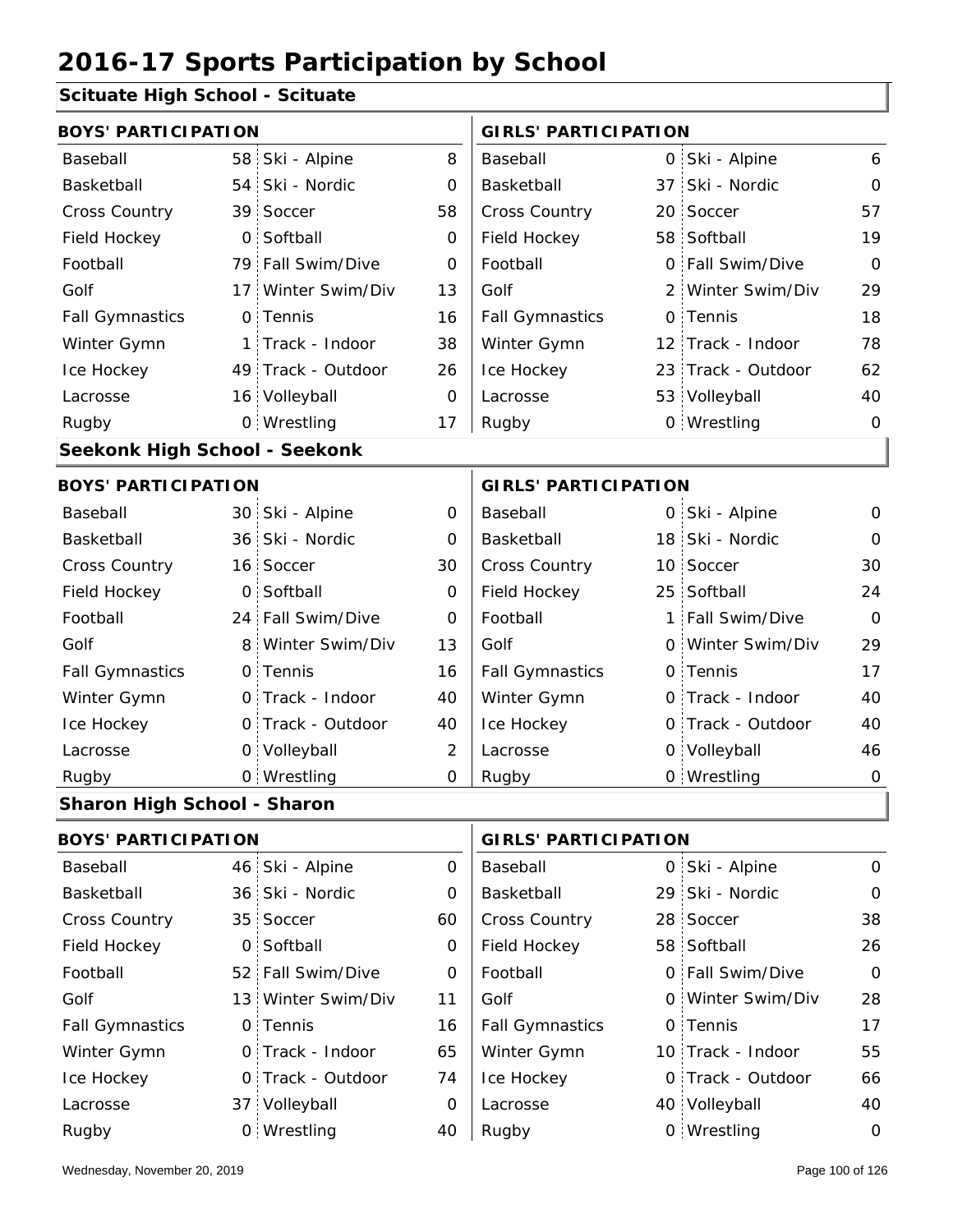# 2016-17 Sports Participation by School

## Scituate High School - Scituate

| BOYS' PARTICIPATION | | | | GIRLS' PARTICIPATION | | | |
|---|---|---|---|---|---|---|---|
| Baseball | 58 | Ski - Alpine | 8 | Baseball | 0 | Ski - Alpine | 6 |
| Basketball | 54 | Ski - Nordic | 0 | Basketball | 37 | Ski - Nordic | 0 |
| Cross Country | 39 | Soccer | 58 | Cross Country | 20 | Soccer | 57 |
| Field Hockey | 0 | Softball | 0 | Field Hockey | 58 | Softball | 19 |
| Football | 79 | Fall Swim/Dive | 0 | Football | 0 | Fall Swim/Dive | 0 |
| Golf | 17 | Winter Swim/Div | 13 | Golf | 2 | Winter Swim/Div | 29 |
| Fall Gymnastics | 0 | Tennis | 16 | Fall Gymnastics | 0 | Tennis | 18 |
| Winter Gymn | 1 | Track - Indoor | 38 | Winter Gymn | 12 | Track - Indoor | 78 |
| Ice Hockey | 49 | Track - Outdoor | 26 | Ice Hockey | 23 | Track - Outdoor | 62 |
| Lacrosse | 16 | Volleyball | 0 | Lacrosse | 53 | Volleyball | 40 |
| Rugby | 0 | Wrestling | 17 | Rugby | 0 | Wrestling | 0 |

## Seekonk High School - Seekonk

| BOYS' PARTICIPATION | | | | GIRLS' PARTICIPATION | | | |
|---|---|---|---|---|---|---|---|
| Baseball | 30 | Ski - Alpine | 0 | Baseball | 0 | Ski - Alpine | 0 |
| Basketball | 36 | Ski - Nordic | 0 | Basketball | 18 | Ski - Nordic | 0 |
| Cross Country | 16 | Soccer | 30 | Cross Country | 10 | Soccer | 30 |
| Field Hockey | 0 | Softball | 0 | Field Hockey | 25 | Softball | 24 |
| Football | 24 | Fall Swim/Dive | 0 | Football | 1 | Fall Swim/Dive | 0 |
| Golf | 8 | Winter Swim/Div | 13 | Golf | 0 | Winter Swim/Div | 29 |
| Fall Gymnastics | 0 | Tennis | 16 | Fall Gymnastics | 0 | Tennis | 17 |
| Winter Gymn | 0 | Track - Indoor | 40 | Winter Gymn | 0 | Track - Indoor | 40 |
| Ice Hockey | 0 | Track - Outdoor | 40 | Ice Hockey | 0 | Track - Outdoor | 40 |
| Lacrosse | 0 | Volleyball | 2 | Lacrosse | 0 | Volleyball | 46 |
| Rugby | 0 | Wrestling | 0 | Rugby | 0 | Wrestling | 0 |

## Sharon High School - Sharon

| BOYS' PARTICIPATION | | | | GIRLS' PARTICIPATION | | | |
|---|---|---|---|---|---|---|---|
| Baseball | 46 | Ski - Alpine | 0 | Baseball | 0 | Ski - Alpine | 0 |
| Basketball | 36 | Ski - Nordic | 0 | Basketball | 29 | Ski - Nordic | 0 |
| Cross Country | 35 | Soccer | 60 | Cross Country | 28 | Soccer | 38 |
| Field Hockey | 0 | Softball | 0 | Field Hockey | 58 | Softball | 26 |
| Football | 52 | Fall Swim/Dive | 0 | Football | 0 | Fall Swim/Dive | 0 |
| Golf | 13 | Winter Swim/Div | 11 | Golf | 0 | Winter Swim/Div | 28 |
| Fall Gymnastics | 0 | Tennis | 16 | Fall Gymnastics | 0 | Tennis | 17 |
| Winter Gymn | 0 | Track - Indoor | 65 | Winter Gymn | 10 | Track - Indoor | 55 |
| Ice Hockey | 0 | Track - Outdoor | 74 | Ice Hockey | 0 | Track - Outdoor | 66 |
| Lacrosse | 37 | Volleyball | 0 | Lacrosse | 40 | Volleyball | 40 |
| Rugby | 0 | Wrestling | 40 | Rugby | 0 | Wrestling | 0 |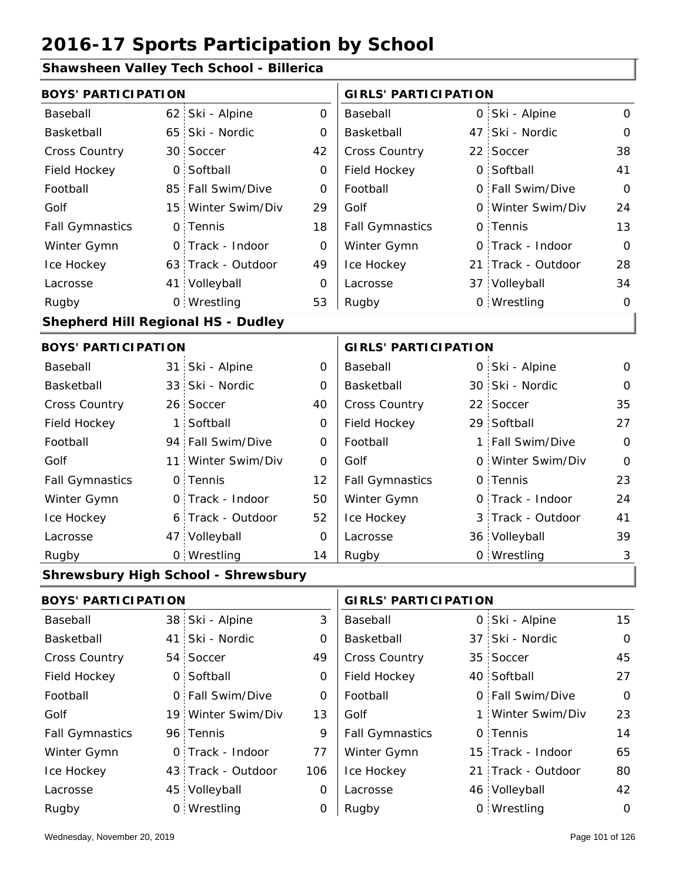# 2016-17 Sports Participation by School

## Shawsheen Valley Tech School - Billerica

| BOYS' PARTICIPATION | | | | GIRLS' PARTICIPATION | | | |
|---|---|---|---|---|---|---|---|
| Baseball | 62 | Ski - Alpine | 0 | Baseball | 0 | Ski - Alpine | 0 |
| Basketball | 65 | Ski - Nordic | 0 | Basketball | 47 | Ski - Nordic | 0 |
| Cross Country | 30 | Soccer | 42 | Cross Country | 22 | Soccer | 38 |
| Field Hockey | 0 | Softball | 0 | Field Hockey | 0 | Softball | 41 |
| Football | 85 | Fall Swim/Dive | 0 | Football | 0 | Fall Swim/Dive | 0 |
| Golf | 15 | Winter Swim/Div | 29 | Golf | 0 | Winter Swim/Div | 24 |
| Fall Gymnastics | 0 | Tennis | 18 | Fall Gymnastics | 0 | Tennis | 13 |
| Winter Gymn | 0 | Track - Indoor | 0 | Winter Gymn | 0 | Track - Indoor | 0 |
| Ice Hockey | 63 | Track - Outdoor | 49 | Ice Hockey | 21 | Track - Outdoor | 28 |
| Lacrosse | 41 | Volleyball | 0 | Lacrosse | 37 | Volleyball | 34 |
| Rugby | 0 | Wrestling | 53 | Rugby | 0 | Wrestling | 0 |

## Shepherd Hill Regional HS - Dudley

| BOYS' PARTICIPATION | | | | GIRLS' PARTICIPATION | | | |
|---|---|---|---|---|---|---|---|
| Baseball | 31 | Ski - Alpine | 0 | Baseball | 0 | Ski - Alpine | 0 |
| Basketball | 33 | Ski - Nordic | 0 | Basketball | 30 | Ski - Nordic | 0 |
| Cross Country | 26 | Soccer | 40 | Cross Country | 22 | Soccer | 35 |
| Field Hockey | 1 | Softball | 0 | Field Hockey | 29 | Softball | 27 |
| Football | 94 | Fall Swim/Dive | 0 | Football | 1 | Fall Swim/Dive | 0 |
| Golf | 11 | Winter Swim/Div | 0 | Golf | 0 | Winter Swim/Div | 0 |
| Fall Gymnastics | 0 | Tennis | 12 | Fall Gymnastics | 0 | Tennis | 23 |
| Winter Gymn | 0 | Track - Indoor | 50 | Winter Gymn | 0 | Track - Indoor | 24 |
| Ice Hockey | 6 | Track - Outdoor | 52 | Ice Hockey | 3 | Track - Outdoor | 41 |
| Lacrosse | 47 | Volleyball | 0 | Lacrosse | 36 | Volleyball | 39 |
| Rugby | 0 | Wrestling | 14 | Rugby | 0 | Wrestling | 3 |

## Shrewsbury High School - Shrewsbury

| BOYS' PARTICIPATION | | | | GIRLS' PARTICIPATION | | | |
|---|---|---|---|---|---|---|---|
| Baseball | 38 | Ski - Alpine | 3 | Baseball | 0 | Ski - Alpine | 15 |
| Basketball | 41 | Ski - Nordic | 0 | Basketball | 37 | Ski - Nordic | 0 |
| Cross Country | 54 | Soccer | 49 | Cross Country | 35 | Soccer | 45 |
| Field Hockey | 0 | Softball | 0 | Field Hockey | 40 | Softball | 27 |
| Football | 0 | Fall Swim/Dive | 0 | Football | 0 | Fall Swim/Dive | 0 |
| Golf | 19 | Winter Swim/Div | 13 | Golf | 1 | Winter Swim/Div | 23 |
| Fall Gymnastics | 96 | Tennis | 9 | Fall Gymnastics | 0 | Tennis | 14 |
| Winter Gymn | 0 | Track - Indoor | 77 | Winter Gymn | 15 | Track - Indoor | 65 |
| Ice Hockey | 43 | Track - Outdoor | 106 | Ice Hockey | 21 | Track - Outdoor | 80 |
| Lacrosse | 45 | Volleyball | 0 | Lacrosse | 46 | Volleyball | 42 |
| Rugby | 0 | Wrestling | 0 | Rugby | 0 | Wrestling | 0 |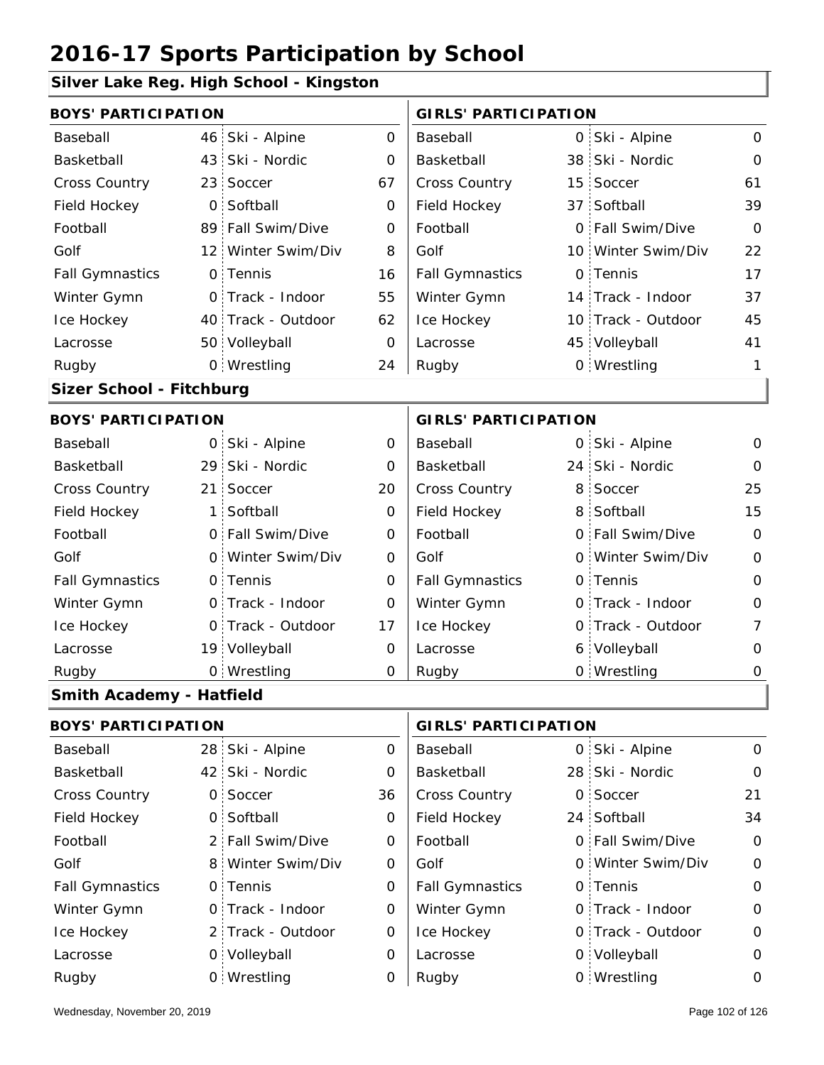# 2016-17 Sports Participation by School

## Silver Lake Reg. High School - Kingston

| BOYS' PARTICIPATION | | | | GIRLS' PARTICIPATION | | | |
|---|---|---|---|---|---|---|---|
| Baseball | 46 | Ski - Alpine | 0 | Baseball | 0 | Ski - Alpine | 0 |
| Basketball | 43 | Ski - Nordic | 0 | Basketball | 38 | Ski - Nordic | 0 |
| Cross Country | 23 | Soccer | 67 | Cross Country | 15 | Soccer | 61 |
| Field Hockey | 0 | Softball | 0 | Field Hockey | 37 | Softball | 39 |
| Football | 89 | Fall Swim/Dive | 0 | Football | 0 | Fall Swim/Dive | 0 |
| Golf | 12 | Winter Swim/Div | 8 | Golf | 10 | Winter Swim/Div | 22 |
| Fall Gymnastics | 0 | Tennis | 16 | Fall Gymnastics | 0 | Tennis | 17 |
| Winter Gymn | 0 | Track - Indoor | 55 | Winter Gymn | 14 | Track - Indoor | 37 |
| Ice Hockey | 40 | Track - Outdoor | 62 | Ice Hockey | 10 | Track - Outdoor | 45 |
| Lacrosse | 50 | Volleyball | 0 | Lacrosse | 45 | Volleyball | 41 |
| Rugby | 0 | Wrestling | 24 | Rugby | 0 | Wrestling | 1 |

## Sizer School - Fitchburg

| BOYS' PARTICIPATION | | | | GIRLS' PARTICIPATION | | | |
|---|---|---|---|---|---|---|---|
| Baseball | 0 | Ski - Alpine | 0 | Baseball | 0 | Ski - Alpine | 0 |
| Basketball | 29 | Ski - Nordic | 0 | Basketball | 24 | Ski - Nordic | 0 |
| Cross Country | 21 | Soccer | 20 | Cross Country | 8 | Soccer | 25 |
| Field Hockey | 1 | Softball | 0 | Field Hockey | 8 | Softball | 15 |
| Football | 0 | Fall Swim/Dive | 0 | Football | 0 | Fall Swim/Dive | 0 |
| Golf | 0 | Winter Swim/Div | 0 | Golf | 0 | Winter Swim/Div | 0 |
| Fall Gymnastics | 0 | Tennis | 0 | Fall Gymnastics | 0 | Tennis | 0 |
| Winter Gymn | 0 | Track - Indoor | 0 | Winter Gymn | 0 | Track - Indoor | 0 |
| Ice Hockey | 0 | Track - Outdoor | 17 | Ice Hockey | 0 | Track - Outdoor | 7 |
| Lacrosse | 19 | Volleyball | 0 | Lacrosse | 6 | Volleyball | 0 |
| Rugby | 0 | Wrestling | 0 | Rugby | 0 | Wrestling | 0 |

## Smith Academy - Hatfield

| BOYS' PARTICIPATION | | | | GIRLS' PARTICIPATION | | | |
|---|---|---|---|---|---|---|---|
| Baseball | 28 | Ski - Alpine | 0 | Baseball | 0 | Ski - Alpine | 0 |
| Basketball | 42 | Ski - Nordic | 0 | Basketball | 28 | Ski - Nordic | 0 |
| Cross Country | 0 | Soccer | 36 | Cross Country | 0 | Soccer | 21 |
| Field Hockey | 0 | Softball | 0 | Field Hockey | 24 | Softball | 34 |
| Football | 2 | Fall Swim/Dive | 0 | Football | 0 | Fall Swim/Dive | 0 |
| Golf | 8 | Winter Swim/Div | 0 | Golf | 0 | Winter Swim/Div | 0 |
| Fall Gymnastics | 0 | Tennis | 0 | Fall Gymnastics | 0 | Tennis | 0 |
| Winter Gymn | 0 | Track - Indoor | 0 | Winter Gymn | 0 | Track - Indoor | 0 |
| Ice Hockey | 2 | Track - Outdoor | 0 | Ice Hockey | 0 | Track - Outdoor | 0 |
| Lacrosse | 0 | Volleyball | 0 | Lacrosse | 0 | Volleyball | 0 |
| Rugby | 0 | Wrestling | 0 | Rugby | 0 | Wrestling | 0 |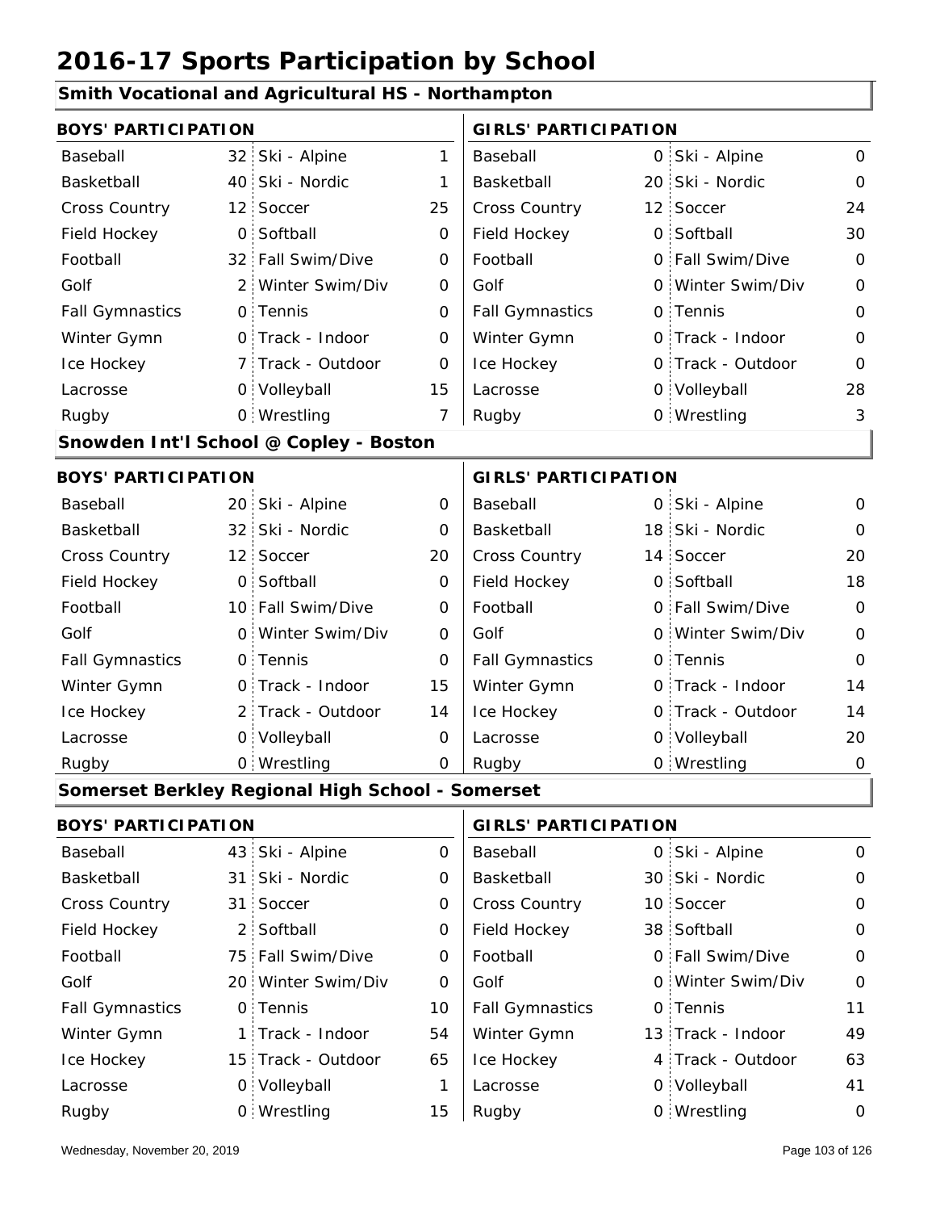# 2016-17 Sports Participation by School

## Smith Vocational and Agricultural HS - Northampton

| BOYS' PARTICIPATION | | | | GIRLS' PARTICIPATION | | | |
|---|---|---|---|---|---|---|---|
| Baseball | 32 | Ski - Alpine | 1 | Baseball | 0 | Ski - Alpine | 0 |
| Basketball | 40 | Ski - Nordic | 1 | Basketball | 20 | Ski - Nordic | 0 |
| Cross Country | 12 | Soccer | 25 | Cross Country | 12 | Soccer | 24 |
| Field Hockey | 0 | Softball | 0 | Field Hockey | 0 | Softball | 30 |
| Football | 32 | Fall Swim/Dive | 0 | Football | 0 | Fall Swim/Dive | 0 |
| Golf | 2 | Winter Swim/Div | 0 | Golf | 0 | Winter Swim/Div | 0 |
| Fall Gymnastics | 0 | Tennis | 0 | Fall Gymnastics | 0 | Tennis | 0 |
| Winter Gymn | 0 | Track - Indoor | 0 | Winter Gymn | 0 | Track - Indoor | 0 |
| Ice Hockey | 7 | Track - Outdoor | 0 | Ice Hockey | 0 | Track - Outdoor | 0 |
| Lacrosse | 0 | Volleyball | 15 | Lacrosse | 0 | Volleyball | 28 |
| Rugby | 0 | Wrestling | 7 | Rugby | 0 | Wrestling | 3 |

## Snowden Int'l School @ Copley - Boston

| BOYS' PARTICIPATION | | | | GIRLS' PARTICIPATION | | | |
|---|---|---|---|---|---|---|---|
| Baseball | 20 | Ski - Alpine | 0 | Baseball | 0 | Ski - Alpine | 0 |
| Basketball | 32 | Ski - Nordic | 0 | Basketball | 18 | Ski - Nordic | 0 |
| Cross Country | 12 | Soccer | 20 | Cross Country | 14 | Soccer | 20 |
| Field Hockey | 0 | Softball | 0 | Field Hockey | 0 | Softball | 18 |
| Football | 10 | Fall Swim/Dive | 0 | Football | 0 | Fall Swim/Dive | 0 |
| Golf | 0 | Winter Swim/Div | 0 | Golf | 0 | Winter Swim/Div | 0 |
| Fall Gymnastics | 0 | Tennis | 0 | Fall Gymnastics | 0 | Tennis | 0 |
| Winter Gymn | 0 | Track - Indoor | 15 | Winter Gymn | 0 | Track - Indoor | 14 |
| Ice Hockey | 2 | Track - Outdoor | 14 | Ice Hockey | 0 | Track - Outdoor | 14 |
| Lacrosse | 0 | Volleyball | 0 | Lacrosse | 0 | Volleyball | 20 |
| Rugby | 0 | Wrestling | 0 | Rugby | 0 | Wrestling | 0 |

## Somerset Berkley Regional High School - Somerset

| BOYS' PARTICIPATION | | | | GIRLS' PARTICIPATION | | | |
|---|---|---|---|---|---|---|---|
| Baseball | 43 | Ski - Alpine | 0 | Baseball | 0 | Ski - Alpine | 0 |
| Basketball | 31 | Ski - Nordic | 0 | Basketball | 30 | Ski - Nordic | 0 |
| Cross Country | 31 | Soccer | 0 | Cross Country | 10 | Soccer | 0 |
| Field Hockey | 2 | Softball | 0 | Field Hockey | 38 | Softball | 0 |
| Football | 75 | Fall Swim/Dive | 0 | Football | 0 | Fall Swim/Dive | 0 |
| Golf | 20 | Winter Swim/Div | 0 | Golf | 0 | Winter Swim/Div | 0 |
| Fall Gymnastics | 0 | Tennis | 10 | Fall Gymnastics | 0 | Tennis | 11 |
| Winter Gymn | 1 | Track - Indoor | 54 | Winter Gymn | 13 | Track - Indoor | 49 |
| Ice Hockey | 15 | Track - Outdoor | 65 | Ice Hockey | 4 | Track - Outdoor | 63 |
| Lacrosse | 0 | Volleyball | 1 | Lacrosse | 0 | Volleyball | 41 |
| Rugby | 0 | Wrestling | 15 | Rugby | 0 | Wrestling | 0 |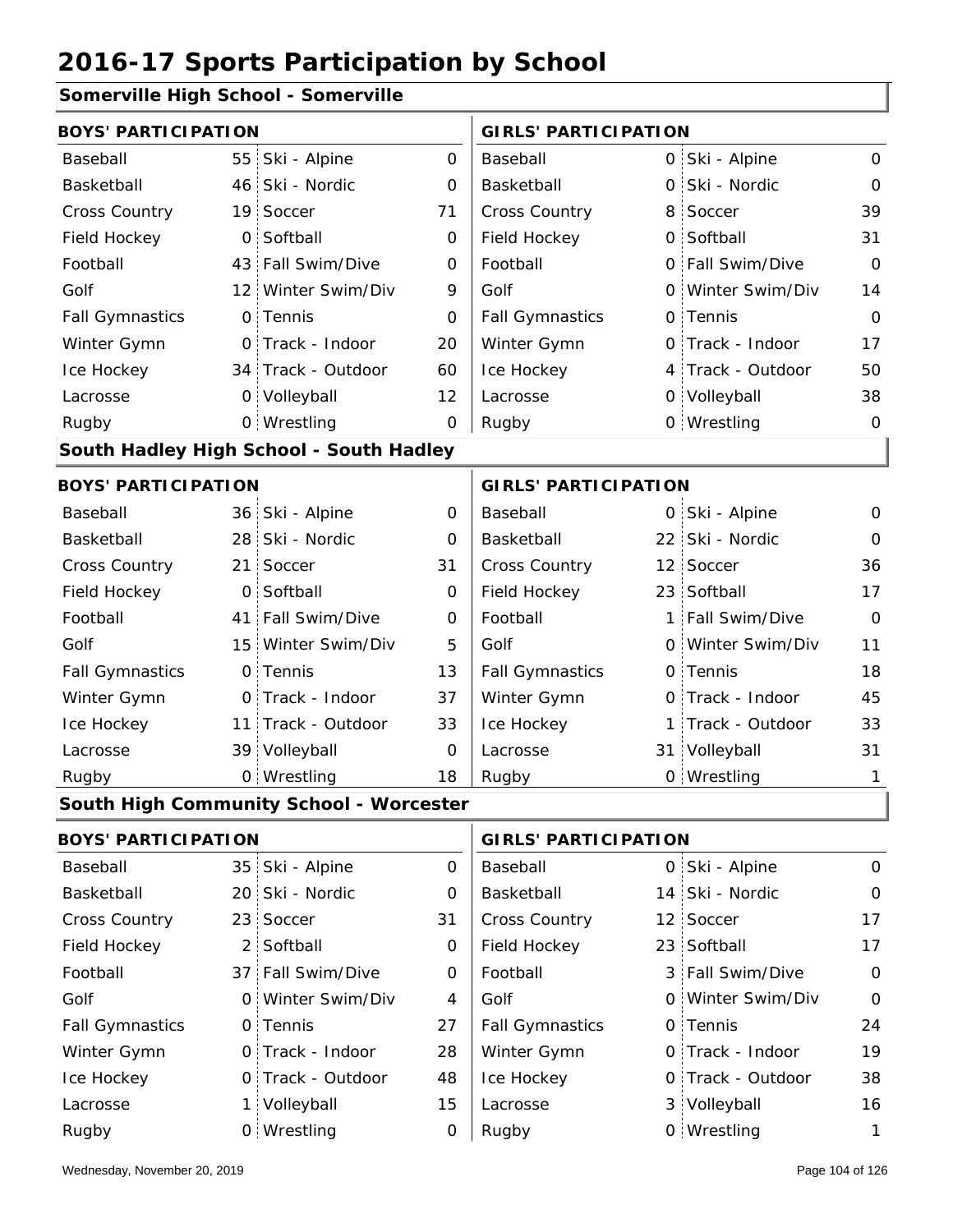# 2016-17 Sports Participation by School

## Somerville High School - Somerville

| BOYS' PARTICIPATION | | | | GIRLS' PARTICIPATION | | | |
|---|---|---|---|---|---|---|---|
| Baseball | 55 | Ski - Alpine | 0 | Baseball | 0 | Ski - Alpine | 0 |
| Basketball | 46 | Ski - Nordic | 0 | Basketball | 0 | Ski - Nordic | 0 |
| Cross Country | 19 | Soccer | 71 | Cross Country | 8 | Soccer | 39 |
| Field Hockey | 0 | Softball | 0 | Field Hockey | 0 | Softball | 31 |
| Football | 43 | Fall Swim/Dive | 0 | Football | 0 | Fall Swim/Dive | 0 |
| Golf | 12 | Winter Swim/Div | 9 | Golf | 0 | Winter Swim/Div | 14 |
| Fall Gymnastics | 0 | Tennis | 0 | Fall Gymnastics | 0 | Tennis | 0 |
| Winter Gymn | 0 | Track - Indoor | 20 | Winter Gymn | 0 | Track - Indoor | 17 |
| Ice Hockey | 34 | Track - Outdoor | 60 | Ice Hockey | 4 | Track - Outdoor | 50 |
| Lacrosse | 0 | Volleyball | 12 | Lacrosse | 0 | Volleyball | 38 |
| Rugby | 0 | Wrestling | 0 | Rugby | 0 | Wrestling | 0 |

## South Hadley High School - South Hadley

| BOYS' PARTICIPATION | | | | GIRLS' PARTICIPATION | | | |
|---|---|---|---|---|---|---|---|
| Baseball | 36 | Ski - Alpine | 0 | Baseball | 0 | Ski - Alpine | 0 |
| Basketball | 28 | Ski - Nordic | 0 | Basketball | 22 | Ski - Nordic | 0 |
| Cross Country | 21 | Soccer | 31 | Cross Country | 12 | Soccer | 36 |
| Field Hockey | 0 | Softball | 0 | Field Hockey | 23 | Softball | 17 |
| Football | 41 | Fall Swim/Dive | 0 | Football | 1 | Fall Swim/Dive | 0 |
| Golf | 15 | Winter Swim/Div | 5 | Golf | 0 | Winter Swim/Div | 11 |
| Fall Gymnastics | 0 | Tennis | 13 | Fall Gymnastics | 0 | Tennis | 18 |
| Winter Gymn | 0 | Track - Indoor | 37 | Winter Gymn | 0 | Track - Indoor | 45 |
| Ice Hockey | 11 | Track - Outdoor | 33 | Ice Hockey | 1 | Track - Outdoor | 33 |
| Lacrosse | 39 | Volleyball | 0 | Lacrosse | 31 | Volleyball | 31 |
| Rugby | 0 | Wrestling | 18 | Rugby | 0 | Wrestling | 1 |

## South High Community School - Worcester

| BOYS' PARTICIPATION | | | | GIRLS' PARTICIPATION | | | |
|---|---|---|---|---|---|---|---|
| Baseball | 35 | Ski - Alpine | 0 | Baseball | 0 | Ski - Alpine | 0 |
| Basketball | 20 | Ski - Nordic | 0 | Basketball | 14 | Ski - Nordic | 0 |
| Cross Country | 23 | Soccer | 31 | Cross Country | 12 | Soccer | 17 |
| Field Hockey | 2 | Softball | 0 | Field Hockey | 23 | Softball | 17 |
| Football | 37 | Fall Swim/Dive | 0 | Football | 3 | Fall Swim/Dive | 0 |
| Golf | 0 | Winter Swim/Div | 4 | Golf | 0 | Winter Swim/Div | 0 |
| Fall Gymnastics | 0 | Tennis | 27 | Fall Gymnastics | 0 | Tennis | 24 |
| Winter Gymn | 0 | Track - Indoor | 28 | Winter Gymn | 0 | Track - Indoor | 19 |
| Ice Hockey | 0 | Track - Outdoor | 48 | Ice Hockey | 0 | Track - Outdoor | 38 |
| Lacrosse | 1 | Volleyball | 15 | Lacrosse | 3 | Volleyball | 16 |
| Rugby | 0 | Wrestling | 0 | Rugby | 0 | Wrestling | 1 |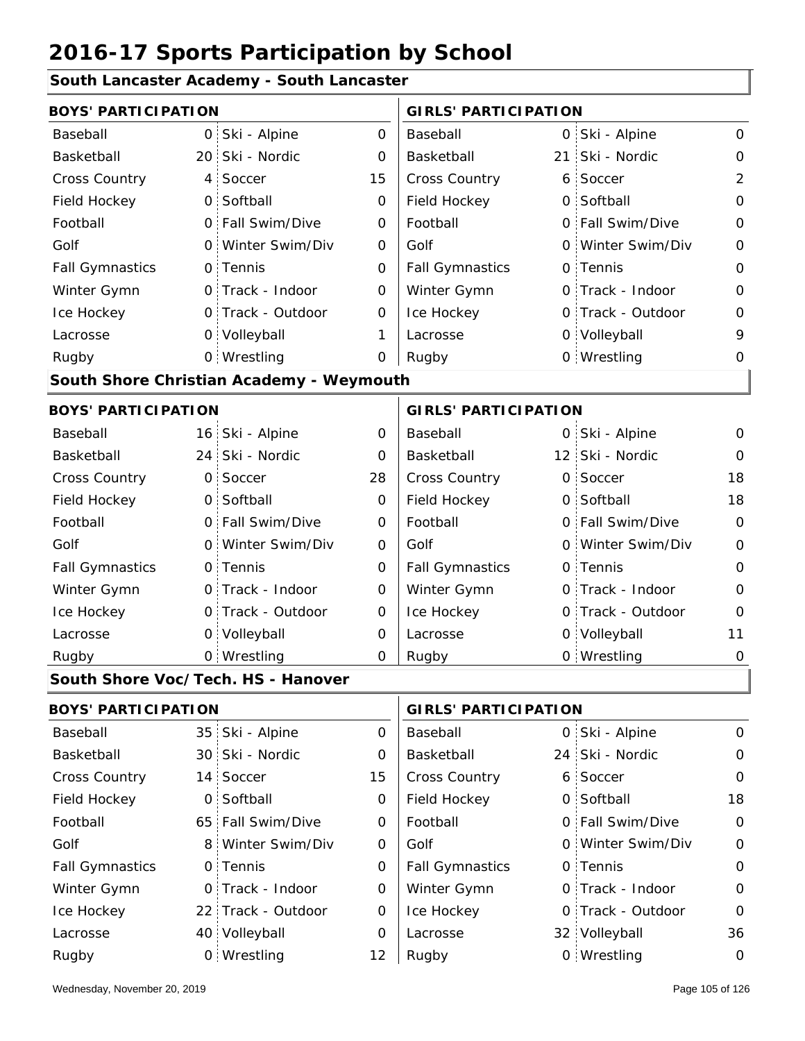# 2016-17 Sports Participation by School

## South Lancaster Academy - South Lancaster

| BOYS' PARTICIPATION | | | | GIRLS' PARTICIPATION | | | |
|---|---|---|---|---|---|---|---|
| Baseball | 0 | Ski - Alpine | 0 | Baseball | 0 | Ski - Alpine | 0 |
| Basketball | 20 | Ski - Nordic | 0 | Basketball | 21 | Ski - Nordic | 0 |
| Cross Country | 4 | Soccer | 15 | Cross Country | 6 | Soccer | 2 |
| Field Hockey | 0 | Softball | 0 | Field Hockey | 0 | Softball | 0 |
| Football | 0 | Fall Swim/Dive | 0 | Football | 0 | Fall Swim/Dive | 0 |
| Golf | 0 | Winter Swim/Div | 0 | Golf | 0 | Winter Swim/Div | 0 |
| Fall Gymnastics | 0 | Tennis | 0 | Fall Gymnastics | 0 | Tennis | 0 |
| Winter Gymn | 0 | Track - Indoor | 0 | Winter Gymn | 0 | Track - Indoor | 0 |
| Ice Hockey | 0 | Track - Outdoor | 0 | Ice Hockey | 0 | Track - Outdoor | 0 |
| Lacrosse | 0 | Volleyball | 1 | Lacrosse | 0 | Volleyball | 9 |
| Rugby | 0 | Wrestling | 0 | Rugby | 0 | Wrestling | 0 |

## South Shore Christian Academy - Weymouth

| BOYS' PARTICIPATION | | | | GIRLS' PARTICIPATION | | | |
|---|---|---|---|---|---|---|---|
| Baseball | 16 | Ski - Alpine | 0 | Baseball | 0 | Ski - Alpine | 0 |
| Basketball | 24 | Ski - Nordic | 0 | Basketball | 12 | Ski - Nordic | 0 |
| Cross Country | 0 | Soccer | 28 | Cross Country | 0 | Soccer | 18 |
| Field Hockey | 0 | Softball | 0 | Field Hockey | 0 | Softball | 18 |
| Football | 0 | Fall Swim/Dive | 0 | Football | 0 | Fall Swim/Dive | 0 |
| Golf | 0 | Winter Swim/Div | 0 | Golf | 0 | Winter Swim/Div | 0 |
| Fall Gymnastics | 0 | Tennis | 0 | Fall Gymnastics | 0 | Tennis | 0 |
| Winter Gymn | 0 | Track - Indoor | 0 | Winter Gymn | 0 | Track - Indoor | 0 |
| Ice Hockey | 0 | Track - Outdoor | 0 | Ice Hockey | 0 | Track - Outdoor | 0 |
| Lacrosse | 0 | Volleyball | 0 | Lacrosse | 0 | Volleyball | 11 |
| Rugby | 0 | Wrestling | 0 | Rugby | 0 | Wrestling | 0 |

## South Shore Voc/Tech. HS - Hanover

| BOYS' PARTICIPATION | | | | GIRLS' PARTICIPATION | | | |
|---|---|---|---|---|---|---|---|
| Baseball | 35 | Ski - Alpine | 0 | Baseball | 0 | Ski - Alpine | 0 |
| Basketball | 30 | Ski - Nordic | 0 | Basketball | 24 | Ski - Nordic | 0 |
| Cross Country | 14 | Soccer | 15 | Cross Country | 6 | Soccer | 0 |
| Field Hockey | 0 | Softball | 0 | Field Hockey | 0 | Softball | 18 |
| Football | 65 | Fall Swim/Dive | 0 | Football | 0 | Fall Swim/Dive | 0 |
| Golf | 8 | Winter Swim/Div | 0 | Golf | 0 | Winter Swim/Div | 0 |
| Fall Gymnastics | 0 | Tennis | 0 | Fall Gymnastics | 0 | Tennis | 0 |
| Winter Gymn | 0 | Track - Indoor | 0 | Winter Gymn | 0 | Track - Indoor | 0 |
| Ice Hockey | 22 | Track - Outdoor | 0 | Ice Hockey | 0 | Track - Outdoor | 0 |
| Lacrosse | 40 | Volleyball | 0 | Lacrosse | 32 | Volleyball | 36 |
| Rugby | 0 | Wrestling | 12 | Rugby | 0 | Wrestling | 0 |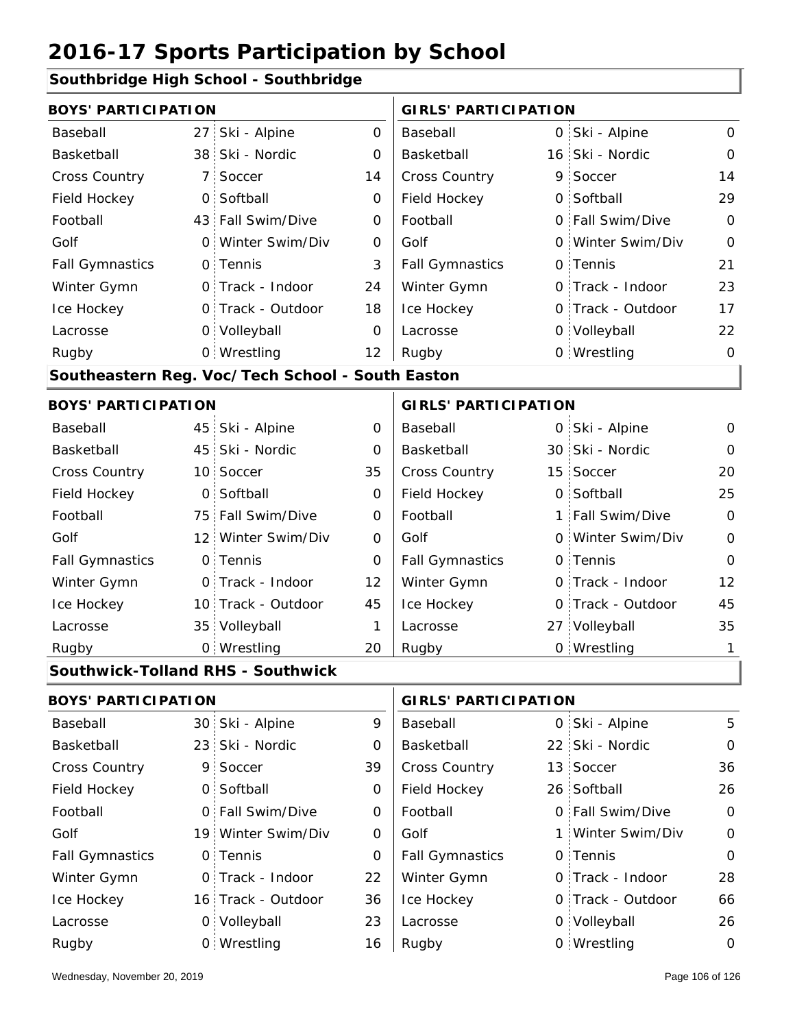# 2016-17 Sports Participation by School

## Southbridge High School - Southbridge

| BOYS' PARTICIPATION | | | | GIRLS' PARTICIPATION | | | |
|---|---|---|---|---|---|---|---|
| Baseball | 27 | Ski - Alpine | 0 | Baseball | 0 | Ski - Alpine | 0 |
| Basketball | 38 | Ski - Nordic | 0 | Basketball | 16 | Ski - Nordic | 0 |
| Cross Country | 7 | Soccer | 14 | Cross Country | 9 | Soccer | 14 |
| Field Hockey | 0 | Softball | 0 | Field Hockey | 0 | Softball | 29 |
| Football | 43 | Fall Swim/Dive | 0 | Football | 0 | Fall Swim/Dive | 0 |
| Golf | 0 | Winter Swim/Div | 0 | Golf | 0 | Winter Swim/Div | 0 |
| Fall Gymnastics | 0 | Tennis | 3 | Fall Gymnastics | 0 | Tennis | 21 |
| Winter Gymn | 0 | Track - Indoor | 24 | Winter Gymn | 0 | Track - Indoor | 23 |
| Ice Hockey | 0 | Track - Outdoor | 18 | Ice Hockey | 0 | Track - Outdoor | 17 |
| Lacrosse | 0 | Volleyball | 0 | Lacrosse | 0 | Volleyball | 22 |
| Rugby | 0 | Wrestling | 12 | Rugby | 0 | Wrestling | 0 |

## Southeastern Reg. Voc/Tech School - South Easton

| BOYS' PARTICIPATION | | | | GIRLS' PARTICIPATION | | | |
|---|---|---|---|---|---|---|---|
| Baseball | 45 | Ski - Alpine | 0 | Baseball | 0 | Ski - Alpine | 0 |
| Basketball | 45 | Ski - Nordic | 0 | Basketball | 30 | Ski - Nordic | 0 |
| Cross Country | 10 | Soccer | 35 | Cross Country | 15 | Soccer | 20 |
| Field Hockey | 0 | Softball | 0 | Field Hockey | 0 | Softball | 25 |
| Football | 75 | Fall Swim/Dive | 0 | Football | 1 | Fall Swim/Dive | 0 |
| Golf | 12 | Winter Swim/Div | 0 | Golf | 0 | Winter Swim/Div | 0 |
| Fall Gymnastics | 0 | Tennis | 0 | Fall Gymnastics | 0 | Tennis | 0 |
| Winter Gymn | 0 | Track - Indoor | 12 | Winter Gymn | 0 | Track - Indoor | 12 |
| Ice Hockey | 10 | Track - Outdoor | 45 | Ice Hockey | 0 | Track - Outdoor | 45 |
| Lacrosse | 35 | Volleyball | 1 | Lacrosse | 27 | Volleyball | 35 |
| Rugby | 0 | Wrestling | 20 | Rugby | 0 | Wrestling | 1 |

## Southwick-Tolland RHS - Southwick

| BOYS' PARTICIPATION | | | | GIRLS' PARTICIPATION | | | |
|---|---|---|---|---|---|---|---|
| Baseball | 30 | Ski - Alpine | 9 | Baseball | 0 | Ski - Alpine | 5 |
| Basketball | 23 | Ski - Nordic | 0 | Basketball | 22 | Ski - Nordic | 0 |
| Cross Country | 9 | Soccer | 39 | Cross Country | 13 | Soccer | 36 |
| Field Hockey | 0 | Softball | 0 | Field Hockey | 26 | Softball | 26 |
| Football | 0 | Fall Swim/Dive | 0 | Football | 0 | Fall Swim/Dive | 0 |
| Golf | 19 | Winter Swim/Div | 0 | Golf | 1 | Winter Swim/Div | 0 |
| Fall Gymnastics | 0 | Tennis | 0 | Fall Gymnastics | 0 | Tennis | 0 |
| Winter Gymn | 0 | Track - Indoor | 22 | Winter Gymn | 0 | Track - Indoor | 28 |
| Ice Hockey | 16 | Track - Outdoor | 36 | Ice Hockey | 0 | Track - Outdoor | 66 |
| Lacrosse | 0 | Volleyball | 23 | Lacrosse | 0 | Volleyball | 26 |
| Rugby | 0 | Wrestling | 16 | Rugby | 0 | Wrestling | 0 |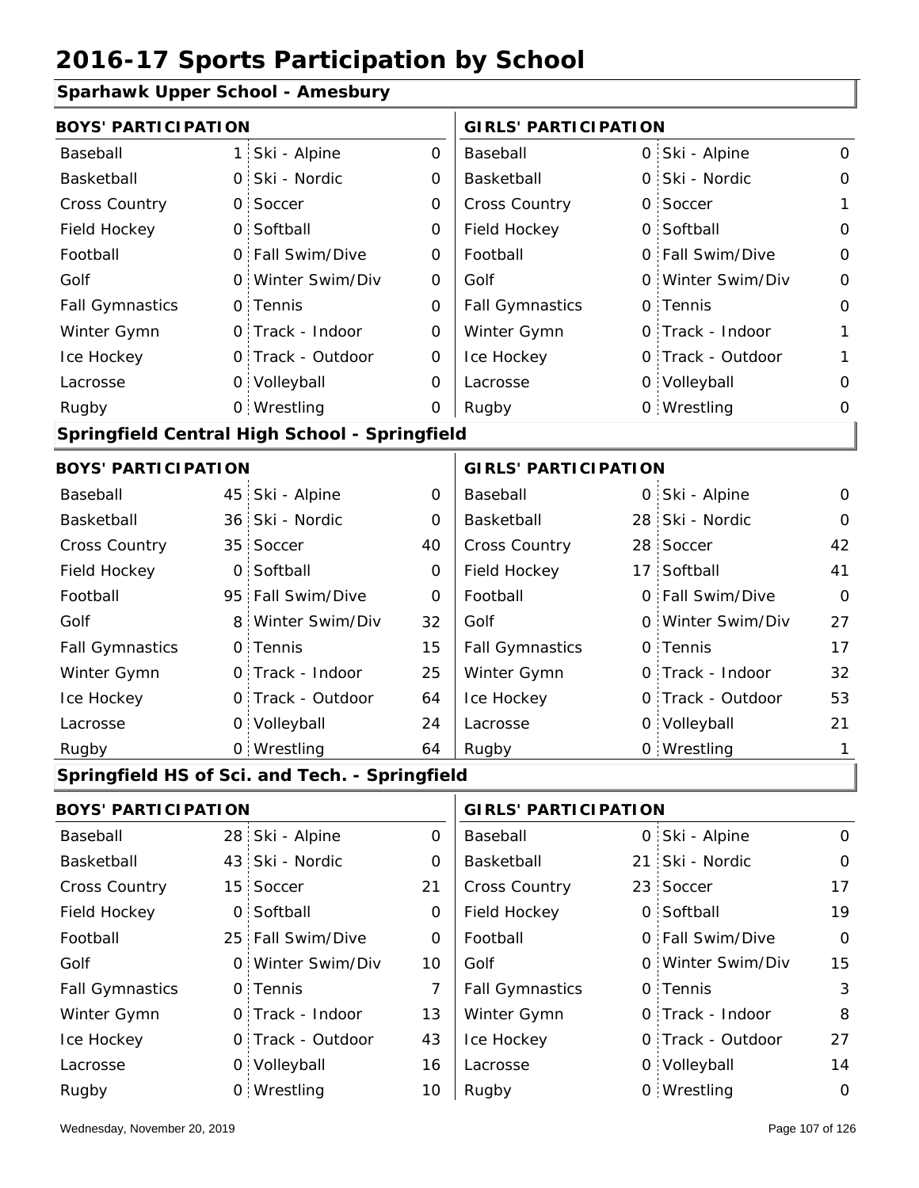# 2016-17 Sports Participation by School

## Sparhawk Upper School - Amesbury

| BOYS' PARTICIPATION | | | | GIRLS' PARTICIPATION | | | |
|---|---|---|---|---|---|---|---|
| Baseball | 1 | Ski - Alpine | 0 | Baseball | 0 | Ski - Alpine | 0 |
| Basketball | 0 | Ski - Nordic | 0 | Basketball | 0 | Ski - Nordic | 0 |
| Cross Country | 0 | Soccer | 0 | Cross Country | 0 | Soccer | 1 |
| Field Hockey | 0 | Softball | 0 | Field Hockey | 0 | Softball | 0 |
| Football | 0 | Fall Swim/Dive | 0 | Football | 0 | Fall Swim/Dive | 0 |
| Golf | 0 | Winter Swim/Div | 0 | Golf | 0 | Winter Swim/Div | 0 |
| Fall Gymnastics | 0 | Tennis | 0 | Fall Gymnastics | 0 | Tennis | 0 |
| Winter Gymn | 0 | Track - Indoor | 0 | Winter Gymn | 0 | Track - Indoor | 1 |
| Ice Hockey | 0 | Track - Outdoor | 0 | Ice Hockey | 0 | Track - Outdoor | 1 |
| Lacrosse | 0 | Volleyball | 0 | Lacrosse | 0 | Volleyball | 0 |
| Rugby | 0 | Wrestling | 0 | Rugby | 0 | Wrestling | 0 |

## Springfield Central High School - Springfield

| BOYS' PARTICIPATION | | | | GIRLS' PARTICIPATION | | | |
|---|---|---|---|---|---|---|---|
| Baseball | 45 | Ski - Alpine | 0 | Baseball | 0 | Ski - Alpine | 0 |
| Basketball | 36 | Ski - Nordic | 0 | Basketball | 28 | Ski - Nordic | 0 |
| Cross Country | 35 | Soccer | 40 | Cross Country | 28 | Soccer | 42 |
| Field Hockey | 0 | Softball | 0 | Field Hockey | 17 | Softball | 41 |
| Football | 95 | Fall Swim/Dive | 0 | Football | 0 | Fall Swim/Dive | 0 |
| Golf | 8 | Winter Swim/Div | 32 | Golf | 0 | Winter Swim/Div | 27 |
| Fall Gymnastics | 0 | Tennis | 15 | Fall Gymnastics | 0 | Tennis | 17 |
| Winter Gymn | 0 | Track - Indoor | 25 | Winter Gymn | 0 | Track - Indoor | 32 |
| Ice Hockey | 0 | Track - Outdoor | 64 | Ice Hockey | 0 | Track - Outdoor | 53 |
| Lacrosse | 0 | Volleyball | 24 | Lacrosse | 0 | Volleyball | 21 |
| Rugby | 0 | Wrestling | 64 | Rugby | 0 | Wrestling | 1 |

## Springfield HS of Sci. and Tech. - Springfield

| BOYS' PARTICIPATION | | | | GIRLS' PARTICIPATION | | | |
|---|---|---|---|---|---|---|---|
| Baseball | 28 | Ski - Alpine | 0 | Baseball | 0 | Ski - Alpine | 0 |
| Basketball | 43 | Ski - Nordic | 0 | Basketball | 21 | Ski - Nordic | 0 |
| Cross Country | 15 | Soccer | 21 | Cross Country | 23 | Soccer | 17 |
| Field Hockey | 0 | Softball | 0 | Field Hockey | 0 | Softball | 19 |
| Football | 25 | Fall Swim/Dive | 0 | Football | 0 | Fall Swim/Dive | 0 |
| Golf | 0 | Winter Swim/Div | 10 | Golf | 0 | Winter Swim/Div | 15 |
| Fall Gymnastics | 0 | Tennis | 7 | Fall Gymnastics | 0 | Tennis | 3 |
| Winter Gymn | 0 | Track - Indoor | 13 | Winter Gymn | 0 | Track - Indoor | 8 |
| Ice Hockey | 0 | Track - Outdoor | 43 | Ice Hockey | 0 | Track - Outdoor | 27 |
| Lacrosse | 0 | Volleyball | 16 | Lacrosse | 0 | Volleyball | 14 |
| Rugby | 0 | Wrestling | 10 | Rugby | 0 | Wrestling | 0 |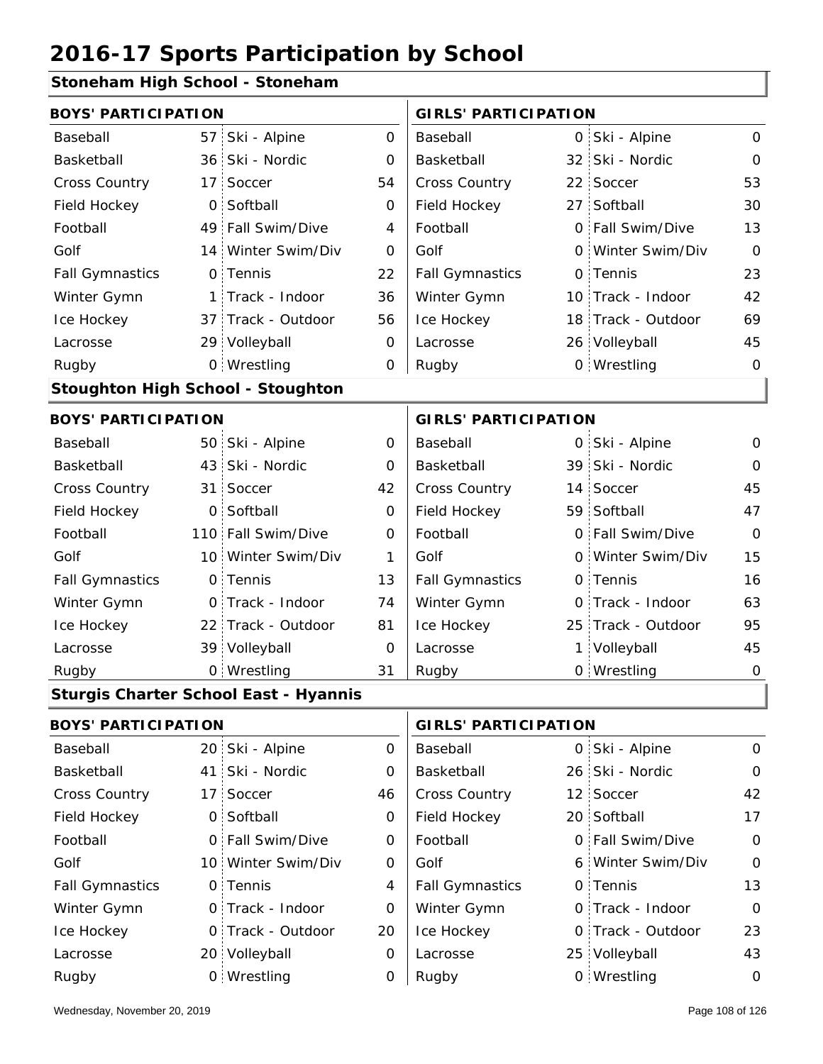# 2016-17 Sports Participation by School

## Stoneham High School - Stoneham

| BOYS' PARTICIPATION | | | | GIRLS' PARTICIPATION | | | |
|---|---|---|---|---|---|---|---|
| Baseball | 57 | Ski - Alpine | 0 | Baseball | 0 | Ski - Alpine | 0 |
| Basketball | 36 | Ski - Nordic | 0 | Basketball | 32 | Ski - Nordic | 0 |
| Cross Country | 17 | Soccer | 54 | Cross Country | 22 | Soccer | 53 |
| Field Hockey | 0 | Softball | 0 | Field Hockey | 27 | Softball | 30 |
| Football | 49 | Fall Swim/Dive | 4 | Football | 0 | Fall Swim/Dive | 13 |
| Golf | 14 | Winter Swim/Div | 0 | Golf | 0 | Winter Swim/Div | 0 |
| Fall Gymnastics | 0 | Tennis | 22 | Fall Gymnastics | 0 | Tennis | 23 |
| Winter Gymn | 1 | Track - Indoor | 36 | Winter Gymn | 10 | Track - Indoor | 42 |
| Ice Hockey | 37 | Track - Outdoor | 56 | Ice Hockey | 18 | Track - Outdoor | 69 |
| Lacrosse | 29 | Volleyball | 0 | Lacrosse | 26 | Volleyball | 45 |
| Rugby | 0 | Wrestling | 0 | Rugby | 0 | Wrestling | 0 |

## Stoughton High School - Stoughton

| BOYS' PARTICIPATION | | | | GIRLS' PARTICIPATION | | | |
|---|---|---|---|---|---|---|---|
| Baseball | 50 | Ski - Alpine | 0 | Baseball | 0 | Ski - Alpine | 0 |
| Basketball | 43 | Ski - Nordic | 0 | Basketball | 39 | Ski - Nordic | 0 |
| Cross Country | 31 | Soccer | 42 | Cross Country | 14 | Soccer | 45 |
| Field Hockey | 0 | Softball | 0 | Field Hockey | 59 | Softball | 47 |
| Football | 110 | Fall Swim/Dive | 0 | Football | 0 | Fall Swim/Dive | 0 |
| Golf | 10 | Winter Swim/Div | 1 | Golf | 0 | Winter Swim/Div | 15 |
| Fall Gymnastics | 0 | Tennis | 13 | Fall Gymnastics | 0 | Tennis | 16 |
| Winter Gymn | 0 | Track - Indoor | 74 | Winter Gymn | 0 | Track - Indoor | 63 |
| Ice Hockey | 22 | Track - Outdoor | 81 | Ice Hockey | 25 | Track - Outdoor | 95 |
| Lacrosse | 39 | Volleyball | 0 | Lacrosse | 1 | Volleyball | 45 |
| Rugby | 0 | Wrestling | 31 | Rugby | 0 | Wrestling | 0 |

## Sturgis Charter School East - Hyannis

| BOYS' PARTICIPATION | | | | GIRLS' PARTICIPATION | | | |
|---|---|---|---|---|---|---|---|
| Baseball | 20 | Ski - Alpine | 0 | Baseball | 0 | Ski - Alpine | 0 |
| Basketball | 41 | Ski - Nordic | 0 | Basketball | 26 | Ski - Nordic | 0 |
| Cross Country | 17 | Soccer | 46 | Cross Country | 12 | Soccer | 42 |
| Field Hockey | 0 | Softball | 0 | Field Hockey | 20 | Softball | 17 |
| Football | 0 | Fall Swim/Dive | 0 | Football | 0 | Fall Swim/Dive | 0 |
| Golf | 10 | Winter Swim/Div | 0 | Golf | 6 | Winter Swim/Div | 0 |
| Fall Gymnastics | 0 | Tennis | 4 | Fall Gymnastics | 0 | Tennis | 13 |
| Winter Gymn | 0 | Track - Indoor | 0 | Winter Gymn | 0 | Track - Indoor | 0 |
| Ice Hockey | 0 | Track - Outdoor | 20 | Ice Hockey | 0 | Track - Outdoor | 23 |
| Lacrosse | 20 | Volleyball | 0 | Lacrosse | 25 | Volleyball | 43 |
| Rugby | 0 | Wrestling | 0 | Rugby | 0 | Wrestling | 0 |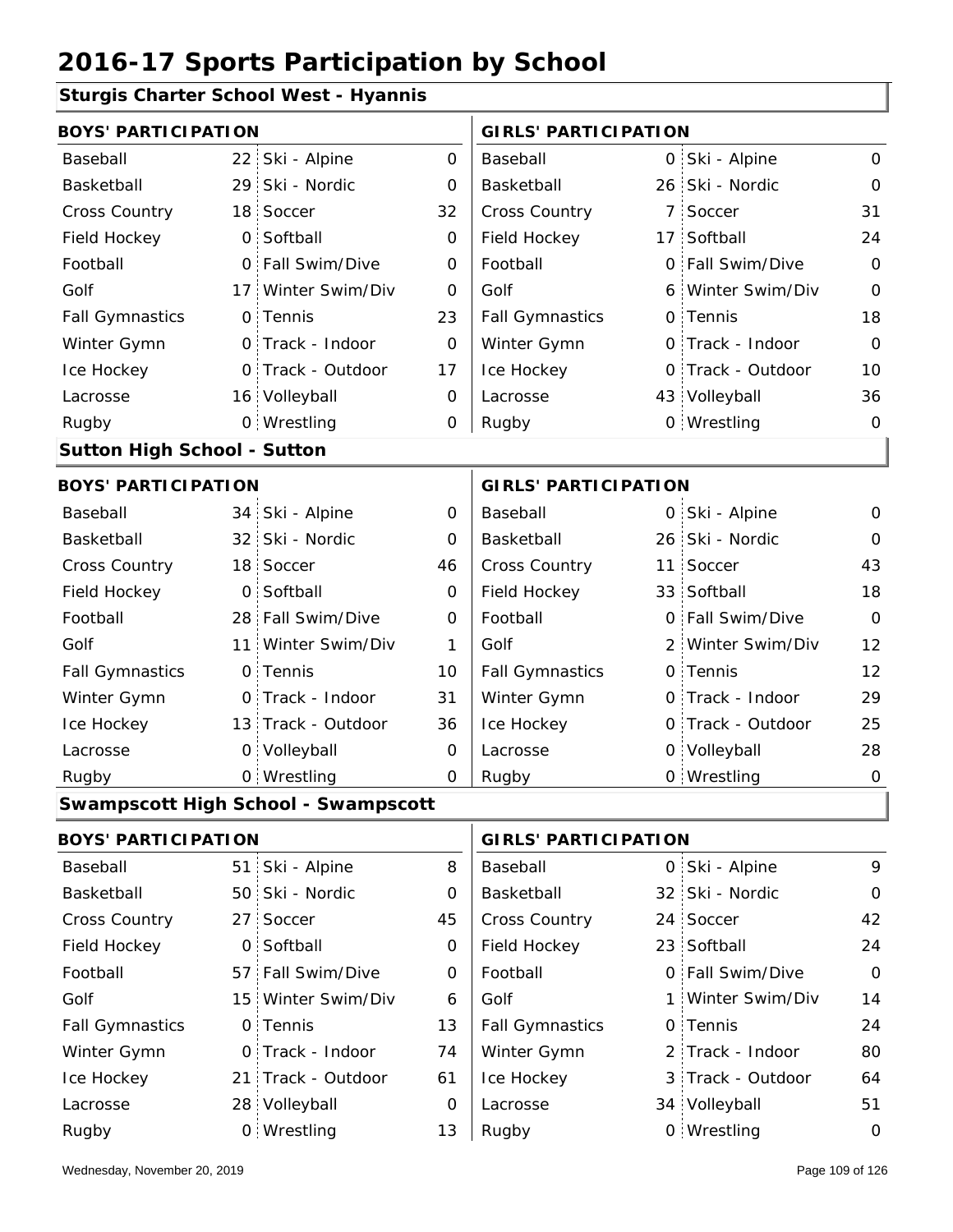# 2016-17 Sports Participation by School

## Sturgis Charter School West - Hyannis

| BOYS' PARTICIPATION | | | | GIRLS' PARTICIPATION | | | |
|---|---|---|---|---|---|---|---|
| Baseball | 22 | Ski - Alpine | 0 | Baseball | 0 | Ski - Alpine | 0 |
| Basketball | 29 | Ski - Nordic | 0 | Basketball | 26 | Ski - Nordic | 0 |
| Cross Country | 18 | Soccer | 32 | Cross Country | 7 | Soccer | 31 |
| Field Hockey | 0 | Softball | 0 | Field Hockey | 17 | Softball | 24 |
| Football | 0 | Fall Swim/Dive | 0 | Football | 0 | Fall Swim/Dive | 0 |
| Golf | 17 | Winter Swim/Div | 0 | Golf | 6 | Winter Swim/Div | 0 |
| Fall Gymnastics | 0 | Tennis | 23 | Fall Gymnastics | 0 | Tennis | 18 |
| Winter Gymn | 0 | Track - Indoor | 0 | Winter Gymn | 0 | Track - Indoor | 0 |
| Ice Hockey | 0 | Track - Outdoor | 17 | Ice Hockey | 0 | Track - Outdoor | 10 |
| Lacrosse | 16 | Volleyball | 0 | Lacrosse | 43 | Volleyball | 36 |
| Rugby | 0 | Wrestling | 0 | Rugby | 0 | Wrestling | 0 |

## Sutton High School - Sutton

| BOYS' PARTICIPATION | | | | GIRLS' PARTICIPATION | | | |
|---|---|---|---|---|---|---|---|
| Baseball | 34 | Ski - Alpine | 0 | Baseball | 0 | Ski - Alpine | 0 |
| Basketball | 32 | Ski - Nordic | 0 | Basketball | 26 | Ski - Nordic | 0 |
| Cross Country | 18 | Soccer | 46 | Cross Country | 11 | Soccer | 43 |
| Field Hockey | 0 | Softball | 0 | Field Hockey | 33 | Softball | 18 |
| Football | 28 | Fall Swim/Dive | 0 | Football | 0 | Fall Swim/Dive | 0 |
| Golf | 11 | Winter Swim/Div | 1 | Golf | 2 | Winter Swim/Div | 12 |
| Fall Gymnastics | 0 | Tennis | 10 | Fall Gymnastics | 0 | Tennis | 12 |
| Winter Gymn | 0 | Track - Indoor | 31 | Winter Gymn | 0 | Track - Indoor | 29 |
| Ice Hockey | 13 | Track - Outdoor | 36 | Ice Hockey | 0 | Track - Outdoor | 25 |
| Lacrosse | 0 | Volleyball | 0 | Lacrosse | 0 | Volleyball | 28 |
| Rugby | 0 | Wrestling | 0 | Rugby | 0 | Wrestling | 0 |

## Swampscott High School - Swampscott

| BOYS' PARTICIPATION | | | | GIRLS' PARTICIPATION | | | |
|---|---|---|---|---|---|---|---|
| Baseball | 51 | Ski - Alpine | 8 | Baseball | 0 | Ski - Alpine | 9 |
| Basketball | 50 | Ski - Nordic | 0 | Basketball | 32 | Ski - Nordic | 0 |
| Cross Country | 27 | Soccer | 45 | Cross Country | 24 | Soccer | 42 |
| Field Hockey | 0 | Softball | 0 | Field Hockey | 23 | Softball | 24 |
| Football | 57 | Fall Swim/Dive | 0 | Football | 0 | Fall Swim/Dive | 0 |
| Golf | 15 | Winter Swim/Div | 6 | Golf | 1 | Winter Swim/Div | 14 |
| Fall Gymnastics | 0 | Tennis | 13 | Fall Gymnastics | 0 | Tennis | 24 |
| Winter Gymn | 0 | Track - Indoor | 74 | Winter Gymn | 2 | Track - Indoor | 80 |
| Ice Hockey | 21 | Track - Outdoor | 61 | Ice Hockey | 3 | Track - Outdoor | 64 |
| Lacrosse | 28 | Volleyball | 0 | Lacrosse | 34 | Volleyball | 51 |
| Rugby | 0 | Wrestling | 13 | Rugby | 0 | Wrestling | 0 |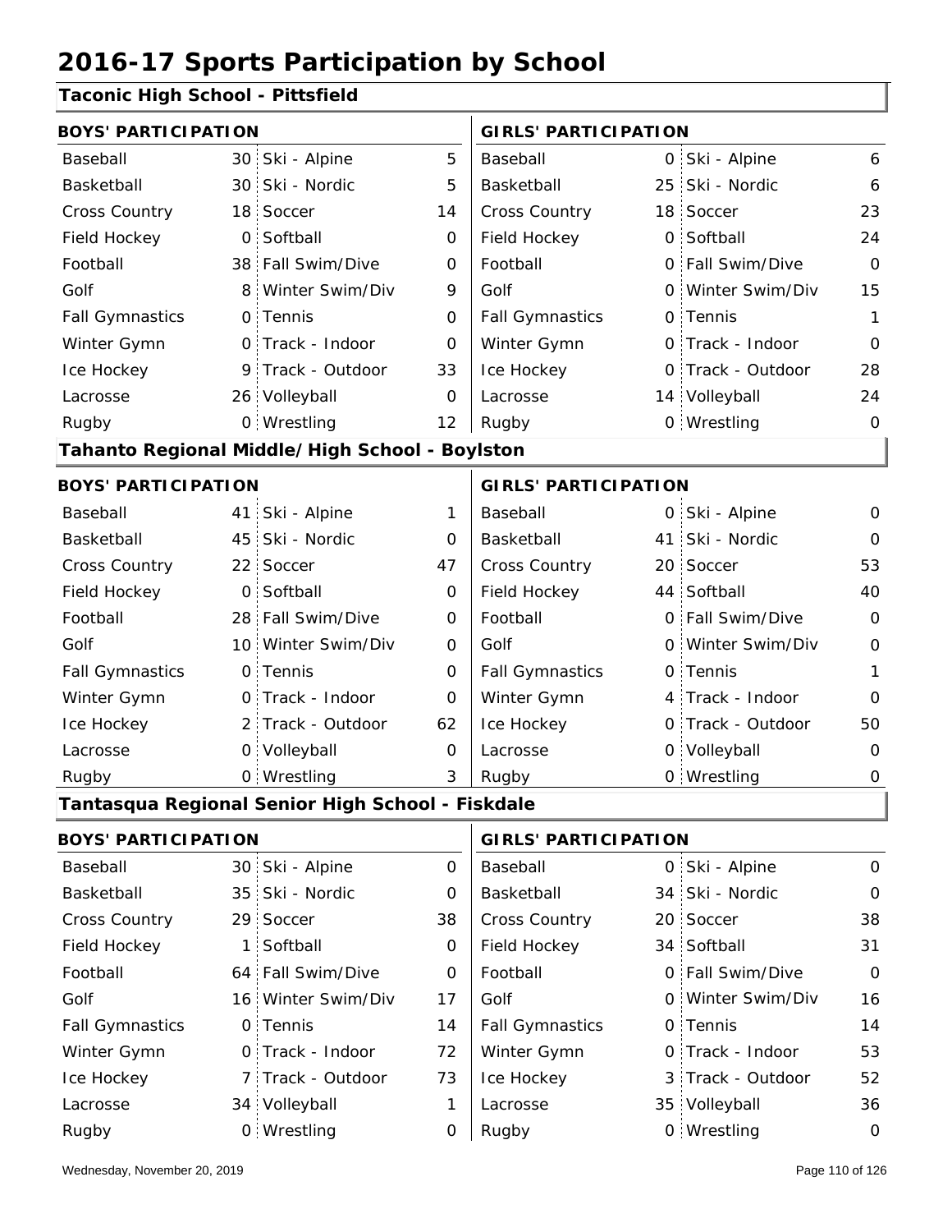# 2016-17 Sports Participation by School

## Taconic High School - Pittsfield

| BOYS' PARTICIPATION | | | | GIRLS' PARTICIPATION | | | |
|---|---|---|---|---|---|---|---|
| Baseball | 30 | Ski - Alpine | 5 | Baseball | 0 | Ski - Alpine | 6 |
| Basketball | 30 | Ski - Nordic | 5 | Basketball | 25 | Ski - Nordic | 6 |
| Cross Country | 18 | Soccer | 14 | Cross Country | 18 | Soccer | 23 |
| Field Hockey | 0 | Softball | 0 | Field Hockey | 0 | Softball | 24 |
| Football | 38 | Fall Swim/Dive | 0 | Football | 0 | Fall Swim/Dive | 0 |
| Golf | 8 | Winter Swim/Div | 9 | Golf | 0 | Winter Swim/Div | 15 |
| Fall Gymnastics | 0 | Tennis | 0 | Fall Gymnastics | 0 | Tennis | 1 |
| Winter Gymn | 0 | Track - Indoor | 0 | Winter Gymn | 0 | Track - Indoor | 0 |
| Ice Hockey | 9 | Track - Outdoor | 33 | Ice Hockey | 0 | Track - Outdoor | 28 |
| Lacrosse | 26 | Volleyball | 0 | Lacrosse | 14 | Volleyball | 24 |
| Rugby | 0 | Wrestling | 12 | Rugby | 0 | Wrestling | 0 |

## Tahanto Regional Middle/High School - Boylston

| BOYS' PARTICIPATION | | | | GIRLS' PARTICIPATION | | | |
|---|---|---|---|---|---|---|---|
| Baseball | 41 | Ski - Alpine | 1 | Baseball | 0 | Ski - Alpine | 0 |
| Basketball | 45 | Ski - Nordic | 0 | Basketball | 41 | Ski - Nordic | 0 |
| Cross Country | 22 | Soccer | 47 | Cross Country | 20 | Soccer | 53 |
| Field Hockey | 0 | Softball | 0 | Field Hockey | 44 | Softball | 40 |
| Football | 28 | Fall Swim/Dive | 0 | Football | 0 | Fall Swim/Dive | 0 |
| Golf | 10 | Winter Swim/Div | 0 | Golf | 0 | Winter Swim/Div | 0 |
| Fall Gymnastics | 0 | Tennis | 0 | Fall Gymnastics | 0 | Tennis | 1 |
| Winter Gymn | 0 | Track - Indoor | 0 | Winter Gymn | 4 | Track - Indoor | 0 |
| Ice Hockey | 2 | Track - Outdoor | 62 | Ice Hockey | 0 | Track - Outdoor | 50 |
| Lacrosse | 0 | Volleyball | 0 | Lacrosse | 0 | Volleyball | 0 |
| Rugby | 0 | Wrestling | 3 | Rugby | 0 | Wrestling | 0 |

## Tantasqua Regional Senior High School - Fiskdale

| BOYS' PARTICIPATION | | | | GIRLS' PARTICIPATION | | | |
|---|---|---|---|---|---|---|---|
| Baseball | 30 | Ski - Alpine | 0 | Baseball | 0 | Ski - Alpine | 0 |
| Basketball | 35 | Ski - Nordic | 0 | Basketball | 34 | Ski - Nordic | 0 |
| Cross Country | 29 | Soccer | 38 | Cross Country | 20 | Soccer | 38 |
| Field Hockey | 1 | Softball | 0 | Field Hockey | 34 | Softball | 31 |
| Football | 64 | Fall Swim/Dive | 0 | Football | 0 | Fall Swim/Dive | 0 |
| Golf | 16 | Winter Swim/Div | 17 | Golf | 0 | Winter Swim/Div | 16 |
| Fall Gymnastics | 0 | Tennis | 14 | Fall Gymnastics | 0 | Tennis | 14 |
| Winter Gymn | 0 | Track - Indoor | 72 | Winter Gymn | 0 | Track - Indoor | 53 |
| Ice Hockey | 7 | Track - Outdoor | 73 | Ice Hockey | 3 | Track - Outdoor | 52 |
| Lacrosse | 34 | Volleyball | 1 | Lacrosse | 35 | Volleyball | 36 |
| Rugby | 0 | Wrestling | 0 | Rugby | 0 | Wrestling | 0 |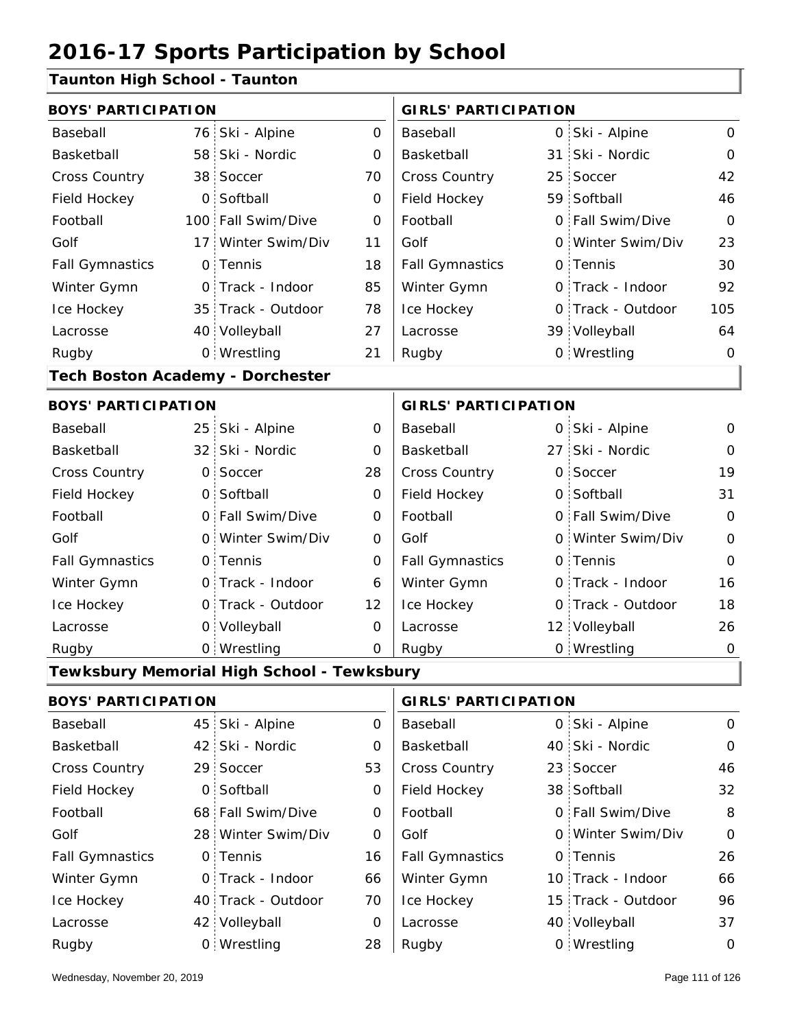# 2016-17 Sports Participation by School

## Taunton High School - Taunton

| BOYS' PARTICIPATION | | | | GIRLS' PARTICIPATION | | | |
|---|---|---|---|---|---|---|---|
| Baseball | 76 | Ski - Alpine | 0 | Baseball | 0 | Ski - Alpine | 0 |
| Basketball | 58 | Ski - Nordic | 0 | Basketball | 31 | Ski - Nordic | 0 |
| Cross Country | 38 | Soccer | 70 | Cross Country | 25 | Soccer | 42 |
| Field Hockey | 0 | Softball | 0 | Field Hockey | 59 | Softball | 46 |
| Football | 100 | Fall Swim/Dive | 0 | Football | 0 | Fall Swim/Dive | 0 |
| Golf | 17 | Winter Swim/Div | 11 | Golf | 0 | Winter Swim/Div | 23 |
| Fall Gymnastics | 0 | Tennis | 18 | Fall Gymnastics | 0 | Tennis | 30 |
| Winter Gymn | 0 | Track - Indoor | 85 | Winter Gymn | 0 | Track - Indoor | 92 |
| Ice Hockey | 35 | Track - Outdoor | 78 | Ice Hockey | 0 | Track - Outdoor | 105 |
| Lacrosse | 40 | Volleyball | 27 | Lacrosse | 39 | Volleyball | 64 |
| Rugby | 0 | Wrestling | 21 | Rugby | 0 | Wrestling | 0 |

## Tech Boston Academy - Dorchester

| BOYS' PARTICIPATION | | | | GIRLS' PARTICIPATION | | | |
|---|---|---|---|---|---|---|---|
| Baseball | 25 | Ski - Alpine | 0 | Baseball | 0 | Ski - Alpine | 0 |
| Basketball | 32 | Ski - Nordic | 0 | Basketball | 27 | Ski - Nordic | 0 |
| Cross Country | 0 | Soccer | 28 | Cross Country | 0 | Soccer | 19 |
| Field Hockey | 0 | Softball | 0 | Field Hockey | 0 | Softball | 31 |
| Football | 0 | Fall Swim/Dive | 0 | Football | 0 | Fall Swim/Dive | 0 |
| Golf | 0 | Winter Swim/Div | 0 | Golf | 0 | Winter Swim/Div | 0 |
| Fall Gymnastics | 0 | Tennis | 0 | Fall Gymnastics | 0 | Tennis | 0 |
| Winter Gymn | 0 | Track - Indoor | 6 | Winter Gymn | 0 | Track - Indoor | 16 |
| Ice Hockey | 0 | Track - Outdoor | 12 | Ice Hockey | 0 | Track - Outdoor | 18 |
| Lacrosse | 0 | Volleyball | 0 | Lacrosse | 12 | Volleyball | 26 |
| Rugby | 0 | Wrestling | 0 | Rugby | 0 | Wrestling | 0 |

## Tewksbury Memorial High School - Tewksbury

| BOYS' PARTICIPATION | | | | GIRLS' PARTICIPATION | | | |
|---|---|---|---|---|---|---|---|
| Baseball | 45 | Ski - Alpine | 0 | Baseball | 0 | Ski - Alpine | 0 |
| Basketball | 42 | Ski - Nordic | 0 | Basketball | 40 | Ski - Nordic | 0 |
| Cross Country | 29 | Soccer | 53 | Cross Country | 23 | Soccer | 46 |
| Field Hockey | 0 | Softball | 0 | Field Hockey | 38 | Softball | 32 |
| Football | 68 | Fall Swim/Dive | 0 | Football | 0 | Fall Swim/Dive | 8 |
| Golf | 28 | Winter Swim/Div | 0 | Golf | 0 | Winter Swim/Div | 0 |
| Fall Gymnastics | 0 | Tennis | 16 | Fall Gymnastics | 0 | Tennis | 26 |
| Winter Gymn | 0 | Track - Indoor | 66 | Winter Gymn | 10 | Track - Indoor | 66 |
| Ice Hockey | 40 | Track - Outdoor | 70 | Ice Hockey | 15 | Track - Outdoor | 96 |
| Lacrosse | 42 | Volleyball | 0 | Lacrosse | 40 | Volleyball | 37 |
| Rugby | 0 | Wrestling | 28 | Rugby | 0 | Wrestling | 0 |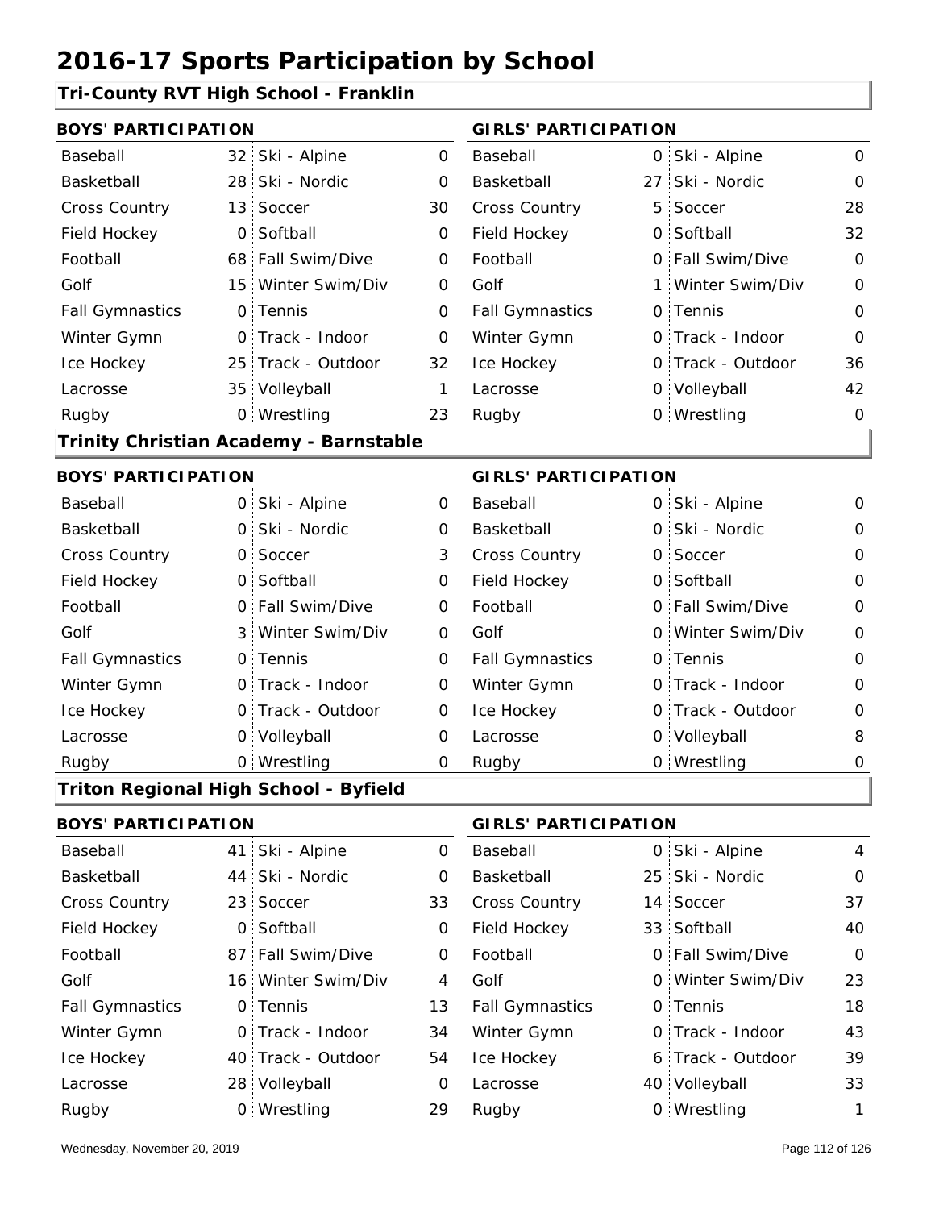# 2016-17 Sports Participation by School

## Tri-County RVT High School - Franklin

| BOYS' PARTICIPATION | | | | GIRLS' PARTICIPATION | | | |
|---|---|---|---|---|---|---|---|
| Baseball | 32 | Ski - Alpine | 0 | Baseball | 0 | Ski - Alpine | 0 |
| Basketball | 28 | Ski - Nordic | 0 | Basketball | 27 | Ski - Nordic | 0 |
| Cross Country | 13 | Soccer | 30 | Cross Country | 5 | Soccer | 28 |
| Field Hockey | 0 | Softball | 0 | Field Hockey | 0 | Softball | 32 |
| Football | 68 | Fall Swim/Dive | 0 | Football | 0 | Fall Swim/Dive | 0 |
| Golf | 15 | Winter Swim/Div | 0 | Golf | 1 | Winter Swim/Div | 0 |
| Fall Gymnastics | 0 | Tennis | 0 | Fall Gymnastics | 0 | Tennis | 0 |
| Winter Gymn | 0 | Track - Indoor | 0 | Winter Gymn | 0 | Track - Indoor | 0 |
| Ice Hockey | 25 | Track - Outdoor | 32 | Ice Hockey | 0 | Track - Outdoor | 36 |
| Lacrosse | 35 | Volleyball | 1 | Lacrosse | 0 | Volleyball | 42 |
| Rugby | 0 | Wrestling | 23 | Rugby | 0 | Wrestling | 0 |

## Trinity Christian Academy - Barnstable

| BOYS' PARTICIPATION | | | | GIRLS' PARTICIPATION | | | |
|---|---|---|---|---|---|---|---|
| Baseball | 0 | Ski - Alpine | 0 | Baseball | 0 | Ski - Alpine | 0 |
| Basketball | 0 | Ski - Nordic | 0 | Basketball | 0 | Ski - Nordic | 0 |
| Cross Country | 0 | Soccer | 3 | Cross Country | 0 | Soccer | 0 |
| Field Hockey | 0 | Softball | 0 | Field Hockey | 0 | Softball | 0 |
| Football | 0 | Fall Swim/Dive | 0 | Football | 0 | Fall Swim/Dive | 0 |
| Golf | 3 | Winter Swim/Div | 0 | Golf | 0 | Winter Swim/Div | 0 |
| Fall Gymnastics | 0 | Tennis | 0 | Fall Gymnastics | 0 | Tennis | 0 |
| Winter Gymn | 0 | Track - Indoor | 0 | Winter Gymn | 0 | Track - Indoor | 0 |
| Ice Hockey | 0 | Track - Outdoor | 0 | Ice Hockey | 0 | Track - Outdoor | 0 |
| Lacrosse | 0 | Volleyball | 0 | Lacrosse | 0 | Volleyball | 8 |
| Rugby | 0 | Wrestling | 0 | Rugby | 0 | Wrestling | 0 |

## Triton Regional High School - Byfield

| BOYS' PARTICIPATION | | | | GIRLS' PARTICIPATION | | | |
|---|---|---|---|---|---|---|---|
| Baseball | 41 | Ski - Alpine | 0 | Baseball | 0 | Ski - Alpine | 4 |
| Basketball | 44 | Ski - Nordic | 0 | Basketball | 25 | Ski - Nordic | 0 |
| Cross Country | 23 | Soccer | 33 | Cross Country | 14 | Soccer | 37 |
| Field Hockey | 0 | Softball | 0 | Field Hockey | 33 | Softball | 40 |
| Football | 87 | Fall Swim/Dive | 0 | Football | 0 | Fall Swim/Dive | 0 |
| Golf | 16 | Winter Swim/Div | 4 | Golf | 0 | Winter Swim/Div | 23 |
| Fall Gymnastics | 0 | Tennis | 13 | Fall Gymnastics | 0 | Tennis | 18 |
| Winter Gymn | 0 | Track - Indoor | 34 | Winter Gymn | 0 | Track - Indoor | 43 |
| Ice Hockey | 40 | Track - Outdoor | 54 | Ice Hockey | 6 | Track - Outdoor | 39 |
| Lacrosse | 28 | Volleyball | 0 | Lacrosse | 40 | Volleyball | 33 |
| Rugby | 0 | Wrestling | 29 | Rugby | 0 | Wrestling | 1 |

Wednesday, November 20, 2019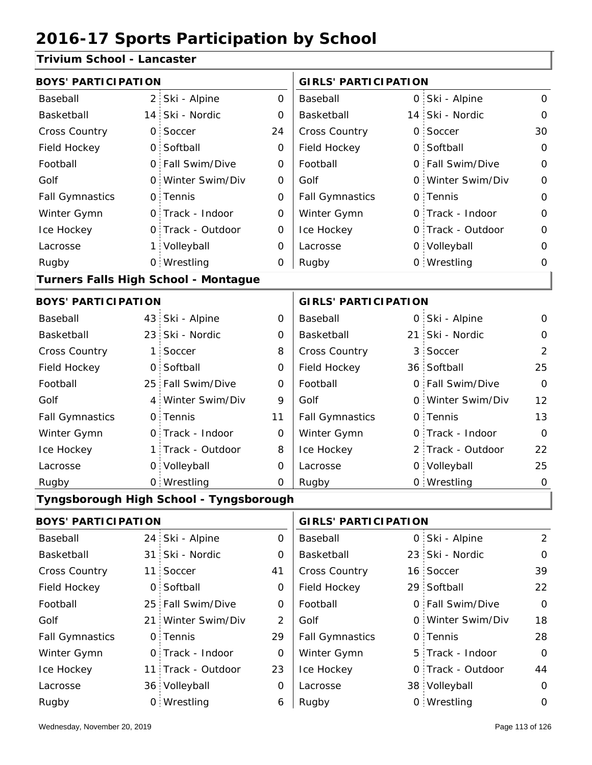# 2016-17 Sports Participation by School

## Trivium School - Lancaster

| BOYS' PARTICIPATION | | | | GIRLS' PARTICIPATION | | | |
|---|---|---|---|---|---|---|---|
| Baseball | 2 | Ski - Alpine | 0 | Baseball | 0 | Ski - Alpine | 0 |
| Basketball | 14 | Ski - Nordic | 0 | Basketball | 14 | Ski - Nordic | 0 |
| Cross Country | 0 | Soccer | 24 | Cross Country | 0 | Soccer | 30 |
| Field Hockey | 0 | Softball | 0 | Field Hockey | 0 | Softball | 0 |
| Football | 0 | Fall Swim/Dive | 0 | Football | 0 | Fall Swim/Dive | 0 |
| Golf | 0 | Winter Swim/Div | 0 | Golf | 0 | Winter Swim/Div | 0 |
| Fall Gymnastics | 0 | Tennis | 0 | Fall Gymnastics | 0 | Tennis | 0 |
| Winter Gymn | 0 | Track - Indoor | 0 | Winter Gymn | 0 | Track - Indoor | 0 |
| Ice Hockey | 0 | Track - Outdoor | 0 | Ice Hockey | 0 | Track - Outdoor | 0 |
| Lacrosse | 1 | Volleyball | 0 | Lacrosse | 0 | Volleyball | 0 |
| Rugby | 0 | Wrestling | 0 | Rugby | 0 | Wrestling | 0 |

## Turners Falls High School - Montague

| BOYS' PARTICIPATION | | | | GIRLS' PARTICIPATION | | | |
|---|---|---|---|---|---|---|---|
| Baseball | 43 | Ski - Alpine | 0 | Baseball | 0 | Ski - Alpine | 0 |
| Basketball | 23 | Ski - Nordic | 0 | Basketball | 21 | Ski - Nordic | 0 |
| Cross Country | 1 | Soccer | 8 | Cross Country | 3 | Soccer | 2 |
| Field Hockey | 0 | Softball | 0 | Field Hockey | 36 | Softball | 25 |
| Football | 25 | Fall Swim/Dive | 0 | Football | 0 | Fall Swim/Dive | 0 |
| Golf | 4 | Winter Swim/Div | 9 | Golf | 0 | Winter Swim/Div | 12 |
| Fall Gymnastics | 0 | Tennis | 11 | Fall Gymnastics | 0 | Tennis | 13 |
| Winter Gymn | 0 | Track - Indoor | 0 | Winter Gymn | 0 | Track - Indoor | 0 |
| Ice Hockey | 1 | Track - Outdoor | 8 | Ice Hockey | 2 | Track - Outdoor | 22 |
| Lacrosse | 0 | Volleyball | 0 | Lacrosse | 0 | Volleyball | 25 |
| Rugby | 0 | Wrestling | 0 | Rugby | 0 | Wrestling | 0 |

## Tyngsborough High School - Tyngsborough

| BOYS' PARTICIPATION | | | | GIRLS' PARTICIPATION | | | |
|---|---|---|---|---|---|---|---|
| Baseball | 24 | Ski - Alpine | 0 | Baseball | 0 | Ski - Alpine | 2 |
| Basketball | 31 | Ski - Nordic | 0 | Basketball | 23 | Ski - Nordic | 0 |
| Cross Country | 11 | Soccer | 41 | Cross Country | 16 | Soccer | 39 |
| Field Hockey | 0 | Softball | 0 | Field Hockey | 29 | Softball | 22 |
| Football | 25 | Fall Swim/Dive | 0 | Football | 0 | Fall Swim/Dive | 0 |
| Golf | 21 | Winter Swim/Div | 2 | Golf | 0 | Winter Swim/Div | 18 |
| Fall Gymnastics | 0 | Tennis | 29 | Fall Gymnastics | 0 | Tennis | 28 |
| Winter Gymn | 0 | Track - Indoor | 0 | Winter Gymn | 5 | Track - Indoor | 0 |
| Ice Hockey | 11 | Track - Outdoor | 23 | Ice Hockey | 0 | Track - Outdoor | 44 |
| Lacrosse | 36 | Volleyball | 0 | Lacrosse | 38 | Volleyball | 0 |
| Rugby | 0 | Wrestling | 6 | Rugby | 0 | Wrestling | 0 |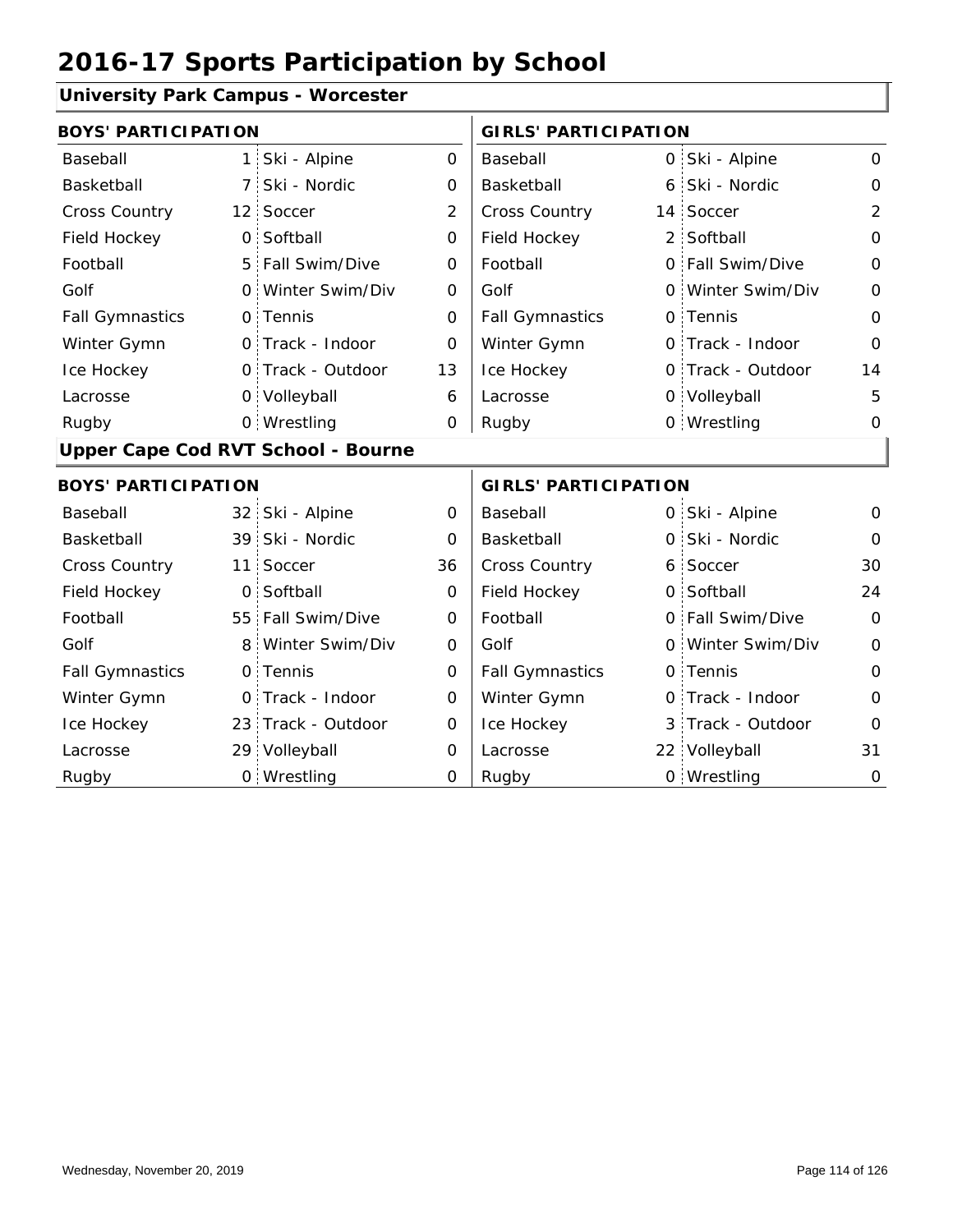# 2016-17 Sports Participation by School

## University Park Campus - Worcester

| BOYS' PARTICIPATION | | | | GIRLS' PARTICIPATION | | | |
|---|---|---|---|---|---|---|---|
| Baseball | 1 | Ski - Alpine | 0 | Baseball | 0 | Ski - Alpine | 0 |
| Basketball | 7 | Ski - Nordic | 0 | Basketball | 6 | Ski - Nordic | 0 |
| Cross Country | 12 | Soccer | 2 | Cross Country | 14 | Soccer | 2 |
| Field Hockey | 0 | Softball | 0 | Field Hockey | 2 | Softball | 0 |
| Football | 5 | Fall Swim/Dive | 0 | Football | 0 | Fall Swim/Dive | 0 |
| Golf | 0 | Winter Swim/Div | 0 | Golf | 0 | Winter Swim/Div | 0 |
| Fall Gymnastics | 0 | Tennis | 0 | Fall Gymnastics | 0 | Tennis | 0 |
| Winter Gymn | 0 | Track - Indoor | 0 | Winter Gymn | 0 | Track - Indoor | 0 |
| Ice Hockey | 0 | Track - Outdoor | 13 | Ice Hockey | 0 | Track - Outdoor | 14 |
| Lacrosse | 0 | Volleyball | 6 | Lacrosse | 0 | Volleyball | 5 |
| Rugby | 0 | Wrestling | 0 | Rugby | 0 | Wrestling | 0 |

## Upper Cape Cod RVT School - Bourne

| BOYS' PARTICIPATION | | | | GIRLS' PARTICIPATION | | | |
|---|---|---|---|---|---|---|---|
| Baseball | 32 | Ski - Alpine | 0 | Baseball | 0 | Ski - Alpine | 0 |
| Basketball | 39 | Ski - Nordic | 0 | Basketball | 0 | Ski - Nordic | 0 |
| Cross Country | 11 | Soccer | 36 | Cross Country | 6 | Soccer | 30 |
| Field Hockey | 0 | Softball | 0 | Field Hockey | 0 | Softball | 24 |
| Football | 55 | Fall Swim/Dive | 0 | Football | 0 | Fall Swim/Dive | 0 |
| Golf | 8 | Winter Swim/Div | 0 | Golf | 0 | Winter Swim/Div | 0 |
| Fall Gymnastics | 0 | Tennis | 0 | Fall Gymnastics | 0 | Tennis | 0 |
| Winter Gymn | 0 | Track - Indoor | 0 | Winter Gymn | 0 | Track - Indoor | 0 |
| Ice Hockey | 23 | Track - Outdoor | 0 | Ice Hockey | 3 | Track - Outdoor | 0 |
| Lacrosse | 29 | Volleyball | 0 | Lacrosse | 22 | Volleyball | 31 |
| Rugby | 0 | Wrestling | 0 | Rugby | 0 | Wrestling | 0 |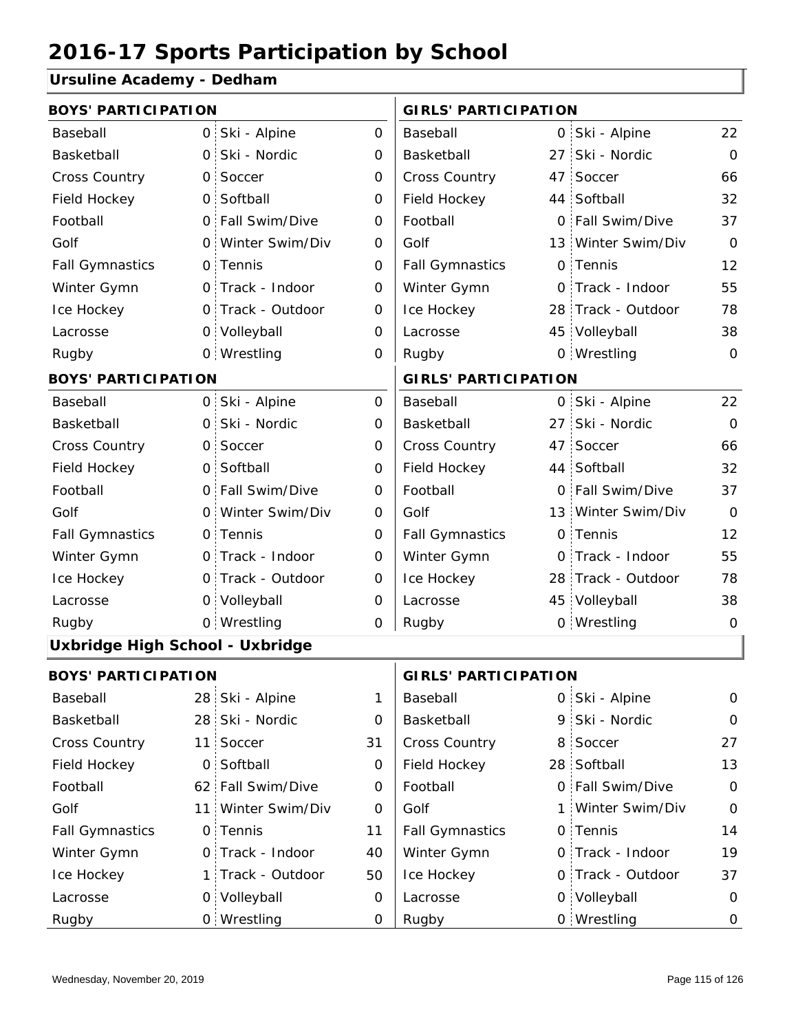# 2016-17 Sports Participation by School

## Ursuline Academy - Dedham

| BOYS' PARTICIPATION | | | | GIRLS' PARTICIPATION | | | |
|---|---|---|---|---|---|---|---|
| Baseball | 0 | Ski - Alpine | 0 | Baseball | 0 | Ski - Alpine | 22 |
| Basketball | 0 | Ski - Nordic | 0 | Basketball | 27 | Ski - Nordic | 0 |
| Cross Country | 0 | Soccer | 0 | Cross Country | 47 | Soccer | 66 |
| Field Hockey | 0 | Softball | 0 | Field Hockey | 44 | Softball | 32 |
| Football | 0 | Fall Swim/Dive | 0 | Football | 0 | Fall Swim/Dive | 37 |
| Golf | 0 | Winter Swim/Div | 0 | Golf | 13 | Winter Swim/Div | 0 |
| Fall Gymnastics | 0 | Tennis | 0 | Fall Gymnastics | 0 | Tennis | 12 |
| Winter Gymn | 0 | Track - Indoor | 0 | Winter Gymn | 0 | Track - Indoor | 55 |
| Ice Hockey | 0 | Track - Outdoor | 0 | Ice Hockey | 28 | Track - Outdoor | 78 |
| Lacrosse | 0 | Volleyball | 0 | Lacrosse | 45 | Volleyball | 38 |
| Rugby | 0 | Wrestling | 0 | Rugby | 0 | Wrestling | 0 |

| BOYS' PARTICIPATION | | | | GIRLS' PARTICIPATION | | | |
|---|---|---|---|---|---|---|---|
| Baseball | 0 | Ski - Alpine | 0 | Baseball | 0 | Ski - Alpine | 22 |
| Basketball | 0 | Ski - Nordic | 0 | Basketball | 27 | Ski - Nordic | 0 |
| Cross Country | 0 | Soccer | 0 | Cross Country | 47 | Soccer | 66 |
| Field Hockey | 0 | Softball | 0 | Field Hockey | 44 | Softball | 32 |
| Football | 0 | Fall Swim/Dive | 0 | Football | 0 | Fall Swim/Dive | 37 |
| Golf | 0 | Winter Swim/Div | 0 | Golf | 13 | Winter Swim/Div | 0 |
| Fall Gymnastics | 0 | Tennis | 0 | Fall Gymnastics | 0 | Tennis | 12 |
| Winter Gymn | 0 | Track - Indoor | 0 | Winter Gymn | 0 | Track - Indoor | 55 |
| Ice Hockey | 0 | Track - Outdoor | 0 | Ice Hockey | 28 | Track - Outdoor | 78 |
| Lacrosse | 0 | Volleyball | 0 | Lacrosse | 45 | Volleyball | 38 |
| Rugby | 0 | Wrestling | 0 | Rugby | 0 | Wrestling | 0 |

## Uxbridge High School - Uxbridge

| BOYS' PARTICIPATION | | | | GIRLS' PARTICIPATION | | | |
|---|---|---|---|---|---|---|---|
| Baseball | 28 | Ski - Alpine | 1 | Baseball | 0 | Ski - Alpine | 0 |
| Basketball | 28 | Ski - Nordic | 0 | Basketball | 9 | Ski - Nordic | 0 |
| Cross Country | 11 | Soccer | 31 | Cross Country | 8 | Soccer | 27 |
| Field Hockey | 0 | Softball | 0 | Field Hockey | 28 | Softball | 13 |
| Football | 62 | Fall Swim/Dive | 0 | Football | 0 | Fall Swim/Dive | 0 |
| Golf | 11 | Winter Swim/Div | 0 | Golf | 1 | Winter Swim/Div | 0 |
| Fall Gymnastics | 0 | Tennis | 11 | Fall Gymnastics | 0 | Tennis | 14 |
| Winter Gymn | 0 | Track - Indoor | 40 | Winter Gymn | 0 | Track - Indoor | 19 |
| Ice Hockey | 1 | Track - Outdoor | 50 | Ice Hockey | 0 | Track - Outdoor | 37 |
| Lacrosse | 0 | Volleyball | 0 | Lacrosse | 0 | Volleyball | 0 |
| Rugby | 0 | Wrestling | 0 | Rugby | 0 | Wrestling | 0 |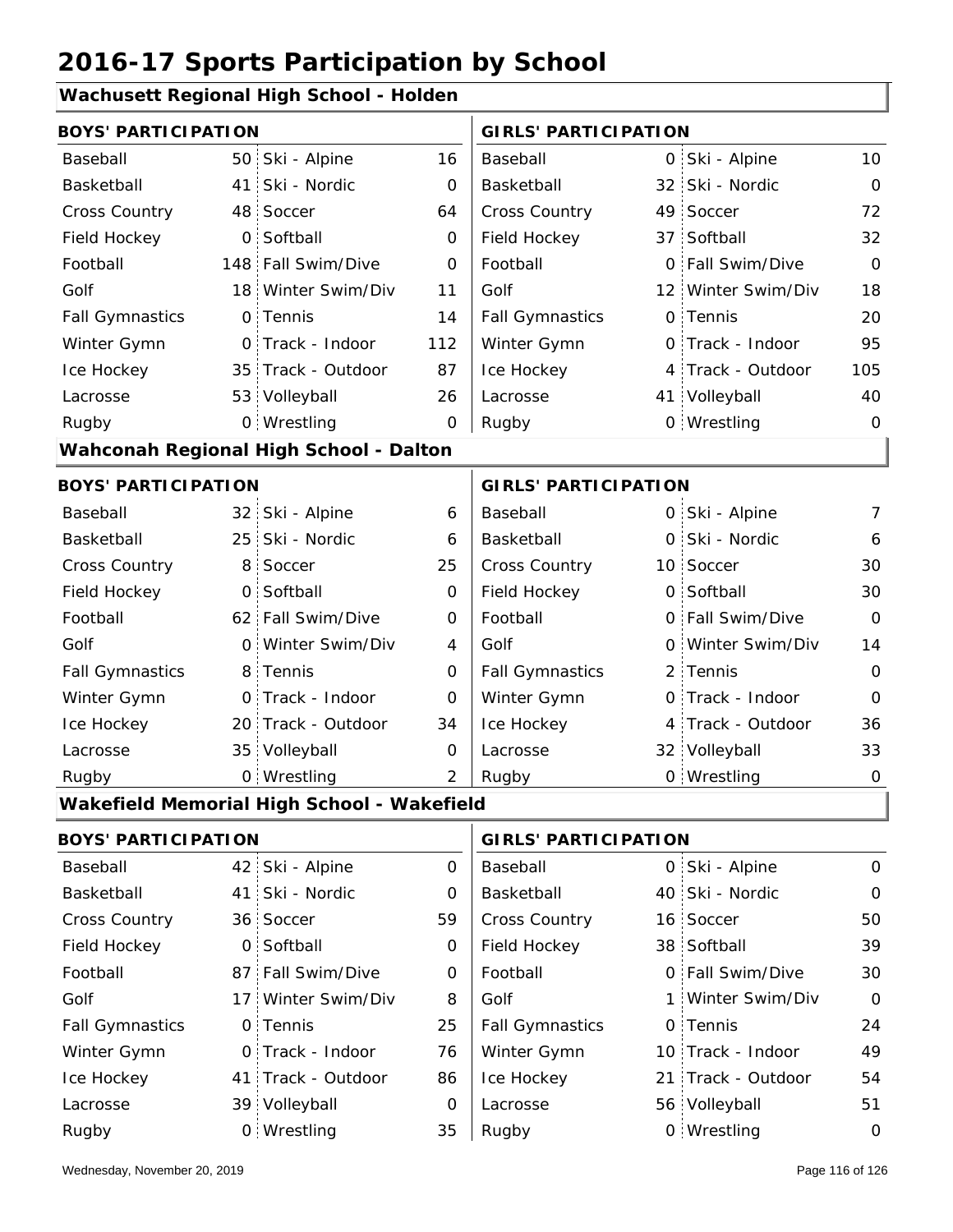# 2016-17 Sports Participation by School

## Wachusett Regional High School - Holden

| BOYS' PARTICIPATION | | | | GIRLS' PARTICIPATION | | | |
|---|---|---|---|---|---|---|---|
| Baseball | 50 | Ski - Alpine | 16 | Baseball | 0 | Ski - Alpine | 10 |
| Basketball | 41 | Ski - Nordic | 0 | Basketball | 32 | Ski - Nordic | 0 |
| Cross Country | 48 | Soccer | 64 | Cross Country | 49 | Soccer | 72 |
| Field Hockey | 0 | Softball | 0 | Field Hockey | 37 | Softball | 32 |
| Football | 148 | Fall Swim/Dive | 0 | Football | 0 | Fall Swim/Dive | 0 |
| Golf | 18 | Winter Swim/Div | 11 | Golf | 12 | Winter Swim/Div | 18 |
| Fall Gymnastics | 0 | Tennis | 14 | Fall Gymnastics | 0 | Tennis | 20 |
| Winter Gymn | 0 | Track - Indoor | 112 | Winter Gymn | 0 | Track - Indoor | 95 |
| Ice Hockey | 35 | Track - Outdoor | 87 | Ice Hockey | 4 | Track - Outdoor | 105 |
| Lacrosse | 53 | Volleyball | 26 | Lacrosse | 41 | Volleyball | 40 |
| Rugby | 0 | Wrestling | 0 | Rugby | 0 | Wrestling | 0 |

## Wahconah Regional High School - Dalton

| BOYS' PARTICIPATION | | | | GIRLS' PARTICIPATION | | | |
|---|---|---|---|---|---|---|---|
| Baseball | 32 | Ski - Alpine | 6 | Baseball | 0 | Ski - Alpine | 7 |
| Basketball | 25 | Ski - Nordic | 6 | Basketball | 0 | Ski - Nordic | 6 |
| Cross Country | 8 | Soccer | 25 | Cross Country | 10 | Soccer | 30 |
| Field Hockey | 0 | Softball | 0 | Field Hockey | 0 | Softball | 30 |
| Football | 62 | Fall Swim/Dive | 0 | Football | 0 | Fall Swim/Dive | 0 |
| Golf | 0 | Winter Swim/Div | 4 | Golf | 0 | Winter Swim/Div | 14 |
| Fall Gymnastics | 8 | Tennis | 0 | Fall Gymnastics | 2 | Tennis | 0 |
| Winter Gymn | 0 | Track - Indoor | 0 | Winter Gymn | 0 | Track - Indoor | 0 |
| Ice Hockey | 20 | Track - Outdoor | 34 | Ice Hockey | 4 | Track - Outdoor | 36 |
| Lacrosse | 35 | Volleyball | 0 | Lacrosse | 32 | Volleyball | 33 |
| Rugby | 0 | Wrestling | 2 | Rugby | 0 | Wrestling | 0 |

## Wakefield Memorial High School - Wakefield

| BOYS' PARTICIPATION | | | | GIRLS' PARTICIPATION | | | |
|---|---|---|---|---|---|---|---|
| Baseball | 42 | Ski - Alpine | 0 | Baseball | 0 | Ski - Alpine | 0 |
| Basketball | 41 | Ski - Nordic | 0 | Basketball | 40 | Ski - Nordic | 0 |
| Cross Country | 36 | Soccer | 59 | Cross Country | 16 | Soccer | 50 |
| Field Hockey | 0 | Softball | 0 | Field Hockey | 38 | Softball | 39 |
| Football | 87 | Fall Swim/Dive | 0 | Football | 0 | Fall Swim/Dive | 30 |
| Golf | 17 | Winter Swim/Div | 8 | Golf | 1 | Winter Swim/Div | 0 |
| Fall Gymnastics | 0 | Tennis | 25 | Fall Gymnastics | 0 | Tennis | 24 |
| Winter Gymn | 0 | Track - Indoor | 76 | Winter Gymn | 10 | Track - Indoor | 49 |
| Ice Hockey | 41 | Track - Outdoor | 86 | Ice Hockey | 21 | Track - Outdoor | 54 |
| Lacrosse | 39 | Volleyball | 0 | Lacrosse | 56 | Volleyball | 51 |
| Rugby | 0 | Wrestling | 35 | Rugby | 0 | Wrestling | 0 |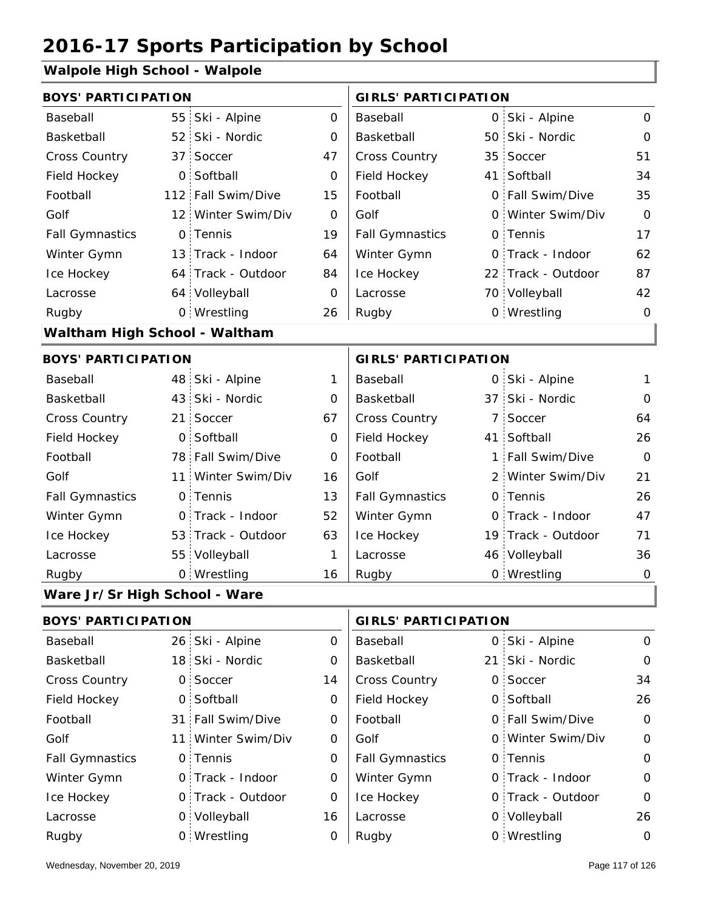# 2016-17 Sports Participation by School

## Walpole High School - Walpole

| BOYS' PARTICIPATION | | | | GIRLS' PARTICIPATION | | | |
|---|---|---|---|---|---|---|---|
| Baseball | 55 | Ski - Alpine | 0 | Baseball | 0 | Ski - Alpine | 0 |
| Basketball | 52 | Ski - Nordic | 0 | Basketball | 50 | Ski - Nordic | 0 |
| Cross Country | 37 | Soccer | 47 | Cross Country | 35 | Soccer | 51 |
| Field Hockey | 0 | Softball | 0 | Field Hockey | 41 | Softball | 34 |
| Football | 112 | Fall Swim/Dive | 15 | Football | 0 | Fall Swim/Dive | 35 |
| Golf | 12 | Winter Swim/Div | 0 | Golf | 0 | Winter Swim/Div | 0 |
| Fall Gymnastics | 0 | Tennis | 19 | Fall Gymnastics | 0 | Tennis | 17 |
| Winter Gymn | 13 | Track - Indoor | 64 | Winter Gymn | 0 | Track - Indoor | 62 |
| Ice Hockey | 64 | Track - Outdoor | 84 | Ice Hockey | 22 | Track - Outdoor | 87 |
| Lacrosse | 64 | Volleyball | 0 | Lacrosse | 70 | Volleyball | 42 |
| Rugby | 0 | Wrestling | 26 | Rugby | 0 | Wrestling | 0 |

## Waltham High School - Waltham

| BOYS' PARTICIPATION | | | | GIRLS' PARTICIPATION | | | |
|---|---|---|---|---|---|---|---|
| Baseball | 48 | Ski - Alpine | 1 | Baseball | 0 | Ski - Alpine | 1 |
| Basketball | 43 | Ski - Nordic | 0 | Basketball | 37 | Ski - Nordic | 0 |
| Cross Country | 21 | Soccer | 67 | Cross Country | 7 | Soccer | 64 |
| Field Hockey | 0 | Softball | 0 | Field Hockey | 41 | Softball | 26 |
| Football | 78 | Fall Swim/Dive | 0 | Football | 1 | Fall Swim/Dive | 0 |
| Golf | 11 | Winter Swim/Div | 16 | Golf | 2 | Winter Swim/Div | 21 |
| Fall Gymnastics | 0 | Tennis | 13 | Fall Gymnastics | 0 | Tennis | 26 |
| Winter Gymn | 0 | Track - Indoor | 52 | Winter Gymn | 0 | Track - Indoor | 47 |
| Ice Hockey | 53 | Track - Outdoor | 63 | Ice Hockey | 19 | Track - Outdoor | 71 |
| Lacrosse | 55 | Volleyball | 1 | Lacrosse | 46 | Volleyball | 36 |
| Rugby | 0 | Wrestling | 16 | Rugby | 0 | Wrestling | 0 |

## Ware Jr/Sr High School - Ware

| BOYS' PARTICIPATION | | | | GIRLS' PARTICIPATION | | | |
|---|---|---|---|---|---|---|---|
| Baseball | 26 | Ski - Alpine | 0 | Baseball | 0 | Ski - Alpine | 0 |
| Basketball | 18 | Ski - Nordic | 0 | Basketball | 21 | Ski - Nordic | 0 |
| Cross Country | 0 | Soccer | 14 | Cross Country | 0 | Soccer | 34 |
| Field Hockey | 0 | Softball | 0 | Field Hockey | 0 | Softball | 26 |
| Football | 31 | Fall Swim/Dive | 0 | Football | 0 | Fall Swim/Dive | 0 |
| Golf | 11 | Winter Swim/Div | 0 | Golf | 0 | Winter Swim/Div | 0 |
| Fall Gymnastics | 0 | Tennis | 0 | Fall Gymnastics | 0 | Tennis | 0 |
| Winter Gymn | 0 | Track - Indoor | 0 | Winter Gymn | 0 | Track - Indoor | 0 |
| Ice Hockey | 0 | Track - Outdoor | 0 | Ice Hockey | 0 | Track - Outdoor | 0 |
| Lacrosse | 0 | Volleyball | 16 | Lacrosse | 0 | Volleyball | 26 |
| Rugby | 0 | Wrestling | 0 | Rugby | 0 | Wrestling | 0 |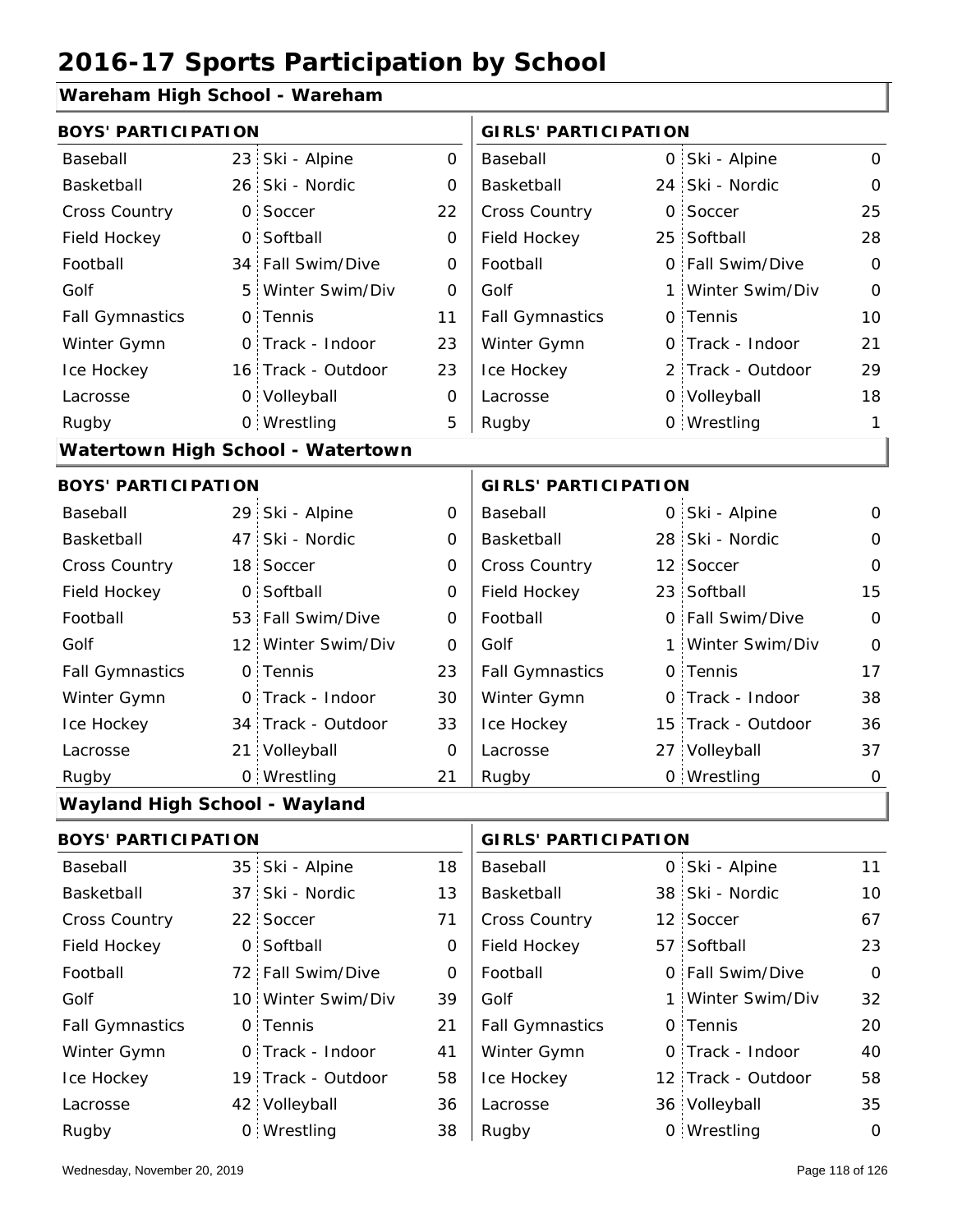# 2016-17 Sports Participation by School

## Wareham High School - Wareham

| BOYS' PARTICIPATION | | | | GIRLS' PARTICIPATION | | | |
|---|---|---|---|---|---|---|---|
| Baseball | 23 | Ski - Alpine | 0 | Baseball | 0 | Ski - Alpine | 0 |
| Basketball | 26 | Ski - Nordic | 0 | Basketball | 24 | Ski - Nordic | 0 |
| Cross Country | 0 | Soccer | 22 | Cross Country | 0 | Soccer | 25 |
| Field Hockey | 0 | Softball | 0 | Field Hockey | 25 | Softball | 28 |
| Football | 34 | Fall Swim/Dive | 0 | Football | 0 | Fall Swim/Dive | 0 |
| Golf | 5 | Winter Swim/Div | 0 | Golf | 1 | Winter Swim/Div | 0 |
| Fall Gymnastics | 0 | Tennis | 11 | Fall Gymnastics | 0 | Tennis | 10 |
| Winter Gymn | 0 | Track - Indoor | 23 | Winter Gymn | 0 | Track - Indoor | 21 |
| Ice Hockey | 16 | Track - Outdoor | 23 | Ice Hockey | 2 | Track - Outdoor | 29 |
| Lacrosse | 0 | Volleyball | 0 | Lacrosse | 0 | Volleyball | 18 |
| Rugby | 0 | Wrestling | 5 | Rugby | 0 | Wrestling | 1 |

## Watertown High School - Watertown

| BOYS' PARTICIPATION | | | | GIRLS' PARTICIPATION | | | |
|---|---|---|---|---|---|---|---|
| Baseball | 29 | Ski - Alpine | 0 | Baseball | 0 | Ski - Alpine | 0 |
| Basketball | 47 | Ski - Nordic | 0 | Basketball | 28 | Ski - Nordic | 0 |
| Cross Country | 18 | Soccer | 0 | Cross Country | 12 | Soccer | 0 |
| Field Hockey | 0 | Softball | 0 | Field Hockey | 23 | Softball | 15 |
| Football | 53 | Fall Swim/Dive | 0 | Football | 0 | Fall Swim/Dive | 0 |
| Golf | 12 | Winter Swim/Div | 0 | Golf | 1 | Winter Swim/Div | 0 |
| Fall Gymnastics | 0 | Tennis | 23 | Fall Gymnastics | 0 | Tennis | 17 |
| Winter Gymn | 0 | Track - Indoor | 30 | Winter Gymn | 0 | Track - Indoor | 38 |
| Ice Hockey | 34 | Track - Outdoor | 33 | Ice Hockey | 15 | Track - Outdoor | 36 |
| Lacrosse | 21 | Volleyball | 0 | Lacrosse | 27 | Volleyball | 37 |
| Rugby | 0 | Wrestling | 21 | Rugby | 0 | Wrestling | 0 |

## Wayland High School - Wayland

| BOYS' PARTICIPATION | | | | GIRLS' PARTICIPATION | | | |
|---|---|---|---|---|---|---|---|
| Baseball | 35 | Ski - Alpine | 18 | Baseball | 0 | Ski - Alpine | 11 |
| Basketball | 37 | Ski - Nordic | 13 | Basketball | 38 | Ski - Nordic | 10 |
| Cross Country | 22 | Soccer | 71 | Cross Country | 12 | Soccer | 67 |
| Field Hockey | 0 | Softball | 0 | Field Hockey | 57 | Softball | 23 |
| Football | 72 | Fall Swim/Dive | 0 | Football | 0 | Fall Swim/Dive | 0 |
| Golf | 10 | Winter Swim/Div | 39 | Golf | 1 | Winter Swim/Div | 32 |
| Fall Gymnastics | 0 | Tennis | 21 | Fall Gymnastics | 0 | Tennis | 20 |
| Winter Gymn | 0 | Track - Indoor | 41 | Winter Gymn | 0 | Track - Indoor | 40 |
| Ice Hockey | 19 | Track - Outdoor | 58 | Ice Hockey | 12 | Track - Outdoor | 58 |
| Lacrosse | 42 | Volleyball | 36 | Lacrosse | 36 | Volleyball | 35 |
| Rugby | 0 | Wrestling | 38 | Rugby | 0 | Wrestling | 0 |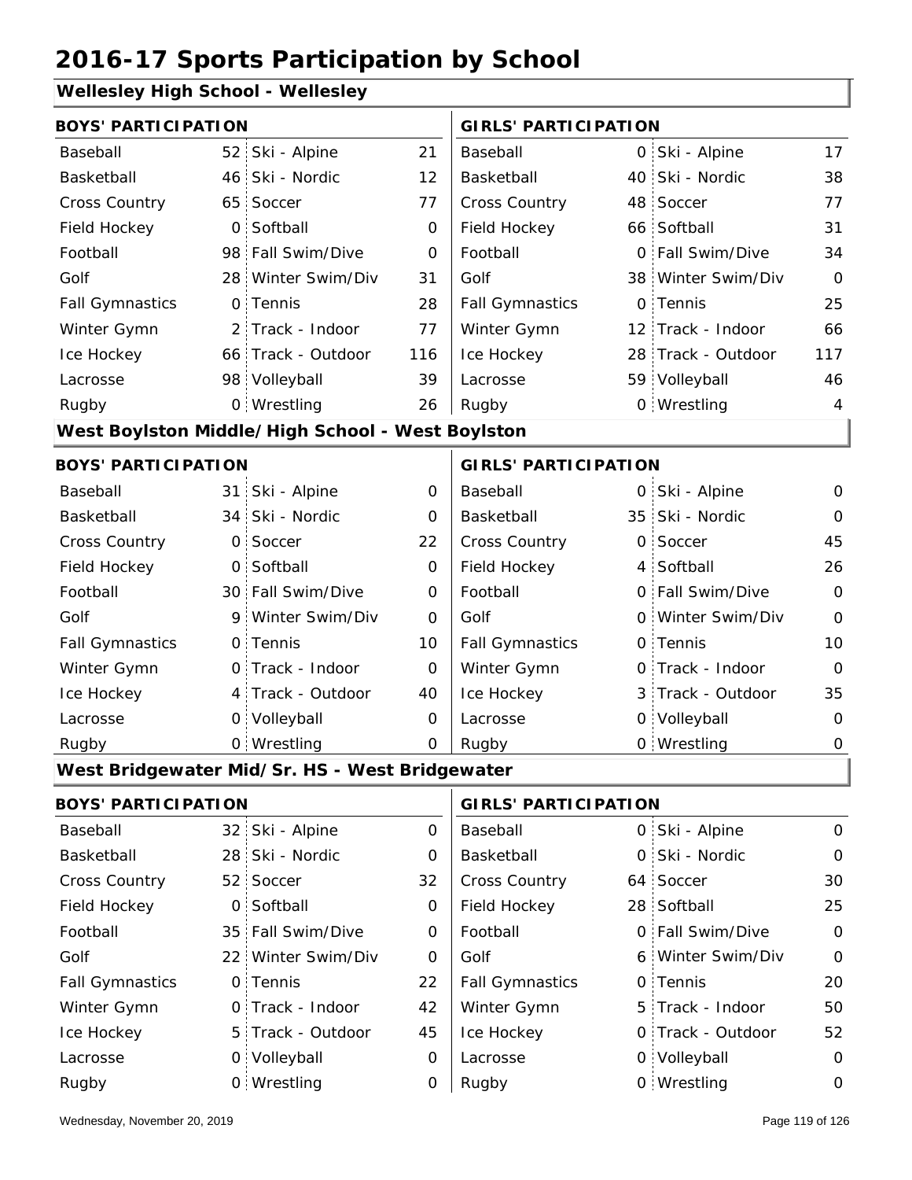# 2016-17 Sports Participation by School

## Wellesley High School - Wellesley

| BOYS' PARTICIPATION | | | | GIRLS' PARTICIPATION | | | |
|---|---|---|---|---|---|---|---|
| Baseball | 52 | Ski - Alpine | 21 | Baseball | 0 | Ski - Alpine | 17 |
| Basketball | 46 | Ski - Nordic | 12 | Basketball | 40 | Ski - Nordic | 38 |
| Cross Country | 65 | Soccer | 77 | Cross Country | 48 | Soccer | 77 |
| Field Hockey | 0 | Softball | 0 | Field Hockey | 66 | Softball | 31 |
| Football | 98 | Fall Swim/Dive | 0 | Football | 0 | Fall Swim/Dive | 34 |
| Golf | 28 | Winter Swim/Div | 31 | Golf | 38 | Winter Swim/Div | 0 |
| Fall Gymnastics | 0 | Tennis | 28 | Fall Gymnastics | 0 | Tennis | 25 |
| Winter Gymn | 2 | Track - Indoor | 77 | Winter Gymn | 12 | Track - Indoor | 66 |
| Ice Hockey | 66 | Track - Outdoor | 116 | Ice Hockey | 28 | Track - Outdoor | 117 |
| Lacrosse | 98 | Volleyball | 39 | Lacrosse | 59 | Volleyball | 46 |
| Rugby | 0 | Wrestling | 26 | Rugby | 0 | Wrestling | 4 |

## West Boylston Middle/High School - West Boylston

| BOYS' PARTICIPATION | | | | GIRLS' PARTICIPATION | | | |
|---|---|---|---|---|---|---|---|
| Baseball | 31 | Ski - Alpine | 0 | Baseball | 0 | Ski - Alpine | 0 |
| Basketball | 34 | Ski - Nordic | 0 | Basketball | 35 | Ski - Nordic | 0 |
| Cross Country | 0 | Soccer | 22 | Cross Country | 0 | Soccer | 45 |
| Field Hockey | 0 | Softball | 0 | Field Hockey | 4 | Softball | 26 |
| Football | 30 | Fall Swim/Dive | 0 | Football | 0 | Fall Swim/Dive | 0 |
| Golf | 9 | Winter Swim/Div | 0 | Golf | 0 | Winter Swim/Div | 0 |
| Fall Gymnastics | 0 | Tennis | 10 | Fall Gymnastics | 0 | Tennis | 10 |
| Winter Gymn | 0 | Track - Indoor | 0 | Winter Gymn | 0 | Track - Indoor | 0 |
| Ice Hockey | 4 | Track - Outdoor | 40 | Ice Hockey | 3 | Track - Outdoor | 35 |
| Lacrosse | 0 | Volleyball | 0 | Lacrosse | 0 | Volleyball | 0 |
| Rugby | 0 | Wrestling | 0 | Rugby | 0 | Wrestling | 0 |

## West Bridgewater Mid/Sr. HS - West Bridgewater

| BOYS' PARTICIPATION | | | | GIRLS' PARTICIPATION | | | |
|---|---|---|---|---|---|---|---|
| Baseball | 32 | Ski - Alpine | 0 | Baseball | 0 | Ski - Alpine | 0 |
| Basketball | 28 | Ski - Nordic | 0 | Basketball | 0 | Ski - Nordic | 0 |
| Cross Country | 52 | Soccer | 32 | Cross Country | 64 | Soccer | 30 |
| Field Hockey | 0 | Softball | 0 | Field Hockey | 28 | Softball | 25 |
| Football | 35 | Fall Swim/Dive | 0 | Football | 0 | Fall Swim/Dive | 0 |
| Golf | 22 | Winter Swim/Div | 0 | Golf | 6 | Winter Swim/Div | 0 |
| Fall Gymnastics | 0 | Tennis | 22 | Fall Gymnastics | 0 | Tennis | 20 |
| Winter Gymn | 0 | Track - Indoor | 42 | Winter Gymn | 5 | Track - Indoor | 50 |
| Ice Hockey | 5 | Track - Outdoor | 45 | Ice Hockey | 0 | Track - Outdoor | 52 |
| Lacrosse | 0 | Volleyball | 0 | Lacrosse | 0 | Volleyball | 0 |
| Rugby | 0 | Wrestling | 0 | Rugby | 0 | Wrestling | 0 |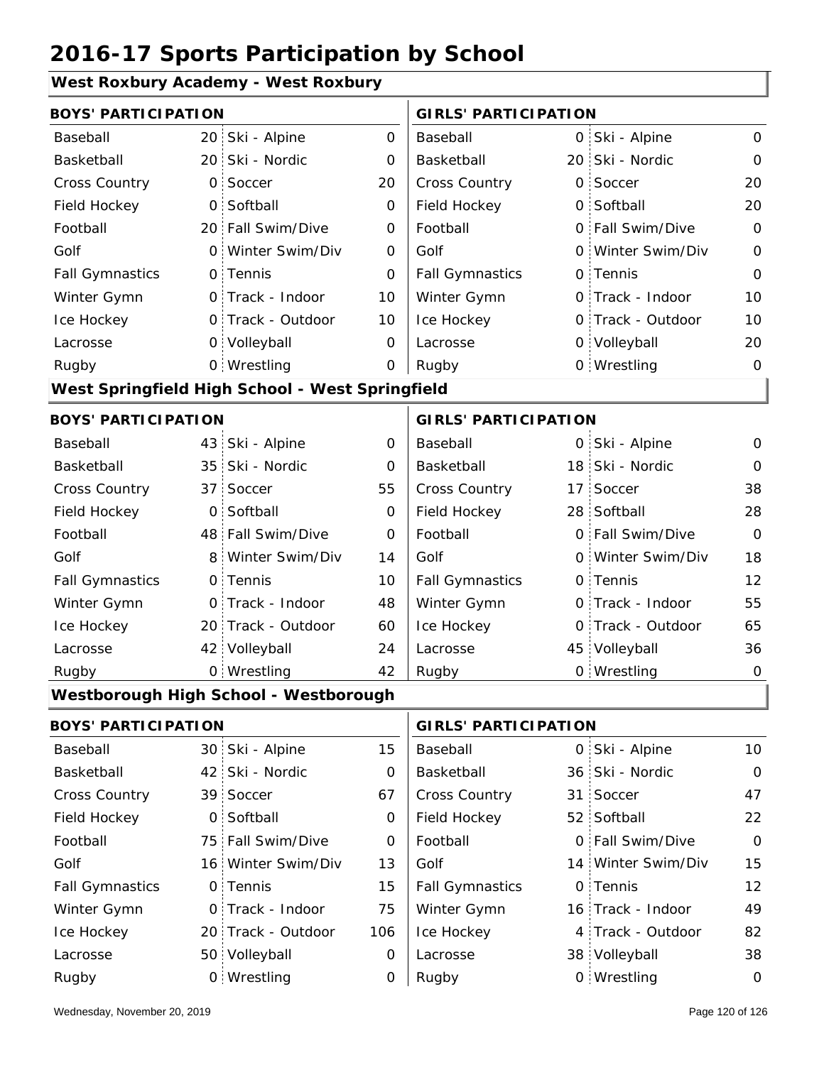# 2016-17 Sports Participation by School

## West Roxbury Academy - West Roxbury

| BOYS' PARTICIPATION | | | | GIRLS' PARTICIPATION | | | |
|---|---|---|---|---|---|---|---|
| Baseball | 20 | Ski - Alpine | 0 | Baseball | 0 | Ski - Alpine | 0 |
| Basketball | 20 | Ski - Nordic | 0 | Basketball | 20 | Ski - Nordic | 0 |
| Cross Country | 0 | Soccer | 20 | Cross Country | 0 | Soccer | 20 |
| Field Hockey | 0 | Softball | 0 | Field Hockey | 0 | Softball | 20 |
| Football | 20 | Fall Swim/Dive | 0 | Football | 0 | Fall Swim/Dive | 0 |
| Golf | 0 | Winter Swim/Div | 0 | Golf | 0 | Winter Swim/Div | 0 |
| Fall Gymnastics | 0 | Tennis | 0 | Fall Gymnastics | 0 | Tennis | 0 |
| Winter Gymn | 0 | Track - Indoor | 10 | Winter Gymn | 0 | Track - Indoor | 10 |
| Ice Hockey | 0 | Track - Outdoor | 10 | Ice Hockey | 0 | Track - Outdoor | 10 |
| Lacrosse | 0 | Volleyball | 0 | Lacrosse | 0 | Volleyball | 20 |
| Rugby | 0 | Wrestling | 0 | Rugby | 0 | Wrestling | 0 |

## West Springfield High School - West Springfield

| BOYS' PARTICIPATION | | | | GIRLS' PARTICIPATION | | | |
|---|---|---|---|---|---|---|---|
| Baseball | 43 | Ski - Alpine | 0 | Baseball | 0 | Ski - Alpine | 0 |
| Basketball | 35 | Ski - Nordic | 0 | Basketball | 18 | Ski - Nordic | 0 |
| Cross Country | 37 | Soccer | 55 | Cross Country | 17 | Soccer | 38 |
| Field Hockey | 0 | Softball | 0 | Field Hockey | 28 | Softball | 28 |
| Football | 48 | Fall Swim/Dive | 0 | Football | 0 | Fall Swim/Dive | 0 |
| Golf | 8 | Winter Swim/Div | 14 | Golf | 0 | Winter Swim/Div | 18 |
| Fall Gymnastics | 0 | Tennis | 10 | Fall Gymnastics | 0 | Tennis | 12 |
| Winter Gymn | 0 | Track - Indoor | 48 | Winter Gymn | 0 | Track - Indoor | 55 |
| Ice Hockey | 20 | Track - Outdoor | 60 | Ice Hockey | 0 | Track - Outdoor | 65 |
| Lacrosse | 42 | Volleyball | 24 | Lacrosse | 45 | Volleyball | 36 |
| Rugby | 0 | Wrestling | 42 | Rugby | 0 | Wrestling | 0 |

## Westborough High School - Westborough

| BOYS' PARTICIPATION | | | | GIRLS' PARTICIPATION | | | |
|---|---|---|---|---|---|---|---|
| Baseball | 30 | Ski - Alpine | 15 | Baseball | 0 | Ski - Alpine | 10 |
| Basketball | 42 | Ski - Nordic | 0 | Basketball | 36 | Ski - Nordic | 0 |
| Cross Country | 39 | Soccer | 67 | Cross Country | 31 | Soccer | 47 |
| Field Hockey | 0 | Softball | 0 | Field Hockey | 52 | Softball | 22 |
| Football | 75 | Fall Swim/Dive | 0 | Football | 0 | Fall Swim/Dive | 0 |
| Golf | 16 | Winter Swim/Div | 13 | Golf | 14 | Winter Swim/Div | 15 |
| Fall Gymnastics | 0 | Tennis | 15 | Fall Gymnastics | 0 | Tennis | 12 |
| Winter Gymn | 0 | Track - Indoor | 75 | Winter Gymn | 16 | Track - Indoor | 49 |
| Ice Hockey | 20 | Track - Outdoor | 106 | Ice Hockey | 4 | Track - Outdoor | 82 |
| Lacrosse | 50 | Volleyball | 0 | Lacrosse | 38 | Volleyball | 38 |
| Rugby | 0 | Wrestling | 0 | Rugby | 0 | Wrestling | 0 |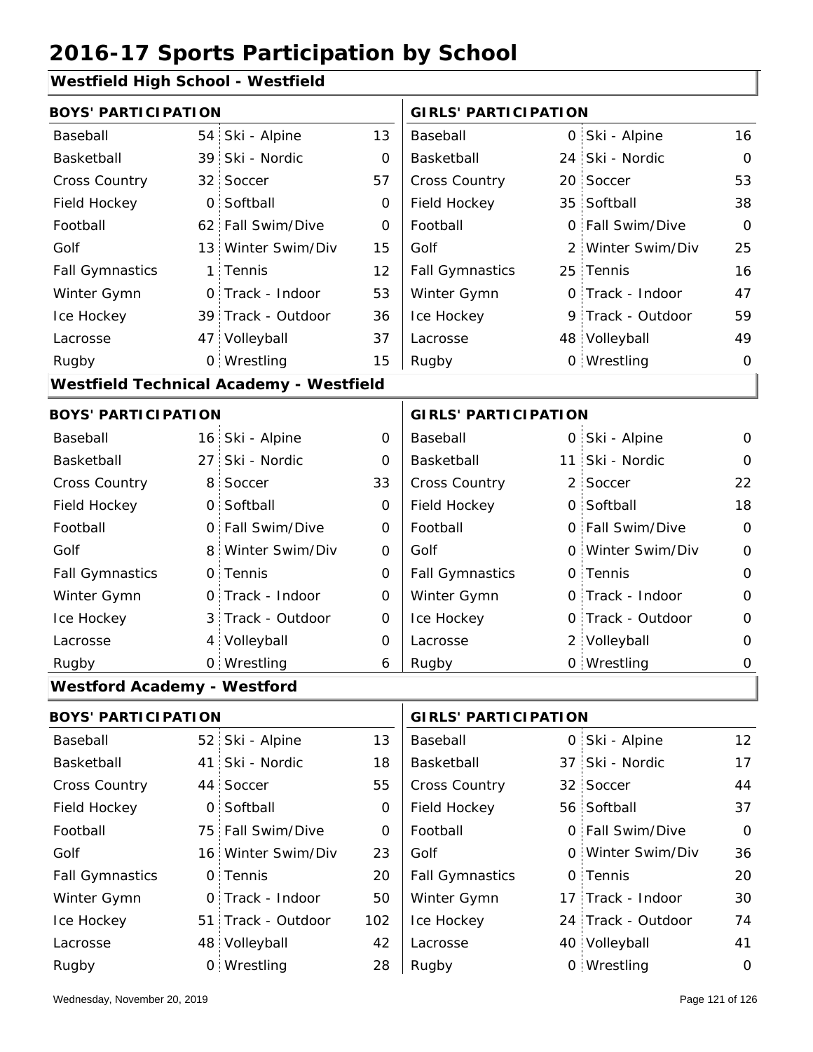# 2016-17 Sports Participation by School

## Westfield High School - Westfield

| BOYS' PARTICIPATION | | | | GIRLS' PARTICIPATION | | | |
|---|---|---|---|---|---|---|---|
| Baseball | 54 | Ski - Alpine | 13 | Baseball | 0 | Ski - Alpine | 16 |
| Basketball | 39 | Ski - Nordic | 0 | Basketball | 24 | Ski - Nordic | 0 |
| Cross Country | 32 | Soccer | 57 | Cross Country | 20 | Soccer | 53 |
| Field Hockey | 0 | Softball | 0 | Field Hockey | 35 | Softball | 38 |
| Football | 62 | Fall Swim/Dive | 0 | Football | 0 | Fall Swim/Dive | 0 |
| Golf | 13 | Winter Swim/Div | 15 | Golf | 2 | Winter Swim/Div | 25 |
| Fall Gymnastics | 1 | Tennis | 12 | Fall Gymnastics | 25 | Tennis | 16 |
| Winter Gymn | 0 | Track - Indoor | 53 | Winter Gymn | 0 | Track - Indoor | 47 |
| Ice Hockey | 39 | Track - Outdoor | 36 | Ice Hockey | 9 | Track - Outdoor | 59 |
| Lacrosse | 47 | Volleyball | 37 | Lacrosse | 48 | Volleyball | 49 |
| Rugby | 0 | Wrestling | 15 | Rugby | 0 | Wrestling | 0 |

## Westfield Technical Academy - Westfield

| BOYS' PARTICIPATION | | | | GIRLS' PARTICIPATION | | | |
|---|---|---|---|---|---|---|---|
| Baseball | 16 | Ski - Alpine | 0 | Baseball | 0 | Ski - Alpine | 0 |
| Basketball | 27 | Ski - Nordic | 0 | Basketball | 11 | Ski - Nordic | 0 |
| Cross Country | 8 | Soccer | 33 | Cross Country | 2 | Soccer | 22 |
| Field Hockey | 0 | Softball | 0 | Field Hockey | 0 | Softball | 18 |
| Football | 0 | Fall Swim/Dive | 0 | Football | 0 | Fall Swim/Dive | 0 |
| Golf | 8 | Winter Swim/Div | 0 | Golf | 0 | Winter Swim/Div | 0 |
| Fall Gymnastics | 0 | Tennis | 0 | Fall Gymnastics | 0 | Tennis | 0 |
| Winter Gymn | 0 | Track - Indoor | 0 | Winter Gymn | 0 | Track - Indoor | 0 |
| Ice Hockey | 3 | Track - Outdoor | 0 | Ice Hockey | 0 | Track - Outdoor | 0 |
| Lacrosse | 4 | Volleyball | 0 | Lacrosse | 2 | Volleyball | 0 |
| Rugby | 0 | Wrestling | 6 | Rugby | 0 | Wrestling | 0 |

## Westford Academy - Westford

| BOYS' PARTICIPATION | | | | GIRLS' PARTICIPATION | | | |
|---|---|---|---|---|---|---|---|
| Baseball | 52 | Ski - Alpine | 13 | Baseball | 0 | Ski - Alpine | 12 |
| Basketball | 41 | Ski - Nordic | 18 | Basketball | 37 | Ski - Nordic | 17 |
| Cross Country | 44 | Soccer | 55 | Cross Country | 32 | Soccer | 44 |
| Field Hockey | 0 | Softball | 0 | Field Hockey | 56 | Softball | 37 |
| Football | 75 | Fall Swim/Dive | 0 | Football | 0 | Fall Swim/Dive | 0 |
| Golf | 16 | Winter Swim/Div | 23 | Golf | 0 | Winter Swim/Div | 36 |
| Fall Gymnastics | 0 | Tennis | 20 | Fall Gymnastics | 0 | Tennis | 20 |
| Winter Gymn | 0 | Track - Indoor | 50 | Winter Gymn | 17 | Track - Indoor | 30 |
| Ice Hockey | 51 | Track - Outdoor | 102 | Ice Hockey | 24 | Track - Outdoor | 74 |
| Lacrosse | 48 | Volleyball | 42 | Lacrosse | 40 | Volleyball | 41 |
| Rugby | 0 | Wrestling | 28 | Rugby | 0 | Wrestling | 0 |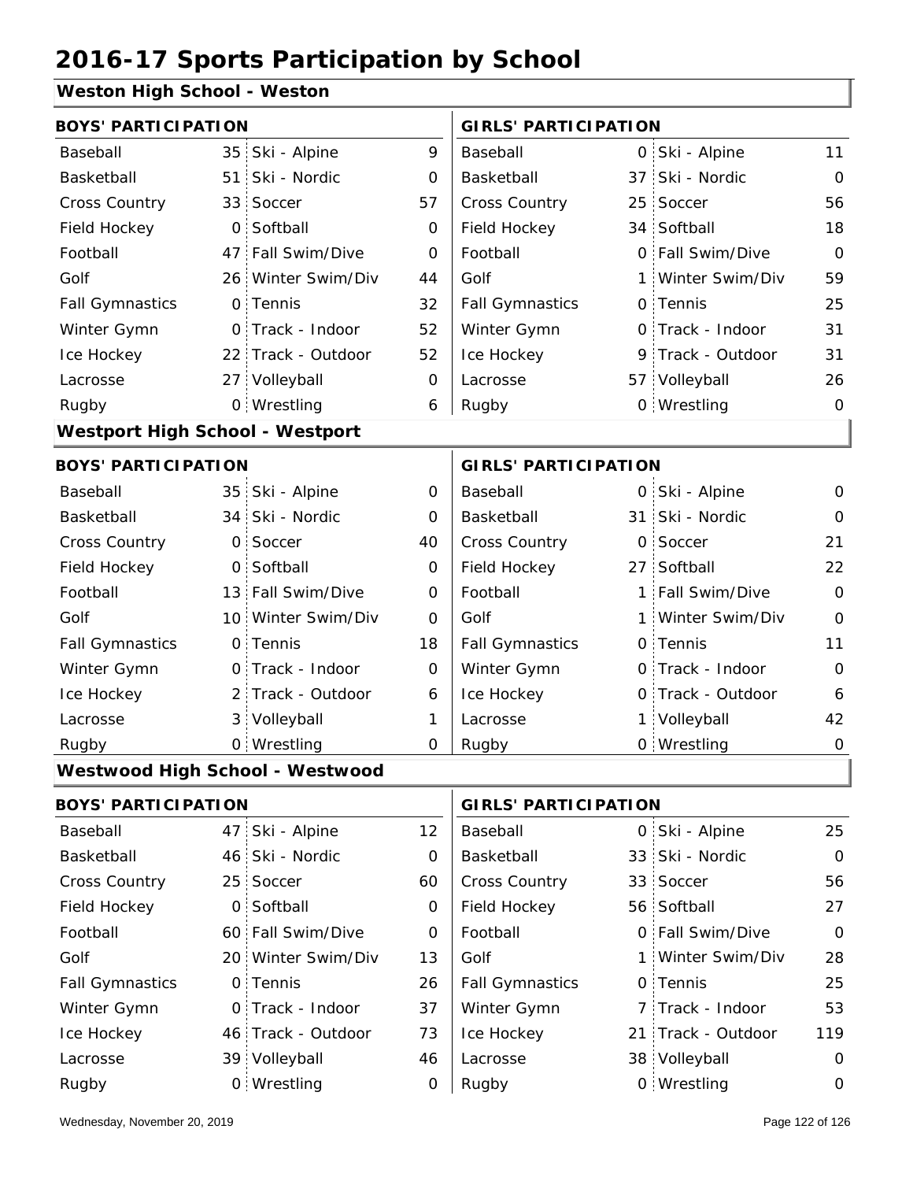# 2016-17 Sports Participation by School

## Weston High School - Weston

| BOYS' PARTICIPATION | | | | GIRLS' PARTICIPATION | | | |
|---|---|---|---|---|---|---|---|
| Baseball | 35 | Ski - Alpine | 9 | Baseball | 0 | Ski - Alpine | 11 |
| Basketball | 51 | Ski - Nordic | 0 | Basketball | 37 | Ski - Nordic | 0 |
| Cross Country | 33 | Soccer | 57 | Cross Country | 25 | Soccer | 56 |
| Field Hockey | 0 | Softball | 0 | Field Hockey | 34 | Softball | 18 |
| Football | 47 | Fall Swim/Dive | 0 | Football | 0 | Fall Swim/Dive | 0 |
| Golf | 26 | Winter Swim/Div | 44 | Golf | 1 | Winter Swim/Div | 59 |
| Fall Gymnastics | 0 | Tennis | 32 | Fall Gymnastics | 0 | Tennis | 25 |
| Winter Gymn | 0 | Track - Indoor | 52 | Winter Gymn | 0 | Track - Indoor | 31 |
| Ice Hockey | 22 | Track - Outdoor | 52 | Ice Hockey | 9 | Track - Outdoor | 31 |
| Lacrosse | 27 | Volleyball | 0 | Lacrosse | 57 | Volleyball | 26 |
| Rugby | 0 | Wrestling | 6 | Rugby | 0 | Wrestling | 0 |

## Westport High School - Westport

| BOYS' PARTICIPATION | | | | GIRLS' PARTICIPATION | | | |
|---|---|---|---|---|---|---|---|
| Baseball | 35 | Ski - Alpine | 0 | Baseball | 0 | Ski - Alpine | 0 |
| Basketball | 34 | Ski - Nordic | 0 | Basketball | 31 | Ski - Nordic | 0 |
| Cross Country | 0 | Soccer | 40 | Cross Country | 0 | Soccer | 21 |
| Field Hockey | 0 | Softball | 0 | Field Hockey | 27 | Softball | 22 |
| Football | 13 | Fall Swim/Dive | 0 | Football | 1 | Fall Swim/Dive | 0 |
| Golf | 10 | Winter Swim/Div | 0 | Golf | 1 | Winter Swim/Div | 0 |
| Fall Gymnastics | 0 | Tennis | 18 | Fall Gymnastics | 0 | Tennis | 11 |
| Winter Gymn | 0 | Track - Indoor | 0 | Winter Gymn | 0 | Track - Indoor | 0 |
| Ice Hockey | 2 | Track - Outdoor | 6 | Ice Hockey | 0 | Track - Outdoor | 6 |
| Lacrosse | 3 | Volleyball | 1 | Lacrosse | 1 | Volleyball | 42 |
| Rugby | 0 | Wrestling | 0 | Rugby | 0 | Wrestling | 0 |

## Westwood High School - Westwood

| BOYS' PARTICIPATION | | | | GIRLS' PARTICIPATION | | | |
|---|---|---|---|---|---|---|---|
| Baseball | 47 | Ski - Alpine | 12 | Baseball | 0 | Ski - Alpine | 25 |
| Basketball | 46 | Ski - Nordic | 0 | Basketball | 33 | Ski - Nordic | 0 |
| Cross Country | 25 | Soccer | 60 | Cross Country | 33 | Soccer | 56 |
| Field Hockey | 0 | Softball | 0 | Field Hockey | 56 | Softball | 27 |
| Football | 60 | Fall Swim/Dive | 0 | Football | 0 | Fall Swim/Dive | 0 |
| Golf | 20 | Winter Swim/Div | 13 | Golf | 1 | Winter Swim/Div | 28 |
| Fall Gymnastics | 0 | Tennis | 26 | Fall Gymnastics | 0 | Tennis | 25 |
| Winter Gymn | 0 | Track - Indoor | 37 | Winter Gymn | 7 | Track - Indoor | 53 |
| Ice Hockey | 46 | Track - Outdoor | 73 | Ice Hockey | 21 | Track - Outdoor | 119 |
| Lacrosse | 39 | Volleyball | 46 | Lacrosse | 38 | Volleyball | 0 |
| Rugby | 0 | Wrestling | 0 | Rugby | 0 | Wrestling | 0 |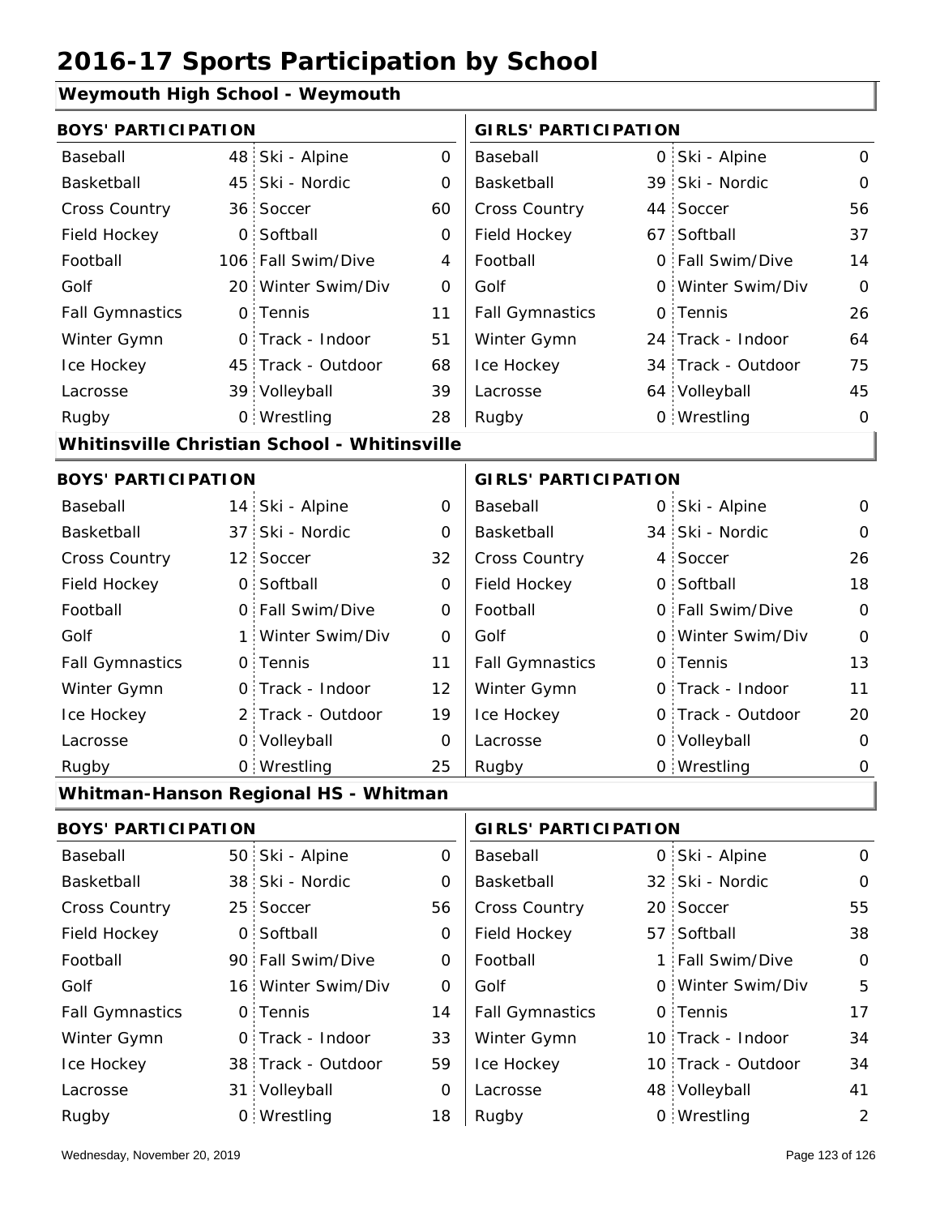# 2016-17 Sports Participation by School

## Weymouth High School - Weymouth

| BOYS' PARTICIPATION | | | | GIRLS' PARTICIPATION | | | |
|---|---|---|---|---|---|---|---|
| Baseball | 48 | Ski - Alpine | 0 | Baseball | 0 | Ski - Alpine | 0 |
| Basketball | 45 | Ski - Nordic | 0 | Basketball | 39 | Ski - Nordic | 0 |
| Cross Country | 36 | Soccer | 60 | Cross Country | 44 | Soccer | 56 |
| Field Hockey | 0 | Softball | 0 | Field Hockey | 67 | Softball | 37 |
| Football | 106 | Fall Swim/Dive | 4 | Football | 0 | Fall Swim/Dive | 14 |
| Golf | 20 | Winter Swim/Div | 0 | Golf | 0 | Winter Swim/Div | 0 |
| Fall Gymnastics | 0 | Tennis | 11 | Fall Gymnastics | 0 | Tennis | 26 |
| Winter Gymn | 0 | Track - Indoor | 51 | Winter Gymn | 24 | Track - Indoor | 64 |
| Ice Hockey | 45 | Track - Outdoor | 68 | Ice Hockey | 34 | Track - Outdoor | 75 |
| Lacrosse | 39 | Volleyball | 39 | Lacrosse | 64 | Volleyball | 45 |
| Rugby | 0 | Wrestling | 28 | Rugby | 0 | Wrestling | 0 |

## Whitinsville Christian School - Whitinsville

| BOYS' PARTICIPATION | | | | GIRLS' PARTICIPATION | | | |
|---|---|---|---|---|---|---|---|
| Baseball | 14 | Ski - Alpine | 0 | Baseball | 0 | Ski - Alpine | 0 |
| Basketball | 37 | Ski - Nordic | 0 | Basketball | 34 | Ski - Nordic | 0 |
| Cross Country | 12 | Soccer | 32 | Cross Country | 4 | Soccer | 26 |
| Field Hockey | 0 | Softball | 0 | Field Hockey | 0 | Softball | 18 |
| Football | 0 | Fall Swim/Dive | 0 | Football | 0 | Fall Swim/Dive | 0 |
| Golf | 1 | Winter Swim/Div | 0 | Golf | 0 | Winter Swim/Div | 0 |
| Fall Gymnastics | 0 | Tennis | 11 | Fall Gymnastics | 0 | Tennis | 13 |
| Winter Gymn | 0 | Track - Indoor | 12 | Winter Gymn | 0 | Track - Indoor | 11 |
| Ice Hockey | 2 | Track - Outdoor | 19 | Ice Hockey | 0 | Track - Outdoor | 20 |
| Lacrosse | 0 | Volleyball | 0 | Lacrosse | 0 | Volleyball | 0 |
| Rugby | 0 | Wrestling | 25 | Rugby | 0 | Wrestling | 0 |

## Whitman-Hanson Regional HS - Whitman

| BOYS' PARTICIPATION | | | | GIRLS' PARTICIPATION | | | |
|---|---|---|---|---|---|---|---|
| Baseball | 50 | Ski - Alpine | 0 | Baseball | 0 | Ski - Alpine | 0 |
| Basketball | 38 | Ski - Nordic | 0 | Basketball | 32 | Ski - Nordic | 0 |
| Cross Country | 25 | Soccer | 56 | Cross Country | 20 | Soccer | 55 |
| Field Hockey | 0 | Softball | 0 | Field Hockey | 57 | Softball | 38 |
| Football | 90 | Fall Swim/Dive | 0 | Football | 1 | Fall Swim/Dive | 0 |
| Golf | 16 | Winter Swim/Div | 0 | Golf | 0 | Winter Swim/Div | 5 |
| Fall Gymnastics | 0 | Tennis | 14 | Fall Gymnastics | 0 | Tennis | 17 |
| Winter Gymn | 0 | Track - Indoor | 33 | Winter Gymn | 10 | Track - Indoor | 34 |
| Ice Hockey | 38 | Track - Outdoor | 59 | Ice Hockey | 10 | Track - Outdoor | 34 |
| Lacrosse | 31 | Volleyball | 0 | Lacrosse | 48 | Volleyball | 41 |
| Rugby | 0 | Wrestling | 18 | Rugby | 0 | Wrestling | 2 |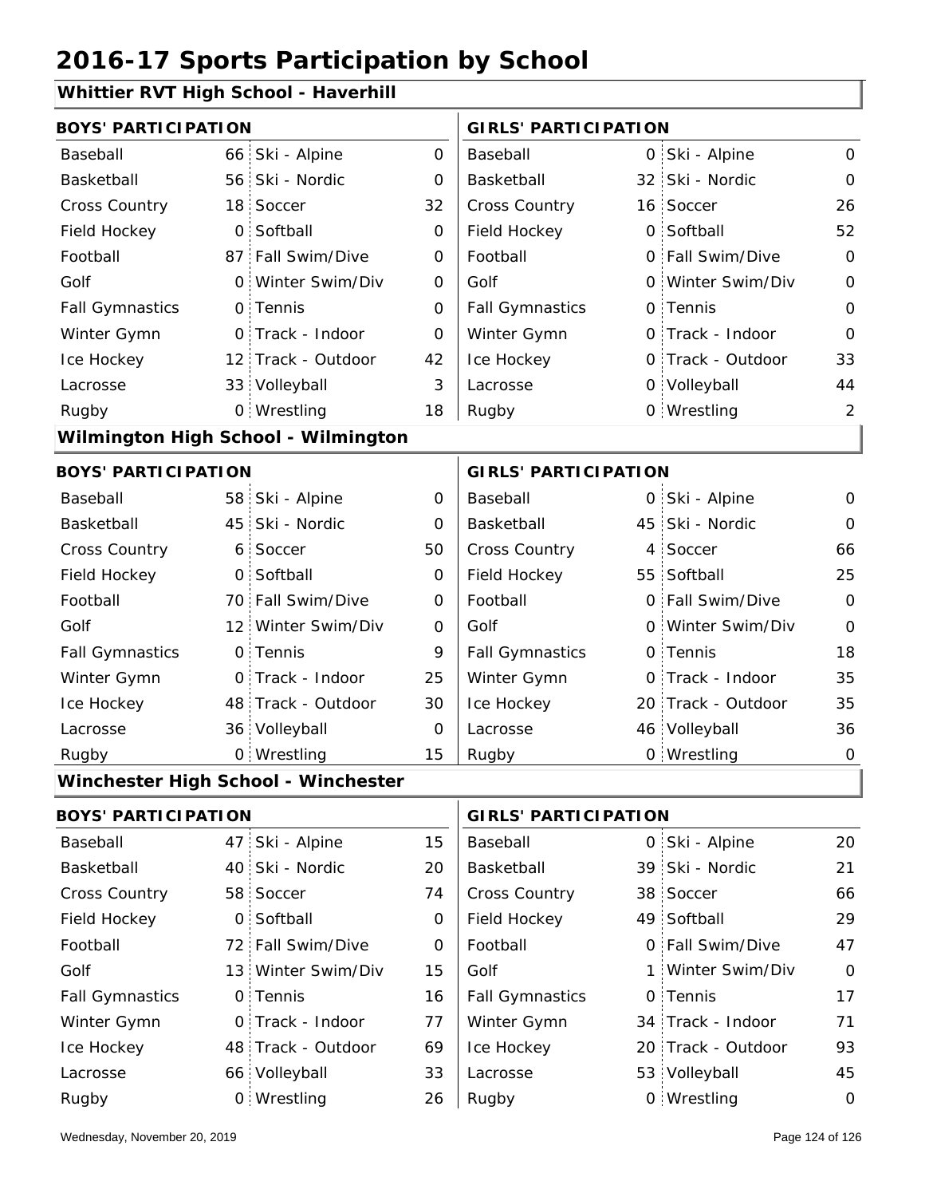# 2016-17 Sports Participation by School

## Whittier RVT High School - Haverhill

| BOYS' PARTICIPATION | | | | GIRLS' PARTICIPATION | | | |
|---|---|---|---|---|---|---|---|
| Baseball | 66 | Ski - Alpine | 0 | Baseball | 0 | Ski - Alpine | 0 |
| Basketball | 56 | Ski - Nordic | 0 | Basketball | 32 | Ski - Nordic | 0 |
| Cross Country | 18 | Soccer | 32 | Cross Country | 16 | Soccer | 26 |
| Field Hockey | 0 | Softball | 0 | Field Hockey | 0 | Softball | 52 |
| Football | 87 | Fall Swim/Dive | 0 | Football | 0 | Fall Swim/Dive | 0 |
| Golf | 0 | Winter Swim/Div | 0 | Golf | 0 | Winter Swim/Div | 0 |
| Fall Gymnastics | 0 | Tennis | 0 | Fall Gymnastics | 0 | Tennis | 0 |
| Winter Gymn | 0 | Track - Indoor | 0 | Winter Gymn | 0 | Track - Indoor | 0 |
| Ice Hockey | 12 | Track - Outdoor | 42 | Ice Hockey | 0 | Track - Outdoor | 33 |
| Lacrosse | 33 | Volleyball | 3 | Lacrosse | 0 | Volleyball | 44 |
| Rugby | 0 | Wrestling | 18 | Rugby | 0 | Wrestling | 2 |

## Wilmington High School - Wilmington

| BOYS' PARTICIPATION | | | | GIRLS' PARTICIPATION | | | |
|---|---|---|---|---|---|---|---|
| Baseball | 58 | Ski - Alpine | 0 | Baseball | 0 | Ski - Alpine | 0 |
| Basketball | 45 | Ski - Nordic | 0 | Basketball | 45 | Ski - Nordic | 0 |
| Cross Country | 6 | Soccer | 50 | Cross Country | 4 | Soccer | 66 |
| Field Hockey | 0 | Softball | 0 | Field Hockey | 55 | Softball | 25 |
| Football | 70 | Fall Swim/Dive | 0 | Football | 0 | Fall Swim/Dive | 0 |
| Golf | 12 | Winter Swim/Div | 0 | Golf | 0 | Winter Swim/Div | 0 |
| Fall Gymnastics | 0 | Tennis | 9 | Fall Gymnastics | 0 | Tennis | 18 |
| Winter Gymn | 0 | Track - Indoor | 25 | Winter Gymn | 0 | Track - Indoor | 35 |
| Ice Hockey | 48 | Track - Outdoor | 30 | Ice Hockey | 20 | Track - Outdoor | 35 |
| Lacrosse | 36 | Volleyball | 0 | Lacrosse | 46 | Volleyball | 36 |
| Rugby | 0 | Wrestling | 15 | Rugby | 0 | Wrestling | 0 |

## Winchester High School - Winchester

| BOYS' PARTICIPATION | | | | GIRLS' PARTICIPATION | | | |
|---|---|---|---|---|---|---|---|
| Baseball | 47 | Ski - Alpine | 15 | Baseball | 0 | Ski - Alpine | 20 |
| Basketball | 40 | Ski - Nordic | 20 | Basketball | 39 | Ski - Nordic | 21 |
| Cross Country | 58 | Soccer | 74 | Cross Country | 38 | Soccer | 66 |
| Field Hockey | 0 | Softball | 0 | Field Hockey | 49 | Softball | 29 |
| Football | 72 | Fall Swim/Dive | 0 | Football | 0 | Fall Swim/Dive | 47 |
| Golf | 13 | Winter Swim/Div | 15 | Golf | 1 | Winter Swim/Div | 0 |
| Fall Gymnastics | 0 | Tennis | 16 | Fall Gymnastics | 0 | Tennis | 17 |
| Winter Gymn | 0 | Track - Indoor | 77 | Winter Gymn | 34 | Track - Indoor | 71 |
| Ice Hockey | 48 | Track - Outdoor | 69 | Ice Hockey | 20 | Track - Outdoor | 93 |
| Lacrosse | 66 | Volleyball | 33 | Lacrosse | 53 | Volleyball | 45 |
| Rugby | 0 | Wrestling | 26 | Rugby | 0 | Wrestling | 0 |

Wednesday, November 20, 2019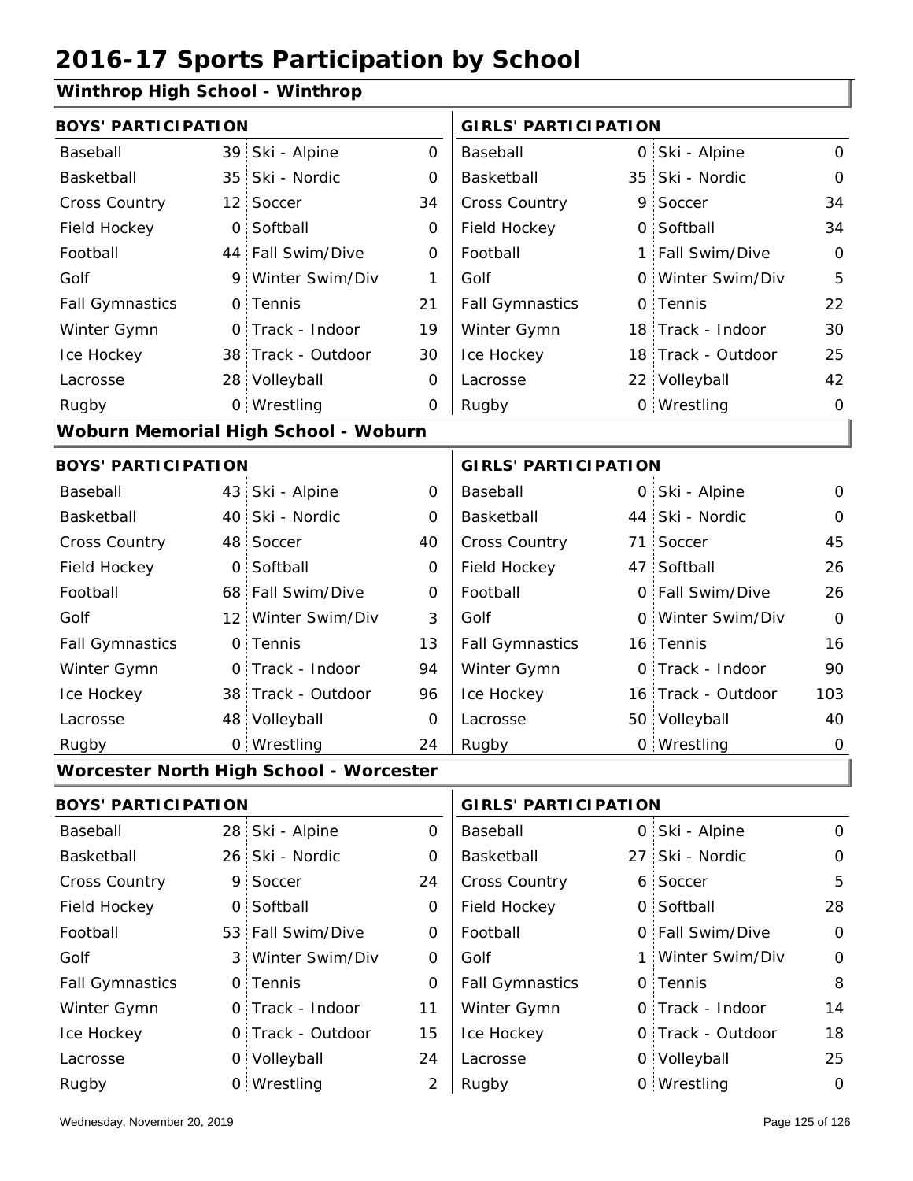# 2016-17 Sports Participation by School

## Winthrop High School - Winthrop

| BOYS' PARTICIPATION | | | | GIRLS' PARTICIPATION | | | |
|---|---|---|---|---|---|---|---|
| Baseball | 39 | Ski - Alpine | 0 | Baseball | 0 | Ski - Alpine | 0 |
| Basketball | 35 | Ski - Nordic | 0 | Basketball | 35 | Ski - Nordic | 0 |
| Cross Country | 12 | Soccer | 34 | Cross Country | 9 | Soccer | 34 |
| Field Hockey | 0 | Softball | 0 | Field Hockey | 0 | Softball | 34 |
| Football | 44 | Fall Swim/Dive | 0 | Football | 1 | Fall Swim/Dive | 0 |
| Golf | 9 | Winter Swim/Div | 1 | Golf | 0 | Winter Swim/Div | 5 |
| Fall Gymnastics | 0 | Tennis | 21 | Fall Gymnastics | 0 | Tennis | 22 |
| Winter Gymn | 0 | Track - Indoor | 19 | Winter Gymn | 18 | Track - Indoor | 30 |
| Ice Hockey | 38 | Track - Outdoor | 30 | Ice Hockey | 18 | Track - Outdoor | 25 |
| Lacrosse | 28 | Volleyball | 0 | Lacrosse | 22 | Volleyball | 42 |
| Rugby | 0 | Wrestling | 0 | Rugby | 0 | Wrestling | 0 |

## Woburn Memorial High School - Woburn

| BOYS' PARTICIPATION | | | | GIRLS' PARTICIPATION | | | |
|---|---|---|---|---|---|---|---|
| Baseball | 43 | Ski - Alpine | 0 | Baseball | 0 | Ski - Alpine | 0 |
| Basketball | 40 | Ski - Nordic | 0 | Basketball | 44 | Ski - Nordic | 0 |
| Cross Country | 48 | Soccer | 40 | Cross Country | 71 | Soccer | 45 |
| Field Hockey | 0 | Softball | 0 | Field Hockey | 47 | Softball | 26 |
| Football | 68 | Fall Swim/Dive | 0 | Football | 0 | Fall Swim/Dive | 26 |
| Golf | 12 | Winter Swim/Div | 3 | Golf | 0 | Winter Swim/Div | 0 |
| Fall Gymnastics | 0 | Tennis | 13 | Fall Gymnastics | 16 | Tennis | 16 |
| Winter Gymn | 0 | Track - Indoor | 94 | Winter Gymn | 0 | Track - Indoor | 90 |
| Ice Hockey | 38 | Track - Outdoor | 96 | Ice Hockey | 16 | Track - Outdoor | 103 |
| Lacrosse | 48 | Volleyball | 0 | Lacrosse | 50 | Volleyball | 40 |
| Rugby | 0 | Wrestling | 24 | Rugby | 0 | Wrestling | 0 |

## Worcester North High School - Worcester

| BOYS' PARTICIPATION | | | | GIRLS' PARTICIPATION | | | |
|---|---|---|---|---|---|---|---|
| Baseball | 28 | Ski - Alpine | 0 | Baseball | 0 | Ski - Alpine | 0 |
| Basketball | 26 | Ski - Nordic | 0 | Basketball | 27 | Ski - Nordic | 0 |
| Cross Country | 9 | Soccer | 24 | Cross Country | 6 | Soccer | 5 |
| Field Hockey | 0 | Softball | 0 | Field Hockey | 0 | Softball | 28 |
| Football | 53 | Fall Swim/Dive | 0 | Football | 0 | Fall Swim/Dive | 0 |
| Golf | 3 | Winter Swim/Div | 0 | Golf | 1 | Winter Swim/Div | 0 |
| Fall Gymnastics | 0 | Tennis | 0 | Fall Gymnastics | 0 | Tennis | 8 |
| Winter Gymn | 0 | Track - Indoor | 11 | Winter Gymn | 0 | Track - Indoor | 14 |
| Ice Hockey | 0 | Track - Outdoor | 15 | Ice Hockey | 0 | Track - Outdoor | 18 |
| Lacrosse | 0 | Volleyball | 24 | Lacrosse | 0 | Volleyball | 25 |
| Rugby | 0 | Wrestling | 2 | Rugby | 0 | Wrestling | 0 |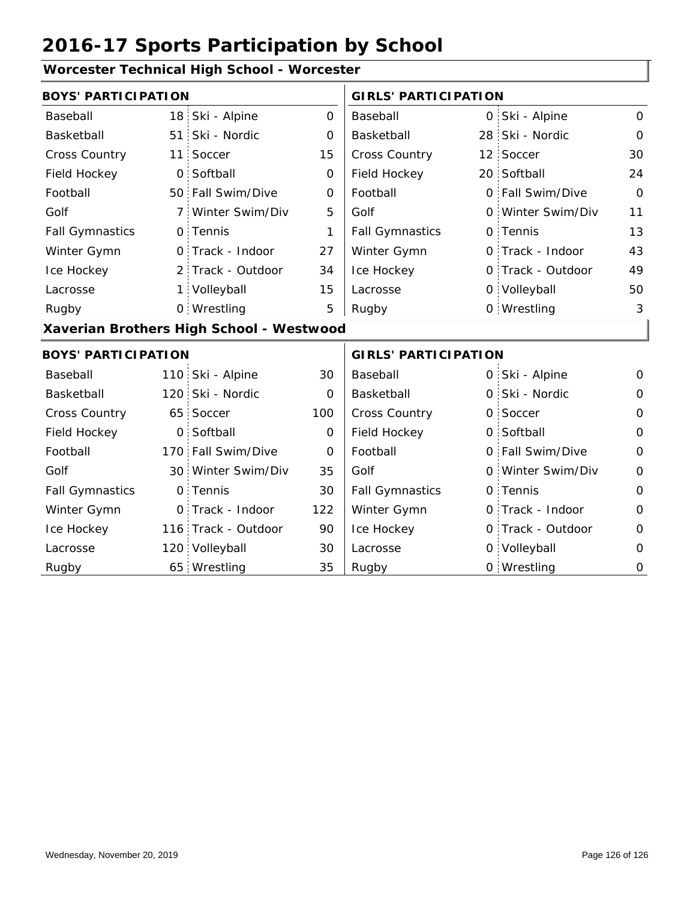# 2016-17 Sports Participation by School

## Worcester Technical High School - Worcester

| BOYS' PARTICIPATION | | | | GIRLS' PARTICIPATION | | | |
|---|---|---|---|---|---|---|---|
| Baseball | 18 | Ski - Alpine | 0 | Baseball | 0 | Ski - Alpine | 0 |
| Basketball | 51 | Ski - Nordic | 0 | Basketball | 28 | Ski - Nordic | 0 |
| Cross Country | 11 | Soccer | 15 | Cross Country | 12 | Soccer | 30 |
| Field Hockey | 0 | Softball | 0 | Field Hockey | 20 | Softball | 24 |
| Football | 50 | Fall Swim/Dive | 0 | Football | 0 | Fall Swim/Dive | 0 |
| Golf | 7 | Winter Swim/Div | 5 | Golf | 0 | Winter Swim/Div | 11 |
| Fall Gymnastics | 0 | Tennis | 1 | Fall Gymnastics | 0 | Tennis | 13 |
| Winter Gymn | 0 | Track - Indoor | 27 | Winter Gymn | 0 | Track - Indoor | 43 |
| Ice Hockey | 2 | Track - Outdoor | 34 | Ice Hockey | 0 | Track - Outdoor | 49 |
| Lacrosse | 1 | Volleyball | 15 | Lacrosse | 0 | Volleyball | 50 |
| Rugby | 0 | Wrestling | 5 | Rugby | 0 | Wrestling | 3 |

## Xaverian Brothers High School - Westwood

| BOYS' PARTICIPATION | | | | GIRLS' PARTICIPATION | | | |
|---|---|---|---|---|---|---|---|
| Baseball | 110 | Ski - Alpine | 30 | Baseball | 0 | Ski - Alpine | 0 |
| Basketball | 120 | Ski - Nordic | 0 | Basketball | 0 | Ski - Nordic | 0 |
| Cross Country | 65 | Soccer | 100 | Cross Country | 0 | Soccer | 0 |
| Field Hockey | 0 | Softball | 0 | Field Hockey | 0 | Softball | 0 |
| Football | 170 | Fall Swim/Dive | 0 | Football | 0 | Fall Swim/Dive | 0 |
| Golf | 30 | Winter Swim/Div | 35 | Golf | 0 | Winter Swim/Div | 0 |
| Fall Gymnastics | 0 | Tennis | 30 | Fall Gymnastics | 0 | Tennis | 0 |
| Winter Gymn | 0 | Track - Indoor | 122 | Winter Gymn | 0 | Track - Indoor | 0 |
| Ice Hockey | 116 | Track - Outdoor | 90 | Ice Hockey | 0 | Track - Outdoor | 0 |
| Lacrosse | 120 | Volleyball | 30 | Lacrosse | 0 | Volleyball | 0 |
| Rugby | 65 | Wrestling | 35 | Rugby | 0 | Wrestling | 0 |